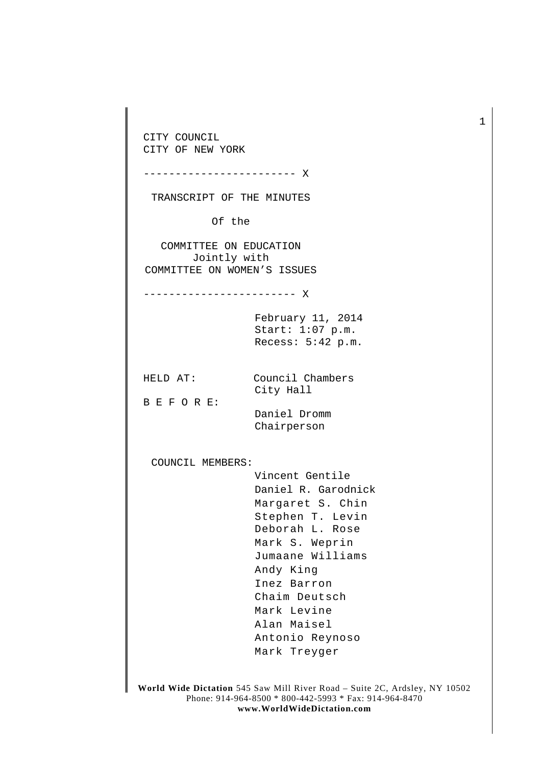CITY COUNCIL
CITY OF NEW YORK

------------------------ X

TRANSCRIPT OF THE MINUTES

Of the

COMMITTEE ON EDUCATION
Jointly with
COMMITTEE ON WOMEN'S ISSUES

------------------------ X

February 11, 2014
Start: 1:07 p.m.
Recess: 5:42 p.m.

HELD AT: Council Chambers
City Hall

B E F O R E:
Daniel Dromm
Chairperson

COUNCIL MEMBERS:
Vincent Gentile
Daniel R. Garodnick
Margaret S. Chin
Stephen T. Levin
Deborah L. Rose
Mark S. Weprin
Jumaane Williams
Andy King
Inez Barron
Chaim Deutsch
Mark Levine
Alan Maisel
Antonio Reynoso
Mark Treyger

**World Wide Dictation** 545 Saw Mill River Road – Suite 2C, Ardsley, NY 10502
Phone: 914-964-8500 * 800-442-5993 * Fax: 914-964-8470
**www.WorldWideDictation.com**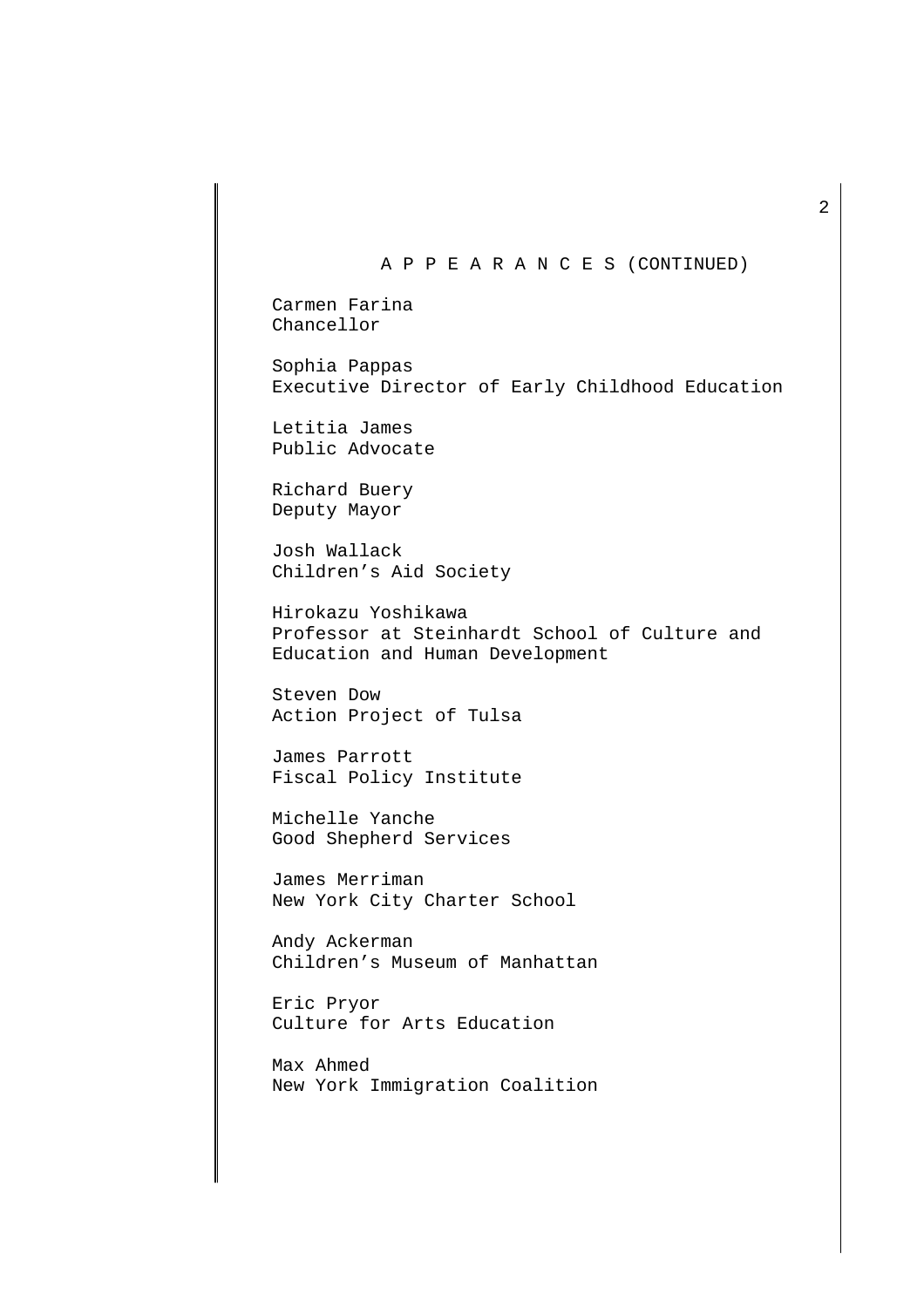A P P E A R A N C E S (CONTINUED)

Carmen Farina
Chancellor

Sophia Pappas
Executive Director of Early Childhood Education

Letitia James
Public Advocate

Richard Buery
Deputy Mayor

Josh Wallack
Children's Aid Society

Hirokazu Yoshikawa
Professor at Steinhardt School of Culture and Education and Human Development

Steven Dow
Action Project of Tulsa

James Parrott
Fiscal Policy Institute

Michelle Yanche
Good Shepherd Services

James Merriman
New York City Charter School

Andy Ackerman
Children's Museum of Manhattan

Eric Pryor
Culture for Arts Education

Max Ahmed
New York Immigration Coalition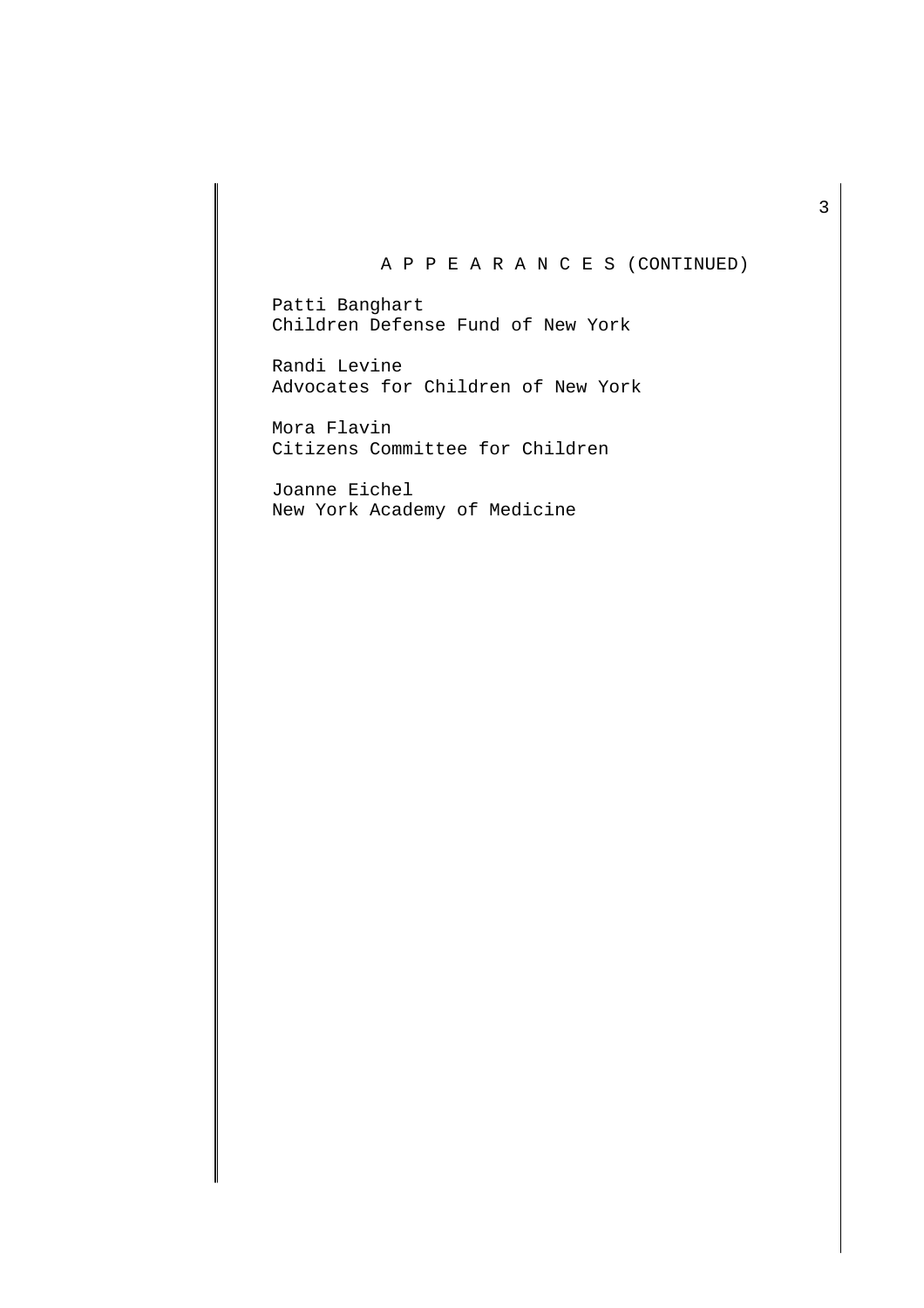## A P P E A R A N C E S (CONTINUED)

Patti Banghart
Children Defense Fund of New York

Randi Levine
Advocates for Children of New York

Mora Flavin
Citizens Committee for Children

Joanne Eichel
New York Academy of Medicine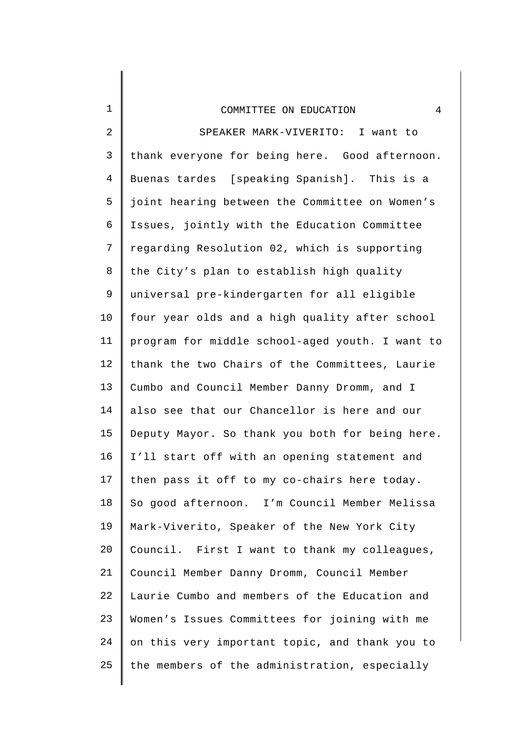SPEAKER MARK-VIVERITO: I want to thank everyone for being here. Good afternoon. Buenas tardes [speaking Spanish]. This is a joint hearing between the Committee on Women's Issues, jointly with the Education Committee regarding Resolution 02, which is supporting the City's plan to establish high quality universal pre-kindergarten for all eligible four year olds and a high quality after school program for middle school-aged youth. I want to thank the two Chairs of the Committees, Laurie Cumbo and Council Member Danny Dromm, and I also see that our Chancellor is here and our Deputy Mayor. So thank you both for being here. I'll start off with an opening statement and then pass it off to my co-chairs here today. So good afternoon. I'm Council Member Melissa Mark-Viverito, Speaker of the New York City Council. First I want to thank my colleagues, Council Member Danny Dromm, Council Member Laurie Cumbo and members of the Education and Women's Issues Committees for joining with me on this very important topic, and thank you to the members of the administration, especially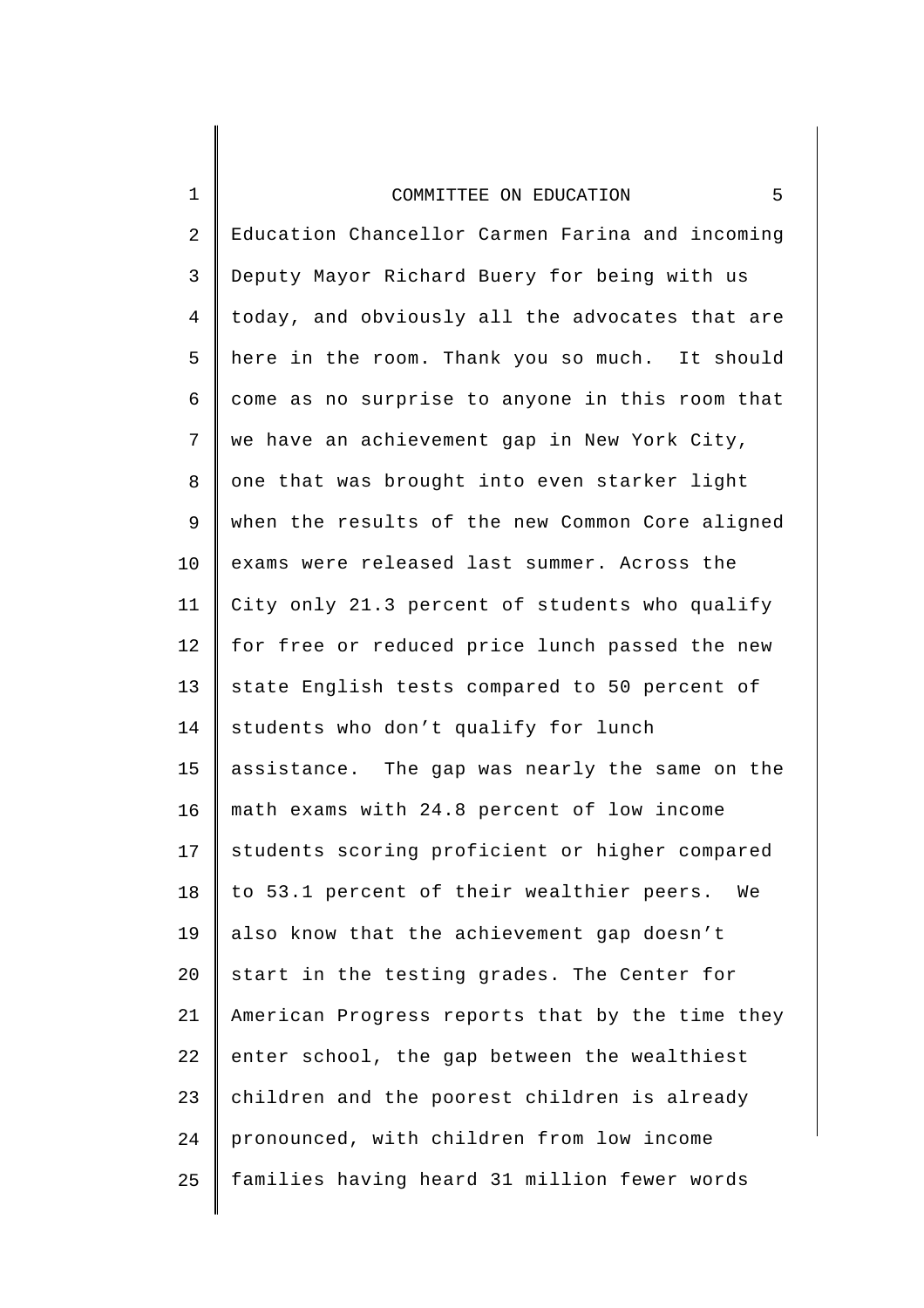Education Chancellor Carmen Farina and incoming Deputy Mayor Richard Buery for being with us today, and obviously all the advocates that are here in the room. Thank you so much. It should come as no surprise to anyone in this room that we have an achievement gap in New York City, one that was brought into even starker light when the results of the new Common Core aligned exams were released last summer. Across the City only 21.3 percent of students who qualify for free or reduced price lunch passed the new state English tests compared to 50 percent of students who don't qualify for lunch assistance. The gap was nearly the same on the math exams with 24.8 percent of low income students scoring proficient or higher compared to 53.1 percent of their wealthier peers. We also know that the achievement gap doesn't start in the testing grades. The Center for American Progress reports that by the time they enter school, the gap between the wealthiest children and the poorest children is already pronounced, with children from low income families having heard 31 million fewer words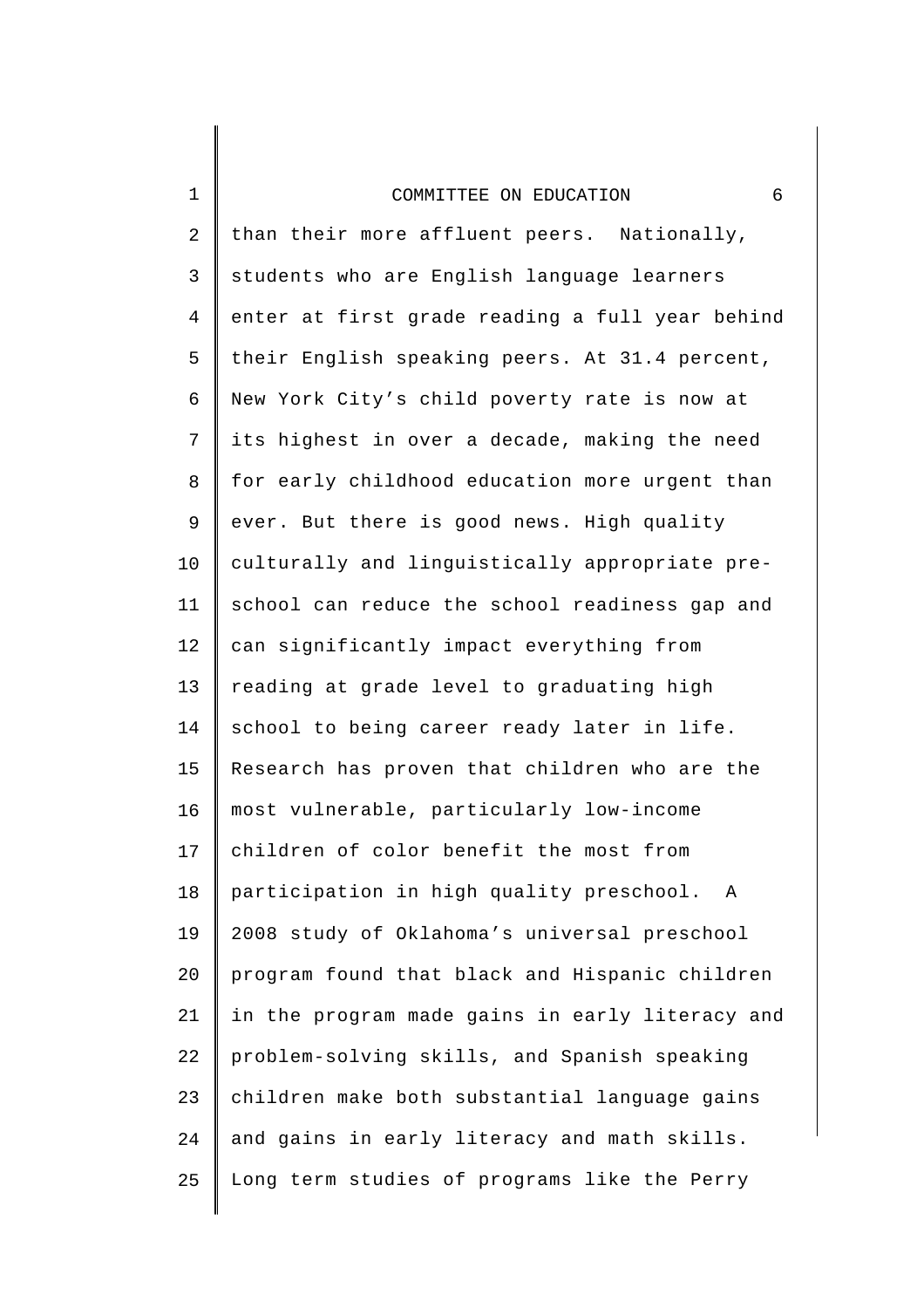than their more affluent peers. Nationally, students who are English language learners enter at first grade reading a full year behind their English speaking peers. At 31.4 percent, New York City's child poverty rate is now at its highest in over a decade, making the need for early childhood education more urgent than ever. But there is good news. High quality culturally and linguistically appropriate pre-school can reduce the school readiness gap and can significantly impact everything from reading at grade level to graduating high school to being career ready later in life. Research has proven that children who are the most vulnerable, particularly low-income children of color benefit the most from participation in high quality preschool. A 2008 study of Oklahoma's universal preschool program found that black and Hispanic children in the program made gains in early literacy and problem-solving skills, and Spanish speaking children make both substantial language gains and gains in early literacy and math skills. Long term studies of programs like the Perry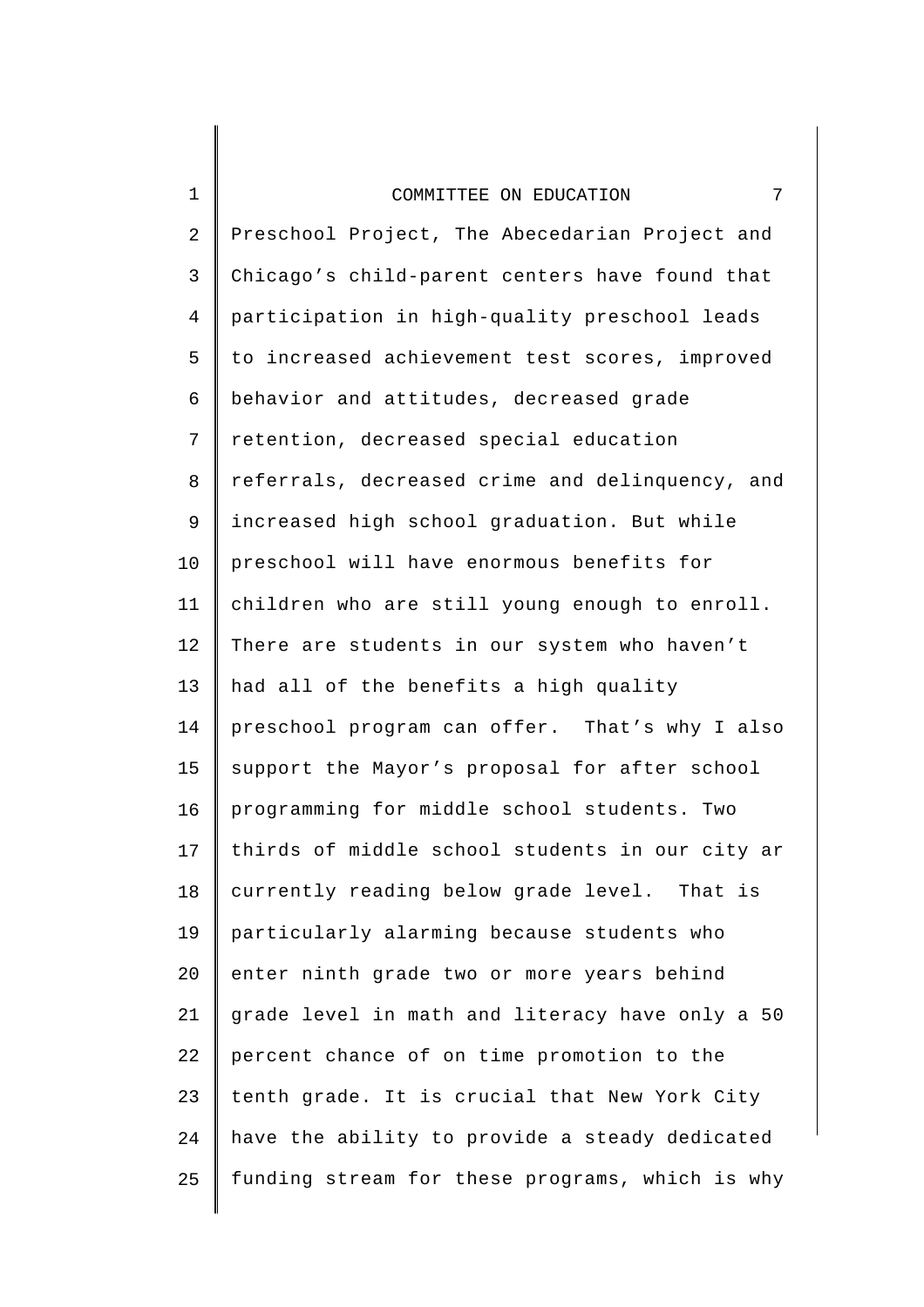Preschool Project, The Abecedarian Project and Chicago's child-parent centers have found that participation in high-quality preschool leads to increased achievement test scores, improved behavior and attitudes, decreased grade retention, decreased special education referrals, decreased crime and delinquency, and increased high school graduation. But while preschool will have enormous benefits for children who are still young enough to enroll. There are students in our system who haven't had all of the benefits a high quality preschool program can offer. That's why I also support the Mayor's proposal for after school programming for middle school students. Two thirds of middle school students in our city ar currently reading below grade level. That is particularly alarming because students who enter ninth grade two or more years behind grade level in math and literacy have only a 50 percent chance of on time promotion to the tenth grade. It is crucial that New York City have the ability to provide a steady dedicated funding stream for these programs, which is why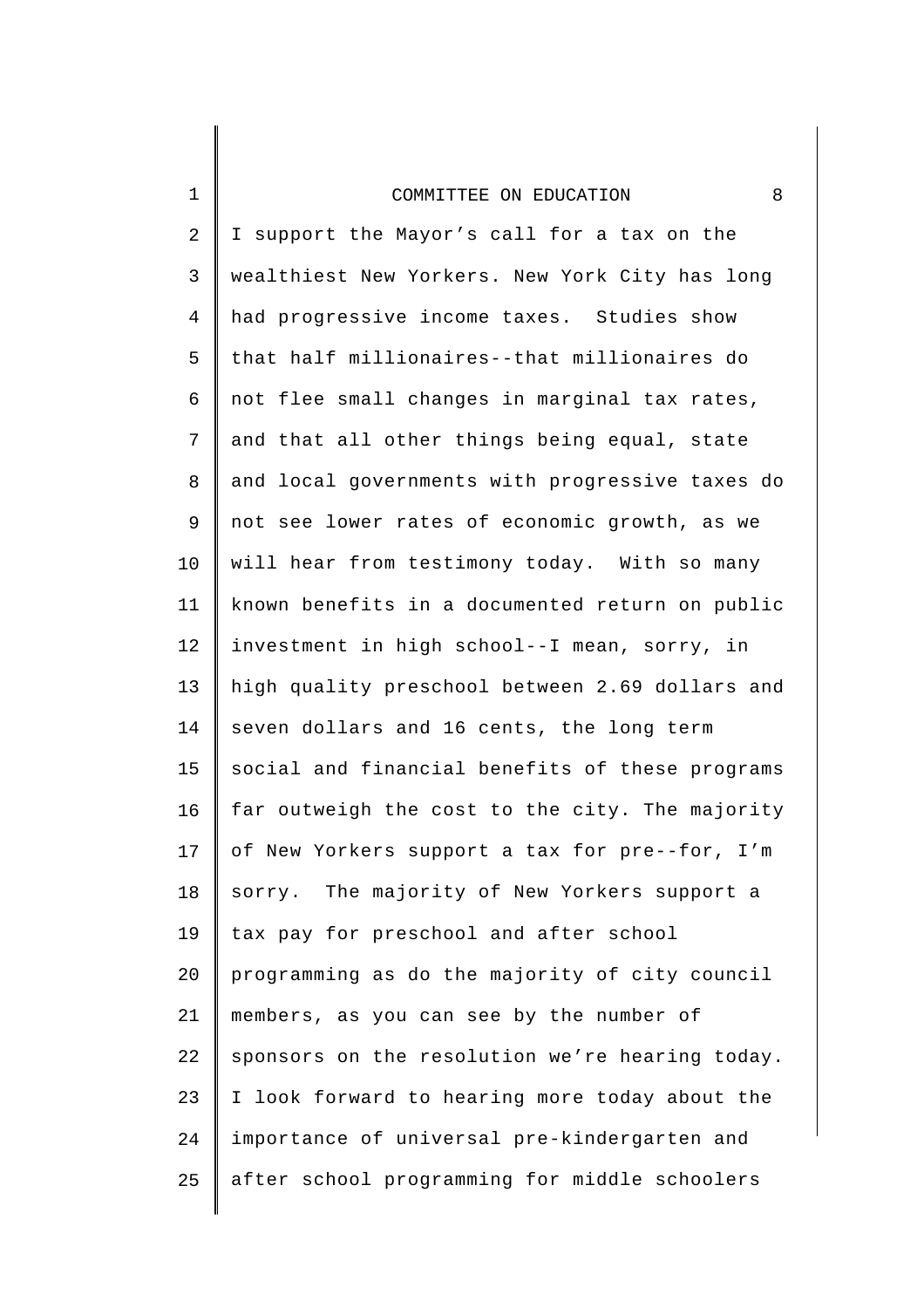I support the Mayor's call for a tax on the wealthiest New Yorkers. New York City has long had progressive income taxes. Studies show that half millionaires--that millionaires do not flee small changes in marginal tax rates, and that all other things being equal, state and local governments with progressive taxes do not see lower rates of economic growth, as we will hear from testimony today. With so many known benefits in a documented return on public investment in high school--I mean, sorry, in high quality preschool between 2.69 dollars and seven dollars and 16 cents, the long term social and financial benefits of these programs far outweigh the cost to the city. The majority of New Yorkers support a tax for pre--for, I'm sorry. The majority of New Yorkers support a tax pay for preschool and after school programming as do the majority of city council members, as you can see by the number of sponsors on the resolution we're hearing today. I look forward to hearing more today about the importance of universal pre-kindergarten and after school programming for middle schoolers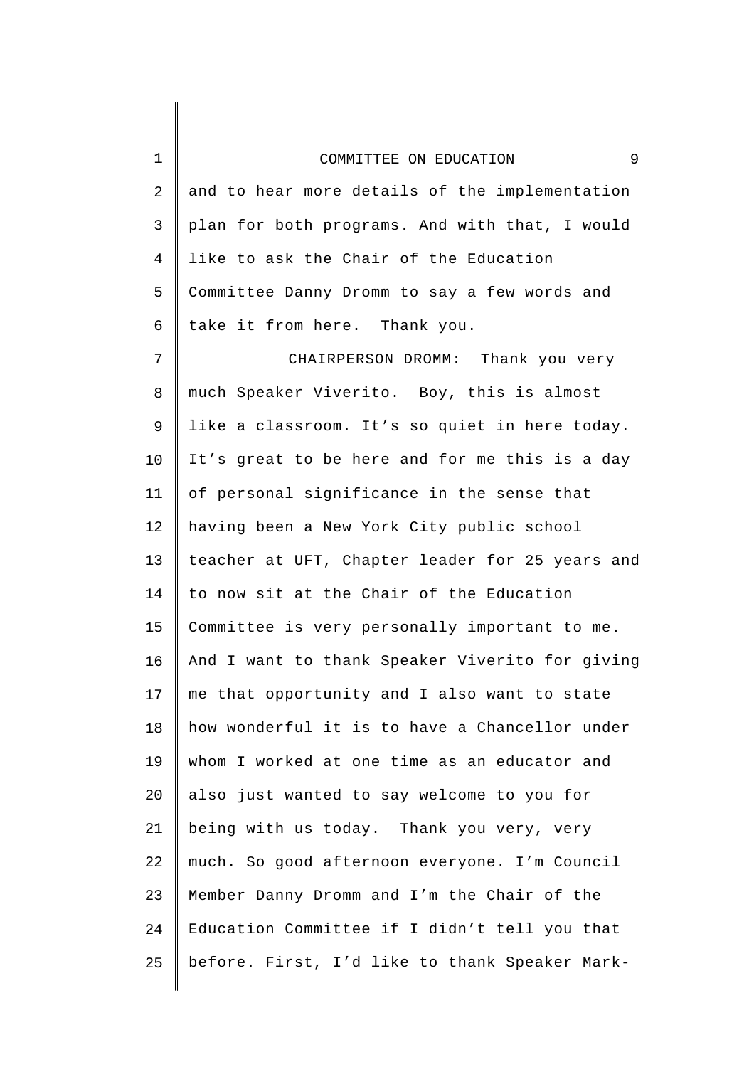and to hear more details of the implementation plan for both programs. And with that, I would like to ask the Chair of the Education Committee Danny Dromm to say a few words and take it from here. Thank you.

CHAIRPERSON DROMM: Thank you very much Speaker Viverito. Boy, this is almost like a classroom. It's so quiet in here today. It's great to be here and for me this is a day of personal significance in the sense that having been a New York City public school teacher at UFT, Chapter leader for 25 years and to now sit at the Chair of the Education Committee is very personally important to me. And I want to thank Speaker Viverito for giving me that opportunity and I also want to state how wonderful it is to have a Chancellor under whom I worked at one time as an educator and also just wanted to say welcome to you for being with us today. Thank you very, very much. So good afternoon everyone. I'm Council Member Danny Dromm and I'm the Chair of the Education Committee if I didn't tell you that before. First, I'd like to thank Speaker Mark-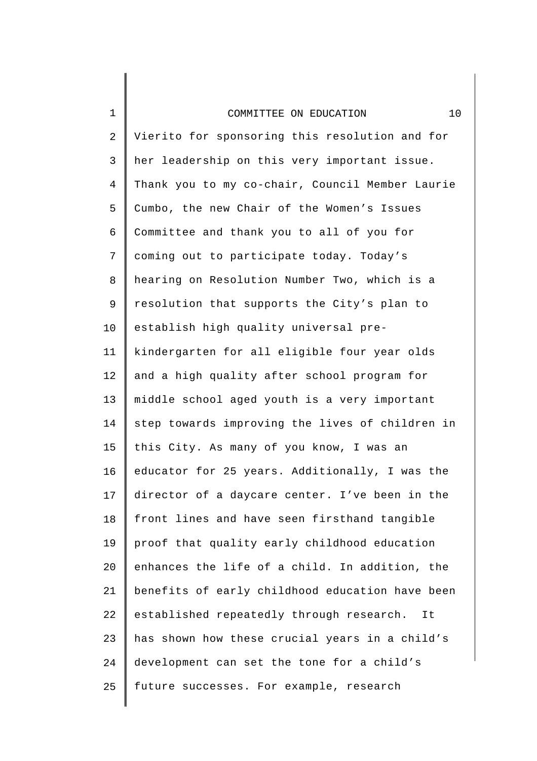Vierito for sponsoring this resolution and for her leadership on this very important issue. Thank you to my co-chair, Council Member Laurie Cumbo, the new Chair of the Women's Issues Committee and thank you to all of you for coming out to participate today. Today's hearing on Resolution Number Two, which is a resolution that supports the City's plan to establish high quality universal pre-kindergarten for all eligible four year olds and a high quality after school program for middle school aged youth is a very important step towards improving the lives of children in this City. As many of you know, I was an educator for 25 years. Additionally, I was the director of a daycare center. I've been in the front lines and have seen firsthand tangible proof that quality early childhood education enhances the life of a child. In addition, the benefits of early childhood education have been established repeatedly through research. It has shown how these crucial years in a child's development can set the tone for a child's future successes. For example, research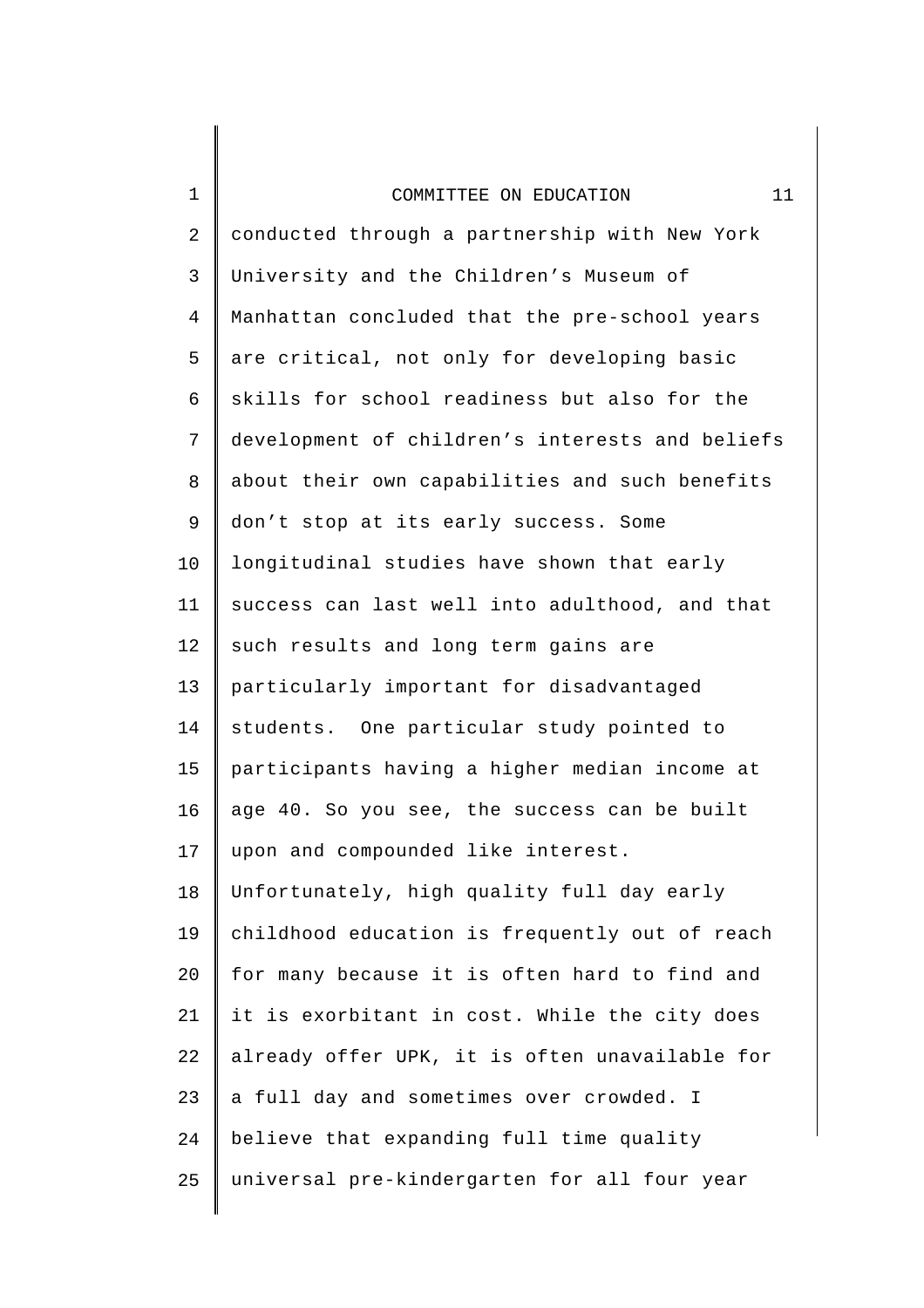conducted through a partnership with New York University and the Children's Museum of Manhattan concluded that the pre-school years are critical, not only for developing basic skills for school readiness but also for the development of children's interests and beliefs about their own capabilities and such benefits don't stop at its early success. Some longitudinal studies have shown that early success can last well into adulthood, and that such results and long term gains are particularly important for disadvantaged students. One particular study pointed to participants having a higher median income at age 40. So you see, the success can be built upon and compounded like interest. Unfortunately, high quality full day early childhood education is frequently out of reach for many because it is often hard to find and it is exorbitant in cost. While the city does already offer UPK, it is often unavailable for a full day and sometimes over crowded. I believe that expanding full time quality universal pre-kindergarten for all four year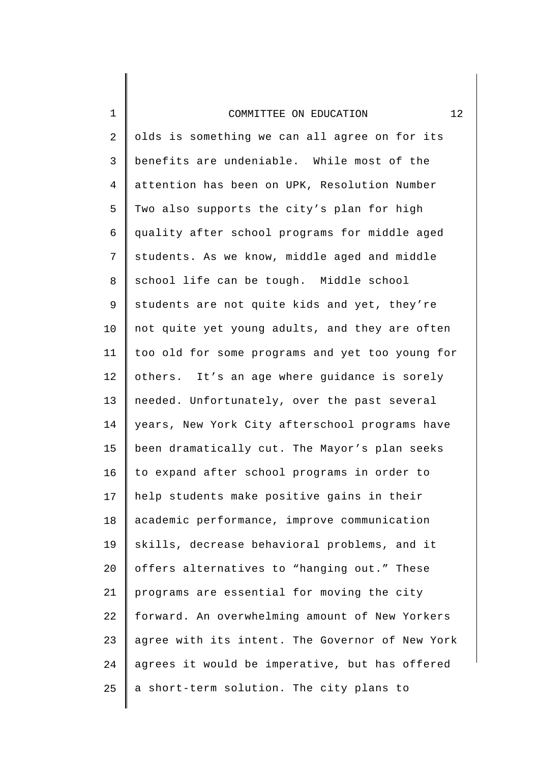olds is something we can all agree on for its benefits are undeniable. While most of the attention has been on UPK, Resolution Number Two also supports the city's plan for high quality after school programs for middle aged students. As we know, middle aged and middle school life can be tough. Middle school students are not quite kids and yet, they're not quite yet young adults, and they are often too old for some programs and yet too young for others. It's an age where guidance is sorely needed. Unfortunately, over the past several years, New York City afterschool programs have been dramatically cut. The Mayor's plan seeks to expand after school programs in order to help students make positive gains in their academic performance, improve communication skills, decrease behavioral problems, and it offers alternatives to "hanging out." These programs are essential for moving the city forward. An overwhelming amount of New Yorkers agree with its intent. The Governor of New York agrees it would be imperative, but has offered a short-term solution. The city plans to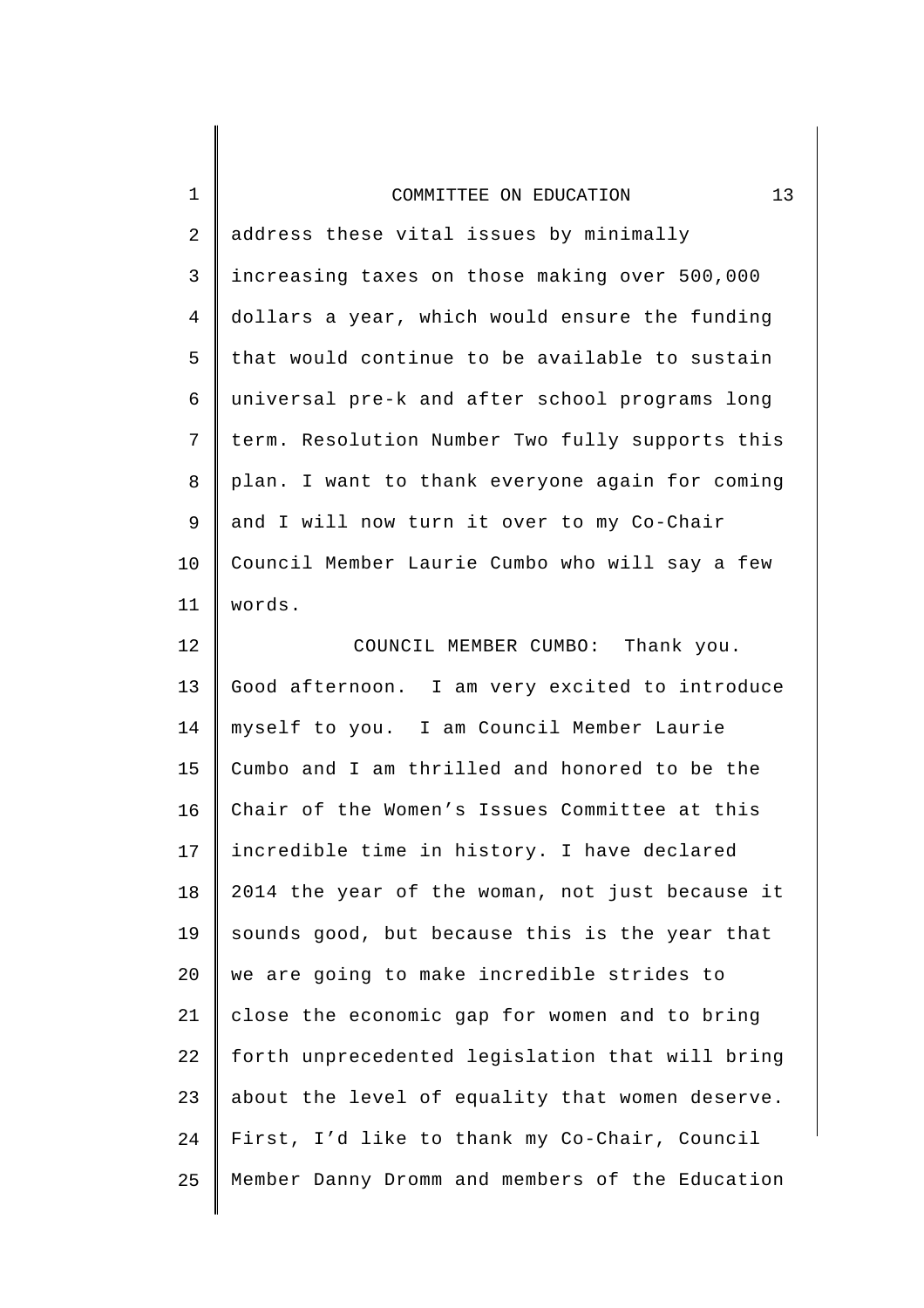address these vital issues by minimally increasing taxes on those making over 500,000 dollars a year, which would ensure the funding that would continue to be available to sustain universal pre-k and after school programs long term. Resolution Number Two fully supports this plan. I want to thank everyone again for coming and I will now turn it over to my Co-Chair Council Member Laurie Cumbo who will say a few words.

COUNCIL MEMBER CUMBO: Thank you. Good afternoon. I am very excited to introduce myself to you. I am Council Member Laurie Cumbo and I am thrilled and honored to be the Chair of the Women's Issues Committee at this incredible time in history. I have declared 2014 the year of the woman, not just because it sounds good, but because this is the year that we are going to make incredible strides to close the economic gap for women and to bring forth unprecedented legislation that will bring about the level of equality that women deserve. First, I'd like to thank my Co-Chair, Council Member Danny Dromm and members of the Education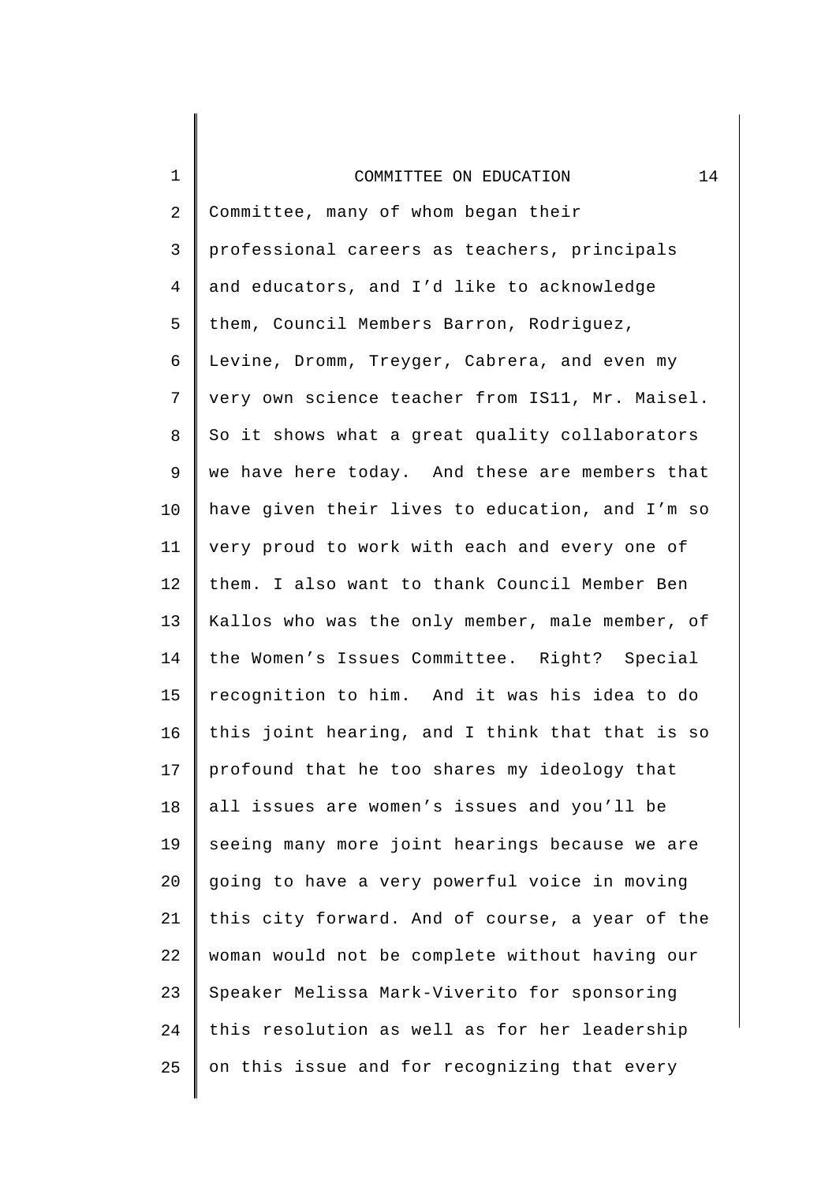Committee, many of whom began their professional careers as teachers, principals and educators, and I'd like to acknowledge them, Council Members Barron, Rodriguez, Levine, Dromm, Treyger, Cabrera, and even my very own science teacher from IS11, Mr. Maisel. So it shows what a great quality collaborators we have here today. And these are members that have given their lives to education, and I'm so very proud to work with each and every one of them. I also want to thank Council Member Ben Kallos who was the only member, male member, of the Women's Issues Committee. Right? Special recognition to him. And it was his idea to do this joint hearing, and I think that that is so profound that he too shares my ideology that all issues are women's issues and you'll be seeing many more joint hearings because we are going to have a very powerful voice in moving this city forward. And of course, a year of the woman would not be complete without having our Speaker Melissa Mark-Viverito for sponsoring this resolution as well as for her leadership on this issue and for recognizing that every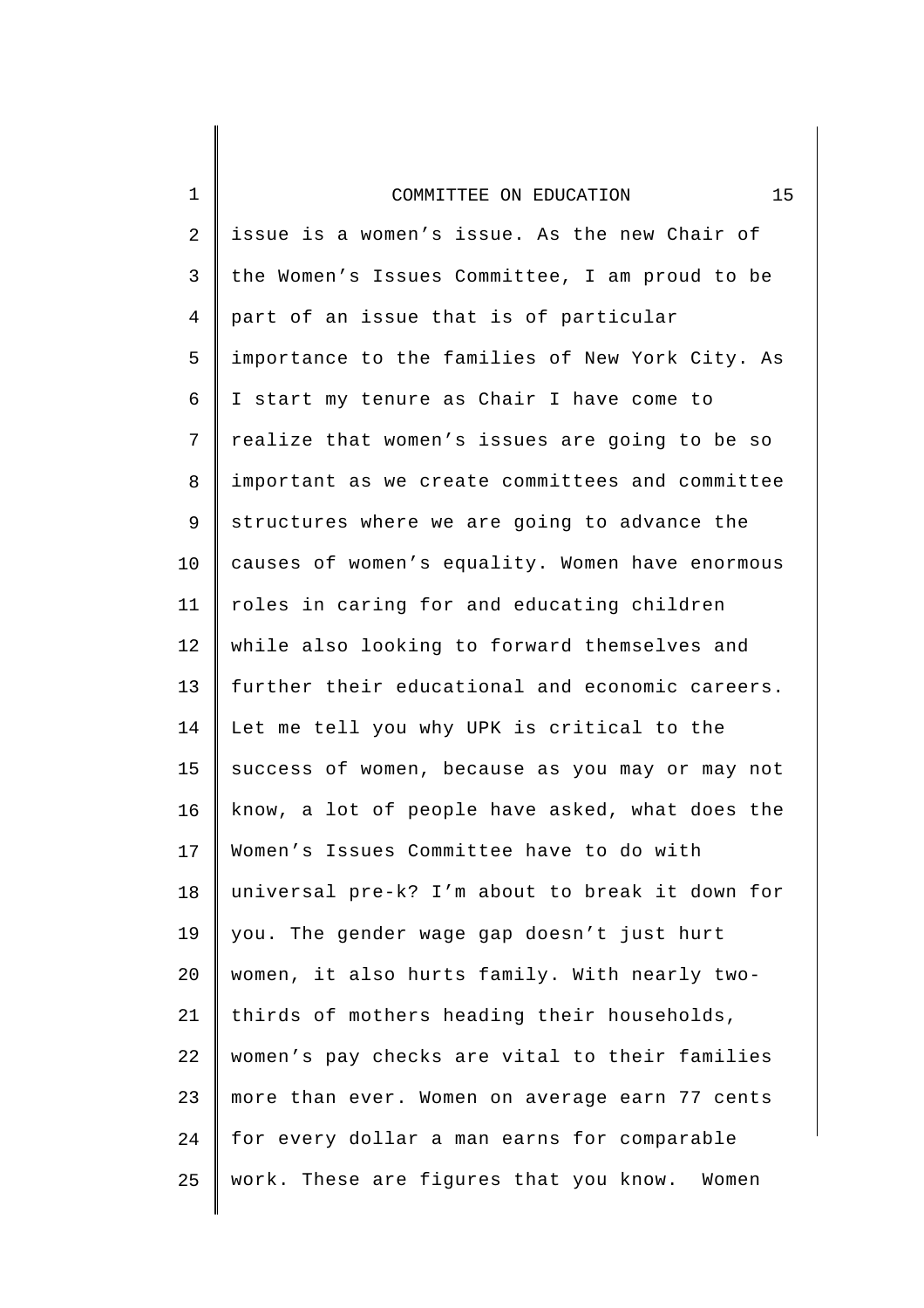issue is a women's issue. As the new Chair of the Women's Issues Committee, I am proud to be part of an issue that is of particular importance to the families of New York City. As I start my tenure as Chair I have come to realize that women's issues are going to be so important as we create committees and committee structures where we are going to advance the causes of women's equality. Women have enormous roles in caring for and educating children while also looking to forward themselves and further their educational and economic careers. Let me tell you why UPK is critical to the success of women, because as you may or may not know, a lot of people have asked, what does the Women's Issues Committee have to do with universal pre-k? I'm about to break it down for you. The gender wage gap doesn't just hurt women, it also hurts family. With nearly two-thirds of mothers heading their households, women's pay checks are vital to their families more than ever. Women on average earn 77 cents for every dollar a man earns for comparable work. These are figures that you know. Women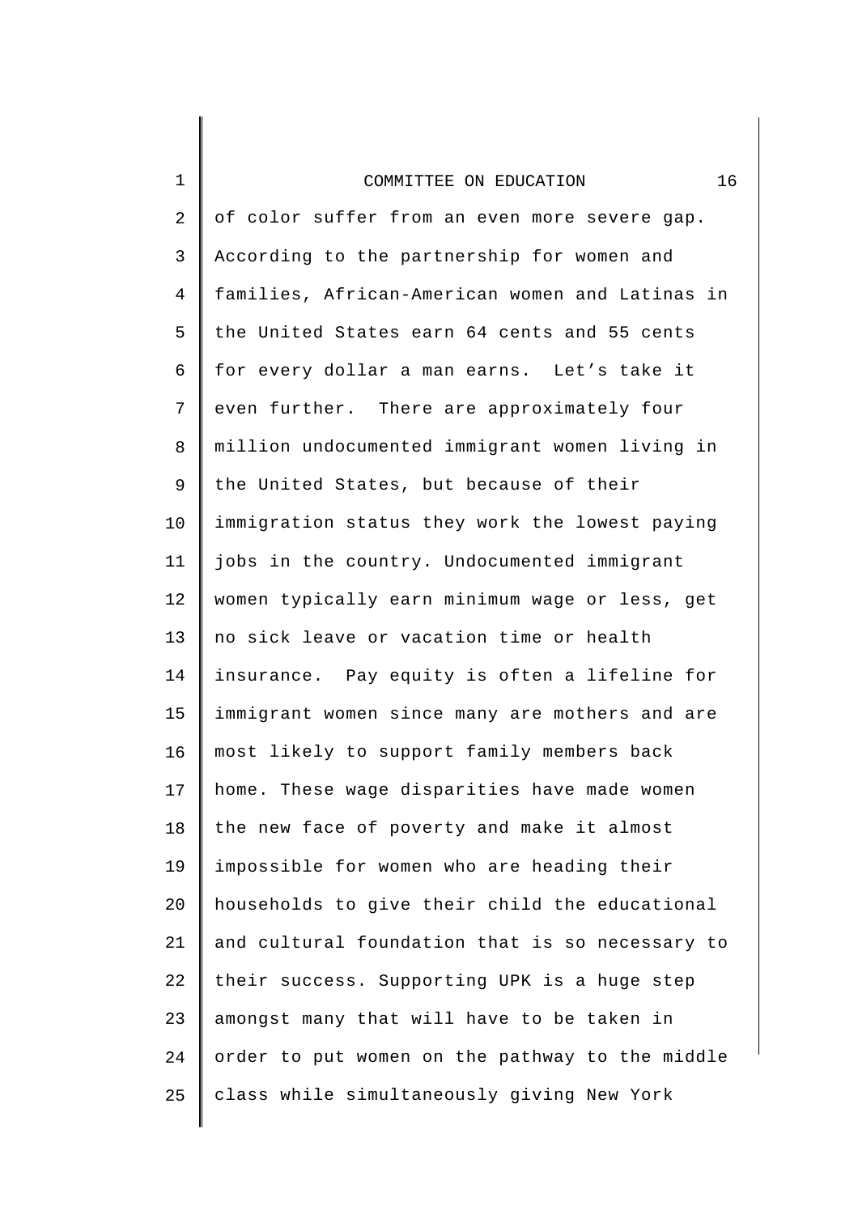of color suffer from an even more severe gap. According to the partnership for women and families, African-American women and Latinas in the United States earn 64 cents and 55 cents for every dollar a man earns. Let's take it even further. There are approximately four million undocumented immigrant women living in the United States, but because of their immigration status they work the lowest paying jobs in the country. Undocumented immigrant women typically earn minimum wage or less, get no sick leave or vacation time or health insurance. Pay equity is often a lifeline for immigrant women since many are mothers and are most likely to support family members back home. These wage disparities have made women the new face of poverty and make it almost impossible for women who are heading their households to give their child the educational and cultural foundation that is so necessary to their success. Supporting UPK is a huge step amongst many that will have to be taken in order to put women on the pathway to the middle class while simultaneously giving New York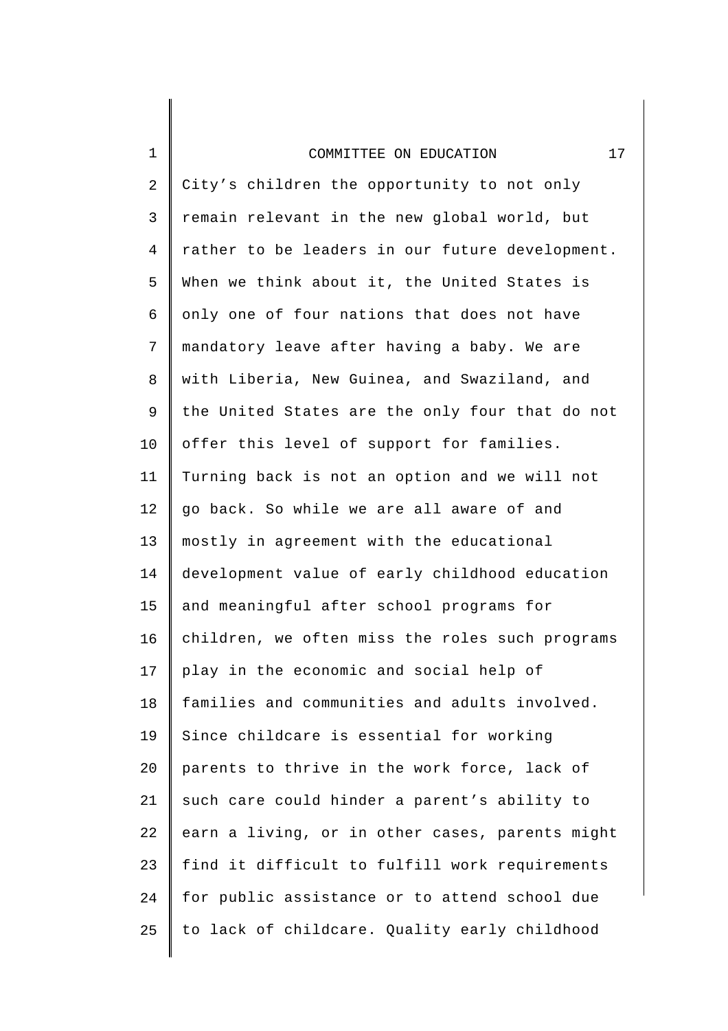City's children the opportunity to not only remain relevant in the new global world, but rather to be leaders in our future development. When we think about it, the United States is only one of four nations that does not have mandatory leave after having a baby. We are with Liberia, New Guinea, and Swaziland, and the United States are the only four that do not offer this level of support for families. Turning back is not an option and we will not go back. So while we are all aware of and mostly in agreement with the educational development value of early childhood education and meaningful after school programs for children, we often miss the roles such programs play in the economic and social help of families and communities and adults involved. Since childcare is essential for working parents to thrive in the work force, lack of such care could hinder a parent's ability to earn a living, or in other cases, parents might find it difficult to fulfill work requirements for public assistance or to attend school due to lack of childcare. Quality early childhood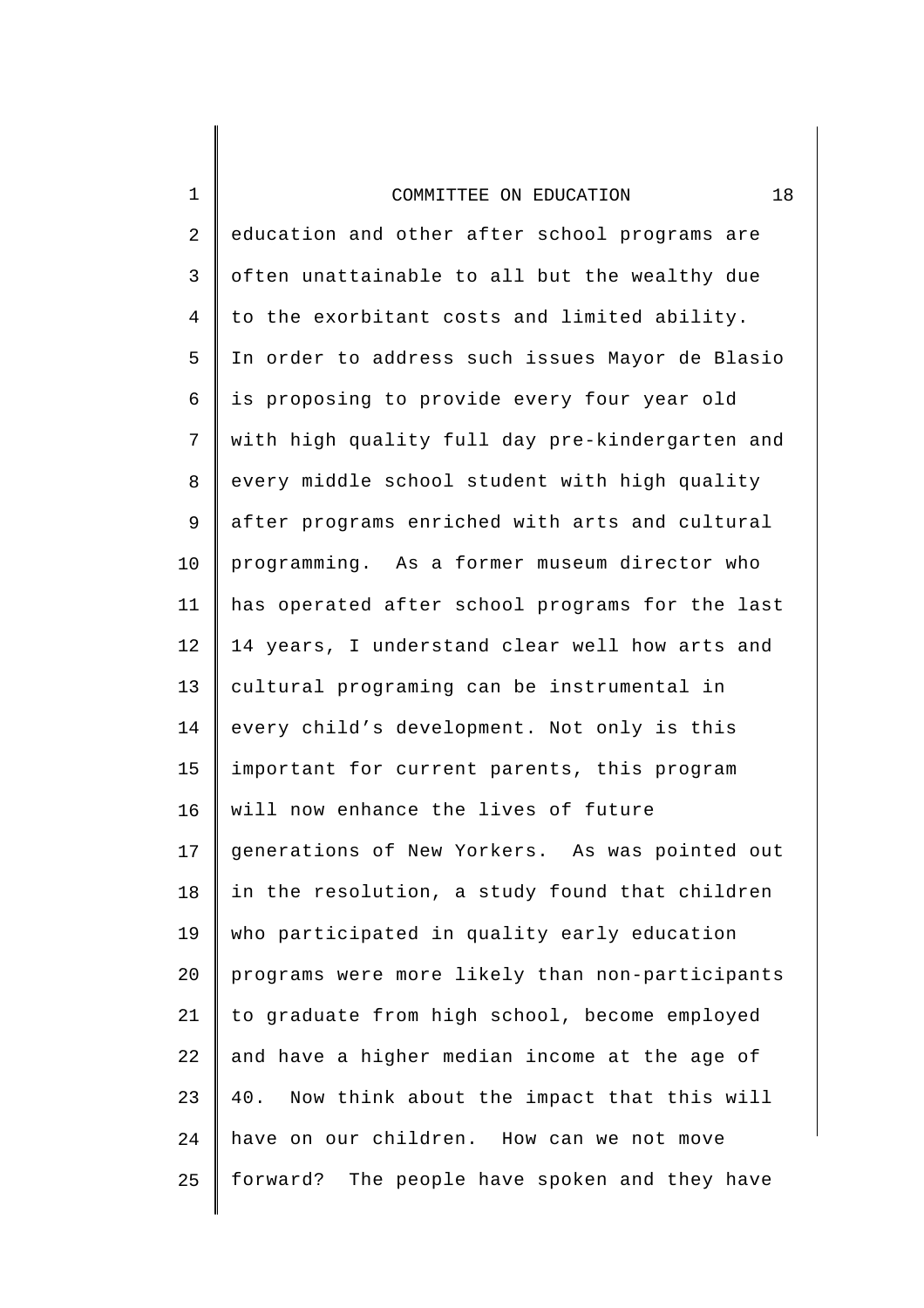education and other after school programs are often unattainable to all but the wealthy due to the exorbitant costs and limited ability. In order to address such issues Mayor de Blasio is proposing to provide every four year old with high quality full day pre-kindergarten and every middle school student with high quality after programs enriched with arts and cultural programming. As a former museum director who has operated after school programs for the last 14 years, I understand clear well how arts and cultural programing can be instrumental in every child's development. Not only is this important for current parents, this program will now enhance the lives of future generations of New Yorkers. As was pointed out in the resolution, a study found that children who participated in quality early education programs were more likely than non-participants to graduate from high school, become employed and have a higher median income at the age of 40. Now think about the impact that this will have on our children. How can we not move forward? The people have spoken and they have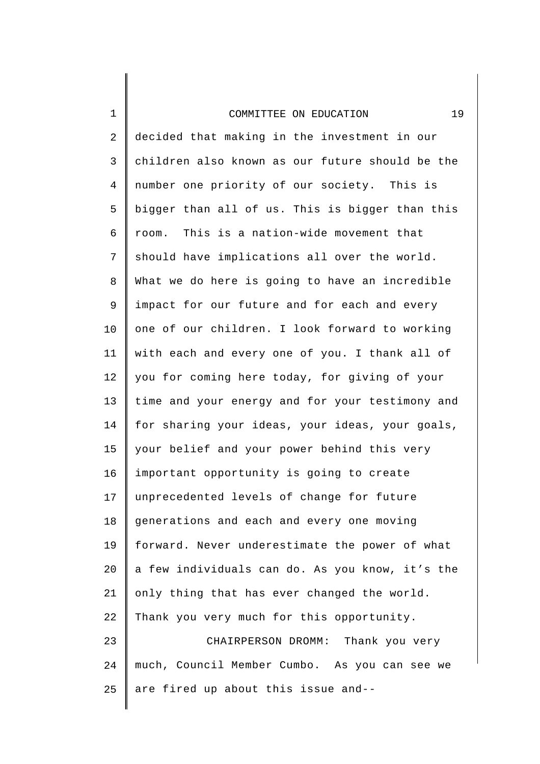decided that making in the investment in our children also known as our future should be the number one priority of our society. This is bigger than all of us. This is bigger than this room. This is a nation-wide movement that should have implications all over the world. What we do here is going to have an incredible impact for our future and for each and every one of our children. I look forward to working with each and every one of you. I thank all of you for coming here today, for giving of your time and your energy and for your testimony and for sharing your ideas, your ideas, your goals, your belief and your power behind this very important opportunity is going to create unprecedented levels of change for future generations and each and every one moving forward. Never underestimate the power of what a few individuals can do. As you know, it's the only thing that has ever changed the world. Thank you very much for this opportunity.

CHAIRPERSON DROMM: Thank you very much, Council Member Cumbo. As you can see we are fired up about this issue and--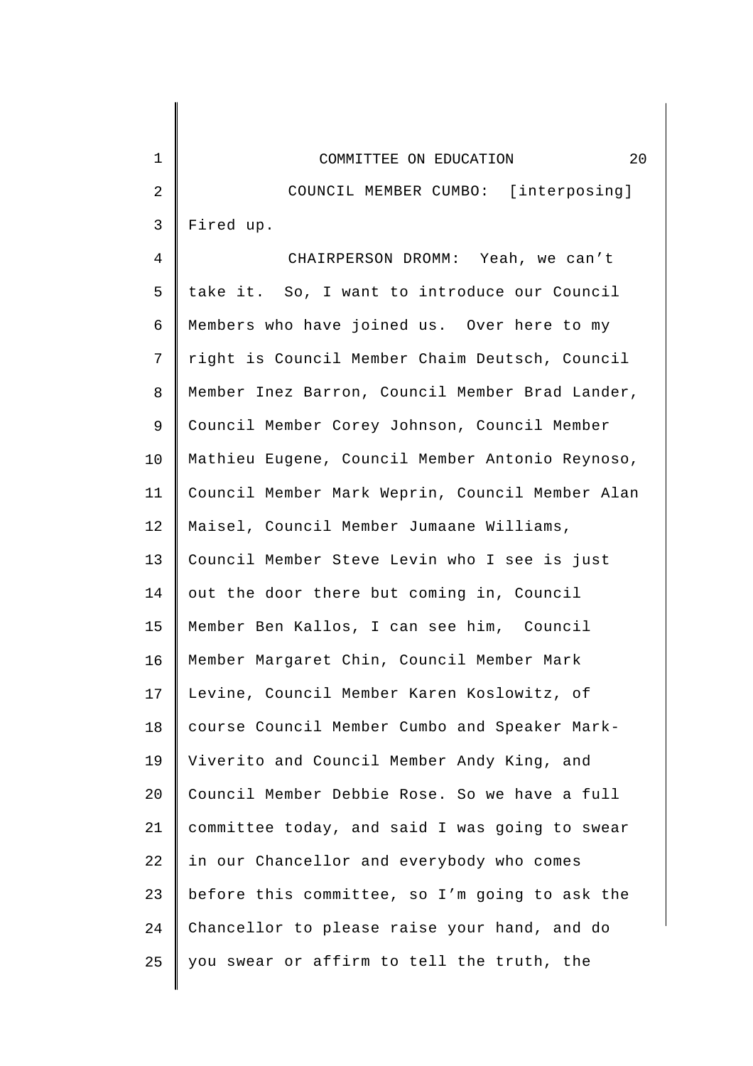COUNCIL MEMBER CUMBO: [interposing] Fired up.

CHAIRPERSON DROMM: Yeah, we can't take it. So, I want to introduce our Council Members who have joined us. Over here to my right is Council Member Chaim Deutsch, Council Member Inez Barron, Council Member Brad Lander, Council Member Corey Johnson, Council Member Mathieu Eugene, Council Member Antonio Reynoso, Council Member Mark Weprin, Council Member Alan Maisel, Council Member Jumaane Williams, Council Member Steve Levin who I see is just out the door there but coming in, Council Member Ben Kallos, I can see him, Council Member Margaret Chin, Council Member Mark Levine, Council Member Karen Koslowitz, of course Council Member Cumbo and Speaker Mark-Viverito and Council Member Andy King, and Council Member Debbie Rose. So we have a full committee today, and said I was going to swear in our Chancellor and everybody who comes before this committee, so I'm going to ask the Chancellor to please raise your hand, and do you swear or affirm to tell the truth, the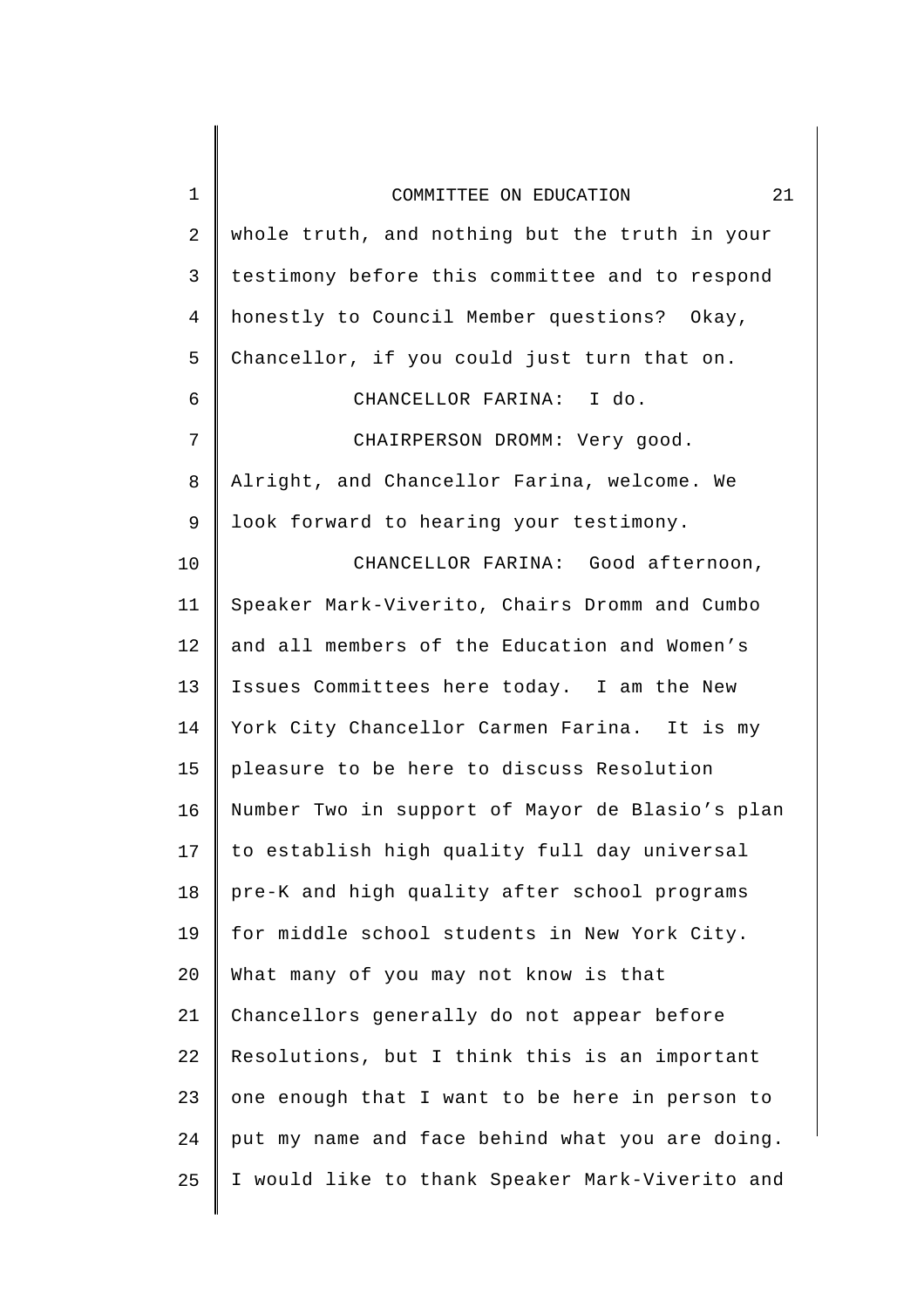whole truth, and nothing but the truth in your testimony before this committee and to respond honestly to Council Member questions? Okay, Chancellor, if you could just turn that on.

CHANCELLOR FARINA: I do.

CHAIRPERSON DROMM: Very good. Alright, and Chancellor Farina, welcome. We look forward to hearing your testimony.

CHANCELLOR FARINA: Good afternoon, Speaker Mark-Viverito, Chairs Dromm and Cumbo and all members of the Education and Women's Issues Committees here today. I am the New York City Chancellor Carmen Farina. It is my pleasure to be here to discuss Resolution Number Two in support of Mayor de Blasio's plan to establish high quality full day universal pre-K and high quality after school programs for middle school students in New York City. What many of you may not know is that Chancellors generally do not appear before Resolutions, but I think this is an important one enough that I want to be here in person to put my name and face behind what you are doing. I would like to thank Speaker Mark-Viverito and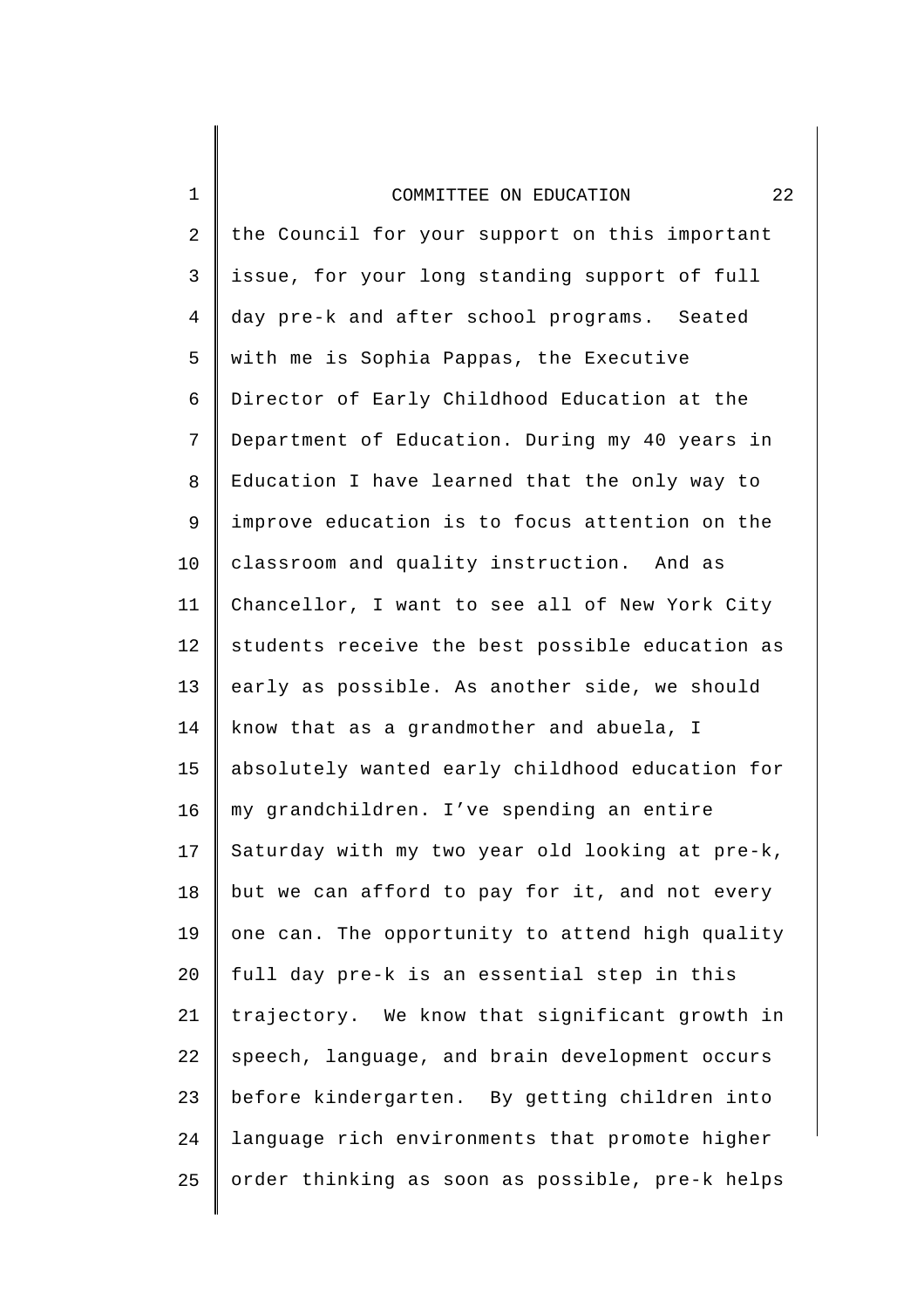the Council for your support on this important issue, for your long standing support of full day pre-k and after school programs. Seated with me is Sophia Pappas, the Executive Director of Early Childhood Education at the Department of Education. During my 40 years in Education I have learned that the only way to improve education is to focus attention on the classroom and quality instruction. And as Chancellor, I want to see all of New York City students receive the best possible education as early as possible. As another side, we should know that as a grandmother and abuela, I absolutely wanted early childhood education for my grandchildren. I've spending an entire Saturday with my two year old looking at pre-k, but we can afford to pay for it, and not every one can. The opportunity to attend high quality full day pre-k is an essential step in this trajectory. We know that significant growth in speech, language, and brain development occurs before kindergarten. By getting children into language rich environments that promote higher order thinking as soon as possible, pre-k helps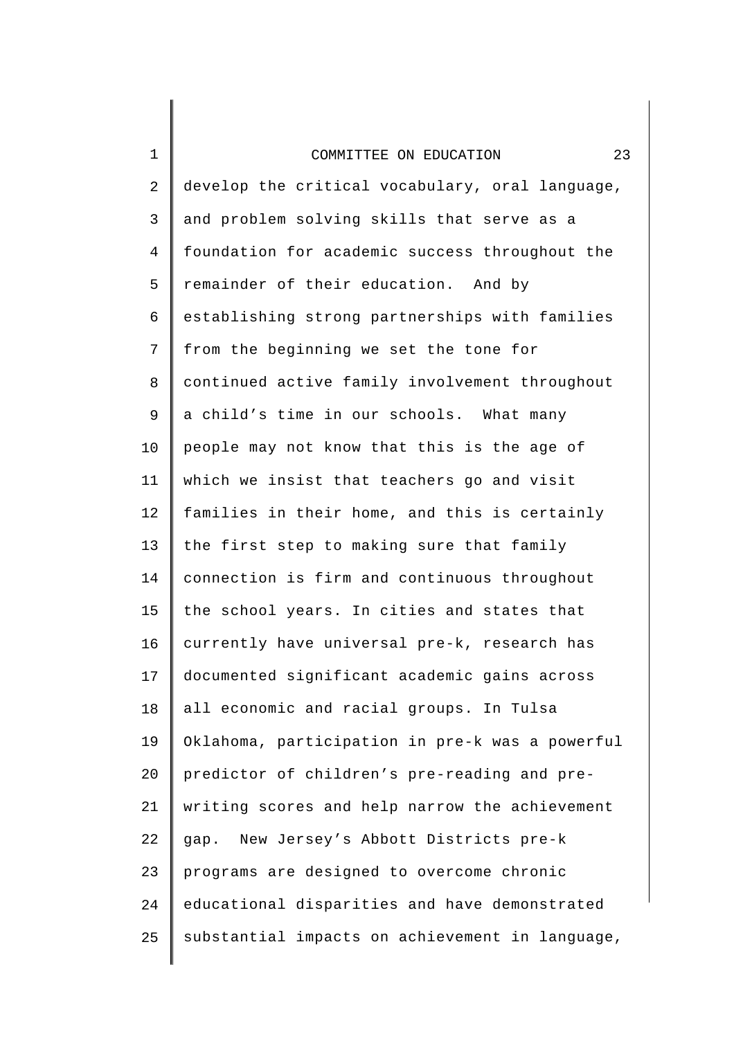develop the critical vocabulary, oral language, and problem solving skills that serve as a foundation for academic success throughout the remainder of their education. And by establishing strong partnerships with families from the beginning we set the tone for continued active family involvement throughout a child's time in our schools. What many people may not know that this is the age of which we insist that teachers go and visit families in their home, and this is certainly the first step to making sure that family connection is firm and continuous throughout the school years. In cities and states that currently have universal pre-k, research has documented significant academic gains across all economic and racial groups. In Tulsa Oklahoma, participation in pre-k was a powerful predictor of children's pre-reading and pre-writing scores and help narrow the achievement gap. New Jersey's Abbott Districts pre-k programs are designed to overcome chronic educational disparities and have demonstrated substantial impacts on achievement in language,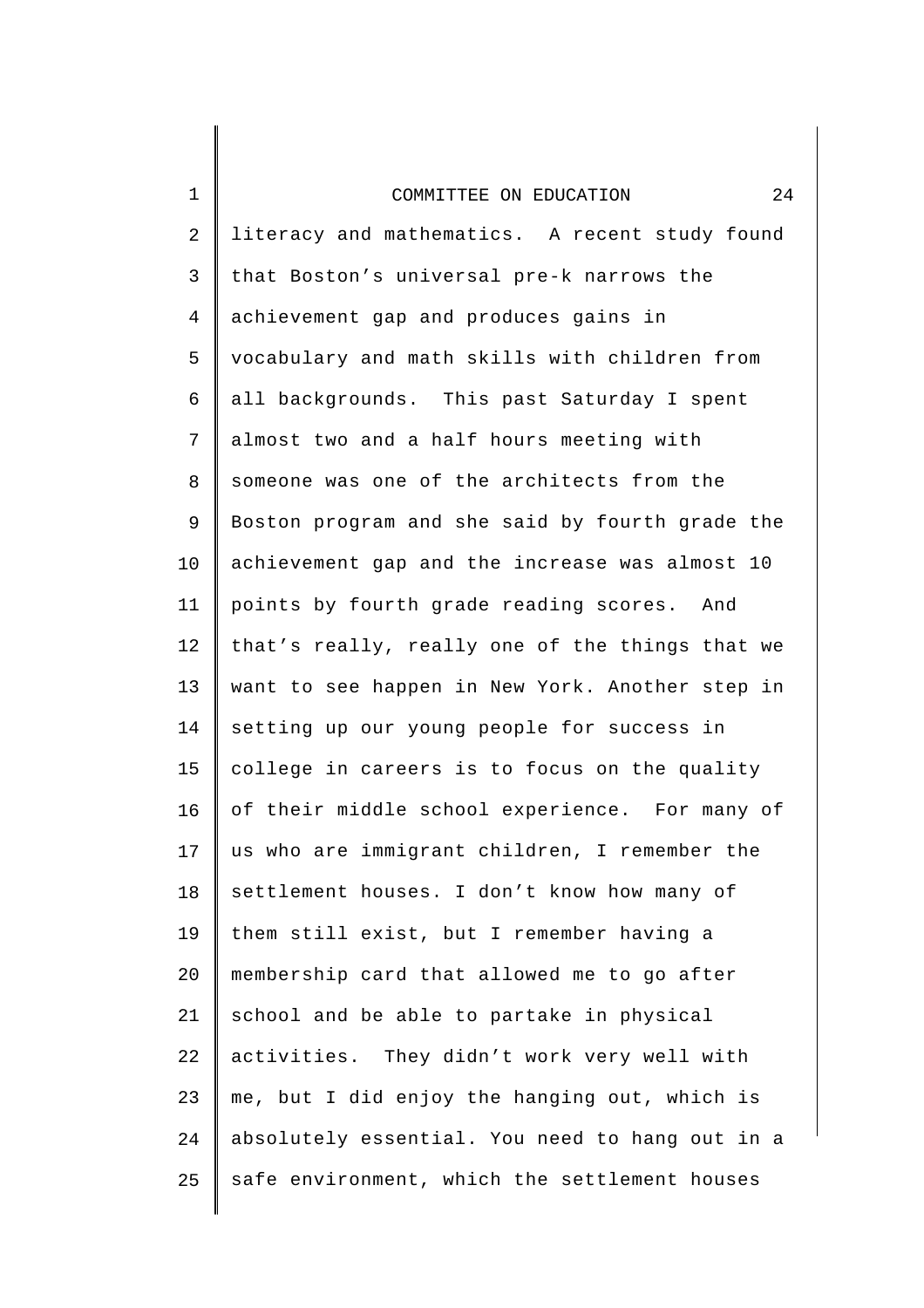literacy and mathematics. A recent study found that Boston's universal pre-k narrows the achievement gap and produces gains in vocabulary and math skills with children from all backgrounds. This past Saturday I spent almost two and a half hours meeting with someone was one of the architects from the Boston program and she said by fourth grade the achievement gap and the increase was almost 10 points by fourth grade reading scores. And that's really, really one of the things that we want to see happen in New York. Another step in setting up our young people for success in college in careers is to focus on the quality of their middle school experience. For many of us who are immigrant children, I remember the settlement houses. I don't know how many of them still exist, but I remember having a membership card that allowed me to go after school and be able to partake in physical activities. They didn't work very well with me, but I did enjoy the hanging out, which is absolutely essential. You need to hang out in a safe environment, which the settlement houses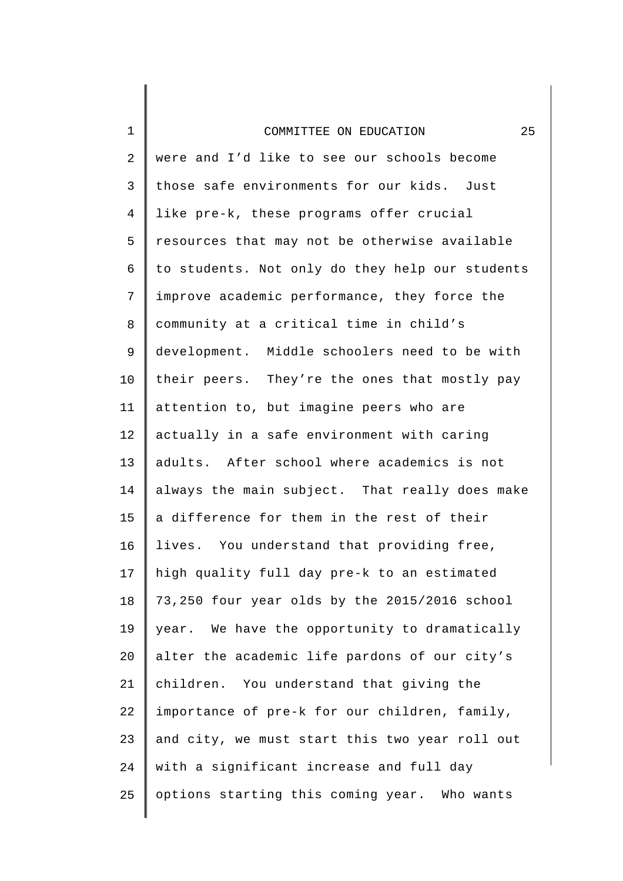were and I'd like to see our schools become those safe environments for our kids. Just like pre-k, these programs offer crucial resources that may not be otherwise available to students. Not only do they help our students improve academic performance, they force the community at a critical time in child's development. Middle schoolers need to be with their peers. They're the ones that mostly pay attention to, but imagine peers who are actually in a safe environment with caring adults. After school where academics is not always the main subject. That really does make a difference for them in the rest of their lives. You understand that providing free, high quality full day pre-k to an estimated 73,250 four year olds by the 2015/2016 school year. We have the opportunity to dramatically alter the academic life pardons of our city's children. You understand that giving the importance of pre-k for our children, family, and city, we must start this two year roll out with a significant increase and full day options starting this coming year. Who wants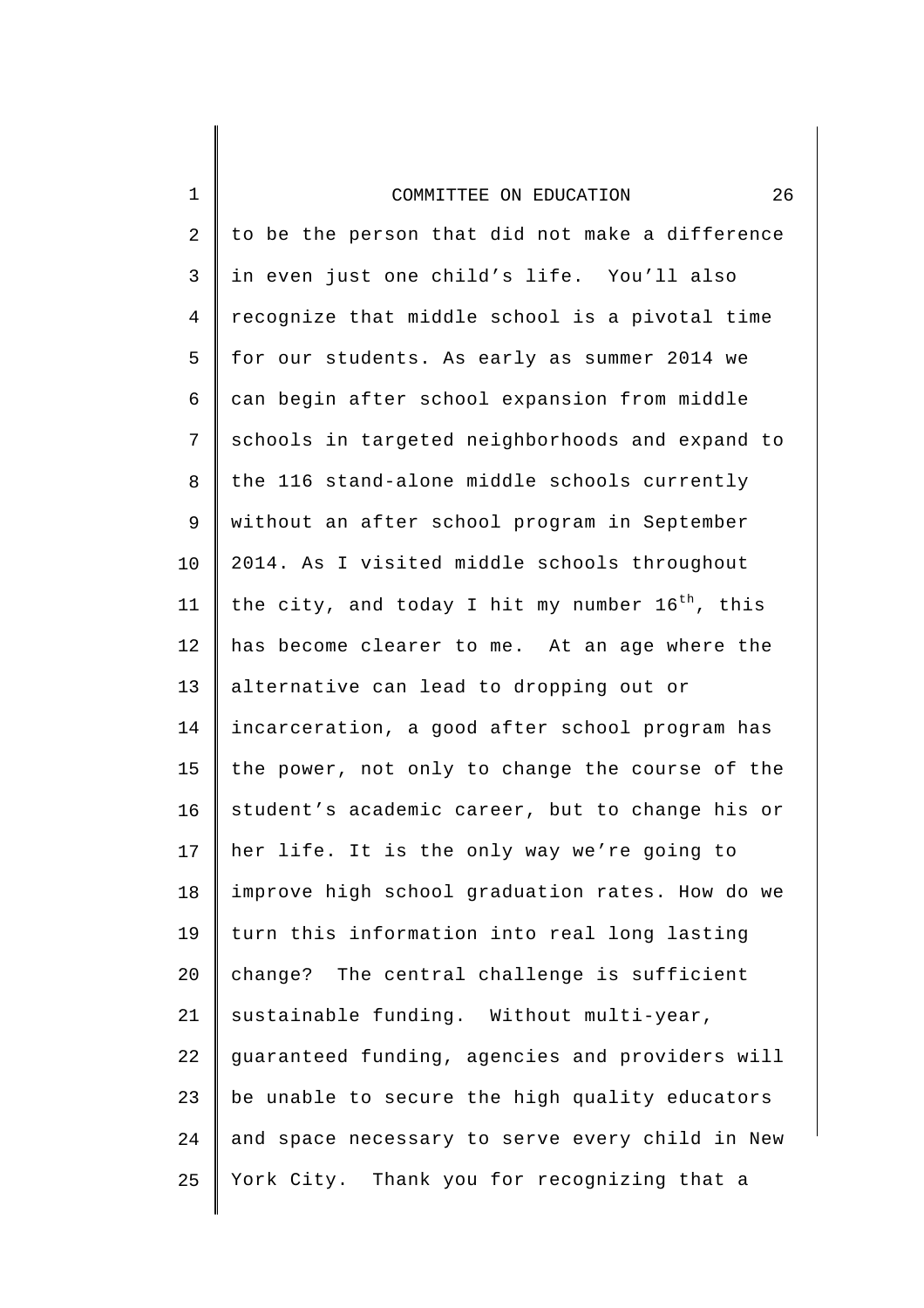to be the person that did not make a difference in even just one child's life. You'll also recognize that middle school is a pivotal time for our students. As early as summer 2014 we can begin after school expansion from middle schools in targeted neighborhoods and expand to the 116 stand-alone middle schools currently without an after school program in September 2014. As I visited middle schools throughout the city, and today I hit my number 16th, this has become clearer to me. At an age where the alternative can lead to dropping out or incarceration, a good after school program has the power, not only to change the course of the student's academic career, but to change his or her life. It is the only way we're going to improve high school graduation rates. How do we turn this information into real long lasting change? The central challenge is sufficient sustainable funding. Without multi-year, guaranteed funding, agencies and providers will be unable to secure the high quality educators and space necessary to serve every child in New York City. Thank you for recognizing that a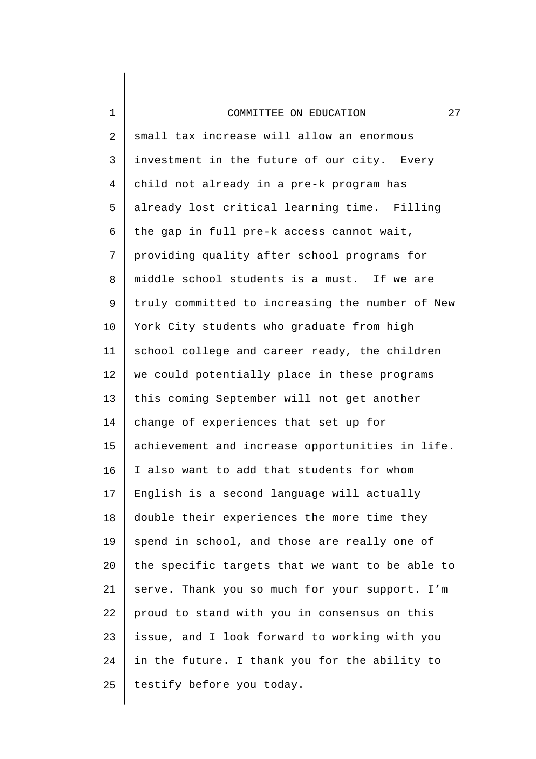small tax increase will allow an enormous investment in the future of our city. Every child not already in a pre-k program has already lost critical learning time. Filling the gap in full pre-k access cannot wait, providing quality after school programs for middle school students is a must. If we are truly committed to increasing the number of New York City students who graduate from high school college and career ready, the children we could potentially place in these programs this coming September will not get another change of experiences that set up for achievement and increase opportunities in life. I also want to add that students for whom English is a second language will actually double their experiences the more time they spend in school, and those are really one of the specific targets that we want to be able to serve. Thank you so much for your support. I'm proud to stand with you in consensus on this issue, and I look forward to working with you in the future. I thank you for the ability to testify before you today.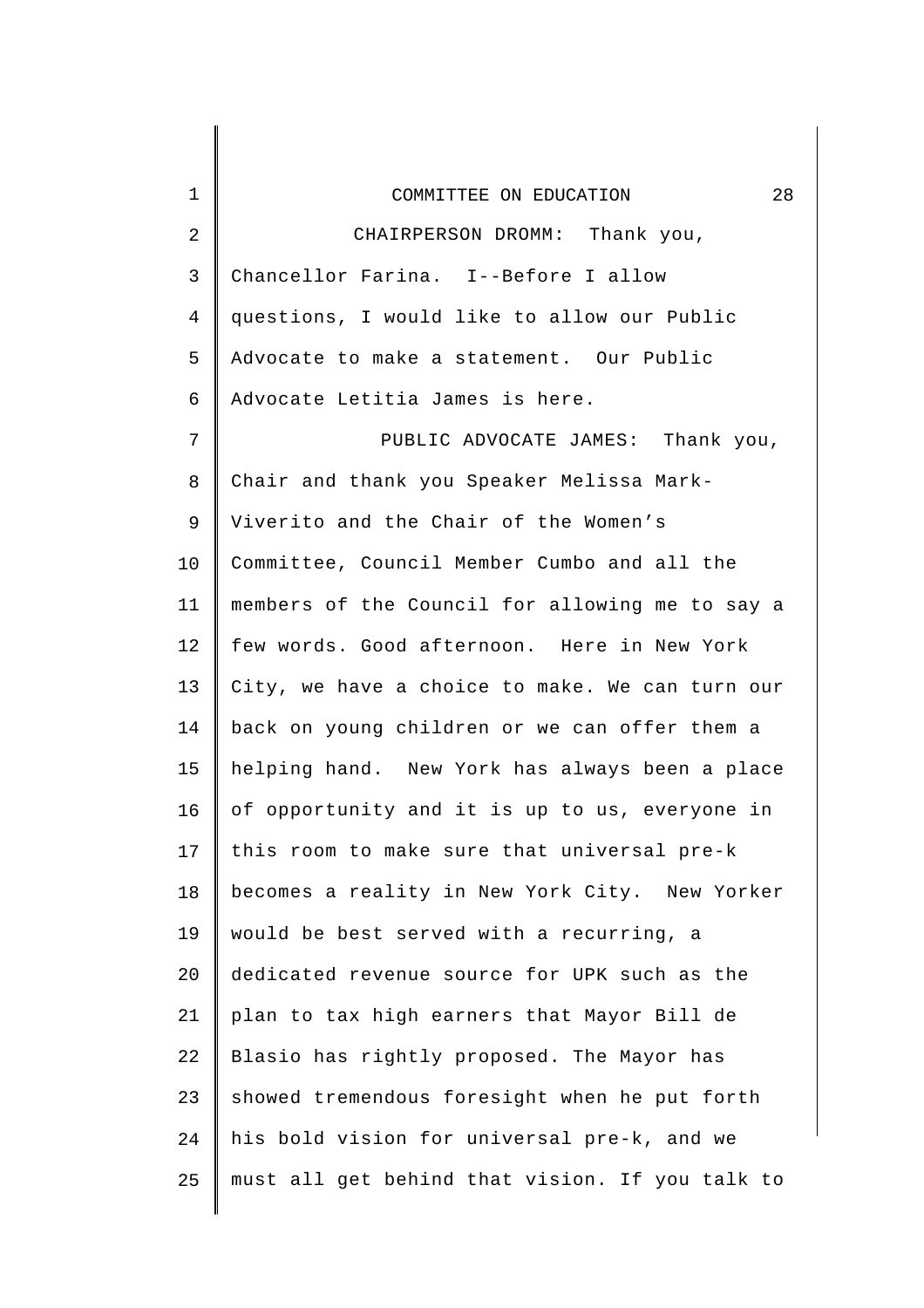CHAIRPERSON DROMM: Thank you, Chancellor Farina. I--Before I allow questions, I would like to allow our Public Advocate to make a statement. Our Public Advocate Letitia James is here.

PUBLIC ADVOCATE JAMES: Thank you, Chair and thank you Speaker Melissa Mark-Viverito and the Chair of the Women's Committee, Council Member Cumbo and all the members of the Council for allowing me to say a few words. Good afternoon. Here in New York City, we have a choice to make. We can turn our back on young children or we can offer them a helping hand. New York has always been a place of opportunity and it is up to us, everyone in this room to make sure that universal pre-k becomes a reality in New York City. New Yorker would be best served with a recurring, a dedicated revenue source for UPK such as the plan to tax high earners that Mayor Bill de Blasio has rightly proposed. The Mayor has showed tremendous foresight when he put forth his bold vision for universal pre-k, and we must all get behind that vision. If you talk to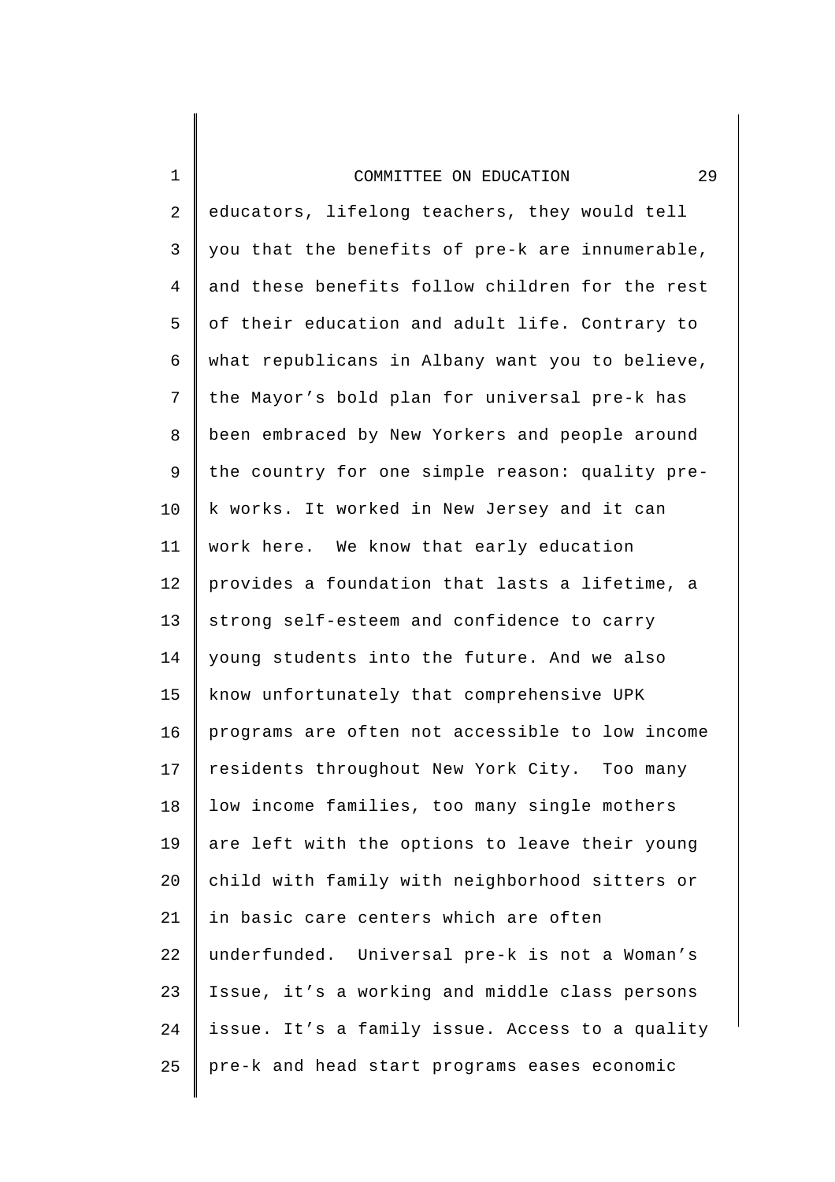educators, lifelong teachers, they would tell you that the benefits of pre-k are innumerable, and these benefits follow children for the rest of their education and adult life. Contrary to what republicans in Albany want you to believe, the Mayor's bold plan for universal pre-k has been embraced by New Yorkers and people around the country for one simple reason: quality pre-k works. It worked in New Jersey and it can work here. We know that early education provides a foundation that lasts a lifetime, a strong self-esteem and confidence to carry young students into the future. And we also know unfortunately that comprehensive UPK programs are often not accessible to low income residents throughout New York City. Too many low income families, too many single mothers are left with the options to leave their young child with family with neighborhood sitters or in basic care centers which are often underfunded. Universal pre-k is not a Woman's Issue, it's a working and middle class persons issue. It's a family issue. Access to a quality pre-k and head start programs eases economic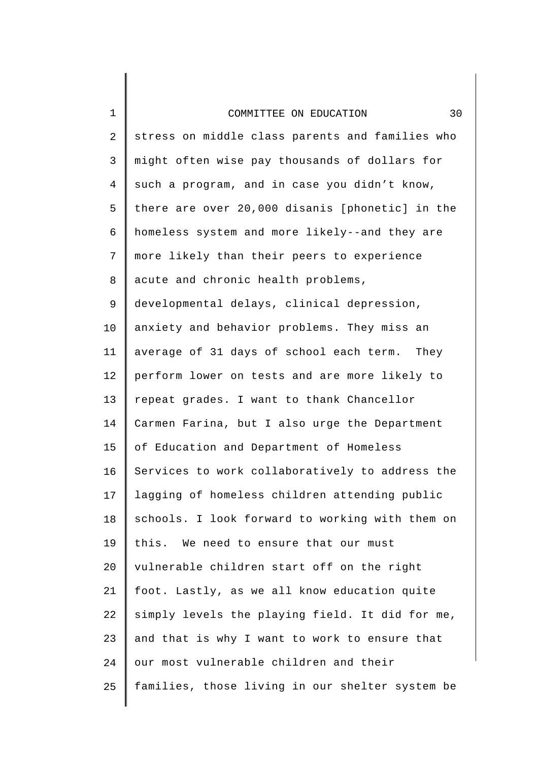stress on middle class parents and families who might often wise pay thousands of dollars for such a program, and in case you didn't know, there are over 20,000 disanis [phonetic] in the homeless system and more likely--and they are more likely than their peers to experience acute and chronic health problems, developmental delays, clinical depression, anxiety and behavior problems. They miss an average of 31 days of school each term. They perform lower on tests and are more likely to repeat grades. I want to thank Chancellor Carmen Farina, but I also urge the Department of Education and Department of Homeless Services to work collaboratively to address the lagging of homeless children attending public schools. I look forward to working with them on this. We need to ensure that our must vulnerable children start off on the right foot. Lastly, as we all know education quite simply levels the playing field. It did for me, and that is why I want to work to ensure that our most vulnerable children and their families, those living in our shelter system be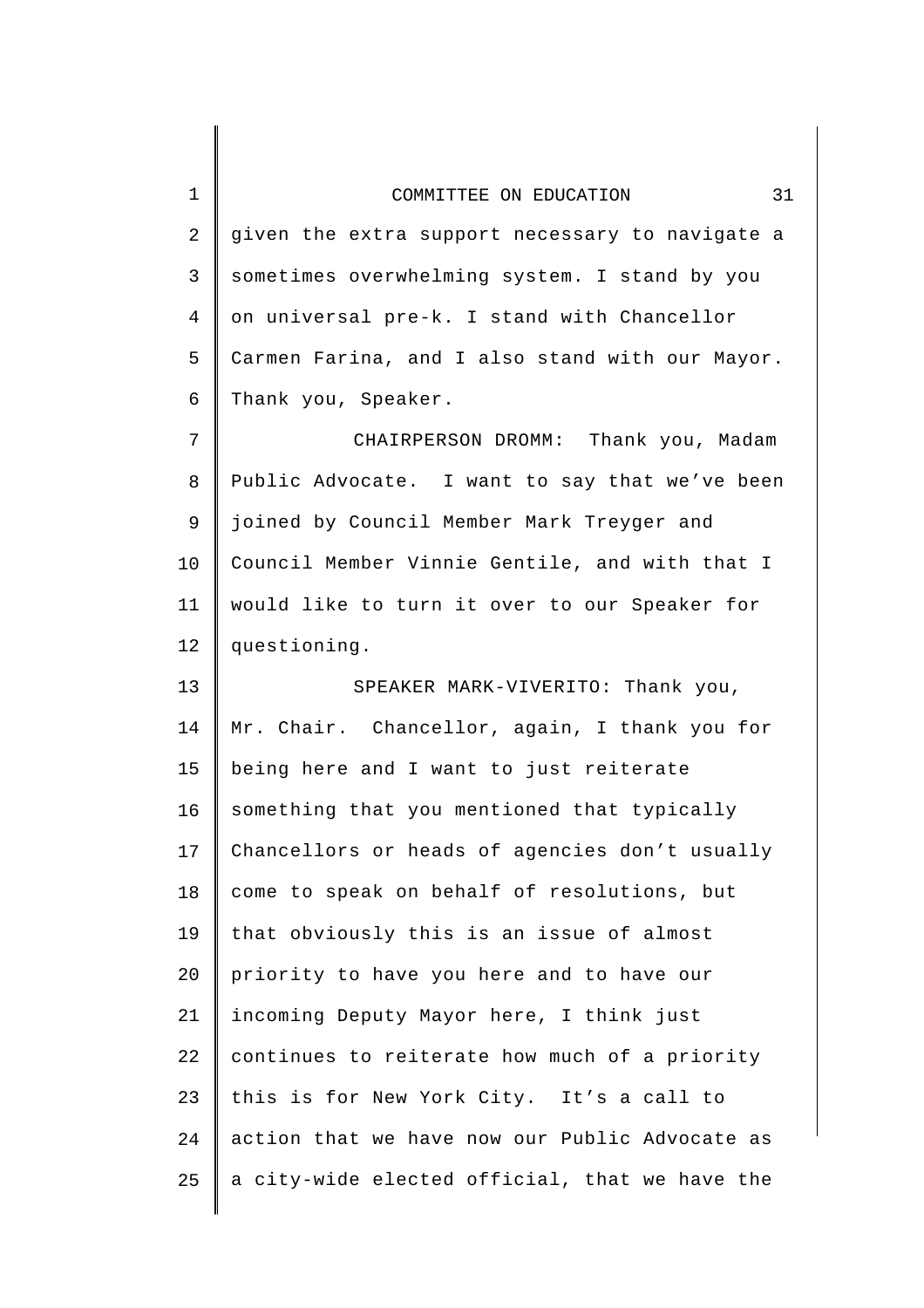given the extra support necessary to navigate a sometimes overwhelming system. I stand by you on universal pre-k. I stand with Chancellor Carmen Farina, and I also stand with our Mayor. Thank you, Speaker.

CHAIRPERSON DROMM: Thank you, Madam Public Advocate. I want to say that we've been joined by Council Member Mark Treyger and Council Member Vinnie Gentile, and with that I would like to turn it over to our Speaker for questioning.

SPEAKER MARK-VIVERITO: Thank you, Mr. Chair. Chancellor, again, I thank you for being here and I want to just reiterate something that you mentioned that typically Chancellors or heads of agencies don't usually come to speak on behalf of resolutions, but that obviously this is an issue of almost priority to have you here and to have our incoming Deputy Mayor here, I think just continues to reiterate how much of a priority this is for New York City. It's a call to action that we have now our Public Advocate as a city-wide elected official, that we have the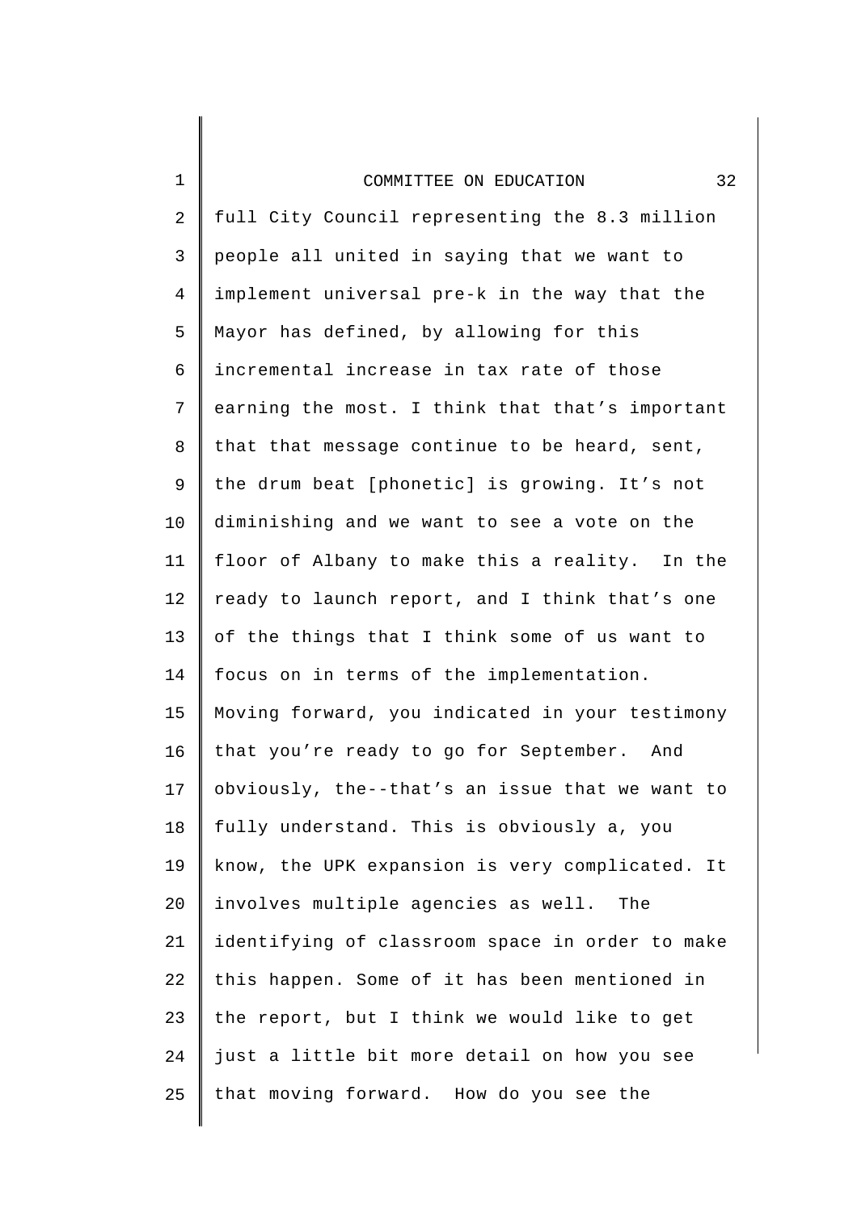full City Council representing the 8.3 million people all united in saying that we want to implement universal pre-k in the way that the Mayor has defined, by allowing for this incremental increase in tax rate of those earning the most. I think that that's important that that message continue to be heard, sent, the drum beat [phonetic] is growing. It's not diminishing and we want to see a vote on the floor of Albany to make this a reality.  In the ready to launch report, and I think that's one of the things that I think some of us want to focus on in terms of the implementation. Moving forward, you indicated in your testimony that you're ready to go for September.  And obviously, the--that's an issue that we want to fully understand. This is obviously a, you know, the UPK expansion is very complicated. It involves multiple agencies as well.  The identifying of classroom space in order to make this happen. Some of it has been mentioned in the report, but I think we would like to get just a little bit more detail on how you see that moving forward.  How do you see the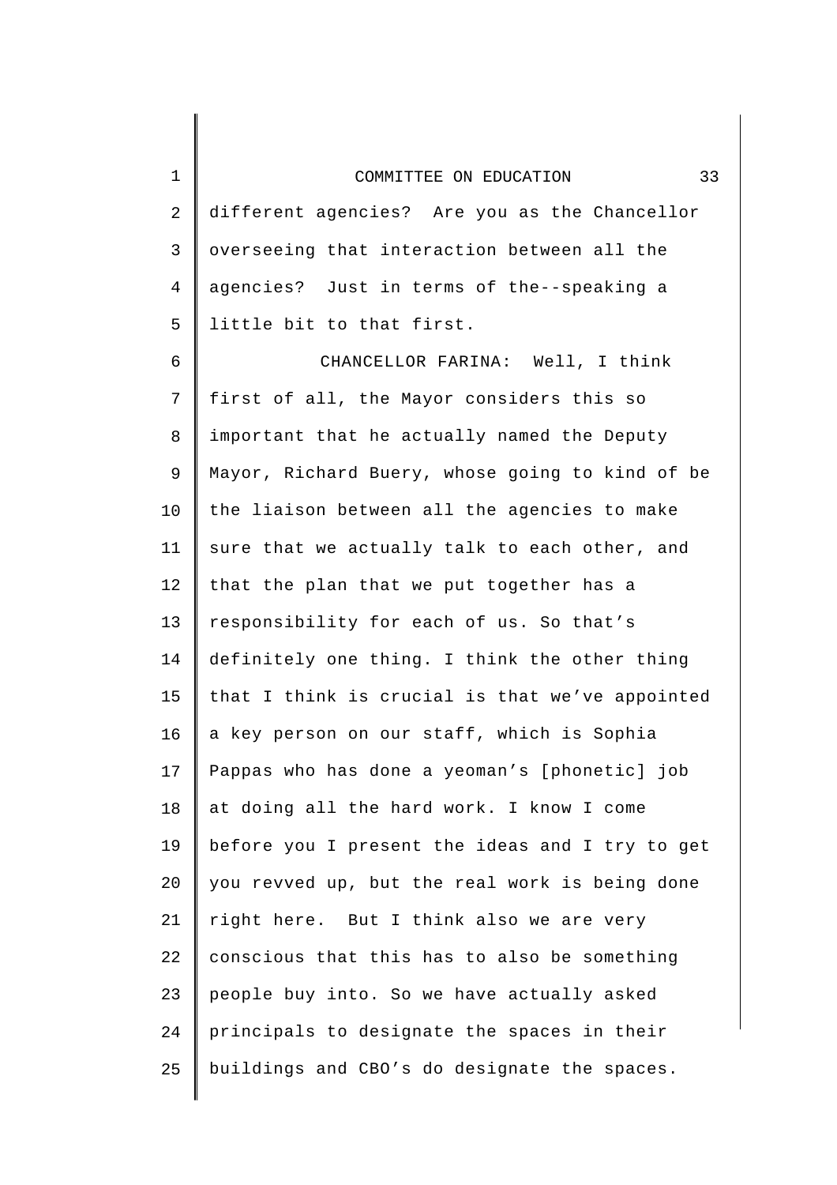different agencies? Are you as the Chancellor overseeing that interaction between all the agencies? Just in terms of the--speaking a little bit to that first.

CHANCELLOR FARINA: Well, I think first of all, the Mayor considers this so important that he actually named the Deputy Mayor, Richard Buery, whose going to kind of be the liaison between all the agencies to make sure that we actually talk to each other, and that the plan that we put together has a responsibility for each of us. So that's definitely one thing. I think the other thing that I think is crucial is that we've appointed a key person on our staff, which is Sophia Pappas who has done a yeoman's [phonetic] job at doing all the hard work. I know I come before you I present the ideas and I try to get you revved up, but the real work is being done right here. But I think also we are very conscious that this has to also be something people buy into. So we have actually asked principals to designate the spaces in their buildings and CBO's do designate the spaces.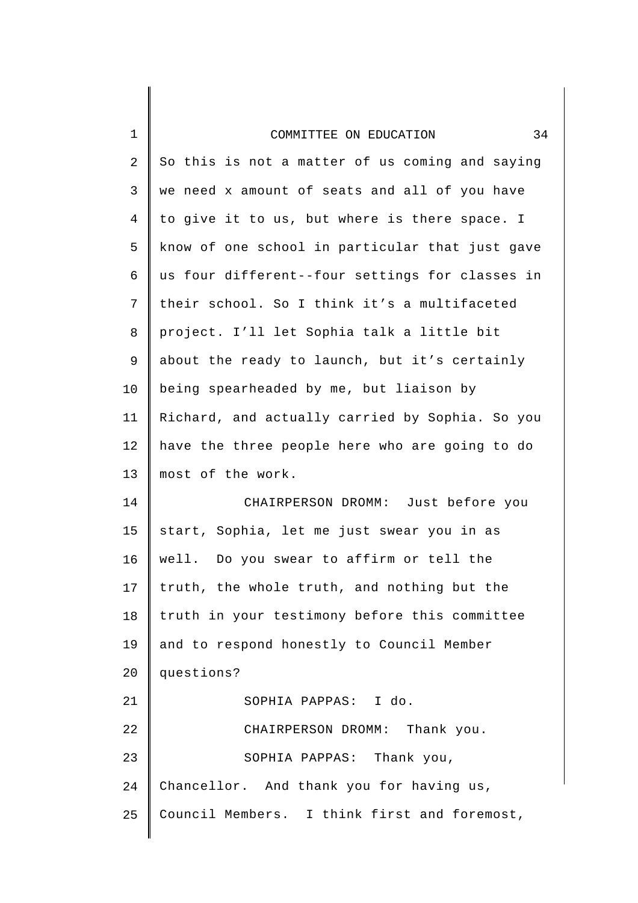So this is not a matter of us coming and saying we need x amount of seats and all of you have to give it to us, but where is there space. I know of one school in particular that just gave us four different--four settings for classes in their school. So I think it's a multifaceted project. I'll let Sophia talk a little bit about the ready to launch, but it's certainly being spearheaded by me, but liaison by Richard, and actually carried by Sophia. So you have the three people here who are going to do most of the work.

CHAIRPERSON DROMM: Just before you start, Sophia, let me just swear you in as well. Do you swear to affirm or tell the truth, the whole truth, and nothing but the truth in your testimony before this committee and to respond honestly to Council Member questions?

SOPHIA PAPPAS: I do.

CHAIRPERSON DROMM: Thank you.

SOPHIA PAPPAS: Thank you, Chancellor. And thank you for having us, Council Members. I think first and foremost,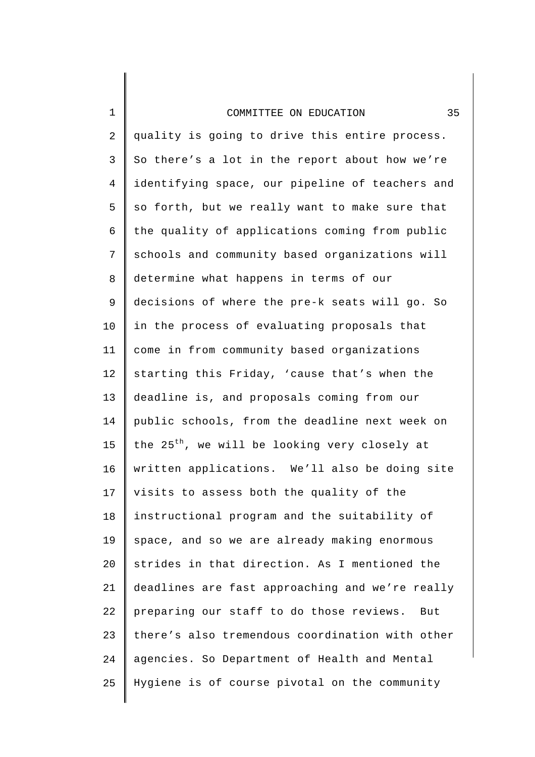quality is going to drive this entire process. So there's a lot in the report about how we're identifying space, our pipeline of teachers and so forth, but we really want to make sure that the quality of applications coming from public schools and community based organizations will determine what happens in terms of our decisions of where the pre-k seats will go. So in the process of evaluating proposals that come in from community based organizations starting this Friday, 'cause that's when the deadline is, and proposals coming from our public schools, from the deadline next week on the 25th, we will be looking very closely at written applications. We'll also be doing site visits to assess both the quality of the instructional program and the suitability of space, and so we are already making enormous strides in that direction. As I mentioned the deadlines are fast approaching and we're really preparing our staff to do those reviews. But there's also tremendous coordination with other agencies. So Department of Health and Mental Hygiene is of course pivotal on the community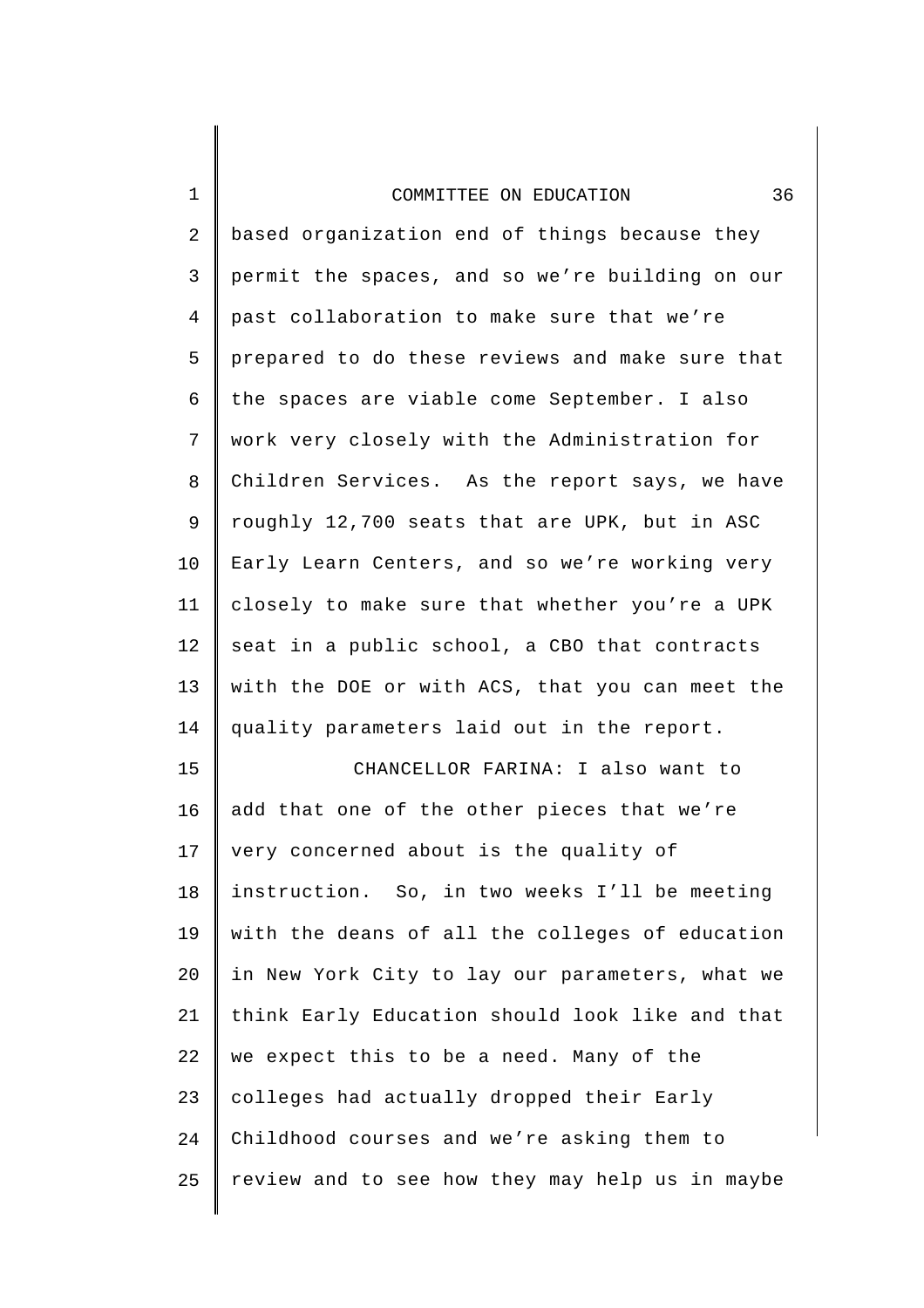based organization end of things because they permit the spaces, and so we're building on our past collaboration to make sure that we're prepared to do these reviews and make sure that the spaces are viable come September. I also work very closely with the Administration for Children Services. As the report says, we have roughly 12,700 seats that are UPK, but in ASC Early Learn Centers, and so we're working very closely to make sure that whether you're a UPK seat in a public school, a CBO that contracts with the DOE or with ACS, that you can meet the quality parameters laid out in the report.

CHANCELLOR FARINA: I also want to add that one of the other pieces that we're very concerned about is the quality of instruction. So, in two weeks I'll be meeting with the deans of all the colleges of education in New York City to lay our parameters, what we think Early Education should look like and that we expect this to be a need. Many of the colleges had actually dropped their Early Childhood courses and we're asking them to review and to see how they may help us in maybe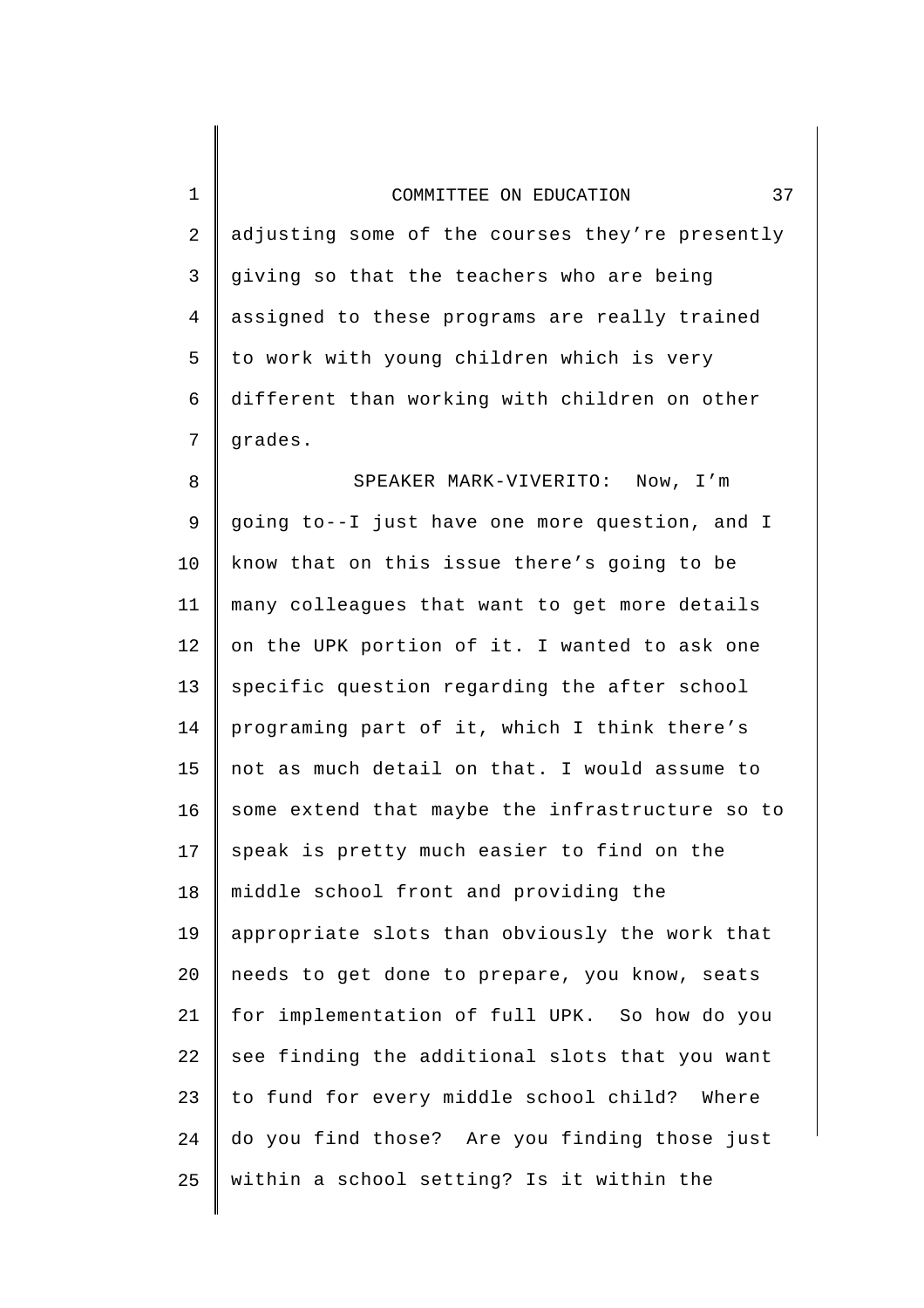adjusting some of the courses they're presently giving so that the teachers who are being assigned to these programs are really trained to work with young children which is very different than working with children on other grades.

SPEAKER MARK-VIVERITO: Now, I'm going to--I just have one more question, and I know that on this issue there's going to be many colleagues that want to get more details on the UPK portion of it. I wanted to ask one specific question regarding the after school programing part of it, which I think there's not as much detail on that. I would assume to some extend that maybe the infrastructure so to speak is pretty much easier to find on the middle school front and providing the appropriate slots than obviously the work that needs to get done to prepare, you know, seats for implementation of full UPK. So how do you see finding the additional slots that you want to fund for every middle school child? Where do you find those? Are you finding those just within a school setting? Is it within the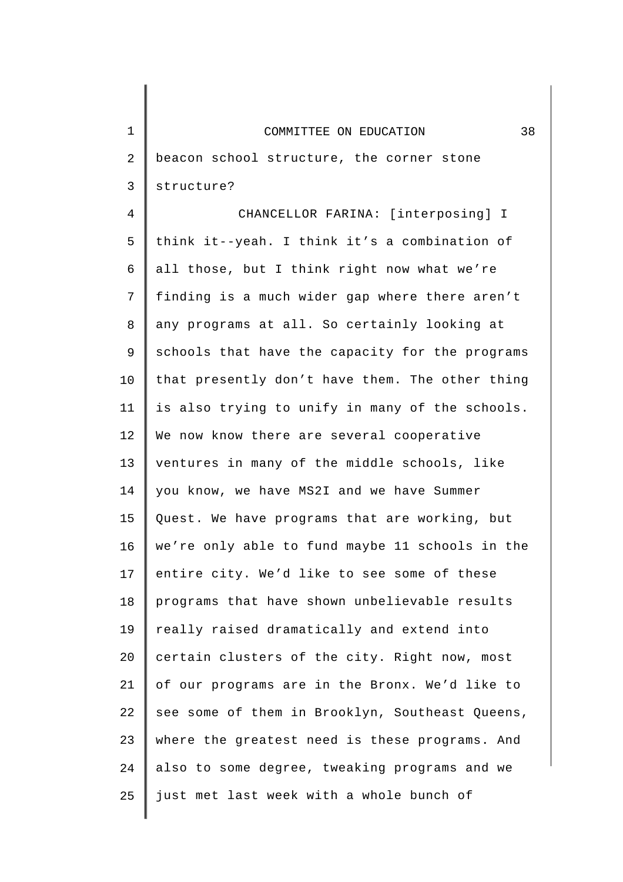beacon school structure, the corner stone structure?

CHANCELLOR FARINA: [interposing] I think it--yeah. I think it's a combination of all those, but I think right now what we're finding is a much wider gap where there aren't any programs at all. So certainly looking at schools that have the capacity for the programs that presently don't have them. The other thing is also trying to unify in many of the schools. We now know there are several cooperative ventures in many of the middle schools, like you know, we have MS2I and we have Summer Quest. We have programs that are working, but we're only able to fund maybe 11 schools in the entire city. We'd like to see some of these programs that have shown unbelievable results really raised dramatically and extend into certain clusters of the city. Right now, most of our programs are in the Bronx. We'd like to see some of them in Brooklyn, Southeast Queens, where the greatest need is these programs. And also to some degree, tweaking programs and we just met last week with a whole bunch of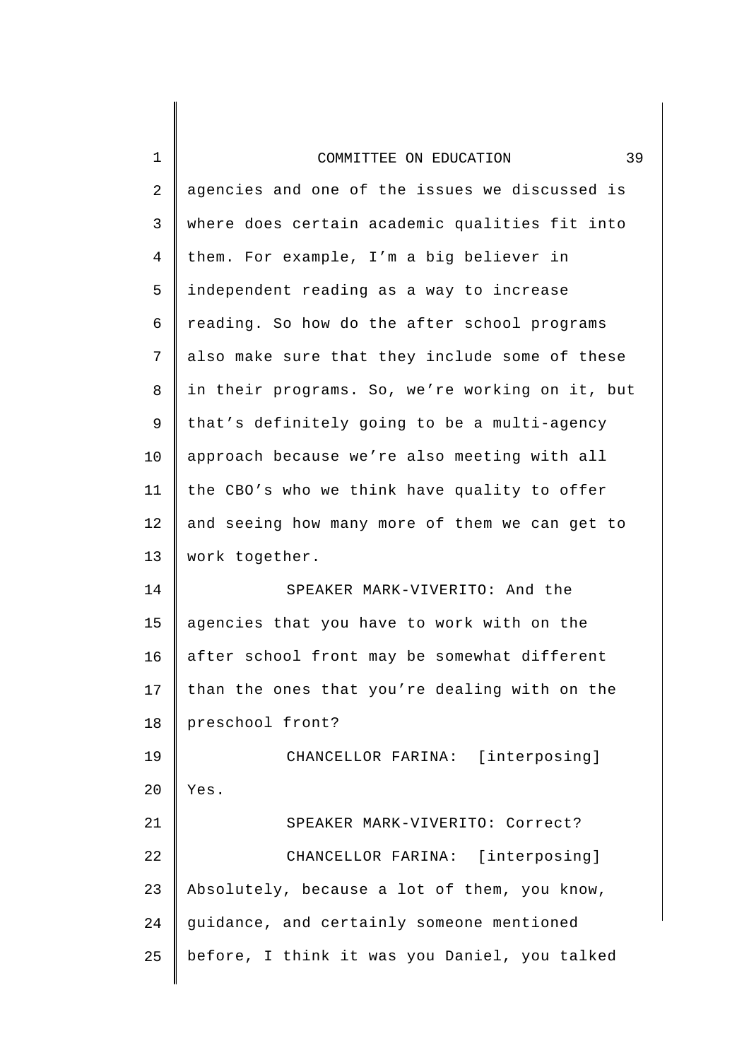agencies and one of the issues we discussed is where does certain academic qualities fit into them. For example, I'm a big believer in independent reading as a way to increase reading. So how do the after school programs also make sure that they include some of these in their programs. So, we're working on it, but that's definitely going to be a multi-agency approach because we're also meeting with all the CBO's who we think have quality to offer and seeing how many more of them we can get to work together.

SPEAKER MARK-VIVERITO: And the agencies that you have to work with on the after school front may be somewhat different than the ones that you're dealing with on the preschool front?

CHANCELLOR FARINA: [interposing] Yes.

SPEAKER MARK-VIVERITO: Correct?

CHANCELLOR FARINA: [interposing] Absolutely, because a lot of them, you know, guidance, and certainly someone mentioned before, I think it was you Daniel, you talked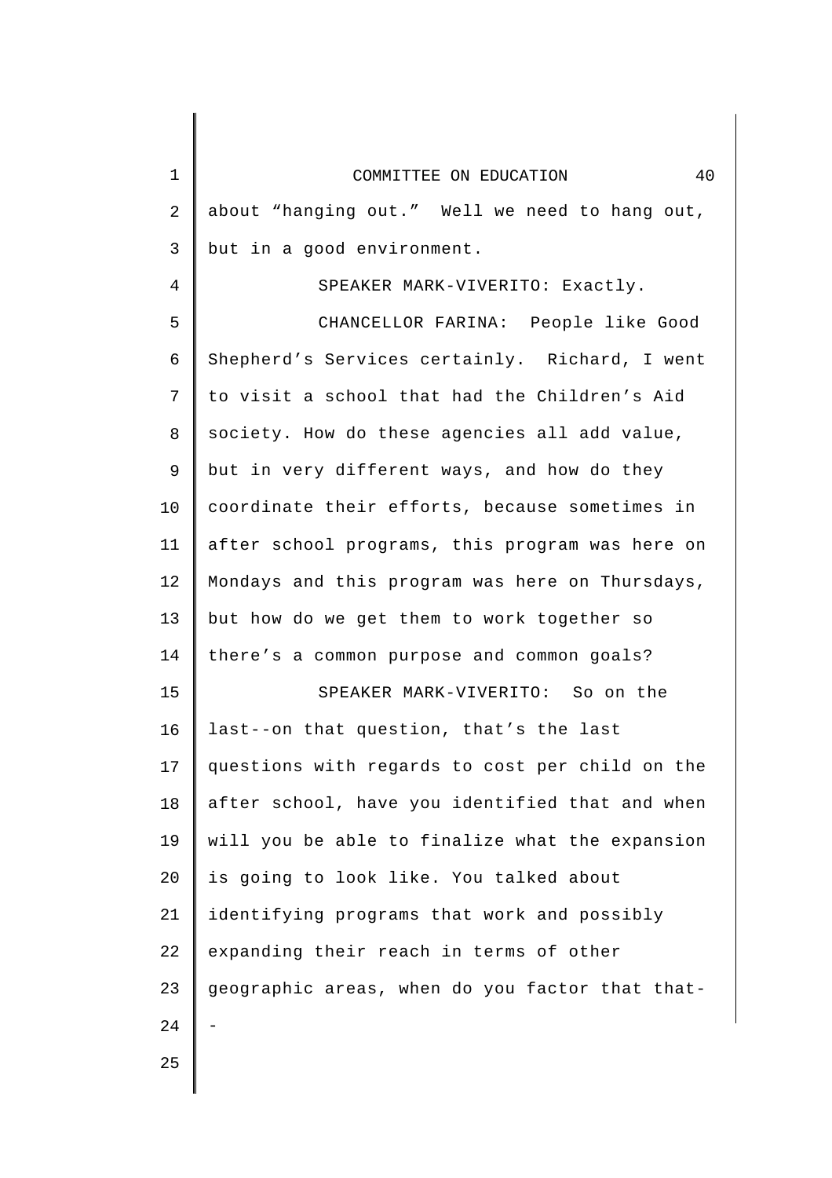about "hanging out." Well we need to hang out, but in a good environment.

SPEAKER MARK-VIVERITO: Exactly.

CHANCELLOR FARINA: People like Good Shepherd's Services certainly. Richard, I went to visit a school that had the Children's Aid society. How do these agencies all add value, but in very different ways, and how do they coordinate their efforts, because sometimes in after school programs, this program was here on Mondays and this program was here on Thursdays, but how do we get them to work together so there's a common purpose and common goals?

SPEAKER MARK-VIVERITO: So on the last--on that question, that's the last questions with regards to cost per child on the after school, have you identified that and when will you be able to finalize what the expansion is going to look like. You talked about identifying programs that work and possibly expanding their reach in terms of other geographic areas, when do you factor that that--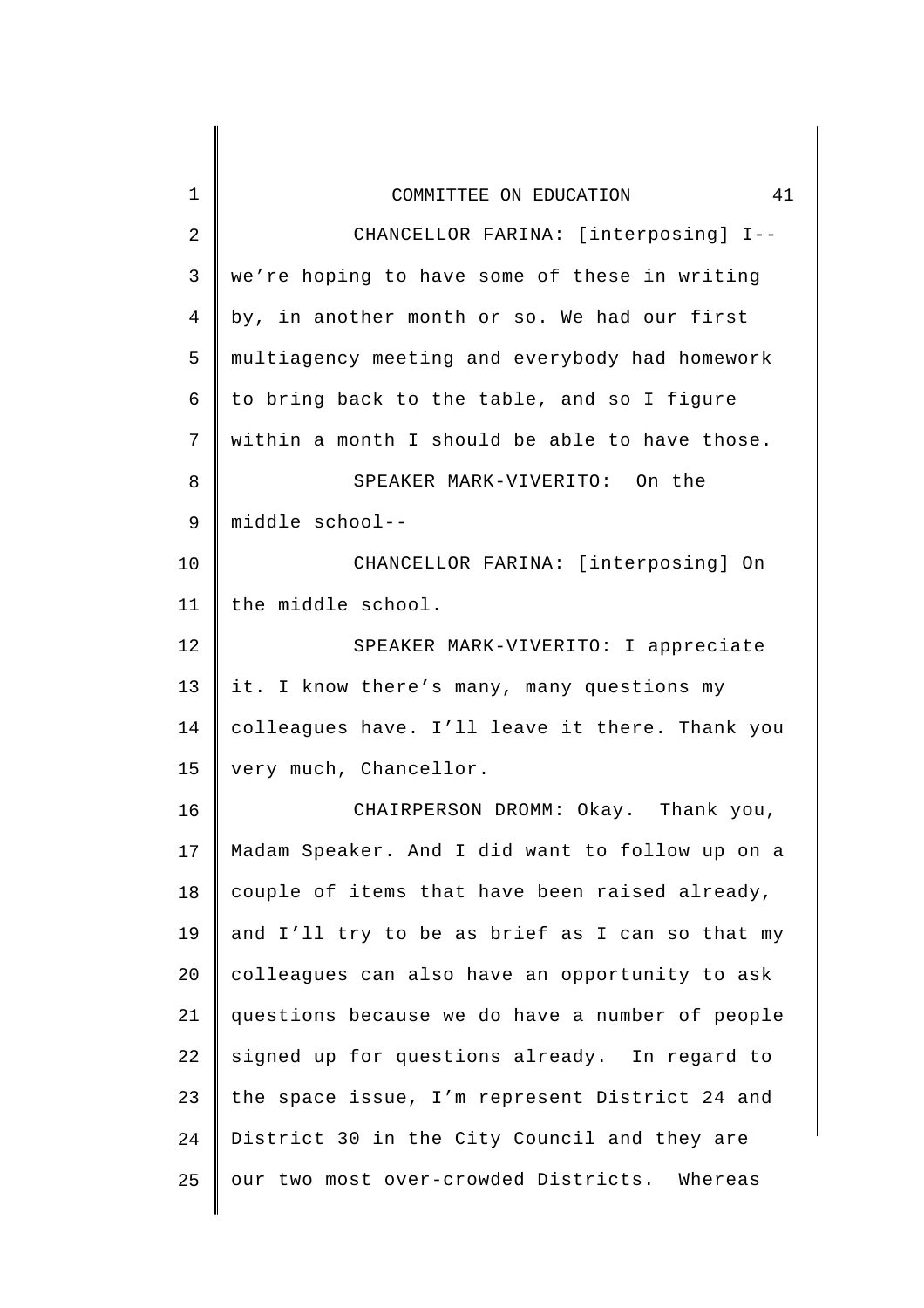CHANCELLOR FARINA: [interposing] I-- we're hoping to have some of these in writing by, in another month or so. We had our first multiagency meeting and everybody had homework to bring back to the table, and so I figure within a month I should be able to have those.

SPEAKER MARK-VIVERITO: On the middle school--

CHANCELLOR FARINA: [interposing] On the middle school.

SPEAKER MARK-VIVERITO: I appreciate it. I know there's many, many questions my colleagues have. I'll leave it there. Thank you very much, Chancellor.

CHAIRPERSON DROMM: Okay. Thank you, Madam Speaker. And I did want to follow up on a couple of items that have been raised already, and I'll try to be as brief as I can so that my colleagues can also have an opportunity to ask questions because we do have a number of people signed up for questions already. In regard to the space issue, I'm represent District 24 and District 30 in the City Council and they are our two most over-crowded Districts. Whereas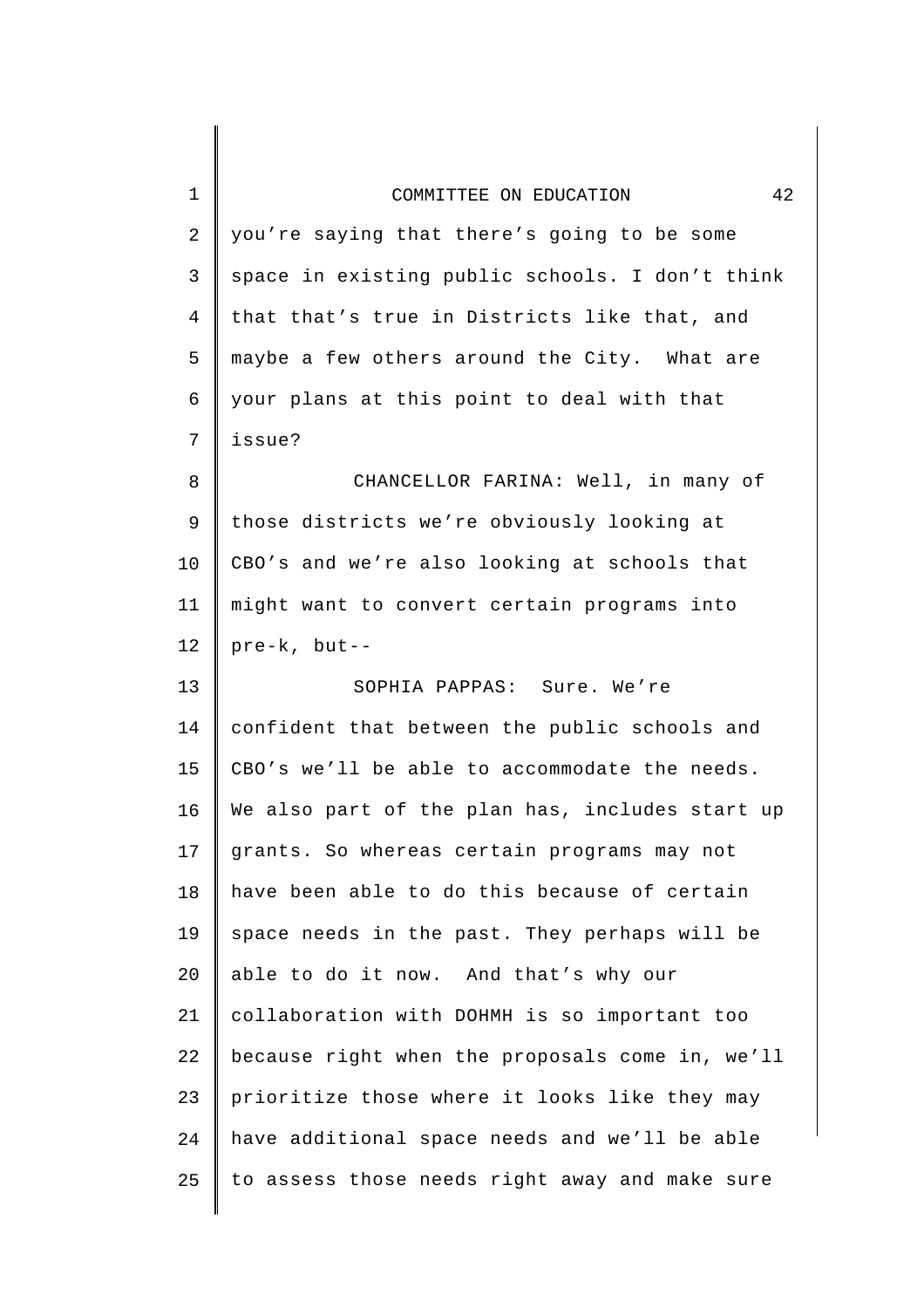you're saying that there's going to be some space in existing public schools. I don't think that that's true in Districts like that, and maybe a few others around the City. What are your plans at this point to deal with that issue?

CHANCELLOR FARINA: Well, in many of those districts we're obviously looking at CBO's and we're also looking at schools that might want to convert certain programs into pre-k, but--

SOPHIA PAPPAS: Sure. We're confident that between the public schools and CBO's we'll be able to accommodate the needs. We also part of the plan has, includes start up grants. So whereas certain programs may not have been able to do this because of certain space needs in the past. They perhaps will be able to do it now. And that's why our collaboration with DOHMH is so important too because right when the proposals come in, we'll prioritize those where it looks like they may have additional space needs and we'll be able to assess those needs right away and make sure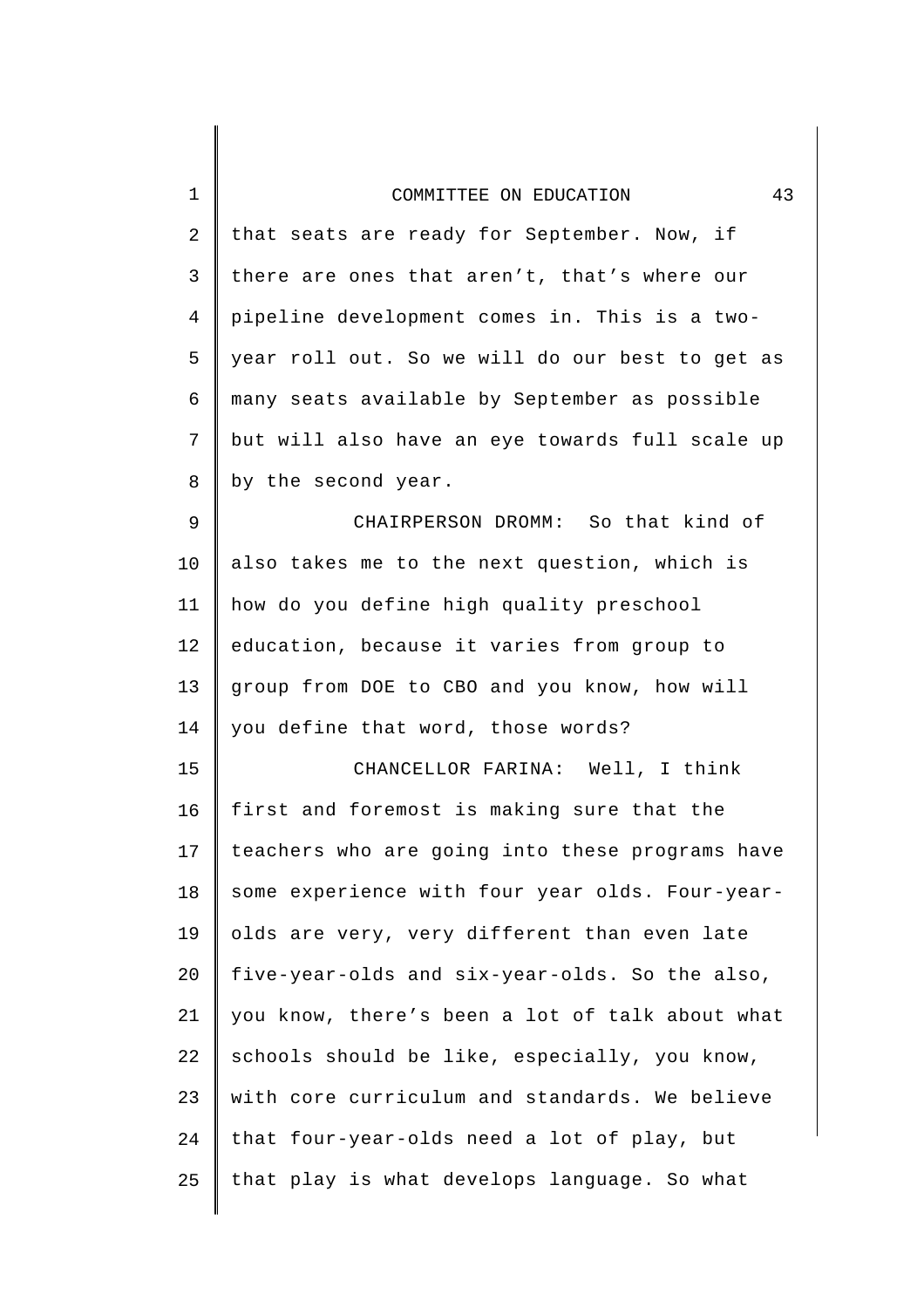that seats are ready for September. Now, if there are ones that aren't, that's where our pipeline development comes in. This is a two-year roll out. So we will do our best to get as many seats available by September as possible but will also have an eye towards full scale up by the second year.

CHAIRPERSON DROMM: So that kind of also takes me to the next question, which is how do you define high quality preschool education, because it varies from group to group from DOE to CBO and you know, how will you define that word, those words?

CHANCELLOR FARINA: Well, I think first and foremost is making sure that the teachers who are going into these programs have some experience with four year olds. Four-year-olds are very, very different than even late five-year-olds and six-year-olds. So the also, you know, there's been a lot of talk about what schools should be like, especially, you know, with core curriculum and standards. We believe that four-year-olds need a lot of play, but that play is what develops language. So what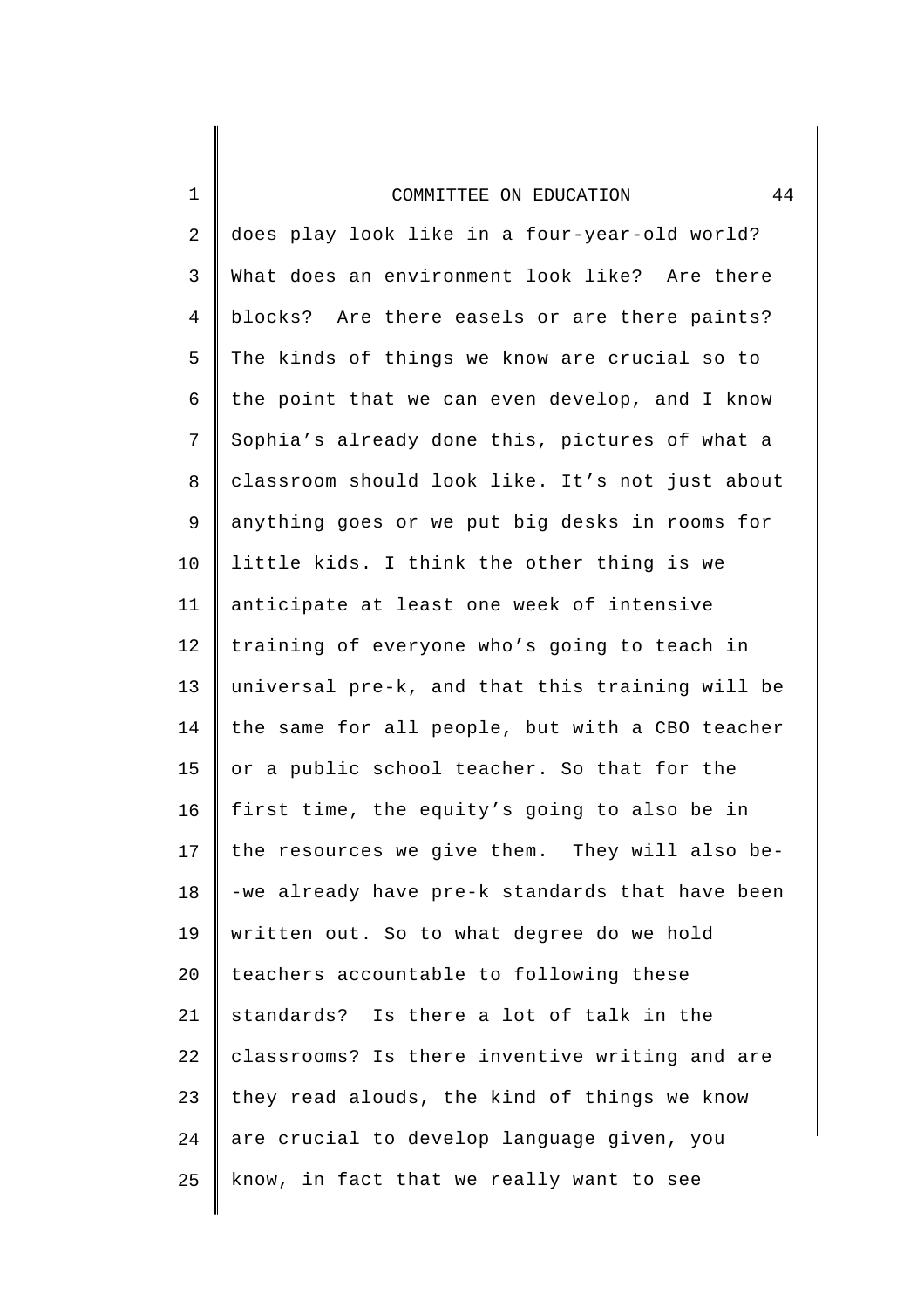does play look like in a four-year-old world? What does an environment look like? Are there blocks? Are there easels or are there paints? The kinds of things we know are crucial so to the point that we can even develop, and I know Sophia's already done this, pictures of what a classroom should look like. It's not just about anything goes or we put big desks in rooms for little kids. I think the other thing is we anticipate at least one week of intensive training of everyone who's going to teach in universal pre-k, and that this training will be the same for all people, but with a CBO teacher or a public school teacher. So that for the first time, the equity's going to also be in the resources we give them. They will also be--we already have pre-k standards that have been written out. So to what degree do we hold teachers accountable to following these standards? Is there a lot of talk in the classrooms? Is there inventive writing and are they read alouds, the kind of things we know are crucial to develop language given, you know, in fact that we really want to see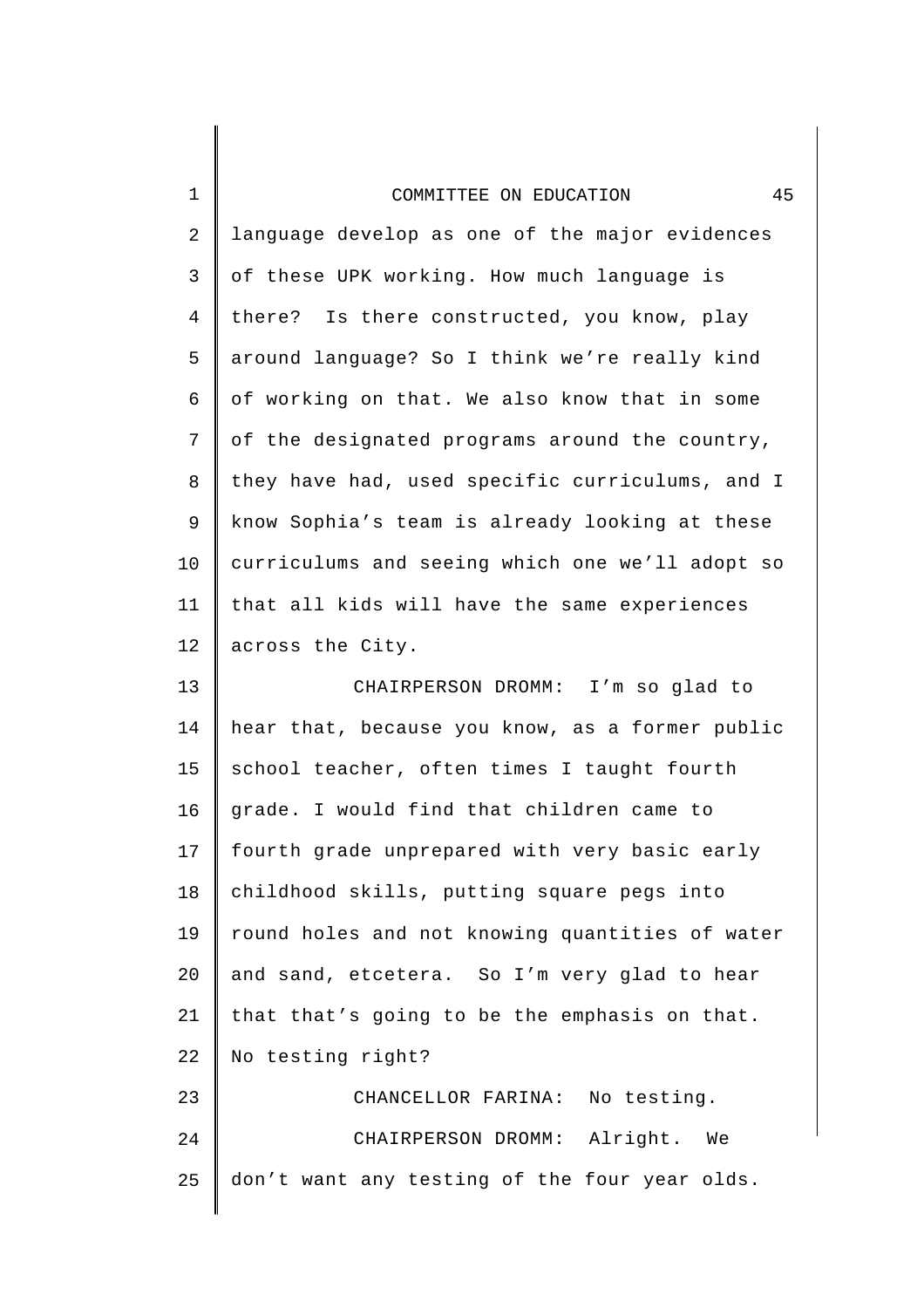language develop as one of the major evidences of these UPK working. How much language is there? Is there constructed, you know, play around language? So I think we're really kind of working on that. We also know that in some of the designated programs around the country, they have had, used specific curriculums, and I know Sophia's team is already looking at these curriculums and seeing which one we'll adopt so that all kids will have the same experiences across the City.

CHAIRPERSON DROMM: I'm so glad to hear that, because you know, as a former public school teacher, often times I taught fourth grade. I would find that children came to fourth grade unprepared with very basic early childhood skills, putting square pegs into round holes and not knowing quantities of water and sand, etcetera. So I'm very glad to hear that that's going to be the emphasis on that. No testing right?

CHANCELLOR FARINA: No testing.

CHAIRPERSON DROMM: Alright. We don't want any testing of the four year olds.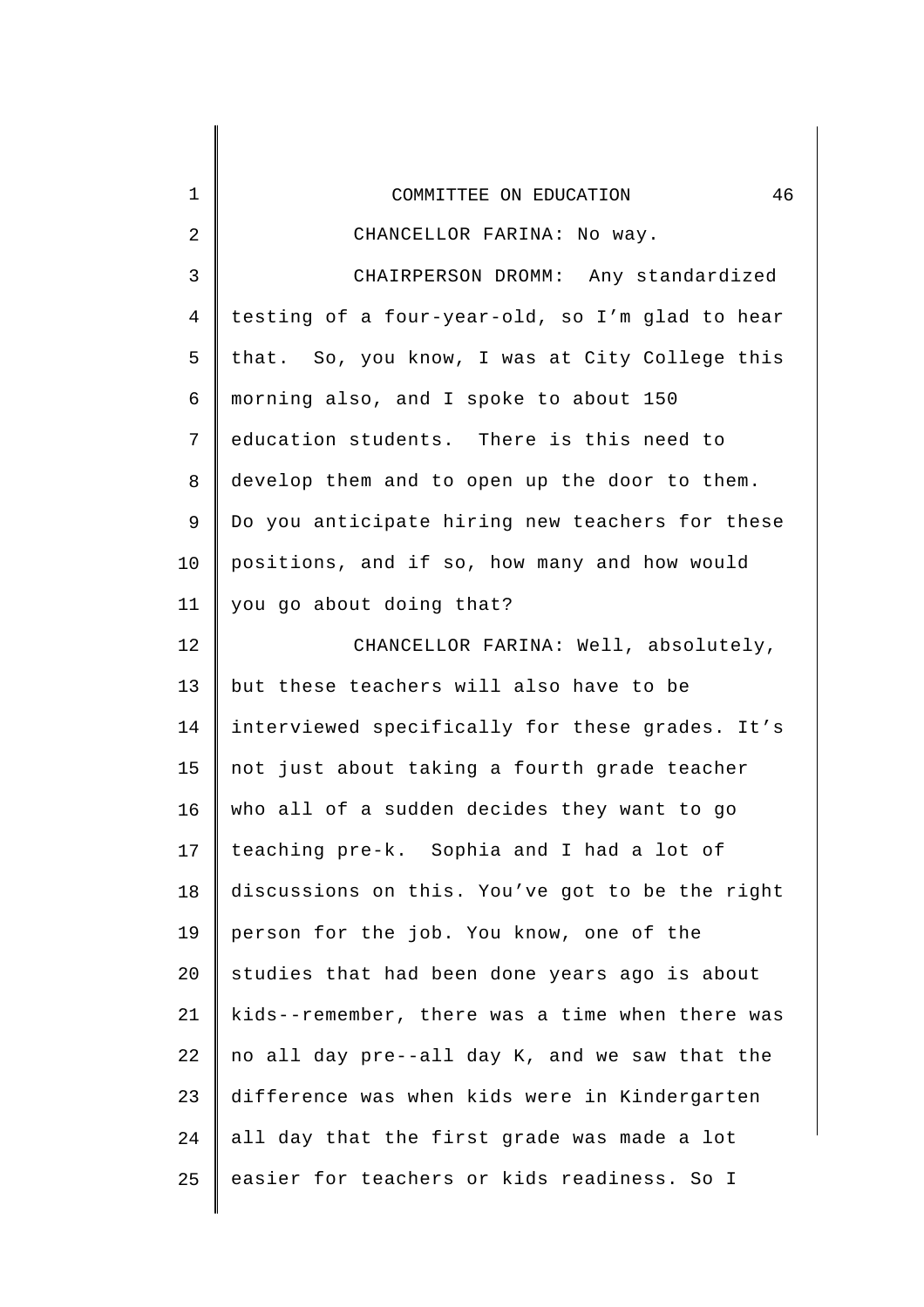CHANCELLOR FARINA: No way.

CHAIRPERSON DROMM: Any standardized testing of a four-year-old, so I'm glad to hear that. So, you know, I was at City College this morning also, and I spoke to about 150 education students. There is this need to develop them and to open up the door to them. Do you anticipate hiring new teachers for these positions, and if so, how many and how would you go about doing that?

CHANCELLOR FARINA: Well, absolutely, but these teachers will also have to be interviewed specifically for these grades. It's not just about taking a fourth grade teacher who all of a sudden decides they want to go teaching pre-k. Sophia and I had a lot of discussions on this. You've got to be the right person for the job. You know, one of the studies that had been done years ago is about kids--remember, there was a time when there was no all day pre--all day K, and we saw that the difference was when kids were in Kindergarten all day that the first grade was made a lot easier for teachers or kids readiness. So I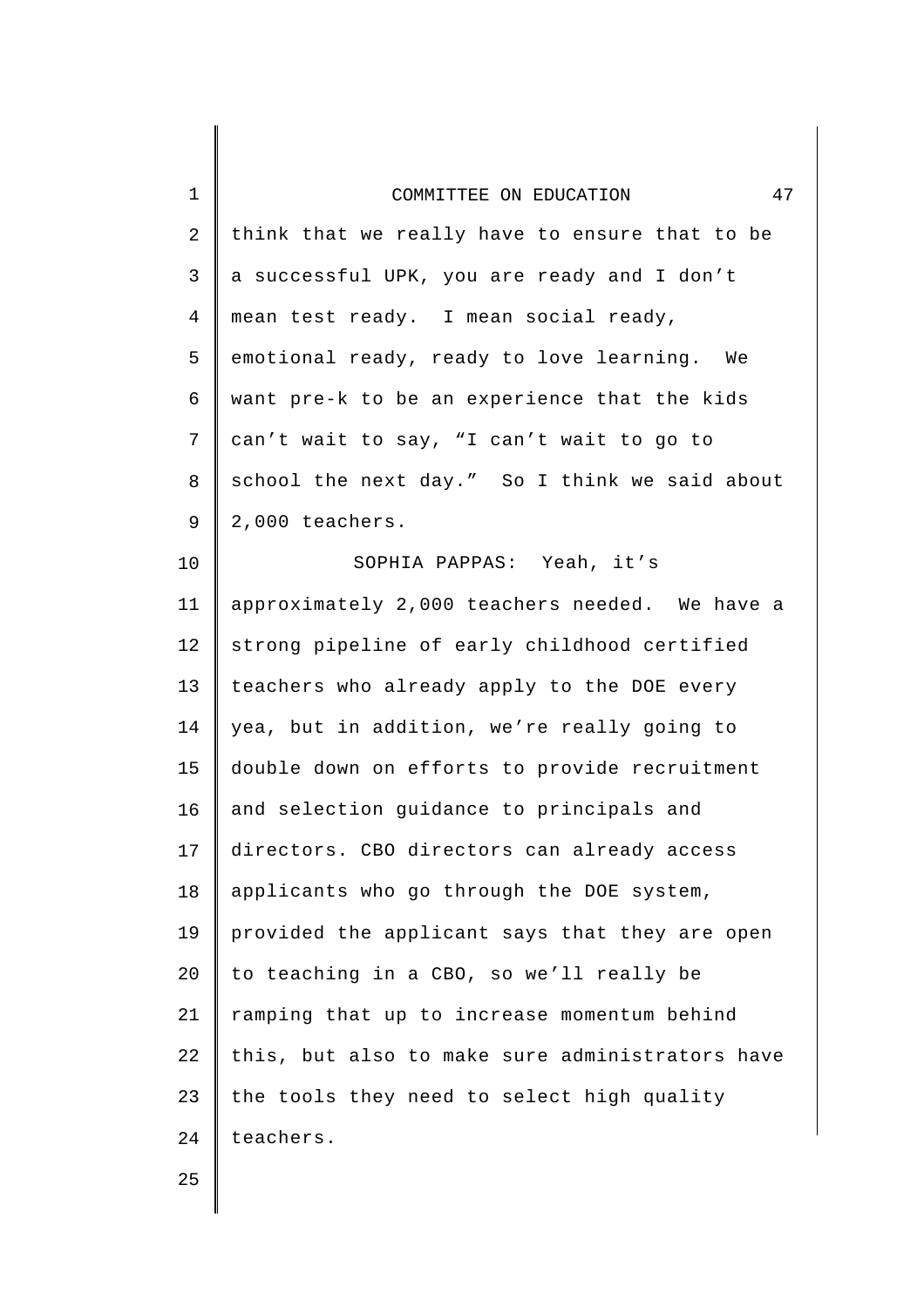think that we really have to ensure that to be a successful UPK, you are ready and I don't mean test ready. I mean social ready, emotional ready, ready to love learning. We want pre-k to be an experience that the kids can't wait to say, "I can't wait to go to school the next day." So I think we said about 2,000 teachers.

SOPHIA PAPPAS: Yeah, it's approximately 2,000 teachers needed. We have a strong pipeline of early childhood certified teachers who already apply to the DOE every yea, but in addition, we're really going to double down on efforts to provide recruitment and selection guidance to principals and directors. CBO directors can already access applicants who go through the DOE system, provided the applicant says that they are open to teaching in a CBO, so we'll really be ramping that up to increase momentum behind this, but also to make sure administrators have the tools they need to select high quality teachers.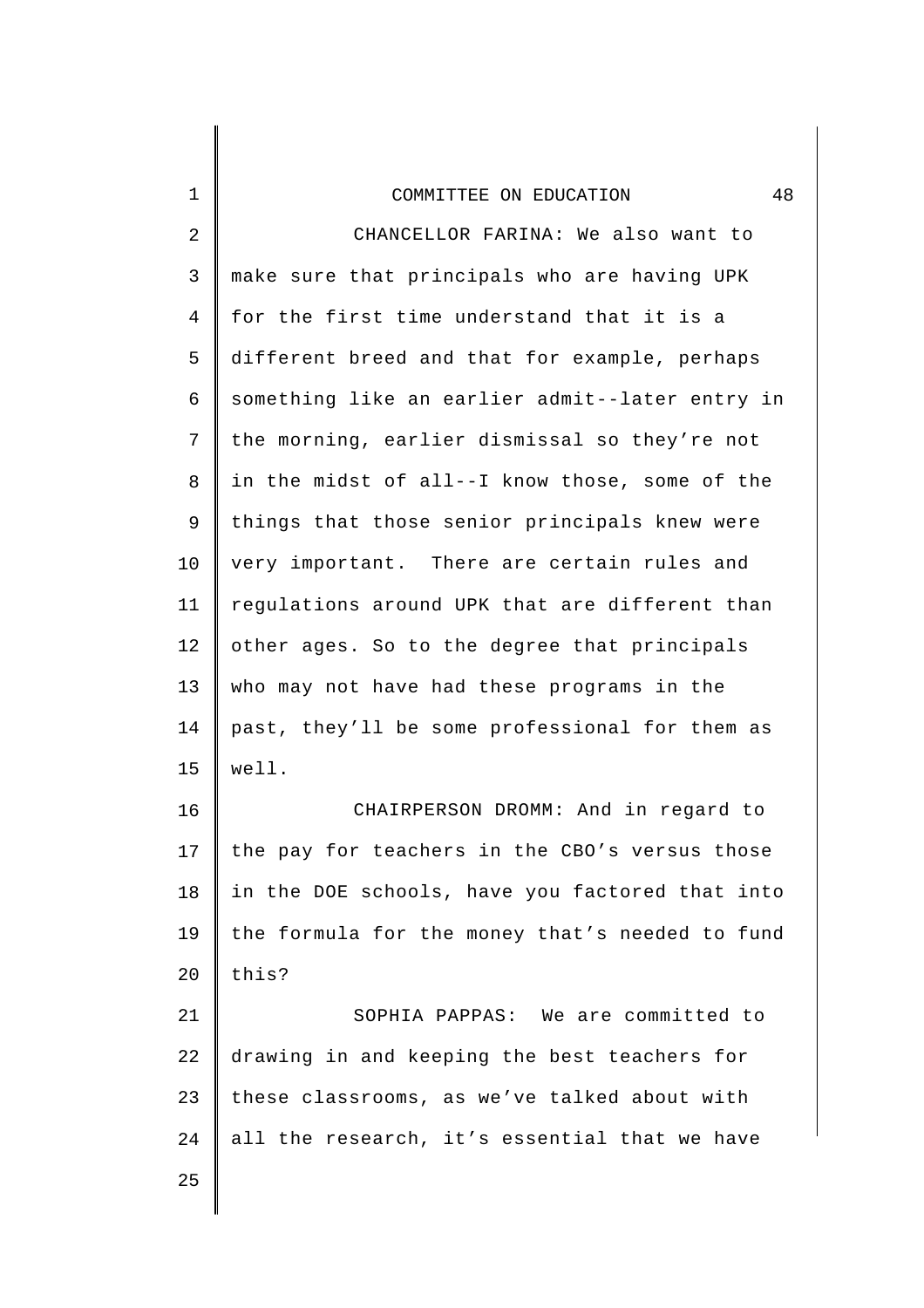CHANCELLOR FARINA: We also want to make sure that principals who are having UPK for the first time understand that it is a different breed and that for example, perhaps something like an earlier admit--later entry in the morning, earlier dismissal so they're not in the midst of all--I know those, some of the things that those senior principals knew were very important. There are certain rules and regulations around UPK that are different than other ages. So to the degree that principals who may not have had these programs in the past, they'll be some professional for them as well.

CHAIRPERSON DROMM: And in regard to the pay for teachers in the CBO's versus those in the DOE schools, have you factored that into the formula for the money that's needed to fund this?

SOPHIA PAPPAS: We are committed to drawing in and keeping the best teachers for these classrooms, as we've talked about with all the research, it's essential that we have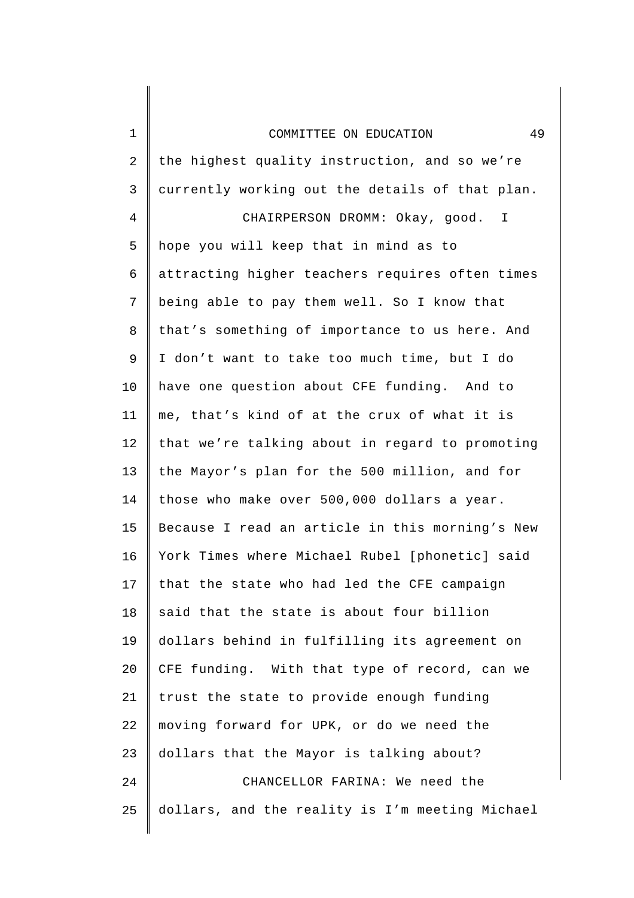the highest quality instruction, and so we're currently working out the details of that plan.

CHAIRPERSON DROMM: Okay, good. I hope you will keep that in mind as to attracting higher teachers requires often times being able to pay them well. So I know that that's something of importance to us here. And I don't want to take too much time, but I do have one question about CFE funding. And to me, that's kind of at the crux of what it is that we're talking about in regard to promoting the Mayor's plan for the 500 million, and for those who make over 500,000 dollars a year. Because I read an article in this morning's New York Times where Michael Rubel [phonetic] said that the state who had led the CFE campaign said that the state is about four billion dollars behind in fulfilling its agreement on CFE funding. With that type of record, can we trust the state to provide enough funding moving forward for UPK, or do we need the dollars that the Mayor is talking about?

CHANCELLOR FARINA: We need the dollars, and the reality is I'm meeting Michael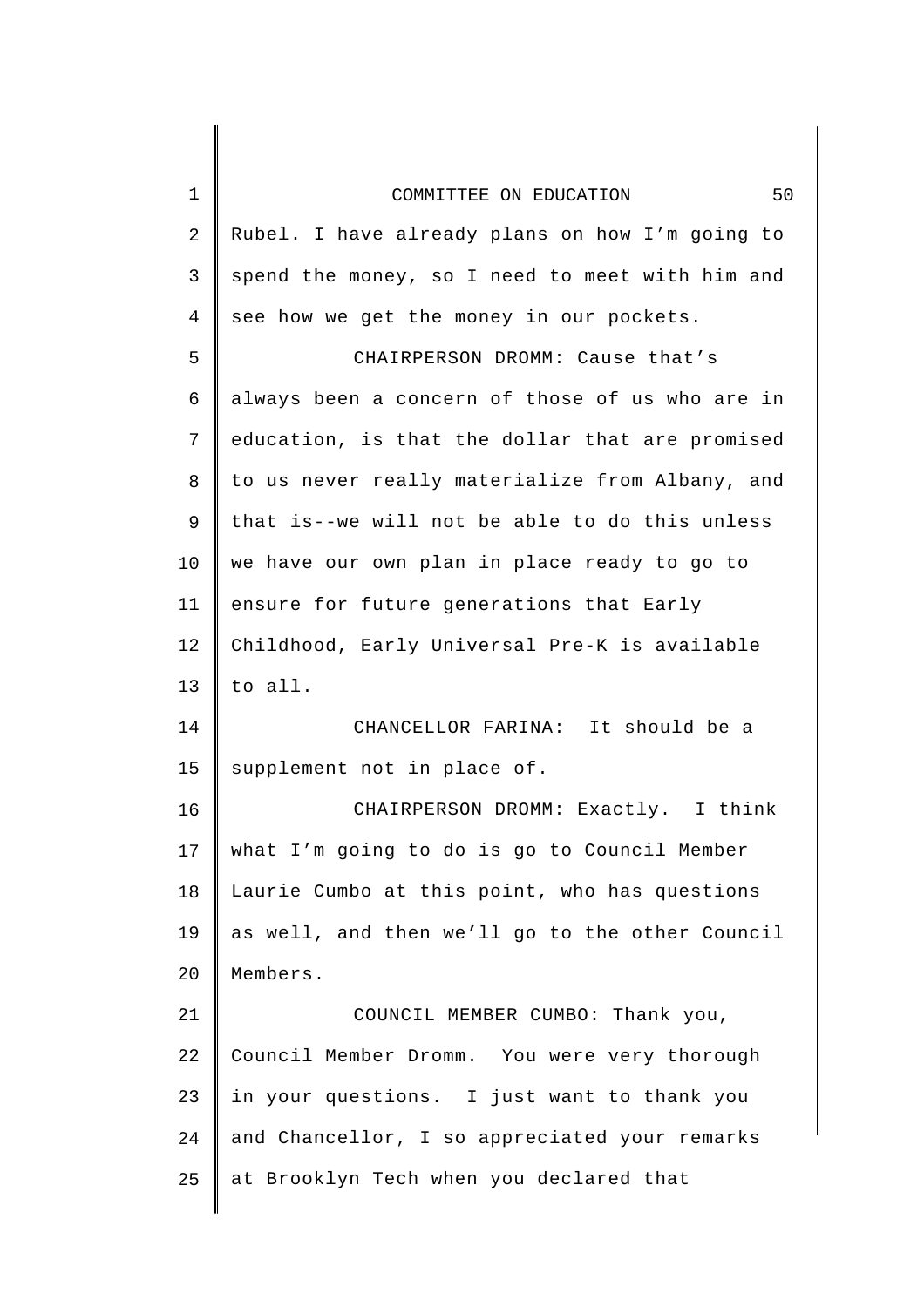Rubel. I have already plans on how I'm going to spend the money, so I need to meet with him and see how we get the money in our pockets.

CHAIRPERSON DROMM: Cause that's always been a concern of those of us who are in education, is that the dollar that are promised to us never really materialize from Albany, and that is--we will not be able to do this unless we have our own plan in place ready to go to ensure for future generations that Early Childhood, Early Universal Pre-K is available to all.

CHANCELLOR FARINA: It should be a supplement not in place of.

CHAIRPERSON DROMM: Exactly. I think what I'm going to do is go to Council Member Laurie Cumbo at this point, who has questions as well, and then we'll go to the other Council Members.

COUNCIL MEMBER CUMBO: Thank you, Council Member Dromm. You were very thorough in your questions. I just want to thank you and Chancellor, I so appreciated your remarks at Brooklyn Tech when you declared that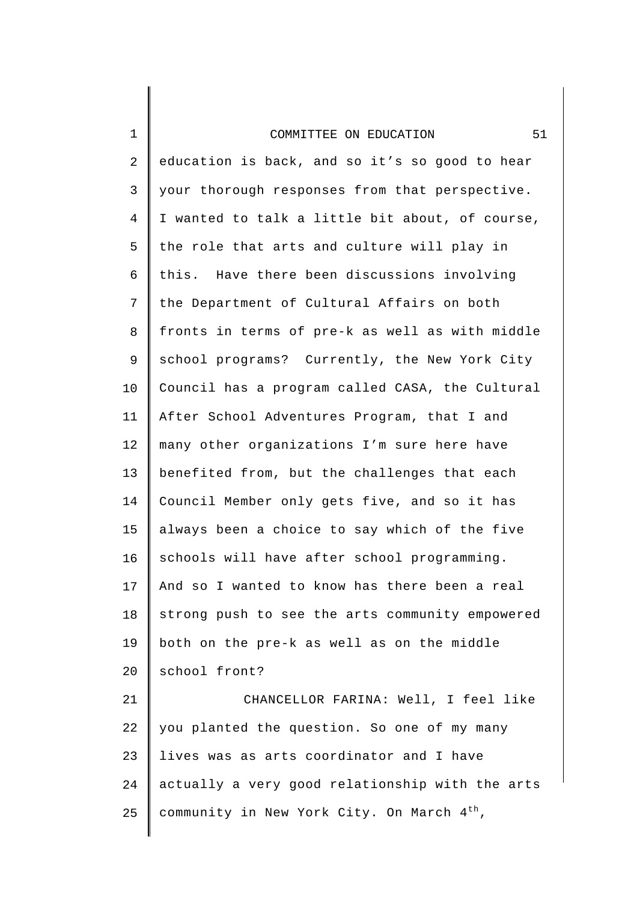education is back, and so it's so good to hear your thorough responses from that perspective. I wanted to talk a little bit about, of course, the role that arts and culture will play in this. Have there been discussions involving the Department of Cultural Affairs on both fronts in terms of pre-k as well as with middle school programs? Currently, the New York City Council has a program called CASA, the Cultural After School Adventures Program, that I and many other organizations I'm sure here have benefited from, but the challenges that each Council Member only gets five, and so it has always been a choice to say which of the five schools will have after school programming. And so I wanted to know has there been a real strong push to see the arts community empowered both on the pre-k as well as on the middle school front?

CHANCELLOR FARINA: Well, I feel like you planted the question. So one of my many lives was as arts coordinator and I have actually a very good relationship with the arts community in New York City. On March 4th,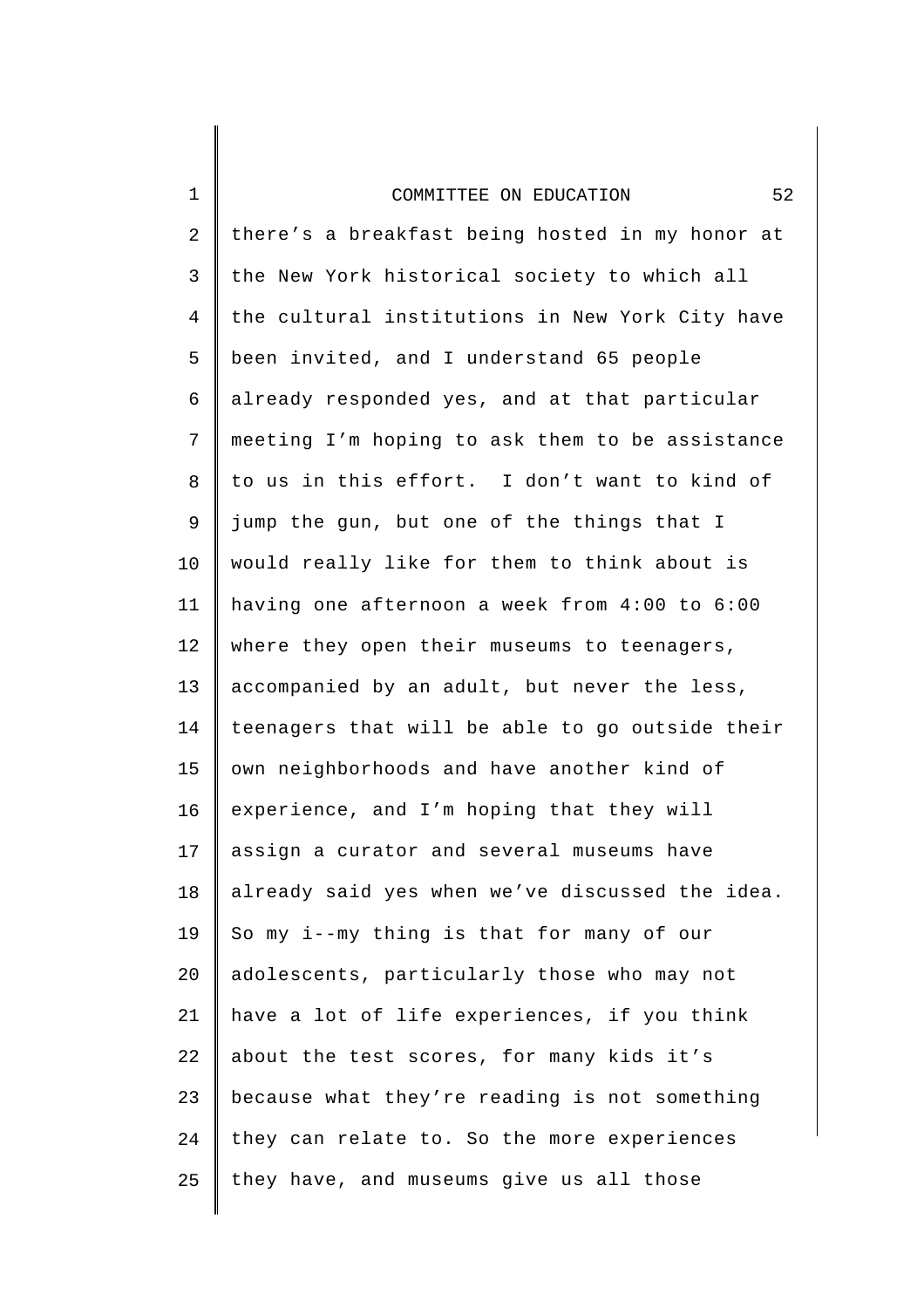there's a breakfast being hosted in my honor at the New York historical society to which all the cultural institutions in New York City have been invited, and I understand 65 people already responded yes, and at that particular meeting I'm hoping to ask them to be assistance to us in this effort. I don't want to kind of jump the gun, but one of the things that I would really like for them to think about is having one afternoon a week from 4:00 to 6:00 where they open their museums to teenagers, accompanied by an adult, but never the less, teenagers that will be able to go outside their own neighborhoods and have another kind of experience, and I'm hoping that they will assign a curator and several museums have already said yes when we've discussed the idea. So my i--my thing is that for many of our adolescents, particularly those who may not have a lot of life experiences, if you think about the test scores, for many kids it's because what they're reading is not something they can relate to. So the more experiences they have, and museums give us all those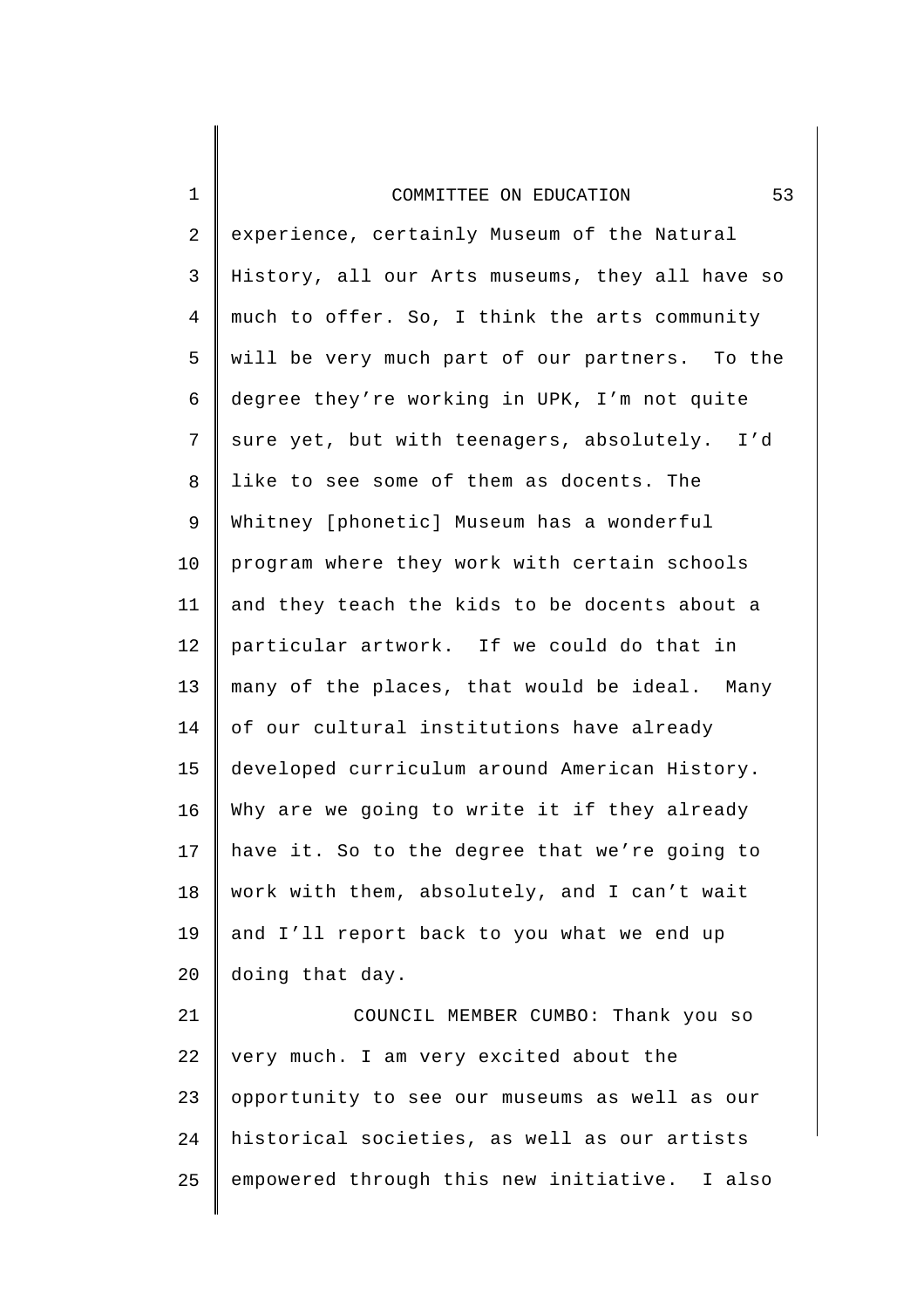experience, certainly Museum of the Natural History, all our Arts museums, they all have so much to offer. So, I think the arts community will be very much part of our partners. To the degree they're working in UPK, I'm not quite sure yet, but with teenagers, absolutely. I'd like to see some of them as docents. The Whitney [phonetic] Museum has a wonderful program where they work with certain schools and they teach the kids to be docents about a particular artwork. If we could do that in many of the places, that would be ideal. Many of our cultural institutions have already developed curriculum around American History. Why are we going to write it if they already have it. So to the degree that we're going to work with them, absolutely, and I can't wait and I'll report back to you what we end up doing that day.

COUNCIL MEMBER CUMBO: Thank you so very much. I am very excited about the opportunity to see our museums as well as our historical societies, as well as our artists empowered through this new initiative. I also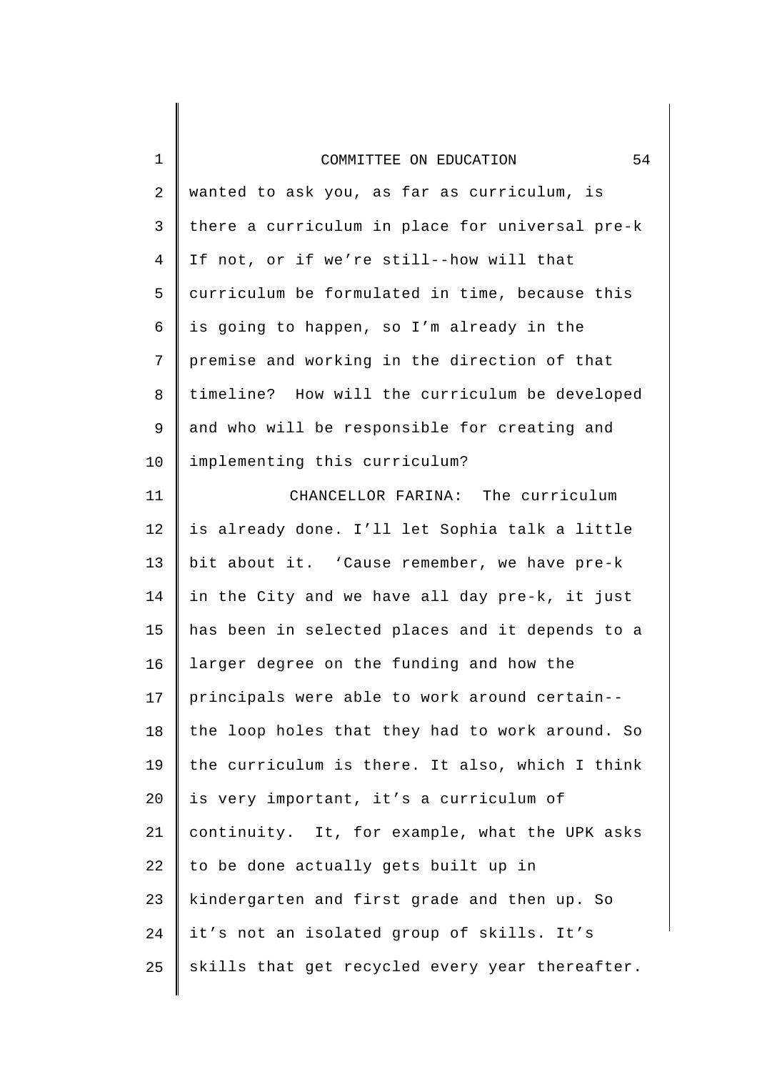wanted to ask you, as far as curriculum, is there a curriculum in place for universal pre-k If not, or if we're still--how will that curriculum be formulated in time, because this is going to happen, so I'm already in the premise and working in the direction of that timeline? How will the curriculum be developed and who will be responsible for creating and implementing this curriculum?

CHANCELLOR FARINA: The curriculum is already done. I'll let Sophia talk a little bit about it. 'Cause remember, we have pre-k in the City and we have all day pre-k, it just has been in selected places and it depends to a larger degree on the funding and how the principals were able to work around certain-- the loop holes that they had to work around. So the curriculum is there. It also, which I think is very important, it's a curriculum of continuity. It, for example, what the UPK asks to be done actually gets built up in kindergarten and first grade and then up. So it's not an isolated group of skills. It's skills that get recycled every year thereafter.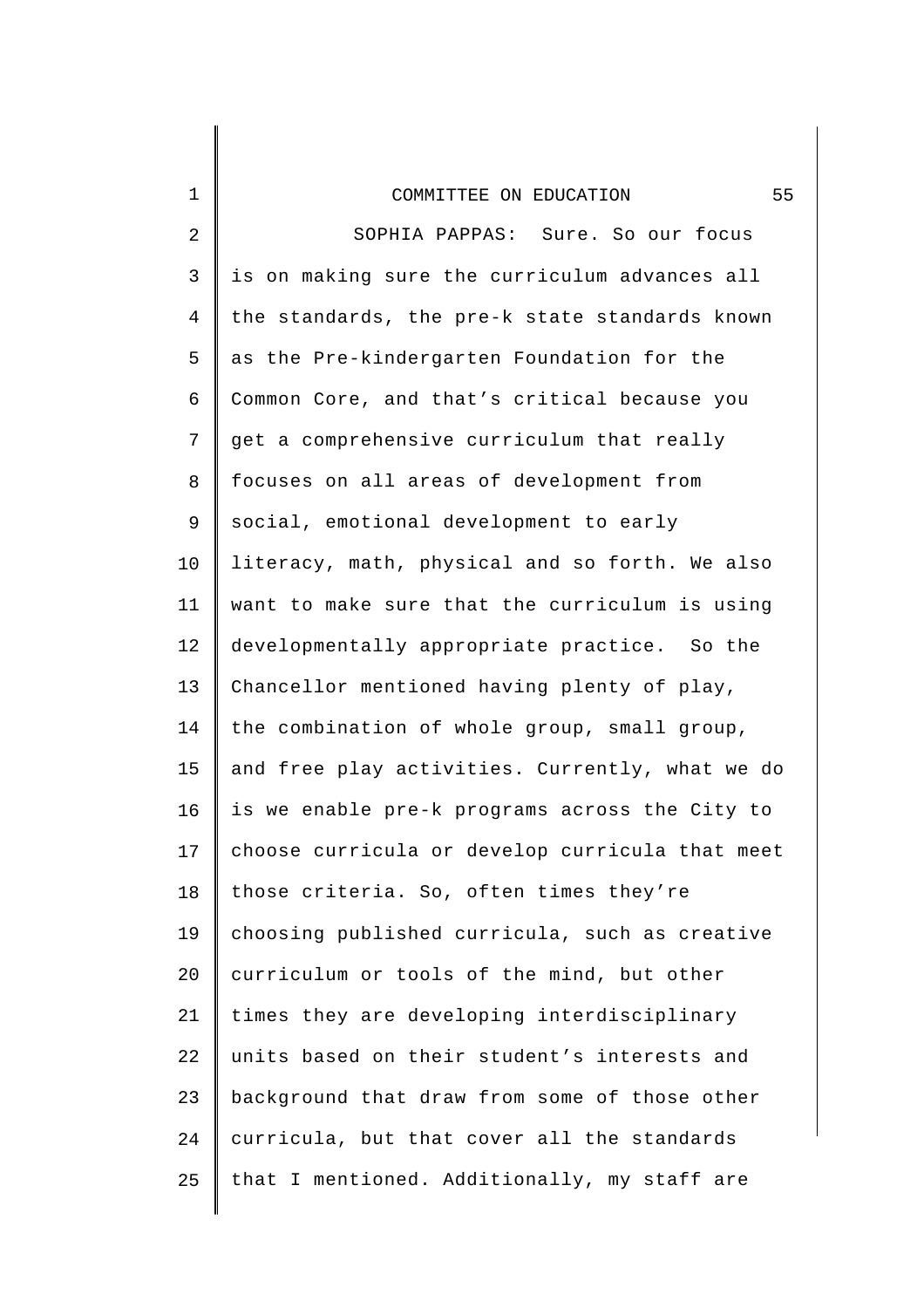SOPHIA PAPPAS: Sure. So our focus is on making sure the curriculum advances all the standards, the pre-k state standards known as the Pre-kindergarten Foundation for the Common Core, and that's critical because you get a comprehensive curriculum that really focuses on all areas of development from social, emotional development to early literacy, math, physical and so forth. We also want to make sure that the curriculum is using developmentally appropriate practice. So the Chancellor mentioned having plenty of play, the combination of whole group, small group, and free play activities. Currently, what we do is we enable pre-k programs across the City to choose curricula or develop curricula that meet those criteria. So, often times they're choosing published curricula, such as creative curriculum or tools of the mind, but other times they are developing interdisciplinary units based on their student's interests and background that draw from some of those other curricula, but that cover all the standards that I mentioned. Additionally, my staff are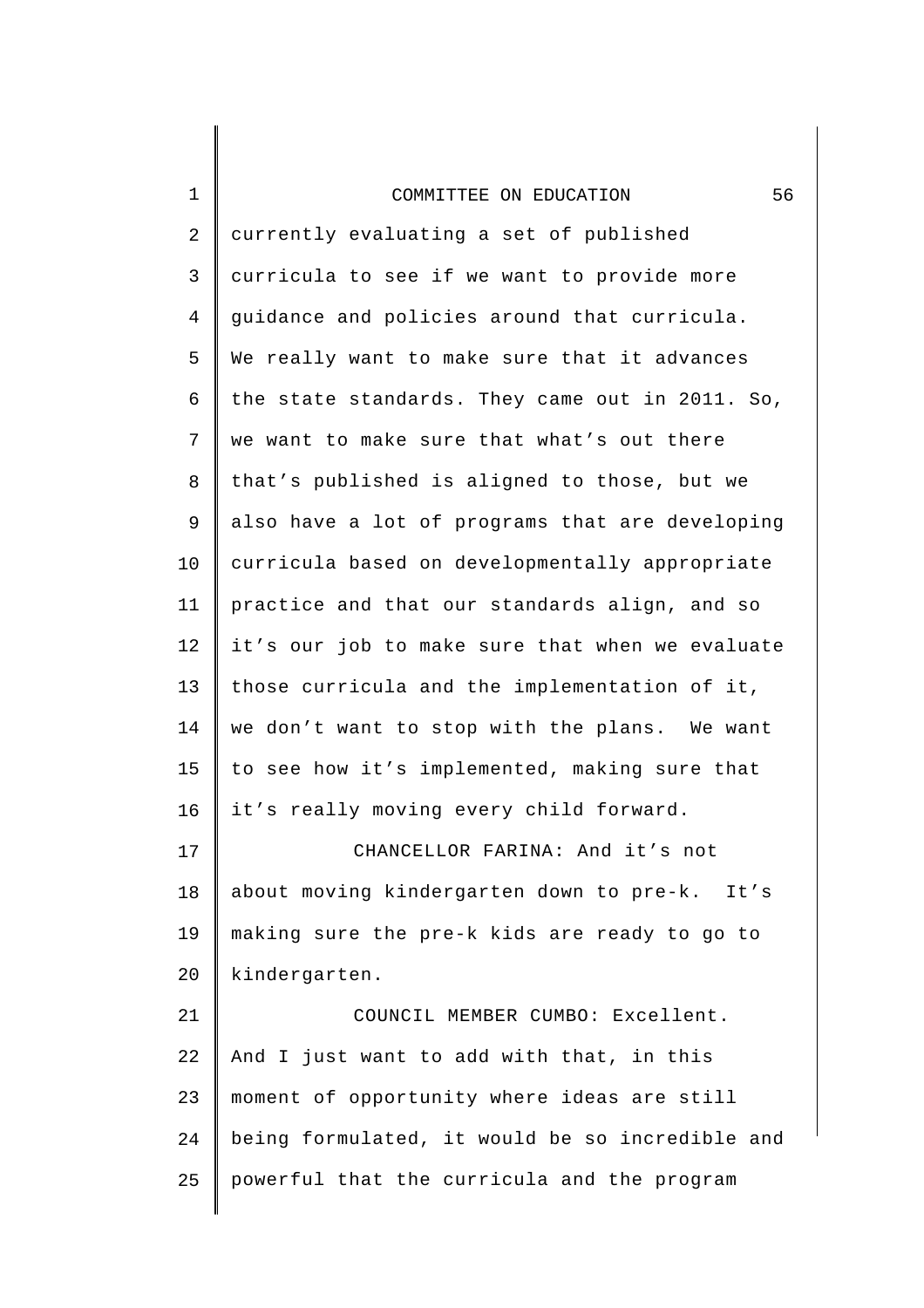currently evaluating a set of published curricula to see if we want to provide more guidance and policies around that curricula. We really want to make sure that it advances the state standards. They came out in 2011. So, we want to make sure that what's out there that's published is aligned to those, but we also have a lot of programs that are developing curricula based on developmentally appropriate practice and that our standards align, and so it's our job to make sure that when we evaluate those curricula and the implementation of it, we don't want to stop with the plans. We want to see how it's implemented, making sure that it's really moving every child forward.

CHANCELLOR FARINA: And it's not about moving kindergarten down to pre-k. It's making sure the pre-k kids are ready to go to kindergarten.

COUNCIL MEMBER CUMBO: Excellent. And I just want to add with that, in this moment of opportunity where ideas are still being formulated, it would be so incredible and powerful that the curricula and the program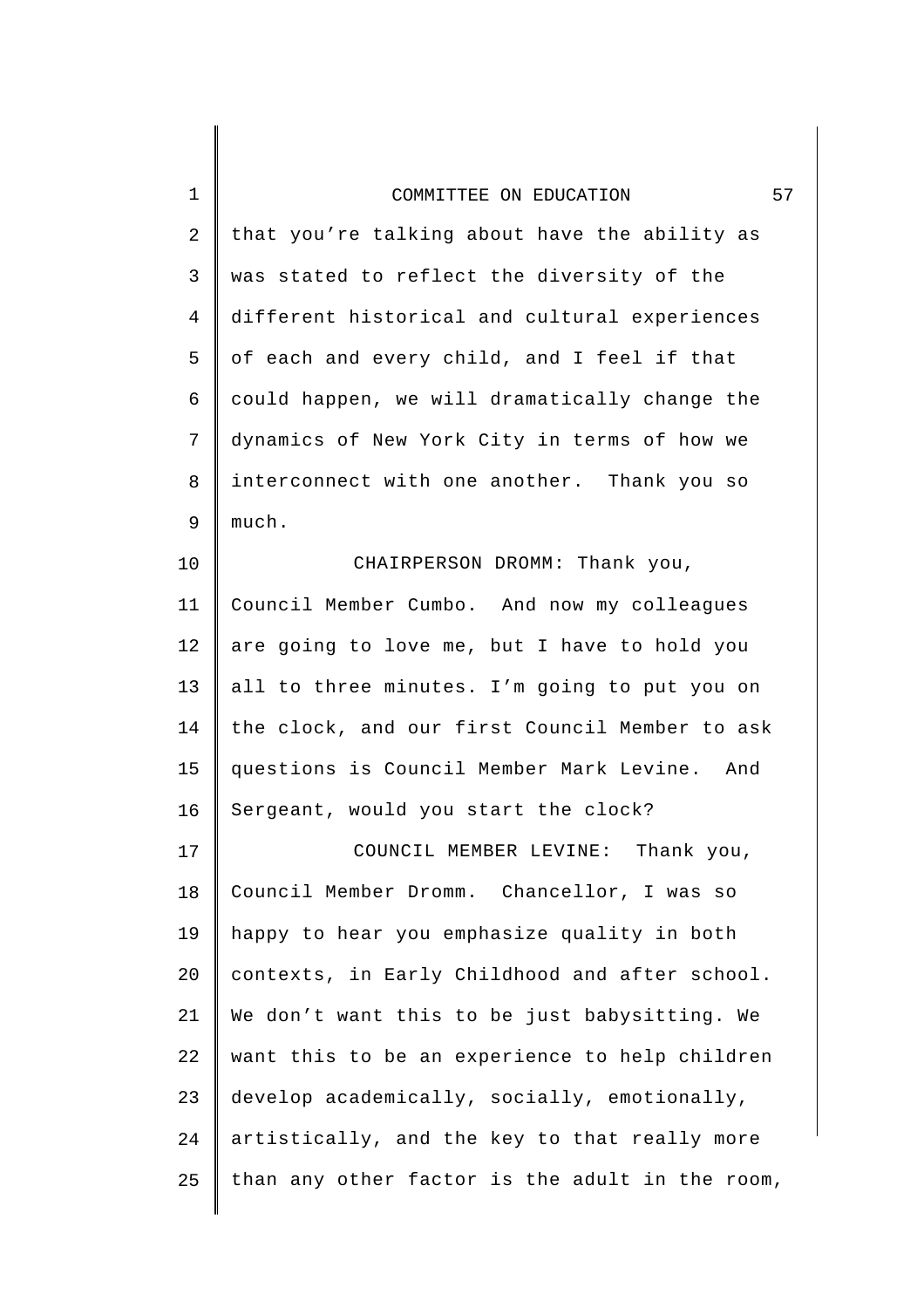that you're talking about have the ability as was stated to reflect the diversity of the different historical and cultural experiences of each and every child, and I feel if that could happen, we will dramatically change the dynamics of New York City in terms of how we interconnect with one another. Thank you so much.

CHAIRPERSON DROMM: Thank you, Council Member Cumbo. And now my colleagues are going to love me, but I have to hold you all to three minutes. I'm going to put you on the clock, and our first Council Member to ask questions is Council Member Mark Levine. And Sergeant, would you start the clock?

COUNCIL MEMBER LEVINE: Thank you, Council Member Dromm. Chancellor, I was so happy to hear you emphasize quality in both contexts, in Early Childhood and after school. We don't want this to be just babysitting. We want this to be an experience to help children develop academically, socially, emotionally, artistically, and the key to that really more than any other factor is the adult in the room,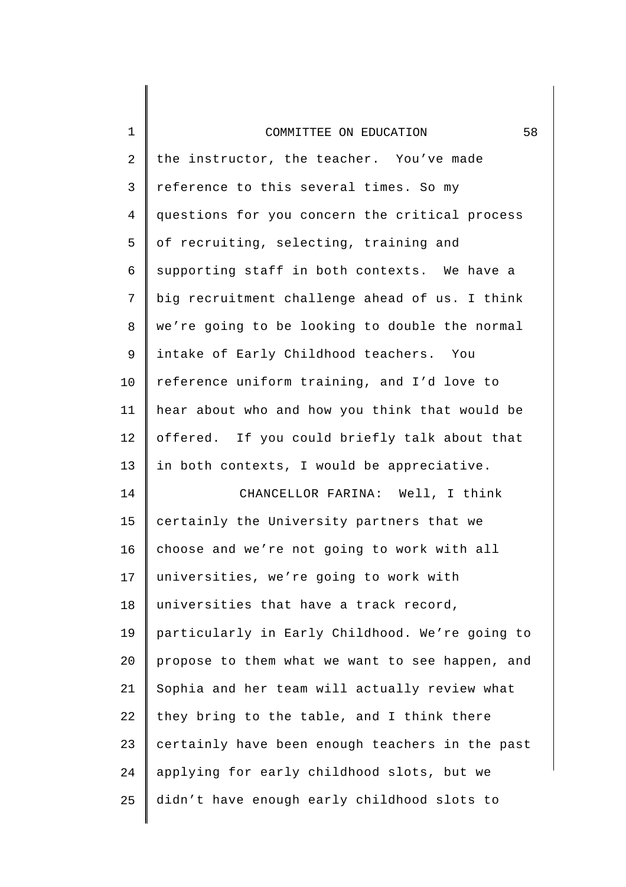the instructor, the teacher. You've made reference to this several times. So my questions for you concern the critical process of recruiting, selecting, training and supporting staff in both contexts. We have a big recruitment challenge ahead of us. I think we're going to be looking to double the normal intake of Early Childhood teachers. You reference uniform training, and I'd love to hear about who and how you think that would be offered. If you could briefly talk about that in both contexts, I would be appreciative.

CHANCELLOR FARINA: Well, I think certainly the University partners that we choose and we're not going to work with all universities, we're going to work with universities that have a track record, particularly in Early Childhood. We're going to propose to them what we want to see happen, and Sophia and her team will actually review what they bring to the table, and I think there certainly have been enough teachers in the past applying for early childhood slots, but we didn't have enough early childhood slots to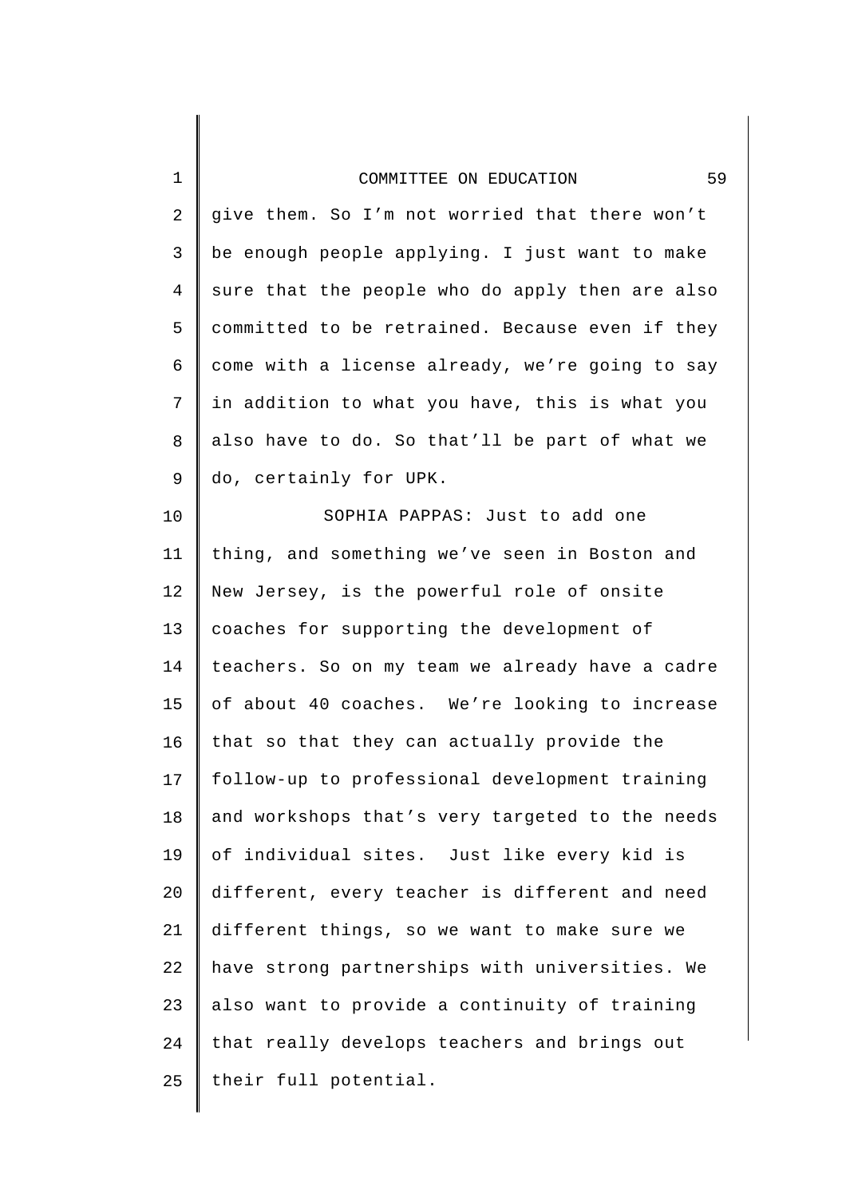give them. So I'm not worried that there won't be enough people applying. I just want to make sure that the people who do apply then are also committed to be retrained. Because even if they come with a license already, we're going to say in addition to what you have, this is what you also have to do. So that'll be part of what we do, certainly for UPK.

SOPHIA PAPPAS: Just to add one thing, and something we've seen in Boston and New Jersey, is the powerful role of onsite coaches for supporting the development of teachers. So on my team we already have a cadre of about 40 coaches. We're looking to increase that so that they can actually provide the follow-up to professional development training and workshops that's very targeted to the needs of individual sites. Just like every kid is different, every teacher is different and need different things, so we want to make sure we have strong partnerships with universities. We also want to provide a continuity of training that really develops teachers and brings out their full potential.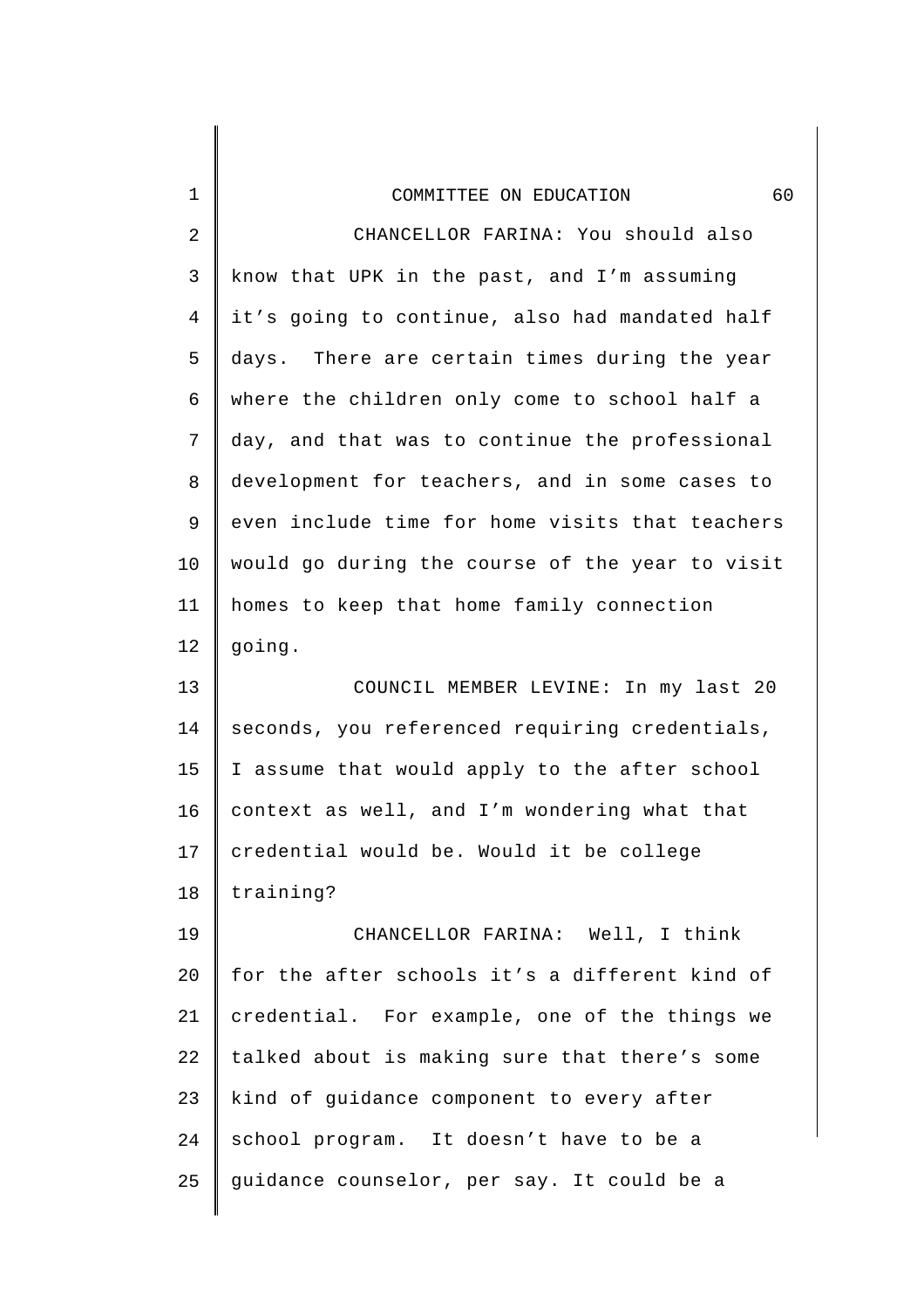CHANCELLOR FARINA: You should also know that UPK in the past, and I'm assuming it's going to continue, also had mandated half days. There are certain times during the year where the children only come to school half a day, and that was to continue the professional development for teachers, and in some cases to even include time for home visits that teachers would go during the course of the year to visit homes to keep that home family connection going.

COUNCIL MEMBER LEVINE: In my last 20 seconds, you referenced requiring credentials, I assume that would apply to the after school context as well, and I'm wondering what that credential would be. Would it be college training?

CHANCELLOR FARINA: Well, I think for the after schools it's a different kind of credential. For example, one of the things we talked about is making sure that there's some kind of guidance component to every after school program. It doesn't have to be a guidance counselor, per say. It could be a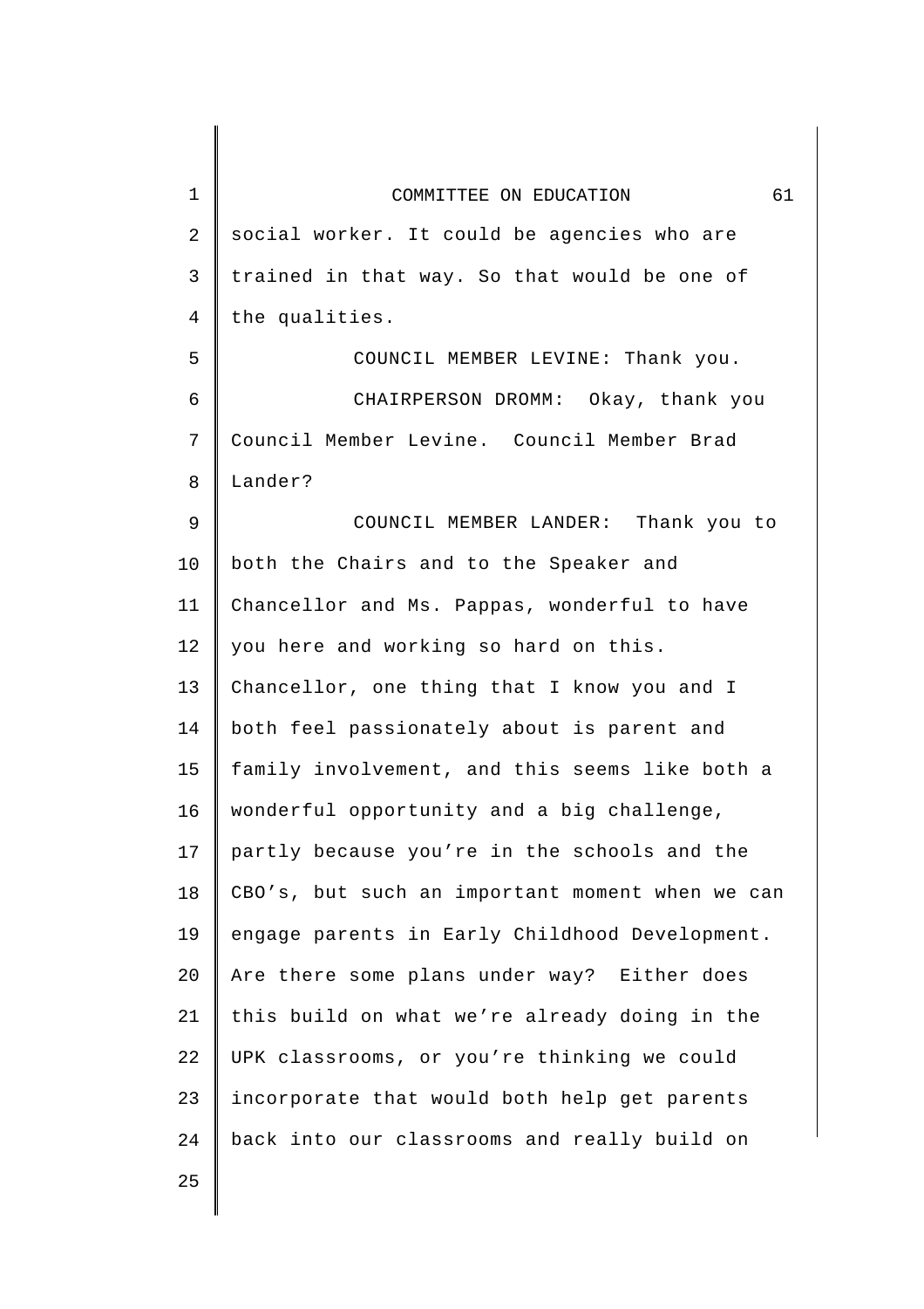social worker. It could be agencies who are trained in that way. So that would be one of the qualities.

COUNCIL MEMBER LEVINE: Thank you.

CHAIRPERSON DROMM: Okay, thank you Council Member Levine. Council Member Brad Lander?

COUNCIL MEMBER LANDER: Thank you to both the Chairs and to the Speaker and Chancellor and Ms. Pappas, wonderful to have you here and working so hard on this. Chancellor, one thing that I know you and I both feel passionately about is parent and family involvement, and this seems like both a wonderful opportunity and a big challenge, partly because you're in the schools and the CBO's, but such an important moment when we can engage parents in Early Childhood Development. Are there some plans under way? Either does this build on what we're already doing in the UPK classrooms, or you're thinking we could incorporate that would both help get parents back into our classrooms and really build on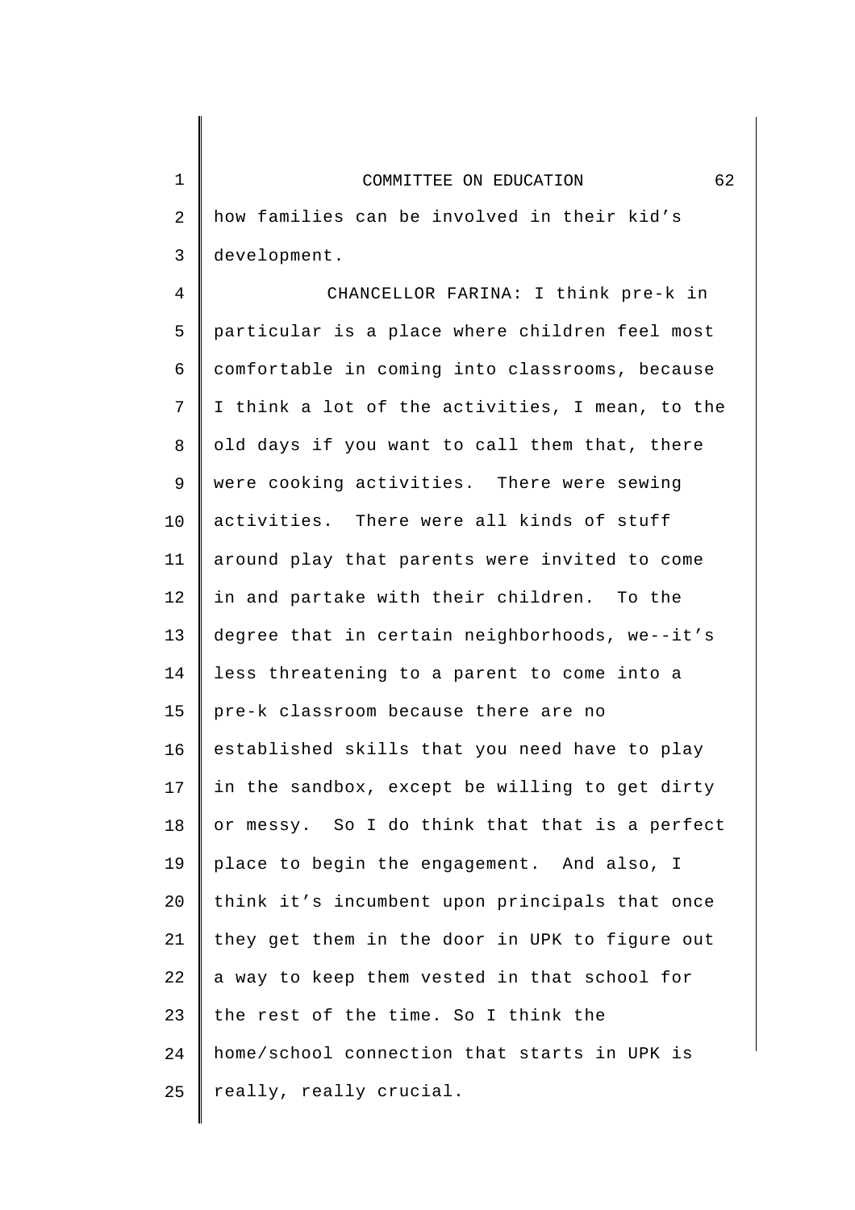how families can be involved in their kid's development.

CHANCELLOR FARINA: I think pre-k in particular is a place where children feel most comfortable in coming into classrooms, because I think a lot of the activities, I mean, to the old days if you want to call them that, there were cooking activities. There were sewing activities. There were all kinds of stuff around play that parents were invited to come in and partake with their children. To the degree that in certain neighborhoods, we--it's less threatening to a parent to come into a pre-k classroom because there are no established skills that you need have to play in the sandbox, except be willing to get dirty or messy. So I do think that that is a perfect place to begin the engagement. And also, I think it's incumbent upon principals that once they get them in the door in UPK to figure out a way to keep them vested in that school for the rest of the time. So I think the home/school connection that starts in UPK is really, really crucial.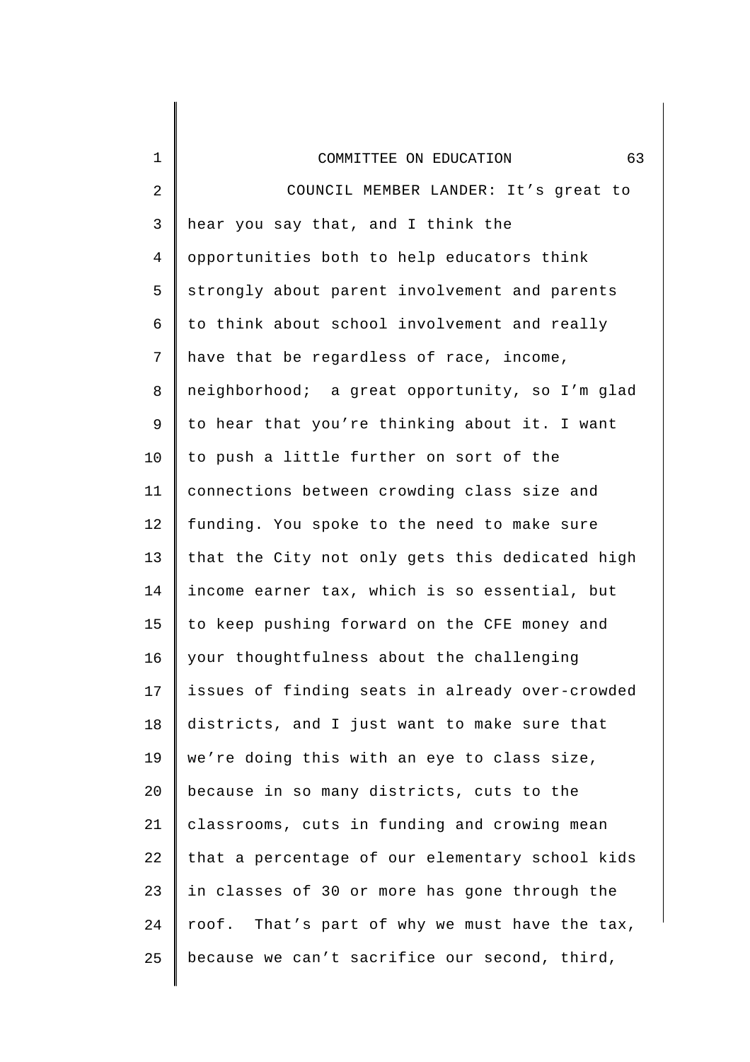COUNCIL MEMBER LANDER: It’s great to hear you say that, and I think the opportunities both to help educators think strongly about parent involvement and parents to think about school involvement and really have that be regardless of race, income, neighborhood;  a great opportunity, so I’m glad to hear that you’re thinking about it. I want to push a little further on sort of the connections between crowding class size and funding. You spoke to the need to make sure that the City not only gets this dedicated high income earner tax, which is so essential, but to keep pushing forward on the CFE money and your thoughtfulness about the challenging issues of finding seats in already over-crowded districts, and I just want to make sure that we’re doing this with an eye to class size, because in so many districts, cuts to the classrooms, cuts in funding and crowing mean that a percentage of our elementary school kids in classes of 30 or more has gone through the roof.  That’s part of why we must have the tax, because we can’t sacrifice our second, third,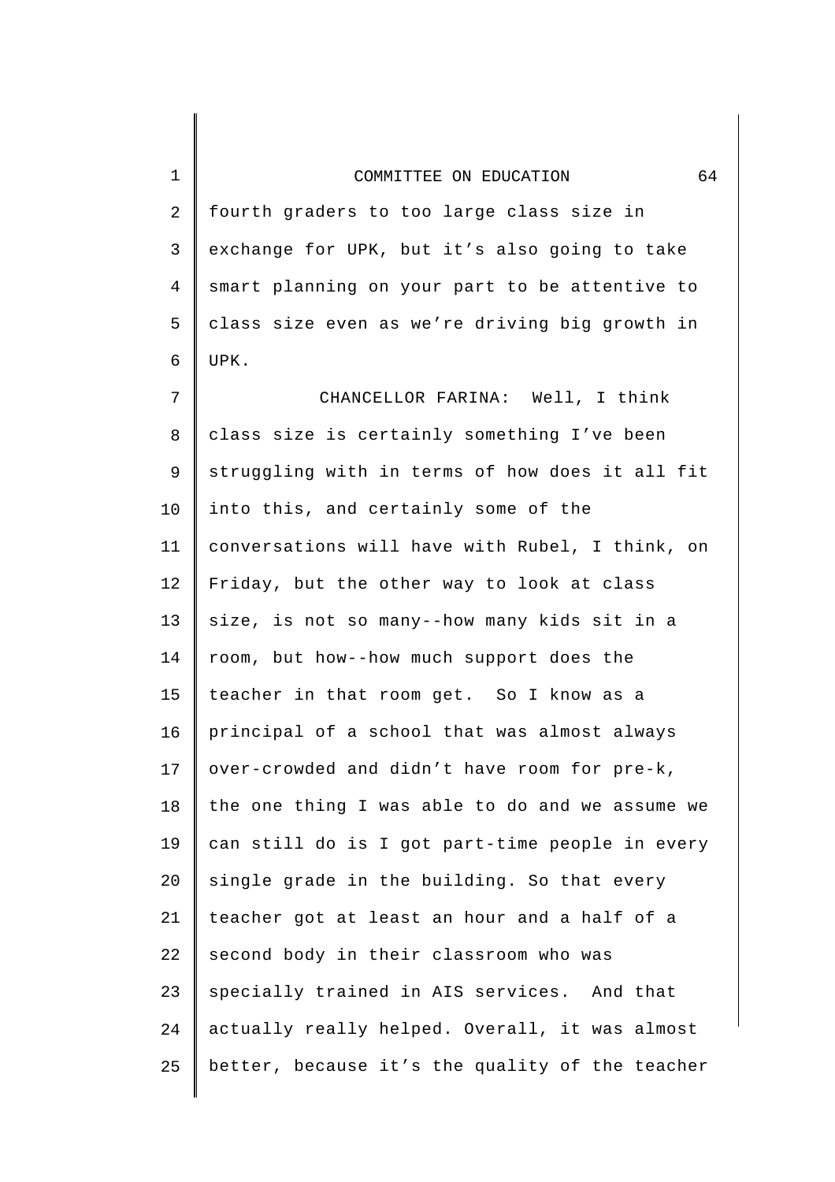fourth graders to too large class size in exchange for UPK, but it's also going to take smart planning on your part to be attentive to class size even as we're driving big growth in UPK.

CHANCELLOR FARINA: Well, I think class size is certainly something I've been struggling with in terms of how does it all fit into this, and certainly some of the conversations will have with Rubel, I think, on Friday, but the other way to look at class size, is not so many--how many kids sit in a room, but how--how much support does the teacher in that room get. So I know as a principal of a school that was almost always over-crowded and didn't have room for pre-k, the one thing I was able to do and we assume we can still do is I got part-time people in every single grade in the building. So that every teacher got at least an hour and a half of a second body in their classroom who was specially trained in AIS services. And that actually really helped. Overall, it was almost better, because it's the quality of the teacher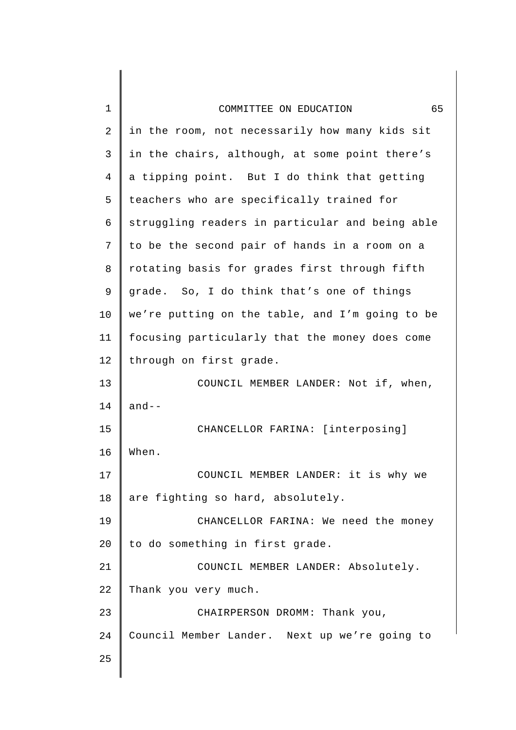in the room, not necessarily how many kids sit in the chairs, although, at some point there's a tipping point. But I do think that getting teachers who are specifically trained for struggling readers in particular and being able to be the second pair of hands in a room on a rotating basis for grades first through fifth grade. So, I do think that's one of things we're putting on the table, and I'm going to be focusing particularly that the money does come through on first grade.

COUNCIL MEMBER LANDER: Not if, when, and--

CHANCELLOR FARINA: [interposing] When.

COUNCIL MEMBER LANDER: it is why we are fighting so hard, absolutely.

CHANCELLOR FARINA: We need the money to do something in first grade.

COUNCIL MEMBER LANDER: Absolutely. Thank you very much.

CHAIRPERSON DROMM: Thank you, Council Member Lander. Next up we're going to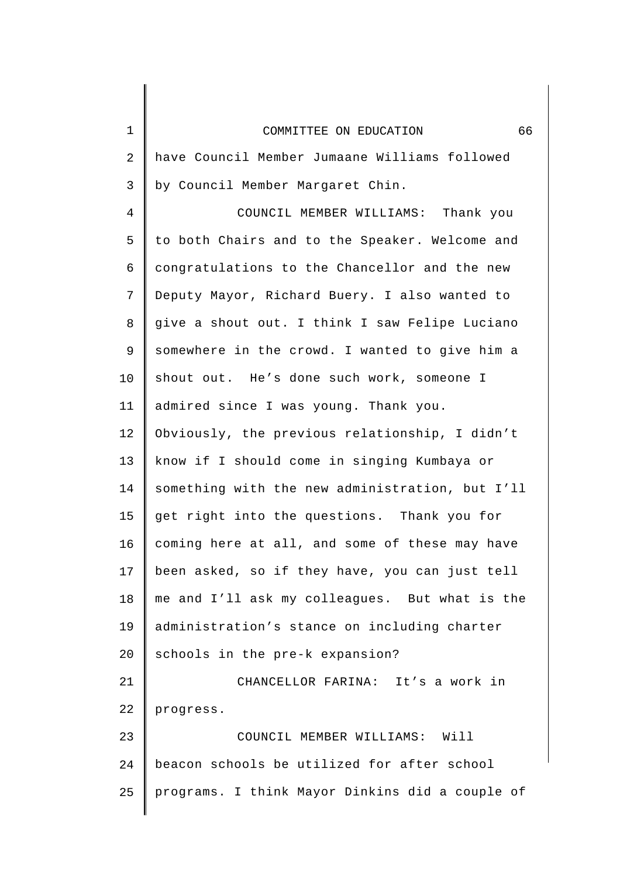have Council Member Jumaane Williams followed by Council Member Margaret Chin.

COUNCIL MEMBER WILLIAMS: Thank you to both Chairs and to the Speaker. Welcome and congratulations to the Chancellor and the new Deputy Mayor, Richard Buery. I also wanted to give a shout out. I think I saw Felipe Luciano somewhere in the crowd. I wanted to give him a shout out. He's done such work, someone I admired since I was young. Thank you. Obviously, the previous relationship, I didn't know if I should come in singing Kumbaya or something with the new administration, but I'll get right into the questions. Thank you for coming here at all, and some of these may have been asked, so if they have, you can just tell me and I'll ask my colleagues. But what is the administration's stance on including charter schools in the pre-k expansion?

CHANCELLOR FARINA: It's a work in progress.

COUNCIL MEMBER WILLIAMS: Will beacon schools be utilized for after school programs. I think Mayor Dinkins did a couple of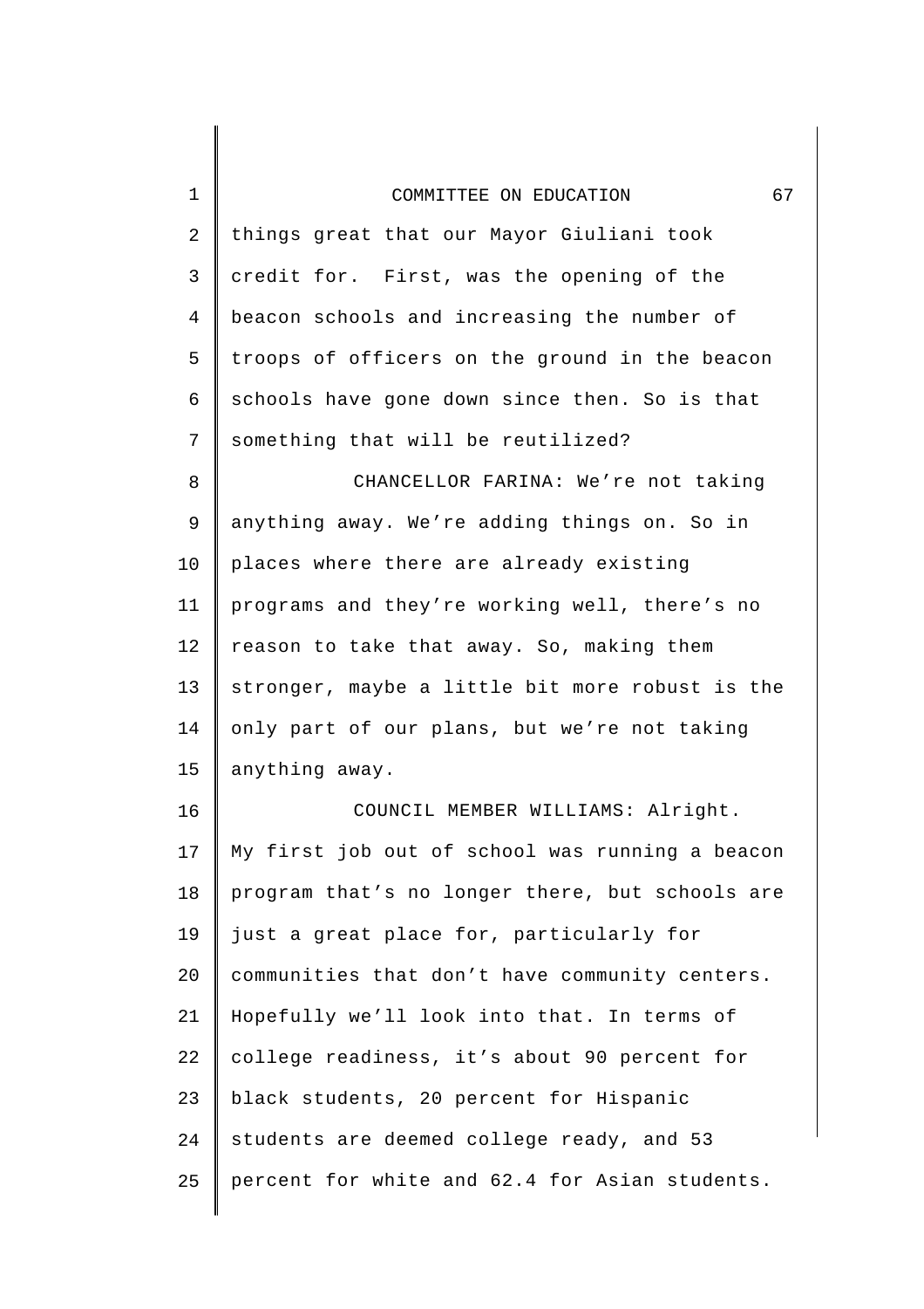things great that our Mayor Giuliani took credit for. First, was the opening of the beacon schools and increasing the number of troops of officers on the ground in the beacon schools have gone down since then. So is that something that will be reutilized?

CHANCELLOR FARINA: We're not taking anything away. We're adding things on. So in places where there are already existing programs and they're working well, there's no reason to take that away. So, making them stronger, maybe a little bit more robust is the only part of our plans, but we're not taking anything away.

COUNCIL MEMBER WILLIAMS: Alright. My first job out of school was running a beacon program that's no longer there, but schools are just a great place for, particularly for communities that don't have community centers. Hopefully we'll look into that. In terms of college readiness, it's about 90 percent for black students, 20 percent for Hispanic students are deemed college ready, and 53 percent for white and 62.4 for Asian students.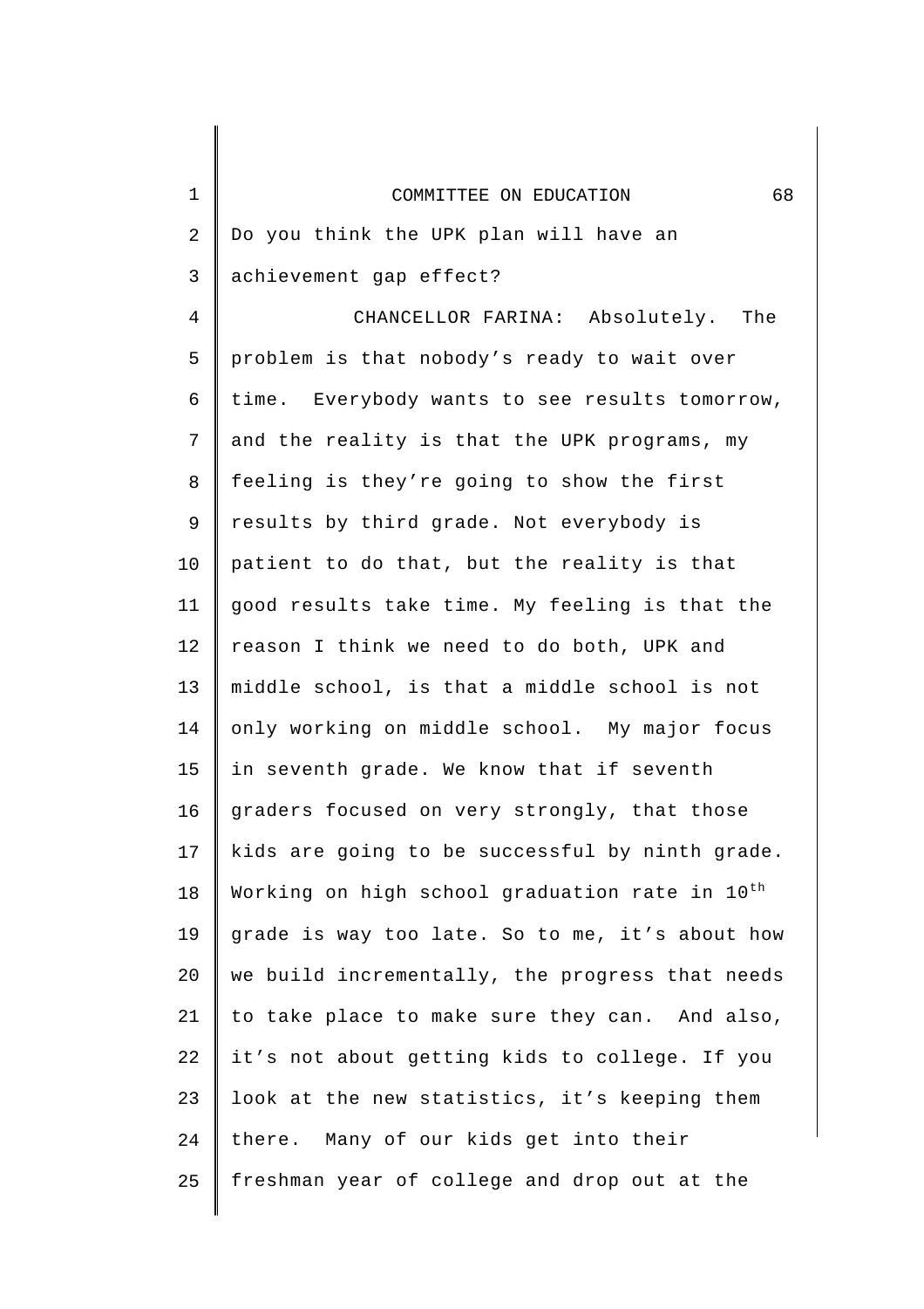Do you think the UPK plan will have an achievement gap effect?

CHANCELLOR FARINA: Absolutely. The problem is that nobody's ready to wait over time. Everybody wants to see results tomorrow, and the reality is that the UPK programs, my feeling is they're going to show the first results by third grade. Not everybody is patient to do that, but the reality is that good results take time. My feeling is that the reason I think we need to do both, UPK and middle school, is that a middle school is not only working on middle school. My major focus in seventh grade. We know that if seventh graders focused on very strongly, that those kids are going to be successful by ninth grade. Working on high school graduation rate in 10th grade is way too late. So to me, it's about how we build incrementally, the progress that needs to take place to make sure they can. And also, it's not about getting kids to college. If you look at the new statistics, it's keeping them there. Many of our kids get into their freshman year of college and drop out at the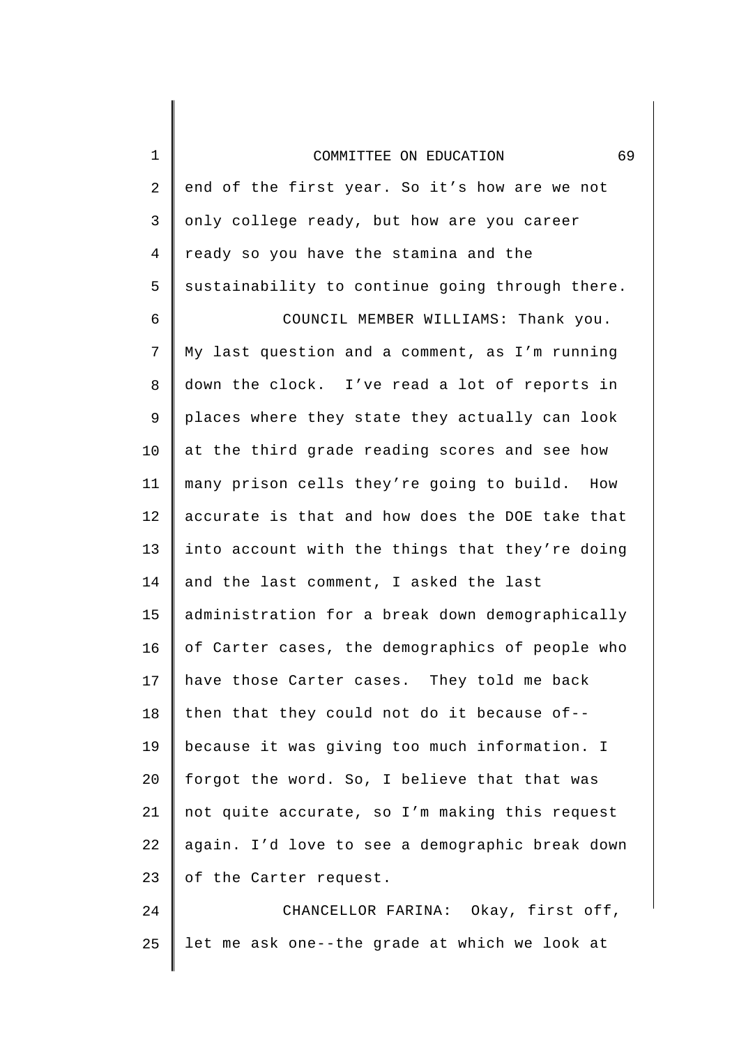end of the first year. So it's how are we not only college ready, but how are you career ready so you have the stamina and the sustainability to continue going through there.

COUNCIL MEMBER WILLIAMS: Thank you. My last question and a comment, as I'm running down the clock. I've read a lot of reports in places where they state they actually can look at the third grade reading scores and see how many prison cells they're going to build. How accurate is that and how does the DOE take that into account with the things that they're doing and the last comment, I asked the last administration for a break down demographically of Carter cases, the demographics of people who have those Carter cases. They told me back then that they could not do it because of-- because it was giving too much information. I forgot the word. So, I believe that that was not quite accurate, so I'm making this request again. I'd love to see a demographic break down of the Carter request.

CHANCELLOR FARINA: Okay, first off, let me ask one--the grade at which we look at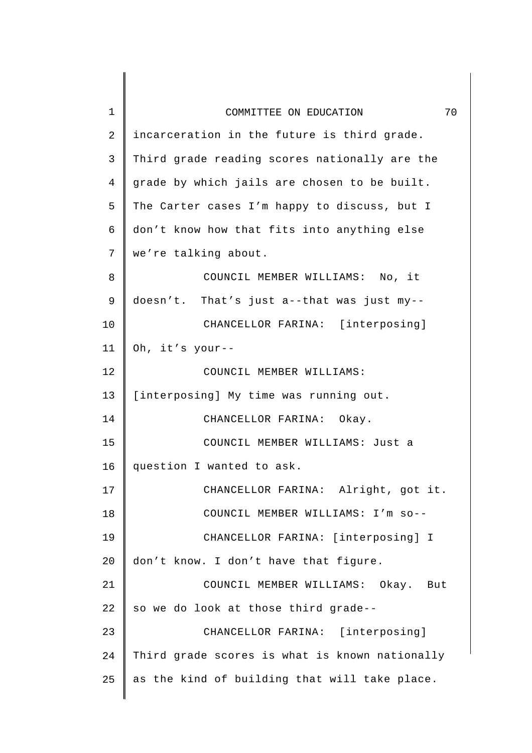incarceration in the future is third grade. Third grade reading scores nationally are the grade by which jails are chosen to be built. The Carter cases I'm happy to discuss, but I don't know how that fits into anything else we're talking about.

COUNCIL MEMBER WILLIAMS: No, it doesn't. That's just a--that was just my--

CHANCELLOR FARINA: [interposing] Oh, it's your--

COUNCIL MEMBER WILLIAMS: [interposing] My time was running out.

CHANCELLOR FARINA: Okay.

COUNCIL MEMBER WILLIAMS: Just a question I wanted to ask.

CHANCELLOR FARINA: Alright, got it.

COUNCIL MEMBER WILLIAMS: I'm so--

CHANCELLOR FARINA: [interposing] I don't know. I don't have that figure.

COUNCIL MEMBER WILLIAMS: Okay. But so we do look at those third grade--

CHANCELLOR FARINA: [interposing] Third grade scores is what is known nationally as the kind of building that will take place.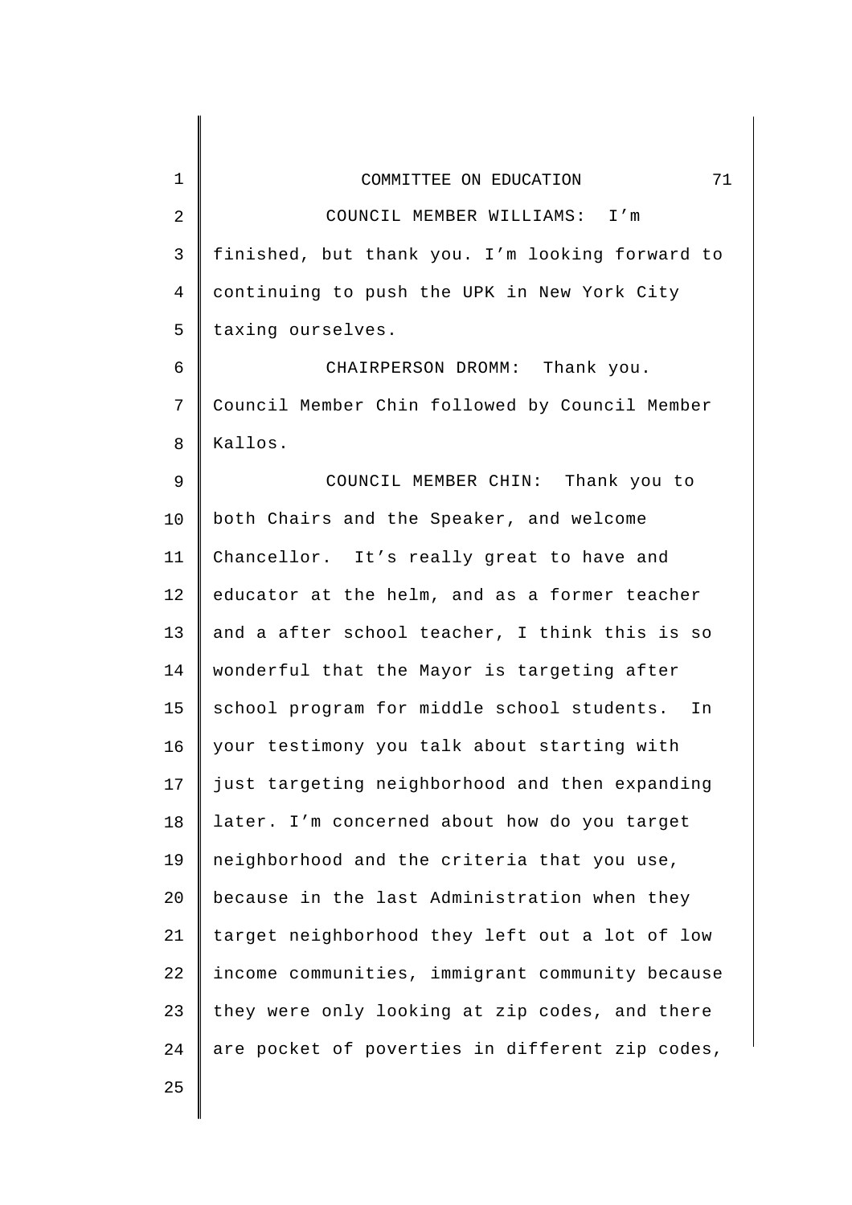COUNCIL MEMBER WILLIAMS: I'm finished, but thank you. I'm looking forward to continuing to push the UPK in New York City taxing ourselves.

CHAIRPERSON DROMM: Thank you. Council Member Chin followed by Council Member Kallos.

COUNCIL MEMBER CHIN: Thank you to both Chairs and the Speaker, and welcome Chancellor. It's really great to have and educator at the helm, and as a former teacher and a after school teacher, I think this is so wonderful that the Mayor is targeting after school program for middle school students. In your testimony you talk about starting with just targeting neighborhood and then expanding later. I'm concerned about how do you target neighborhood and the criteria that you use, because in the last Administration when they target neighborhood they left out a lot of low income communities, immigrant community because they were only looking at zip codes, and there are pocket of poverties in different zip codes,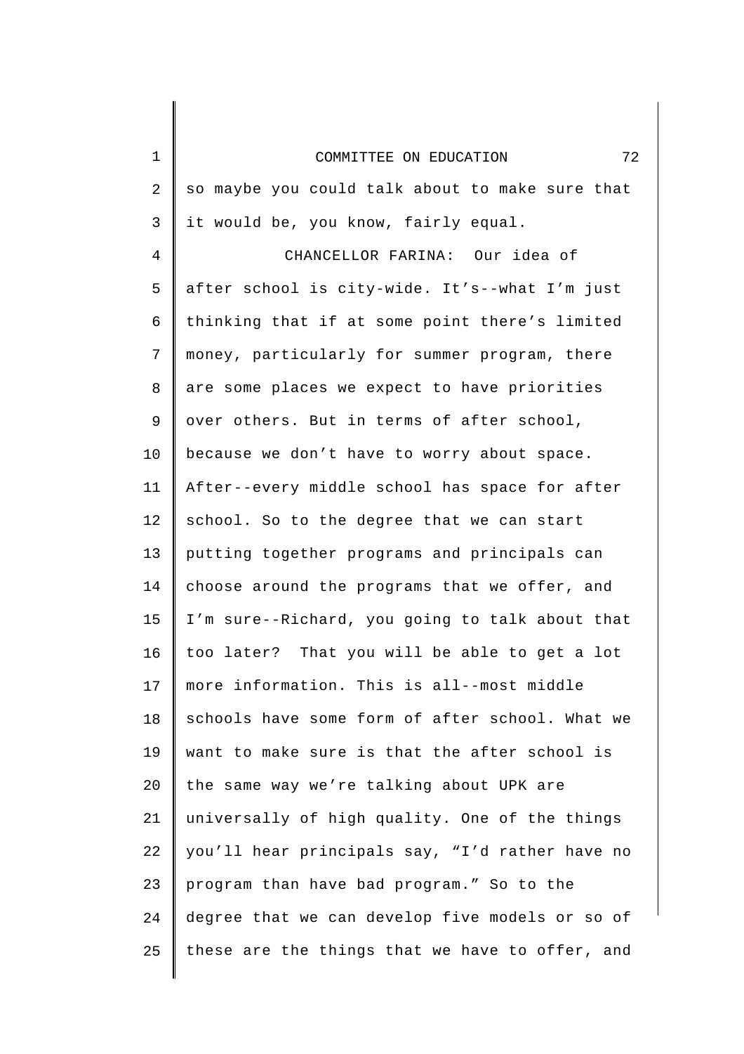so maybe you could talk about to make sure that it would be, you know, fairly equal.

CHANCELLOR FARINA: Our idea of after school is city-wide. It's--what I'm just thinking that if at some point there's limited money, particularly for summer program, there are some places we expect to have priorities over others. But in terms of after school, because we don't have to worry about space. After--every middle school has space for after school. So to the degree that we can start putting together programs and principals can choose around the programs that we offer, and I'm sure--Richard, you going to talk about that too later? That you will be able to get a lot more information. This is all--most middle schools have some form of after school. What we want to make sure is that the after school is the same way we're talking about UPK are universally of high quality. One of the things you'll hear principals say, "I'd rather have no program than have bad program." So to the degree that we can develop five models or so of these are the things that we have to offer, and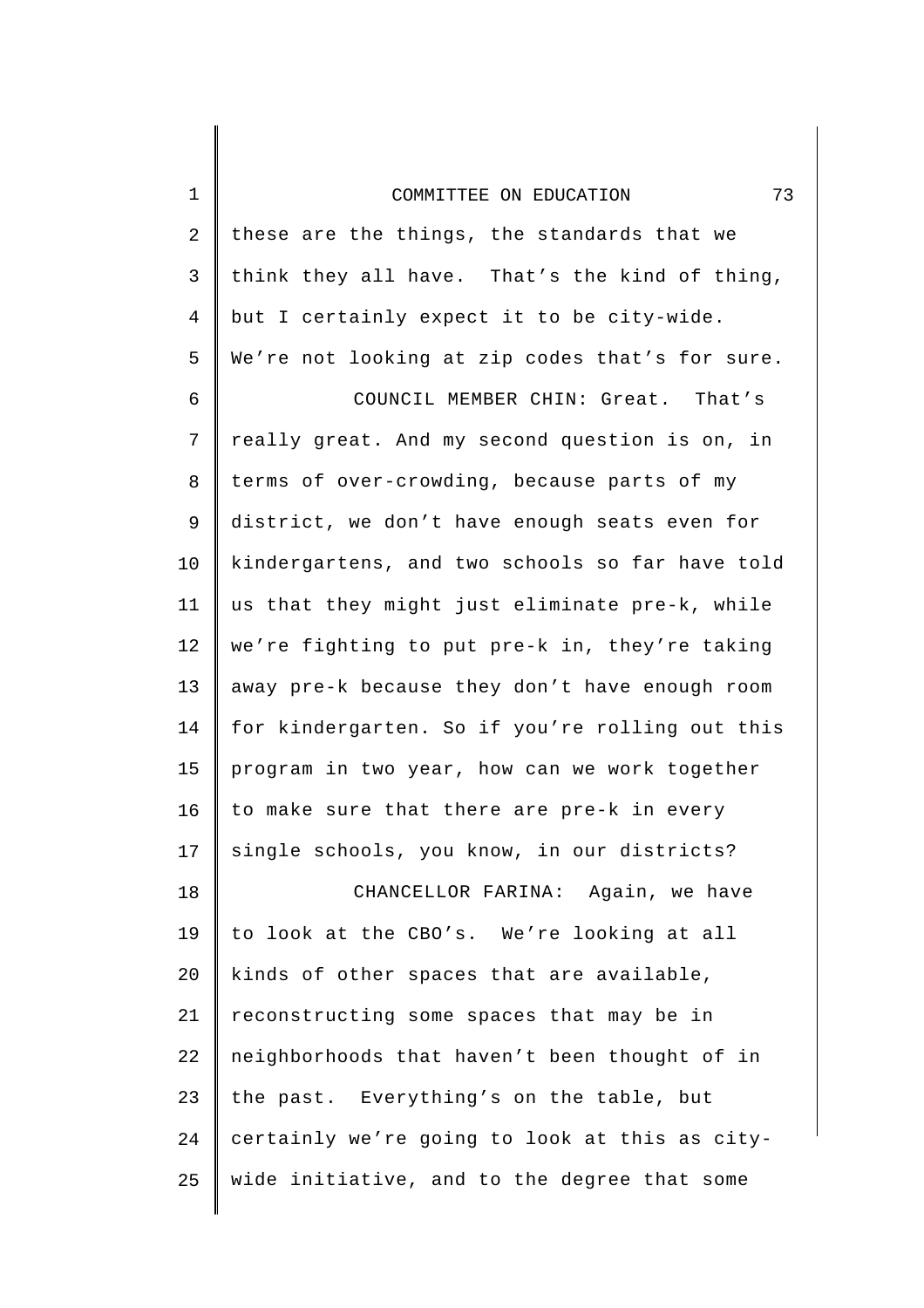these are the things, the standards that we think they all have. That's the kind of thing, but I certainly expect it to be city-wide. We're not looking at zip codes that's for sure.

COUNCIL MEMBER CHIN: Great. That's really great. And my second question is on, in terms of over-crowding, because parts of my district, we don't have enough seats even for kindergartens, and two schools so far have told us that they might just eliminate pre-k, while we're fighting to put pre-k in, they're taking away pre-k because they don't have enough room for kindergarten. So if you're rolling out this program in two year, how can we work together to make sure that there are pre-k in every single schools, you know, in our districts?

CHANCELLOR FARINA: Again, we have to look at the CBO's. We're looking at all kinds of other spaces that are available, reconstructing some spaces that may be in neighborhoods that haven't been thought of in the past. Everything's on the table, but certainly we're going to look at this as city-wide initiative, and to the degree that some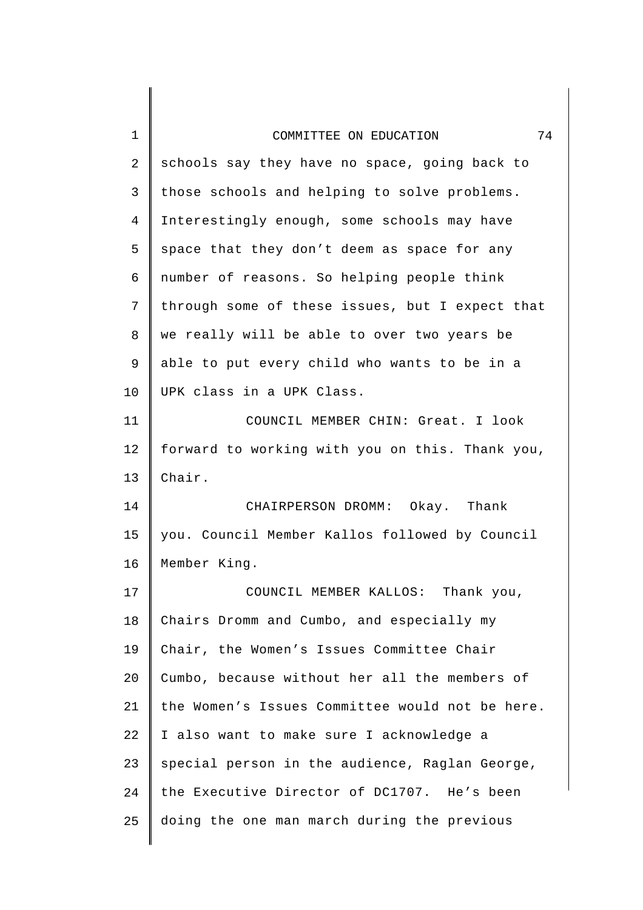schools say they have no space, going back to those schools and helping to solve problems. Interestingly enough, some schools may have space that they don't deem as space for any number of reasons. So helping people think through some of these issues, but I expect that we really will be able to over two years be able to put every child who wants to be in a UPK class in a UPK Class.

COUNCIL MEMBER CHIN: Great. I look forward to working with you on this. Thank you, Chair.

CHAIRPERSON DROMM: Okay. Thank you. Council Member Kallos followed by Council Member King.

COUNCIL MEMBER KALLOS: Thank you, Chairs Dromm and Cumbo, and especially my Chair, the Women's Issues Committee Chair Cumbo, because without her all the members of the Women's Issues Committee would not be here. I also want to make sure I acknowledge a special person in the audience, Raglan George, the Executive Director of DC1707. He's been doing the one man march during the previous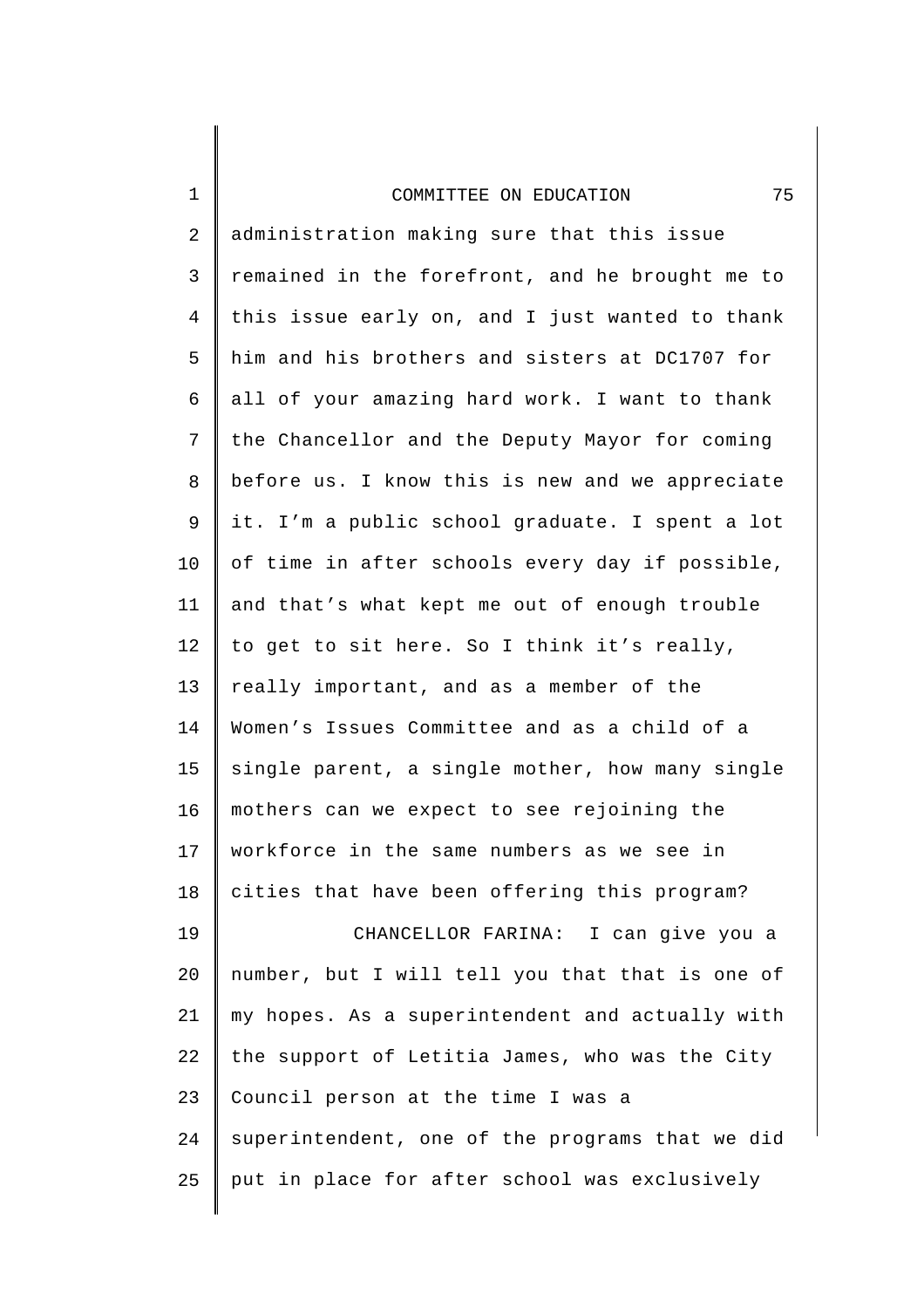administration making sure that this issue remained in the forefront, and he brought me to this issue early on, and I just wanted to thank him and his brothers and sisters at DC1707 for all of your amazing hard work. I want to thank the Chancellor and the Deputy Mayor for coming before us. I know this is new and we appreciate it. I'm a public school graduate. I spent a lot of time in after schools every day if possible, and that's what kept me out of enough trouble to get to sit here. So I think it's really, really important, and as a member of the Women's Issues Committee and as a child of a single parent, a single mother, how many single mothers can we expect to see rejoining the workforce in the same numbers as we see in cities that have been offering this program?

CHANCELLOR FARINA: I can give you a number, but I will tell you that that is one of my hopes. As a superintendent and actually with the support of Letitia James, who was the City Council person at the time I was a superintendent, one of the programs that we did put in place for after school was exclusively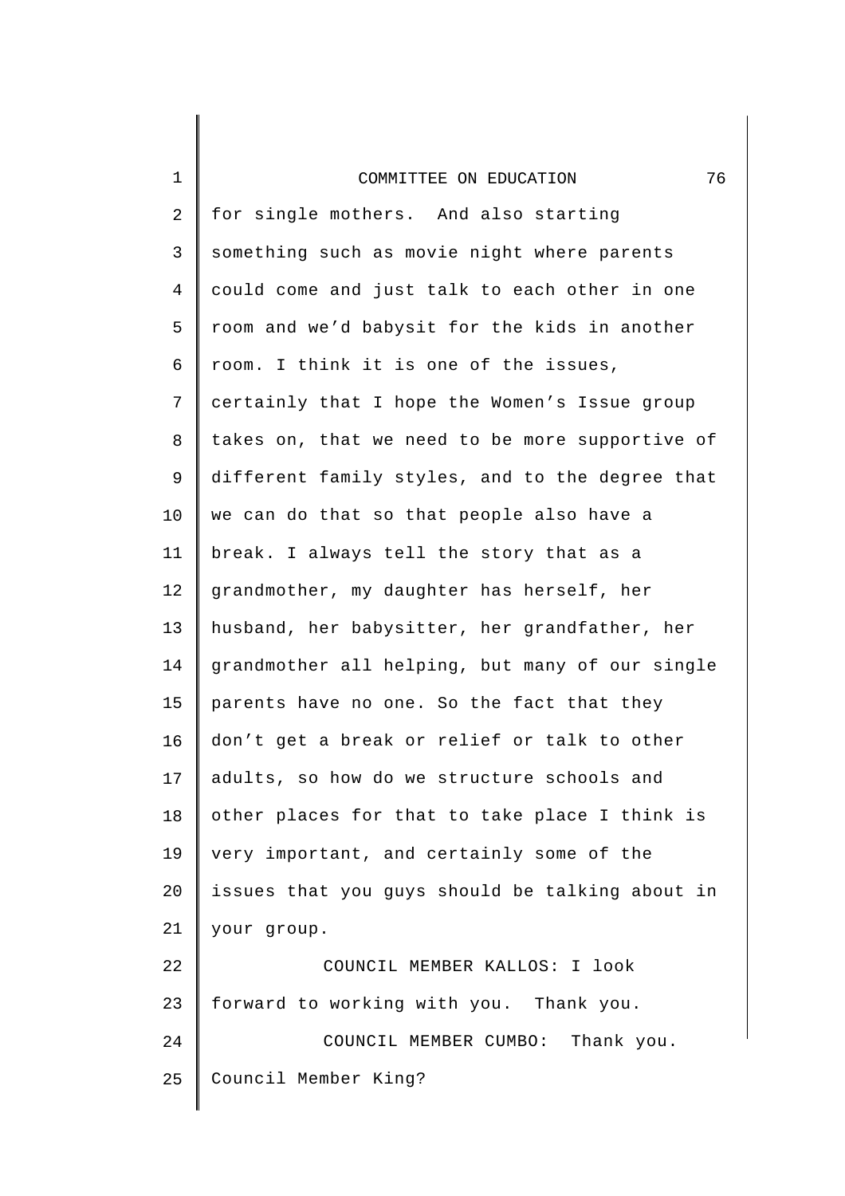for single mothers. And also starting something such as movie night where parents could come and just talk to each other in one room and we'd babysit for the kids in another room. I think it is one of the issues, certainly that I hope the Women's Issue group takes on, that we need to be more supportive of different family styles, and to the degree that we can do that so that people also have a break. I always tell the story that as a grandmother, my daughter has herself, her husband, her babysitter, her grandfather, her grandmother all helping, but many of our single parents have no one. So the fact that they don't get a break or relief or talk to other adults, so how do we structure schools and other places for that to take place I think is very important, and certainly some of the issues that you guys should be talking about in your group.

COUNCIL MEMBER KALLOS: I look forward to working with you. Thank you.

COUNCIL MEMBER CUMBO: Thank you. Council Member King?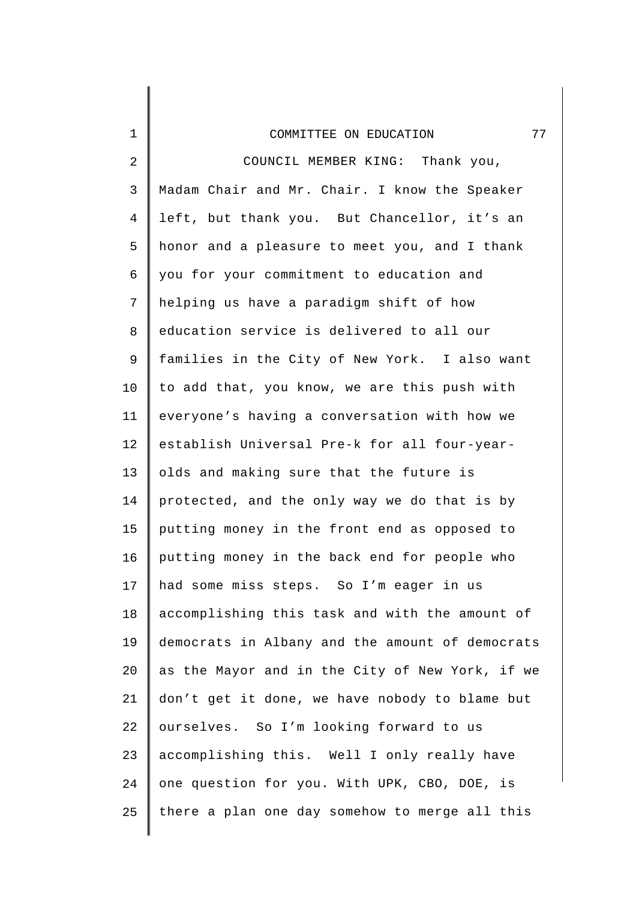COUNCIL MEMBER KING: Thank you, Madam Chair and Mr. Chair. I know the Speaker left, but thank you. But Chancellor, it's an honor and a pleasure to meet you, and I thank you for your commitment to education and helping us have a paradigm shift of how education service is delivered to all our families in the City of New York. I also want to add that, you know, we are this push with everyone's having a conversation with how we establish Universal Pre-k for all four-year-olds and making sure that the future is protected, and the only way we do that is by putting money in the front end as opposed to putting money in the back end for people who had some miss steps. So I'm eager in us accomplishing this task and with the amount of democrats in Albany and the amount of democrats as the Mayor and in the City of New York, if we don't get it done, we have nobody to blame but ourselves. So I'm looking forward to us accomplishing this. Well I only really have one question for you. With UPK, CBO, DOE, is there a plan one day somehow to merge all this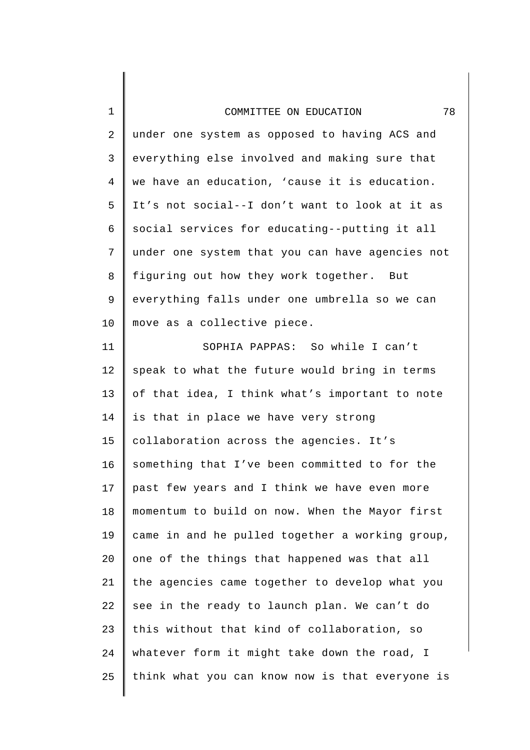under one system as opposed to having ACS and everything else involved and making sure that we have an education, 'cause it is education. It's not social--I don't want to look at it as social services for educating--putting it all under one system that you can have agencies not figuring out how they work together. But everything falls under one umbrella so we can move as a collective piece.

SOPHIA PAPPAS: So while I can't speak to what the future would bring in terms of that idea, I think what's important to note is that in place we have very strong collaboration across the agencies. It's something that I've been committed to for the past few years and I think we have even more momentum to build on now. When the Mayor first came in and he pulled together a working group, one of the things that happened was that all the agencies came together to develop what you see in the ready to launch plan. We can't do this without that kind of collaboration, so whatever form it might take down the road, I think what you can know now is that everyone is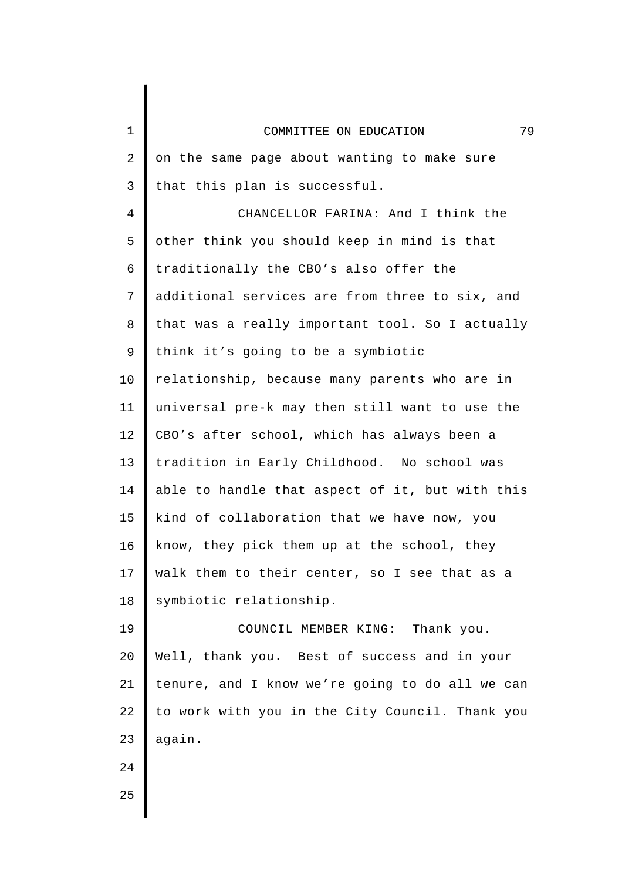on the same page about wanting to make sure that this plan is successful.

CHANCELLOR FARINA: And I think the other think you should keep in mind is that traditionally the CBO's also offer the additional services are from three to six, and that was a really important tool. So I actually think it's going to be a symbiotic relationship, because many parents who are in universal pre-k may then still want to use the CBO's after school, which has always been a tradition in Early Childhood. No school was able to handle that aspect of it, but with this kind of collaboration that we have now, you know, they pick them up at the school, they walk them to their center, so I see that as a symbiotic relationship.

COUNCIL MEMBER KING: Thank you. Well, thank you. Best of success and in your tenure, and I know we're going to do all we can to work with you in the City Council. Thank you again.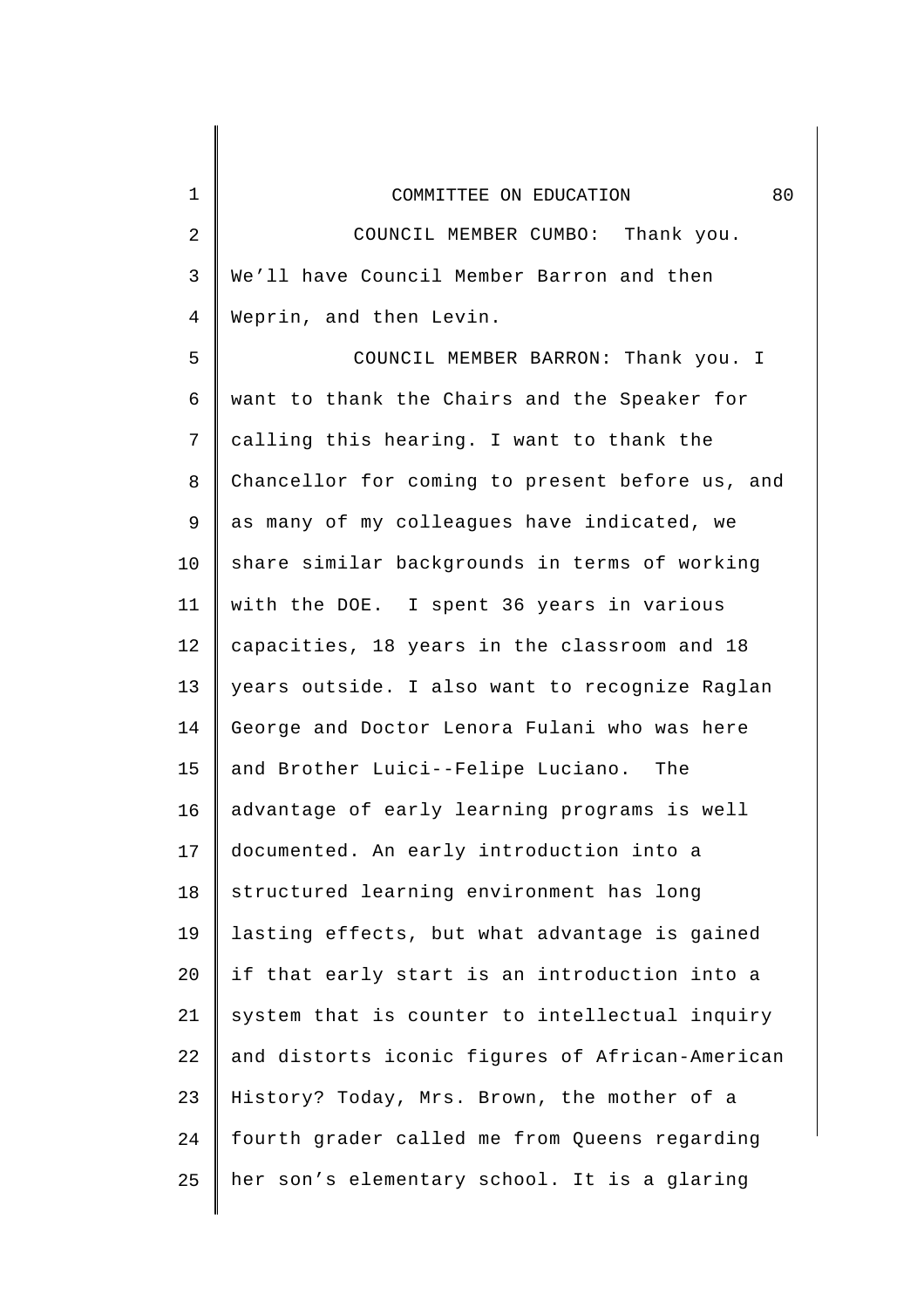COUNCIL MEMBER CUMBO: Thank you. We'll have Council Member Barron and then Weprin, and then Levin.

COUNCIL MEMBER BARRON: Thank you. I want to thank the Chairs and the Speaker for calling this hearing. I want to thank the Chancellor for coming to present before us, and as many of my colleagues have indicated, we share similar backgrounds in terms of working with the DOE. I spent 36 years in various capacities, 18 years in the classroom and 18 years outside. I also want to recognize Raglan George and Doctor Lenora Fulani who was here and Brother Luici--Felipe Luciano. The advantage of early learning programs is well documented. An early introduction into a structured learning environment has long lasting effects, but what advantage is gained if that early start is an introduction into a system that is counter to intellectual inquiry and distorts iconic figures of African-American History? Today, Mrs. Brown, the mother of a fourth grader called me from Queens regarding her son's elementary school. It is a glaring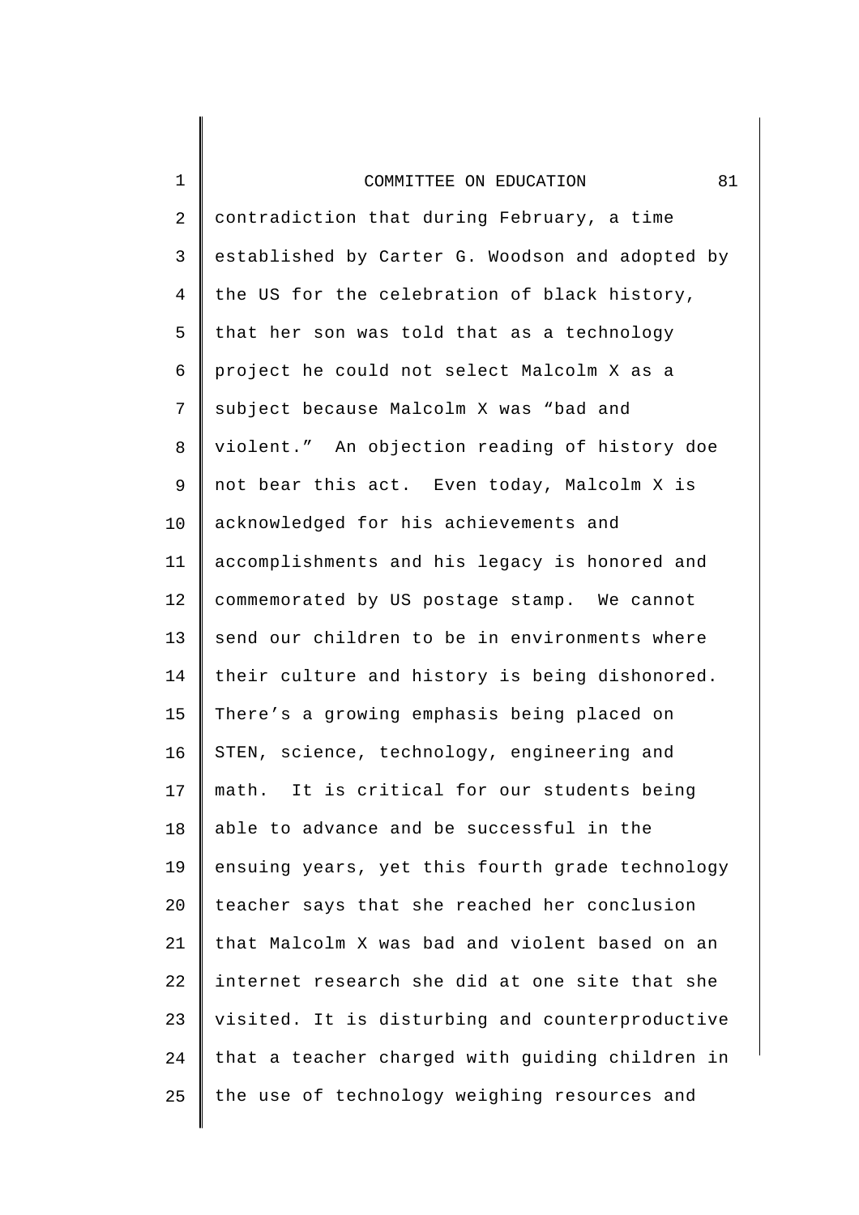contradiction that during February, a time established by Carter G. Woodson and adopted by the US for the celebration of black history, that her son was told that as a technology project he could not select Malcolm X as a subject because Malcolm X was "bad and violent." An objection reading of history doe not bear this act. Even today, Malcolm X is acknowledged for his achievements and accomplishments and his legacy is honored and commemorated by US postage stamp. We cannot send our children to be in environments where their culture and history is being dishonored. There's a growing emphasis being placed on STEN, science, technology, engineering and math. It is critical for our students being able to advance and be successful in the ensuing years, yet this fourth grade technology teacher says that she reached her conclusion that Malcolm X was bad and violent based on an internet research she did at one site that she visited. It is disturbing and counterproductive that a teacher charged with guiding children in the use of technology weighing resources and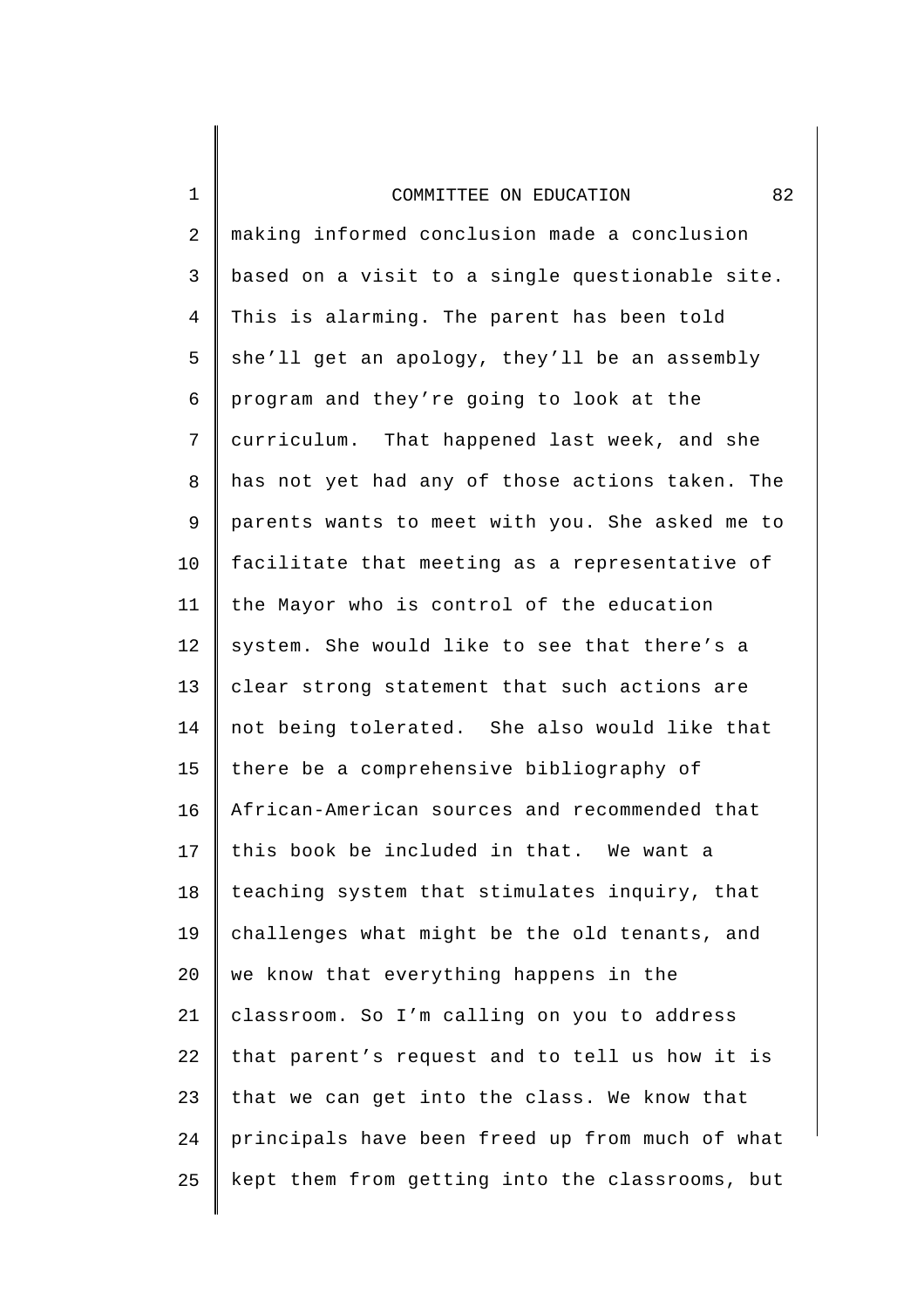making informed conclusion made a conclusion based on a visit to a single questionable site. This is alarming. The parent has been told she'll get an apology, they'll be an assembly program and they're going to look at the curriculum. That happened last week, and she has not yet had any of those actions taken. The parents wants to meet with you. She asked me to facilitate that meeting as a representative of the Mayor who is control of the education system. She would like to see that there's a clear strong statement that such actions are not being tolerated. She also would like that there be a comprehensive bibliography of African-American sources and recommended that this book be included in that. We want a teaching system that stimulates inquiry, that challenges what might be the old tenants, and we know that everything happens in the classroom. So I'm calling on you to address that parent's request and to tell us how it is that we can get into the class. We know that principals have been freed up from much of what kept them from getting into the classrooms, but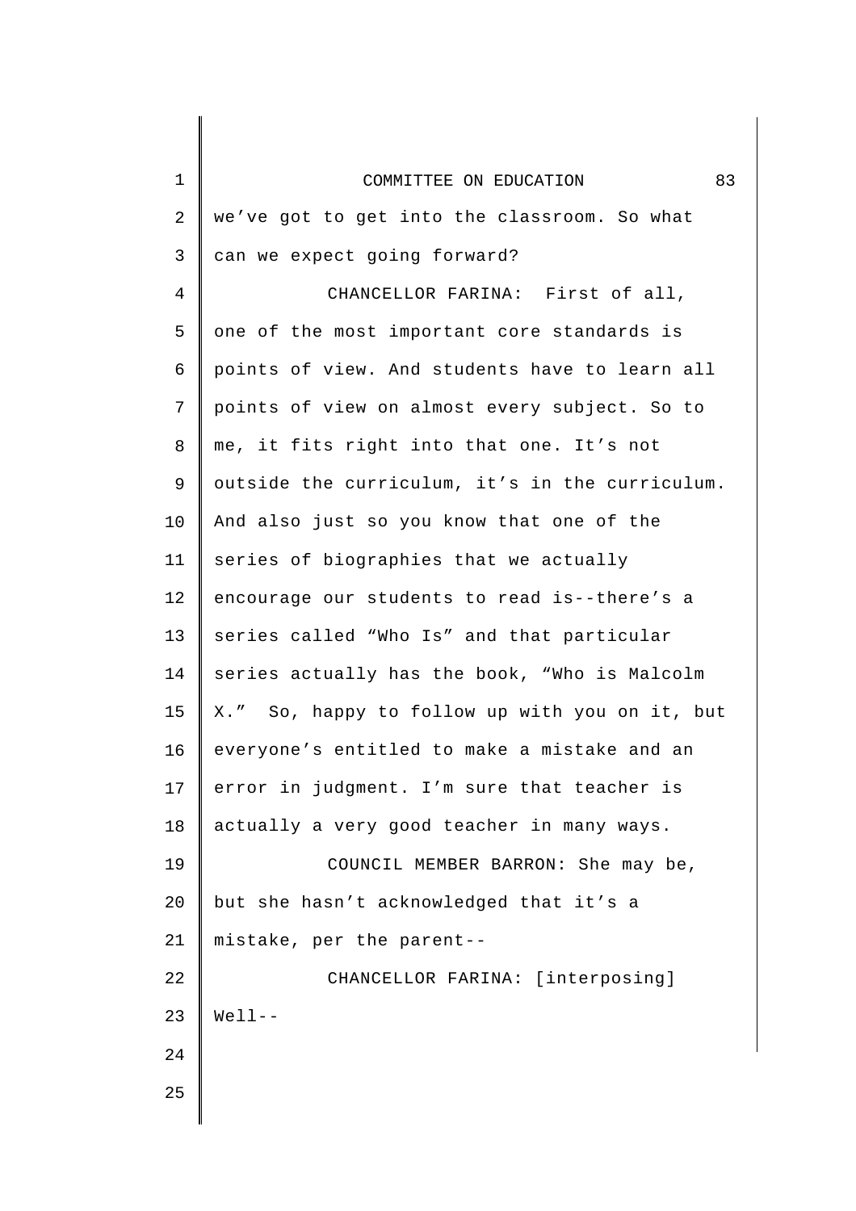we've got to get into the classroom. So what can we expect going forward?

CHANCELLOR FARINA: First of all, one of the most important core standards is points of view. And students have to learn all points of view on almost every subject. So to me, it fits right into that one. It's not outside the curriculum, it's in the curriculum. And also just so you know that one of the series of biographies that we actually encourage our students to read is--there's a series called "Who Is" and that particular series actually has the book, "Who is Malcolm X." So, happy to follow up with you on it, but everyone's entitled to make a mistake and an error in judgment. I'm sure that teacher is actually a very good teacher in many ways.

COUNCIL MEMBER BARRON: She may be, but she hasn't acknowledged that it's a mistake, per the parent--

CHANCELLOR FARINA: [interposing] Well--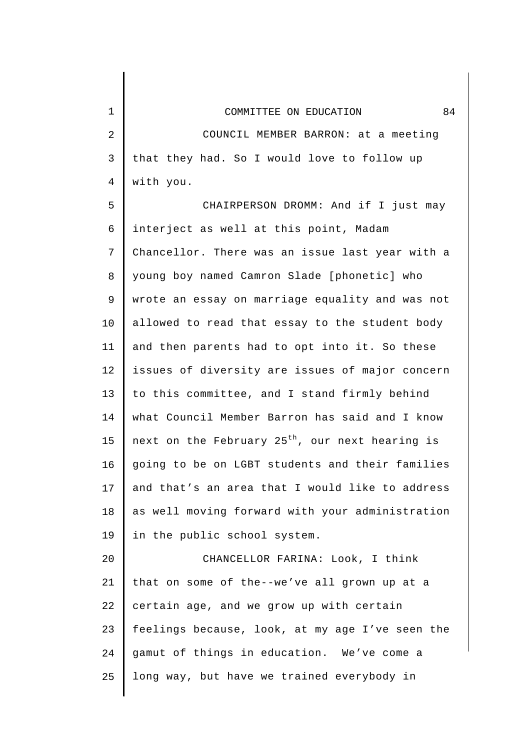COUNCIL MEMBER BARRON: at a meeting that they had. So I would love to follow up with you.

CHAIRPERSON DROMM: And if I just may interject as well at this point, Madam Chancellor. There was an issue last year with a young boy named Camron Slade [phonetic] who wrote an essay on marriage equality and was not allowed to read that essay to the student body and then parents had to opt into it. So these issues of diversity are issues of major concern to this committee, and I stand firmly behind what Council Member Barron has said and I know next on the February 25th, our next hearing is going to be on LGBT students and their families and that's an area that I would like to address as well moving forward with your administration in the public school system.

CHANCELLOR FARINA: Look, I think that on some of the--we've all grown up at a certain age, and we grow up with certain feelings because, look, at my age I've seen the gamut of things in education. We've come a long way, but have we trained everybody in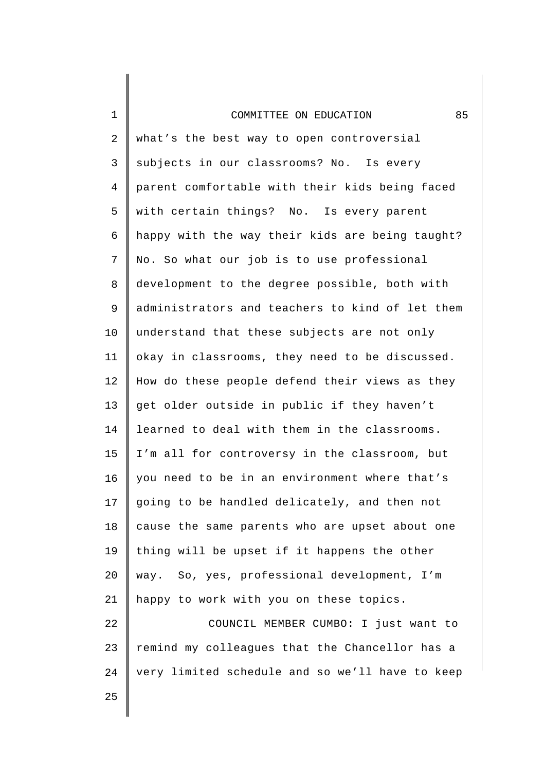what's the best way to open controversial subjects in our classrooms? No. Is every parent comfortable with their kids being faced with certain things? No. Is every parent happy with the way their kids are being taught? No. So what our job is to use professional development to the degree possible, both with administrators and teachers to kind of let them understand that these subjects are not only okay in classrooms, they need to be discussed. How do these people defend their views as they get older outside in public if they haven't learned to deal with them in the classrooms. I'm all for controversy in the classroom, but you need to be in an environment where that's going to be handled delicately, and then not cause the same parents who are upset about one thing will be upset if it happens the other way. So, yes, professional development, I'm happy to work with you on these topics.

COUNCIL MEMBER CUMBO: I just want to remind my colleagues that the Chancellor has a very limited schedule and so we'll have to keep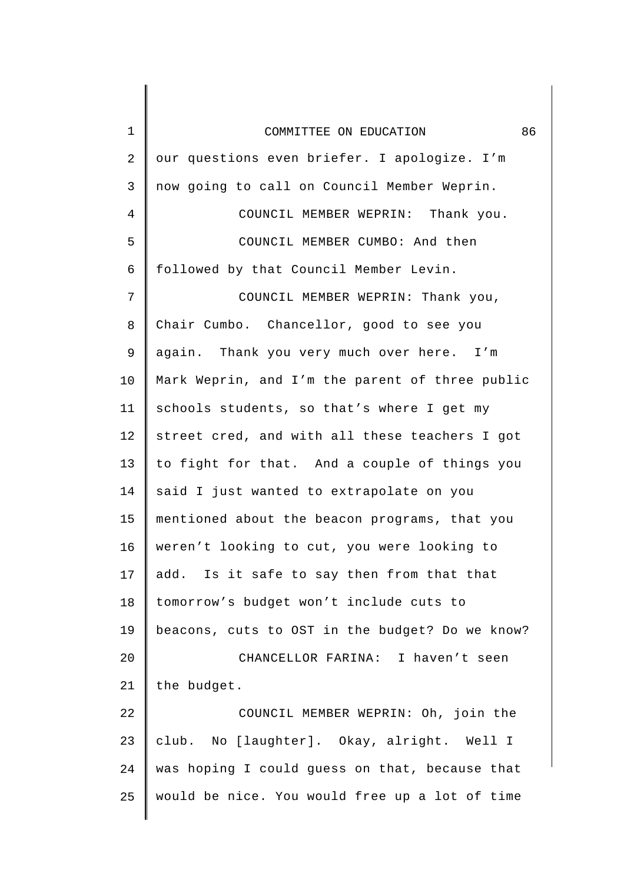our questions even briefer. I apologize. I'm now going to call on Council Member Weprin.

COUNCIL MEMBER WEPRIN: Thank you.

COUNCIL MEMBER CUMBO: And then followed by that Council Member Levin.

COUNCIL MEMBER WEPRIN: Thank you, Chair Cumbo. Chancellor, good to see you again. Thank you very much over here. I'm Mark Weprin, and I'm the parent of three public schools students, so that's where I get my street cred, and with all these teachers I got to fight for that. And a couple of things you said I just wanted to extrapolate on you mentioned about the beacon programs, that you weren't looking to cut, you were looking to add. Is it safe to say then from that that tomorrow's budget won't include cuts to beacons, cuts to OST in the budget? Do we know?

CHANCELLOR FARINA: I haven't seen the budget.

COUNCIL MEMBER WEPRIN: Oh, join the club. No [laughter]. Okay, alright. Well I was hoping I could guess on that, because that would be nice. You would free up a lot of time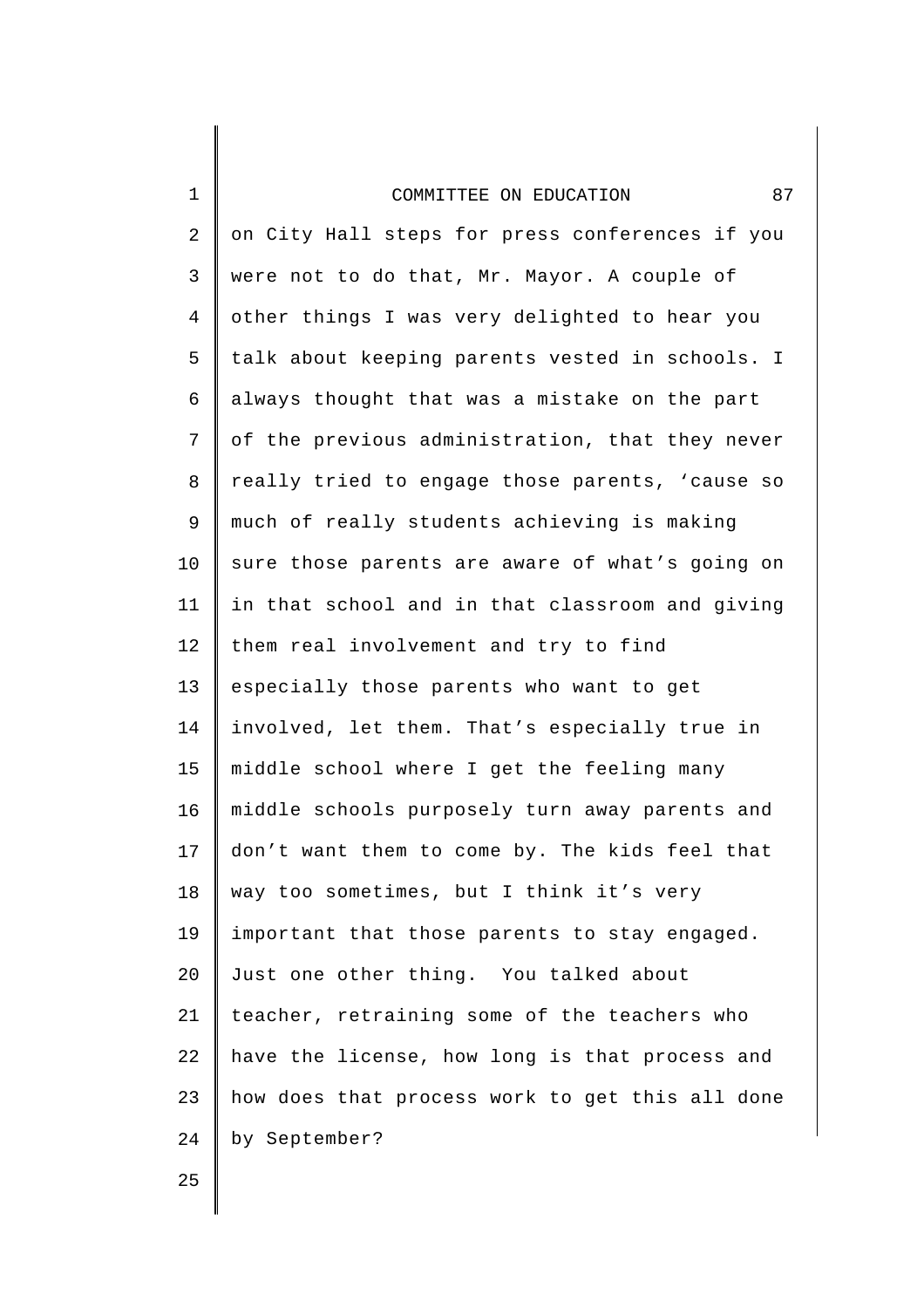on City Hall steps for press conferences if you were not to do that, Mr. Mayor. A couple of other things I was very delighted to hear you talk about keeping parents vested in schools. I always thought that was a mistake on the part of the previous administration, that they never really tried to engage those parents, ‘cause so much of really students achieving is making sure those parents are aware of what’s going on in that school and in that classroom and giving them real involvement and try to find especially those parents who want to get involved, let them. That’s especially true in middle school where I get the feeling many middle schools purposely turn away parents and don’t want them to come by. The kids feel that way too sometimes, but I think it’s very important that those parents to stay engaged. Just one other thing. You talked about teacher, retraining some of the teachers who have the license, how long is that process and how does that process work to get this all done by September?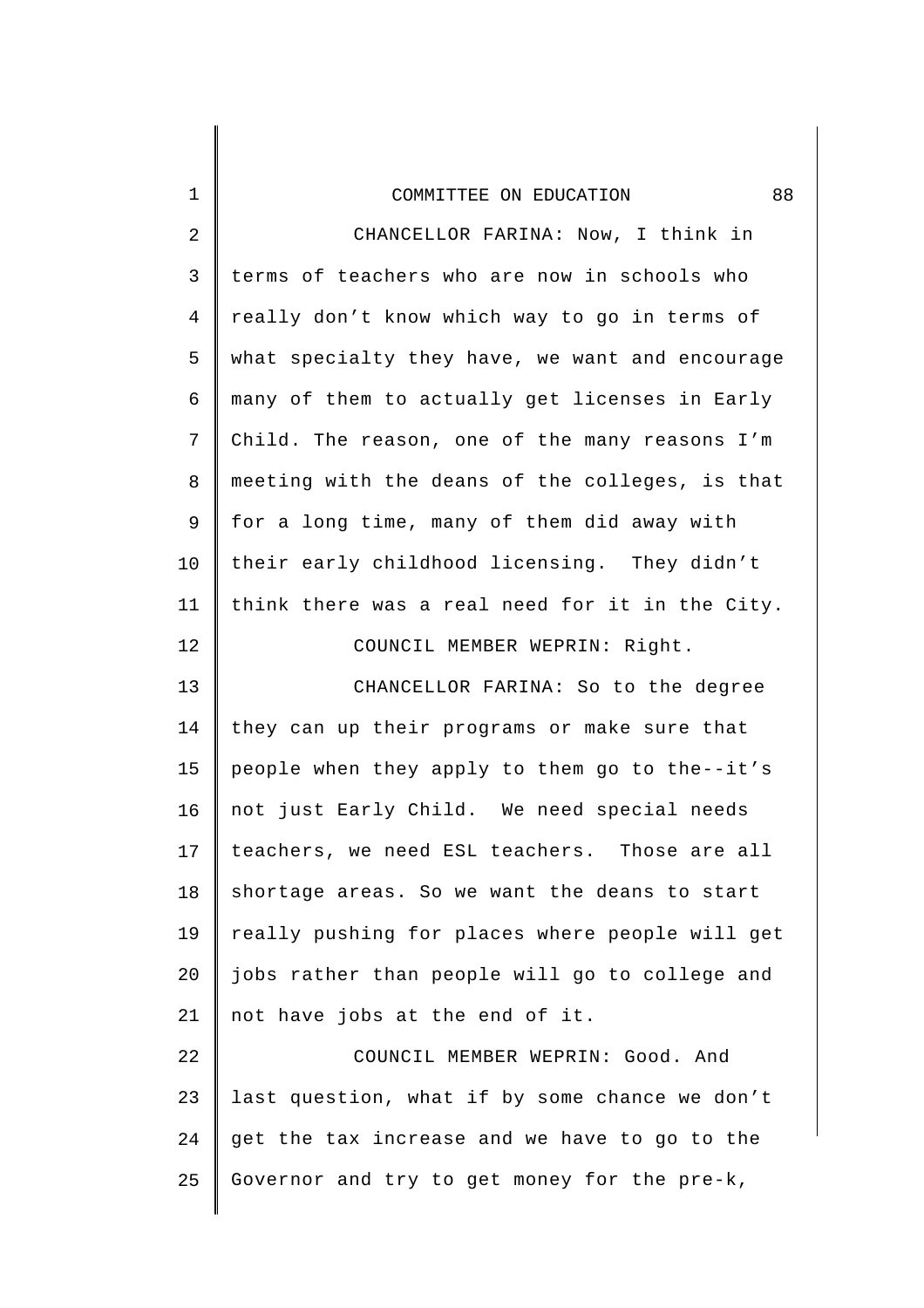CHANCELLOR FARINA: Now, I think in terms of teachers who are now in schools who really don't know which way to go in terms of what specialty they have, we want and encourage many of them to actually get licenses in Early Child. The reason, one of the many reasons I'm meeting with the deans of the colleges, is that for a long time, many of them did away with their early childhood licensing. They didn't think there was a real need for it in the City.

COUNCIL MEMBER WEPRIN: Right.

CHANCELLOR FARINA: So to the degree they can up their programs or make sure that people when they apply to them go to the--it's not just Early Child. We need special needs teachers, we need ESL teachers. Those are all shortage areas. So we want the deans to start really pushing for places where people will get jobs rather than people will go to college and not have jobs at the end of it.

COUNCIL MEMBER WEPRIN: Good. And last question, what if by some chance we don't get the tax increase and we have to go to the Governor and try to get money for the pre-k,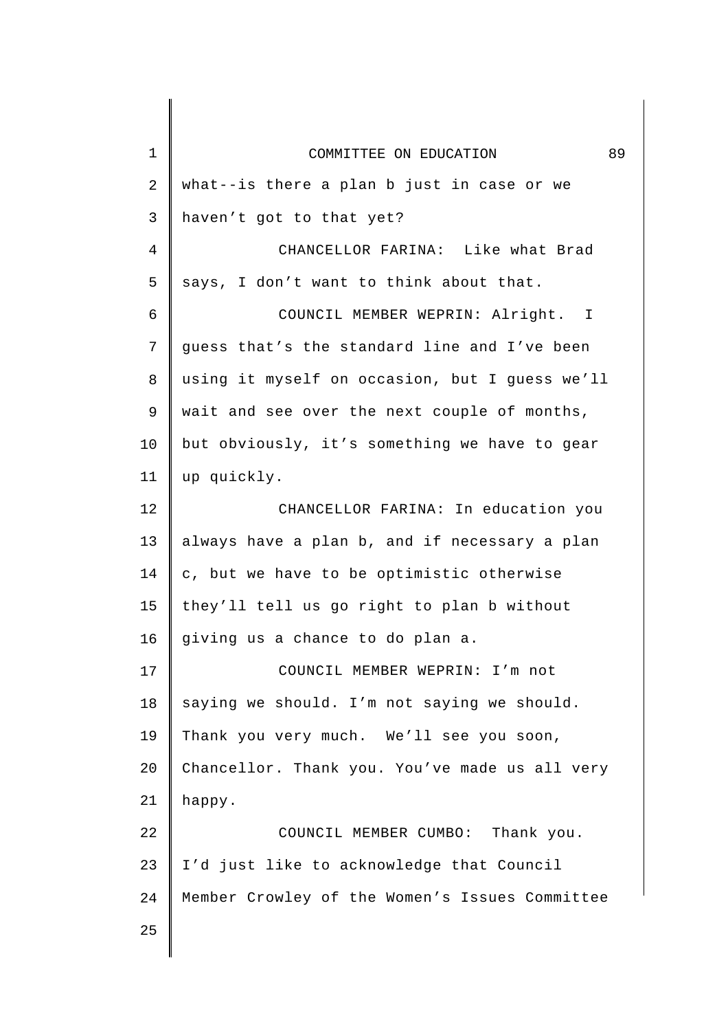what--is there a plan b just in case or we haven't got to that yet?

CHANCELLOR FARINA: Like what Brad says, I don't want to think about that.

COUNCIL MEMBER WEPRIN: Alright. I guess that's the standard line and I've been using it myself on occasion, but I guess we'll wait and see over the next couple of months, but obviously, it's something we have to gear up quickly.

CHANCELLOR FARINA: In education you always have a plan b, and if necessary a plan c, but we have to be optimistic otherwise they'll tell us go right to plan b without giving us a chance to do plan a.

COUNCIL MEMBER WEPRIN: I'm not saying we should. I'm not saying we should. Thank you very much. We'll see you soon, Chancellor. Thank you. You've made us all very happy.

COUNCIL MEMBER CUMBO: Thank you. I'd just like to acknowledge that Council Member Crowley of the Women's Issues Committee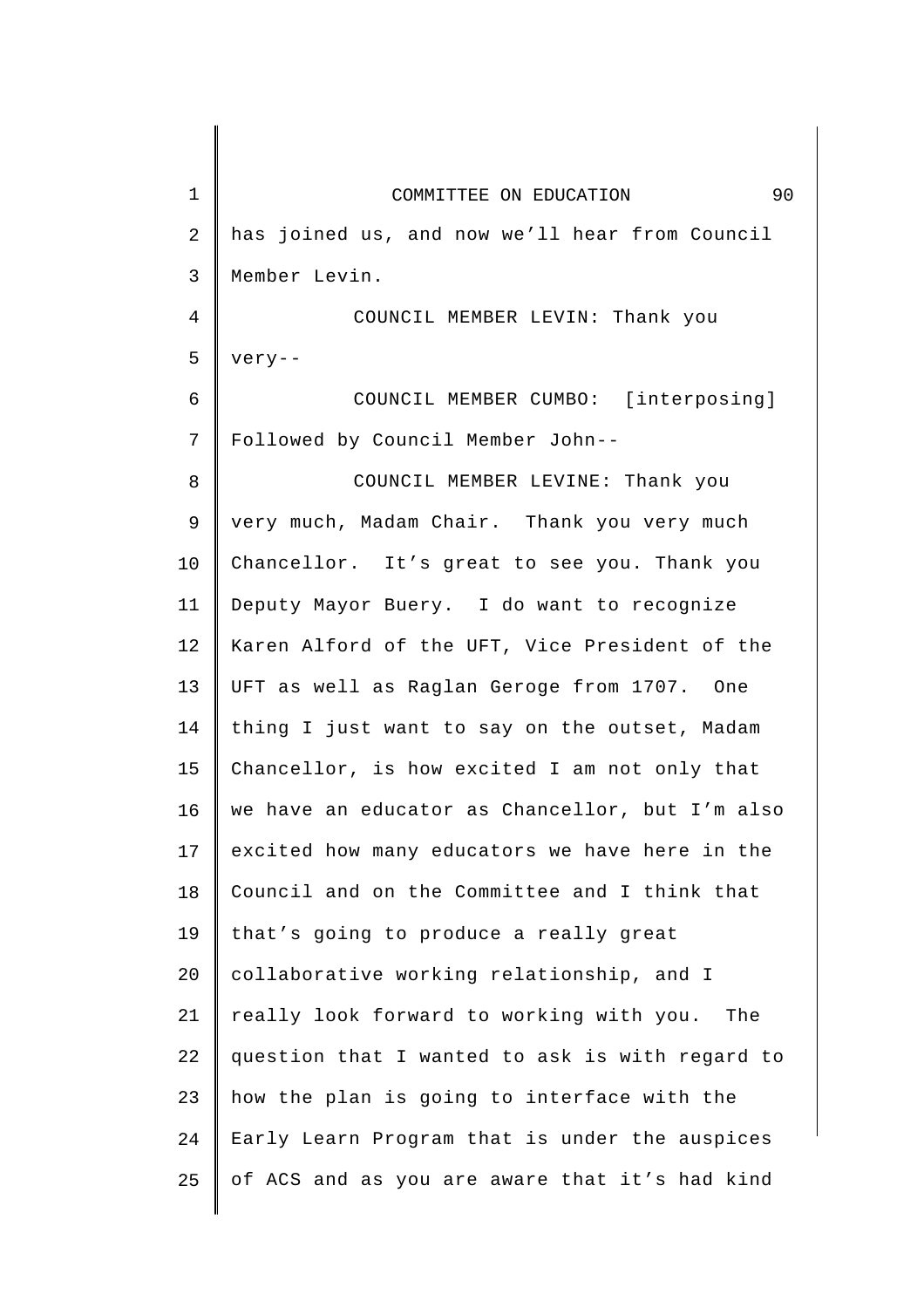has joined us, and now we'll hear from Council Member Levin.

COUNCIL MEMBER LEVIN: Thank you very--

COUNCIL MEMBER CUMBO: [interposing] Followed by Council Member John--

COUNCIL MEMBER LEVINE: Thank you very much, Madam Chair. Thank you very much Chancellor. It's great to see you. Thank you Deputy Mayor Buery. I do want to recognize Karen Alford of the UFT, Vice President of the UFT as well as Raglan Geroge from 1707. One thing I just want to say on the outset, Madam Chancellor, is how excited I am not only that we have an educator as Chancellor, but I'm also excited how many educators we have here in the Council and on the Committee and I think that that's going to produce a really great collaborative working relationship, and I really look forward to working with you. The question that I wanted to ask is with regard to how the plan is going to interface with the Early Learn Program that is under the auspices of ACS and as you are aware that it's had kind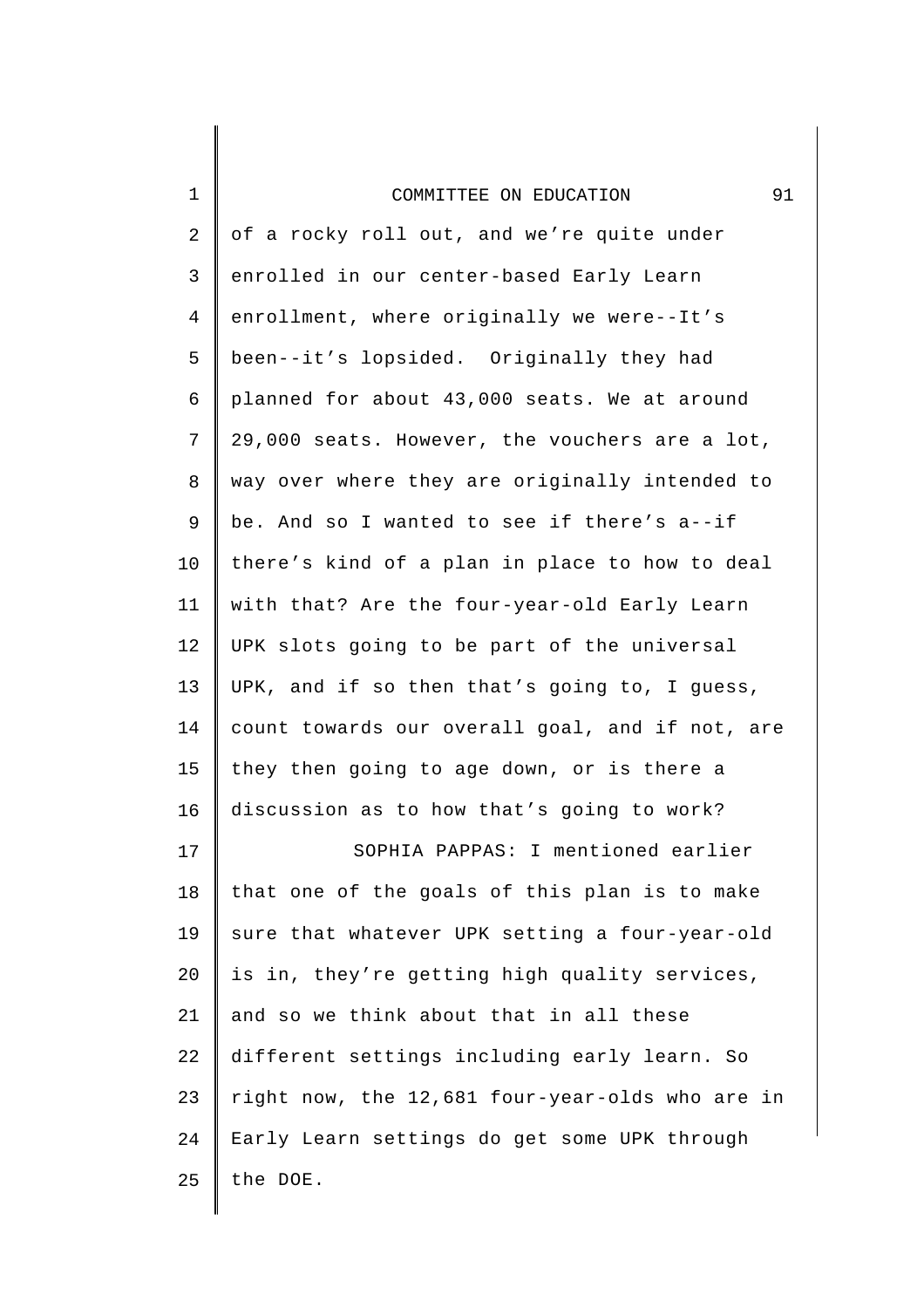of a rocky roll out, and we're quite under enrolled in our center-based Early Learn enrollment, where originally we were--It's been--it's lopsided. Originally they had planned for about 43,000 seats. We at around 29,000 seats. However, the vouchers are a lot, way over where they are originally intended to be. And so I wanted to see if there's a--if there's kind of a plan in place to how to deal with that? Are the four-year-old Early Learn UPK slots going to be part of the universal UPK, and if so then that's going to, I guess, count towards our overall goal, and if not, are they then going to age down, or is there a discussion as to how that's going to work?

SOPHIA PAPPAS: I mentioned earlier that one of the goals of this plan is to make sure that whatever UPK setting a four-year-old is in, they're getting high quality services, and so we think about that in all these different settings including early learn. So right now, the 12,681 four-year-olds who are in Early Learn settings do get some UPK through the DOE.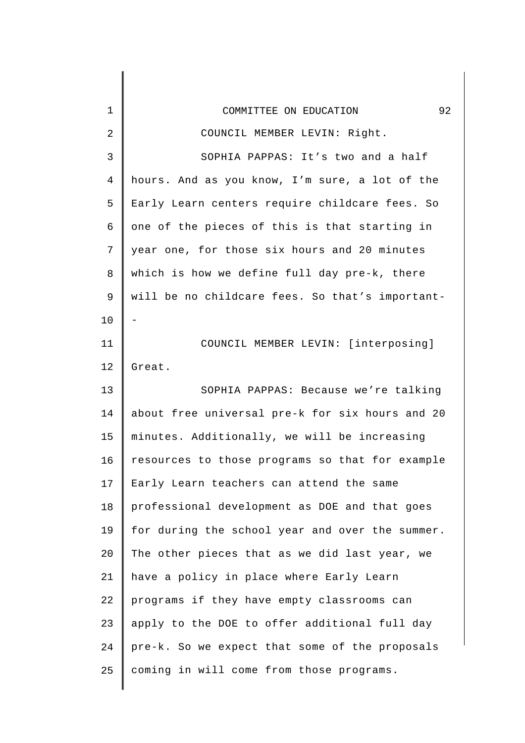COUNCIL MEMBER LEVIN: Right.

SOPHIA PAPPAS: It's two and a half hours. And as you know, I'm sure, a lot of the Early Learn centers require childcare fees. So one of the pieces of this is that starting in year one, for those six hours and 20 minutes which is how we define full day pre-k, there will be no childcare fees. So that's important--

COUNCIL MEMBER LEVIN: [interposing] Great.

SOPHIA PAPPAS: Because we're talking about free universal pre-k for six hours and 20 minutes. Additionally, we will be increasing resources to those programs so that for example Early Learn teachers can attend the same professional development as DOE and that goes for during the school year and over the summer. The other pieces that as we did last year, we have a policy in place where Early Learn programs if they have empty classrooms can apply to the DOE to offer additional full day pre-k. So we expect that some of the proposals coming in will come from those programs.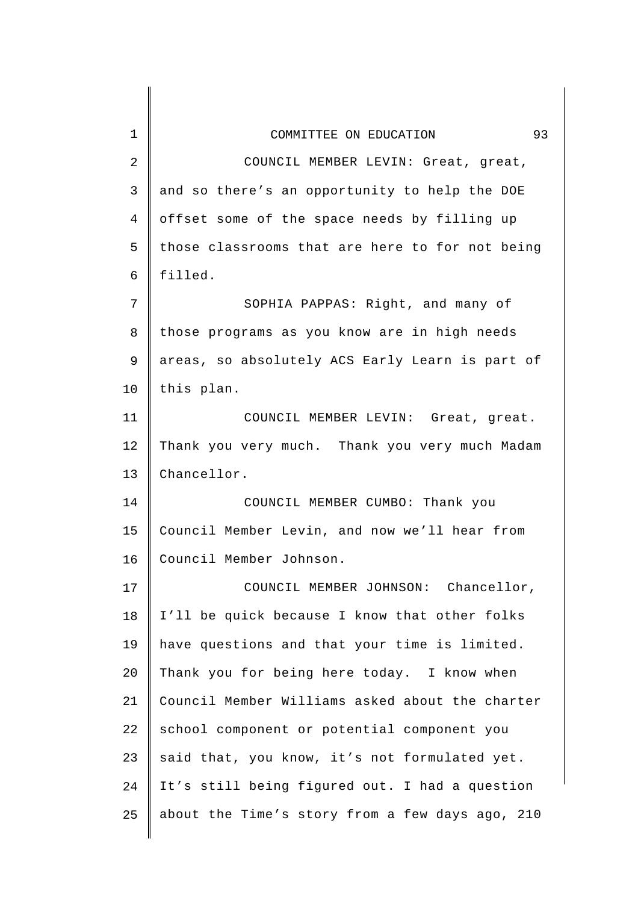COUNCIL MEMBER LEVIN: Great, great, and so there's an opportunity to help the DOE offset some of the space needs by filling up those classrooms that are here to for not being filled.

SOPHIA PAPPAS: Right, and many of those programs as you know are in high needs areas, so absolutely ACS Early Learn is part of this plan.

COUNCIL MEMBER LEVIN: Great, great. Thank you very much. Thank you very much Madam Chancellor.

COUNCIL MEMBER CUMBO: Thank you Council Member Levin, and now we'll hear from Council Member Johnson.

COUNCIL MEMBER JOHNSON: Chancellor, I'll be quick because I know that other folks have questions and that your time is limited. Thank you for being here today. I know when Council Member Williams asked about the charter school component or potential component you said that, you know, it's not formulated yet. It's still being figured out. I had a question about the Time's story from a few days ago, 210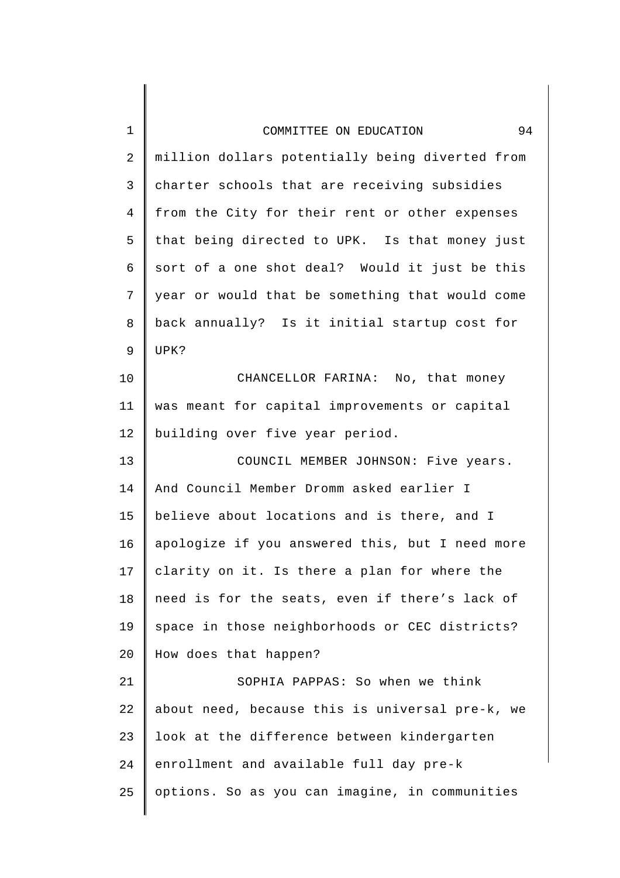million dollars potentially being diverted from charter schools that are receiving subsidies from the City for their rent or other expenses that being directed to UPK. Is that money just sort of a one shot deal? Would it just be this year or would that be something that would come back annually? Is it initial startup cost for UPK?

CHANCELLOR FARINA: No, that money was meant for capital improvements or capital building over five year period.

COUNCIL MEMBER JOHNSON: Five years. And Council Member Dromm asked earlier I believe about locations and is there, and I apologize if you answered this, but I need more clarity on it. Is there a plan for where the need is for the seats, even if there's lack of space in those neighborhoods or CEC districts? How does that happen?

SOPHIA PAPPAS: So when we think about need, because this is universal pre-k, we look at the difference between kindergarten enrollment and available full day pre-k options. So as you can imagine, in communities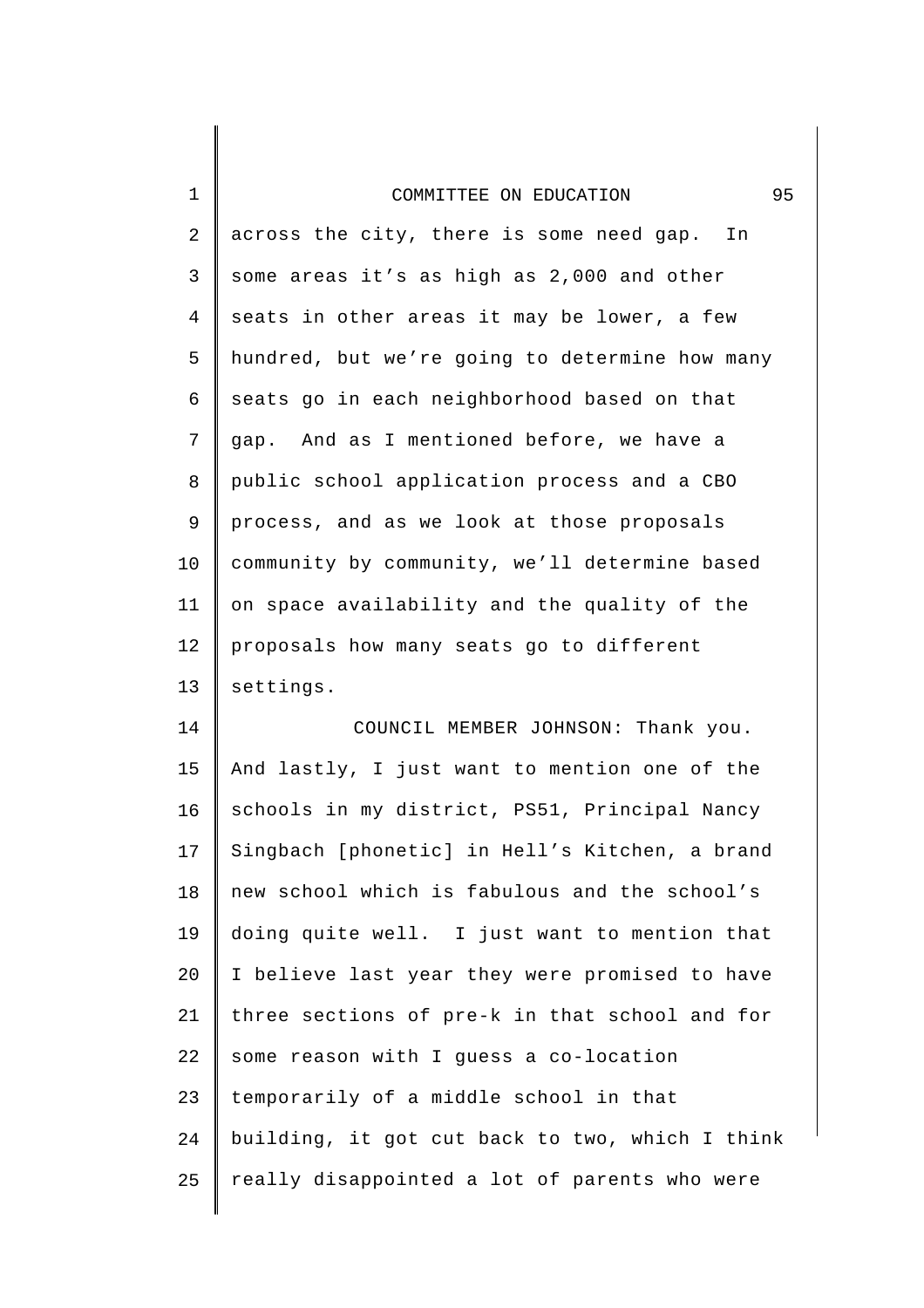across the city, there is some need gap. In some areas it's as high as 2,000 and other seats in other areas it may be lower, a few hundred, but we're going to determine how many seats go in each neighborhood based on that gap. And as I mentioned before, we have a public school application process and a CBO process, and as we look at those proposals community by community, we'll determine based on space availability and the quality of the proposals how many seats go to different settings.

COUNCIL MEMBER JOHNSON: Thank you. And lastly, I just want to mention one of the schools in my district, PS51, Principal Nancy Singbach [phonetic] in Hell's Kitchen, a brand new school which is fabulous and the school's doing quite well. I just want to mention that I believe last year they were promised to have three sections of pre-k in that school and for some reason with I guess a co-location temporarily of a middle school in that building, it got cut back to two, which I think really disappointed a lot of parents who were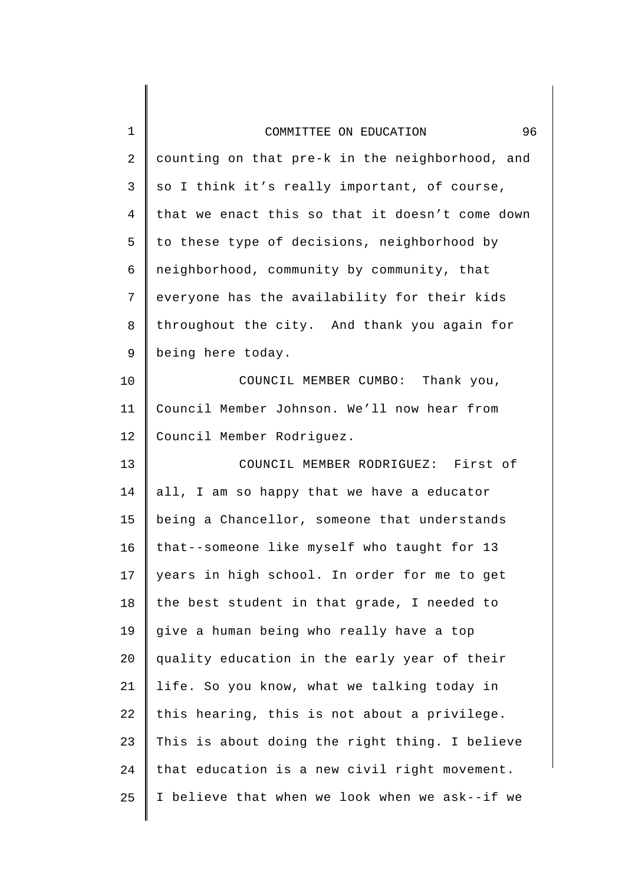counting on that pre-k in the neighborhood, and so I think it's really important, of course, that we enact this so that it doesn't come down to these type of decisions, neighborhood by neighborhood, community by community, that everyone has the availability for their kids throughout the city. And thank you again for being here today.

COUNCIL MEMBER CUMBO: Thank you, Council Member Johnson. We'll now hear from Council Member Rodriguez.

COUNCIL MEMBER RODRIGUEZ: First of all, I am so happy that we have a educator being a Chancellor, someone that understands that--someone like myself who taught for 13 years in high school. In order for me to get the best student in that grade, I needed to give a human being who really have a top quality education in the early year of their life. So you know, what we talking today in this hearing, this is not about a privilege. This is about doing the right thing. I believe that education is a new civil right movement. I believe that when we look when we ask--if we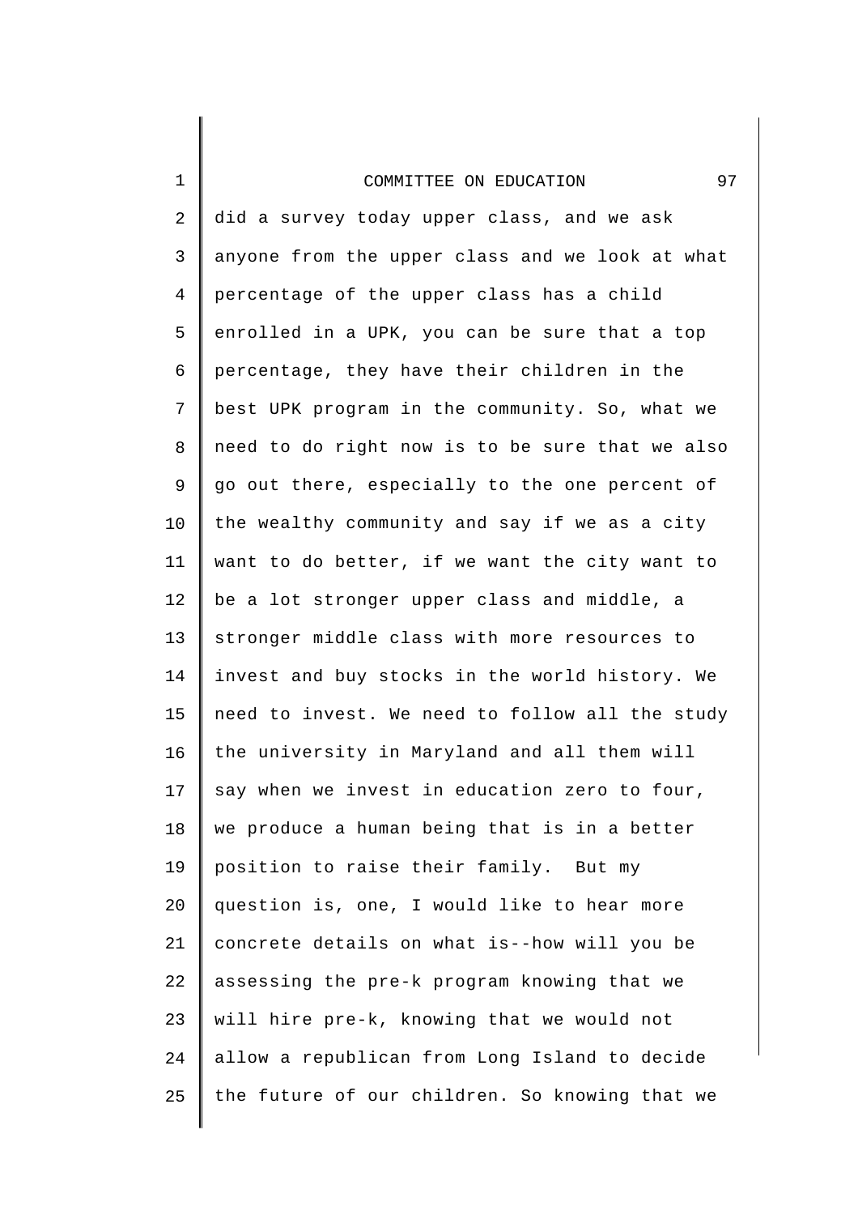did a survey today upper class, and we ask anyone from the upper class and we look at what percentage of the upper class has a child enrolled in a UPK, you can be sure that a top percentage, they have their children in the best UPK program in the community. So, what we need to do right now is to be sure that we also go out there, especially to the one percent of the wealthy community and say if we as a city want to do better, if we want the city want to be a lot stronger upper class and middle, a stronger middle class with more resources to invest and buy stocks in the world history. We need to invest. We need to follow all the study the university in Maryland and all them will say when we invest in education zero to four, we produce a human being that is in a better position to raise their family. But my question is, one, I would like to hear more concrete details on what is--how will you be assessing the pre-k program knowing that we will hire pre-k, knowing that we would not allow a republican from Long Island to decide the future of our children. So knowing that we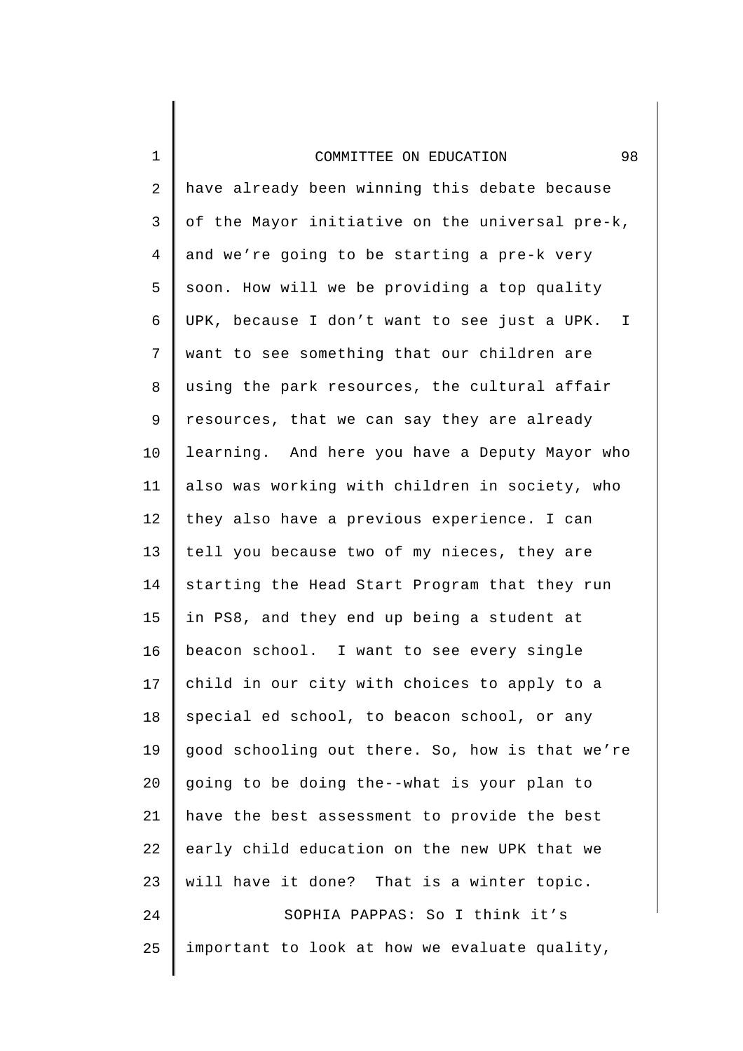have already been winning this debate because of the Mayor initiative on the universal pre-k, and we're going to be starting a pre-k very soon. How will we be providing a top quality UPK, because I don't want to see just a UPK. I want to see something that our children are using the park resources, the cultural affair resources, that we can say they are already learning. And here you have a Deputy Mayor who also was working with children in society, who they also have a previous experience. I can tell you because two of my nieces, they are starting the Head Start Program that they run in PS8, and they end up being a student at beacon school. I want to see every single child in our city with choices to apply to a special ed school, to beacon school, or any good schooling out there. So, how is that we're going to be doing the--what is your plan to have the best assessment to provide the best early child education on the new UPK that we will have it done? That is a winter topic.

SOPHIA PAPPAS: So I think it's important to look at how we evaluate quality,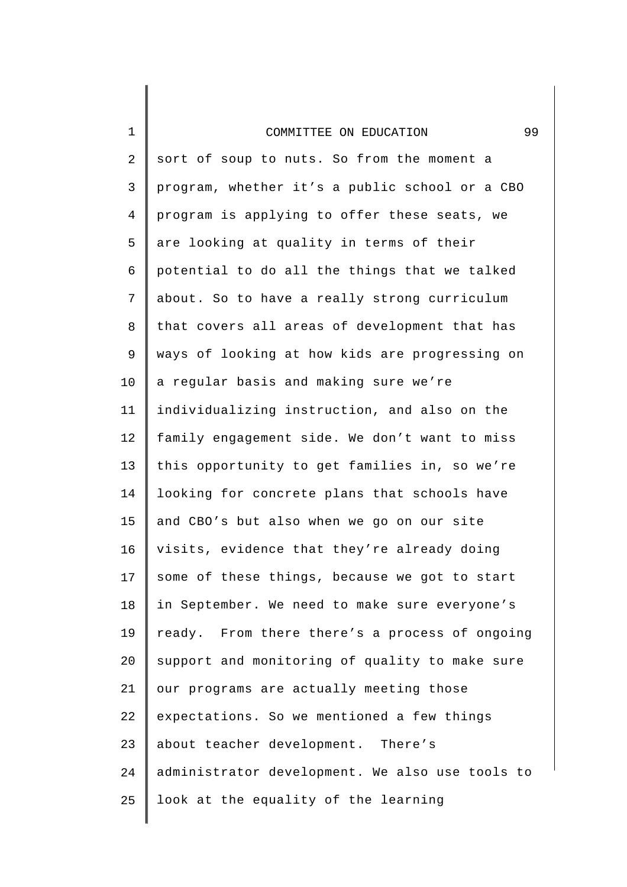sort of soup to nuts. So from the moment a program, whether it's a public school or a CBO program is applying to offer these seats, we are looking at quality in terms of their potential to do all the things that we talked about. So to have a really strong curriculum that covers all areas of development that has ways of looking at how kids are progressing on a regular basis and making sure we're individualizing instruction, and also on the family engagement side. We don't want to miss this opportunity to get families in, so we're looking for concrete plans that schools have and CBO's but also when we go on our site visits, evidence that they're already doing some of these things, because we got to start in September. We need to make sure everyone's ready. From there there's a process of ongoing support and monitoring of quality to make sure our programs are actually meeting those expectations. So we mentioned a few things about teacher development. There's administrator development. We also use tools to look at the equality of the learning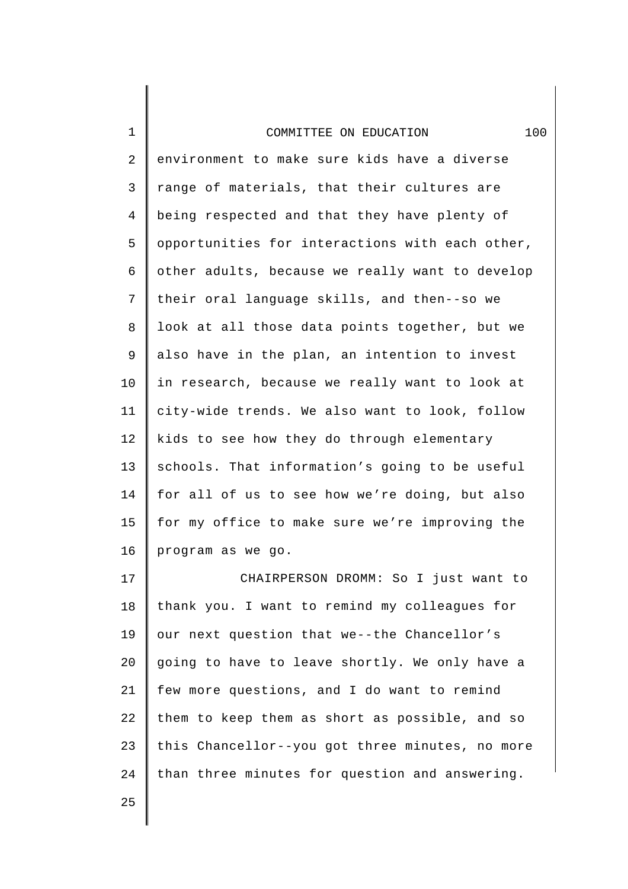environment to make sure kids have a diverse range of materials, that their cultures are being respected and that they have plenty of opportunities for interactions with each other, other adults, because we really want to develop their oral language skills, and then--so we look at all those data points together, but we also have in the plan, an intention to invest in research, because we really want to look at city-wide trends. We also want to look, follow kids to see how they do through elementary schools. That information's going to be useful for all of us to see how we're doing, but also for my office to make sure we're improving the program as we go.

CHAIRPERSON DROMM: So I just want to thank you. I want to remind my colleagues for our next question that we--the Chancellor's going to have to leave shortly. We only have a few more questions, and I do want to remind them to keep them as short as possible, and so this Chancellor--you got three minutes, no more than three minutes for question and answering.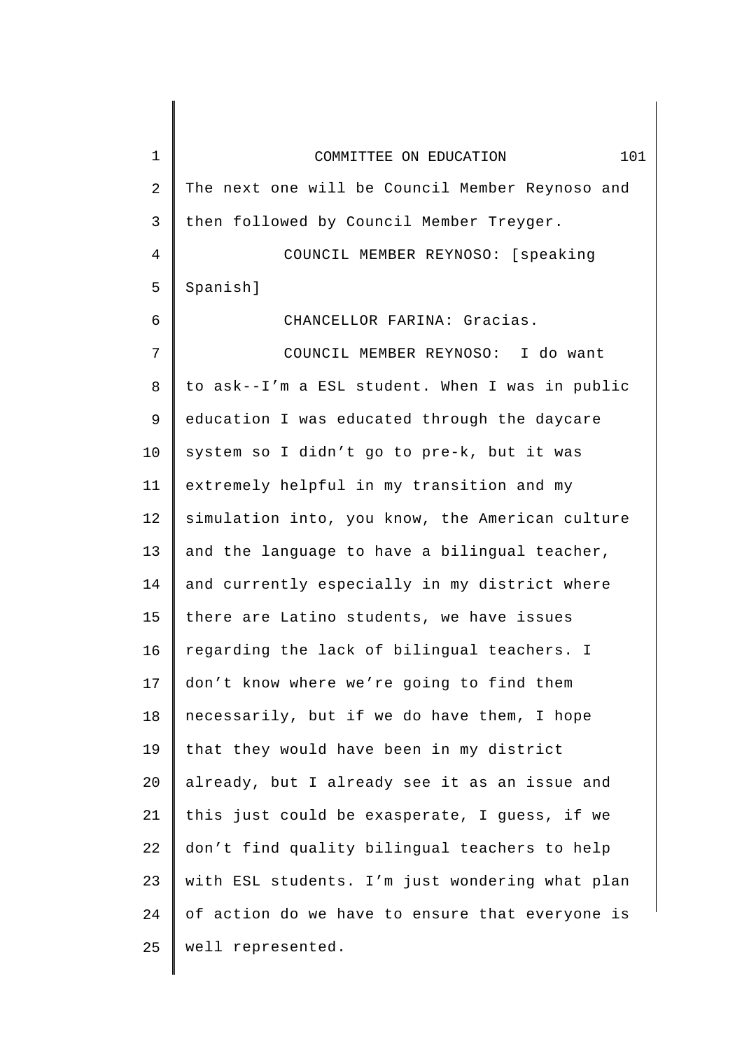The next one will be Council Member Reynoso and then followed by Council Member Treyger.

COUNCIL MEMBER REYNOSO: [speaking Spanish]

CHANCELLOR FARINA: Gracias.

COUNCIL MEMBER REYNOSO: I do want to ask--I'm a ESL student. When I was in public education I was educated through the daycare system so I didn't go to pre-k, but it was extremely helpful in my transition and my simulation into, you know, the American culture and the language to have a bilingual teacher, and currently especially in my district where there are Latino students, we have issues regarding the lack of bilingual teachers. I don't know where we're going to find them necessarily, but if we do have them, I hope that they would have been in my district already, but I already see it as an issue and this just could be exasperate, I guess, if we don't find quality bilingual teachers to help with ESL students. I'm just wondering what plan of action do we have to ensure that everyone is well represented.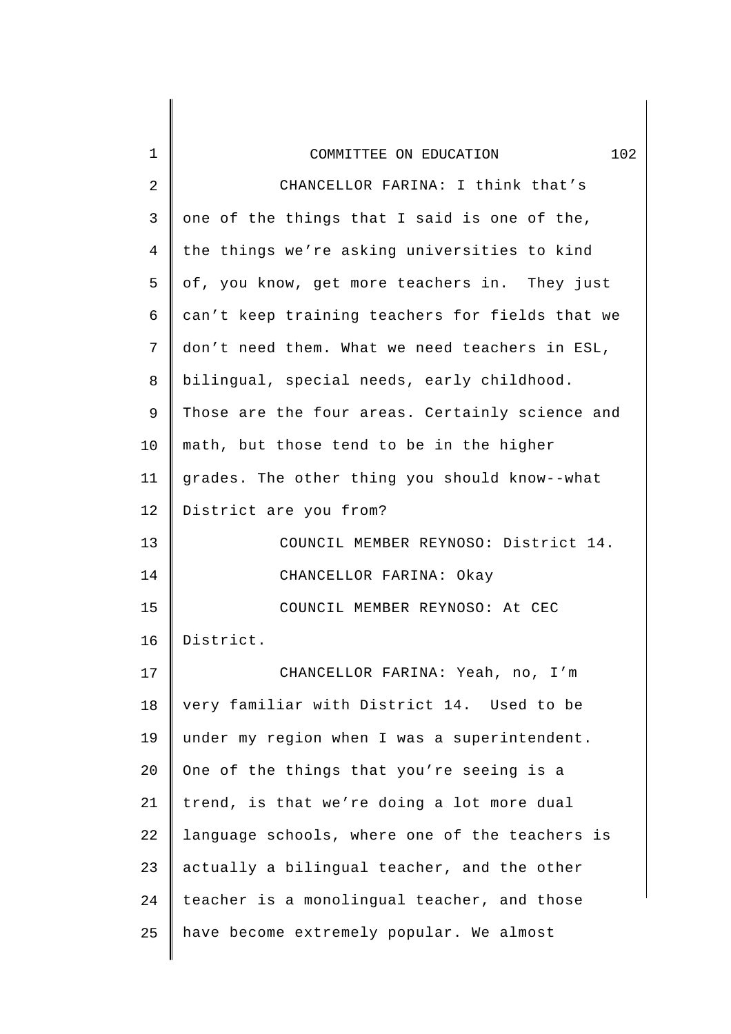CHANCELLOR FARINA: I think that's one of the things that I said is one of the, the things we're asking universities to kind of, you know, get more teachers in. They just can't keep training teachers for fields that we don't need them. What we need teachers in ESL, bilingual, special needs, early childhood. Those are the four areas. Certainly science and math, but those tend to be in the higher grades. The other thing you should know--what District are you from?

COUNCIL MEMBER REYNOSO: District 14.

CHANCELLOR FARINA: Okay

COUNCIL MEMBER REYNOSO: At CEC District.

CHANCELLOR FARINA: Yeah, no, I'm very familiar with District 14. Used to be under my region when I was a superintendent. One of the things that you're seeing is a trend, is that we're doing a lot more dual language schools, where one of the teachers is actually a bilingual teacher, and the other teacher is a monolingual teacher, and those have become extremely popular. We almost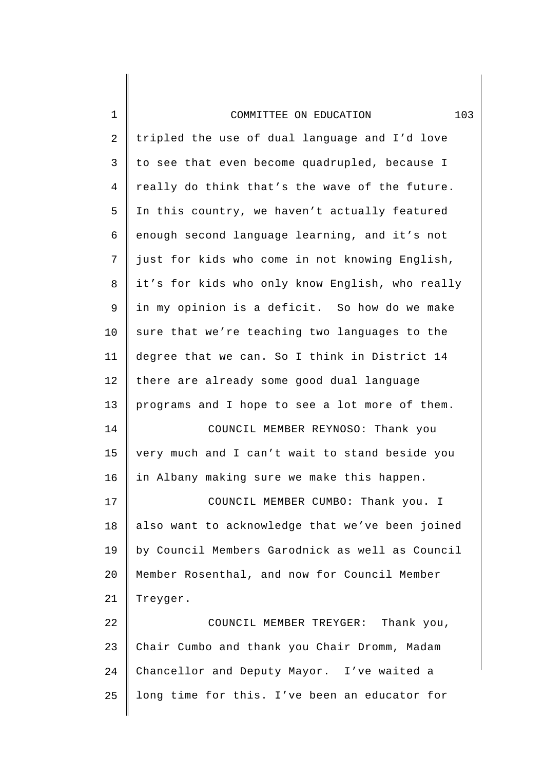tripled the use of dual language and I'd love to see that even become quadrupled, because I really do think that's the wave of the future. In this country, we haven't actually featured enough second language learning, and it's not just for kids who come in not knowing English, it's for kids who only know English, who really in my opinion is a deficit. So how do we make sure that we're teaching two languages to the degree that we can. So I think in District 14 there are already some good dual language programs and I hope to see a lot more of them.

COUNCIL MEMBER REYNOSO: Thank you very much and I can't wait to stand beside you in Albany making sure we make this happen.

COUNCIL MEMBER CUMBO: Thank you. I also want to acknowledge that we've been joined by Council Members Garodnick as well as Council Member Rosenthal, and now for Council Member Treyger.

COUNCIL MEMBER TREYGER: Thank you, Chair Cumbo and thank you Chair Dromm, Madam Chancellor and Deputy Mayor. I've waited a long time for this. I've been an educator for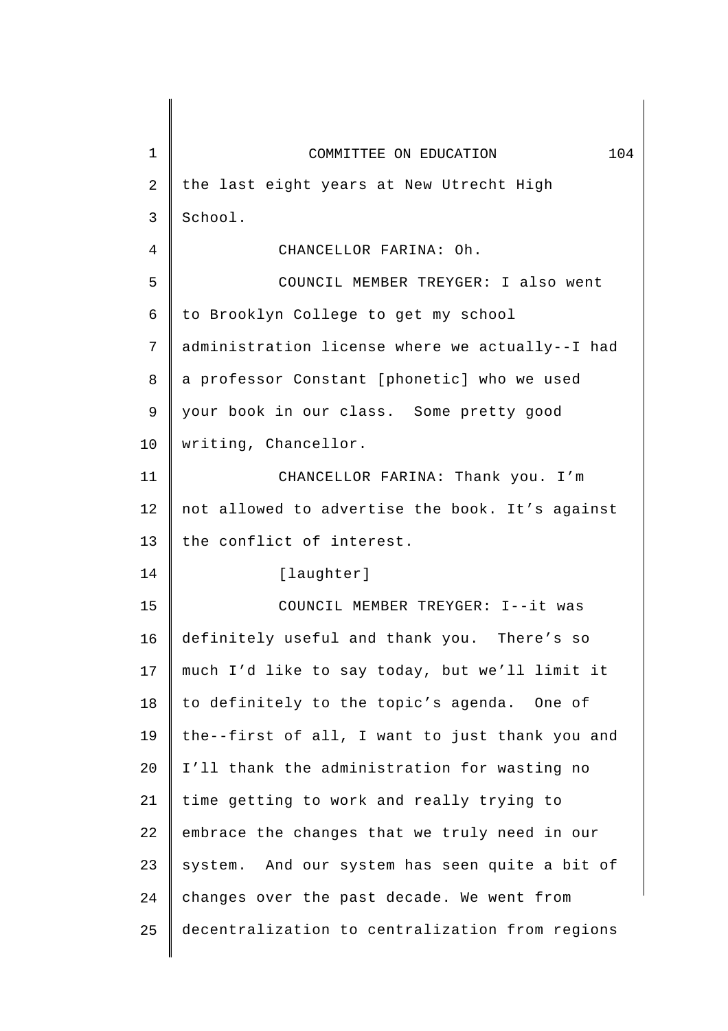the last eight years at New Utrecht High School.

CHANCELLOR FARINA: Oh.

COUNCIL MEMBER TREYGER: I also went to Brooklyn College to get my school administration license where we actually--I had a professor Constant [phonetic] who we used your book in our class. Some pretty good writing, Chancellor.

CHANCELLOR FARINA: Thank you. I'm not allowed to advertise the book. It's against the conflict of interest.

[laughter]

COUNCIL MEMBER TREYGER: I--it was definitely useful and thank you. There's so much I'd like to say today, but we'll limit it to definitely to the topic's agenda. One of the--first of all, I want to just thank you and I'll thank the administration for wasting no time getting to work and really trying to embrace the changes that we truly need in our system. And our system has seen quite a bit of changes over the past decade. We went from decentralization to centralization from regions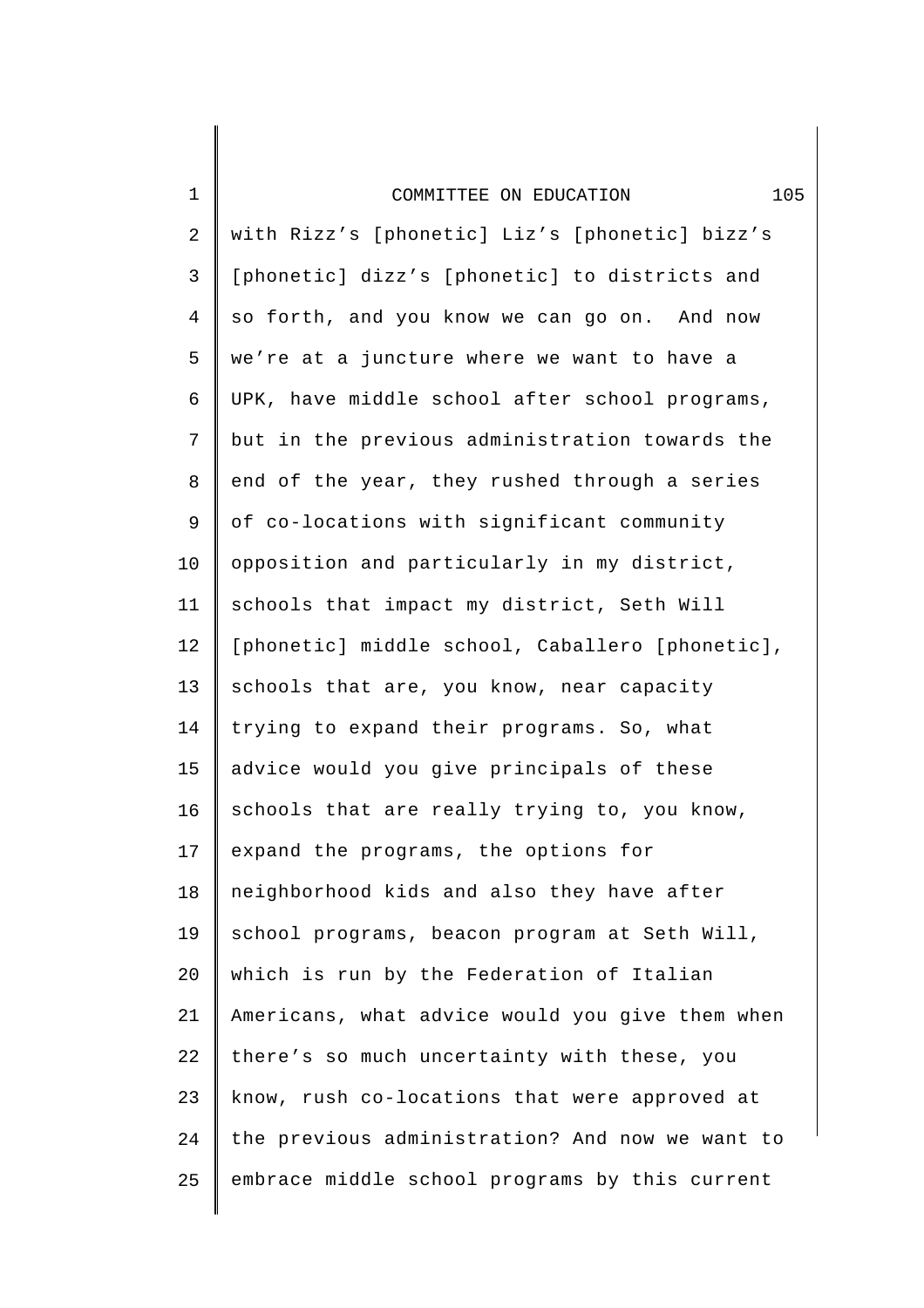with Rizz's [phonetic] Liz's [phonetic] bizz's [phonetic] dizz's [phonetic] to districts and so forth, and you know we can go on. And now we're at a juncture where we want to have a UPK, have middle school after school programs, but in the previous administration towards the end of the year, they rushed through a series of co-locations with significant community opposition and particularly in my district, schools that impact my district, Seth Will [phonetic] middle school, Caballero [phonetic], schools that are, you know, near capacity trying to expand their programs. So, what advice would you give principals of these schools that are really trying to, you know, expand the programs, the options for neighborhood kids and also they have after school programs, beacon program at Seth Will, which is run by the Federation of Italian Americans, what advice would you give them when there's so much uncertainty with these, you know, rush co-locations that were approved at the previous administration? And now we want to embrace middle school programs by this current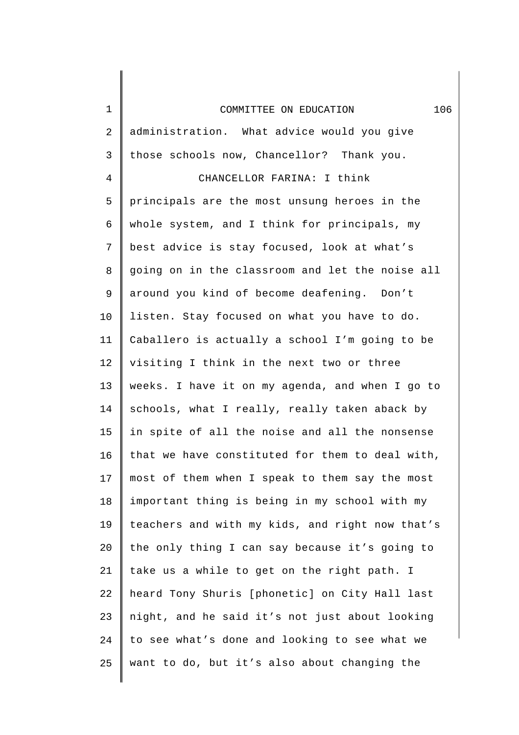administration. What advice would you give those schools now, Chancellor? Thank you.

CHANCELLOR FARINA: I think principals are the most unsung heroes in the whole system, and I think for principals, my best advice is stay focused, look at what's going on in the classroom and let the noise all around you kind of become deafening. Don't listen. Stay focused on what you have to do. Caballero is actually a school I'm going to be visiting I think in the next two or three weeks. I have it on my agenda, and when I go to schools, what I really, really taken aback by in spite of all the noise and all the nonsense that we have constituted for them to deal with, most of them when I speak to them say the most important thing is being in my school with my teachers and with my kids, and right now that's the only thing I can say because it's going to take us a while to get on the right path. I heard Tony Shuris [phonetic] on City Hall last night, and he said it's not just about looking to see what's done and looking to see what we want to do, but it's also about changing the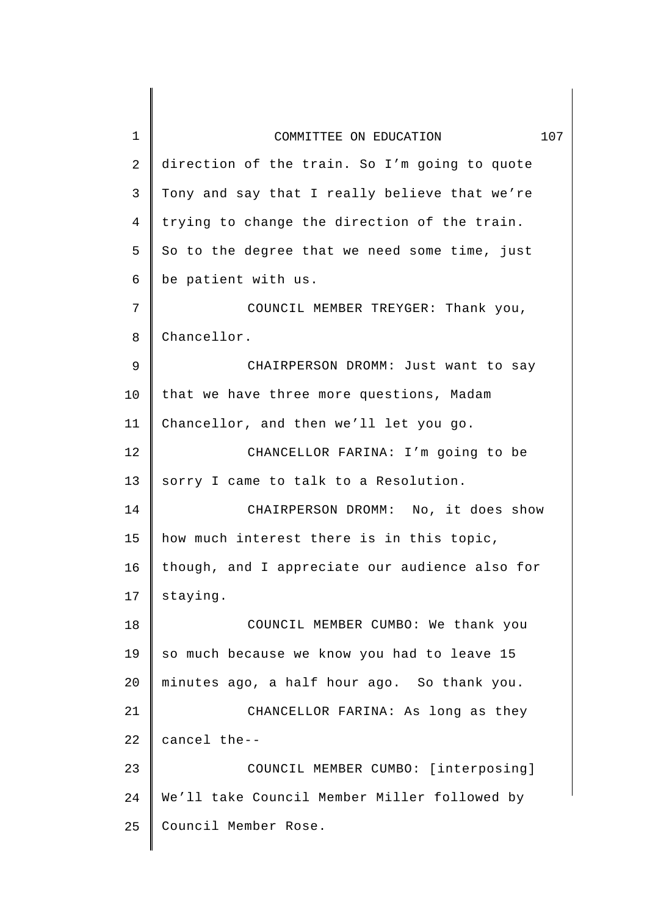direction of the train. So I'm going to quote Tony and say that I really believe that we're trying to change the direction of the train. So to the degree that we need some time, just be patient with us.

COUNCIL MEMBER TREYGER: Thank you, Chancellor.

CHAIRPERSON DROMM: Just want to say that we have three more questions, Madam Chancellor, and then we'll let you go.

CHANCELLOR FARINA: I'm going to be sorry I came to talk to a Resolution.

CHAIRPERSON DROMM: No, it does show how much interest there is in this topic, though, and I appreciate our audience also for staying.

COUNCIL MEMBER CUMBO: We thank you so much because we know you had to leave 15 minutes ago, a half hour ago. So thank you.

CHANCELLOR FARINA: As long as they cancel the--

COUNCIL MEMBER CUMBO: [interposing] We'll take Council Member Miller followed by Council Member Rose.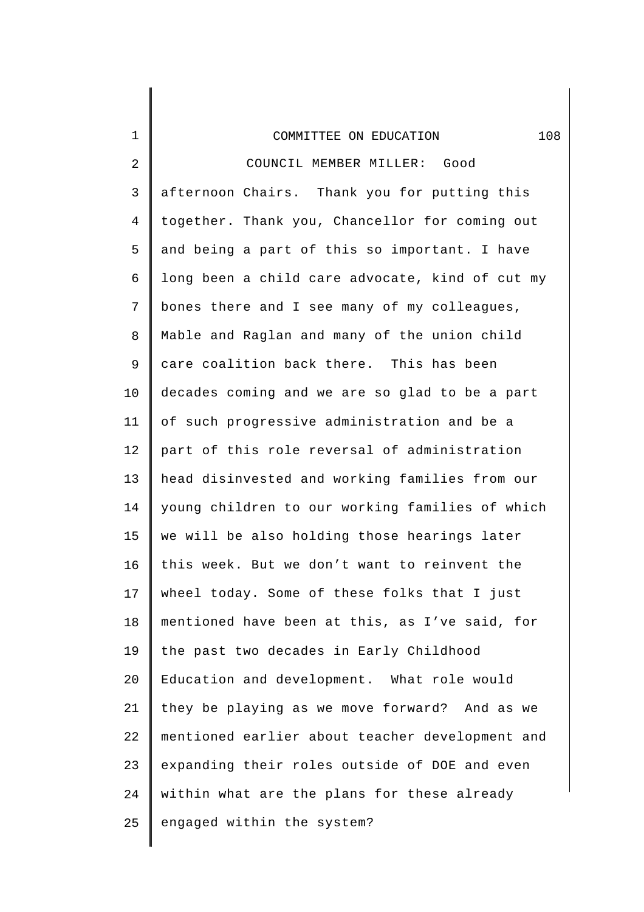COUNCIL MEMBER MILLER: Good afternoon Chairs. Thank you for putting this together. Thank you, Chancellor for coming out and being a part of this so important. I have long been a child care advocate, kind of cut my bones there and I see many of my colleagues, Mable and Raglan and many of the union child care coalition back there. This has been decades coming and we are so glad to be a part of such progressive administration and be a part of this role reversal of administration head disinvested and working families from our young children to our working families of which we will be also holding those hearings later this week. But we don't want to reinvent the wheel today. Some of these folks that I just mentioned have been at this, as I've said, for the past two decades in Early Childhood Education and development. What role would they be playing as we move forward? And as we mentioned earlier about teacher development and expanding their roles outside of DOE and even within what are the plans for these already engaged within the system?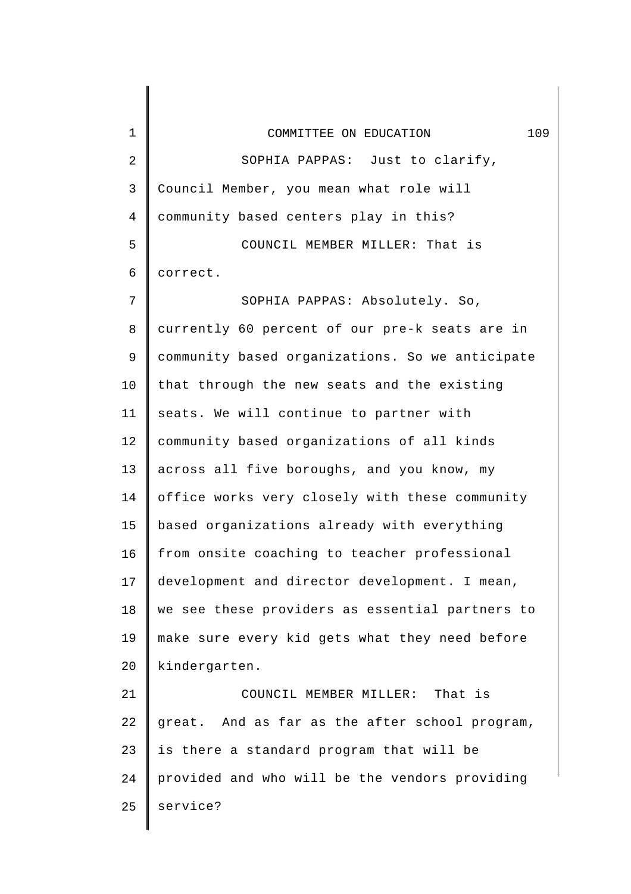SOPHIA PAPPAS: Just to clarify, Council Member, you mean what role will community based centers play in this?

COUNCIL MEMBER MILLER: That is correct.

SOPHIA PAPPAS: Absolutely. So, currently 60 percent of our pre-k seats are in community based organizations. So we anticipate that through the new seats and the existing seats. We will continue to partner with community based organizations of all kinds across all five boroughs, and you know, my office works very closely with these community based organizations already with everything from onsite coaching to teacher professional development and director development. I mean, we see these providers as essential partners to make sure every kid gets what they need before kindergarten.

COUNCIL MEMBER MILLER: That is great. And as far as the after school program, is there a standard program that will be provided and who will be the vendors providing service?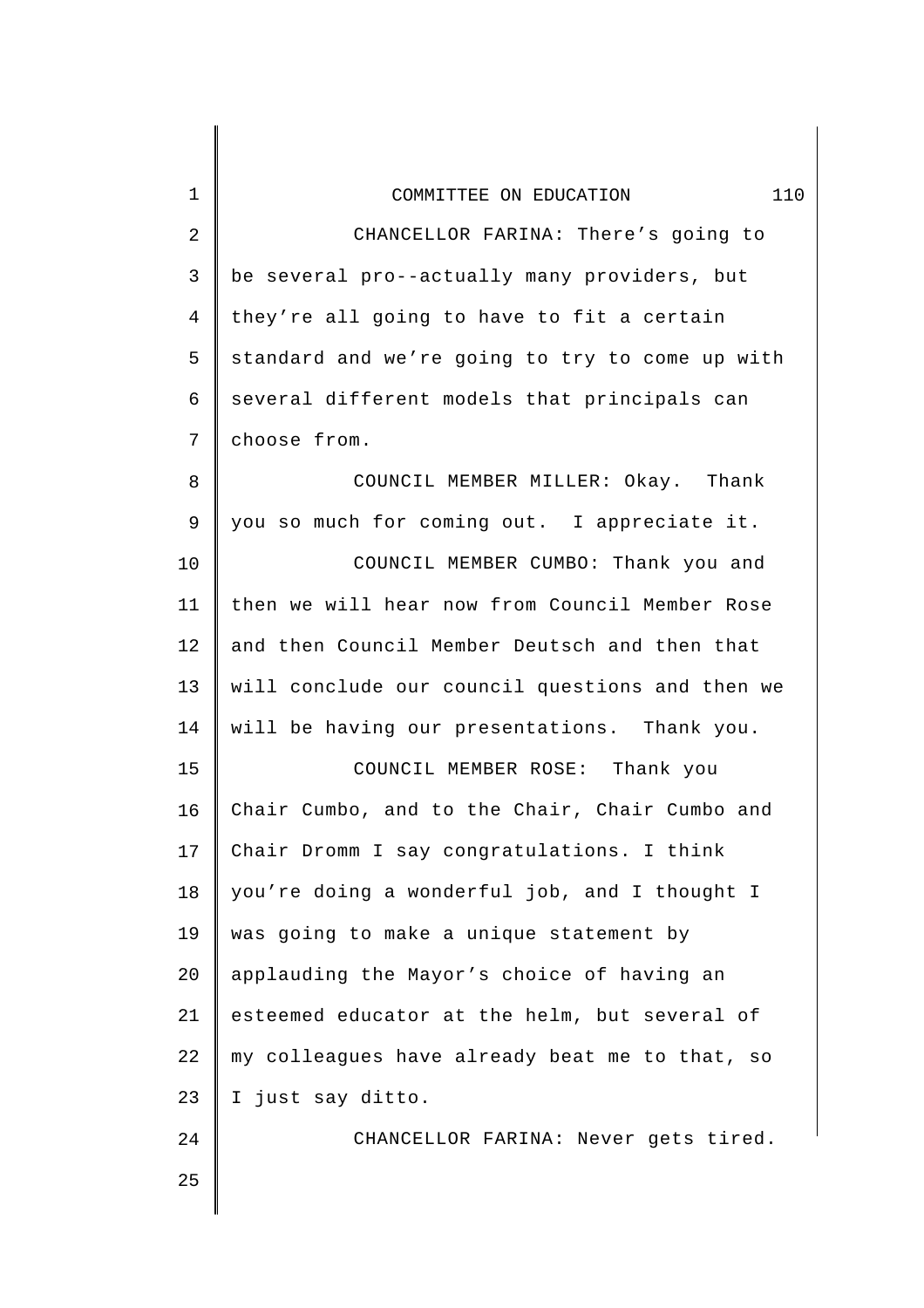CHANCELLOR FARINA: There's going to be several pro--actually many providers, but they're all going to have to fit a certain standard and we're going to try to come up with several different models that principals can choose from.

COUNCIL MEMBER MILLER: Okay. Thank you so much for coming out. I appreciate it.

COUNCIL MEMBER CUMBO: Thank you and then we will hear now from Council Member Rose and then Council Member Deutsch and then that will conclude our council questions and then we will be having our presentations. Thank you.

COUNCIL MEMBER ROSE: Thank you Chair Cumbo, and to the Chair, Chair Cumbo and Chair Dromm I say congratulations. I think you're doing a wonderful job, and I thought I was going to make a unique statement by applauding the Mayor's choice of having an esteemed educator at the helm, but several of my colleagues have already beat me to that, so I just say ditto.

CHANCELLOR FARINA: Never gets tired.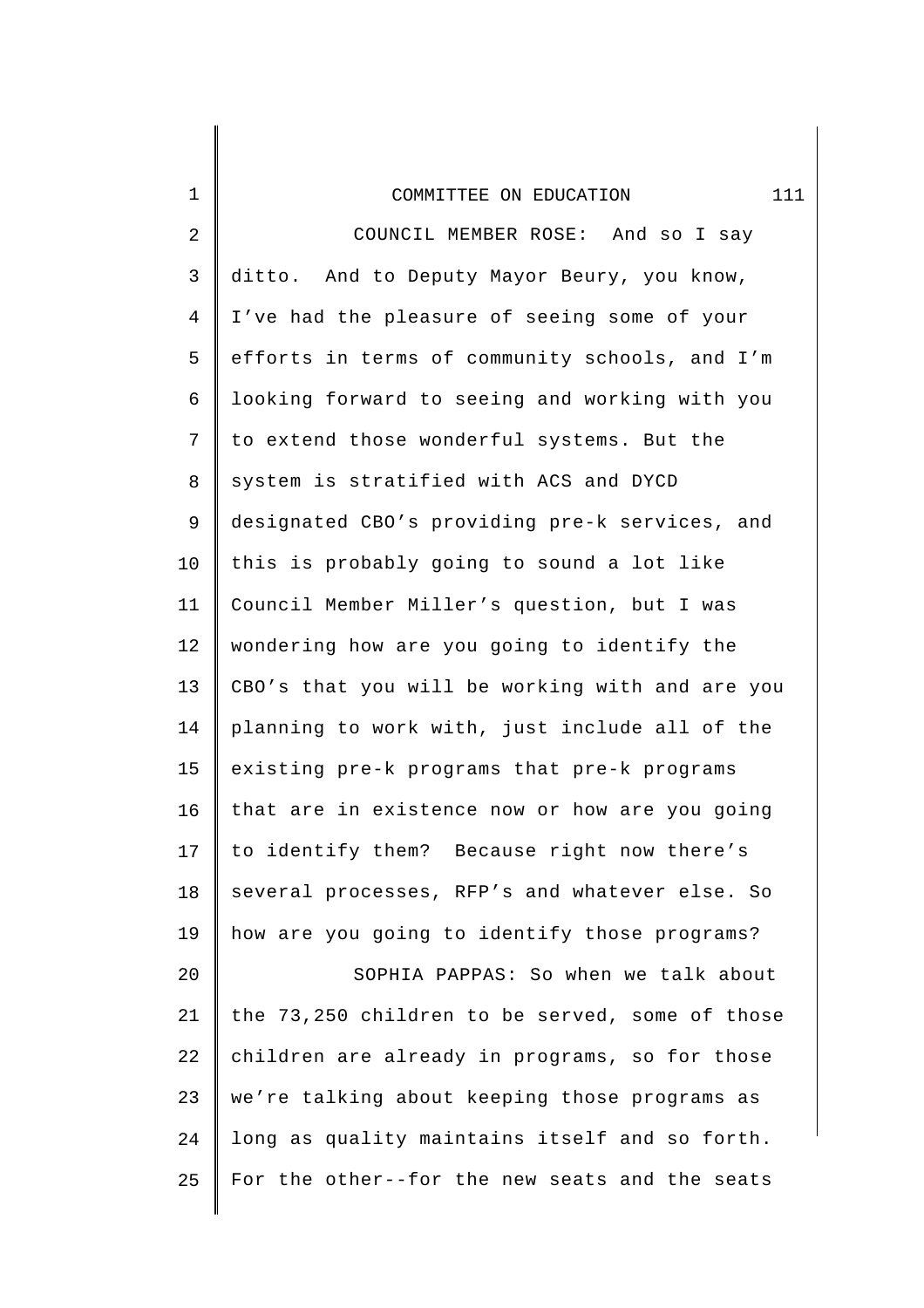COUNCIL MEMBER ROSE: And so I say ditto. And to Deputy Mayor Beury, you know, I've had the pleasure of seeing some of your efforts in terms of community schools, and I'm looking forward to seeing and working with you to extend those wonderful systems. But the system is stratified with ACS and DYCD designated CBO's providing pre-k services, and this is probably going to sound a lot like Council Member Miller's question, but I was wondering how are you going to identify the CBO's that you will be working with and are you planning to work with, just include all of the existing pre-k programs that pre-k programs that are in existence now or how are you going to identify them? Because right now there's several processes, RFP's and whatever else. So how are you going to identify those programs?

SOPHIA PAPPAS: So when we talk about the 73,250 children to be served, some of those children are already in programs, so for those we're talking about keeping those programs as long as quality maintains itself and so forth. For the other--for the new seats and the seats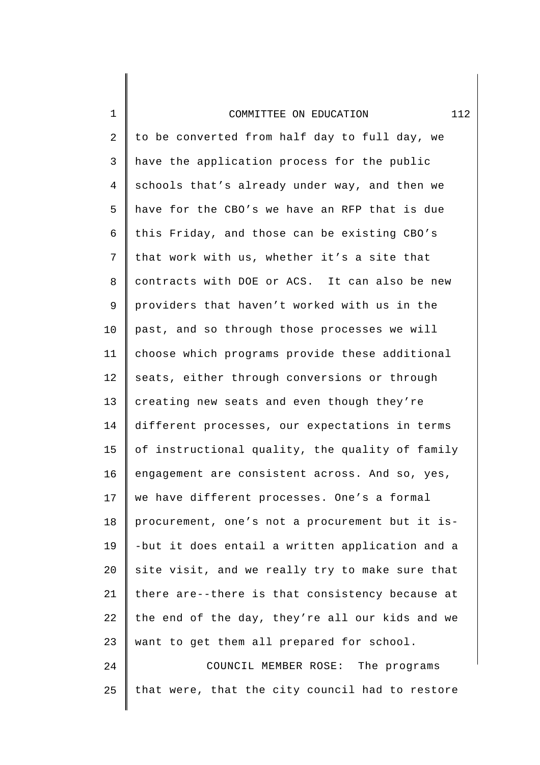to be converted from half day to full day, we have the application process for the public schools that's already under way, and then we have for the CBO's we have an RFP that is due this Friday, and those can be existing CBO's that work with us, whether it's a site that contracts with DOE or ACS. It can also be new providers that haven't worked with us in the past, and so through those processes we will choose which programs provide these additional seats, either through conversions or through creating new seats and even though they're different processes, our expectations in terms of instructional quality, the quality of family engagement are consistent across. And so, yes, we have different processes. One's a formal procurement, one's not a procurement but it is--but it does entail a written application and a site visit, and we really try to make sure that there are--there is that consistency because at the end of the day, they're all our kids and we want to get them all prepared for school.

COUNCIL MEMBER ROSE: The programs that were, that the city council had to restore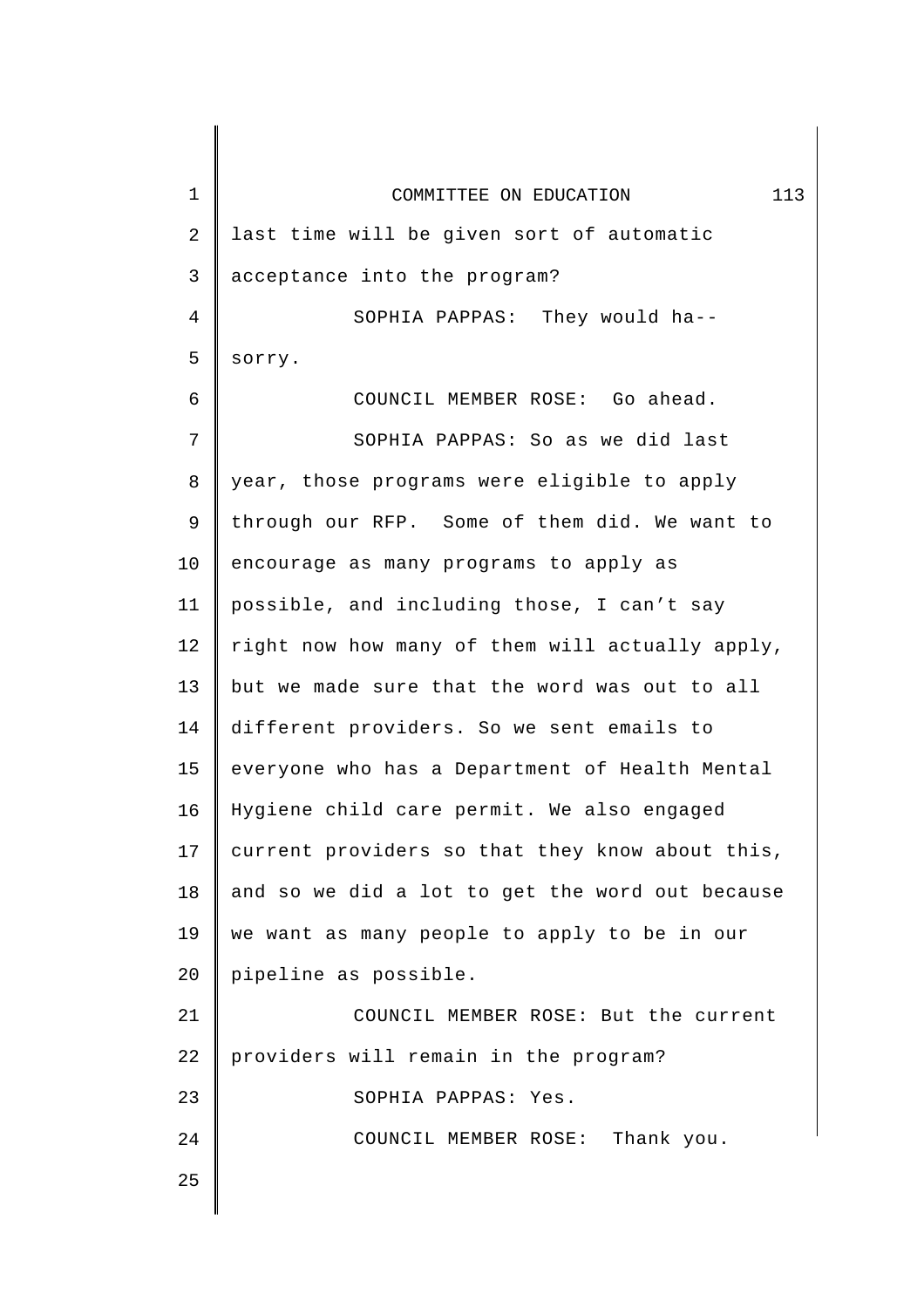last time will be given sort of automatic acceptance into the program?

SOPHIA PAPPAS: They would ha-- sorry.

COUNCIL MEMBER ROSE: Go ahead.

SOPHIA PAPPAS: So as we did last year, those programs were eligible to apply through our RFP. Some of them did. We want to encourage as many programs to apply as possible, and including those, I can’t say right now how many of them will actually apply, but we made sure that the word was out to all different providers. So we sent emails to everyone who has a Department of Health Mental Hygiene child care permit. We also engaged current providers so that they know about this, and so we did a lot to get the word out because we want as many people to apply to be in our pipeline as possible.

COUNCIL MEMBER ROSE: But the current providers will remain in the program?

SOPHIA PAPPAS: Yes.

COUNCIL MEMBER ROSE: Thank you.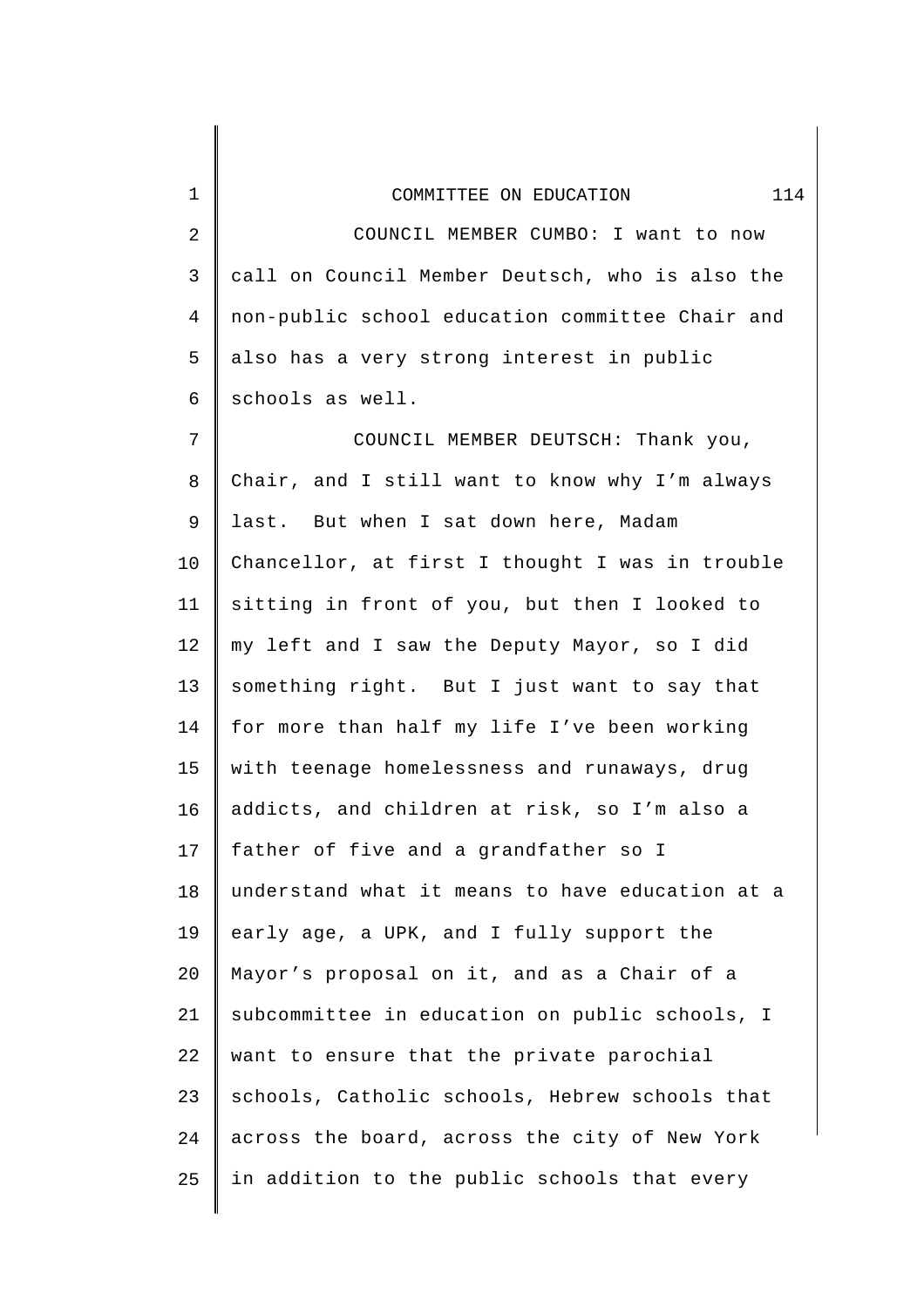COUNCIL MEMBER CUMBO: I want to now call on Council Member Deutsch, who is also the non-public school education committee Chair and also has a very strong interest in public schools as well.

COUNCIL MEMBER DEUTSCH: Thank you, Chair, and I still want to know why I'm always last. But when I sat down here, Madam Chancellor, at first I thought I was in trouble sitting in front of you, but then I looked to my left and I saw the Deputy Mayor, so I did something right. But I just want to say that for more than half my life I've been working with teenage homelessness and runaways, drug addicts, and children at risk, so I'm also a father of five and a grandfather so I understand what it means to have education at a early age, a UPK, and I fully support the Mayor's proposal on it, and as a Chair of a subcommittee in education on public schools, I want to ensure that the private parochial schools, Catholic schools, Hebrew schools that across the board, across the city of New York in addition to the public schools that every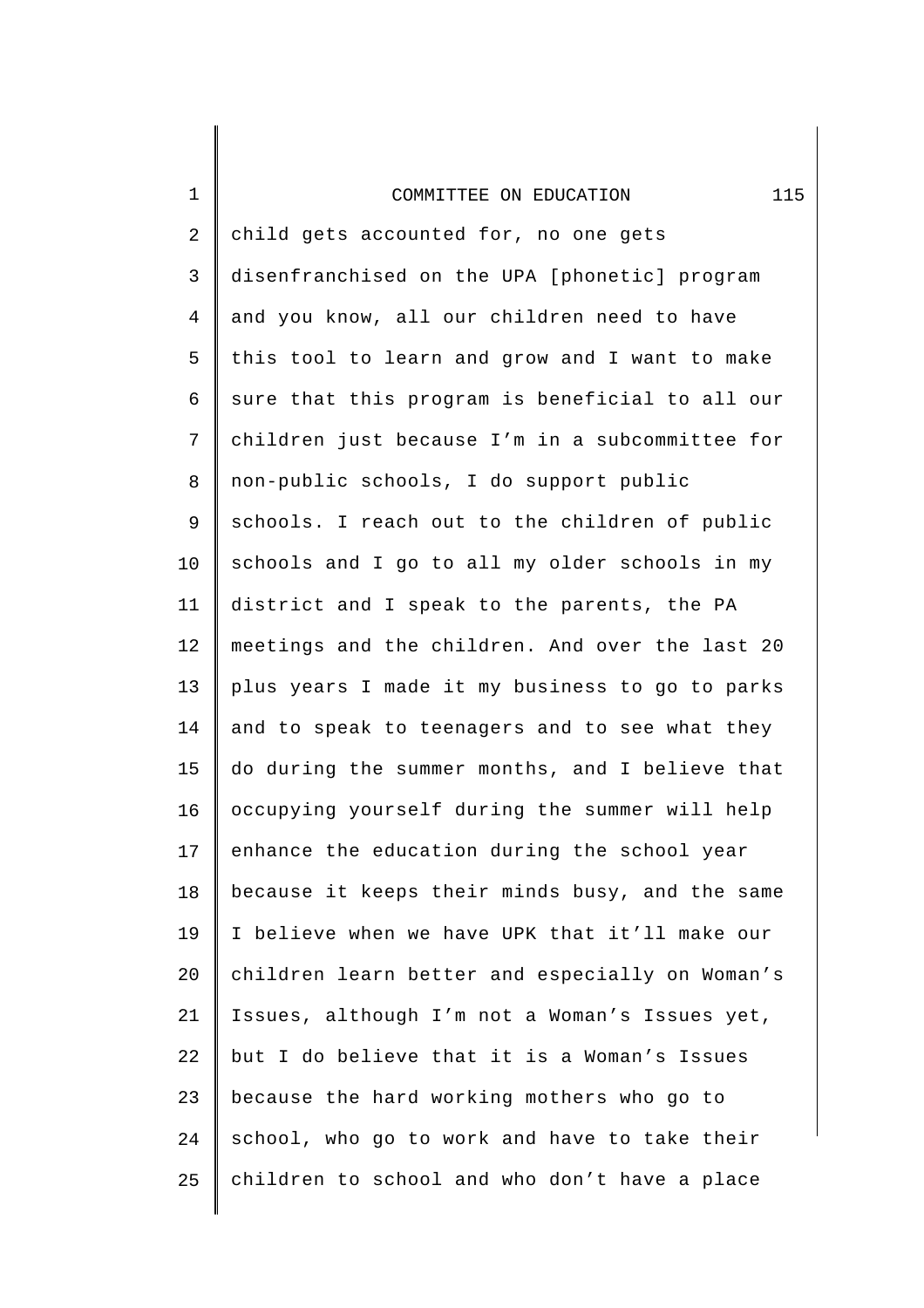child gets accounted for, no one gets disenfranchised on the UPA [phonetic] program and you know, all our children need to have this tool to learn and grow and I want to make sure that this program is beneficial to all our children just because I'm in a subcommittee for non-public schools, I do support public schools. I reach out to the children of public schools and I go to all my older schools in my district and I speak to the parents, the PA meetings and the children. And over the last 20 plus years I made it my business to go to parks and to speak to teenagers and to see what they do during the summer months, and I believe that occupying yourself during the summer will help enhance the education during the school year because it keeps their minds busy, and the same I believe when we have UPK that it'll make our children learn better and especially on Woman's Issues, although I'm not a Woman's Issues yet, but I do believe that it is a Woman's Issues because the hard working mothers who go to school, who go to work and have to take their children to school and who don't have a place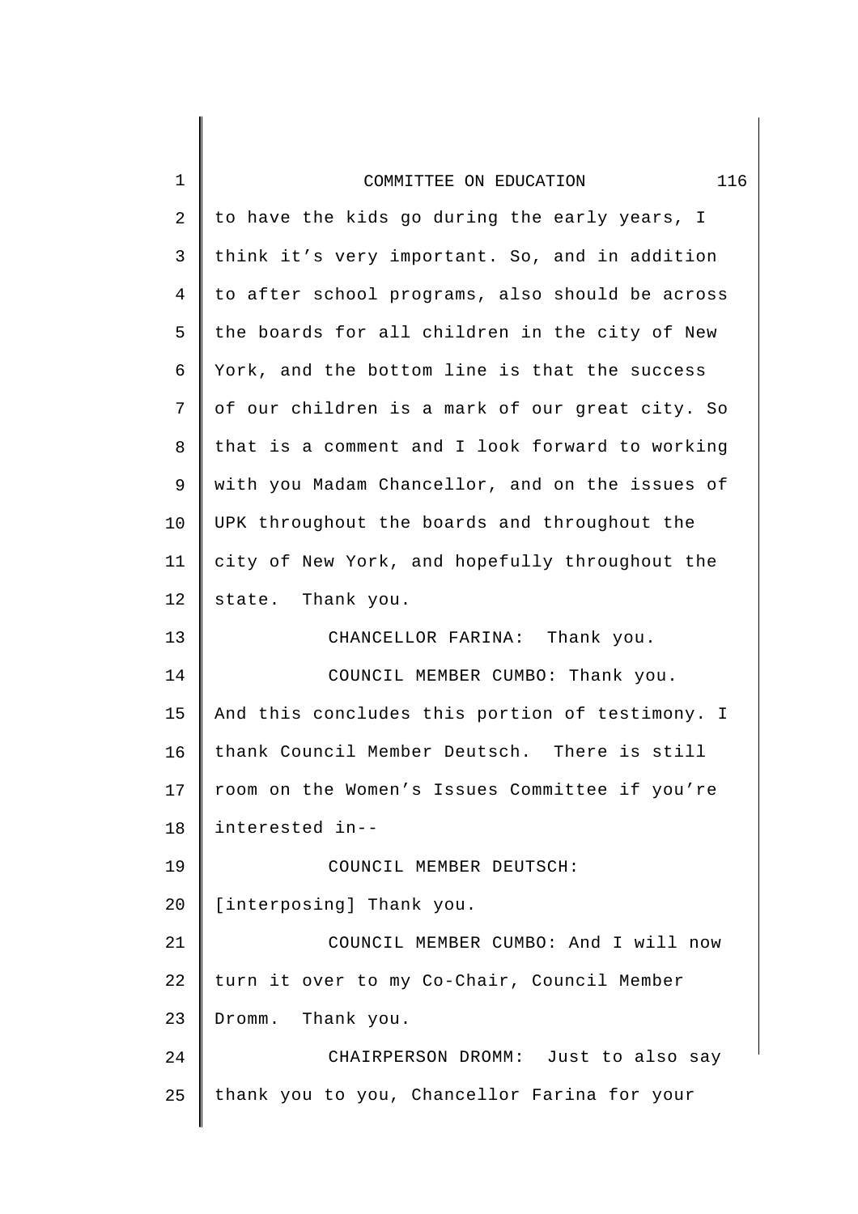to have the kids go during the early years, I think it's very important. So, and in addition to after school programs, also should be across the boards for all children in the city of New York, and the bottom line is that the success of our children is a mark of our great city. So that is a comment and I look forward to working with you Madam Chancellor, and on the issues of UPK throughout the boards and throughout the city of New York, and hopefully throughout the state. Thank you.

CHANCELLOR FARINA: Thank you.

COUNCIL MEMBER CUMBO: Thank you. And this concludes this portion of testimony. I thank Council Member Deutsch. There is still room on the Women's Issues Committee if you're interested in--

COUNCIL MEMBER DEUTSCH: [interposing] Thank you.

COUNCIL MEMBER CUMBO: And I will now turn it over to my Co-Chair, Council Member Dromm. Thank you.

CHAIRPERSON DROMM: Just to also say thank you to you, Chancellor Farina for your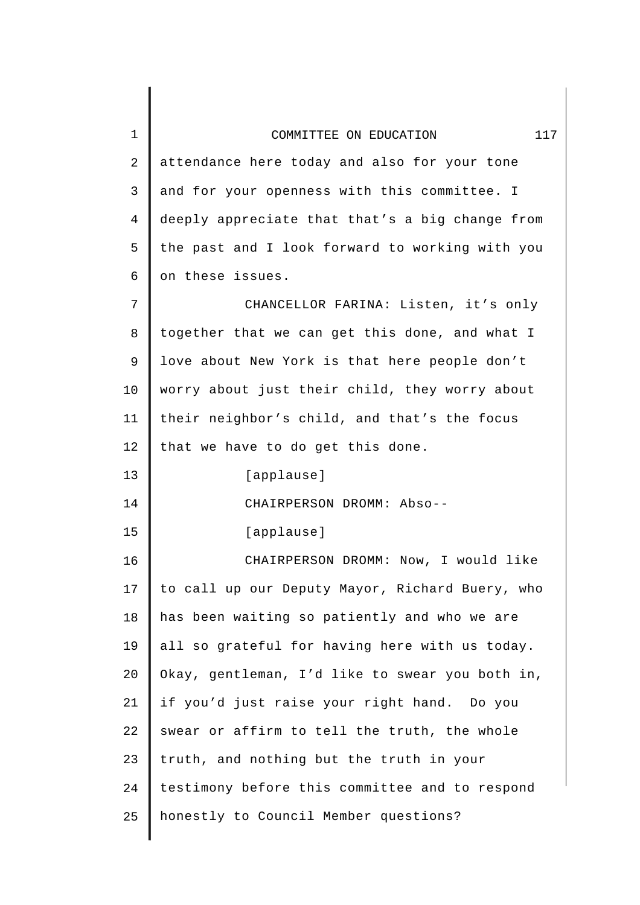attendance here today and also for your tone and for your openness with this committee. I deeply appreciate that that's a big change from the past and I look forward to working with you on these issues.

CHANCELLOR FARINA: Listen, it's only together that we can get this done, and what I love about New York is that here people don't worry about just their child, they worry about their neighbor's child, and that's the focus that we have to do get this done.

[applause]

CHAIRPERSON DROMM: Abso--

[applause]

CHAIRPERSON DROMM: Now, I would like to call up our Deputy Mayor, Richard Buery, who has been waiting so patiently and who we are all so grateful for having here with us today. Okay, gentleman, I'd like to swear you both in, if you'd just raise your right hand. Do you swear or affirm to tell the truth, the whole truth, and nothing but the truth in your testimony before this committee and to respond honestly to Council Member questions?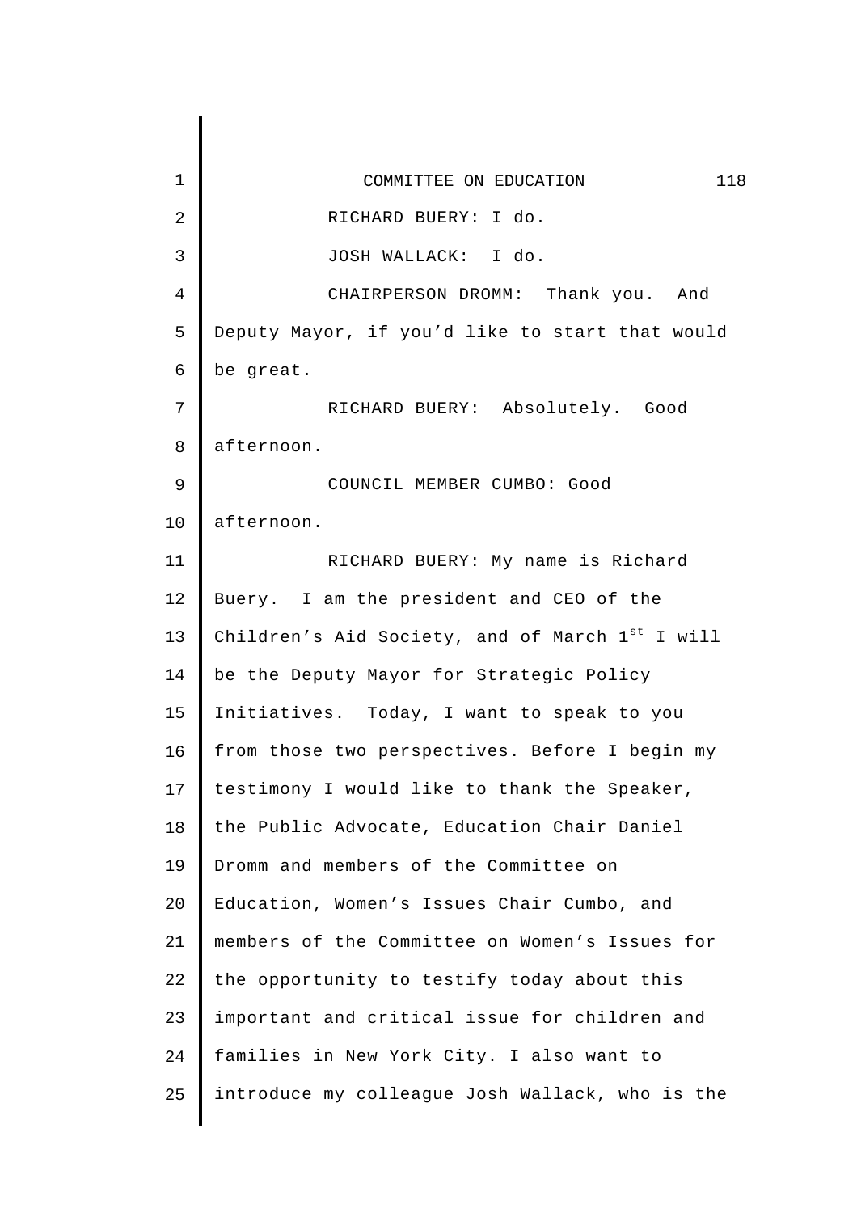RICHARD BUERY: I do.

JOSH WALLACK: I do.

CHAIRPERSON DROMM: Thank you. And Deputy Mayor, if you'd like to start that would be great.

RICHARD BUERY: Absolutely. Good afternoon.

COUNCIL MEMBER CUMBO: Good afternoon.

RICHARD BUERY: My name is Richard Buery. I am the president and CEO of the Children's Aid Society, and of March 1st I will be the Deputy Mayor for Strategic Policy Initiatives. Today, I want to speak to you from those two perspectives. Before I begin my testimony I would like to thank the Speaker, the Public Advocate, Education Chair Daniel Dromm and members of the Committee on Education, Women's Issues Chair Cumbo, and members of the Committee on Women's Issues for the opportunity to testify today about this important and critical issue for children and families in New York City. I also want to introduce my colleague Josh Wallack, who is the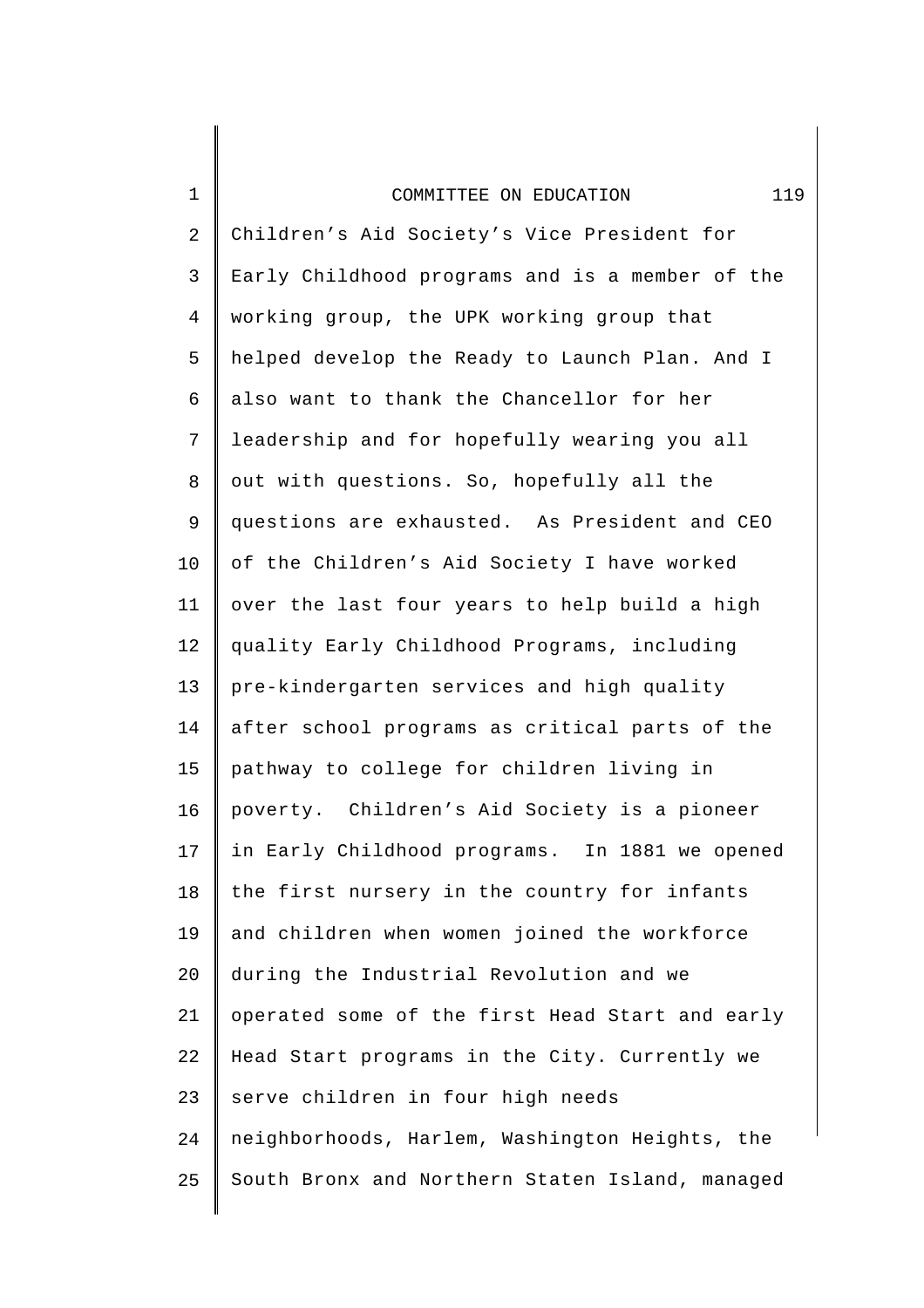Children's Aid Society's Vice President for Early Childhood programs and is a member of the working group, the UPK working group that helped develop the Ready to Launch Plan. And I also want to thank the Chancellor for her leadership and for hopefully wearing you all out with questions. So, hopefully all the questions are exhausted. As President and CEO of the Children's Aid Society I have worked over the last four years to help build a high quality Early Childhood Programs, including pre-kindergarten services and high quality after school programs as critical parts of the pathway to college for children living in poverty. Children's Aid Society is a pioneer in Early Childhood programs. In 1881 we opened the first nursery in the country for infants and children when women joined the workforce during the Industrial Revolution and we operated some of the first Head Start and early Head Start programs in the City. Currently we serve children in four high needs neighborhoods, Harlem, Washington Heights, the South Bronx and Northern Staten Island, managed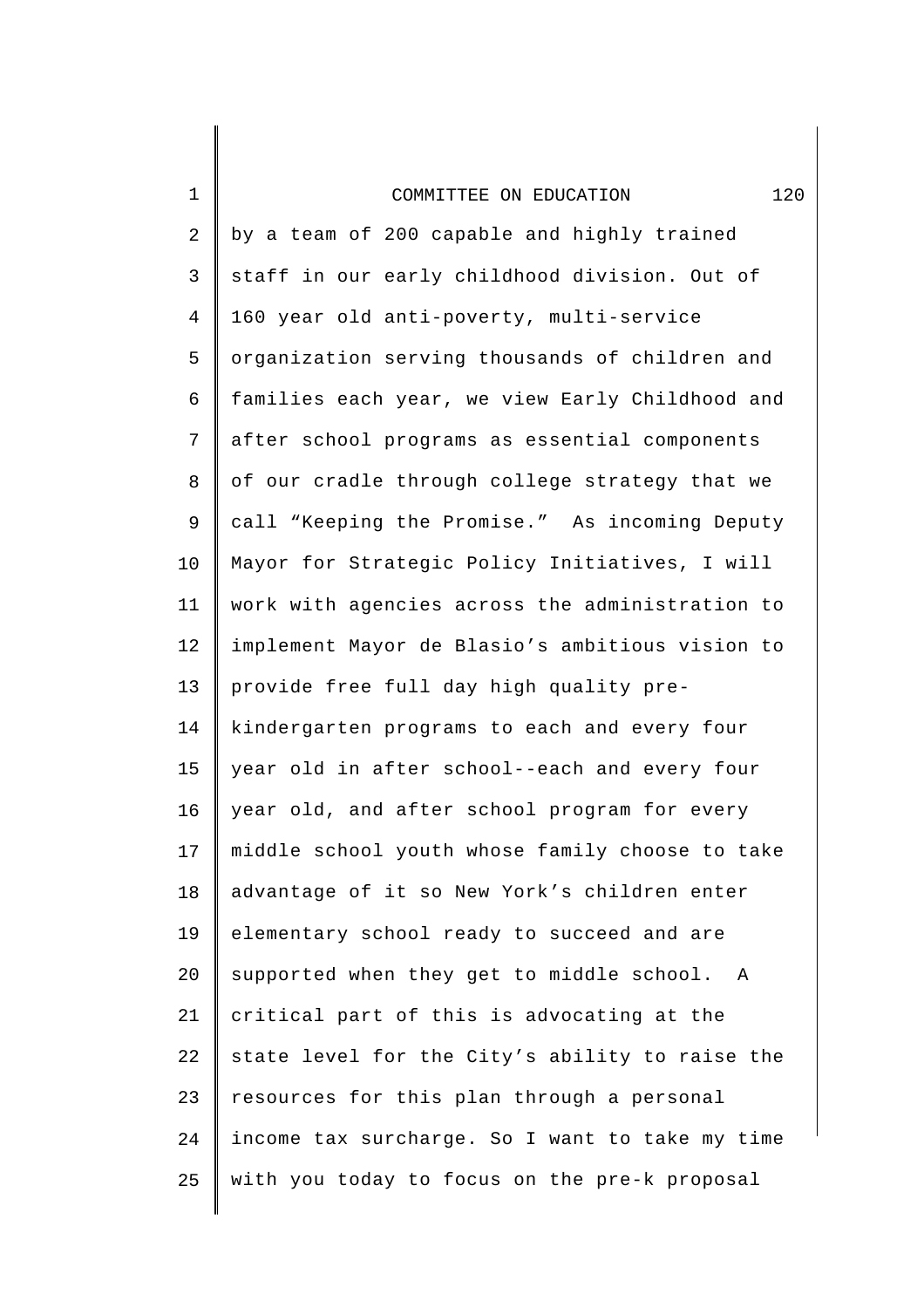by a team of 200 capable and highly trained staff in our early childhood division. Out of 160 year old anti-poverty, multi-service organization serving thousands of children and families each year, we view Early Childhood and after school programs as essential components of our cradle through college strategy that we call “Keeping the Promise.” As incoming Deputy Mayor for Strategic Policy Initiatives, I will work with agencies across the administration to implement Mayor de Blasio’s ambitious vision to provide free full day high quality pre-kindergarten programs to each and every four year old in after school--each and every four year old, and after school program for every middle school youth whose family choose to take advantage of it so New York’s children enter elementary school ready to succeed and are supported when they get to middle school. A critical part of this is advocating at the state level for the City’s ability to raise the resources for this plan through a personal income tax surcharge. So I want to take my time with you today to focus on the pre-k proposal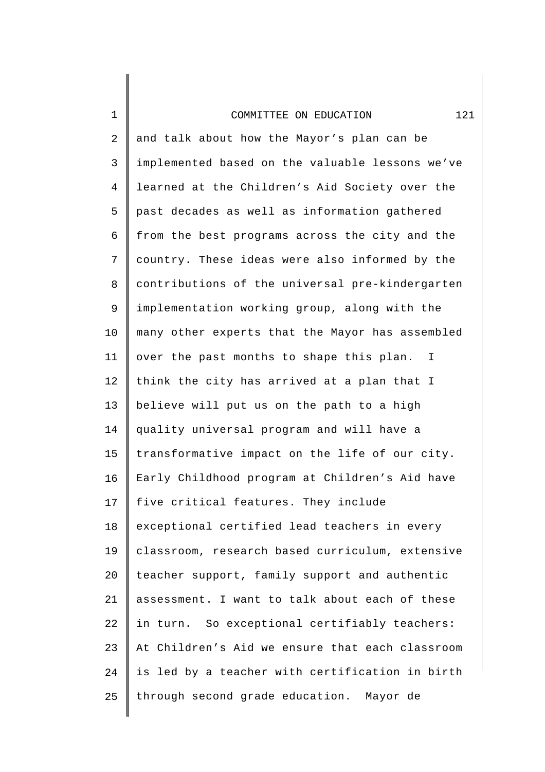and talk about how the Mayor’s plan can be implemented based on the valuable lessons we’ve learned at the Children’s Aid Society over the past decades as well as information gathered from the best programs across the city and the country. These ideas were also informed by the contributions of the universal pre-kindergarten implementation working group, along with the many other experts that the Mayor has assembled over the past months to shape this plan. I think the city has arrived at a plan that I believe will put us on the path to a high quality universal program and will have a transformative impact on the life of our city. Early Childhood program at Children’s Aid have five critical features. They include exceptional certified lead teachers in every classroom, research based curriculum, extensive teacher support, family support and authentic assessment. I want to talk about each of these in turn. So exceptional certifiably teachers: At Children’s Aid we ensure that each classroom is led by a teacher with certification in birth through second grade education. Mayor de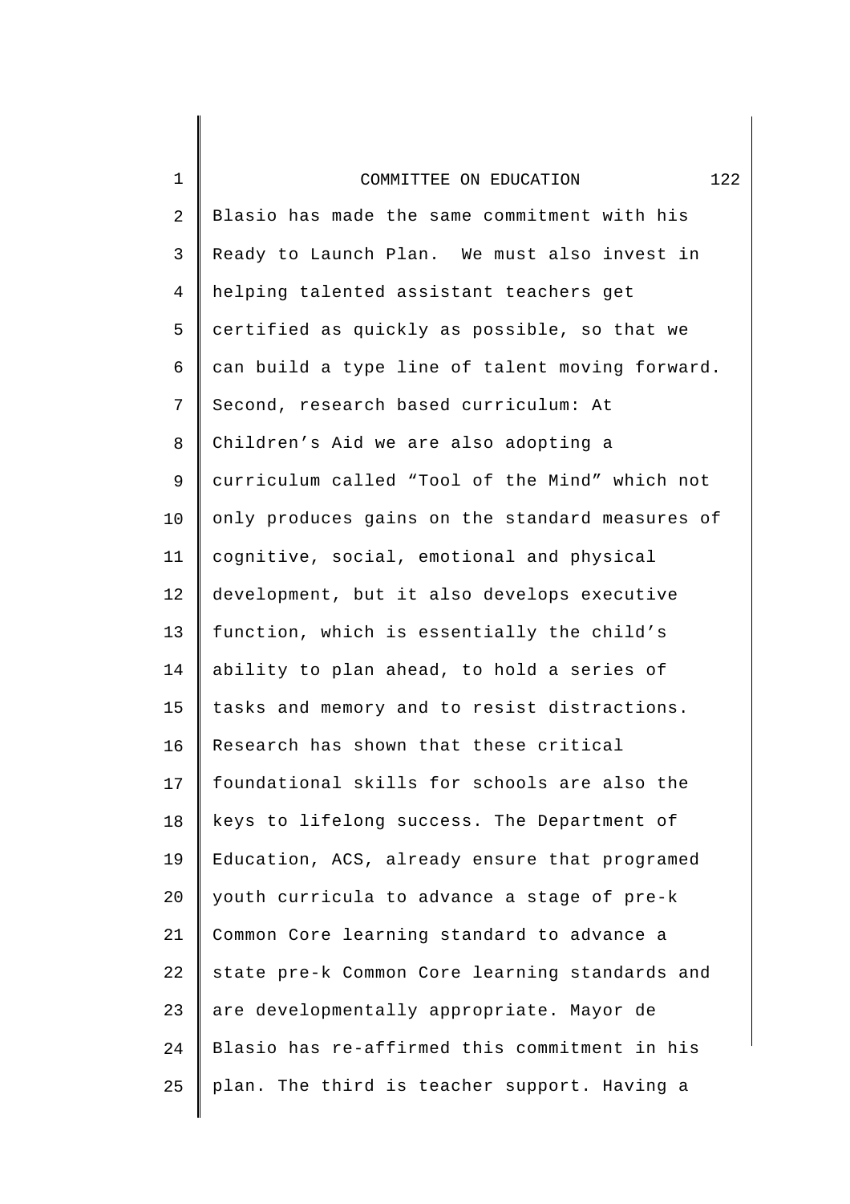Blasio has made the same commitment with his Ready to Launch Plan. We must also invest in helping talented assistant teachers get certified as quickly as possible, so that we can build a type line of talent moving forward. Second, research based curriculum: At Children's Aid we are also adopting a curriculum called "Tool of the Mind" which not only produces gains on the standard measures of cognitive, social, emotional and physical development, but it also develops executive function, which is essentially the child's ability to plan ahead, to hold a series of tasks and memory and to resist distractions. Research has shown that these critical foundational skills for schools are also the keys to lifelong success. The Department of Education, ACS, already ensure that programed youth curricula to advance a stage of pre-k Common Core learning standard to advance a state pre-k Common Core learning standards and are developmentally appropriate. Mayor de Blasio has re-affirmed this commitment in his plan. The third is teacher support. Having a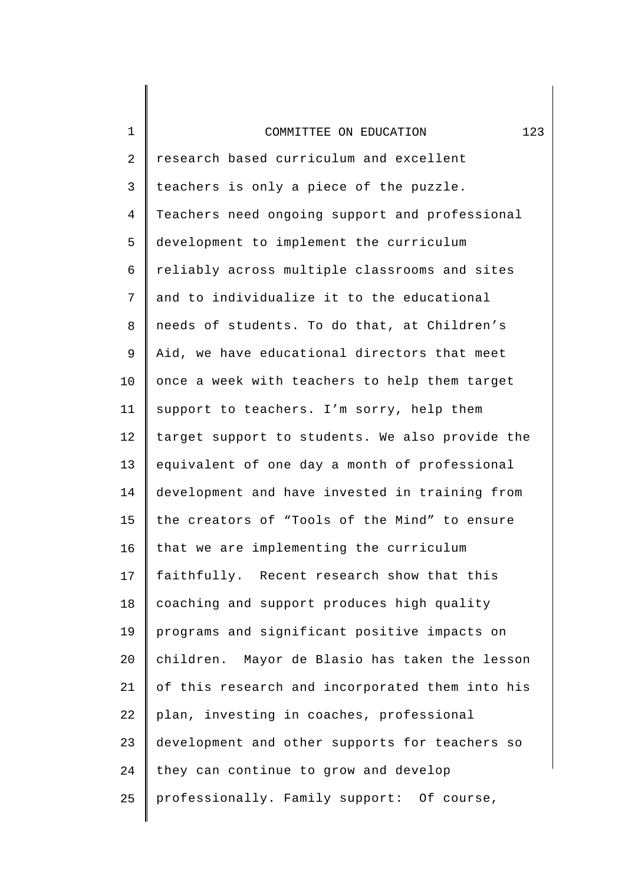research based curriculum and excellent teachers is only a piece of the puzzle. Teachers need ongoing support and professional development to implement the curriculum reliably across multiple classrooms and sites and to individualize it to the educational needs of students. To do that, at Children's Aid, we have educational directors that meet once a week with teachers to help them target support to teachers. I'm sorry, help them target support to students. We also provide the equivalent of one day a month of professional development and have invested in training from the creators of "Tools of the Mind" to ensure that we are implementing the curriculum faithfully.  Recent research show that this coaching and support produces high quality programs and significant positive impacts on children.  Mayor de Blasio has taken the lesson of this research and incorporated them into his plan, investing in coaches, professional development and other supports for teachers so they can continue to grow and develop professionally. Family support:  Of course,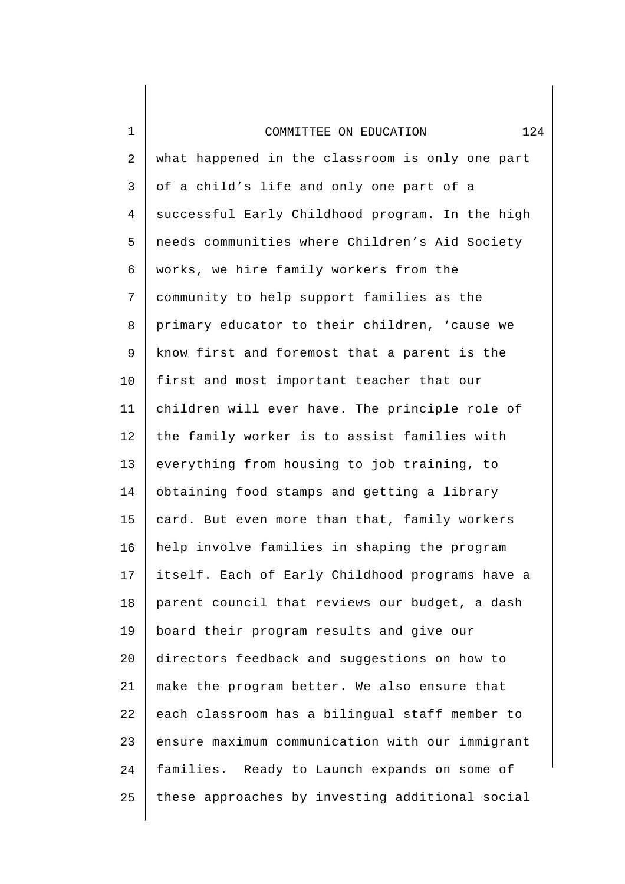what happened in the classroom is only one part of a child's life and only one part of a successful Early Childhood program. In the high needs communities where Children's Aid Society works, we hire family workers from the community to help support families as the primary educator to their children, 'cause we know first and foremost that a parent is the first and most important teacher that our children will ever have. The principle role of the family worker is to assist families with everything from housing to job training, to obtaining food stamps and getting a library card. But even more than that, family workers help involve families in shaping the program itself. Each of Early Childhood programs have a parent council that reviews our budget, a dash board their program results and give our directors feedback and suggestions on how to make the program better. We also ensure that each classroom has a bilingual staff member to ensure maximum communication with our immigrant families. Ready to Launch expands on some of these approaches by investing additional social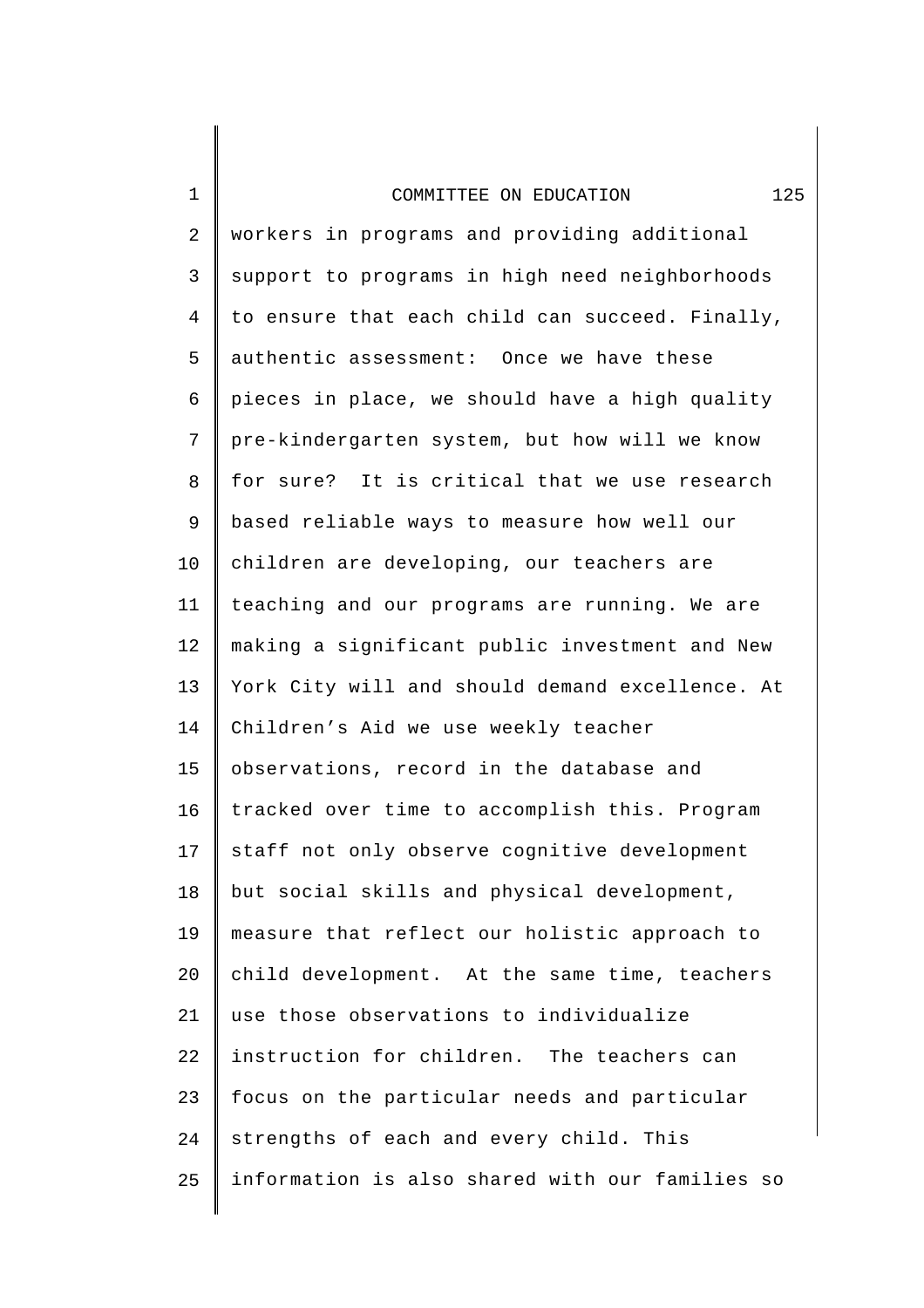workers in programs and providing additional support to programs in high need neighborhoods to ensure that each child can succeed. Finally, authentic assessment: Once we have these pieces in place, we should have a high quality pre-kindergarten system, but how will we know for sure? It is critical that we use research based reliable ways to measure how well our children are developing, our teachers are teaching and our programs are running. We are making a significant public investment and New York City will and should demand excellence. At Children's Aid we use weekly teacher observations, record in the database and tracked over time to accomplish this. Program staff not only observe cognitive development but social skills and physical development, measure that reflect our holistic approach to child development. At the same time, teachers use those observations to individualize instruction for children. The teachers can focus on the particular needs and particular strengths of each and every child. This information is also shared with our families so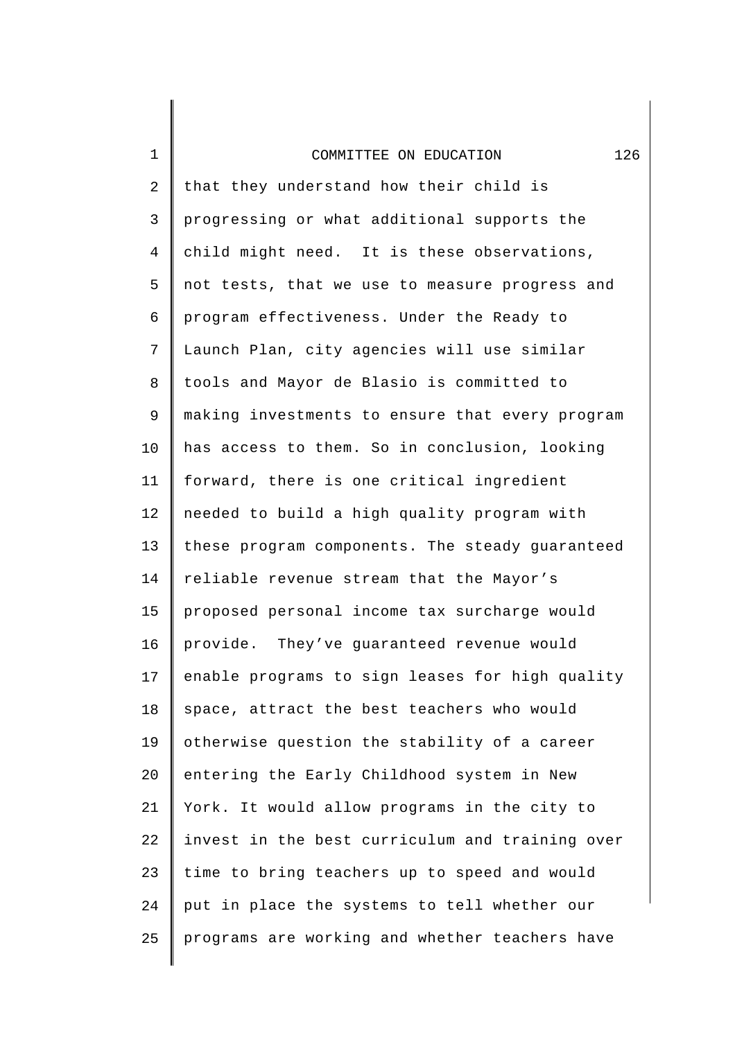that they understand how their child is progressing or what additional supports the child might need. It is these observations, not tests, that we use to measure progress and program effectiveness. Under the Ready to Launch Plan, city agencies will use similar tools and Mayor de Blasio is committed to making investments to ensure that every program has access to them. So in conclusion, looking forward, there is one critical ingredient needed to build a high quality program with these program components. The steady guaranteed reliable revenue stream that the Mayor's proposed personal income tax surcharge would provide. They've guaranteed revenue would enable programs to sign leases for high quality space, attract the best teachers who would otherwise question the stability of a career entering the Early Childhood system in New York. It would allow programs in the city to invest in the best curriculum and training over time to bring teachers up to speed and would put in place the systems to tell whether our programs are working and whether teachers have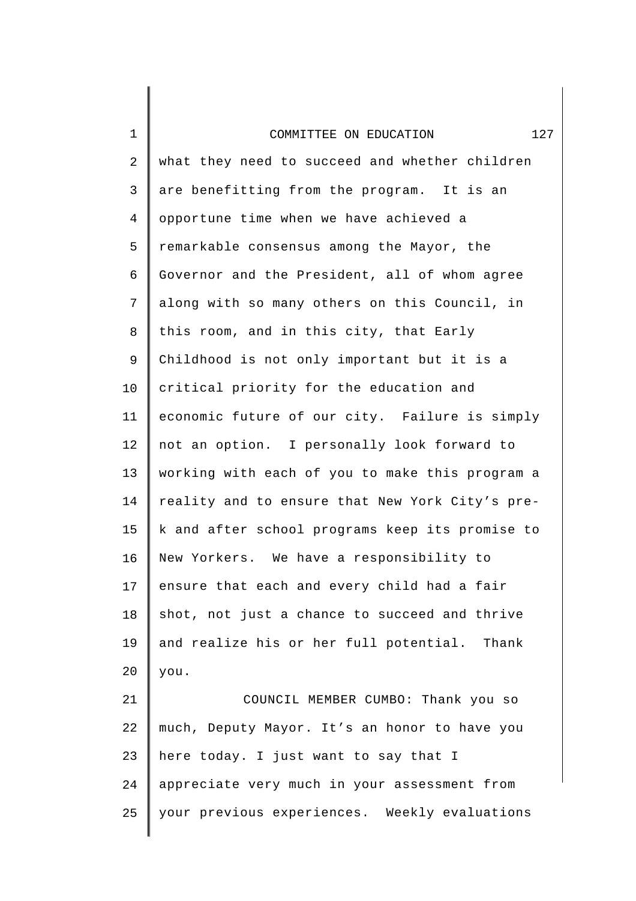what they need to succeed and whether children are benefitting from the program. It is an opportune time when we have achieved a remarkable consensus among the Mayor, the Governor and the President, all of whom agree along with so many others on this Council, in this room, and in this city, that Early Childhood is not only important but it is a critical priority for the education and economic future of our city. Failure is simply not an option. I personally look forward to working with each of you to make this program a reality and to ensure that New York City's pre-k and after school programs keep its promise to New Yorkers. We have a responsibility to ensure that each and every child had a fair shot, not just a chance to succeed and thrive and realize his or her full potential. Thank you.

COUNCIL MEMBER CUMBO: Thank you so much, Deputy Mayor. It's an honor to have you here today. I just want to say that I appreciate very much in your assessment from your previous experiences. Weekly evaluations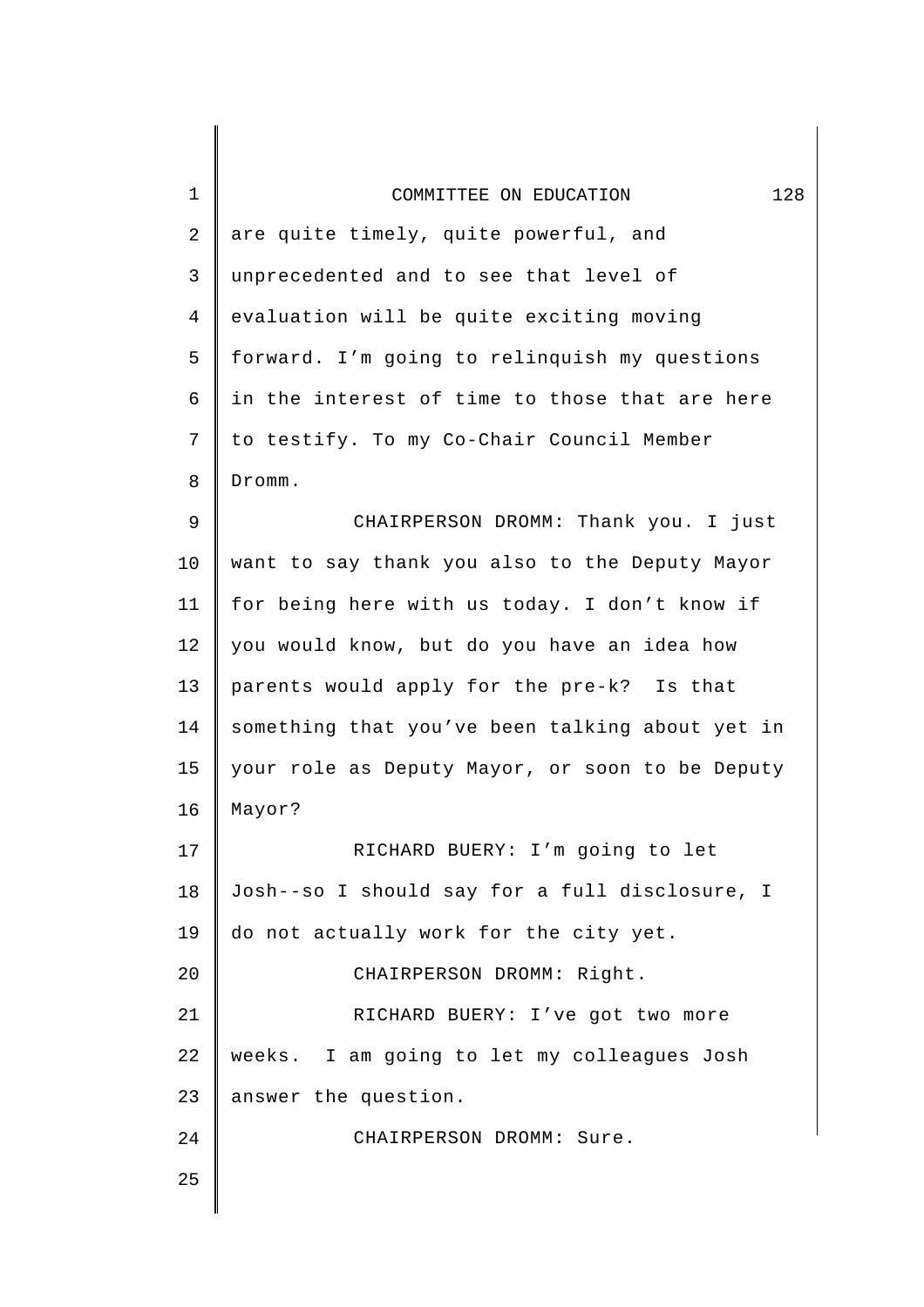are quite timely, quite powerful, and unprecedented and to see that level of evaluation will be quite exciting moving forward. I'm going to relinquish my questions in the interest of time to those that are here to testify. To my Co-Chair Council Member Dromm.

CHAIRPERSON DROMM: Thank you. I just want to say thank you also to the Deputy Mayor for being here with us today. I don't know if you would know, but do you have an idea how parents would apply for the pre-k? Is that something that you've been talking about yet in your role as Deputy Mayor, or soon to be Deputy Mayor?

RICHARD BUERY: I'm going to let Josh--so I should say for a full disclosure, I do not actually work for the city yet.

CHAIRPERSON DROMM: Right.

RICHARD BUERY: I've got two more weeks. I am going to let my colleagues Josh answer the question.

CHAIRPERSON DROMM: Sure.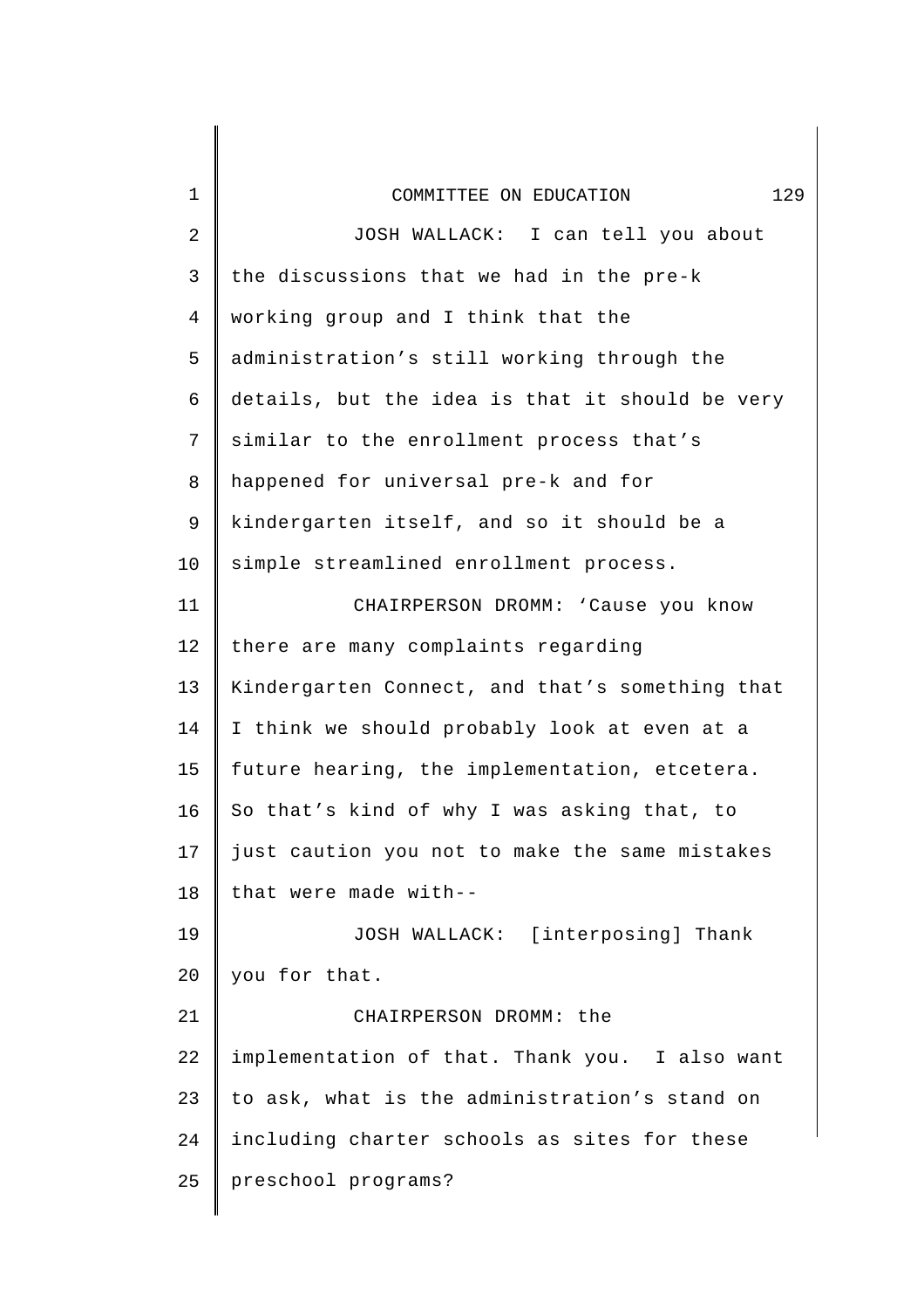JOSH WALLACK: I can tell you about the discussions that we had in the pre-k working group and I think that the administration's still working through the details, but the idea is that it should be very similar to the enrollment process that's happened for universal pre-k and for kindergarten itself, and so it should be a simple streamlined enrollment process.

CHAIRPERSON DROMM: 'Cause you know there are many complaints regarding Kindergarten Connect, and that's something that I think we should probably look at even at a future hearing, the implementation, etcetera. So that's kind of why I was asking that, to just caution you not to make the same mistakes that were made with--

JOSH WALLACK: [interposing] Thank you for that.

CHAIRPERSON DROMM: the implementation of that. Thank you. I also want to ask, what is the administration's stand on including charter schools as sites for these preschool programs?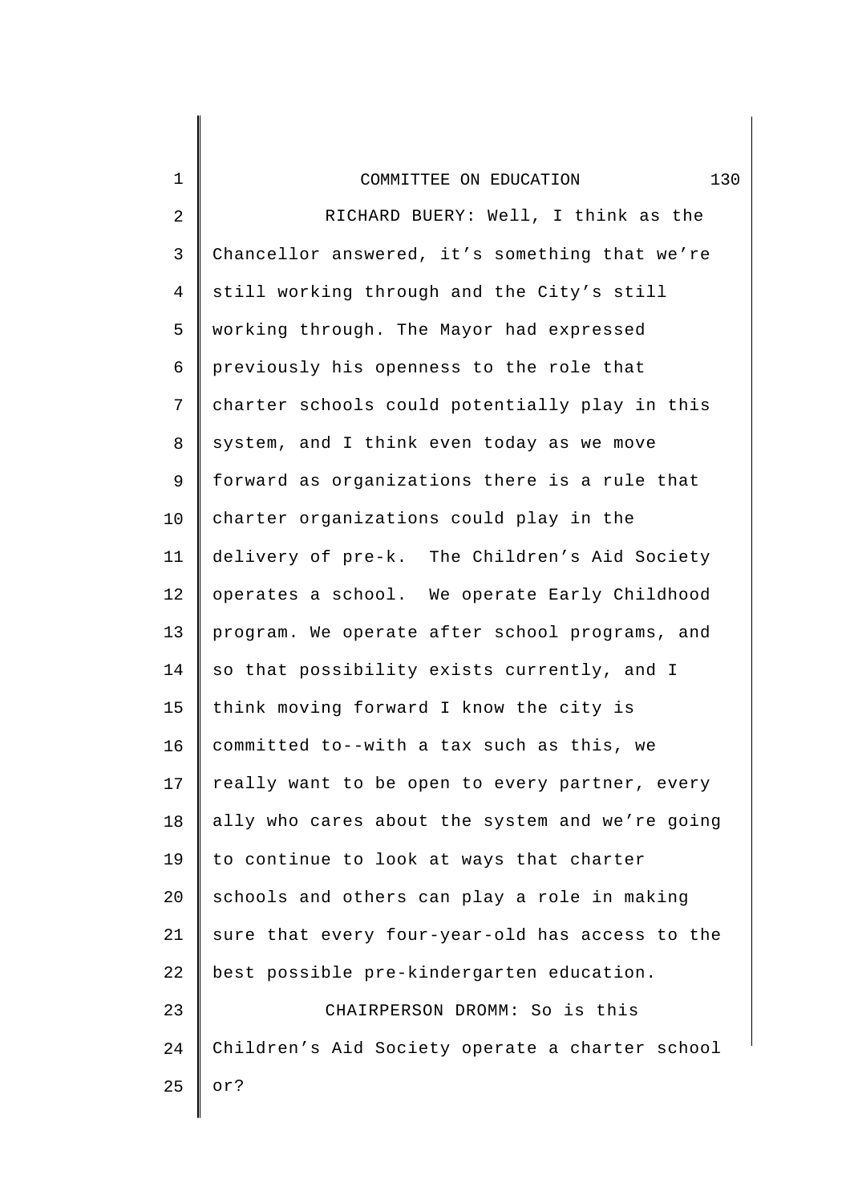RICHARD BUERY: Well, I think as the Chancellor answered, it's something that we're still working through and the City's still working through. The Mayor had expressed previously his openness to the role that charter schools could potentially play in this system, and I think even today as we move forward as organizations there is a rule that charter organizations could play in the delivery of pre-k. The Children's Aid Society operates a school. We operate Early Childhood program. We operate after school programs, and so that possibility exists currently, and I think moving forward I know the city is committed to--with a tax such as this, we really want to be open to every partner, every ally who cares about the system and we're going to continue to look at ways that charter schools and others can play a role in making sure that every four-year-old has access to the best possible pre-kindergarten education.

CHAIRPERSON DROMM: So is this Children's Aid Society operate a charter school or?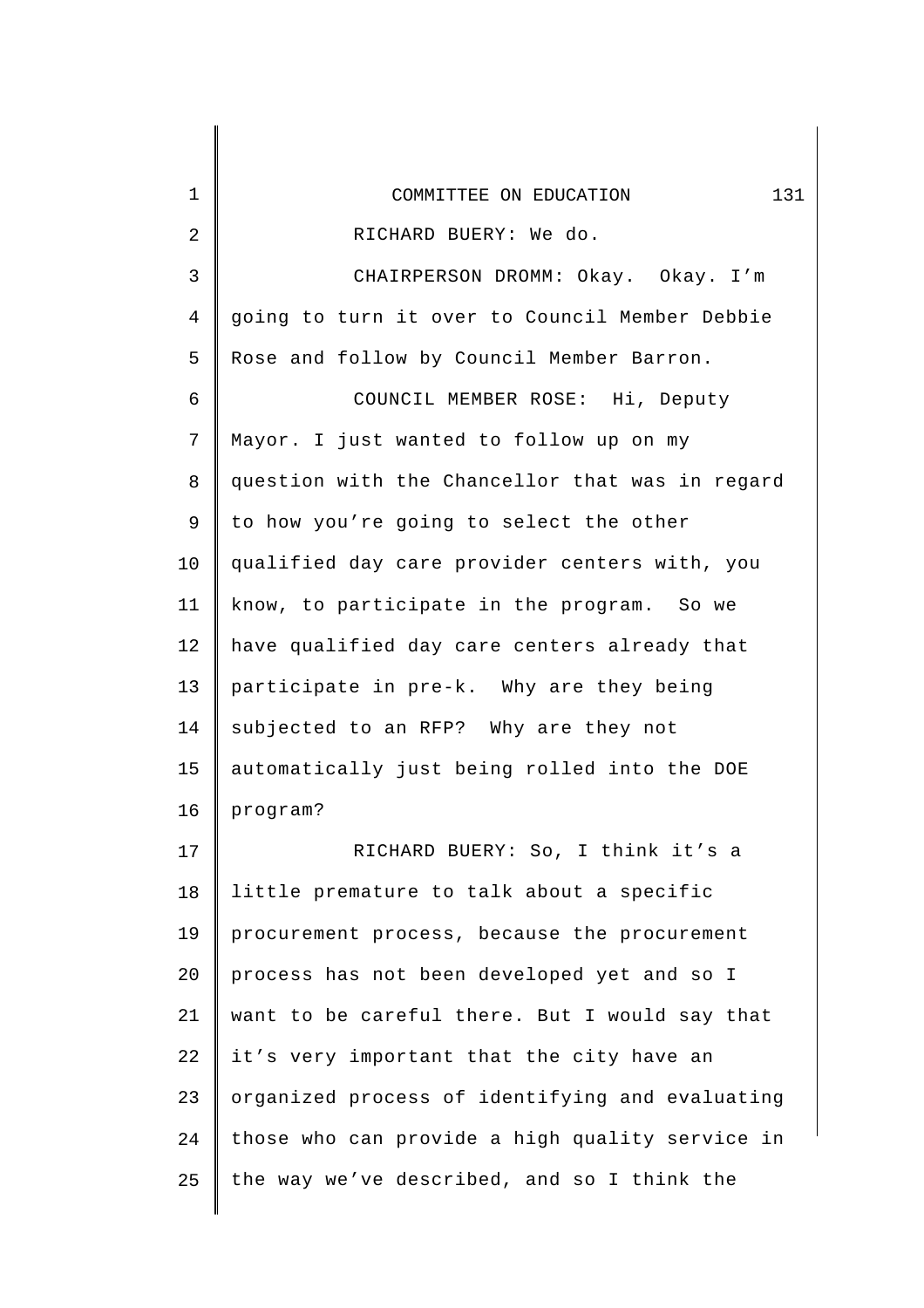RICHARD BUERY: We do.

CHAIRPERSON DROMM: Okay. Okay. I'm going to turn it over to Council Member Debbie Rose and follow by Council Member Barron.

COUNCIL MEMBER ROSE: Hi, Deputy Mayor. I just wanted to follow up on my question with the Chancellor that was in regard to how you're going to select the other qualified day care provider centers with, you know, to participate in the program. So we have qualified day care centers already that participate in pre-k. Why are they being subjected to an RFP? Why are they not automatically just being rolled into the DOE program?

RICHARD BUERY: So, I think it's a little premature to talk about a specific procurement process, because the procurement process has not been developed yet and so I want to be careful there. But I would say that it's very important that the city have an organized process of identifying and evaluating those who can provide a high quality service in the way we've described, and so I think the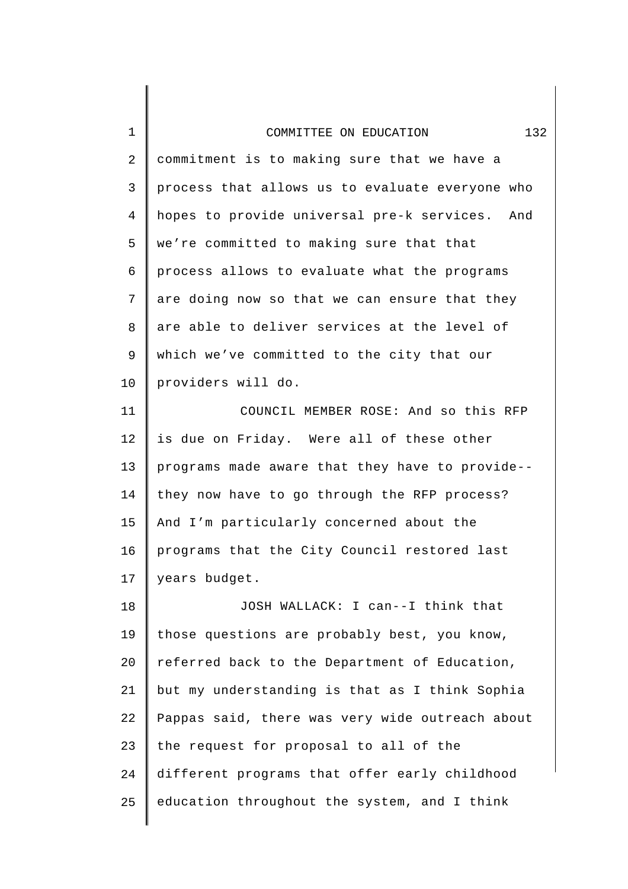commitment is to making sure that we have a process that allows us to evaluate everyone who hopes to provide universal pre-k services. And we're committed to making sure that that process allows to evaluate what the programs are doing now so that we can ensure that they are able to deliver services at the level of which we've committed to the city that our providers will do.

COUNCIL MEMBER ROSE: And so this RFP is due on Friday. Were all of these other programs made aware that they have to provide--they now have to go through the RFP process? And I'm particularly concerned about the programs that the City Council restored last years budget.

JOSH WALLACK: I can--I think that those questions are probably best, you know, referred back to the Department of Education, but my understanding is that as I think Sophia Pappas said, there was very wide outreach about the request for proposal to all of the different programs that offer early childhood education throughout the system, and I think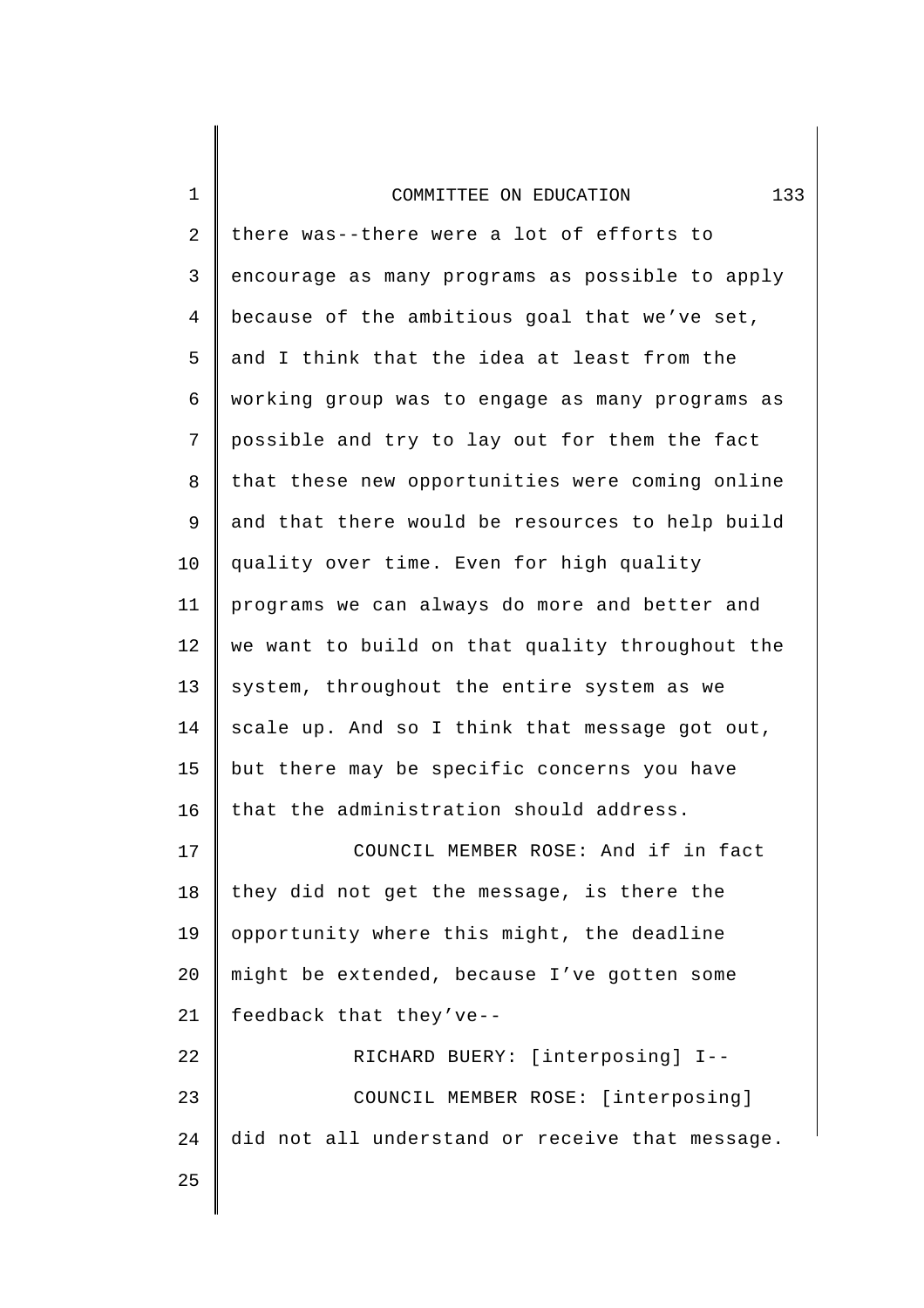there was--there were a lot of efforts to encourage as many programs as possible to apply because of the ambitious goal that we've set, and I think that the idea at least from the working group was to engage as many programs as possible and try to lay out for them the fact that these new opportunities were coming online and that there would be resources to help build quality over time. Even for high quality programs we can always do more and better and we want to build on that quality throughout the system, throughout the entire system as we scale up. And so I think that message got out, but there may be specific concerns you have that the administration should address.

COUNCIL MEMBER ROSE: And if in fact they did not get the message, is there the opportunity where this might, the deadline might be extended, because I've gotten some feedback that they've--

RICHARD BUERY: [interposing] I--

COUNCIL MEMBER ROSE: [interposing] did not all understand or receive that message.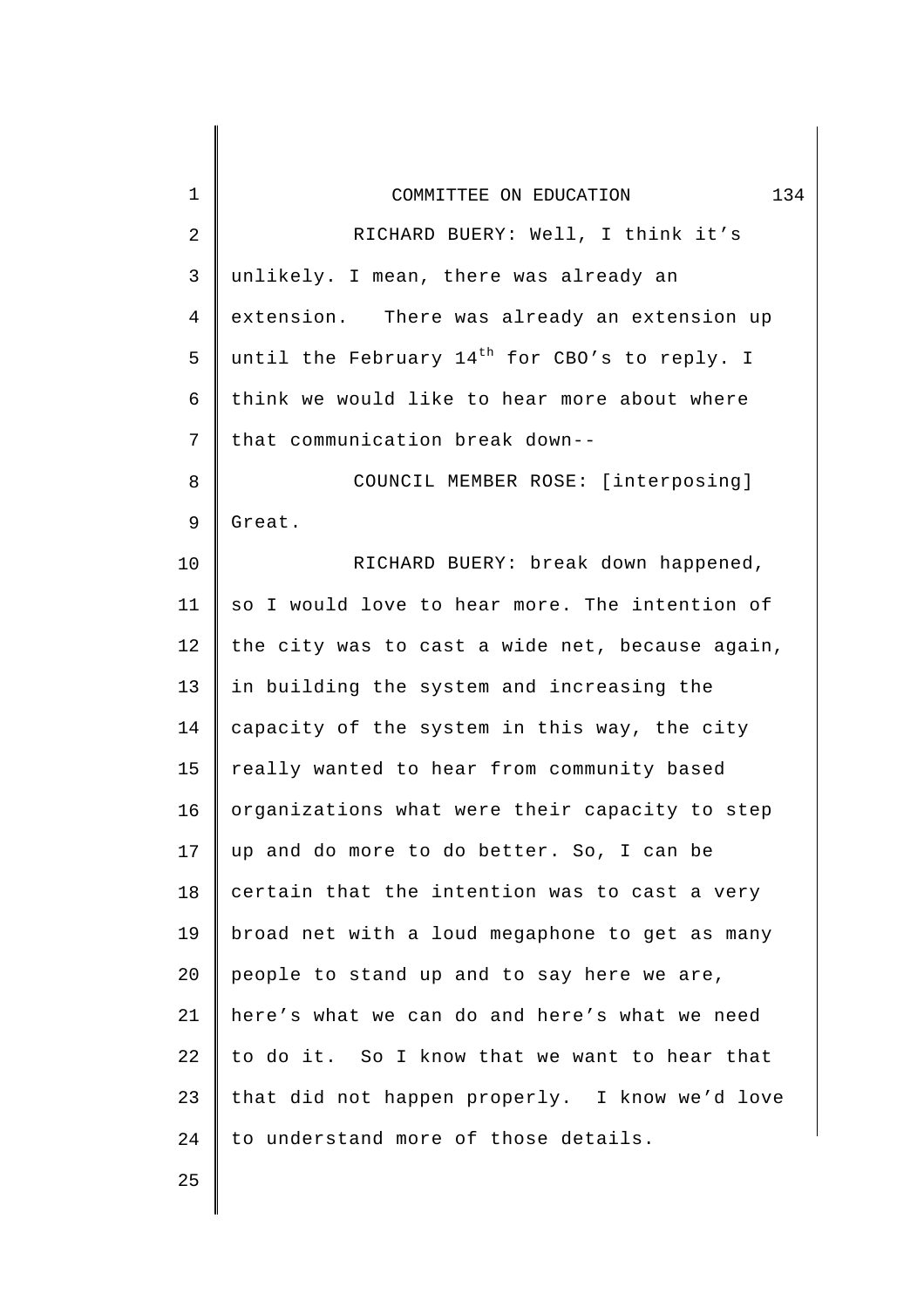RICHARD BUERY: Well, I think it's unlikely. I mean, there was already an extension. There was already an extension up until the February 14th for CBO's to reply. I think we would like to hear more about where that communication break down--

COUNCIL MEMBER ROSE: [interposing] Great.

RICHARD BUERY: break down happened, so I would love to hear more. The intention of the city was to cast a wide net, because again, in building the system and increasing the capacity of the system in this way, the city really wanted to hear from community based organizations what were their capacity to step up and do more to do better. So, I can be certain that the intention was to cast a very broad net with a loud megaphone to get as many people to stand up and to say here we are, here's what we can do and here's what we need to do it. So I know that we want to hear that that did not happen properly. I know we'd love to understand more of those details.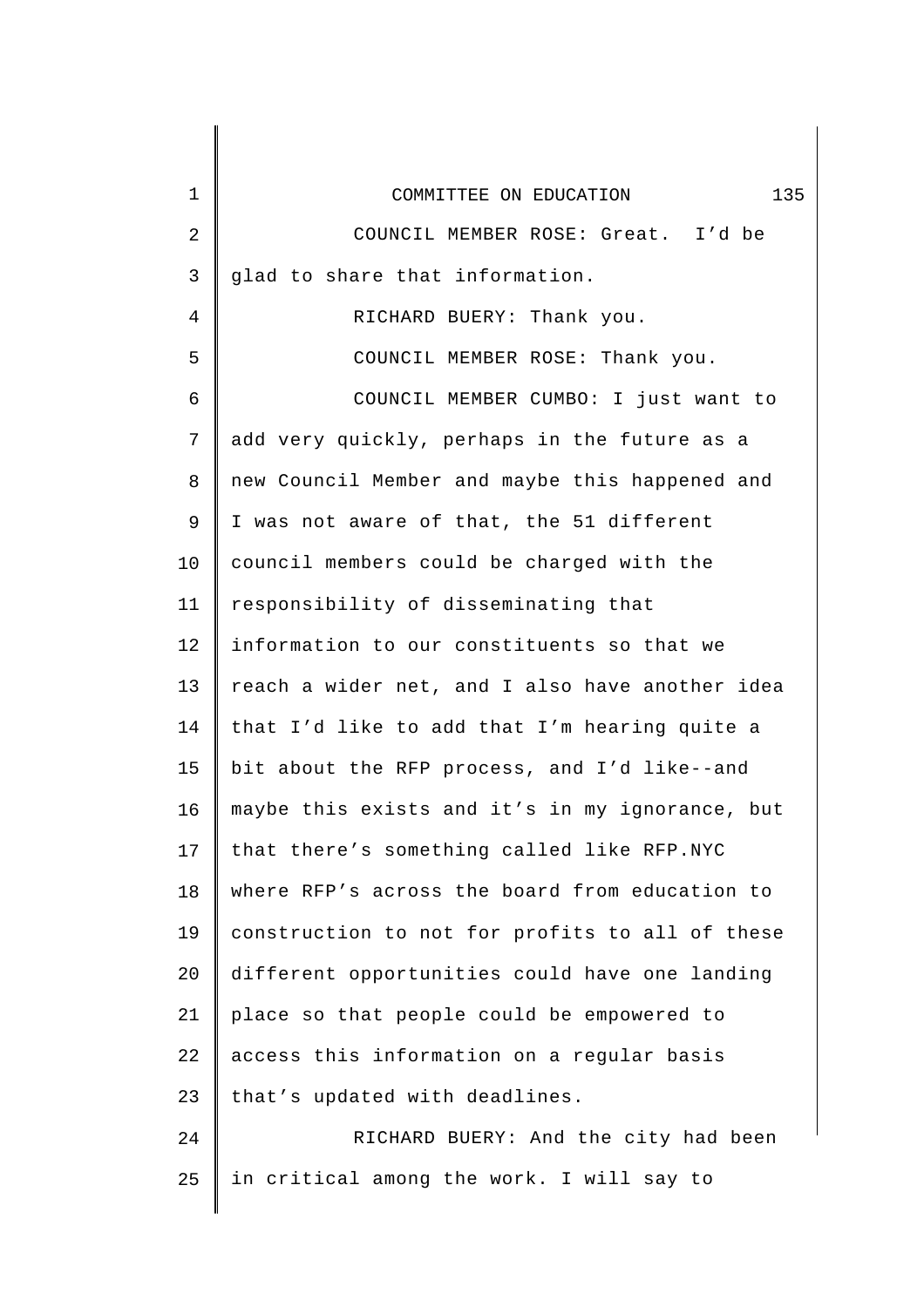COUNCIL MEMBER ROSE: Great. I'd be glad to share that information.

RICHARD BUERY: Thank you.

COUNCIL MEMBER ROSE: Thank you.

COUNCIL MEMBER CUMBO: I just want to add very quickly, perhaps in the future as a new Council Member and maybe this happened and I was not aware of that, the 51 different council members could be charged with the responsibility of disseminating that information to our constituents so that we reach a wider net, and I also have another idea that I'd like to add that I'm hearing quite a bit about the RFP process, and I'd like--and maybe this exists and it's in my ignorance, but that there's something called like RFP.NYC where RFP's across the board from education to construction to not for profits to all of these different opportunities could have one landing place so that people could be empowered to access this information on a regular basis that's updated with deadlines.

RICHARD BUERY: And the city had been in critical among the work. I will say to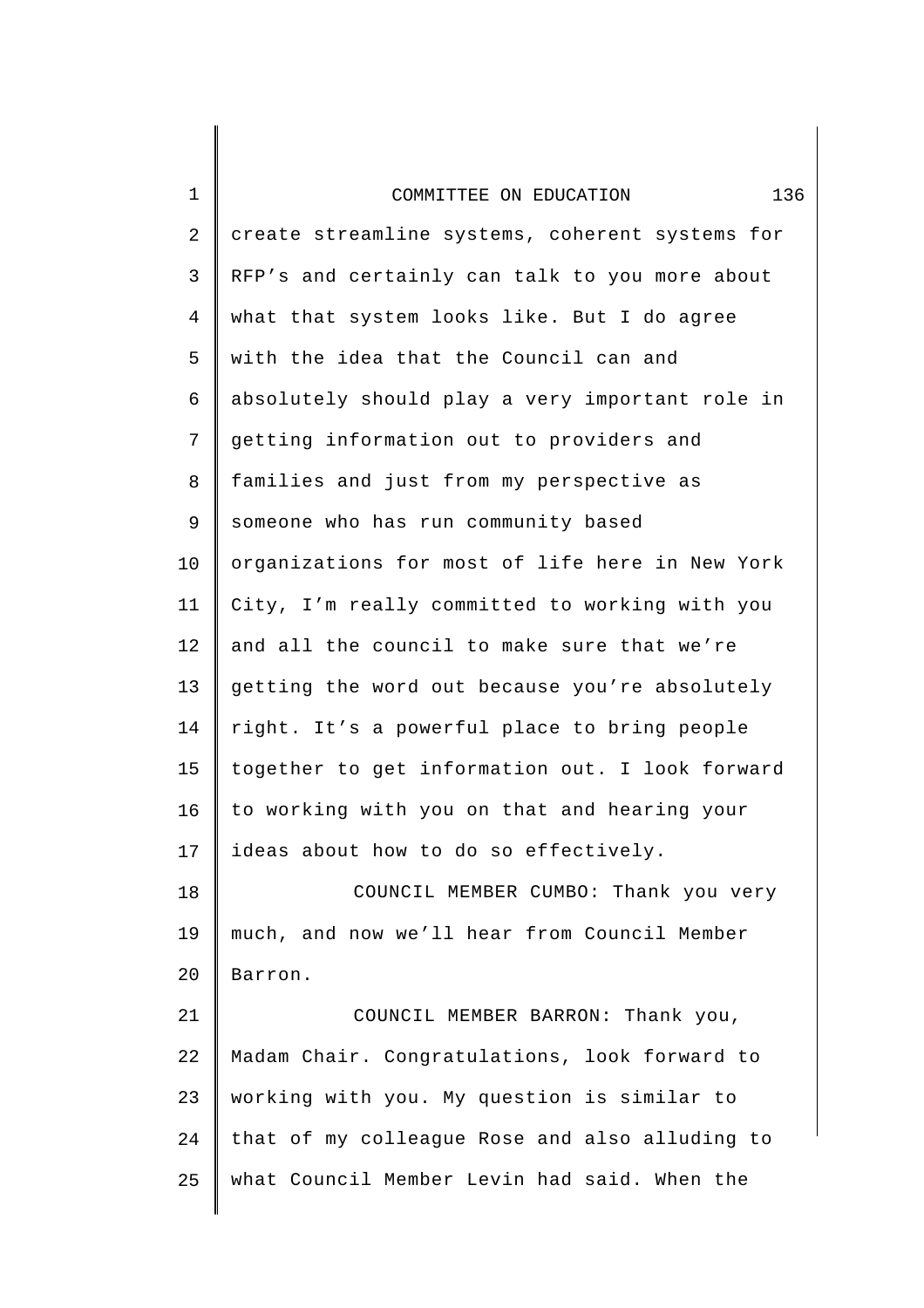create streamline systems, coherent systems for RFP's and certainly can talk to you more about what that system looks like. But I do agree with the idea that the Council can and absolutely should play a very important role in getting information out to providers and families and just from my perspective as someone who has run community based organizations for most of life here in New York City, I'm really committed to working with you and all the council to make sure that we're getting the word out because you're absolutely right. It's a powerful place to bring people together to get information out. I look forward to working with you on that and hearing your ideas about how to do so effectively.

COUNCIL MEMBER CUMBO: Thank you very much, and now we'll hear from Council Member Barron.

COUNCIL MEMBER BARRON: Thank you, Madam Chair. Congratulations, look forward to working with you. My question is similar to that of my colleague Rose and also alluding to what Council Member Levin had said. When the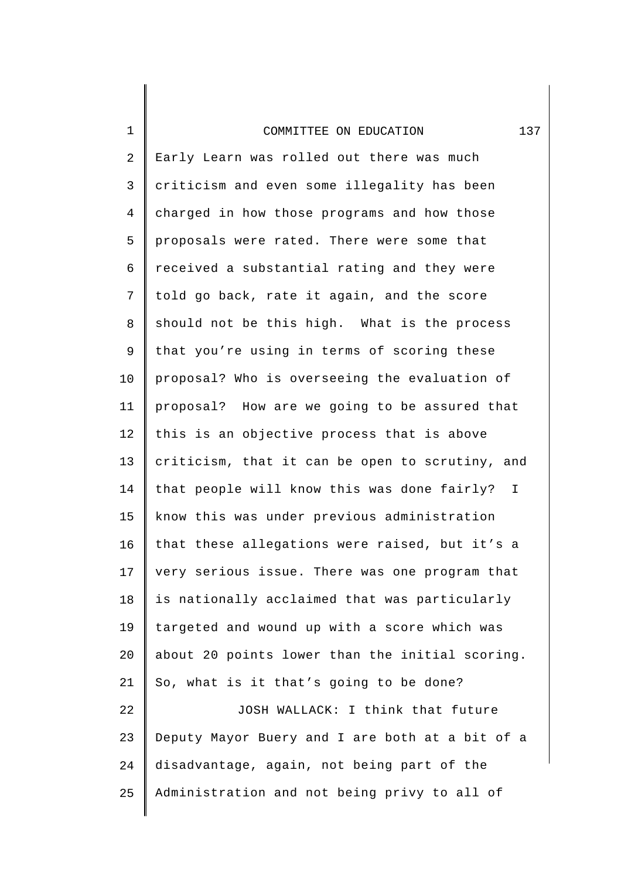Early Learn was rolled out there was much criticism and even some illegality has been charged in how those programs and how those proposals were rated. There were some that received a substantial rating and they were told go back, rate it again, and the score should not be this high. What is the process that you're using in terms of scoring these proposal? Who is overseeing the evaluation of proposal? How are we going to be assured that this is an objective process that is above criticism, that it can be open to scrutiny, and that people will know this was done fairly? I know this was under previous administration that these allegations were raised, but it's a very serious issue. There was one program that is nationally acclaimed that was particularly targeted and wound up with a score which was about 20 points lower than the initial scoring. So, what is it that's going to be done?

JOSH WALLACK: I think that future Deputy Mayor Buery and I are both at a bit of a disadvantage, again, not being part of the Administration and not being privy to all of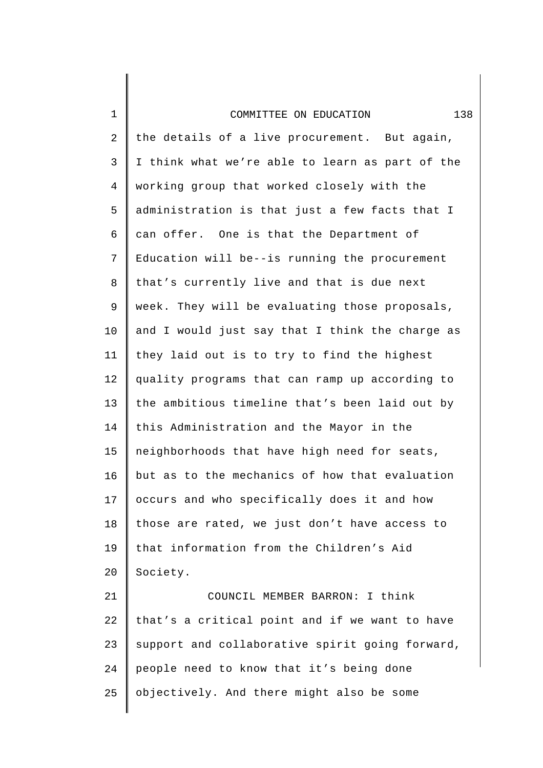the details of a live procurement. But again, I think what we're able to learn as part of the working group that worked closely with the administration is that just a few facts that I can offer. One is that the Department of Education will be--is running the procurement that's currently live and that is due next week. They will be evaluating those proposals, and I would just say that I think the charge as they laid out is to try to find the highest quality programs that can ramp up according to the ambitious timeline that's been laid out by this Administration and the Mayor in the neighborhoods that have high need for seats, but as to the mechanics of how that evaluation occurs and who specifically does it and how those are rated, we just don't have access to that information from the Children's Aid Society.

COUNCIL MEMBER BARRON: I think that's a critical point and if we want to have support and collaborative spirit going forward, people need to know that it's being done objectively. And there might also be some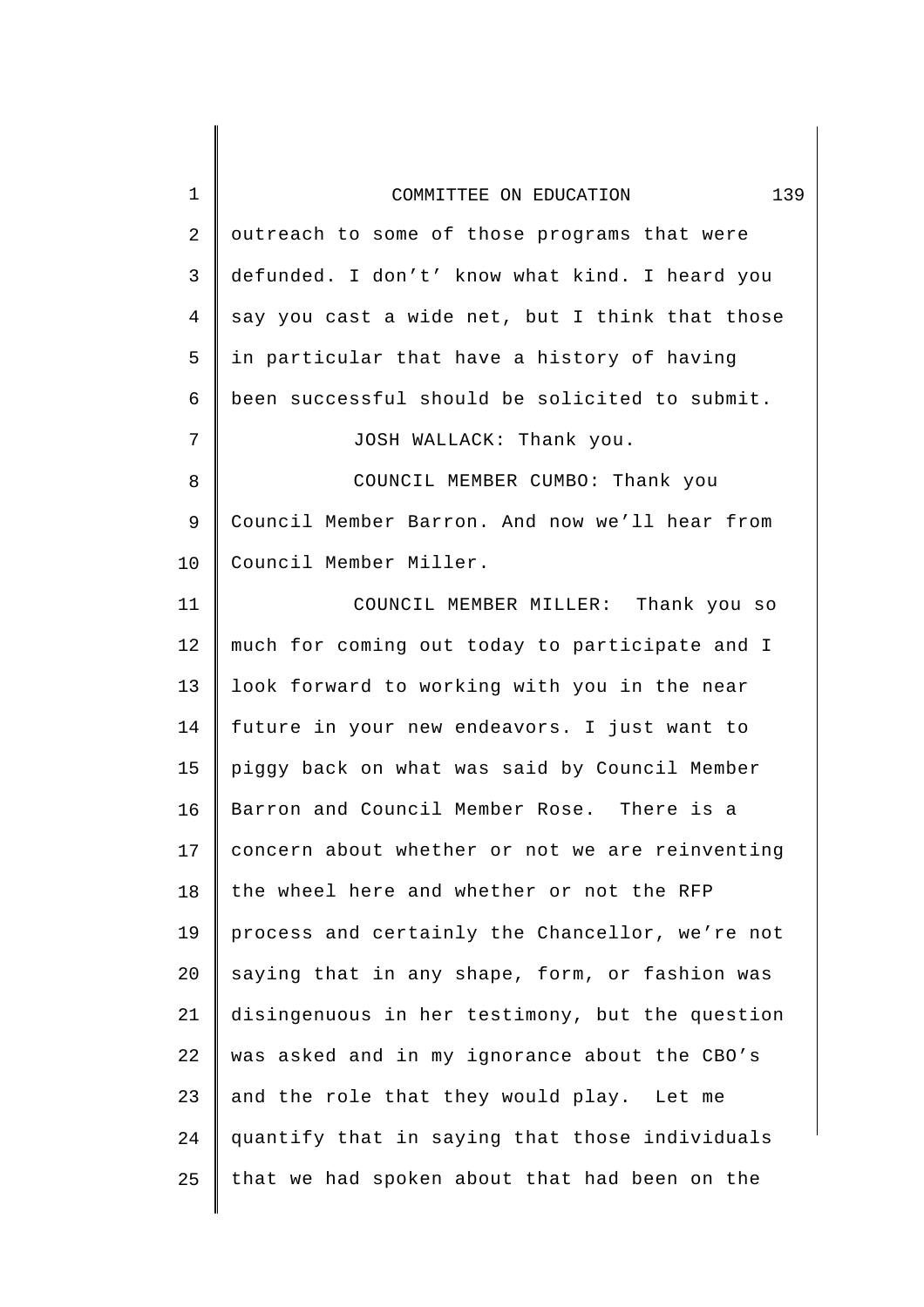outreach to some of those programs that were defunded. I don't' know what kind. I heard you say you cast a wide net, but I think that those in particular that have a history of having been successful should be solicited to submit.

JOSH WALLACK: Thank you.

COUNCIL MEMBER CUMBO: Thank you Council Member Barron. And now we'll hear from Council Member Miller.

COUNCIL MEMBER MILLER: Thank you so much for coming out today to participate and I look forward to working with you in the near future in your new endeavors. I just want to piggy back on what was said by Council Member Barron and Council Member Rose. There is a concern about whether or not we are reinventing the wheel here and whether or not the RFP process and certainly the Chancellor, we're not saying that in any shape, form, or fashion was disingenuous in her testimony, but the question was asked and in my ignorance about the CBO's and the role that they would play. Let me quantify that in saying that those individuals that we had spoken about that had been on the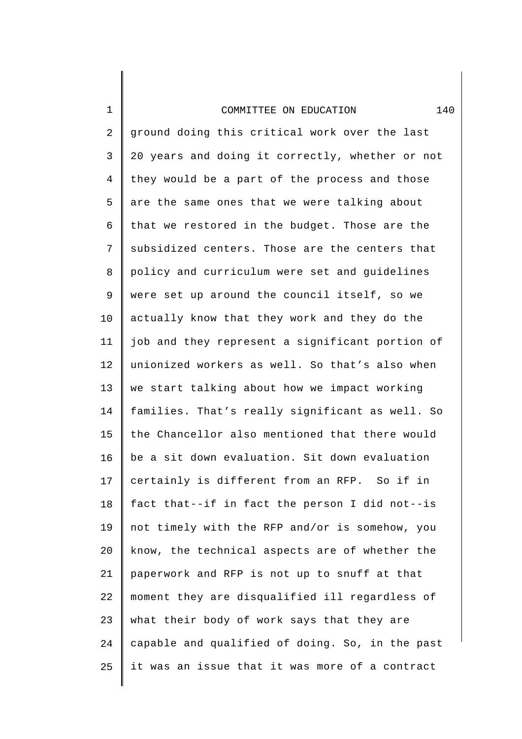ground doing this critical work over the last 20 years and doing it correctly, whether or not they would be a part of the process and those are the same ones that we were talking about that we restored in the budget. Those are the subsidized centers. Those are the centers that policy and curriculum were set and guidelines were set up around the council itself, so we actually know that they work and they do the job and they represent a significant portion of unionized workers as well. So that's also when we start talking about how we impact working families. That's really significant as well. So the Chancellor also mentioned that there would be a sit down evaluation. Sit down evaluation certainly is different from an RFP. So if in fact that--if in fact the person I did not--is not timely with the RFP and/or is somehow, you know, the technical aspects are of whether the paperwork and RFP is not up to snuff at that moment they are disqualified ill regardless of what their body of work says that they are capable and qualified of doing. So, in the past it was an issue that it was more of a contract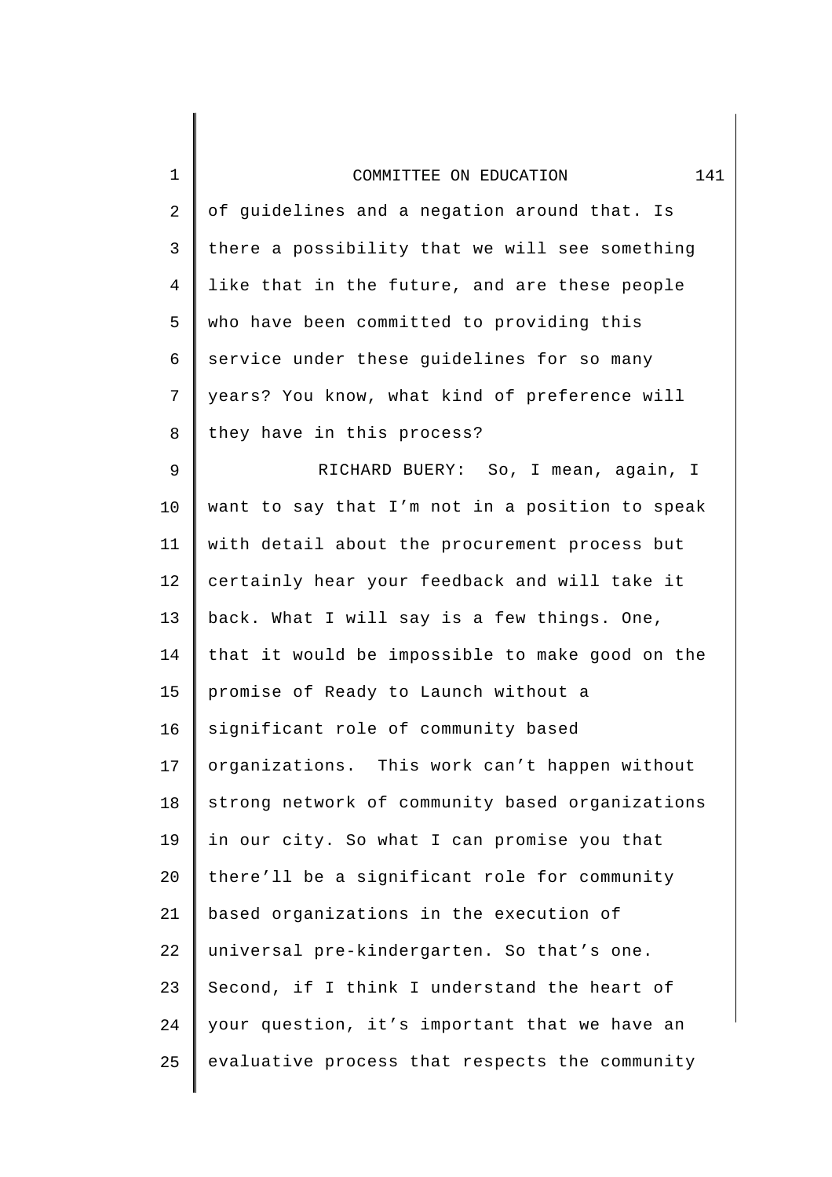of guidelines and a negation around that. Is there a possibility that we will see something like that in the future, and are these people who have been committed to providing this service under these guidelines for so many years? You know, what kind of preference will they have in this process?

RICHARD BUERY: So, I mean, again, I want to say that I'm not in a position to speak with detail about the procurement process but certainly hear your feedback and will take it back. What I will say is a few things. One, that it would be impossible to make good on the promise of Ready to Launch without a significant role of community based organizations. This work can't happen without strong network of community based organizations in our city. So what I can promise you that there'll be a significant role for community based organizations in the execution of universal pre-kindergarten. So that's one. Second, if I think I understand the heart of your question, it's important that we have an evaluative process that respects the community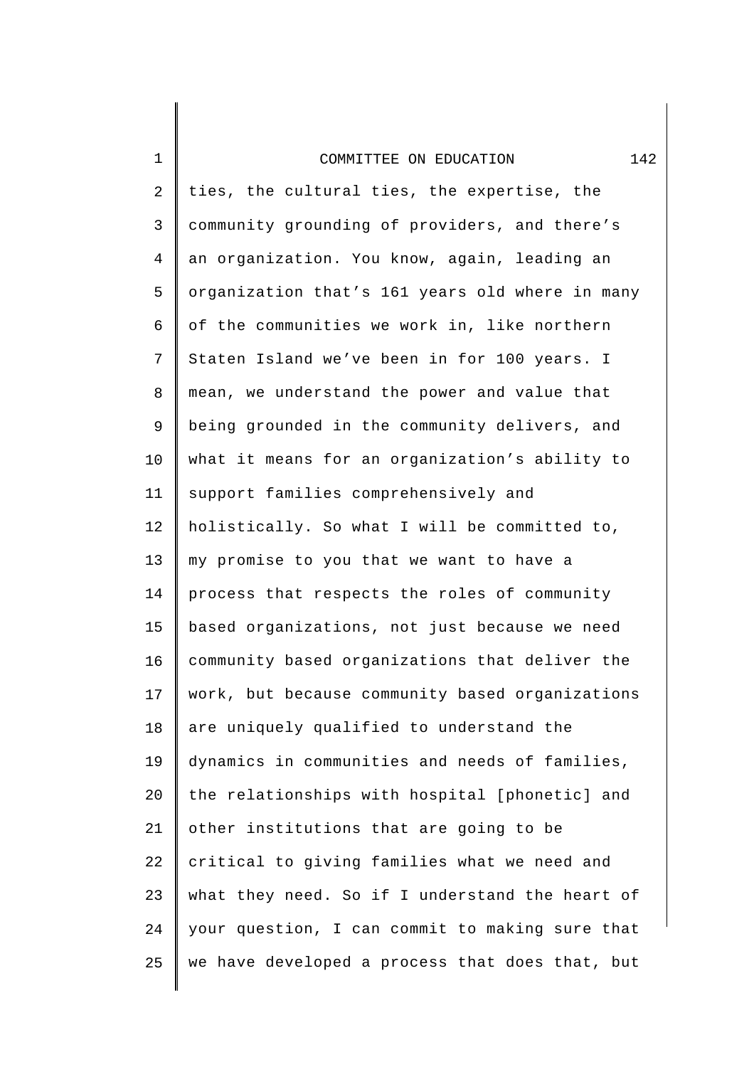ties, the cultural ties, the expertise, the community grounding of providers, and there's an organization. You know, again, leading an organization that's 161 years old where in many of the communities we work in, like northern Staten Island we've been in for 100 years. I mean, we understand the power and value that being grounded in the community delivers, and what it means for an organization's ability to support families comprehensively and holistically. So what I will be committed to, my promise to you that we want to have a process that respects the roles of community based organizations, not just because we need community based organizations that deliver the work, but because community based organizations are uniquely qualified to understand the dynamics in communities and needs of families, the relationships with hospital [phonetic] and other institutions that are going to be critical to giving families what we need and what they need. So if I understand the heart of your question, I can commit to making sure that we have developed a process that does that, but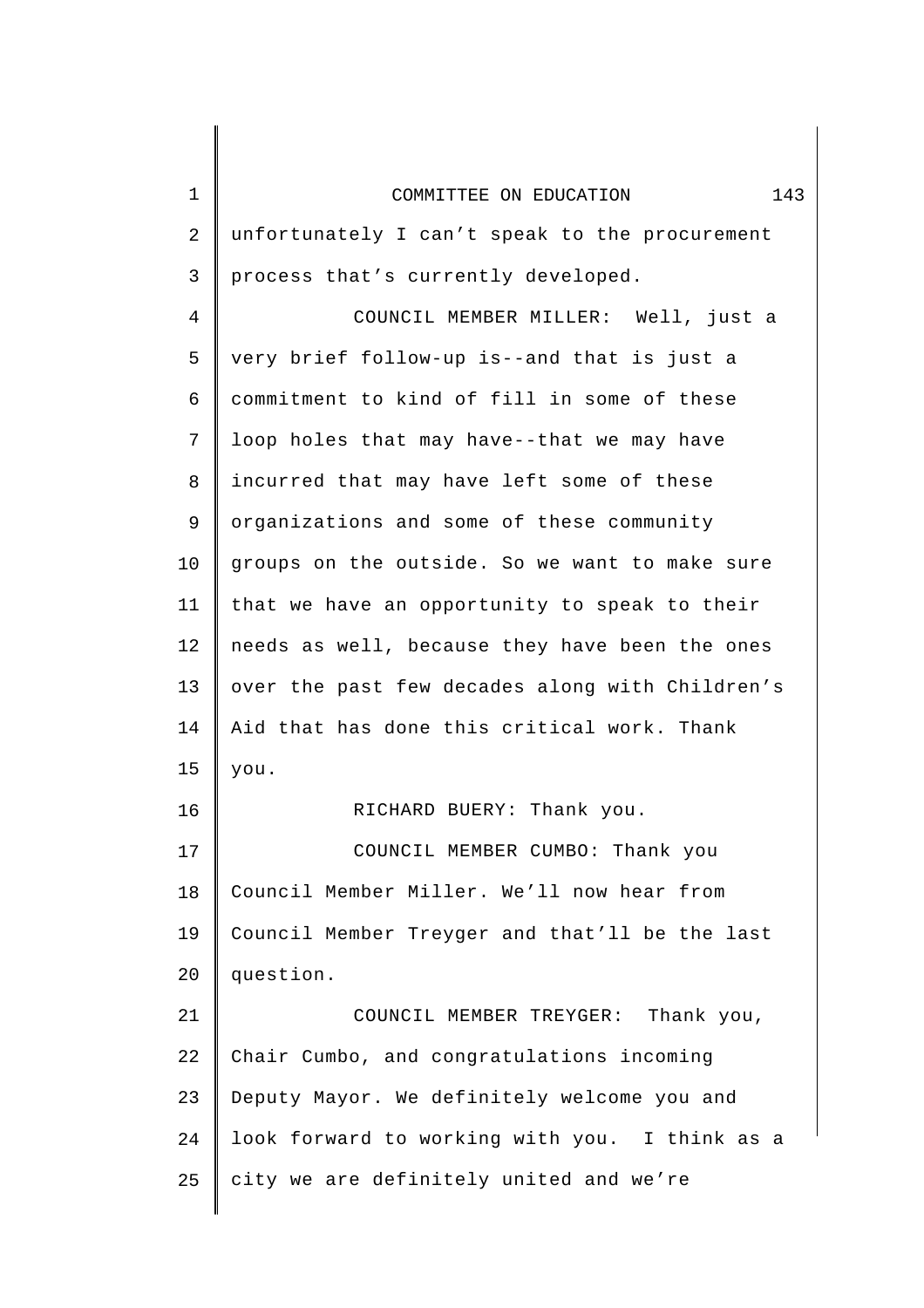unfortunately I can't speak to the procurement process that's currently developed.

COUNCIL MEMBER MILLER: Well, just a very brief follow-up is--and that is just a commitment to kind of fill in some of these loop holes that may have--that we may have incurred that may have left some of these organizations and some of these community groups on the outside. So we want to make sure that we have an opportunity to speak to their needs as well, because they have been the ones over the past few decades along with Children's Aid that has done this critical work. Thank you.

RICHARD BUERY: Thank you.

COUNCIL MEMBER CUMBO: Thank you Council Member Miller. We'll now hear from Council Member Treyger and that'll be the last question.

COUNCIL MEMBER TREYGER: Thank you, Chair Cumbo, and congratulations incoming Deputy Mayor. We definitely welcome you and look forward to working with you. I think as a city we are definitely united and we're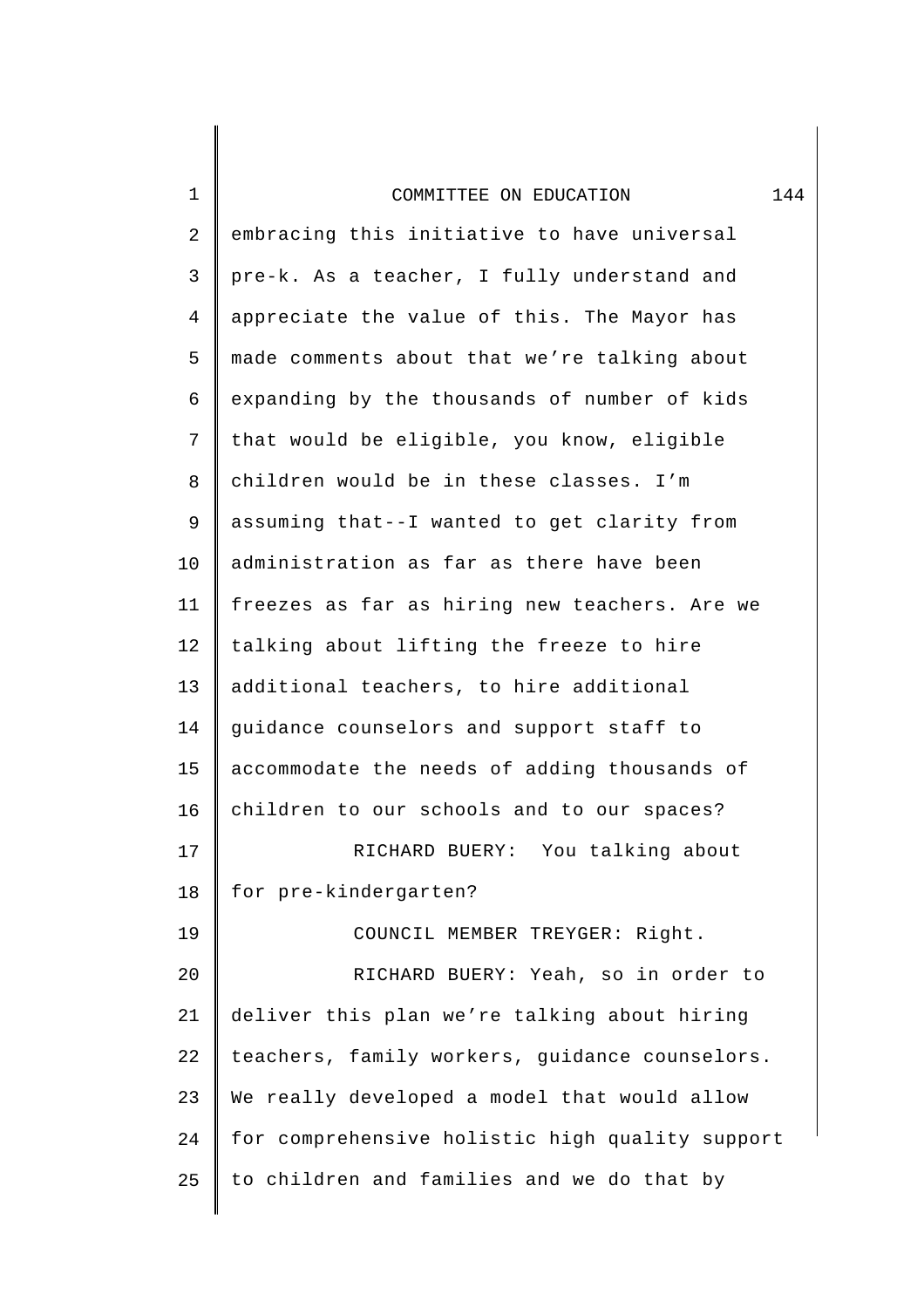embracing this initiative to have universal pre-k. As a teacher, I fully understand and appreciate the value of this. The Mayor has made comments about that we're talking about expanding by the thousands of number of kids that would be eligible, you know, eligible children would be in these classes. I'm assuming that--I wanted to get clarity from administration as far as there have been freezes as far as hiring new teachers. Are we talking about lifting the freeze to hire additional teachers, to hire additional guidance counselors and support staff to accommodate the needs of adding thousands of children to our schools and to our spaces?

RICHARD BUERY: You talking about for pre-kindergarten?

COUNCIL MEMBER TREYGER: Right.

RICHARD BUERY: Yeah, so in order to deliver this plan we're talking about hiring teachers, family workers, guidance counselors. We really developed a model that would allow for comprehensive holistic high quality support to children and families and we do that by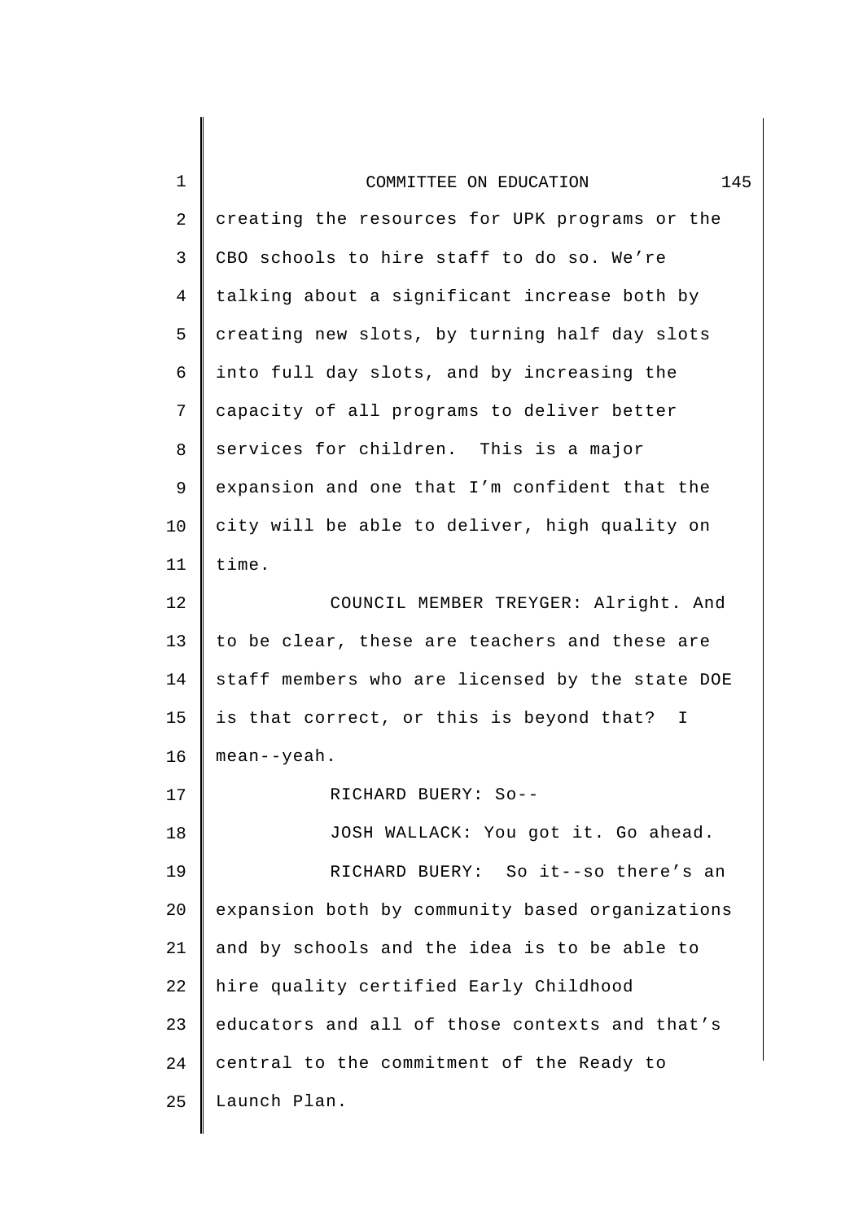creating the resources for UPK programs or the CBO schools to hire staff to do so. We're talking about a significant increase both by creating new slots, by turning half day slots into full day slots, and by increasing the capacity of all programs to deliver better services for children. This is a major expansion and one that I'm confident that the city will be able to deliver, high quality on time.

COUNCIL MEMBER TREYGER: Alright. And to be clear, these are teachers and these are staff members who are licensed by the state DOE is that correct, or this is beyond that? I mean--yeah.

RICHARD BUERY: So--

JOSH WALLACK: You got it. Go ahead.

RICHARD BUERY: So it--so there's an expansion both by community based organizations and by schools and the idea is to be able to hire quality certified Early Childhood educators and all of those contexts and that's central to the commitment of the Ready to Launch Plan.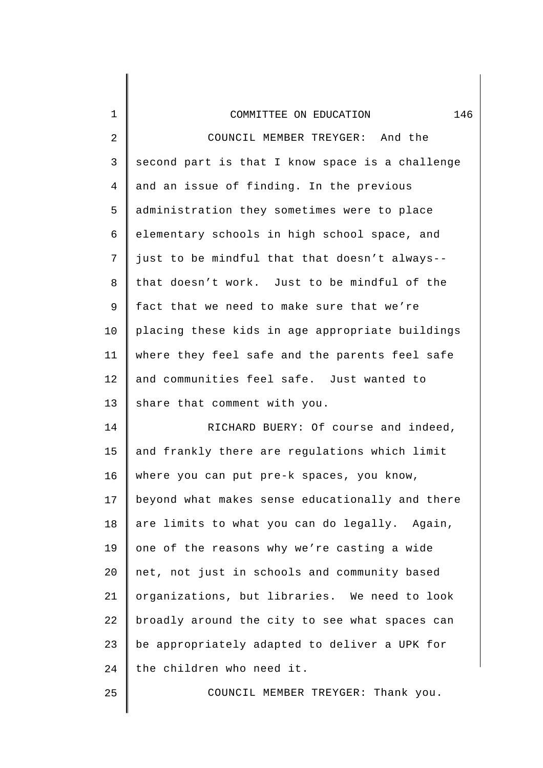COUNCIL MEMBER TREYGER: And the second part is that I know space is a challenge and an issue of finding. In the previous administration they sometimes were to place elementary schools in high school space, and just to be mindful that that doesn't always-- that doesn't work. Just to be mindful of the fact that we need to make sure that we're placing these kids in age appropriate buildings where they feel safe and the parents feel safe and communities feel safe. Just wanted to share that comment with you.

RICHARD BUERY: Of course and indeed, and frankly there are regulations which limit where you can put pre-k spaces, you know, beyond what makes sense educationally and there are limits to what you can do legally. Again, one of the reasons why we're casting a wide net, not just in schools and community based organizations, but libraries. We need to look broadly around the city to see what spaces can be appropriately adapted to deliver a UPK for the children who need it.

COUNCIL MEMBER TREYGER: Thank you.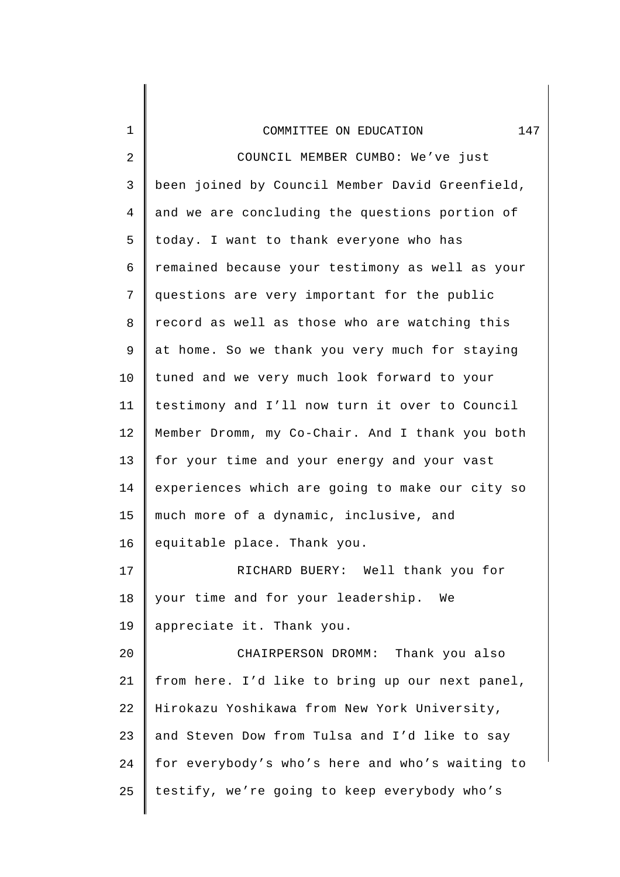COUNCIL MEMBER CUMBO: We've just been joined by Council Member David Greenfield, and we are concluding the questions portion of today. I want to thank everyone who has remained because your testimony as well as your questions are very important for the public record as well as those who are watching this at home. So we thank you very much for staying tuned and we very much look forward to your testimony and I'll now turn it over to Council Member Dromm, my Co-Chair. And I thank you both for your time and your energy and your vast experiences which are going to make our city so much more of a dynamic, inclusive, and equitable place. Thank you.

RICHARD BUERY: Well thank you for your time and for your leadership. We appreciate it. Thank you.

CHAIRPERSON DROMM: Thank you also from here. I'd like to bring up our next panel, Hirokazu Yoshikawa from New York University, and Steven Dow from Tulsa and I'd like to say for everybody's who's here and who's waiting to testify, we're going to keep everybody who's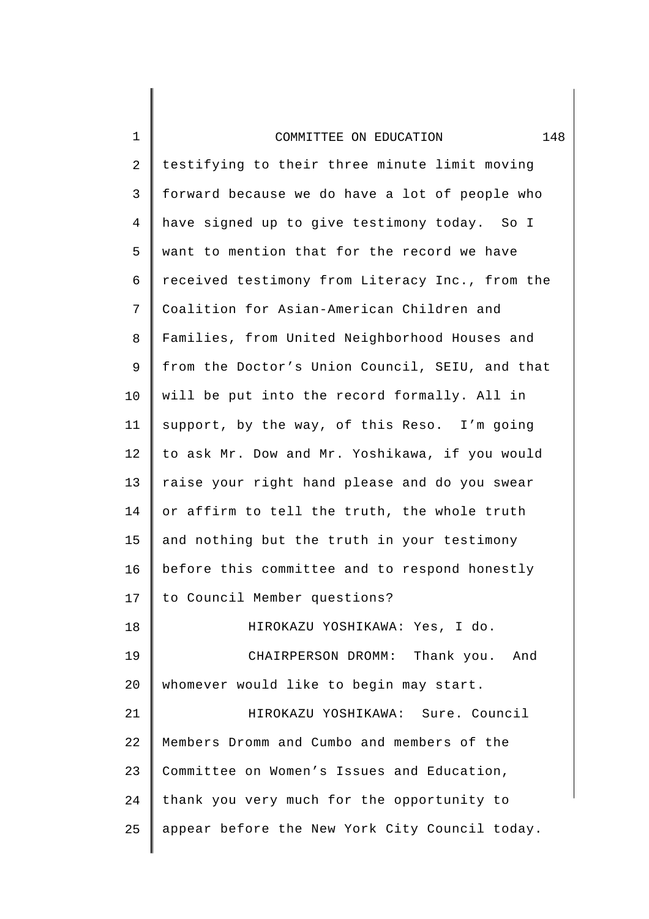testifying to their three minute limit moving forward because we do have a lot of people who have signed up to give testimony today. So I want to mention that for the record we have received testimony from Literacy Inc., from the Coalition for Asian-American Children and Families, from United Neighborhood Houses and from the Doctor's Union Council, SEIU, and that will be put into the record formally. All in support, by the way, of this Reso. I'm going to ask Mr. Dow and Mr. Yoshikawa, if you would raise your right hand please and do you swear or affirm to tell the truth, the whole truth and nothing but the truth in your testimony before this committee and to respond honestly to Council Member questions?

HIROKAZU YOSHIKAWA: Yes, I do.

CHAIRPERSON DROMM: Thank you. And whomever would like to begin may start.

HIROKAZU YOSHIKAWA: Sure. Council Members Dromm and Cumbo and members of the Committee on Women's Issues and Education, thank you very much for the opportunity to appear before the New York City Council today.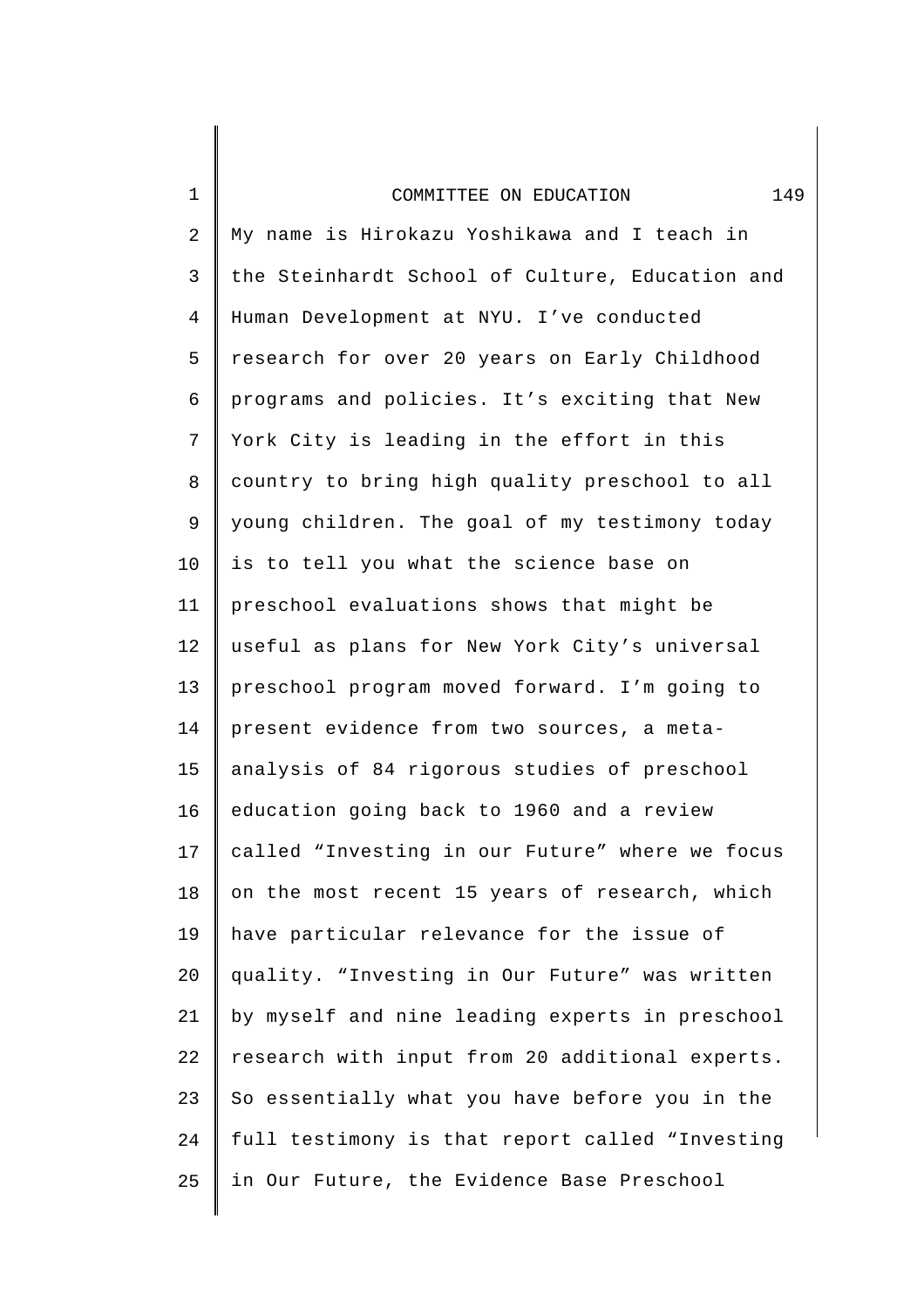My name is Hirokazu Yoshikawa and I teach in the Steinhardt School of Culture, Education and Human Development at NYU. I've conducted research for over 20 years on Early Childhood programs and policies. It's exciting that New York City is leading in the effort in this country to bring high quality preschool to all young children. The goal of my testimony today is to tell you what the science base on preschool evaluations shows that might be useful as plans for New York City's universal preschool program moved forward. I'm going to present evidence from two sources, a meta-analysis of 84 rigorous studies of preschool education going back to 1960 and a review called "Investing in our Future" where we focus on the most recent 15 years of research, which have particular relevance for the issue of quality. "Investing in Our Future" was written by myself and nine leading experts in preschool research with input from 20 additional experts. So essentially what you have before you in the full testimony is that report called "Investing in Our Future, the Evidence Base Preschool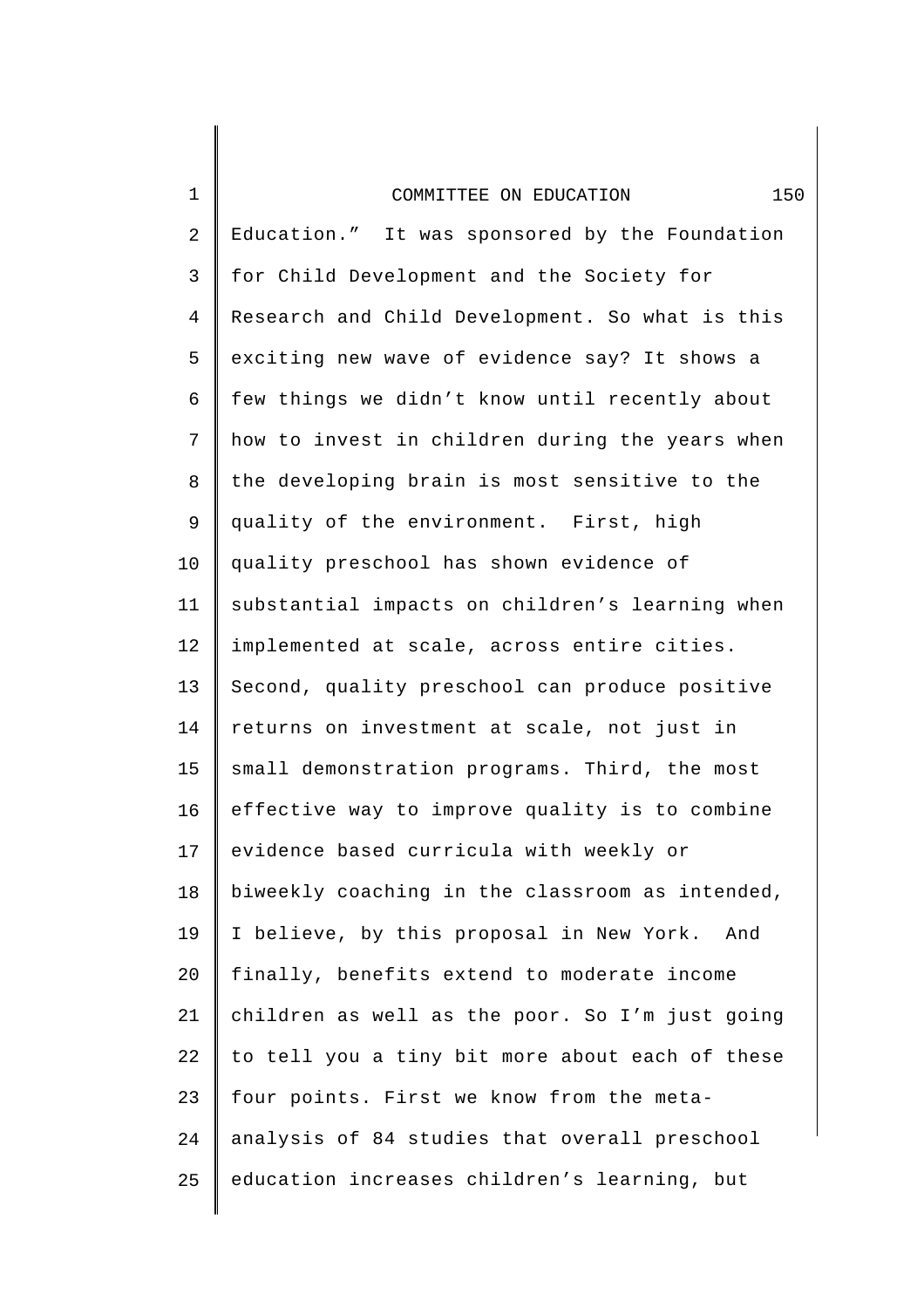Education." It was sponsored by the Foundation for Child Development and the Society for Research and Child Development. So what is this exciting new wave of evidence say? It shows a few things we didn't know until recently about how to invest in children during the years when the developing brain is most sensitive to the quality of the environment. First, high quality preschool has shown evidence of substantial impacts on children's learning when implemented at scale, across entire cities. Second, quality preschool can produce positive returns on investment at scale, not just in small demonstration programs. Third, the most effective way to improve quality is to combine evidence based curricula with weekly or biweekly coaching in the classroom as intended, I believe, by this proposal in New York. And finally, benefits extend to moderate income children as well as the poor. So I'm just going to tell you a tiny bit more about each of these four points. First we know from the meta-analysis of 84 studies that overall preschool education increases children's learning, but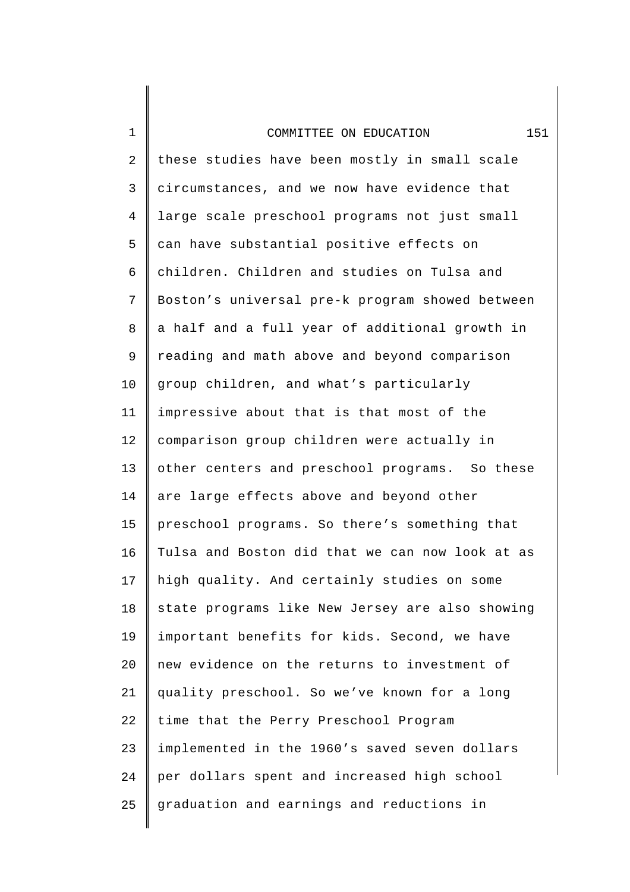these studies have been mostly in small scale circumstances, and we now have evidence that large scale preschool programs not just small can have substantial positive effects on children. Children and studies on Tulsa and Boston's universal pre-k program showed between a half and a full year of additional growth in reading and math above and beyond comparison group children, and what's particularly impressive about that is that most of the comparison group children were actually in other centers and preschool programs. So these are large effects above and beyond other preschool programs. So there's something that Tulsa and Boston did that we can now look at as high quality. And certainly studies on some state programs like New Jersey are also showing important benefits for kids. Second, we have new evidence on the returns to investment of quality preschool. So we've known for a long time that the Perry Preschool Program implemented in the 1960's saved seven dollars per dollars spent and increased high school graduation and earnings and reductions in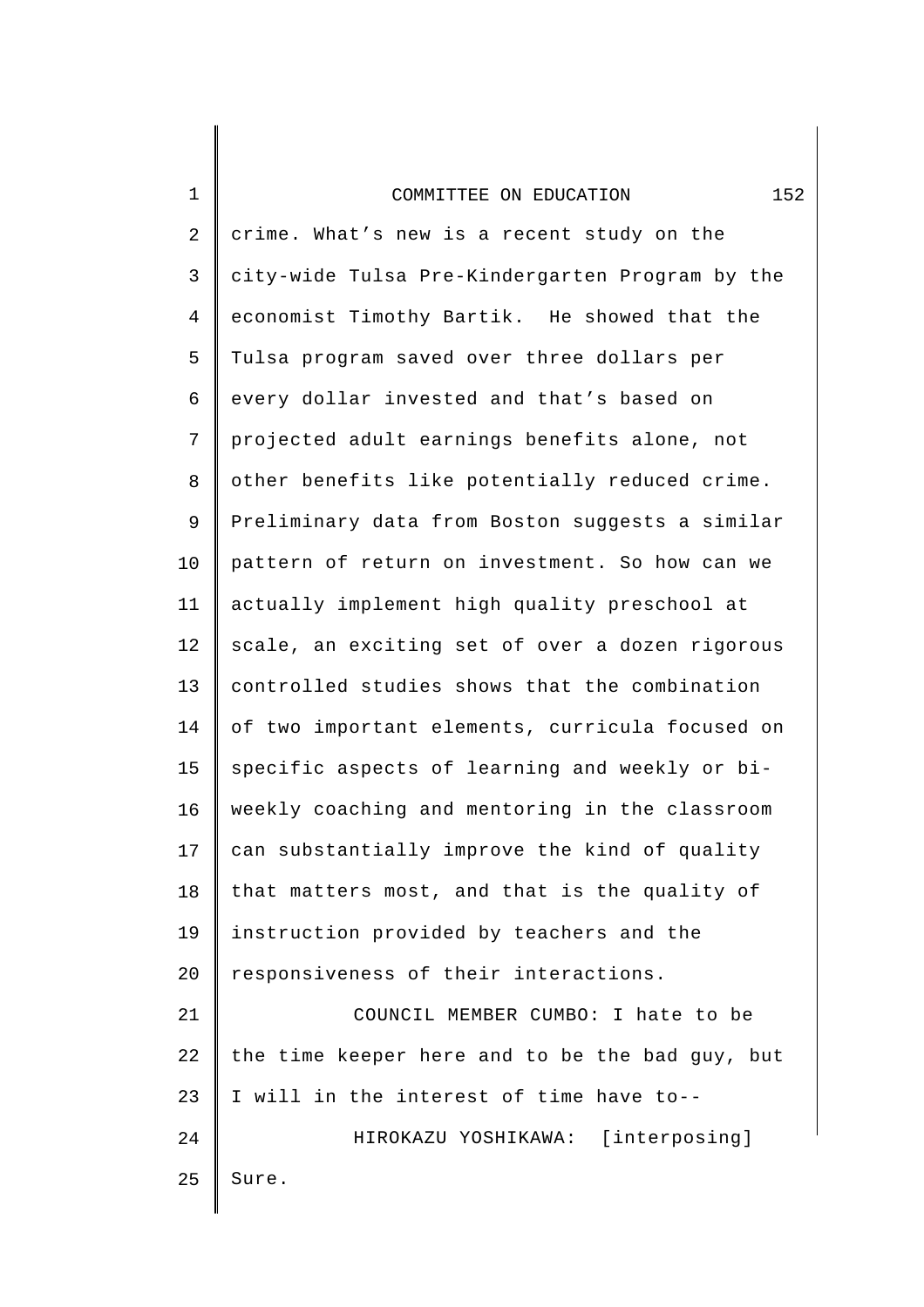crime. What's new is a recent study on the city-wide Tulsa Pre-Kindergarten Program by the economist Timothy Bartik. He showed that the Tulsa program saved over three dollars per every dollar invested and that's based on projected adult earnings benefits alone, not other benefits like potentially reduced crime. Preliminary data from Boston suggests a similar pattern of return on investment. So how can we actually implement high quality preschool at scale, an exciting set of over a dozen rigorous controlled studies shows that the combination of two important elements, curricula focused on specific aspects of learning and weekly or bi-weekly coaching and mentoring in the classroom can substantially improve the kind of quality that matters most, and that is the quality of instruction provided by teachers and the responsiveness of their interactions.

COUNCIL MEMBER CUMBO: I hate to be the time keeper here and to be the bad guy, but I will in the interest of time have to--

HIROKAZU YOSHIKAWA: [interposing] Sure.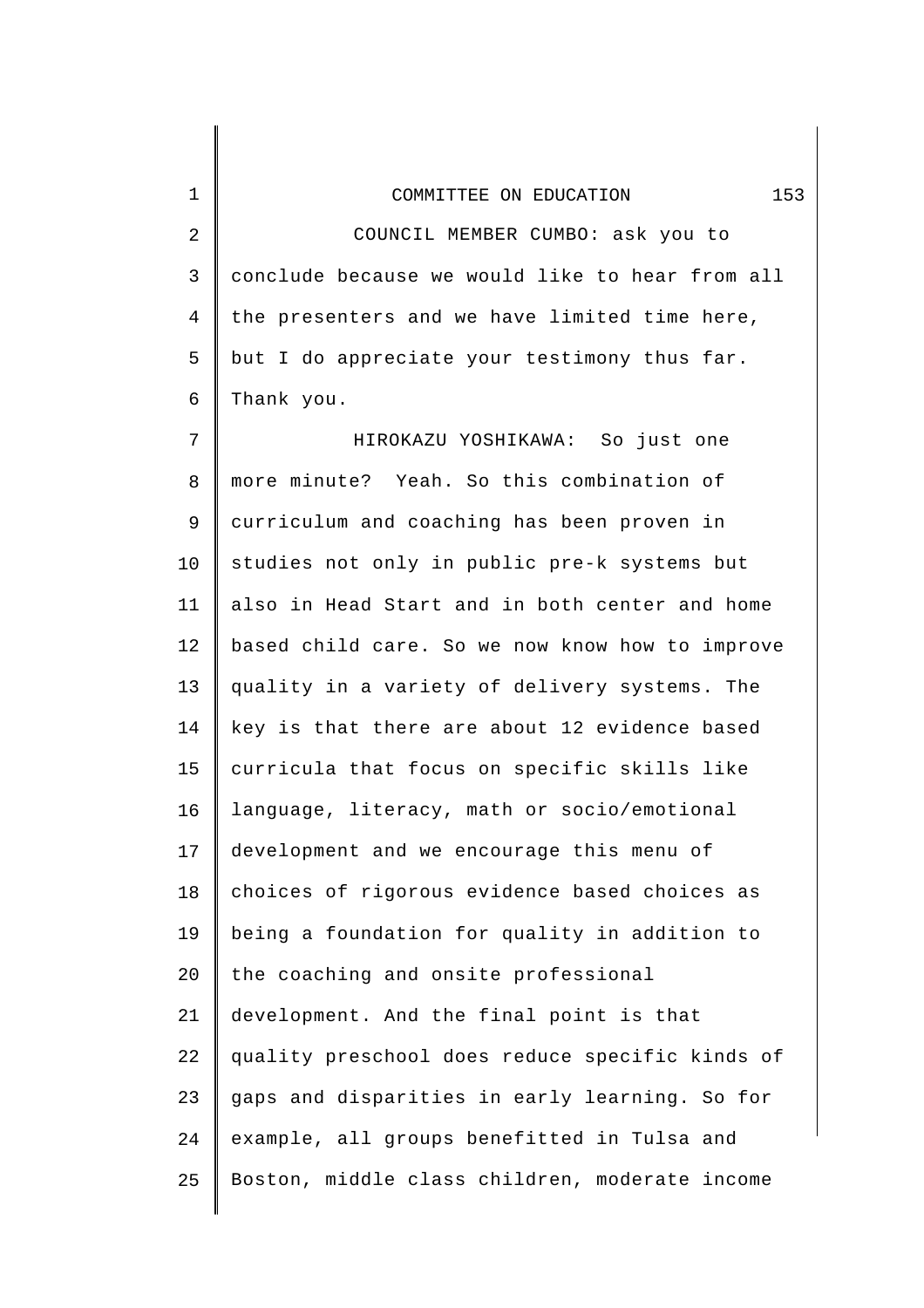COUNCIL MEMBER CUMBO: ask you to conclude because we would like to hear from all the presenters and we have limited time here, but I do appreciate your testimony thus far. Thank you.

HIROKAZU YOSHIKAWA: So just one more minute? Yeah. So this combination of curriculum and coaching has been proven in studies not only in public pre-k systems but also in Head Start and in both center and home based child care. So we now know how to improve quality in a variety of delivery systems. The key is that there are about 12 evidence based curricula that focus on specific skills like language, literacy, math or socio/emotional development and we encourage this menu of choices of rigorous evidence based choices as being a foundation for quality in addition to the coaching and onsite professional development. And the final point is that quality preschool does reduce specific kinds of gaps and disparities in early learning. So for example, all groups benefitted in Tulsa and Boston, middle class children, moderate income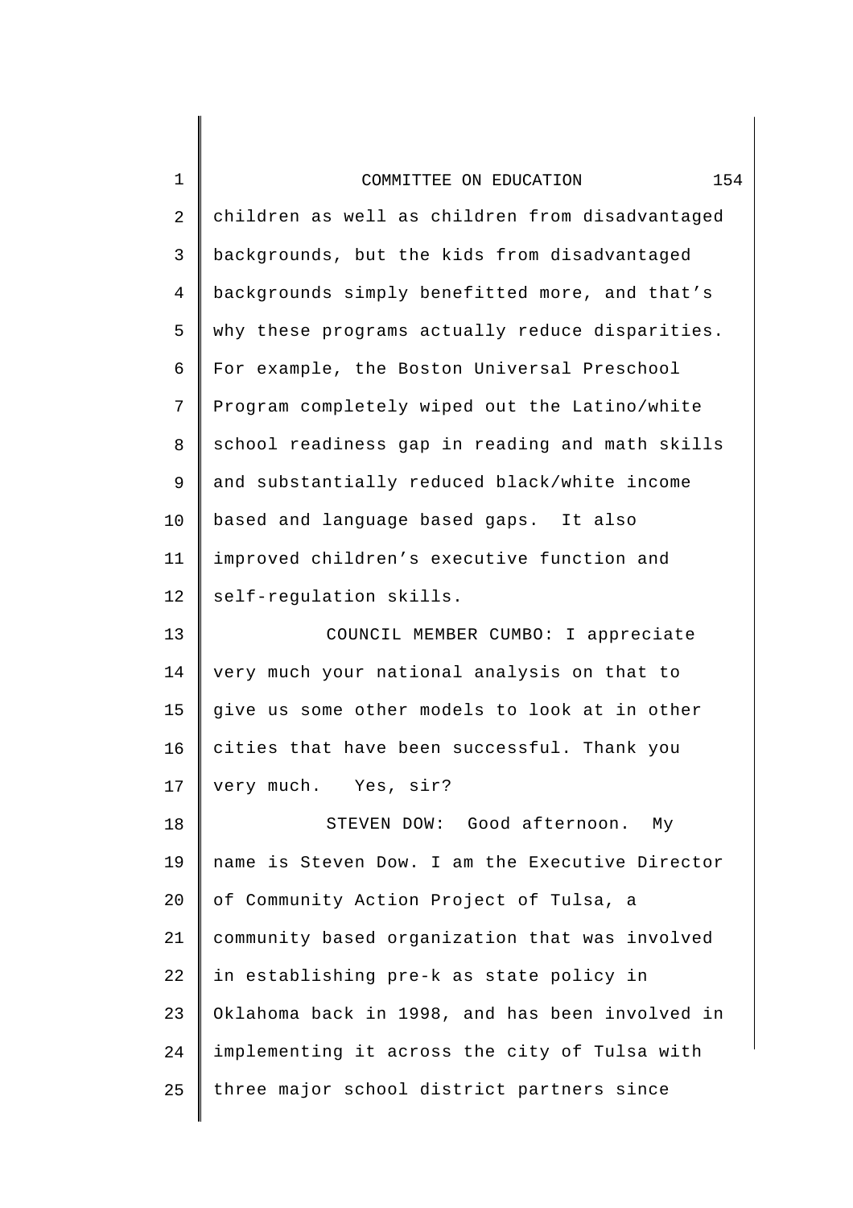children as well as children from disadvantaged backgrounds, but the kids from disadvantaged backgrounds simply benefitted more, and that's why these programs actually reduce disparities. For example, the Boston Universal Preschool Program completely wiped out the Latino/white school readiness gap in reading and math skills and substantially reduced black/white income based and language based gaps. It also improved children's executive function and self-regulation skills.

COUNCIL MEMBER CUMBO: I appreciate very much your national analysis on that to give us some other models to look at in other cities that have been successful. Thank you very much. Yes, sir?

STEVEN DOW: Good afternoon. My name is Steven Dow. I am the Executive Director of Community Action Project of Tulsa, a community based organization that was involved in establishing pre-k as state policy in Oklahoma back in 1998, and has been involved in implementing it across the city of Tulsa with three major school district partners since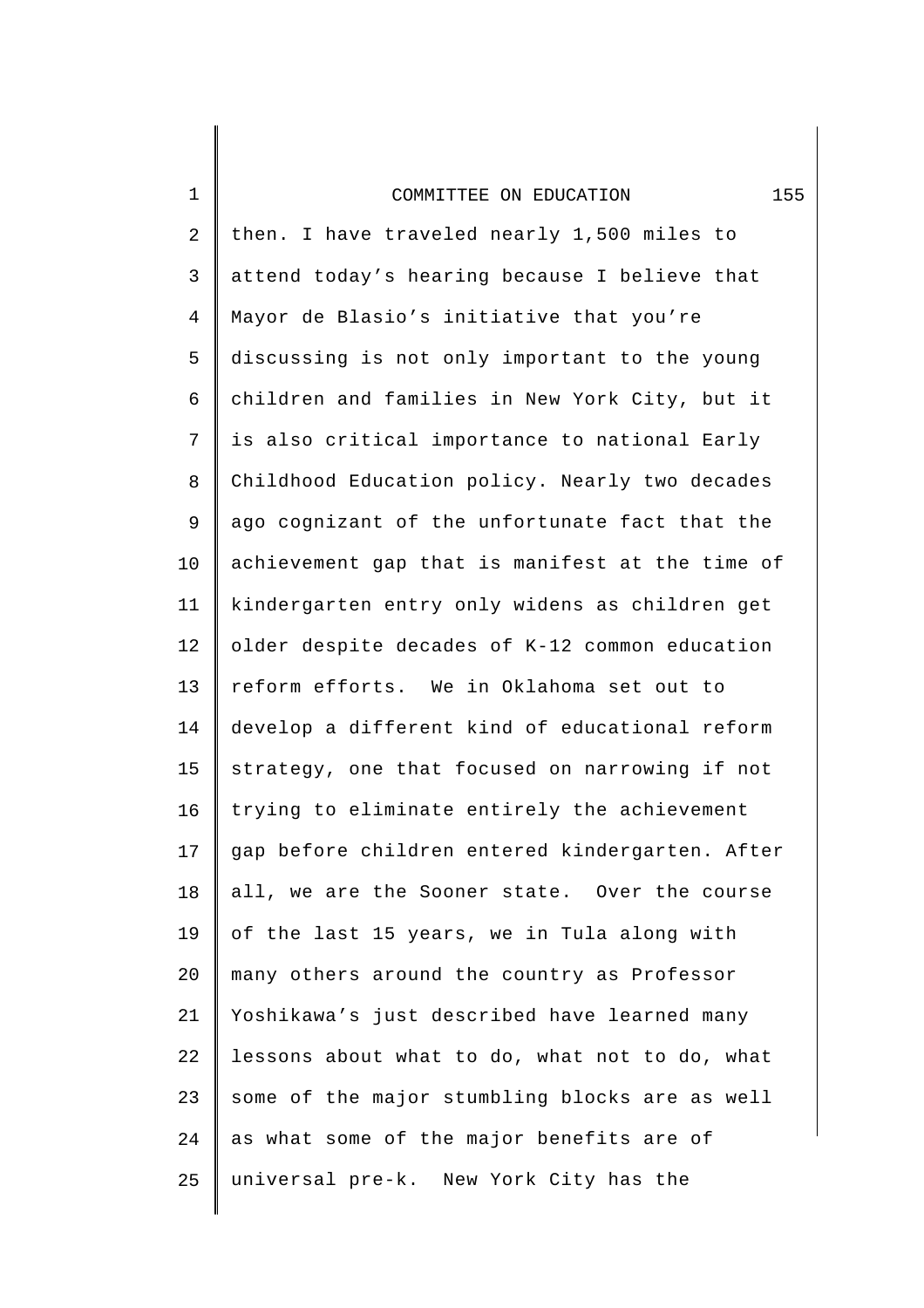then. I have traveled nearly 1,500 miles to attend today's hearing because I believe that Mayor de Blasio's initiative that you're discussing is not only important to the young children and families in New York City, but it is also critical importance to national Early Childhood Education policy. Nearly two decades ago cognizant of the unfortunate fact that the achievement gap that is manifest at the time of kindergarten entry only widens as children get older despite decades of K-12 common education reform efforts. We in Oklahoma set out to develop a different kind of educational reform strategy, one that focused on narrowing if not trying to eliminate entirely the achievement gap before children entered kindergarten. After all, we are the Sooner state. Over the course of the last 15 years, we in Tula along with many others around the country as Professor Yoshikawa's just described have learned many lessons about what to do, what not to do, what some of the major stumbling blocks are as well as what some of the major benefits are of universal pre-k. New York City has the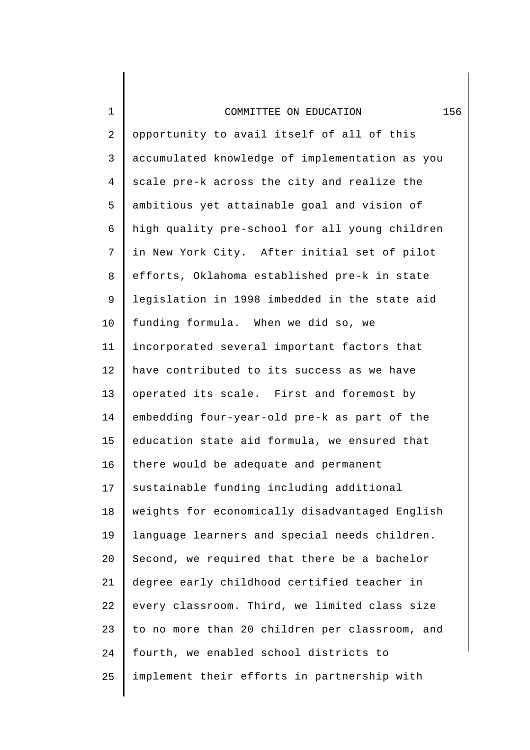opportunity to avail itself of all of this accumulated knowledge of implementation as you scale pre-k across the city and realize the ambitious yet attainable goal and vision of high quality pre-school for all young children in New York City. After initial set of pilot efforts, Oklahoma established pre-k in state legislation in 1998 imbedded in the state aid funding formula. When we did so, we incorporated several important factors that have contributed to its success as we have operated its scale. First and foremost by embedding four-year-old pre-k as part of the education state aid formula, we ensured that there would be adequate and permanent sustainable funding including additional weights for economically disadvantaged English language learners and special needs children. Second, we required that there be a bachelor degree early childhood certified teacher in every classroom. Third, we limited class size to no more than 20 children per classroom, and fourth, we enabled school districts to implement their efforts in partnership with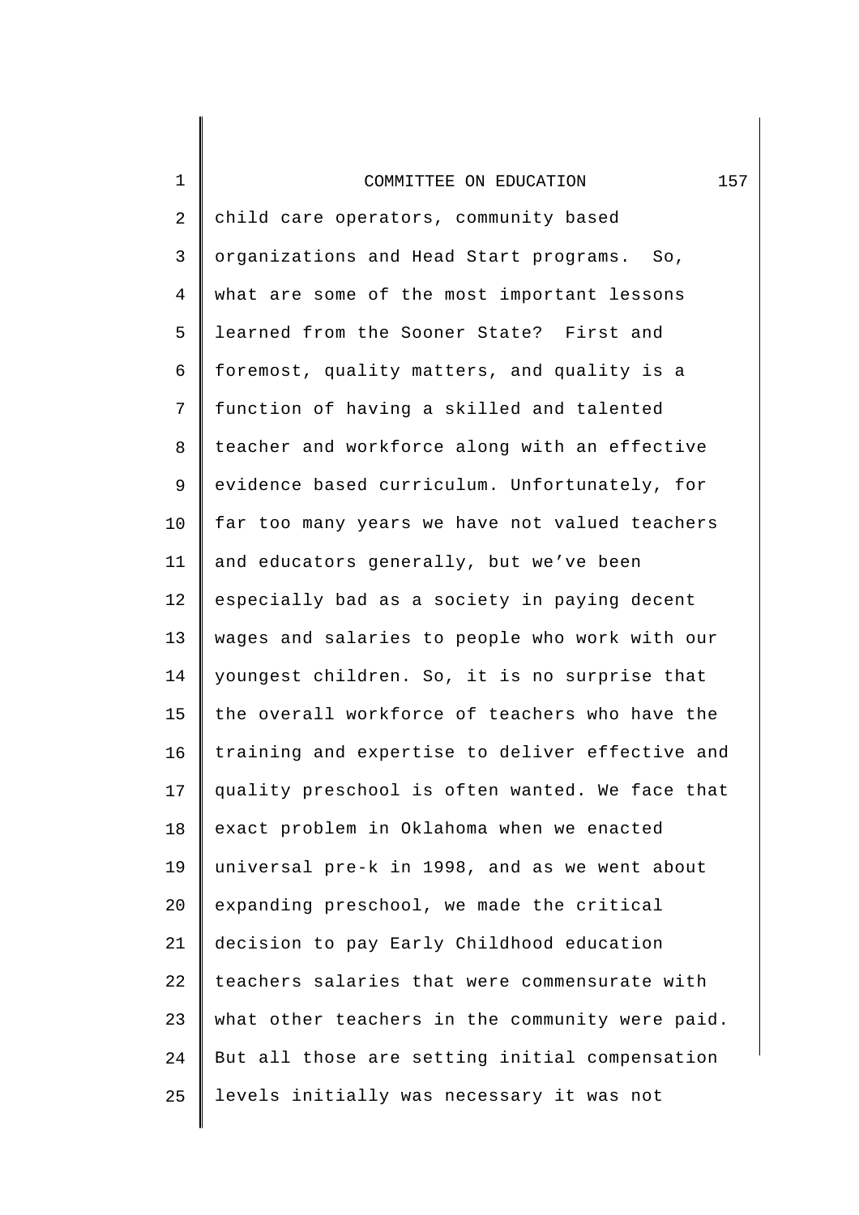child care operators, community based organizations and Head Start programs. So, what are some of the most important lessons learned from the Sooner State? First and foremost, quality matters, and quality is a function of having a skilled and talented teacher and workforce along with an effective evidence based curriculum. Unfortunately, for far too many years we have not valued teachers and educators generally, but we've been especially bad as a society in paying decent wages and salaries to people who work with our youngest children. So, it is no surprise that the overall workforce of teachers who have the training and expertise to deliver effective and quality preschool is often wanted. We face that exact problem in Oklahoma when we enacted universal pre-k in 1998, and as we went about expanding preschool, we made the critical decision to pay Early Childhood education teachers salaries that were commensurate with what other teachers in the community were paid. But all those are setting initial compensation levels initially was necessary it was not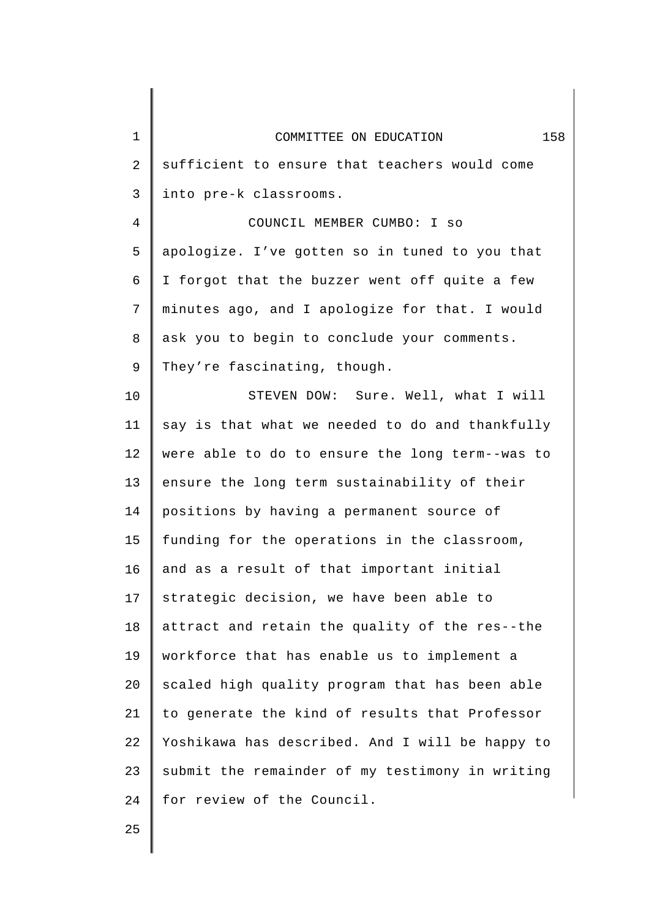sufficient to ensure that teachers would come into pre-k classrooms.

COUNCIL MEMBER CUMBO: I so apologize. I've gotten so in tuned to you that I forgot that the buzzer went off quite a few minutes ago, and I apologize for that. I would ask you to begin to conclude your comments. They're fascinating, though.

STEVEN DOW: Sure. Well, what I will say is that what we needed to do and thankfully were able to do to ensure the long term--was to ensure the long term sustainability of their positions by having a permanent source of funding for the operations in the classroom, and as a result of that important initial strategic decision, we have been able to attract and retain the quality of the res--the workforce that has enable us to implement a scaled high quality program that has been able to generate the kind of results that Professor Yoshikawa has described. And I will be happy to submit the remainder of my testimony in writing for review of the Council.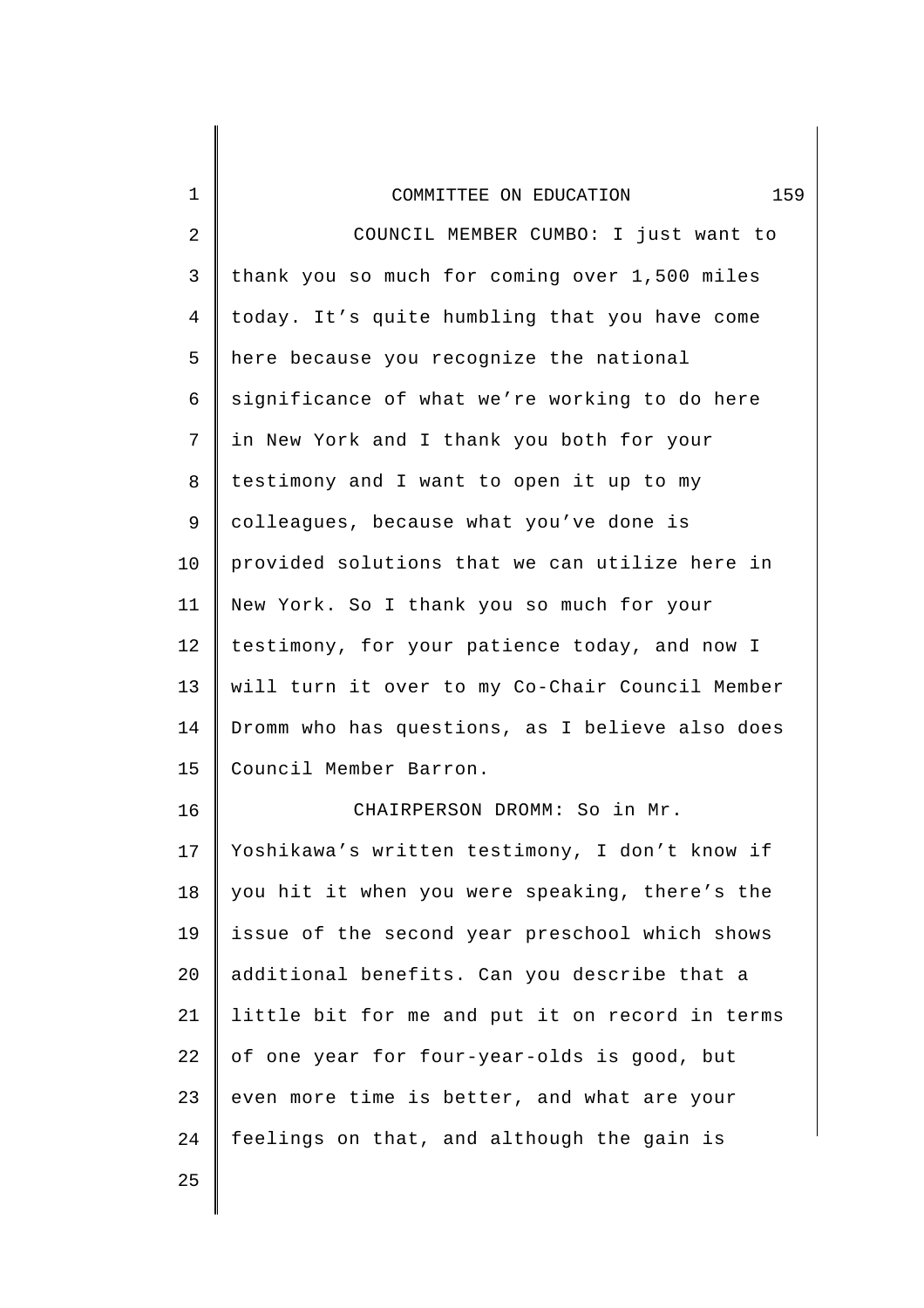COUNCIL MEMBER CUMBO: I just want to thank you so much for coming over 1,500 miles today. It's quite humbling that you have come here because you recognize the national significance of what we're working to do here in New York and I thank you both for your testimony and I want to open it up to my colleagues, because what you've done is provided solutions that we can utilize here in New York. So I thank you so much for your testimony, for your patience today, and now I will turn it over to my Co-Chair Council Member Dromm who has questions, as I believe also does Council Member Barron.

CHAIRPERSON DROMM: So in Mr. Yoshikawa's written testimony, I don't know if you hit it when you were speaking, there's the issue of the second year preschool which shows additional benefits. Can you describe that a little bit for me and put it on record in terms of one year for four-year-olds is good, but even more time is better, and what are your feelings on that, and although the gain is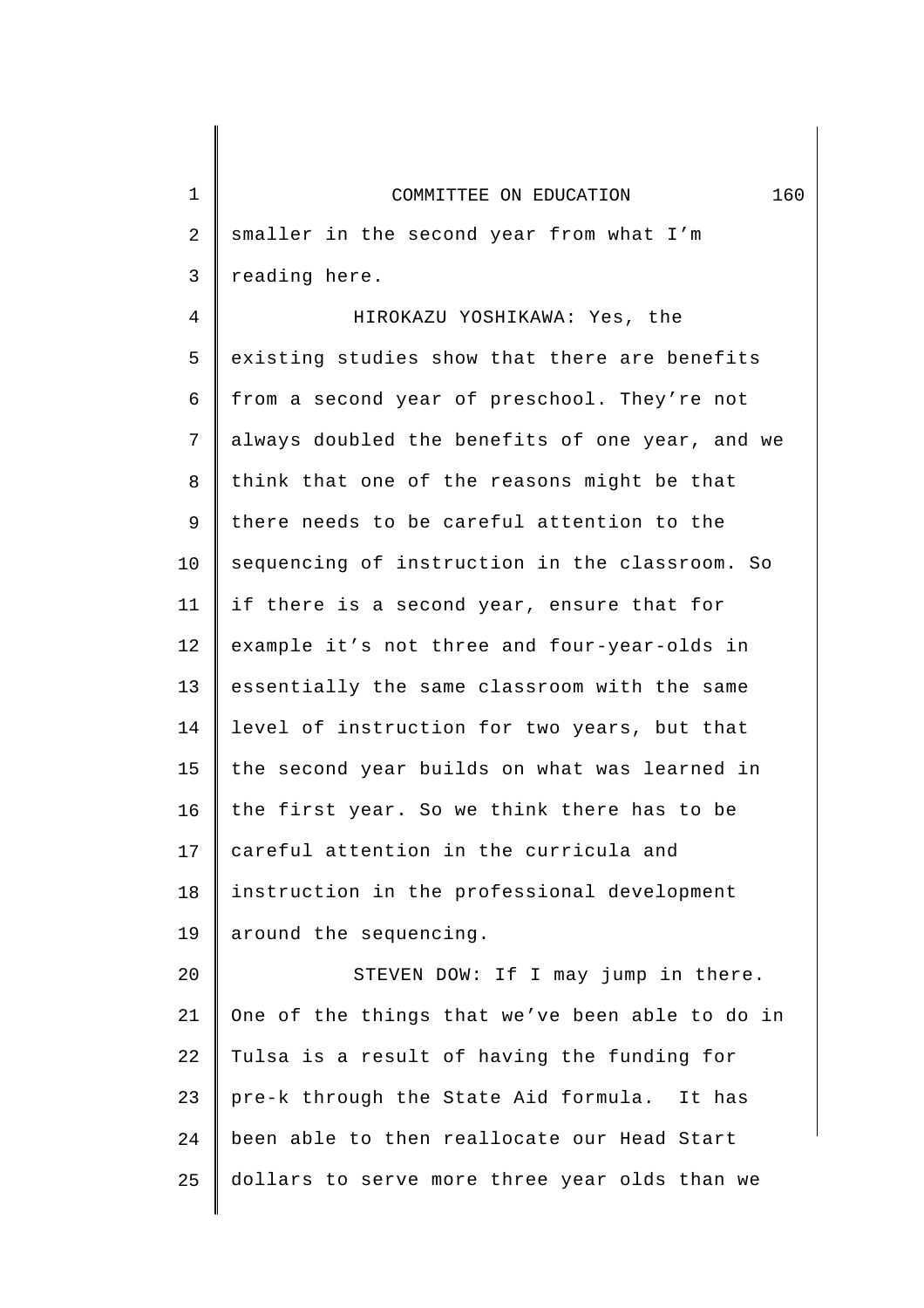smaller in the second year from what I'm reading here.

HIROKAZU YOSHIKAWA: Yes, the existing studies show that there are benefits from a second year of preschool. They're not always doubled the benefits of one year, and we think that one of the reasons might be that there needs to be careful attention to the sequencing of instruction in the classroom. So if there is a second year, ensure that for example it's not three and four-year-olds in essentially the same classroom with the same level of instruction for two years, but that the second year builds on what was learned in the first year. So we think there has to be careful attention in the curricula and instruction in the professional development around the sequencing.

STEVEN DOW: If I may jump in there. One of the things that we've been able to do in Tulsa is a result of having the funding for pre-k through the State Aid formula. It has been able to then reallocate our Head Start dollars to serve more three year olds than we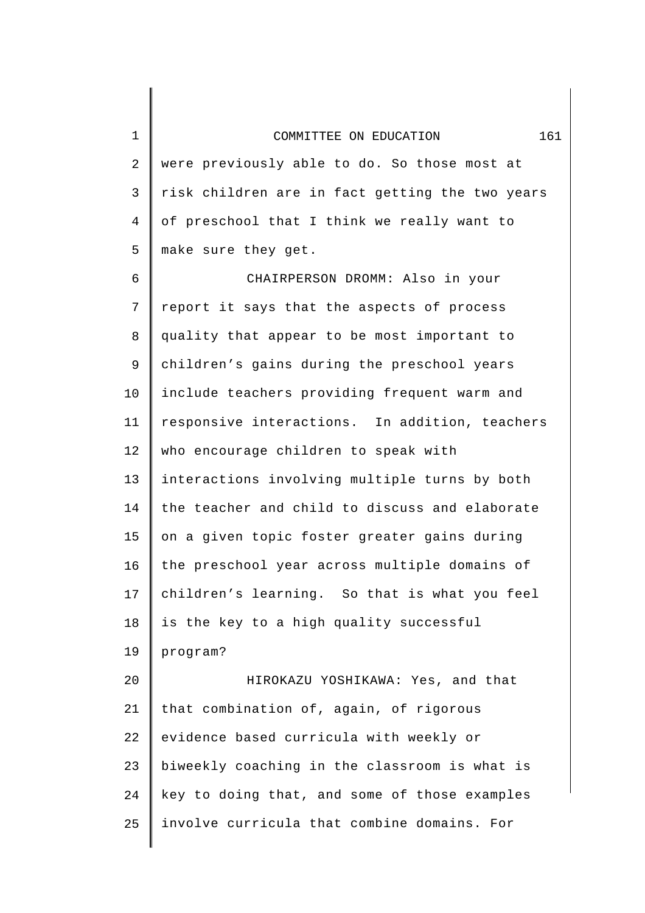were previously able to do. So those most at risk children are in fact getting the two years of preschool that I think we really want to make sure they get.

CHAIRPERSON DROMM: Also in your report it says that the aspects of process quality that appear to be most important to children's gains during the preschool years include teachers providing frequent warm and responsive interactions. In addition, teachers who encourage children to speak with interactions involving multiple turns by both the teacher and child to discuss and elaborate on a given topic foster greater gains during the preschool year across multiple domains of children's learning. So that is what you feel is the key to a high quality successful program?

HIROKAZU YOSHIKAWA: Yes, and that that combination of, again, of rigorous evidence based curricula with weekly or biweekly coaching in the classroom is what is key to doing that, and some of those examples involve curricula that combine domains. For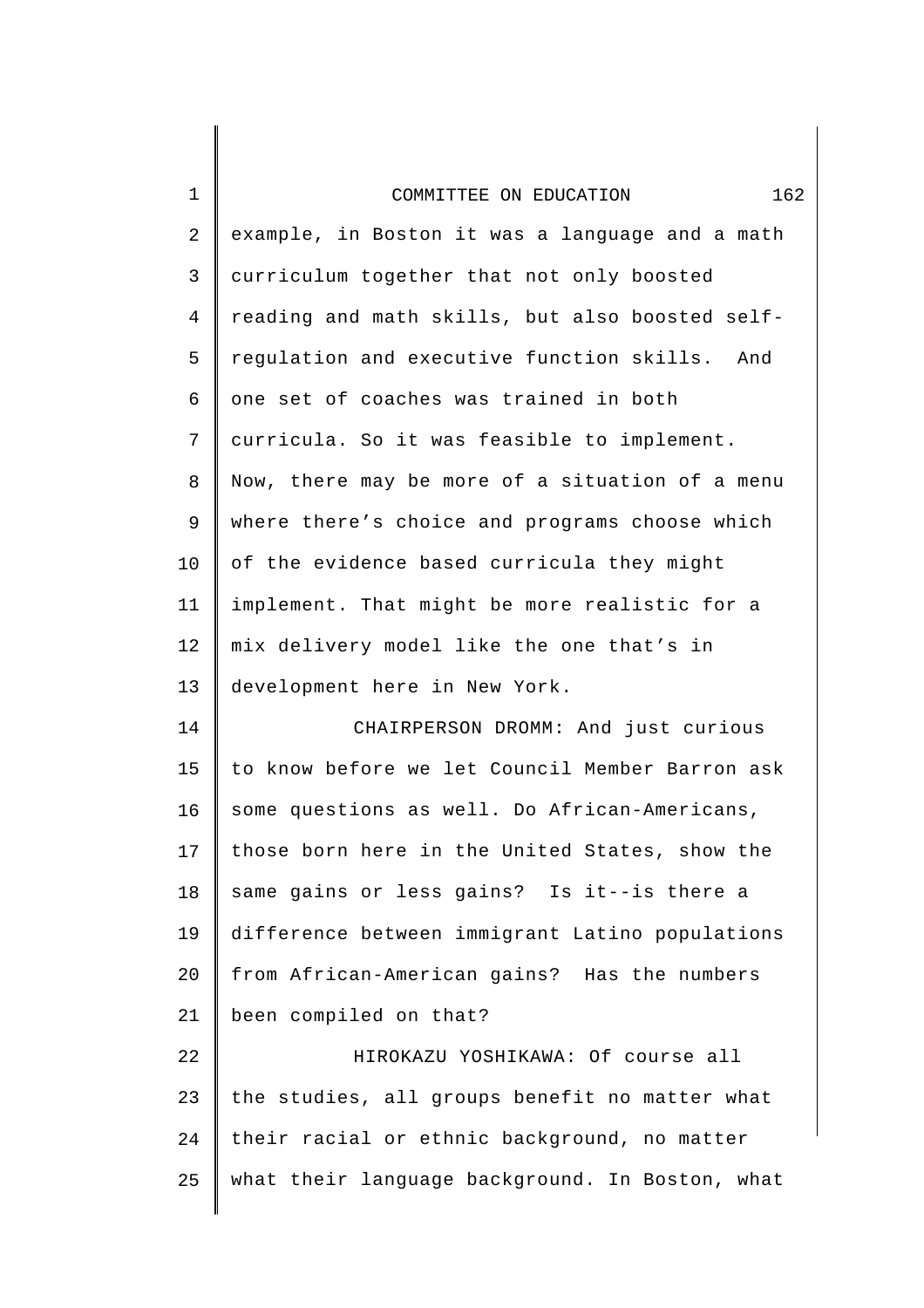example, in Boston it was a language and a math curriculum together that not only boosted reading and math skills, but also boosted self-regulation and executive function skills. And one set of coaches was trained in both curricula. So it was feasible to implement. Now, there may be more of a situation of a menu where there's choice and programs choose which of the evidence based curricula they might implement. That might be more realistic for a mix delivery model like the one that's in development here in New York.

CHAIRPERSON DROMM: And just curious to know before we let Council Member Barron ask some questions as well. Do African-Americans, those born here in the United States, show the same gains or less gains? Is it--is there a difference between immigrant Latino populations from African-American gains? Has the numbers been compiled on that?

HIROKAZU YOSHIKAWA: Of course all the studies, all groups benefit no matter what their racial or ethnic background, no matter what their language background. In Boston, what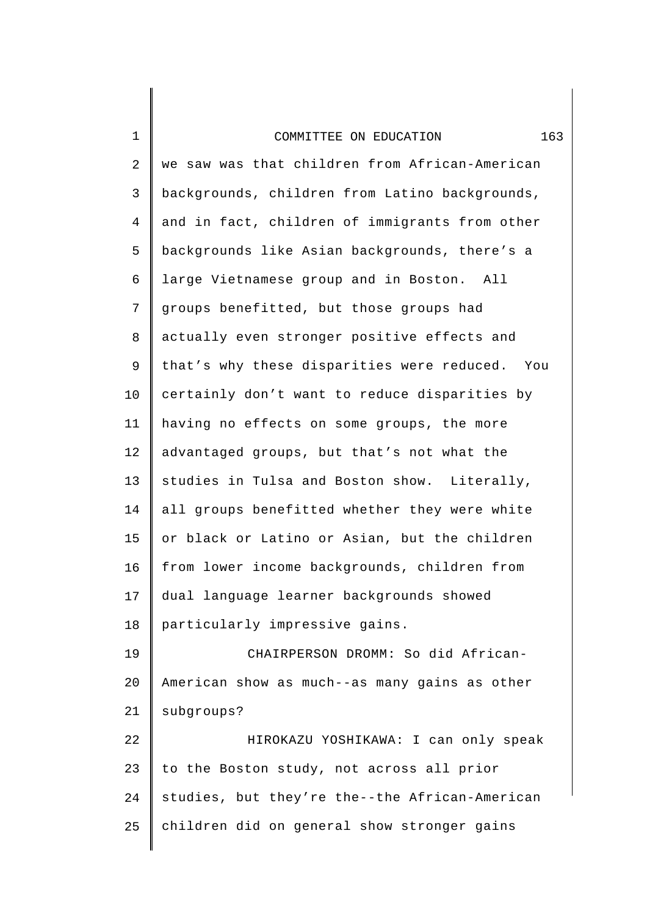we saw was that children from African-American backgrounds, children from Latino backgrounds, and in fact, children of immigrants from other backgrounds like Asian backgrounds, there's a large Vietnamese group and in Boston. All groups benefitted, but those groups had actually even stronger positive effects and that's why these disparities were reduced. You certainly don't want to reduce disparities by having no effects on some groups, the more advantaged groups, but that's not what the studies in Tulsa and Boston show. Literally, all groups benefitted whether they were white or black or Latino or Asian, but the children from lower income backgrounds, children from dual language learner backgrounds showed particularly impressive gains.

CHAIRPERSON DROMM: So did African-American show as much--as many gains as other subgroups?

HIROKAZU YOSHIKAWA: I can only speak to the Boston study, not across all prior studies, but they're the--the African-American children did on general show stronger gains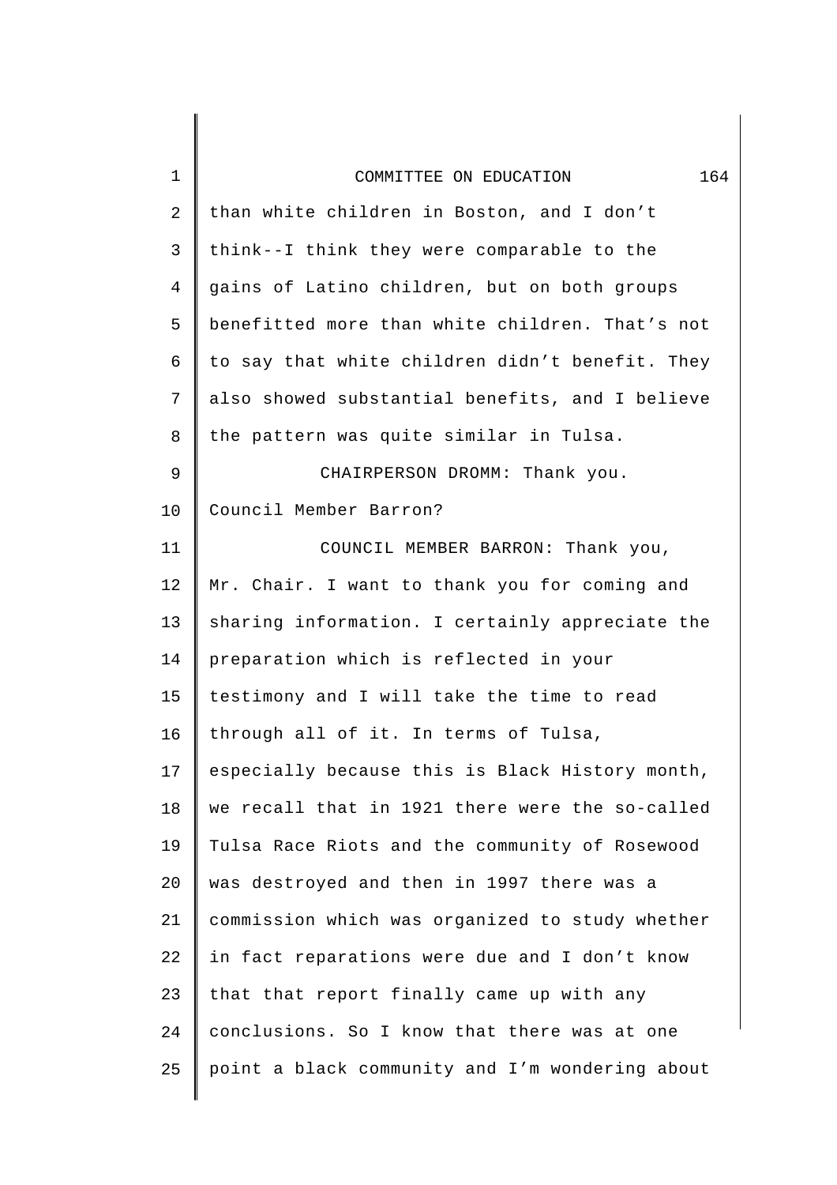than white children in Boston, and I don't think--I think they were comparable to the gains of Latino children, but on both groups benefitted more than white children. That's not to say that white children didn't benefit. They also showed substantial benefits, and I believe the pattern was quite similar in Tulsa.

CHAIRPERSON DROMM: Thank you. Council Member Barron?

COUNCIL MEMBER BARRON: Thank you, Mr. Chair. I want to thank you for coming and sharing information. I certainly appreciate the preparation which is reflected in your testimony and I will take the time to read through all of it. In terms of Tulsa, especially because this is Black History month, we recall that in 1921 there were the so-called Tulsa Race Riots and the community of Rosewood was destroyed and then in 1997 there was a commission which was organized to study whether in fact reparations were due and I don't know that that report finally came up with any conclusions. So I know that there was at one point a black community and I'm wondering about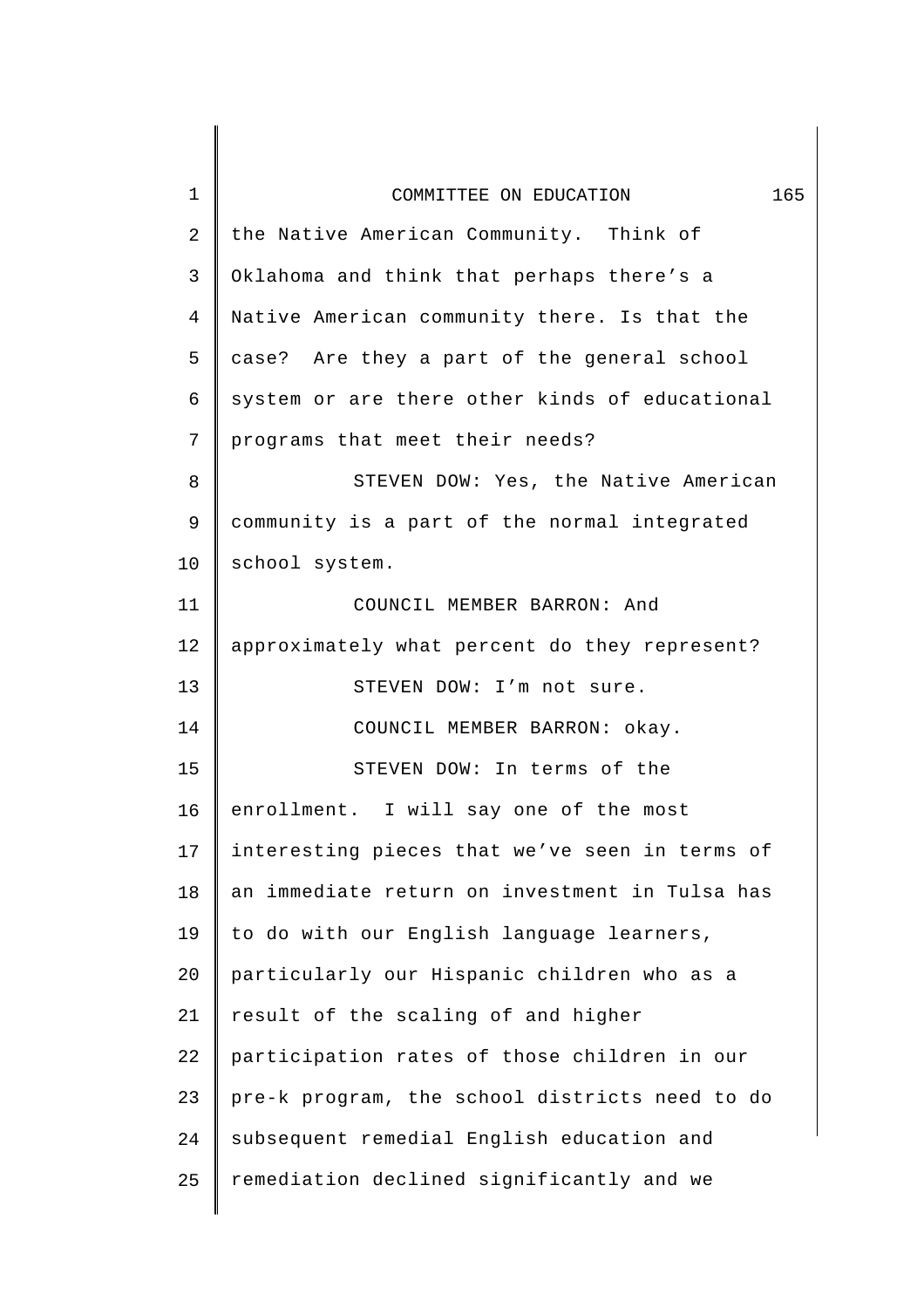the Native American Community. Think of Oklahoma and think that perhaps there's a Native American community there. Is that the case? Are they a part of the general school system or are there other kinds of educational programs that meet their needs?

STEVEN DOW: Yes, the Native American community is a part of the normal integrated school system.

COUNCIL MEMBER BARRON: And approximately what percent do they represent?

STEVEN DOW: I'm not sure.

COUNCIL MEMBER BARRON: okay.

STEVEN DOW: In terms of the enrollment. I will say one of the most interesting pieces that we've seen in terms of an immediate return on investment in Tulsa has to do with our English language learners, particularly our Hispanic children who as a result of the scaling of and higher participation rates of those children in our pre-k program, the school districts need to do subsequent remedial English education and remediation declined significantly and we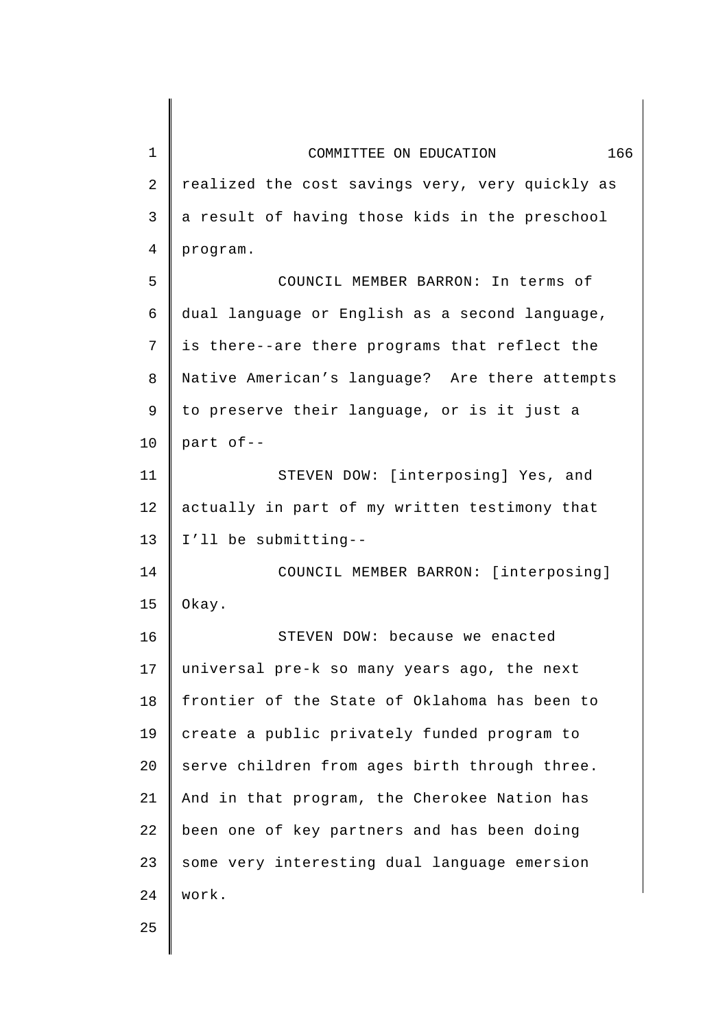realized the cost savings very, very quickly as a result of having those kids in the preschool program.

COUNCIL MEMBER BARRON: In terms of dual language or English as a second language, is there--are there programs that reflect the Native American's language? Are there attempts to preserve their language, or is it just a part of--

STEVEN DOW: [interposing] Yes, and actually in part of my written testimony that I'll be submitting--

COUNCIL MEMBER BARRON: [interposing] Okay.

STEVEN DOW: because we enacted universal pre-k so many years ago, the next frontier of the State of Oklahoma has been to create a public privately funded program to serve children from ages birth through three. And in that program, the Cherokee Nation has been one of key partners and has been doing some very interesting dual language emersion work.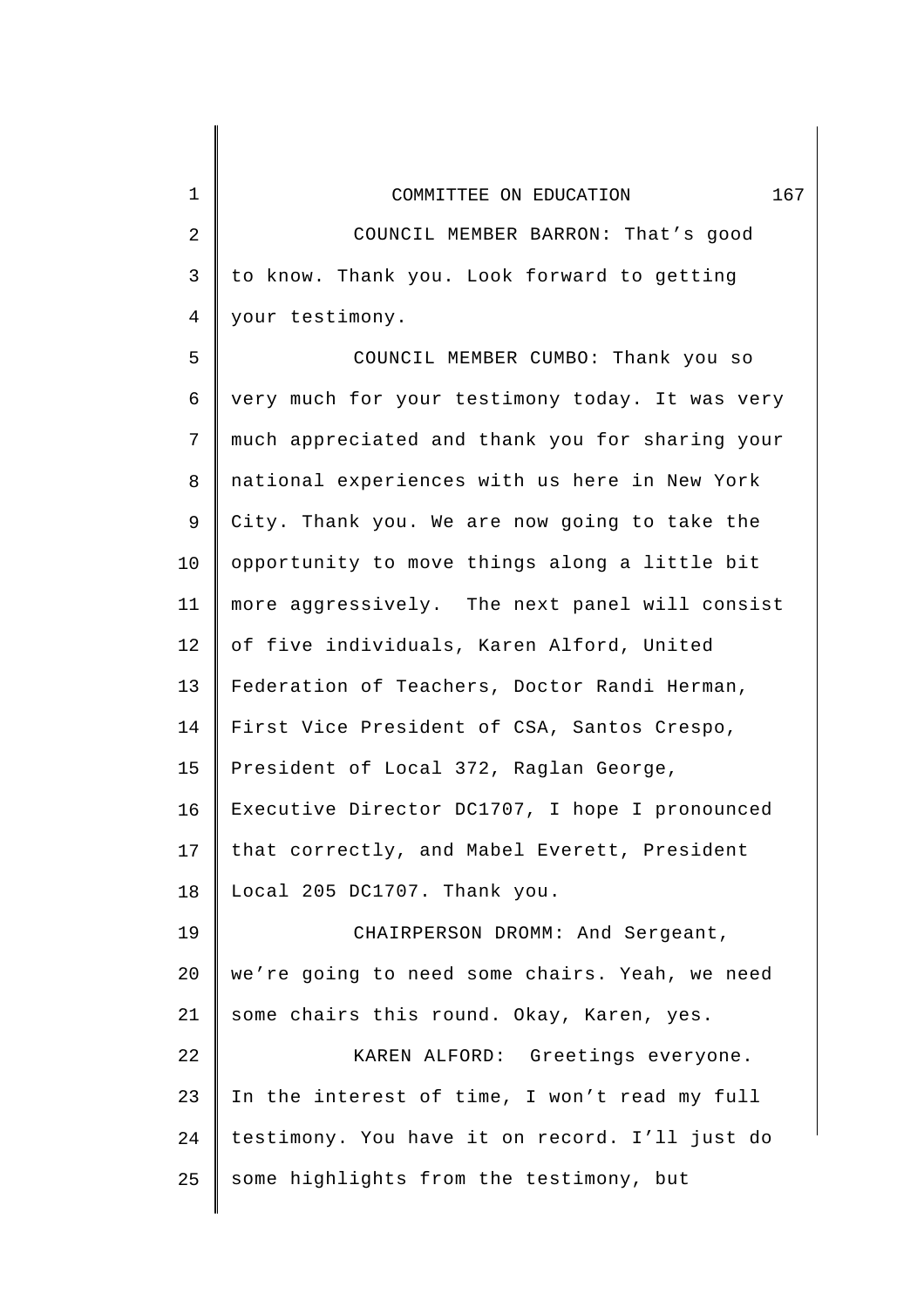COUNCIL MEMBER BARRON: That's good to know. Thank you. Look forward to getting your testimony.

COUNCIL MEMBER CUMBO: Thank you so very much for your testimony today. It was very much appreciated and thank you for sharing your national experiences with us here in New York City. Thank you. We are now going to take the opportunity to move things along a little bit more aggressively. The next panel will consist of five individuals, Karen Alford, United Federation of Teachers, Doctor Randi Herman, First Vice President of CSA, Santos Crespo, President of Local 372, Raglan George, Executive Director DC1707, I hope I pronounced that correctly, and Mabel Everett, President Local 205 DC1707. Thank you.

CHAIRPERSON DROMM: And Sergeant, we're going to need some chairs. Yeah, we need some chairs this round. Okay, Karen, yes.

KAREN ALFORD: Greetings everyone. In the interest of time, I won't read my full testimony. You have it on record. I'll just do some highlights from the testimony, but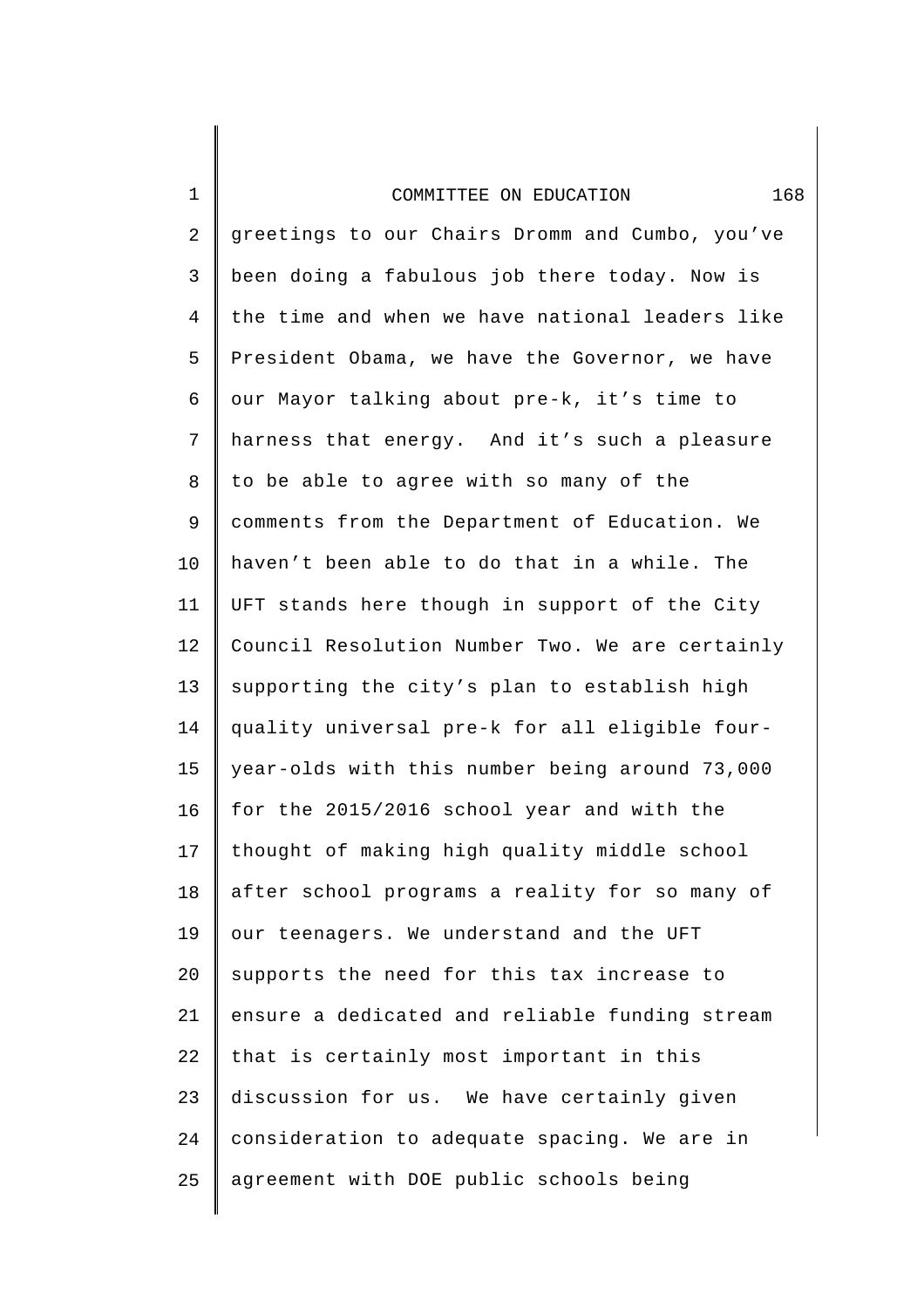greetings to our Chairs Dromm and Cumbo, you've been doing a fabulous job there today. Now is the time and when we have national leaders like President Obama, we have the Governor, we have our Mayor talking about pre-k, it's time to harness that energy. And it's such a pleasure to be able to agree with so many of the comments from the Department of Education. We haven't been able to do that in a while. The UFT stands here though in support of the City Council Resolution Number Two. We are certainly supporting the city's plan to establish high quality universal pre-k for all eligible four-year-olds with this number being around 73,000 for the 2015/2016 school year and with the thought of making high quality middle school after school programs a reality for so many of our teenagers. We understand and the UFT supports the need for this tax increase to ensure a dedicated and reliable funding stream that is certainly most important in this discussion for us. We have certainly given consideration to adequate spacing. We are in agreement with DOE public schools being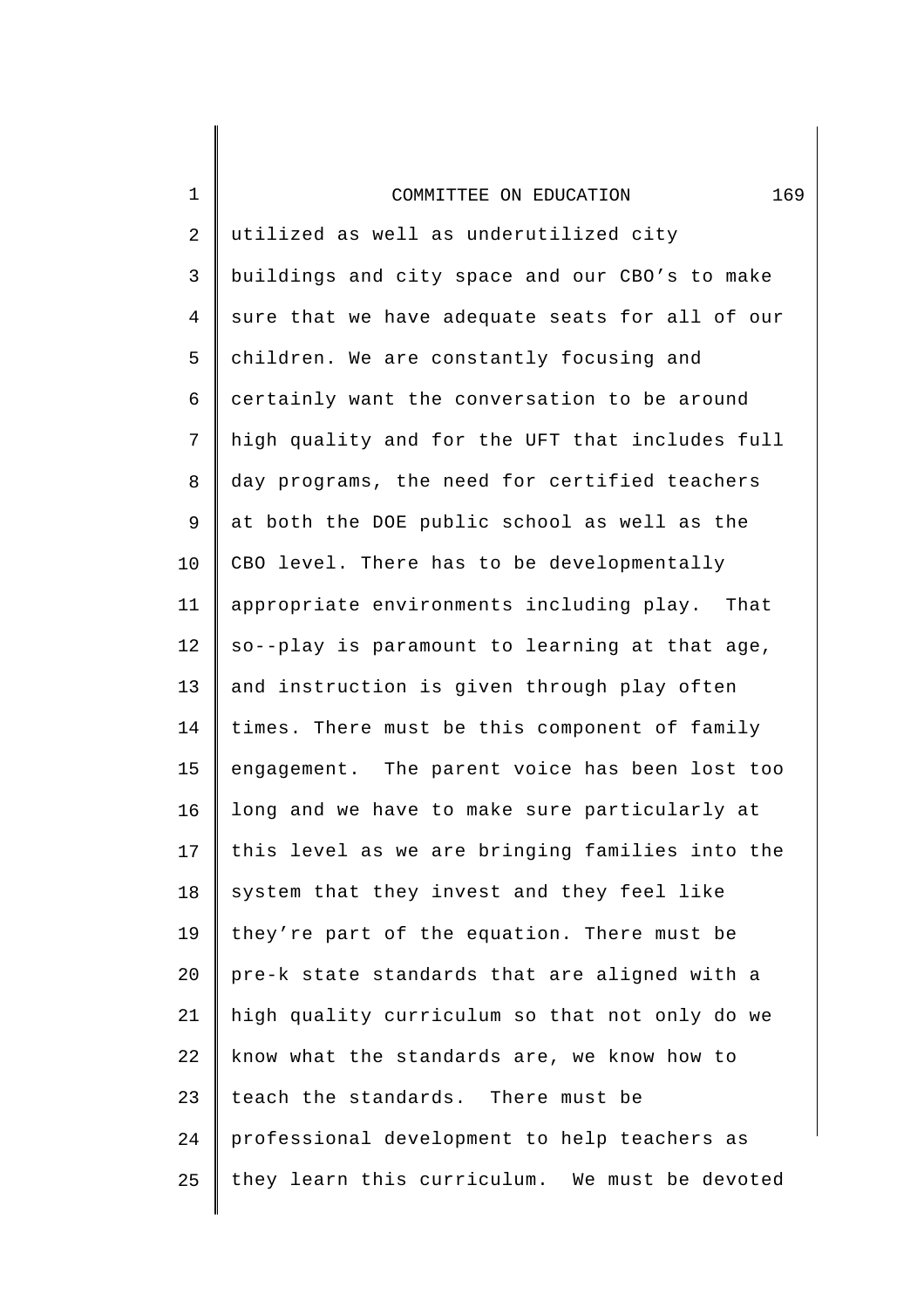utilized as well as underutilized city buildings and city space and our CBO's to make sure that we have adequate seats for all of our children. We are constantly focusing and certainly want the conversation to be around high quality and for the UFT that includes full day programs, the need for certified teachers at both the DOE public school as well as the CBO level. There has to be developmentally appropriate environments including play. That so--play is paramount to learning at that age, and instruction is given through play often times. There must be this component of family engagement. The parent voice has been lost too long and we have to make sure particularly at this level as we are bringing families into the system that they invest and they feel like they're part of the equation. There must be pre-k state standards that are aligned with a high quality curriculum so that not only do we know what the standards are, we know how to teach the standards. There must be professional development to help teachers as they learn this curriculum. We must be devoted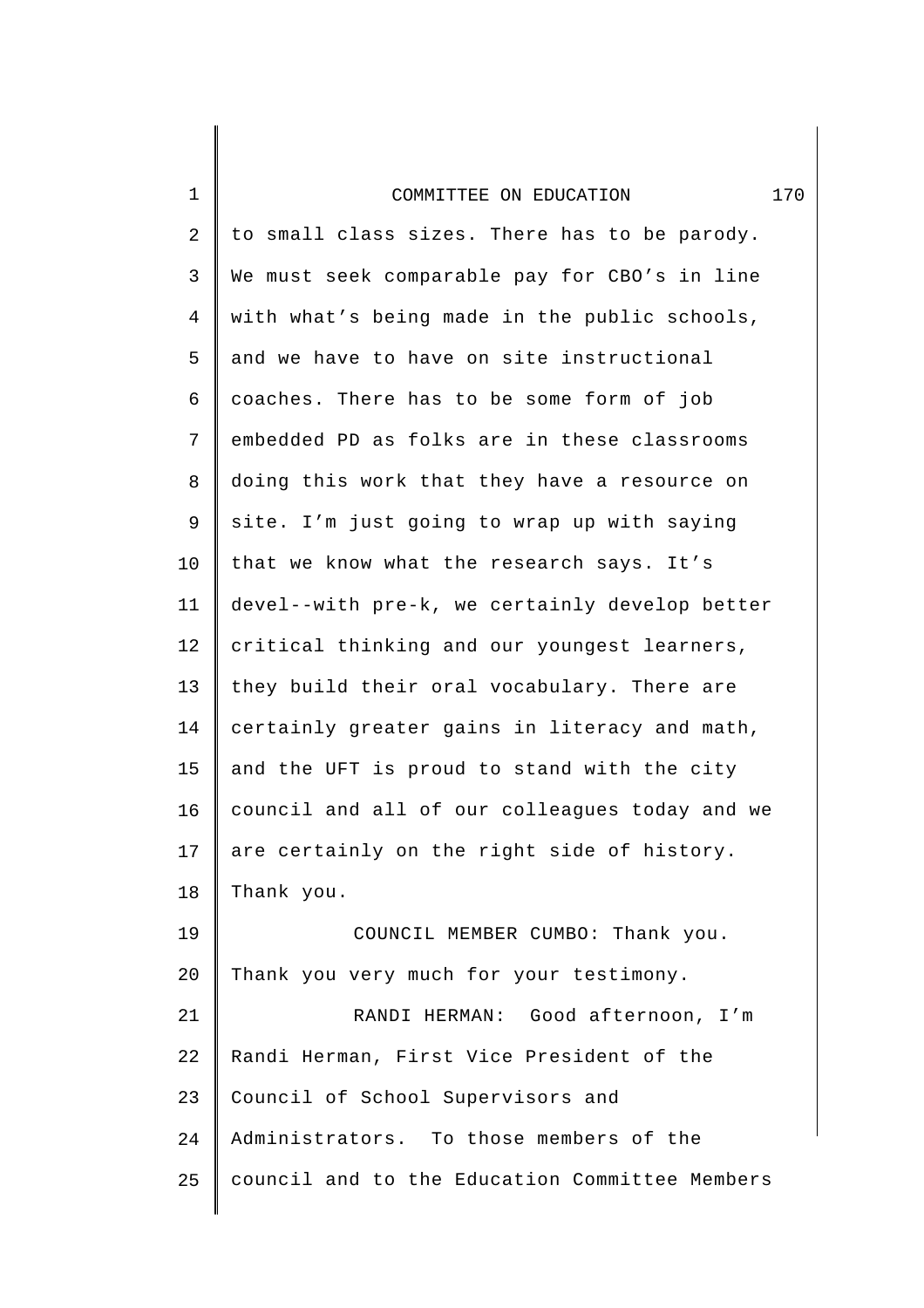to small class sizes. There has to be parody. We must seek comparable pay for CBO's in line with what's being made in the public schools, and we have to have on site instructional coaches. There has to be some form of job embedded PD as folks are in these classrooms doing this work that they have a resource on site. I'm just going to wrap up with saying that we know what the research says. It's devel--with pre-k, we certainly develop better critical thinking and our youngest learners, they build their oral vocabulary. There are certainly greater gains in literacy and math, and the UFT is proud to stand with the city council and all of our colleagues today and we are certainly on the right side of history. Thank you.

COUNCIL MEMBER CUMBO: Thank you. Thank you very much for your testimony.

RANDI HERMAN: Good afternoon, I'm Randi Herman, First Vice President of the Council of School Supervisors and Administrators. To those members of the council and to the Education Committee Members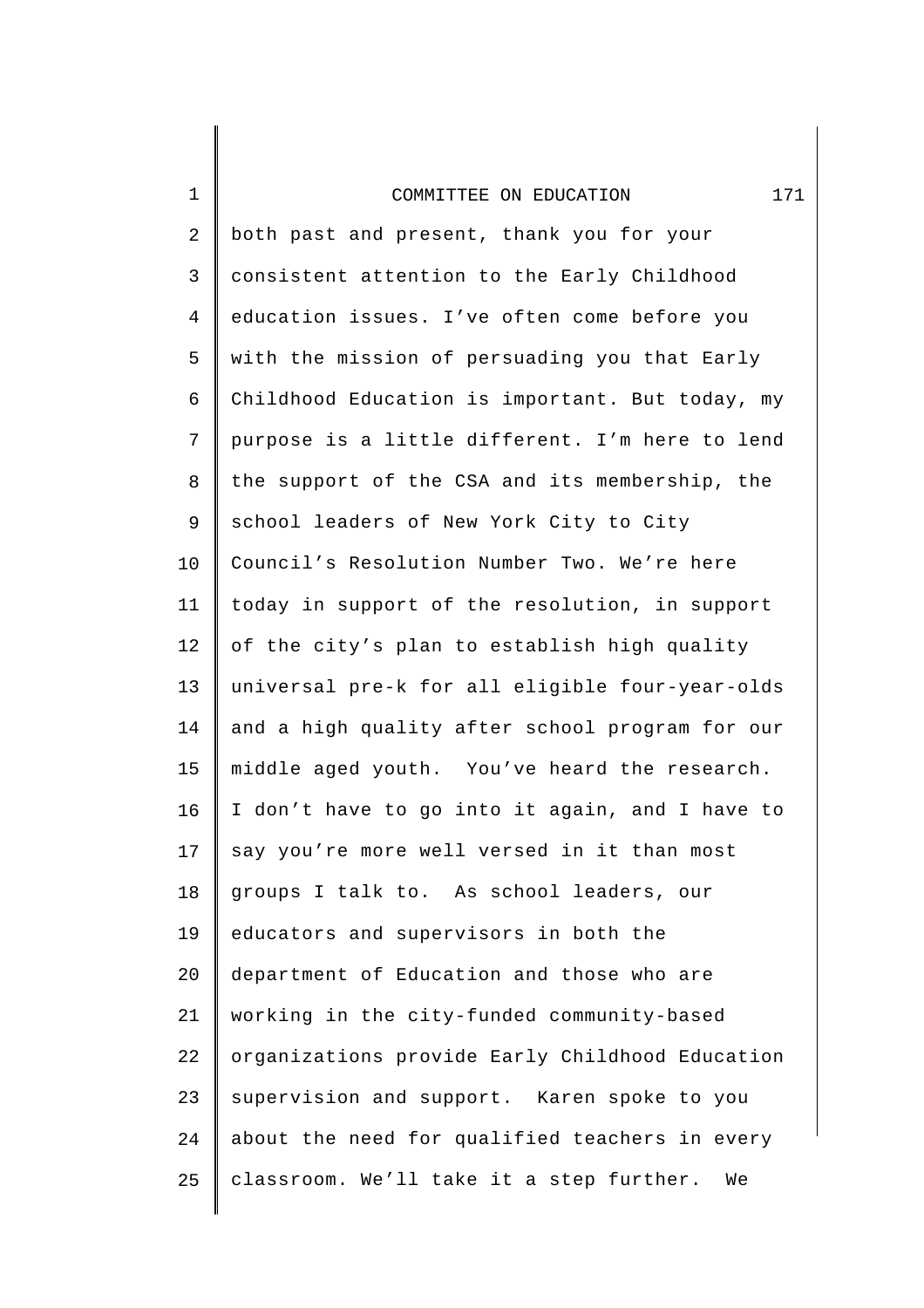both past and present, thank you for your consistent attention to the Early Childhood education issues. I've often come before you with the mission of persuading you that Early Childhood Education is important. But today, my purpose is a little different. I'm here to lend the support of the CSA and its membership, the school leaders of New York City to City Council's Resolution Number Two. We're here today in support of the resolution, in support of the city's plan to establish high quality universal pre-k for all eligible four-year-olds and a high quality after school program for our middle aged youth. You've heard the research. I don't have to go into it again, and I have to say you're more well versed in it than most groups I talk to. As school leaders, our educators and supervisors in both the department of Education and those who are working in the city-funded community-based organizations provide Early Childhood Education supervision and support. Karen spoke to you about the need for qualified teachers in every classroom. We'll take it a step further. We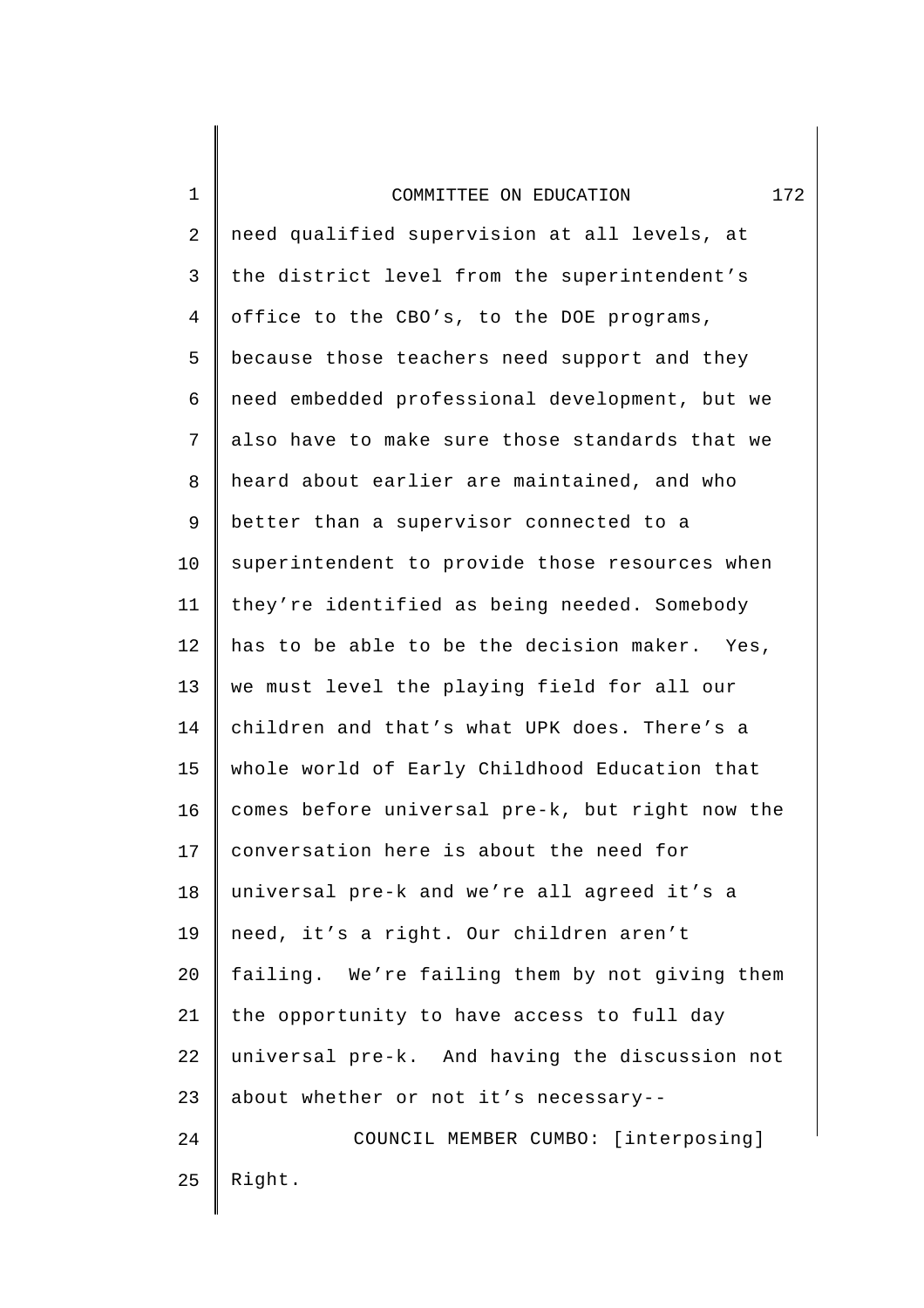need qualified supervision at all levels, at the district level from the superintendent's office to the CBO's, to the DOE programs, because those teachers need support and they need embedded professional development, but we also have to make sure those standards that we heard about earlier are maintained, and who better than a supervisor connected to a superintendent to provide those resources when they're identified as being needed. Somebody has to be able to be the decision maker. Yes, we must level the playing field for all our children and that's what UPK does. There's a whole world of Early Childhood Education that comes before universal pre-k, but right now the conversation here is about the need for universal pre-k and we're all agreed it's a need, it's a right. Our children aren't failing. We're failing them by not giving them the opportunity to have access to full day universal pre-k. And having the discussion not about whether or not it's necessary--

COUNCIL MEMBER CUMBO: [interposing] Right.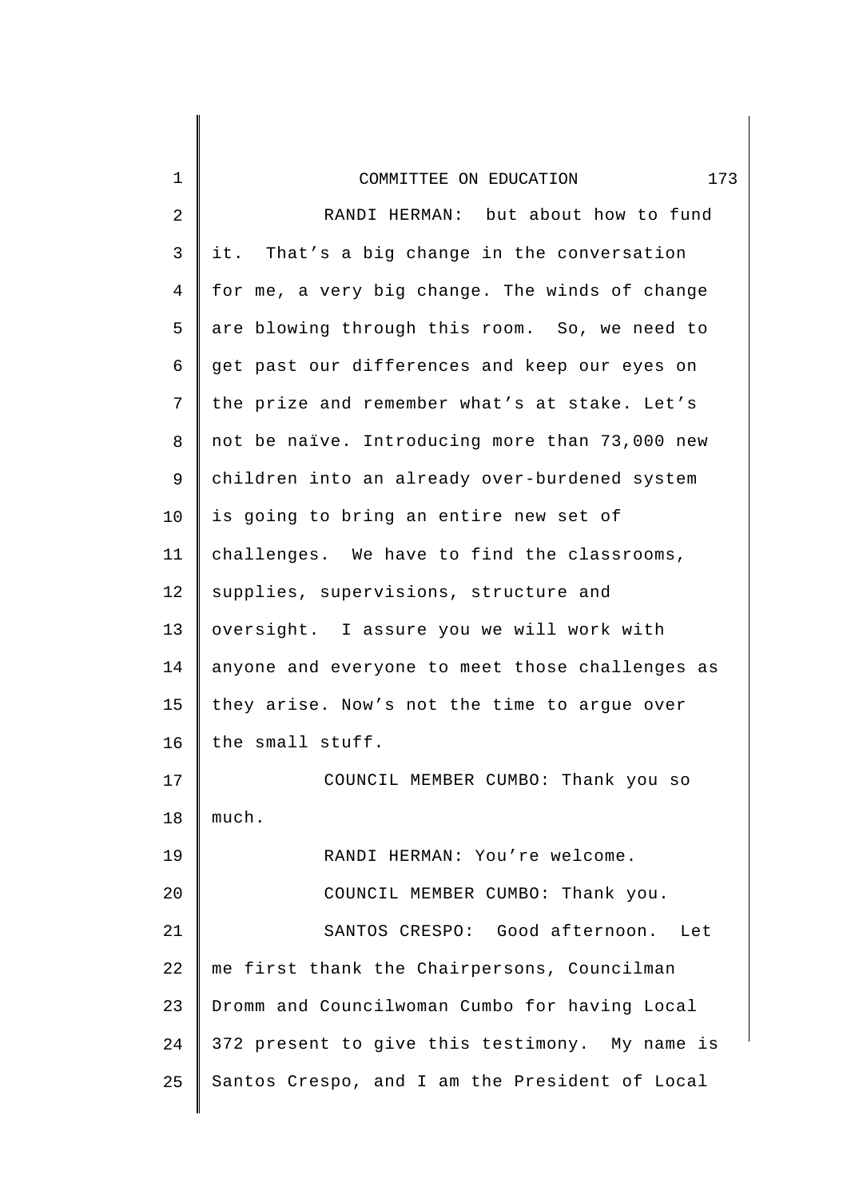RANDI HERMAN: but about how to fund it. That's a big change in the conversation for me, a very big change. The winds of change are blowing through this room. So, we need to get past our differences and keep our eyes on the prize and remember what's at stake. Let's not be naïve. Introducing more than 73,000 new children into an already over-burdened system is going to bring an entire new set of challenges. We have to find the classrooms, supplies, supervisions, structure and oversight. I assure you we will work with anyone and everyone to meet those challenges as they arise. Now's not the time to argue over the small stuff.

COUNCIL MEMBER CUMBO: Thank you so much.

RANDI HERMAN: You're welcome.

COUNCIL MEMBER CUMBO: Thank you.

SANTOS CRESPO: Good afternoon. Let me first thank the Chairpersons, Councilman Dromm and Councilwoman Cumbo for having Local 372 present to give this testimony. My name is Santos Crespo, and I am the President of Local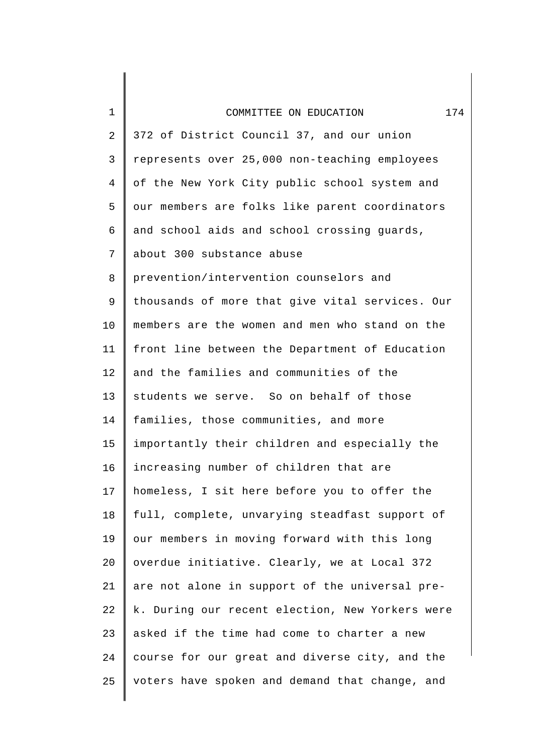372 of District Council 37, and our union represents over 25,000 non-teaching employees of the New York City public school system and our members are folks like parent coordinators and school aids and school crossing guards, about 300 substance abuse prevention/intervention counselors and thousands of more that give vital services. Our members are the women and men who stand on the front line between the Department of Education and the families and communities of the students we serve. So on behalf of those families, those communities, and more importantly their children and especially the increasing number of children that are homeless, I sit here before you to offer the full, complete, unvarying steadfast support of our members in moving forward with this long overdue initiative. Clearly, we at Local 372 are not alone in support of the universal pre-k. During our recent election, New Yorkers were asked if the time had come to charter a new course for our great and diverse city, and the voters have spoken and demand that change, and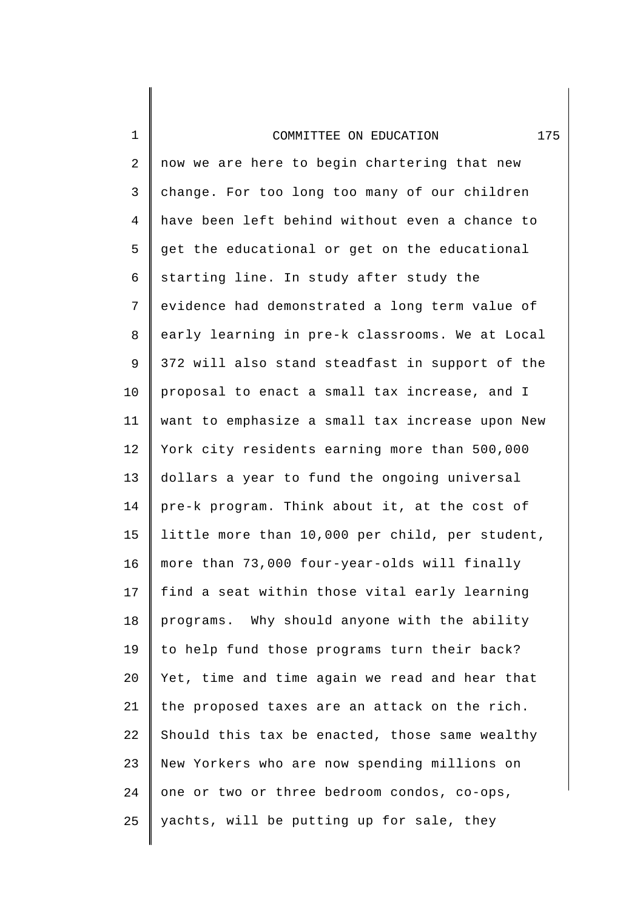now we are here to begin chartering that new change. For too long too many of our children have been left behind without even a chance to get the educational or get on the educational starting line. In study after study the evidence had demonstrated a long term value of early learning in pre-k classrooms. We at Local 372 will also stand steadfast in support of the proposal to enact a small tax increase, and I want to emphasize a small tax increase upon New York city residents earning more than 500,000 dollars a year to fund the ongoing universal pre-k program. Think about it, at the cost of little more than 10,000 per child, per student, more than 73,000 four-year-olds will finally find a seat within those vital early learning programs. Why should anyone with the ability to help fund those programs turn their back? Yet, time and time again we read and hear that the proposed taxes are an attack on the rich. Should this tax be enacted, those same wealthy New Yorkers who are now spending millions on one or two or three bedroom condos, co-ops, yachts, will be putting up for sale, they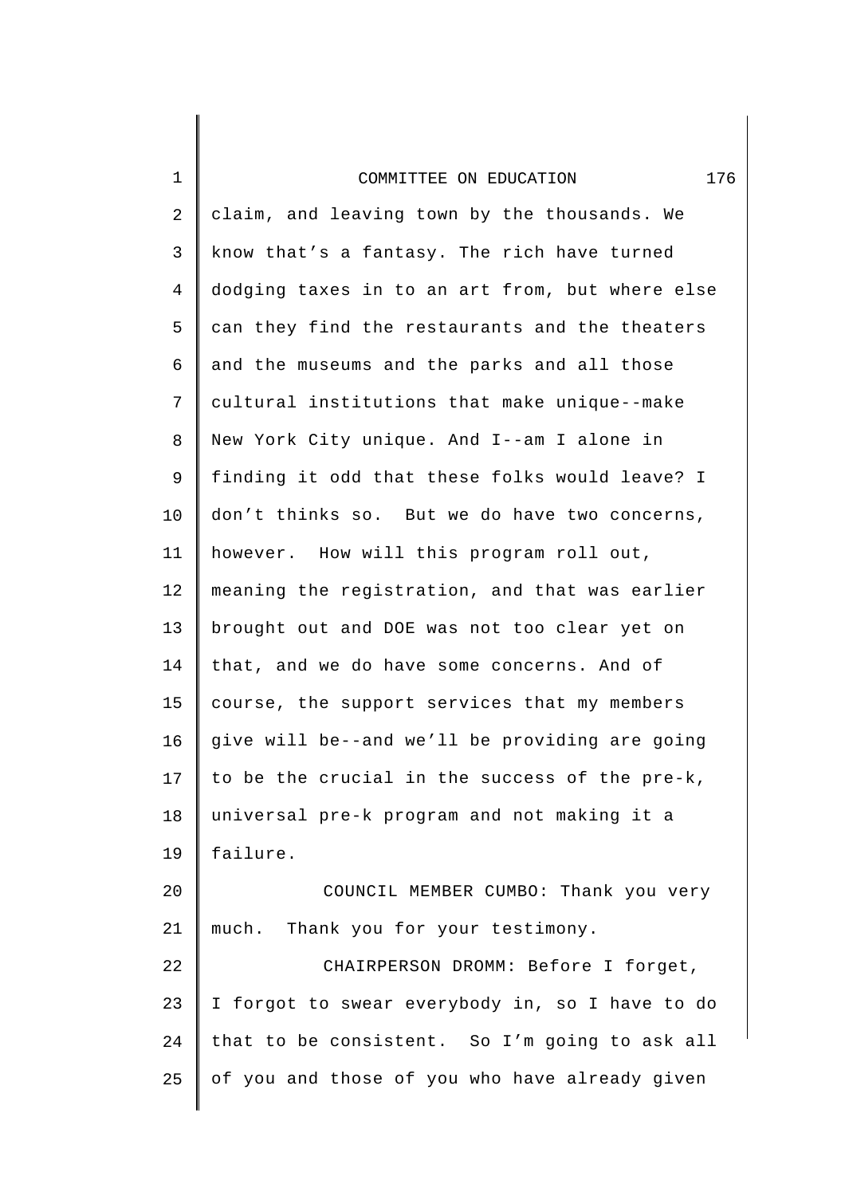claim, and leaving town by the thousands. We know that's a fantasy. The rich have turned dodging taxes in to an art from, but where else can they find the restaurants and the theaters and the museums and the parks and all those cultural institutions that make unique--make New York City unique. And I--am I alone in finding it odd that these folks would leave? I don't thinks so. But we do have two concerns, however. How will this program roll out, meaning the registration, and that was earlier brought out and DOE was not too clear yet on that, and we do have some concerns. And of course, the support services that my members give will be--and we'll be providing are going to be the crucial in the success of the pre-k, universal pre-k program and not making it a failure.

COUNCIL MEMBER CUMBO: Thank you very much. Thank you for your testimony.

CHAIRPERSON DROMM: Before I forget, I forgot to swear everybody in, so I have to do that to be consistent. So I'm going to ask all of you and those of you who have already given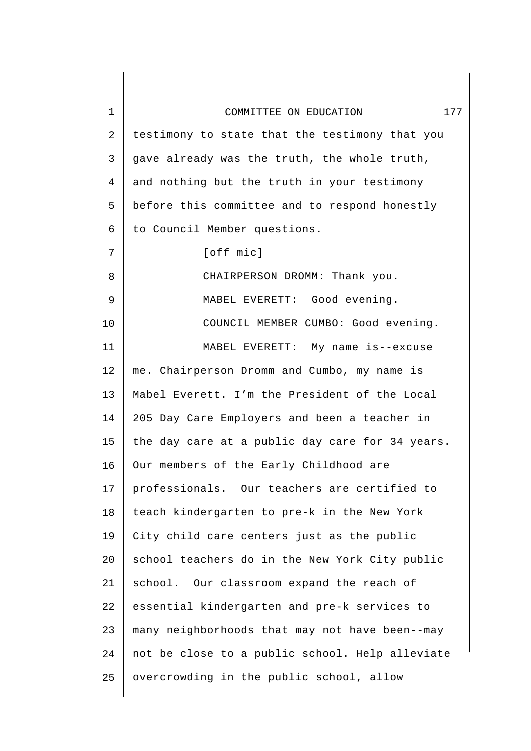testimony to state that the testimony that you gave already was the truth, the whole truth, and nothing but the truth in your testimony before this committee and to respond honestly to Council Member questions.

[off mic]

CHAIRPERSON DROMM: Thank you.

MABEL EVERETT: Good evening.

COUNCIL MEMBER CUMBO: Good evening.

MABEL EVERETT: My name is--excuse me. Chairperson Dromm and Cumbo, my name is Mabel Everett. I'm the President of the Local 205 Day Care Employers and been a teacher in the day care at a public day care for 34 years. Our members of the Early Childhood are professionals. Our teachers are certified to teach kindergarten to pre-k in the New York City child care centers just as the public school teachers do in the New York City public school. Our classroom expand the reach of essential kindergarten and pre-k services to many neighborhoods that may not have been--may not be close to a public school. Help alleviate overcrowding in the public school, allow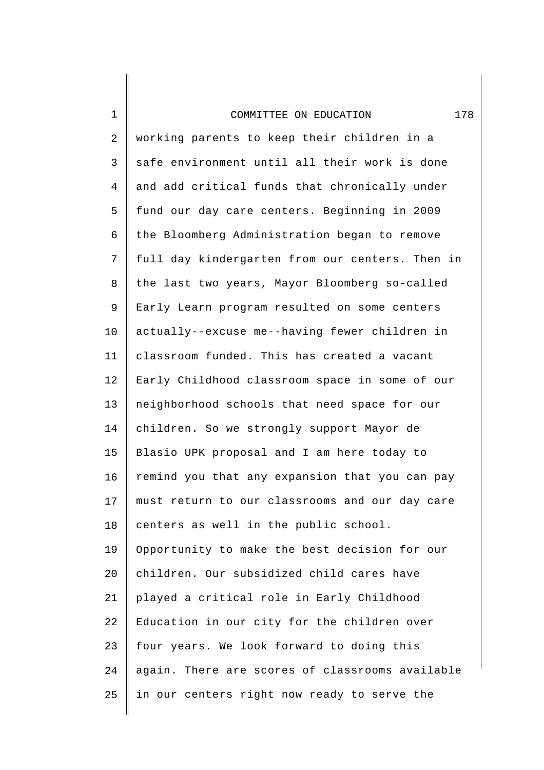working parents to keep their children in a safe environment until all their work is done and add critical funds that chronically under fund our day care centers. Beginning in 2009 the Bloomberg Administration began to remove full day kindergarten from our centers. Then in the last two years, Mayor Bloomberg so-called Early Learn program resulted on some centers actually--excuse me--having fewer children in classroom funded. This has created a vacant Early Childhood classroom space in some of our neighborhood schools that need space for our children. So we strongly support Mayor de Blasio UPK proposal and I am here today to remind you that any expansion that you can pay must return to our classrooms and our day care centers as well in the public school. Opportunity to make the best decision for our children. Our subsidized child cares have played a critical role in Early Childhood Education in our city for the children over four years. We look forward to doing this again. There are scores of classrooms available in our centers right now ready to serve the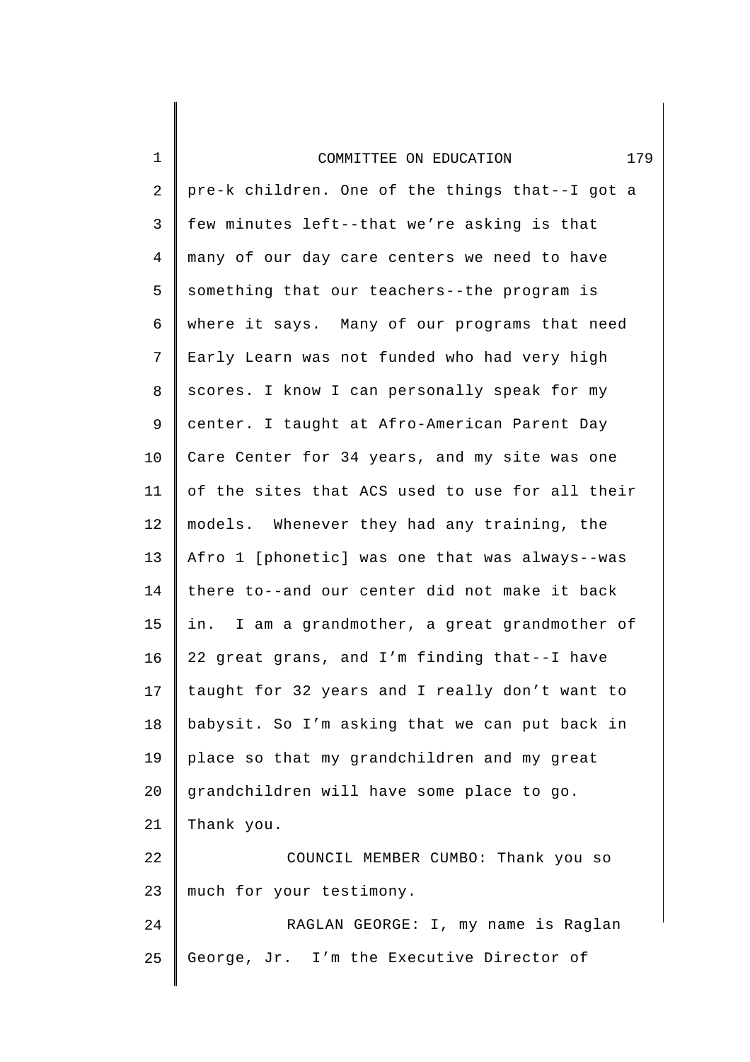pre-k children. One of the things that--I got a few minutes left--that we're asking is that many of our day care centers we need to have something that our teachers--the program is where it says. Many of our programs that need Early Learn was not funded who had very high scores. I know I can personally speak for my center. I taught at Afro-American Parent Day Care Center for 34 years, and my site was one of the sites that ACS used to use for all their models. Whenever they had any training, the Afro 1 [phonetic] was one that was always--was there to--and our center did not make it back in. I am a grandmother, a great grandmother of 22 great grans, and I'm finding that--I have taught for 32 years and I really don't want to babysit. So I'm asking that we can put back in place so that my grandchildren and my great grandchildren will have some place to go. Thank you.

COUNCIL MEMBER CUMBO: Thank you so much for your testimony.

RAGLAN GEORGE: I, my name is Raglan George, Jr. I'm the Executive Director of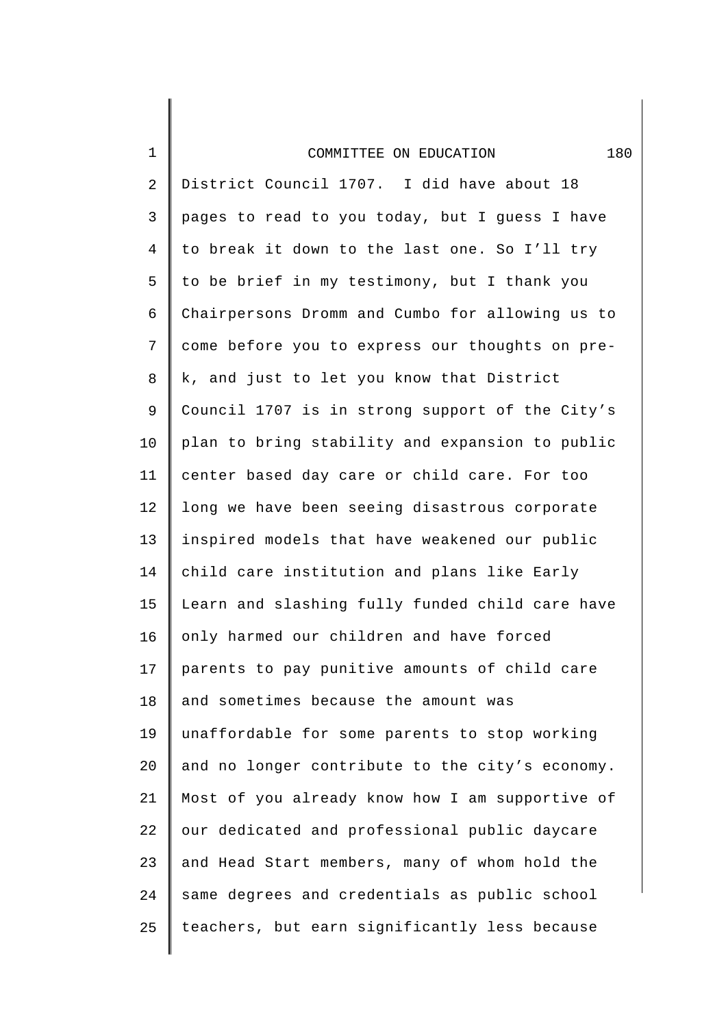District Council 1707. I did have about 18 pages to read to you today, but I guess I have to break it down to the last one. So I'll try to be brief in my testimony, but I thank you Chairpersons Dromm and Cumbo for allowing us to come before you to express our thoughts on pre-k, and just to let you know that District Council 1707 is in strong support of the City's plan to bring stability and expansion to public center based day care or child care. For too long we have been seeing disastrous corporate inspired models that have weakened our public child care institution and plans like Early Learn and slashing fully funded child care have only harmed our children and have forced parents to pay punitive amounts of child care and sometimes because the amount was unaffordable for some parents to stop working and no longer contribute to the city's economy. Most of you already know how I am supportive of our dedicated and professional public daycare and Head Start members, many of whom hold the same degrees and credentials as public school teachers, but earn significantly less because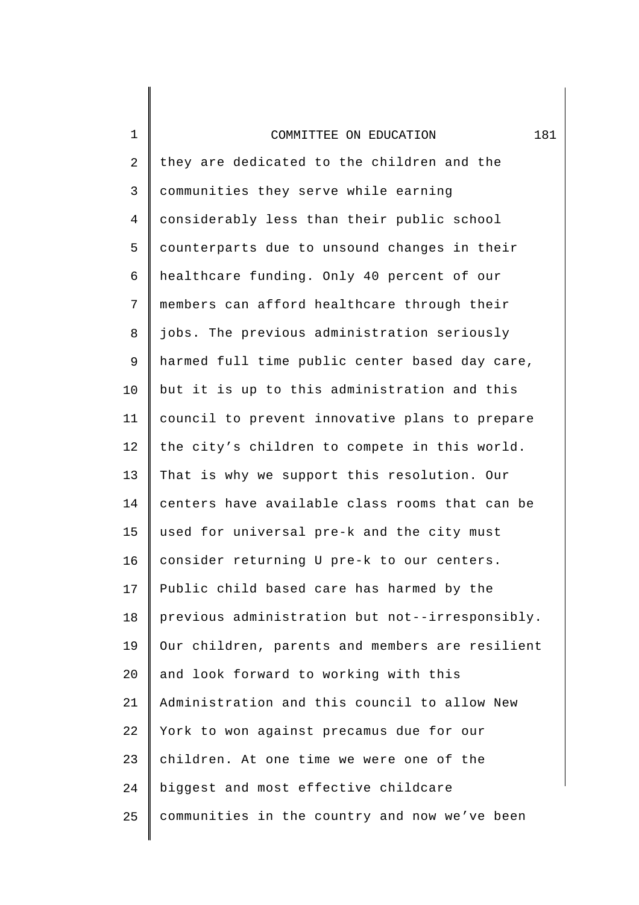they are dedicated to the children and the communities they serve while earning considerably less than their public school counterparts due to unsound changes in their healthcare funding. Only 40 percent of our members can afford healthcare through their jobs. The previous administration seriously harmed full time public center based day care, but it is up to this administration and this council to prevent innovative plans to prepare the city's children to compete in this world. That is why we support this resolution. Our centers have available class rooms that can be used for universal pre-k and the city must consider returning U pre-k to our centers. Public child based care has harmed by the previous administration but not--irresponsibly. Our children, parents and members are resilient and look forward to working with this Administration and this council to allow New York to won against precamus due for our children. At one time we were one of the biggest and most effective childcare communities in the country and now we've been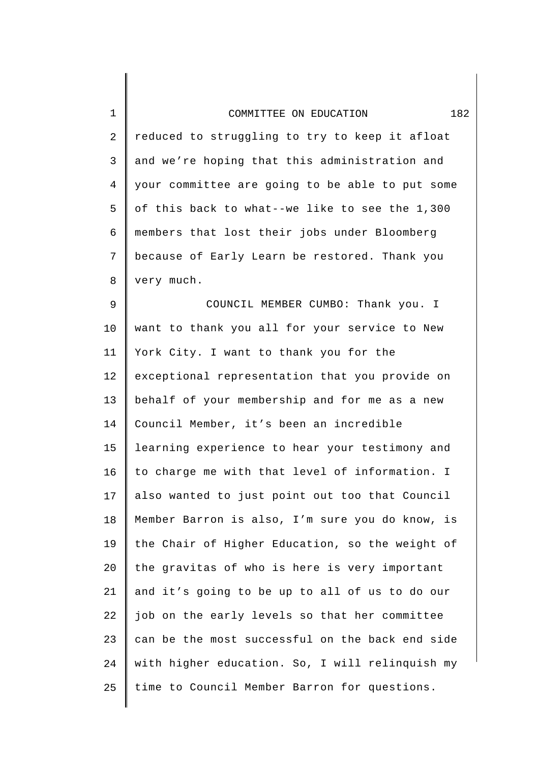reduced to struggling to try to keep it afloat and we’re hoping that this administration and your committee are going to be able to put some of this back to what--we like to see the 1,300 members that lost their jobs under Bloomberg because of Early Learn be restored. Thank you very much.

COUNCIL MEMBER CUMBO: Thank you. I want to thank you all for your service to New York City. I want to thank you for the exceptional representation that you provide on behalf of your membership and for me as a new Council Member, it’s been an incredible learning experience to hear your testimony and to charge me with that level of information. I also wanted to just point out too that Council Member Barron is also, I’m sure you do know, is the Chair of Higher Education, so the weight of the gravitas of who is here is very important and it’s going to be up to all of us to do our job on the early levels so that her committee can be the most successful on the back end side with higher education. So, I will relinquish my time to Council Member Barron for questions.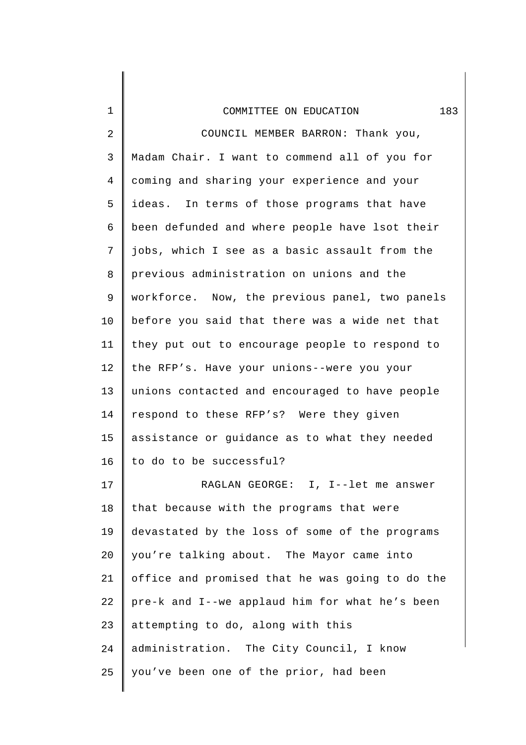COUNCIL MEMBER BARRON: Thank you, Madam Chair. I want to commend all of you for coming and sharing your experience and your ideas. In terms of those programs that have been defunded and where people have lsot their jobs, which I see as a basic assault from the previous administration on unions and the workforce. Now, the previous panel, two panels before you said that there was a wide net that they put out to encourage people to respond to the RFP's. Have your unions--were you your unions contacted and encouraged to have people respond to these RFP's? Were they given assistance or guidance as to what they needed to do to be successful?

RAGLAN GEORGE: I, I--let me answer that because with the programs that were devastated by the loss of some of the programs you're talking about. The Mayor came into office and promised that he was going to do the pre-k and I--we applaud him for what he's been attempting to do, along with this administration. The City Council, I know you've been one of the prior, had been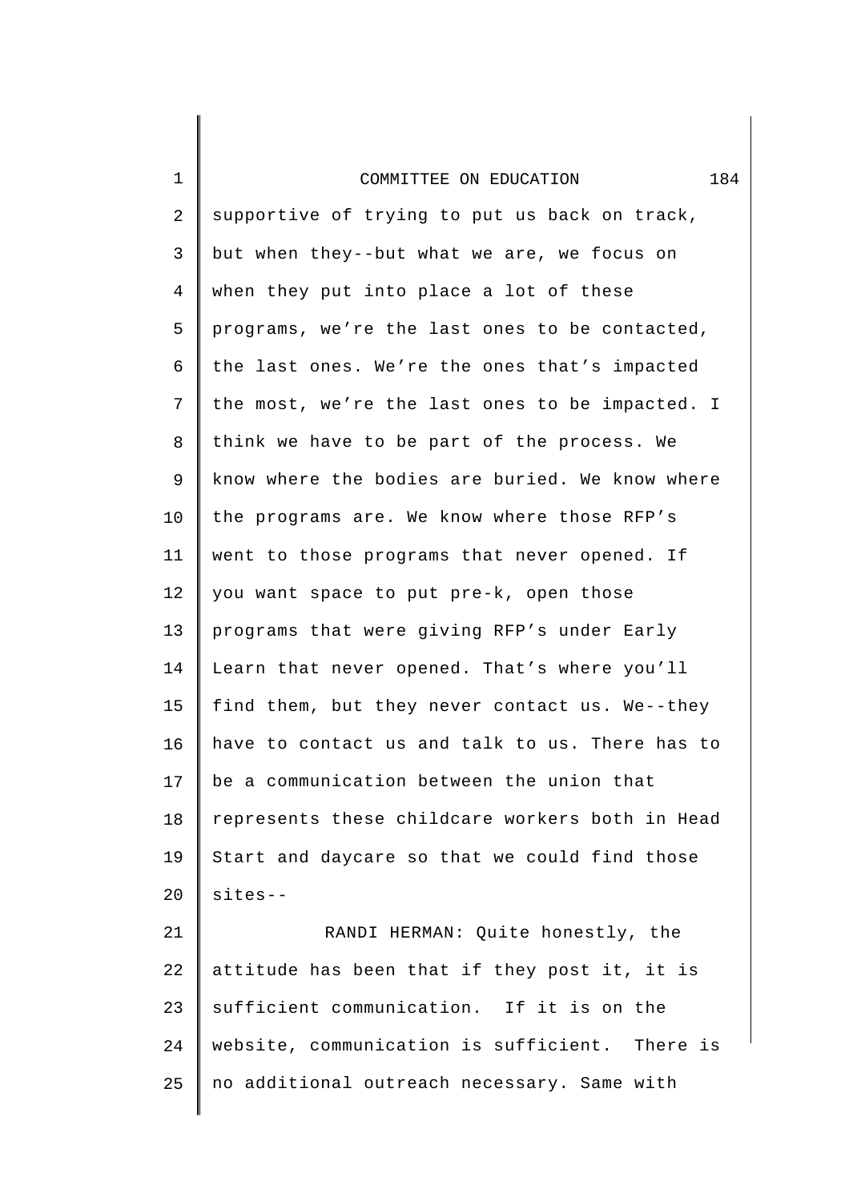supportive of trying to put us back on track, but when they--but what we are, we focus on when they put into place a lot of these programs, we're the last ones to be contacted, the last ones. We're the ones that's impacted the most, we're the last ones to be impacted. I think we have to be part of the process. We know where the bodies are buried. We know where the programs are. We know where those RFP's went to those programs that never opened. If you want space to put pre-k, open those programs that were giving RFP's under Early Learn that never opened. That's where you'll find them, but they never contact us. We--they have to contact us and talk to us. There has to be a communication between the union that represents these childcare workers both in Head Start and daycare so that we could find those sites--

RANDI HERMAN: Quite honestly, the attitude has been that if they post it, it is sufficient communication. If it is on the website, communication is sufficient. There is no additional outreach necessary. Same with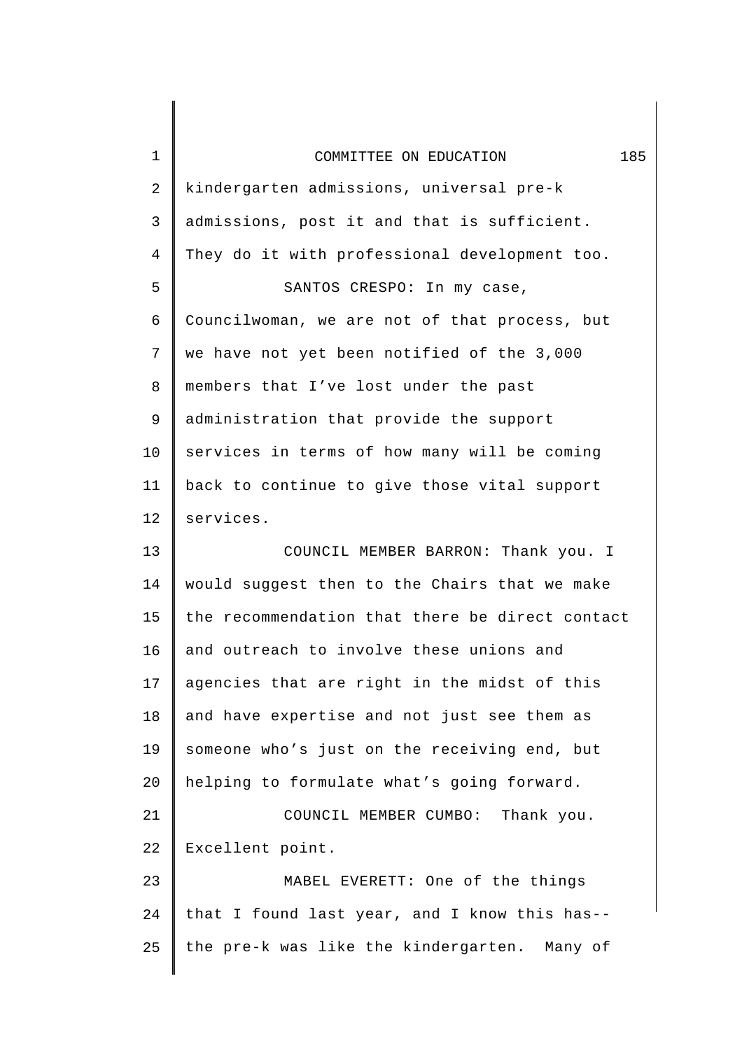kindergarten admissions, universal pre-k admissions, post it and that is sufficient. They do it with professional development too.

SANTOS CRESPO: In my case, Councilwoman, we are not of that process, but we have not yet been notified of the 3,000 members that I've lost under the past administration that provide the support services in terms of how many will be coming back to continue to give those vital support services.

COUNCIL MEMBER BARRON: Thank you. I would suggest then to the Chairs that we make the recommendation that there be direct contact and outreach to involve these unions and agencies that are right in the midst of this and have expertise and not just see them as someone who's just on the receiving end, but helping to formulate what's going forward.

COUNCIL MEMBER CUMBO: Thank you. Excellent point.

MABEL EVERETT: One of the things that I found last year, and I know this has-- the pre-k was like the kindergarten. Many of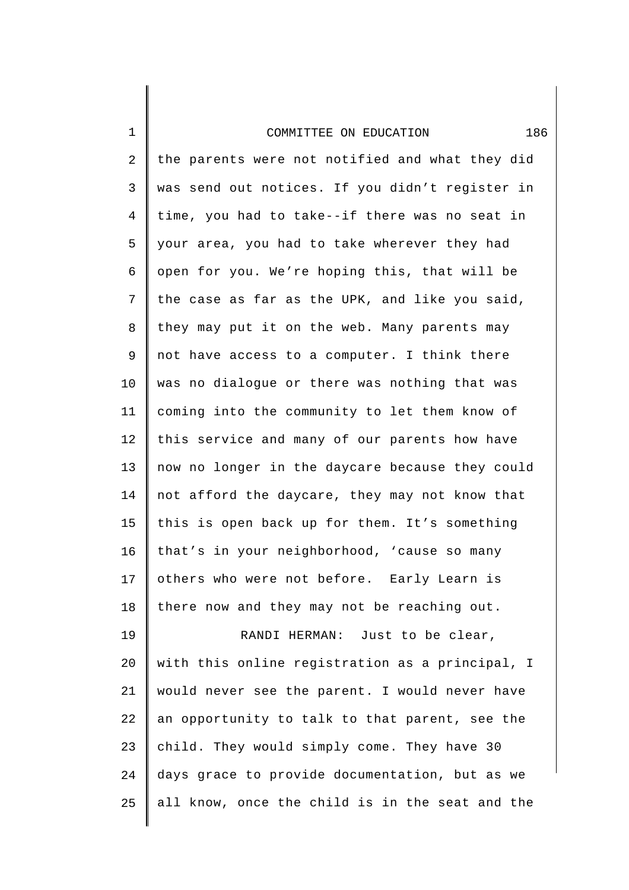the parents were not notified and what they did was send out notices. If you didn't register in time, you had to take--if there was no seat in your area, you had to take wherever they had open for you. We're hoping this, that will be the case as far as the UPK, and like you said, they may put it on the web. Many parents may not have access to a computer. I think there was no dialogue or there was nothing that was coming into the community to let them know of this service and many of our parents how have now no longer in the daycare because they could not afford the daycare, they may not know that this is open back up for them. It's something that's in your neighborhood, 'cause so many others who were not before. Early Learn is there now and they may not be reaching out.

RANDI HERMAN: Just to be clear, with this online registration as a principal, I would never see the parent. I would never have an opportunity to talk to that parent, see the child. They would simply come. They have 30 days grace to provide documentation, but as we all know, once the child is in the seat and the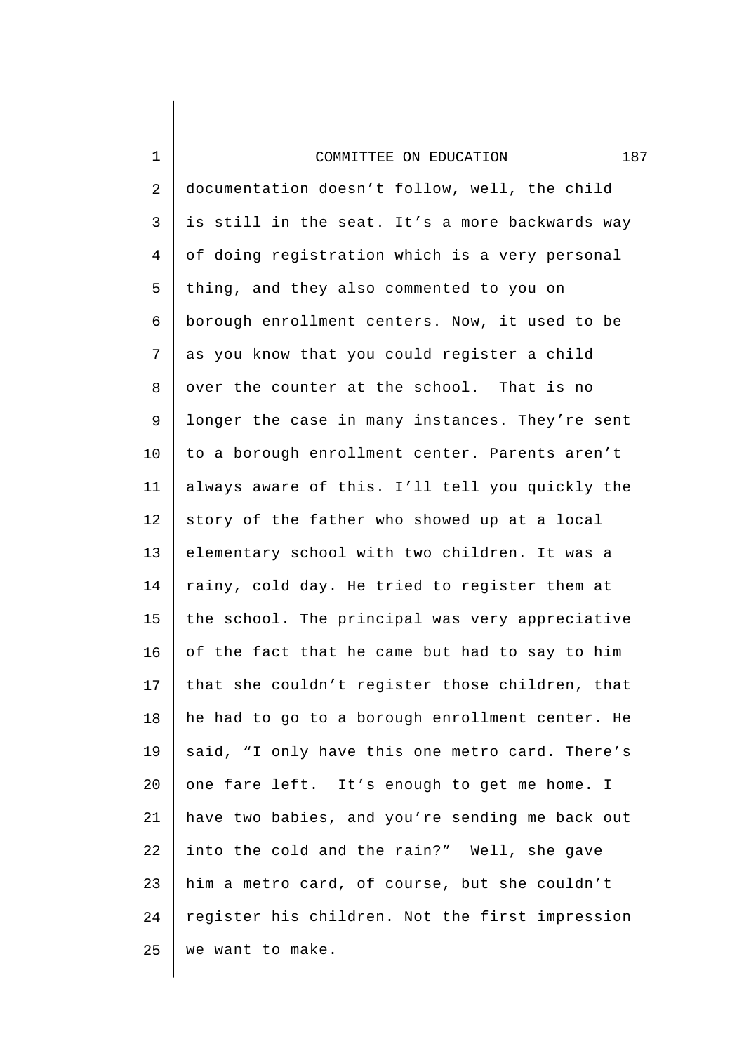documentation doesn't follow, well, the child is still in the seat. It's a more backwards way of doing registration which is a very personal thing, and they also commented to you on borough enrollment centers. Now, it used to be as you know that you could register a child over the counter at the school. That is no longer the case in many instances. They're sent to a borough enrollment center. Parents aren't always aware of this. I'll tell you quickly the story of the father who showed up at a local elementary school with two children. It was a rainy, cold day. He tried to register them at the school. The principal was very appreciative of the fact that he came but had to say to him that she couldn't register those children, that he had to go to a borough enrollment center. He said, "I only have this one metro card. There's one fare left. It's enough to get me home. I have two babies, and you're sending me back out into the cold and the rain?" Well, she gave him a metro card, of course, but she couldn't register his children. Not the first impression we want to make.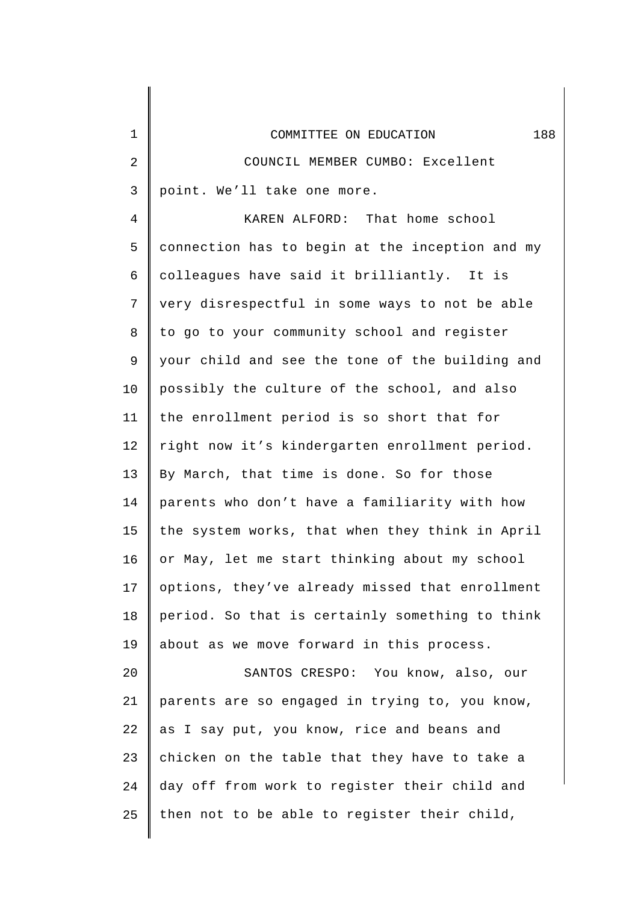COUNCIL MEMBER CUMBO: Excellent point. We'll take one more.

KAREN ALFORD: That home school connection has to begin at the inception and my colleagues have said it brilliantly. It is very disrespectful in some ways to not be able to go to your community school and register your child and see the tone of the building and possibly the culture of the school, and also the enrollment period is so short that for right now it's kindergarten enrollment period. By March, that time is done. So for those parents who don't have a familiarity with how the system works, that when they think in April or May, let me start thinking about my school options, they've already missed that enrollment period. So that is certainly something to think about as we move forward in this process.

SANTOS CRESPO: You know, also, our parents are so engaged in trying to, you know, as I say put, you know, rice and beans and chicken on the table that they have to take a day off from work to register their child and then not to be able to register their child,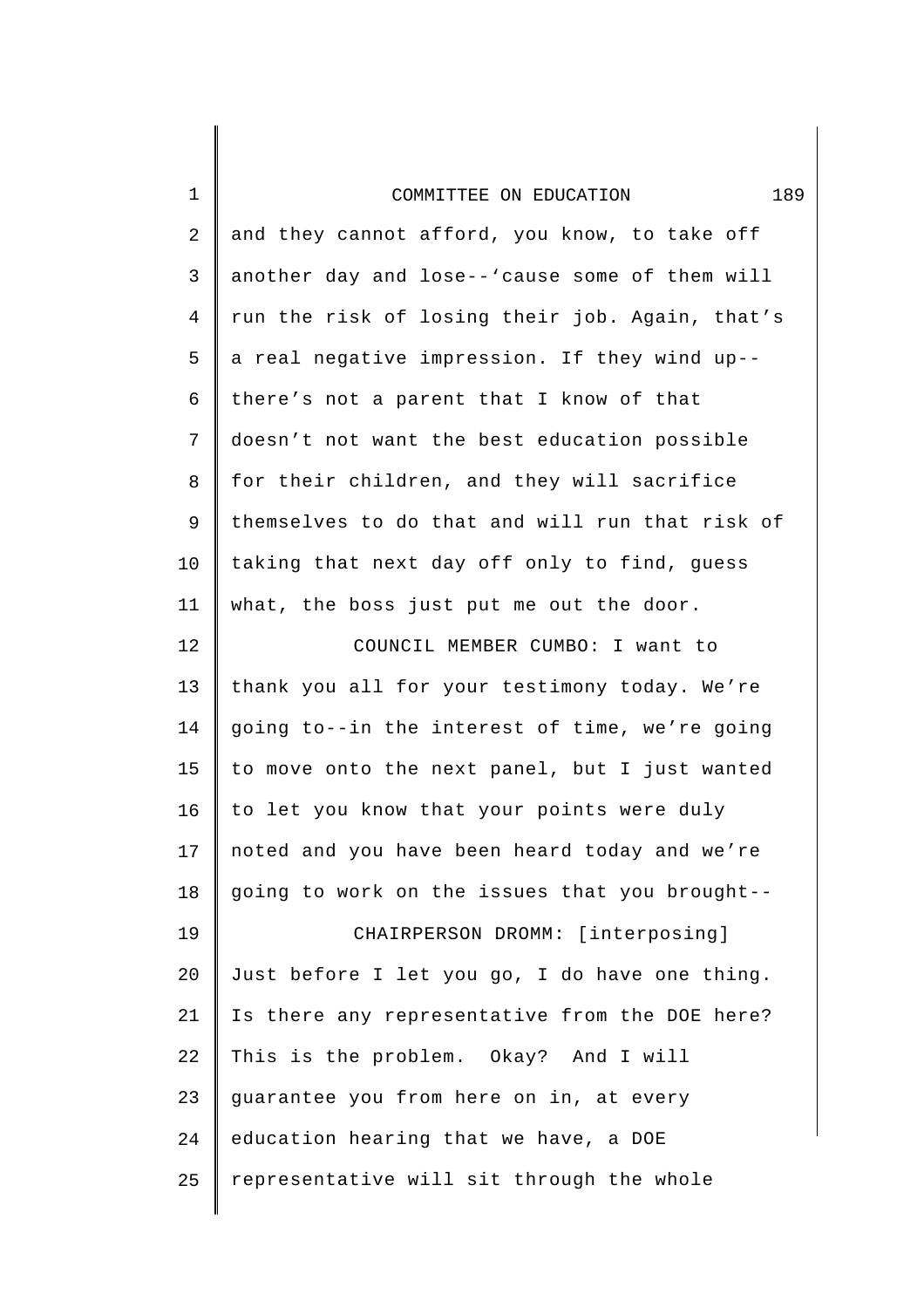and they cannot afford, you know, to take off another day and lose--'cause some of them will run the risk of losing their job. Again, that's a real negative impression. If they wind up--there's not a parent that I know of that doesn't not want the best education possible for their children, and they will sacrifice themselves to do that and will run that risk of taking that next day off only to find, guess what, the boss just put me out the door.

COUNCIL MEMBER CUMBO: I want to thank you all for your testimony today. We're going to--in the interest of time, we're going to move onto the next panel, but I just wanted to let you know that your points were duly noted and you have been heard today and we're going to work on the issues that you brought--

CHAIRPERSON DROMM: [interposing] Just before I let you go, I do have one thing. Is there any representative from the DOE here? This is the problem. Okay? And I will guarantee you from here on in, at every education hearing that we have, a DOE representative will sit through the whole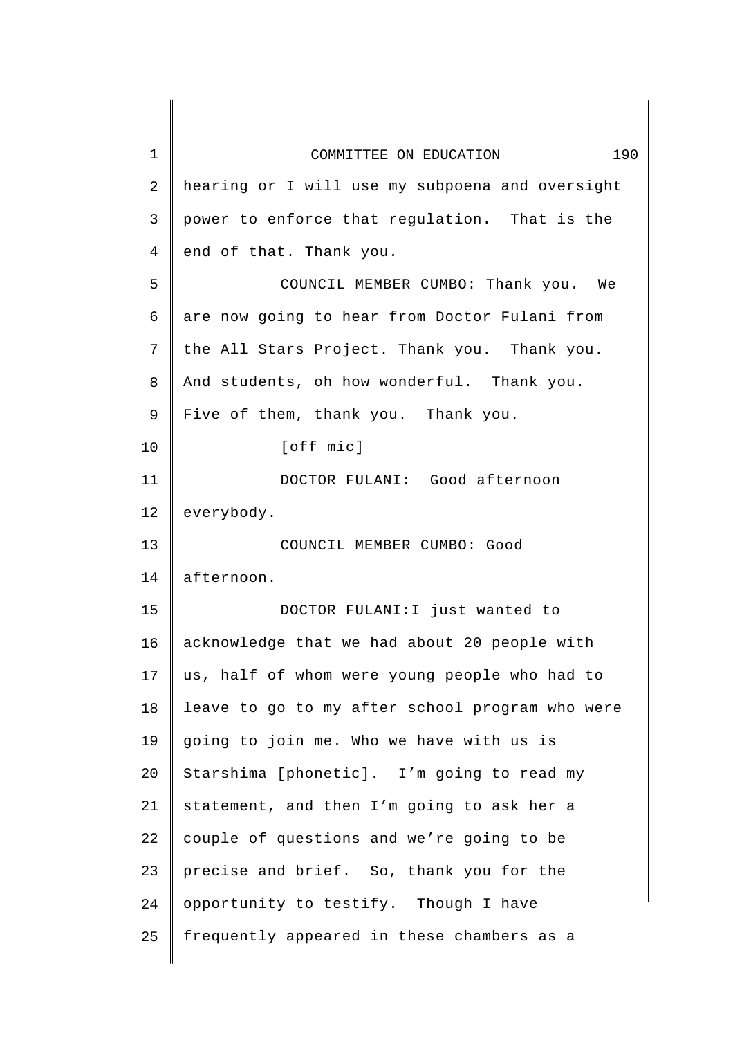hearing or I will use my subpoena and oversight power to enforce that regulation. That is the end of that. Thank you.

COUNCIL MEMBER CUMBO: Thank you. We are now going to hear from Doctor Fulani from the All Stars Project. Thank you. Thank you. And students, oh how wonderful. Thank you. Five of them, thank you. Thank you.

[off mic]

DOCTOR FULANI: Good afternoon everybody.

COUNCIL MEMBER CUMBO: Good afternoon.

DOCTOR FULANI:I just wanted to acknowledge that we had about 20 people with us, half of whom were young people who had to leave to go to my after school program who were going to join me. Who we have with us is Starshima [phonetic]. I'm going to read my statement, and then I'm going to ask her a couple of questions and we're going to be precise and brief. So, thank you for the opportunity to testify. Though I have frequently appeared in these chambers as a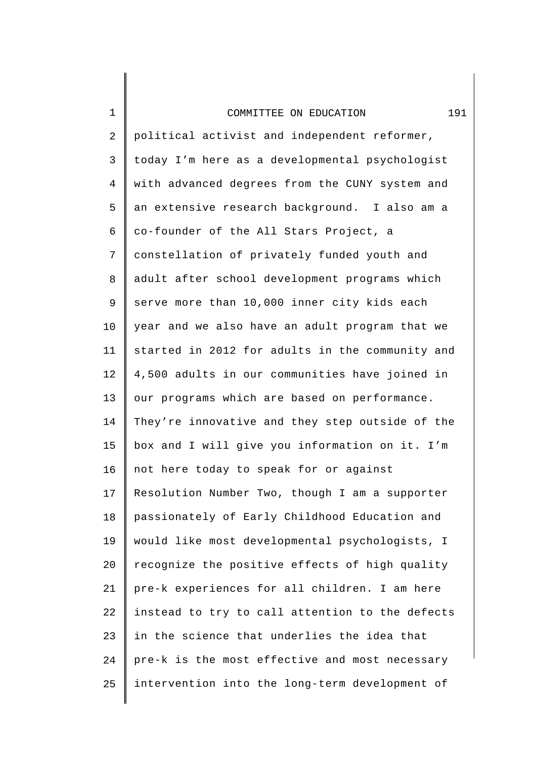political activist and independent reformer, today I’m here as a developmental psychologist with advanced degrees from the CUNY system and an extensive research background. I also am a co-founder of the All Stars Project, a constellation of privately funded youth and adult after school development programs which serve more than 10,000 inner city kids each year and we also have an adult program that we started in 2012 for adults in the community and 4,500 adults in our communities have joined in our programs which are based on performance. They’re innovative and they step outside of the box and I will give you information on it. I’m not here today to speak for or against Resolution Number Two, though I am a supporter passionately of Early Childhood Education and would like most developmental psychologists, I recognize the positive effects of high quality pre-k experiences for all children. I am here instead to try to call attention to the defects in the science that underlies the idea that pre-k is the most effective and most necessary intervention into the long-term development of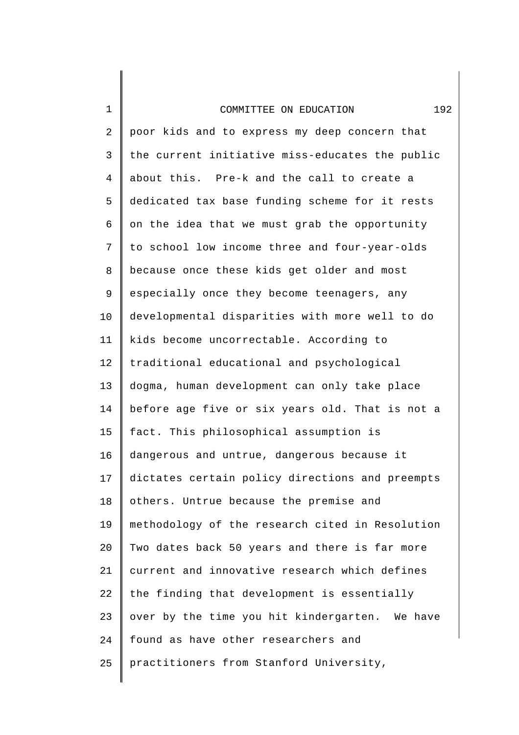poor kids and to express my deep concern that the current initiative miss-educates the public about this. Pre-k and the call to create a dedicated tax base funding scheme for it rests on the idea that we must grab the opportunity to school low income three and four-year-olds because once these kids get older and most especially once they become teenagers, any developmental disparities with more well to do kids become uncorrectable. According to traditional educational and psychological dogma, human development can only take place before age five or six years old. That is not a fact. This philosophical assumption is dangerous and untrue, dangerous because it dictates certain policy directions and preempts others. Untrue because the premise and methodology of the research cited in Resolution Two dates back 50 years and there is far more current and innovative research which defines the finding that development is essentially over by the time you hit kindergarten. We have found as have other researchers and practitioners from Stanford University,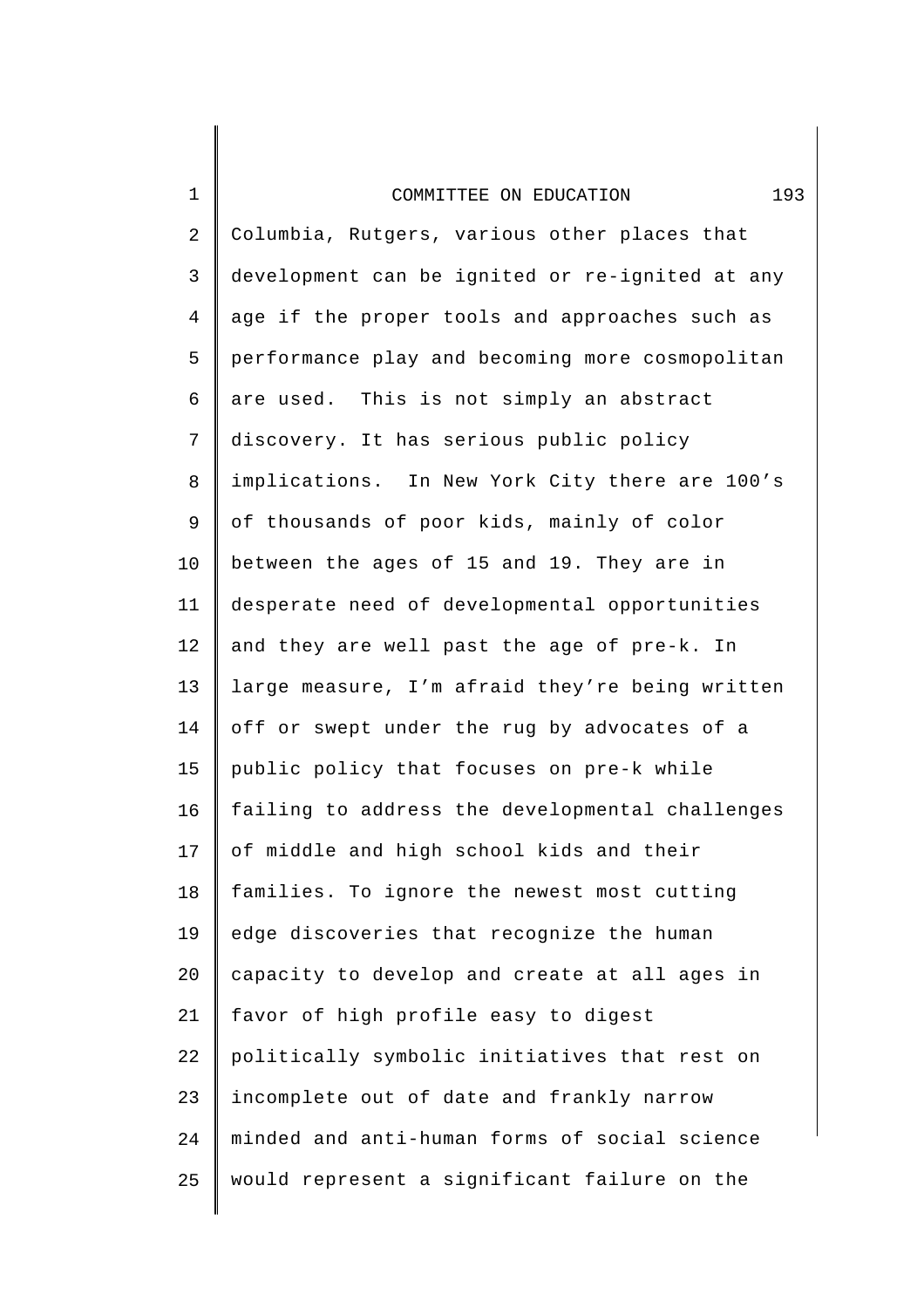Columbia, Rutgers, various other places that development can be ignited or re-ignited at any age if the proper tools and approaches such as performance play and becoming more cosmopolitan are used. This is not simply an abstract discovery. It has serious public policy implications. In New York City there are 100's of thousands of poor kids, mainly of color between the ages of 15 and 19. They are in desperate need of developmental opportunities and they are well past the age of pre-k. In large measure, I'm afraid they're being written off or swept under the rug by advocates of a public policy that focuses on pre-k while failing to address the developmental challenges of middle and high school kids and their families. To ignore the newest most cutting edge discoveries that recognize the human capacity to develop and create at all ages in favor of high profile easy to digest politically symbolic initiatives that rest on incomplete out of date and frankly narrow minded and anti-human forms of social science would represent a significant failure on the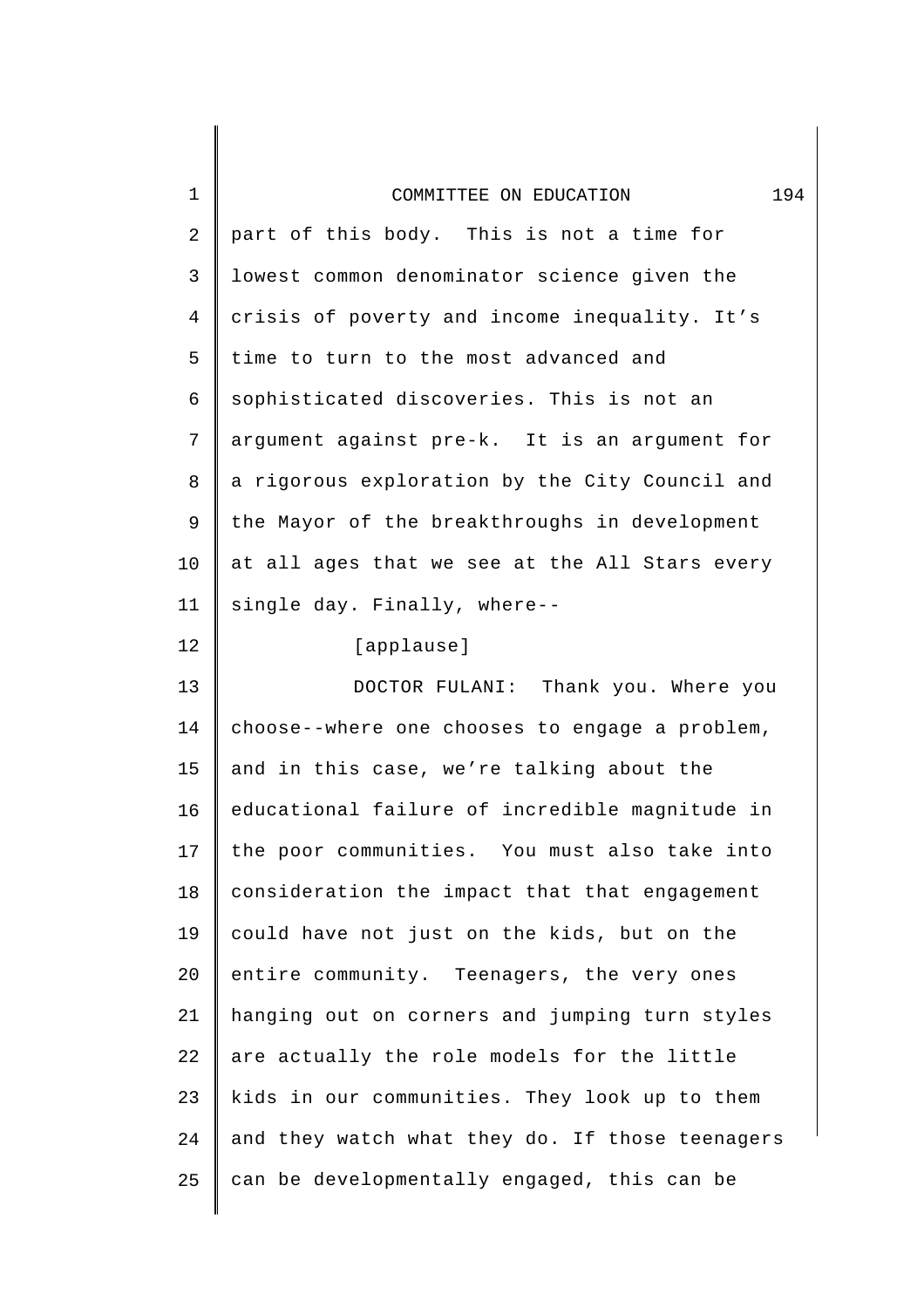part of this body. This is not a time for lowest common denominator science given the crisis of poverty and income inequality. It's time to turn to the most advanced and sophisticated discoveries. This is not an argument against pre-k. It is an argument for a rigorous exploration by the City Council and the Mayor of the breakthroughs in development at all ages that we see at the All Stars every single day. Finally, where--

[applause]

DOCTOR FULANI: Thank you. Where you choose--where one chooses to engage a problem, and in this case, we're talking about the educational failure of incredible magnitude in the poor communities. You must also take into consideration the impact that that engagement could have not just on the kids, but on the entire community. Teenagers, the very ones hanging out on corners and jumping turn styles are actually the role models for the little kids in our communities. They look up to them and they watch what they do. If those teenagers can be developmentally engaged, this can be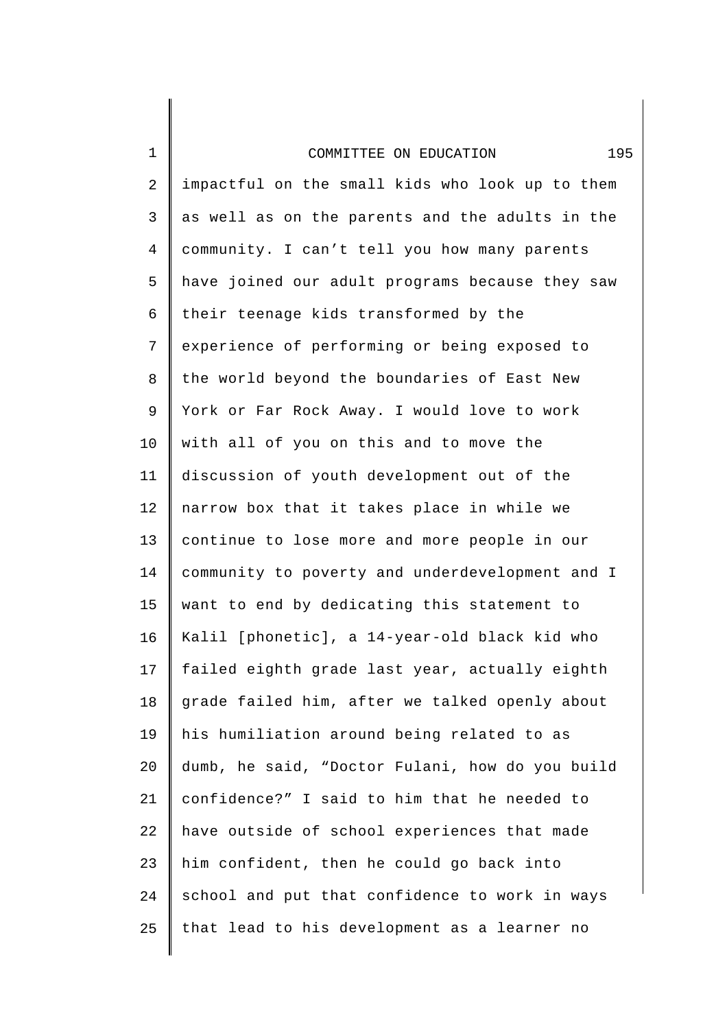impactful on the small kids who look up to them as well as on the parents and the adults in the community. I can't tell you how many parents have joined our adult programs because they saw their teenage kids transformed by the experience of performing or being exposed to the world beyond the boundaries of East New York or Far Rock Away. I would love to work with all of you on this and to move the discussion of youth development out of the narrow box that it takes place in while we continue to lose more and more people in our community to poverty and underdevelopment and I want to end by dedicating this statement to Kalil [phonetic], a 14-year-old black kid who failed eighth grade last year, actually eighth grade failed him, after we talked openly about his humiliation around being related to as dumb, he said, "Doctor Fulani, how do you build confidence?" I said to him that he needed to have outside of school experiences that made him confident, then he could go back into school and put that confidence to work in ways that lead to his development as a learner no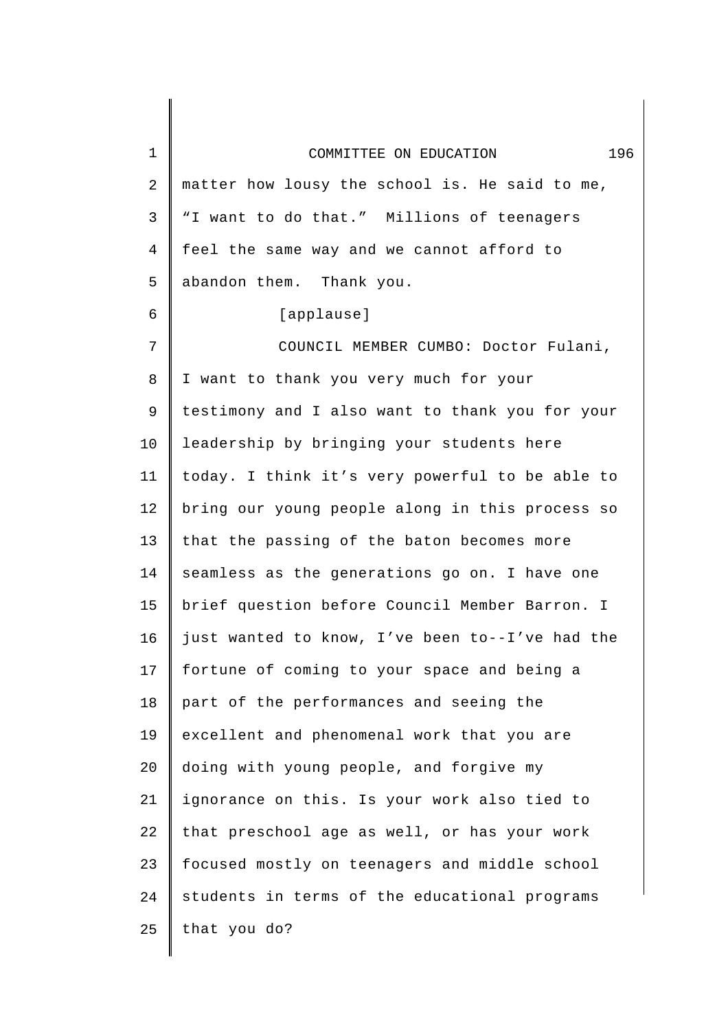matter how lousy the school is. He said to me, "I want to do that." Millions of teenagers feel the same way and we cannot afford to abandon them. Thank you.

[applause]

COUNCIL MEMBER CUMBO: Doctor Fulani, I want to thank you very much for your testimony and I also want to thank you for your leadership by bringing your students here today. I think it's very powerful to be able to bring our young people along in this process so that the passing of the baton becomes more seamless as the generations go on. I have one brief question before Council Member Barron. I just wanted to know, I've been to--I've had the fortune of coming to your space and being a part of the performances and seeing the excellent and phenomenal work that you are doing with young people, and forgive my ignorance on this. Is your work also tied to that preschool age as well, or has your work focused mostly on teenagers and middle school students in terms of the educational programs that you do?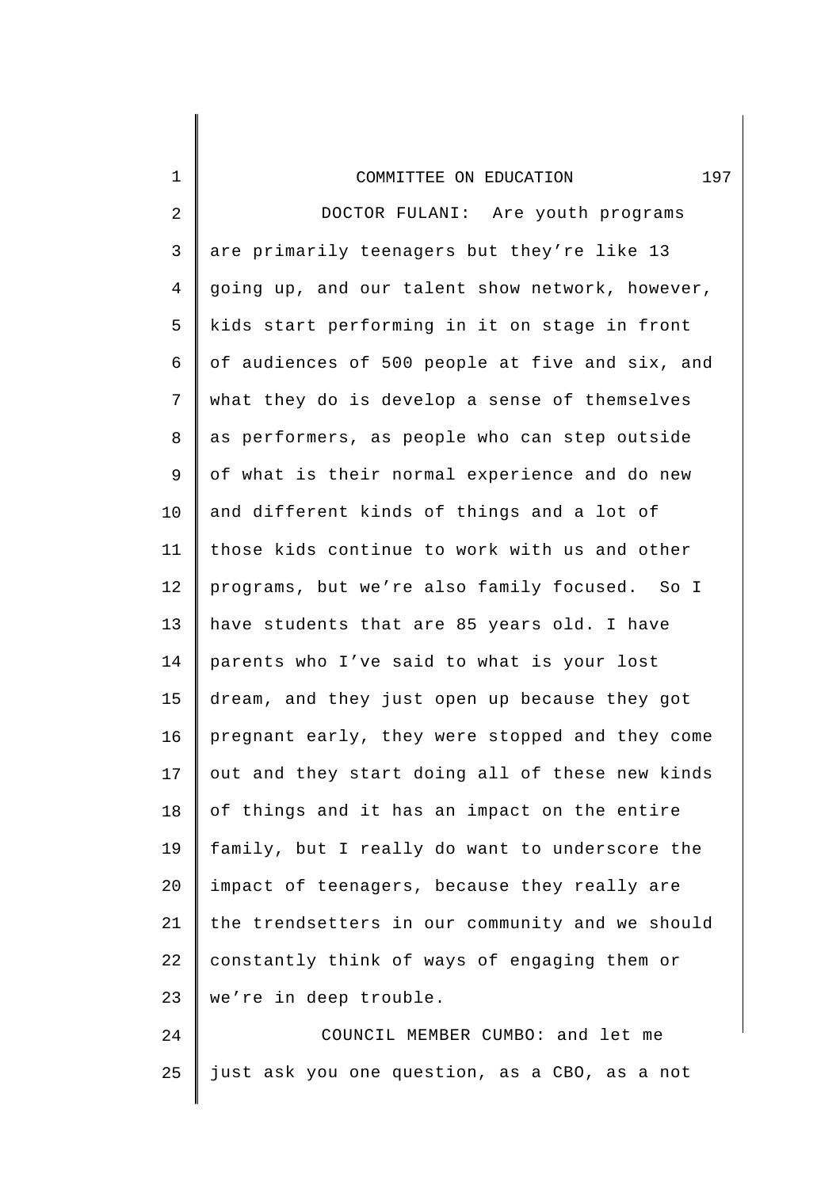DOCTOR FULANI: Are youth programs are primarily teenagers but they're like 13 going up, and our talent show network, however, kids start performing in it on stage in front of audiences of 500 people at five and six, and what they do is develop a sense of themselves as performers, as people who can step outside of what is their normal experience and do new and different kinds of things and a lot of those kids continue to work with us and other programs, but we're also family focused. So I have students that are 85 years old. I have parents who I've said to what is your lost dream, and they just open up because they got pregnant early, they were stopped and they come out and they start doing all of these new kinds of things and it has an impact on the entire family, but I really do want to underscore the impact of teenagers, because they really are the trendsetters in our community and we should constantly think of ways of engaging them or we're in deep trouble.

COUNCIL MEMBER CUMBO: and let me just ask you one question, as a CBO, as a not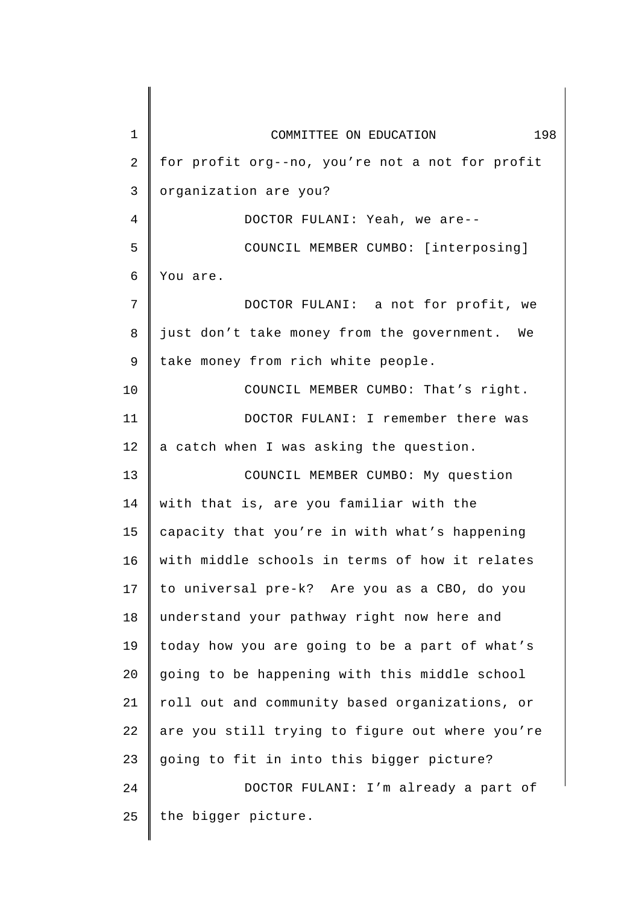for profit org--no, you're not a not for profit organization are you?

DOCTOR FULANI: Yeah, we are--

COUNCIL MEMBER CUMBO: [interposing] You are.

DOCTOR FULANI: a not for profit, we just don't take money from the government. We take money from rich white people.

COUNCIL MEMBER CUMBO: That's right.

DOCTOR FULANI: I remember there was a catch when I was asking the question.

COUNCIL MEMBER CUMBO: My question with that is, are you familiar with the capacity that you're in with what's happening with middle schools in terms of how it relates to universal pre-k? Are you as a CBO, do you understand your pathway right now here and today how you are going to be a part of what's going to be happening with this middle school roll out and community based organizations, or are you still trying to figure out where you're going to fit in into this bigger picture?

DOCTOR FULANI: I'm already a part of the bigger picture.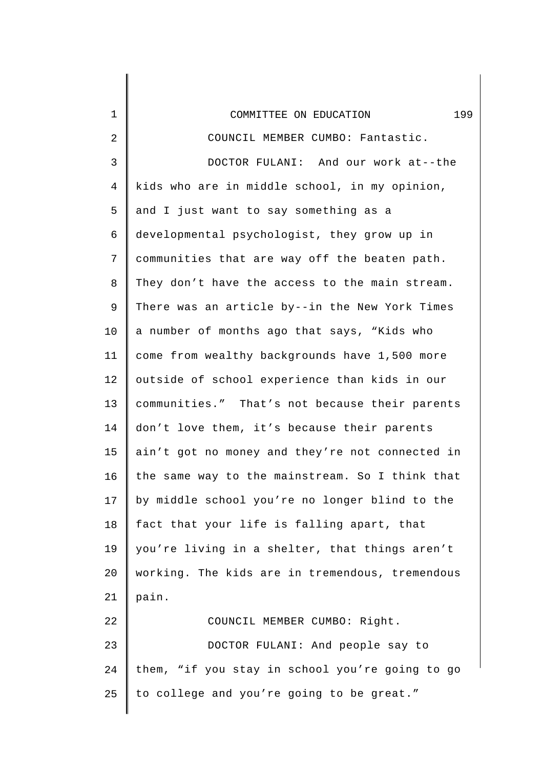COUNCIL MEMBER CUMBO: Fantastic.

DOCTOR FULANI: And our work at--the kids who are in middle school, in my opinion, and I just want to say something as a developmental psychologist, they grow up in communities that are way off the beaten path. They don't have the access to the main stream. There was an article by--in the New York Times a number of months ago that says, "Kids who come from wealthy backgrounds have 1,500 more outside of school experience than kids in our communities." That's not because their parents don't love them, it's because their parents ain't got no money and they're not connected in the same way to the mainstream. So I think that by middle school you're no longer blind to the fact that your life is falling apart, that you're living in a shelter, that things aren't working. The kids are in tremendous, tremendous pain.

COUNCIL MEMBER CUMBO: Right.

DOCTOR FULANI: And people say to them, "if you stay in school you're going to go to college and you're going to be great."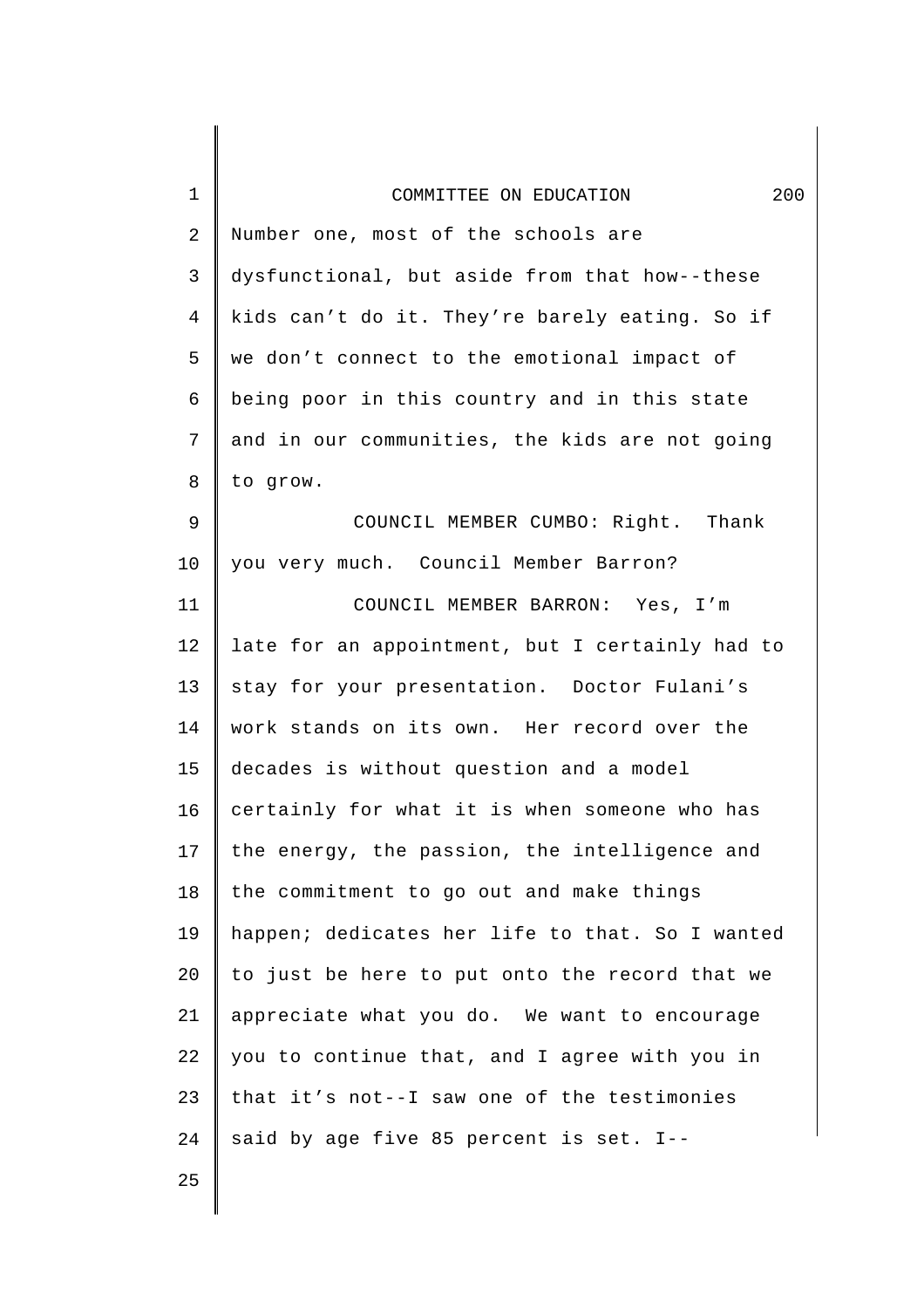Number one, most of the schools are dysfunctional, but aside from that how--these kids can't do it. They're barely eating. So if we don't connect to the emotional impact of being poor in this country and in this state and in our communities, the kids are not going to grow.

COUNCIL MEMBER CUMBO: Right. Thank you very much. Council Member Barron?

COUNCIL MEMBER BARRON: Yes, I'm late for an appointment, but I certainly had to stay for your presentation. Doctor Fulani's work stands on its own. Her record over the decades is without question and a model certainly for what it is when someone who has the energy, the passion, the intelligence and the commitment to go out and make things happen; dedicates her life to that. So I wanted to just be here to put onto the record that we appreciate what you do. We want to encourage you to continue that, and I agree with you in that it's not--I saw one of the testimonies said by age five 85 percent is set. I--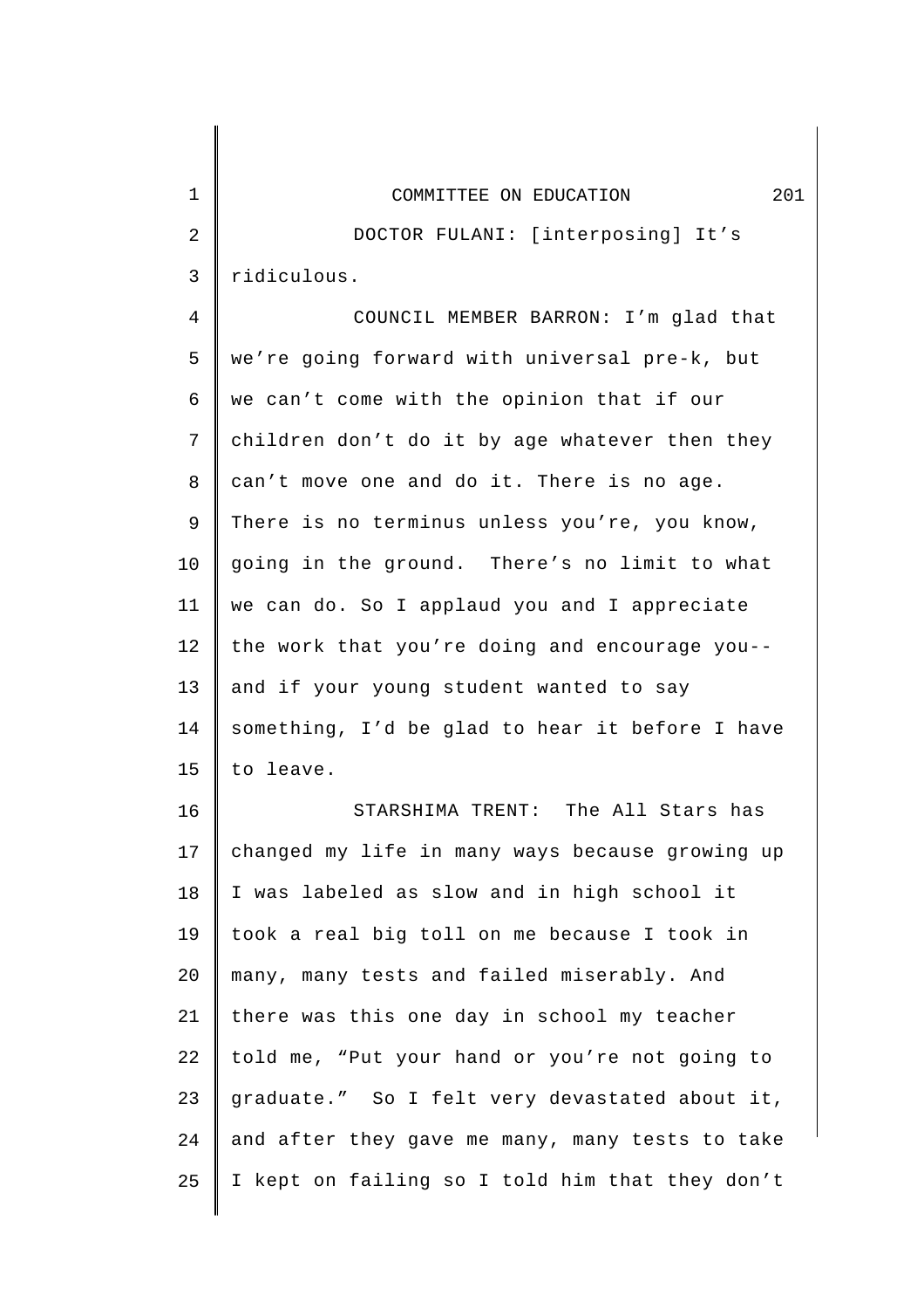DOCTOR FULANI: [interposing] It's ridiculous.

COUNCIL MEMBER BARRON: I'm glad that we're going forward with universal pre-k, but we can't come with the opinion that if our children don't do it by age whatever then they can't move one and do it. There is no age. There is no terminus unless you're, you know, going in the ground. There's no limit to what we can do. So I applaud you and I appreciate the work that you're doing and encourage you-- and if your young student wanted to say something, I'd be glad to hear it before I have to leave.

STARSHIMA TRENT: The All Stars has changed my life in many ways because growing up I was labeled as slow and in high school it took a real big toll on me because I took in many, many tests and failed miserably. And there was this one day in school my teacher told me, "Put your hand or you're not going to graduate." So I felt very devastated about it, and after they gave me many, many tests to take I kept on failing so I told him that they don't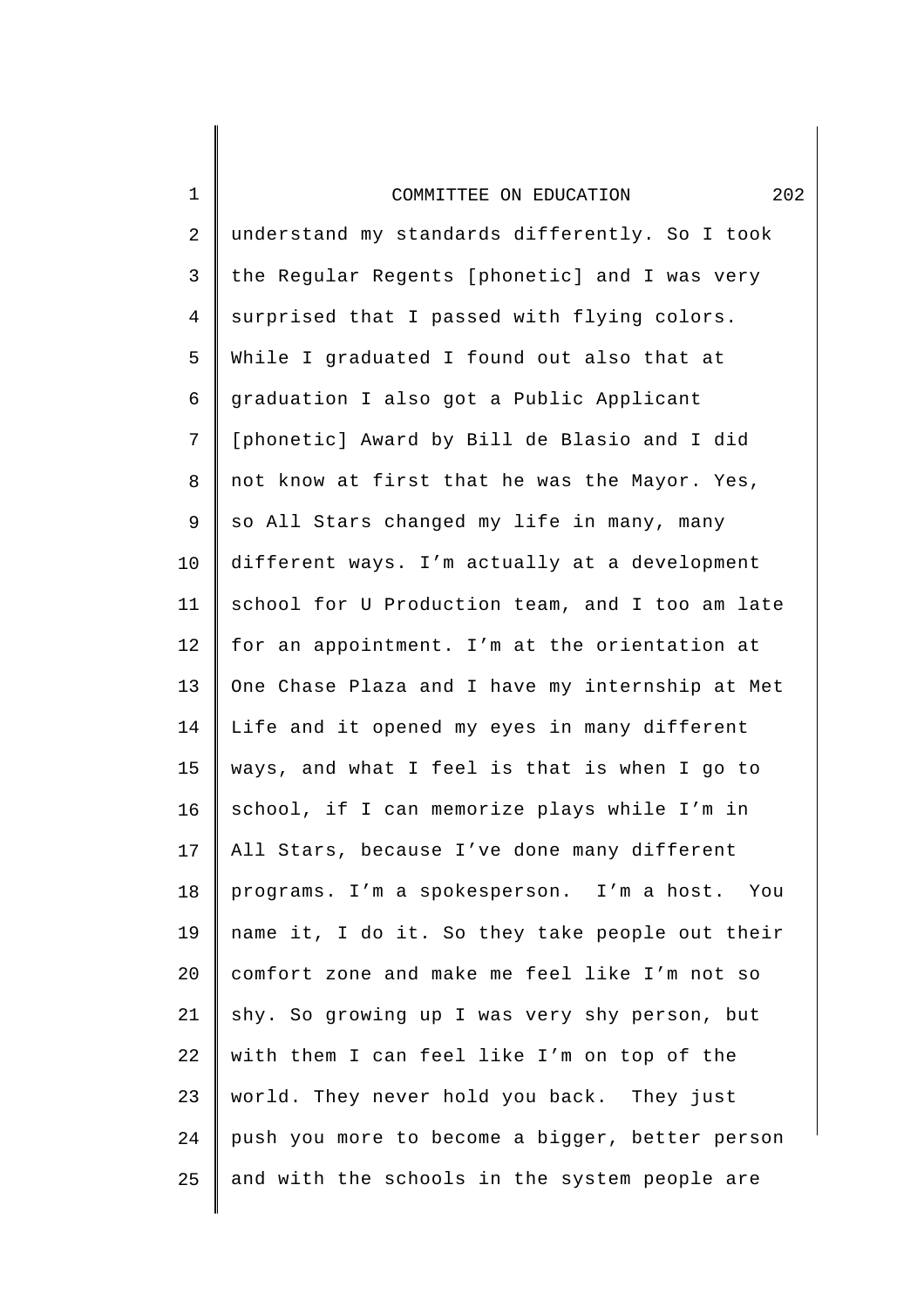understand my standards differently. So I took the Regular Regents [phonetic] and I was very surprised that I passed with flying colors. While I graduated I found out also that at graduation I also got a Public Applicant [phonetic] Award by Bill de Blasio and I did not know at first that he was the Mayor. Yes, so All Stars changed my life in many, many different ways. I'm actually at a development school for U Production team, and I too am late for an appointment. I'm at the orientation at One Chase Plaza and I have my internship at Met Life and it opened my eyes in many different ways, and what I feel is that is when I go to school, if I can memorize plays while I'm in All Stars, because I've done many different programs. I'm a spokesperson. I'm a host. You name it, I do it. So they take people out their comfort zone and make me feel like I'm not so shy. So growing up I was very shy person, but with them I can feel like I'm on top of the world. They never hold you back. They just push you more to become a bigger, better person and with the schools in the system people are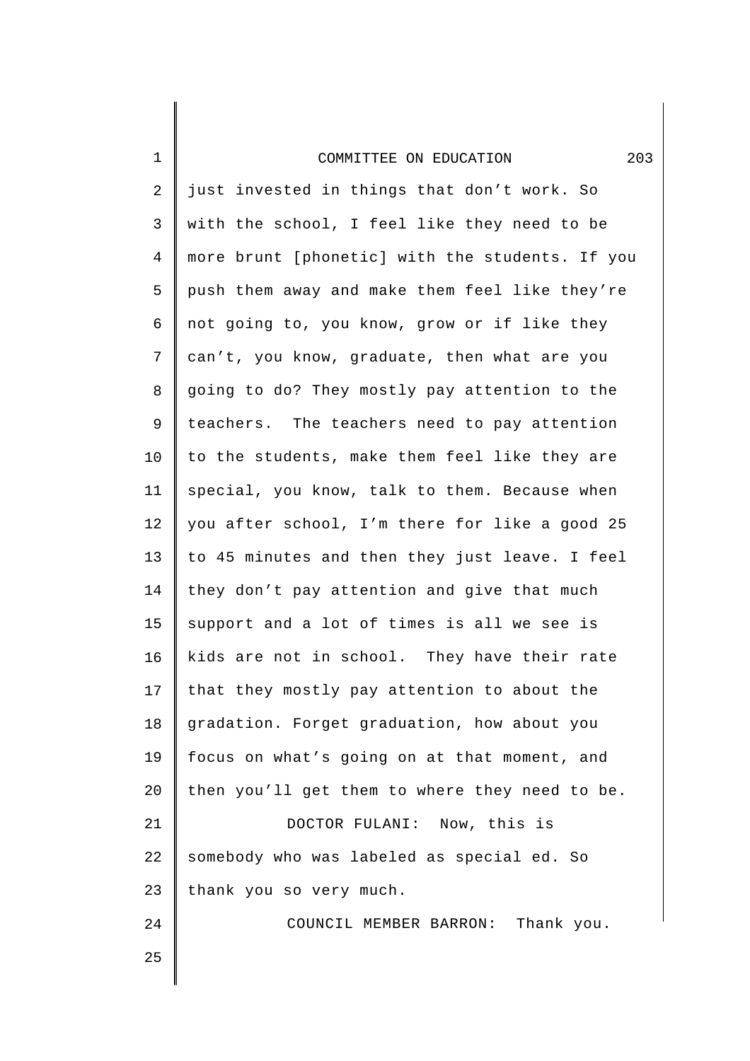just invested in things that don't work. So with the school, I feel like they need to be more brunt [phonetic] with the students. If you push them away and make them feel like they're not going to, you know, grow or if like they can't, you know, graduate, then what are you going to do? They mostly pay attention to the teachers. The teachers need to pay attention to the students, make them feel like they are special, you know, talk to them. Because when you after school, I'm there for like a good 25 to 45 minutes and then they just leave. I feel they don't pay attention and give that much support and a lot of times is all we see is kids are not in school. They have their rate that they mostly pay attention to about the gradation. Forget graduation, how about you focus on what's going on at that moment, and then you'll get them to where they need to be.

DOCTOR FULANI: Now, this is somebody who was labeled as special ed. So thank you so very much.

COUNCIL MEMBER BARRON: Thank you.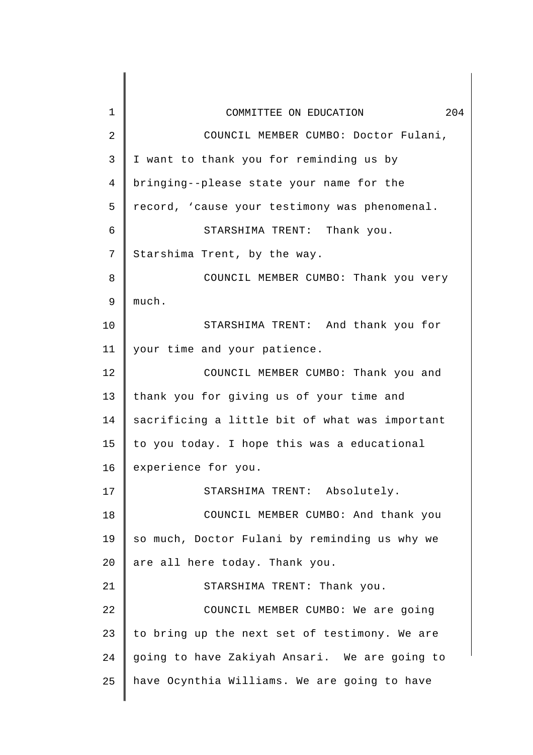COUNCIL MEMBER CUMBO: Doctor Fulani, I want to thank you for reminding us by bringing--please state your name for the record, 'cause your testimony was phenomenal.

STARSHIMA TRENT: Thank you. Starshima Trent, by the way.

COUNCIL MEMBER CUMBO: Thank you very much.

STARSHIMA TRENT: And thank you for your time and your patience.

COUNCIL MEMBER CUMBO: Thank you and thank you for giving us of your time and sacrificing a little bit of what was important to you today. I hope this was a educational experience for you.

STARSHIMA TRENT: Absolutely.

COUNCIL MEMBER CUMBO: And thank you so much, Doctor Fulani by reminding us why we are all here today. Thank you.

STARSHIMA TRENT: Thank you.

COUNCIL MEMBER CUMBO: We are going to bring up the next set of testimony. We are going to have Zakiyah Ansari. We are going to have Ocynthia Williams. We are going to have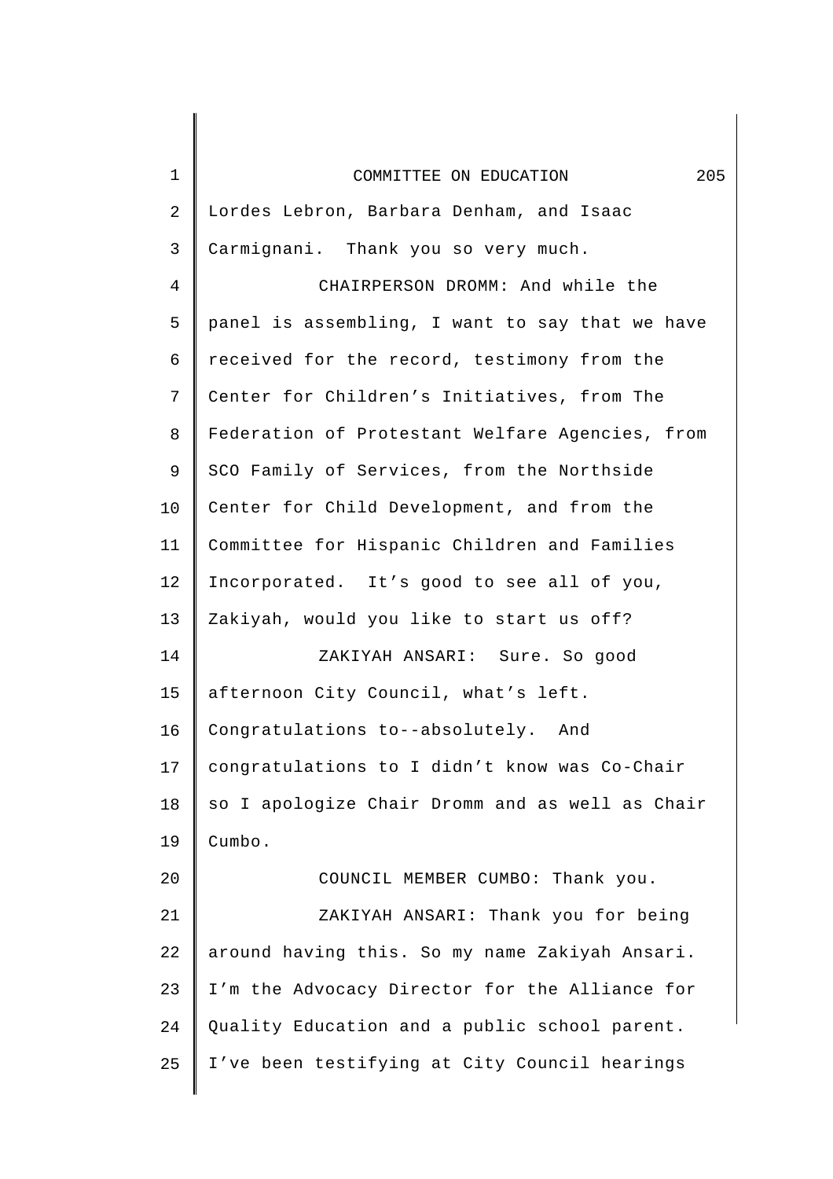Lordes Lebron, Barbara Denham, and Isaac Carmignani. Thank you so very much.

CHAIRPERSON DROMM: And while the panel is assembling, I want to say that we have received for the record, testimony from the Center for Children's Initiatives, from The Federation of Protestant Welfare Agencies, from SCO Family of Services, from the Northside Center for Child Development, and from the Committee for Hispanic Children and Families Incorporated. It's good to see all of you, Zakiyah, would you like to start us off?

ZAKIYAH ANSARI: Sure. So good afternoon City Council, what's left. Congratulations to--absolutely. And congratulations to I didn't know was Co-Chair so I apologize Chair Dromm and as well as Chair Cumbo.

COUNCIL MEMBER CUMBO: Thank you.

ZAKIYAH ANSARI: Thank you for being around having this. So my name Zakiyah Ansari. I'm the Advocacy Director for the Alliance for Quality Education and a public school parent. I've been testifying at City Council hearings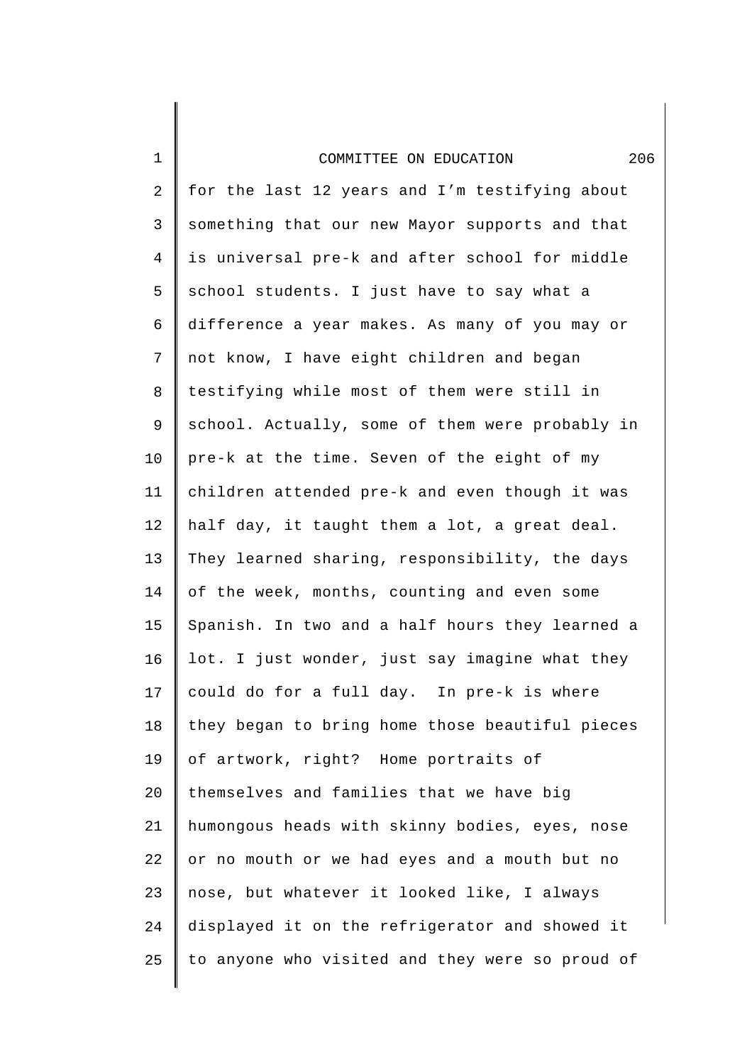for the last 12 years and I'm testifying about something that our new Mayor supports and that is universal pre-k and after school for middle school students. I just have to say what a difference a year makes. As many of you may or not know, I have eight children and began testifying while most of them were still in school. Actually, some of them were probably in pre-k at the time. Seven of the eight of my children attended pre-k and even though it was half day, it taught them a lot, a great deal. They learned sharing, responsibility, the days of the week, months, counting and even some Spanish. In two and a half hours they learned a lot. I just wonder, just say imagine what they could do for a full day. In pre-k is where they began to bring home those beautiful pieces of artwork, right? Home portraits of themselves and families that we have big humongous heads with skinny bodies, eyes, nose or no mouth or we had eyes and a mouth but no nose, but whatever it looked like, I always displayed it on the refrigerator and showed it to anyone who visited and they were so proud of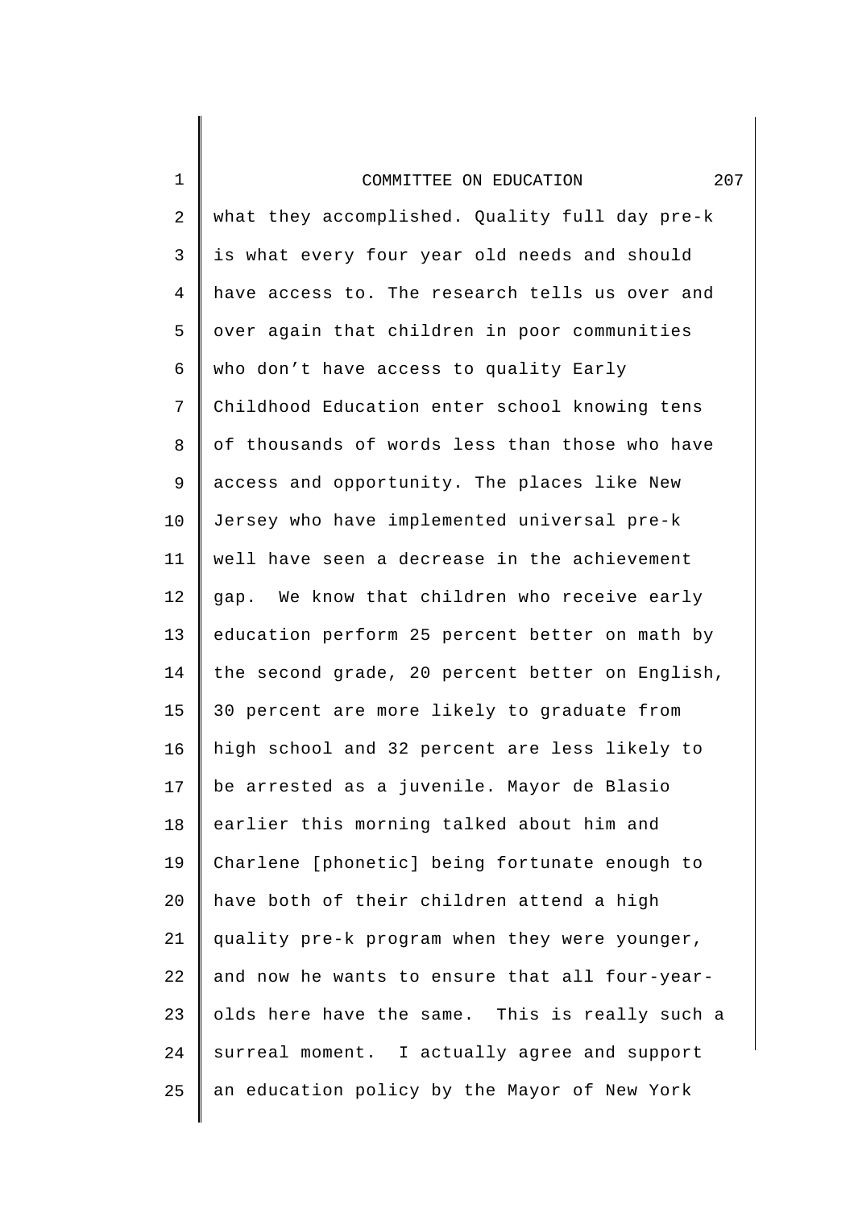what they accomplished. Quality full day pre-k is what every four year old needs and should have access to. The research tells us over and over again that children in poor communities who don't have access to quality Early Childhood Education enter school knowing tens of thousands of words less than those who have access and opportunity. The places like New Jersey who have implemented universal pre-k well have seen a decrease in the achievement gap. We know that children who receive early education perform 25 percent better on math by the second grade, 20 percent better on English, 30 percent are more likely to graduate from high school and 32 percent are less likely to be arrested as a juvenile. Mayor de Blasio earlier this morning talked about him and Charlene [phonetic] being fortunate enough to have both of their children attend a high quality pre-k program when they were younger, and now he wants to ensure that all four-year-olds here have the same. This is really such a surreal moment. I actually agree and support an education policy by the Mayor of New York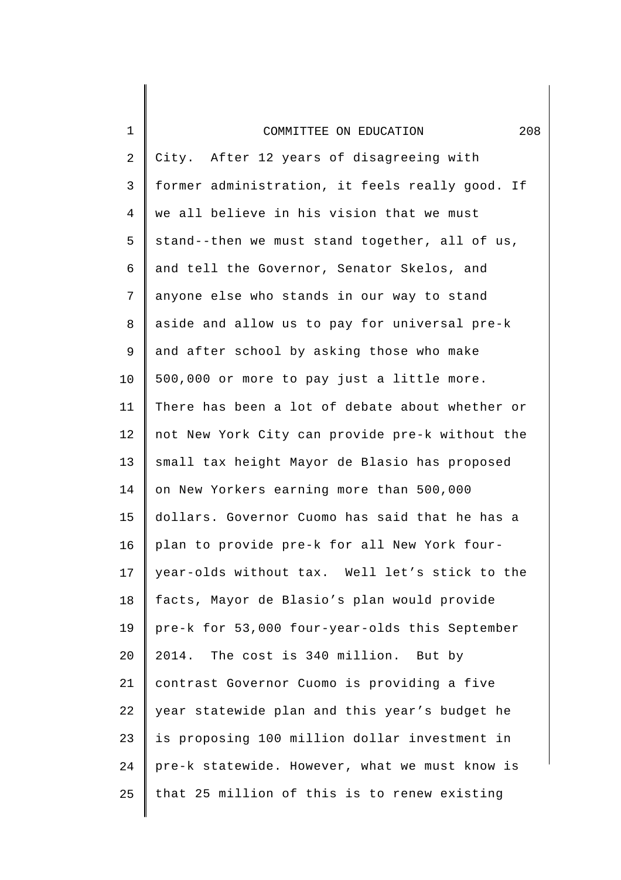City. After 12 years of disagreeing with former administration, it feels really good. If we all believe in his vision that we must stand--then we must stand together, all of us, and tell the Governor, Senator Skelos, and anyone else who stands in our way to stand aside and allow us to pay for universal pre-k and after school by asking those who make 500,000 or more to pay just a little more. There has been a lot of debate about whether or not New York City can provide pre-k without the small tax height Mayor de Blasio has proposed on New Yorkers earning more than 500,000 dollars. Governor Cuomo has said that he has a plan to provide pre-k for all New York four-year-olds without tax. Well let's stick to the facts, Mayor de Blasio's plan would provide pre-k for 53,000 four-year-olds this September 2014. The cost is 340 million. But by contrast Governor Cuomo is providing a five year statewide plan and this year's budget he is proposing 100 million dollar investment in pre-k statewide. However, what we must know is that 25 million of this is to renew existing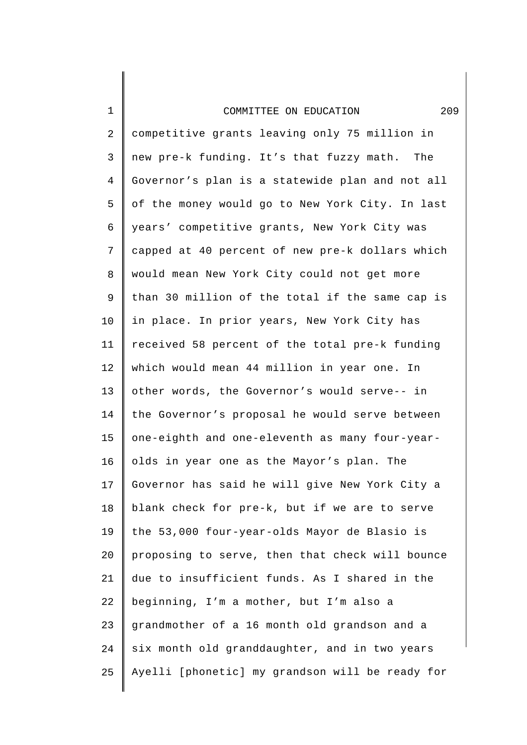competitive grants leaving only 75 million in new pre-k funding. It's that fuzzy math. The Governor's plan is a statewide plan and not all of the money would go to New York City. In last years' competitive grants, New York City was capped at 40 percent of new pre-k dollars which would mean New York City could not get more than 30 million of the total if the same cap is in place. In prior years, New York City has received 58 percent of the total pre-k funding which would mean 44 million in year one. In other words, the Governor's would serve-- in the Governor's proposal he would serve between one-eighth and one-eleventh as many four-year-olds in year one as the Mayor's plan. The Governor has said he will give New York City a blank check for pre-k, but if we are to serve the 53,000 four-year-olds Mayor de Blasio is proposing to serve, then that check will bounce due to insufficient funds. As I shared in the beginning, I'm a mother, but I'm also a grandmother of a 16 month old grandson and a six month old granddaughter, and in two years Ayelli [phonetic] my grandson will be ready for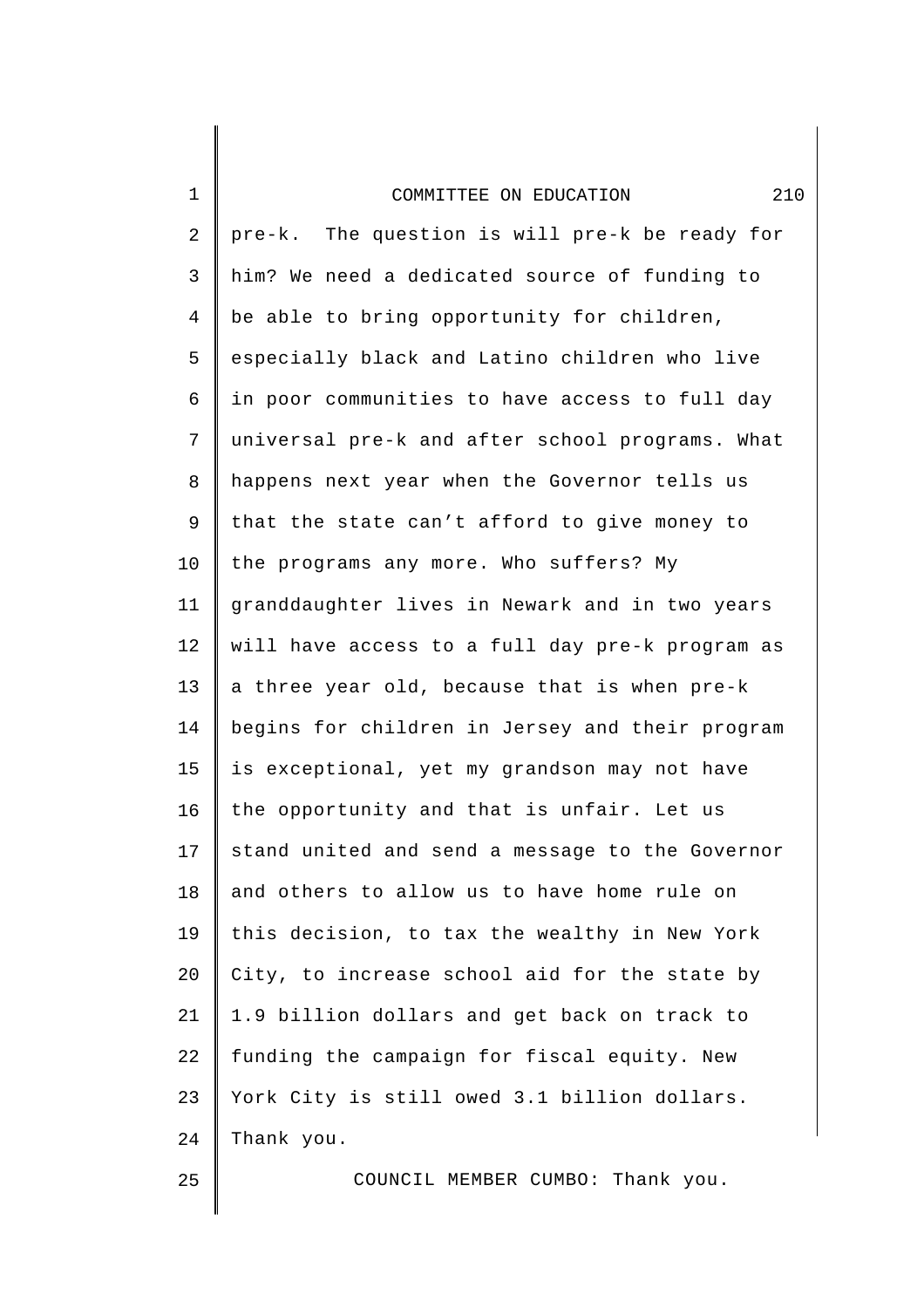pre-k. The question is will pre-k be ready for him? We need a dedicated source of funding to be able to bring opportunity for children, especially black and Latino children who live in poor communities to have access to full day universal pre-k and after school programs. What happens next year when the Governor tells us that the state can't afford to give money to the programs any more. Who suffers? My granddaughter lives in Newark and in two years will have access to a full day pre-k program as a three year old, because that is when pre-k begins for children in Jersey and their program is exceptional, yet my grandson may not have the opportunity and that is unfair. Let us stand united and send a message to the Governor and others to allow us to have home rule on this decision, to tax the wealthy in New York City, to increase school aid for the state by 1.9 billion dollars and get back on track to funding the campaign for fiscal equity. New York City is still owed 3.1 billion dollars. Thank you.

COUNCIL MEMBER CUMBO: Thank you.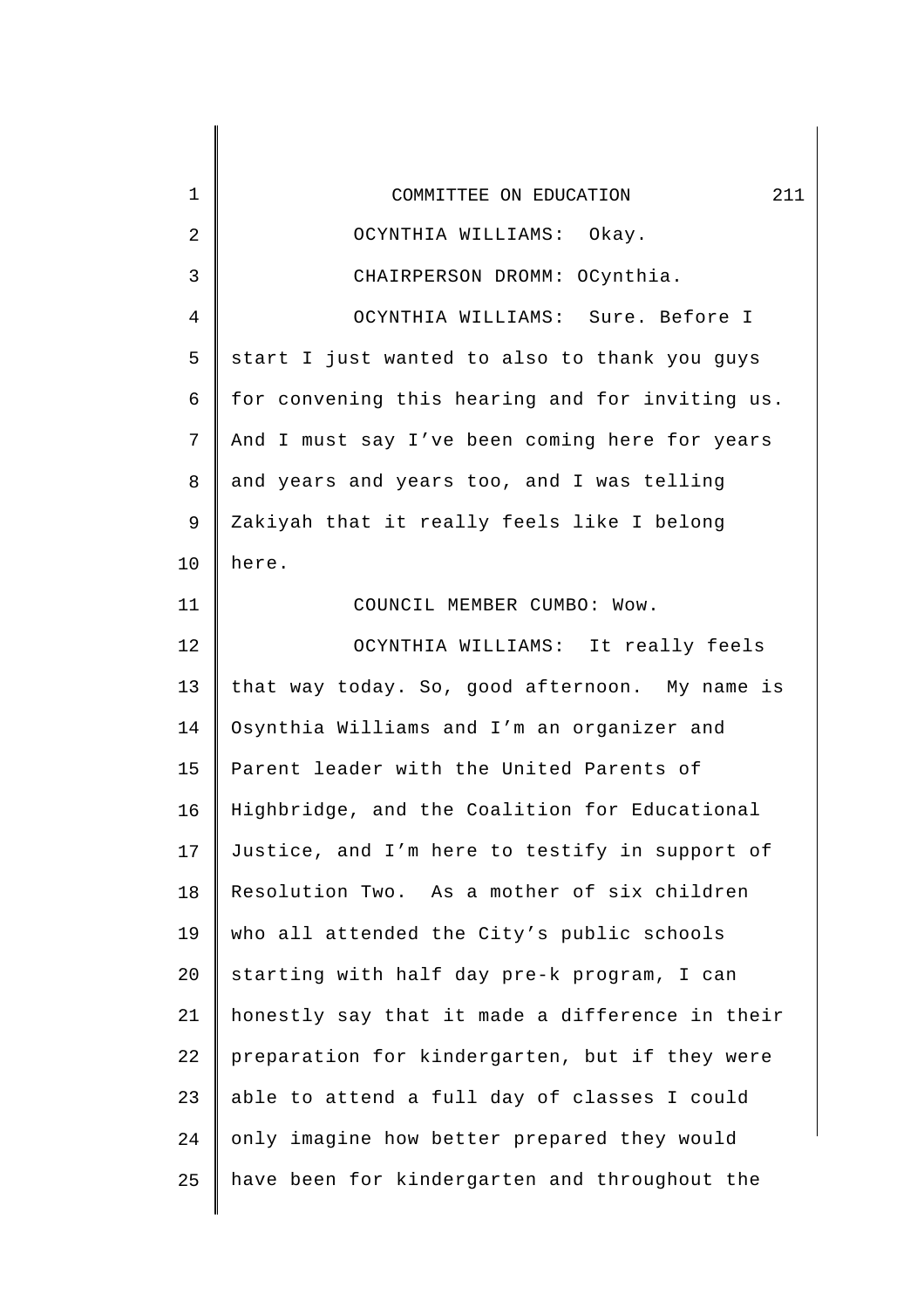OCYNTHIA WILLIAMS: Okay.

CHAIRPERSON DROMM: OCynthia.

OCYNTHIA WILLIAMS: Sure. Before I start I just wanted to also to thank you guys for convening this hearing and for inviting us. And I must say I've been coming here for years and years and years too, and I was telling Zakiyah that it really feels like I belong here.

COUNCIL MEMBER CUMBO: Wow.

OCYNTHIA WILLIAMS: It really feels that way today. So, good afternoon. My name is Osynthia Williams and I'm an organizer and Parent leader with the United Parents of Highbridge, and the Coalition for Educational Justice, and I'm here to testify in support of Resolution Two. As a mother of six children who all attended the City's public schools starting with half day pre-k program, I can honestly say that it made a difference in their preparation for kindergarten, but if they were able to attend a full day of classes I could only imagine how better prepared they would have been for kindergarten and throughout the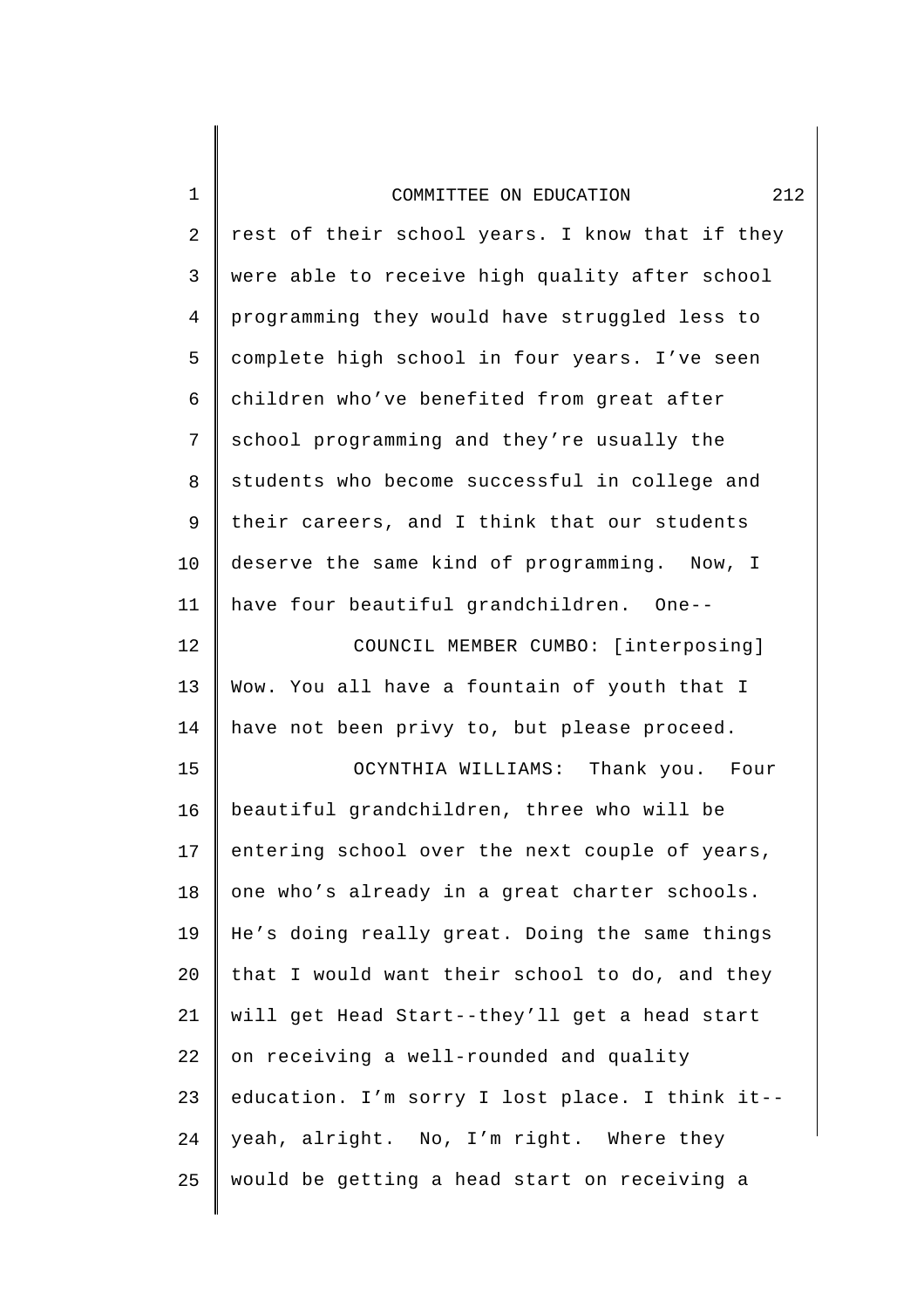rest of their school years. I know that if they were able to receive high quality after school programming they would have struggled less to complete high school in four years. I've seen children who've benefited from great after school programming and they're usually the students who become successful in college and their careers, and I think that our students deserve the same kind of programming. Now, I have four beautiful grandchildren. One--

COUNCIL MEMBER CUMBO: [interposing] Wow. You all have a fountain of youth that I have not been privy to, but please proceed.

OCYNTHIA WILLIAMS: Thank you. Four beautiful grandchildren, three who will be entering school over the next couple of years, one who's already in a great charter schools. He's doing really great. Doing the same things that I would want their school to do, and they will get Head Start--they'll get a head start on receiving a well-rounded and quality education. I'm sorry I lost place. I think it--yeah, alright. No, I'm right. Where they would be getting a head start on receiving a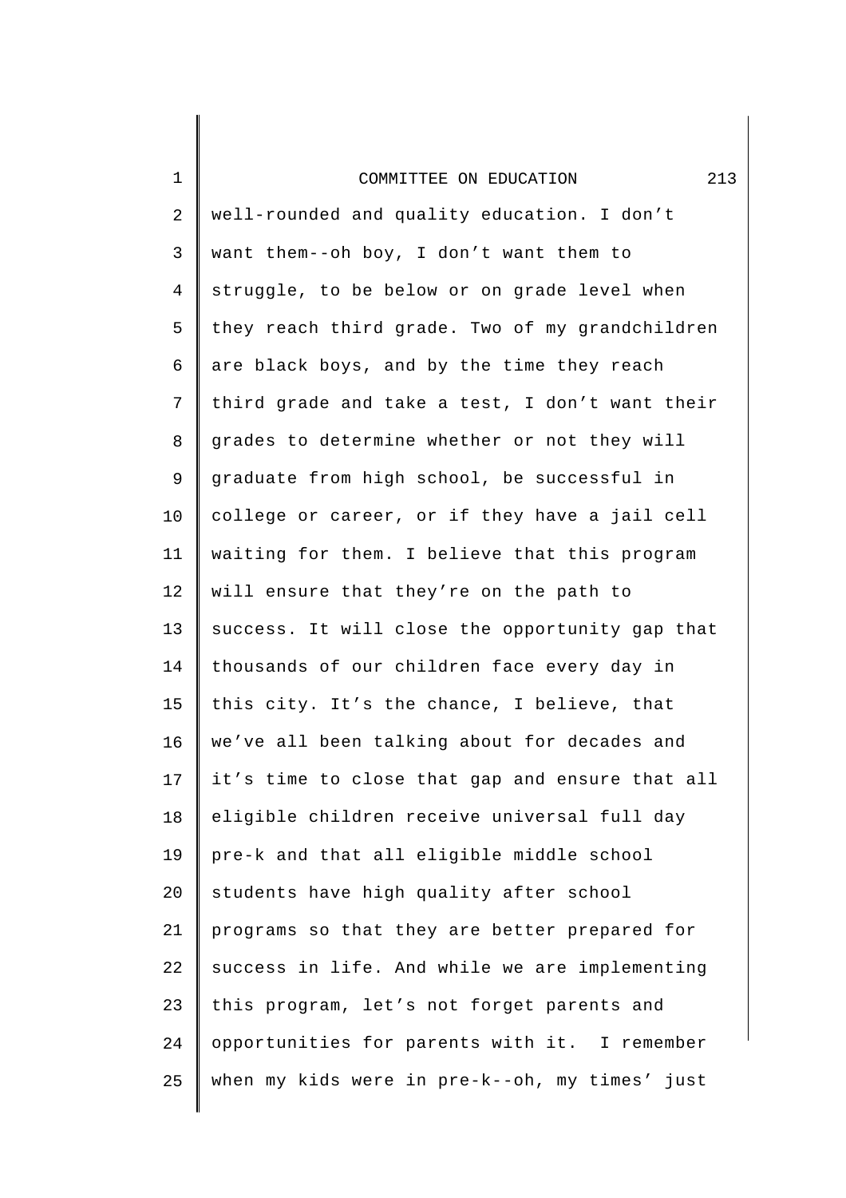well-rounded and quality education. I don't want them--oh boy, I don't want them to struggle, to be below or on grade level when they reach third grade. Two of my grandchildren are black boys, and by the time they reach third grade and take a test, I don't want their grades to determine whether or not they will graduate from high school, be successful in college or career, or if they have a jail cell waiting for them. I believe that this program will ensure that they're on the path to success. It will close the opportunity gap that thousands of our children face every day in this city. It's the chance, I believe, that we've all been talking about for decades and it's time to close that gap and ensure that all eligible children receive universal full day pre-k and that all eligible middle school students have high quality after school programs so that they are better prepared for success in life. And while we are implementing this program, let's not forget parents and opportunities for parents with it. I remember when my kids were in pre-k--oh, my times' just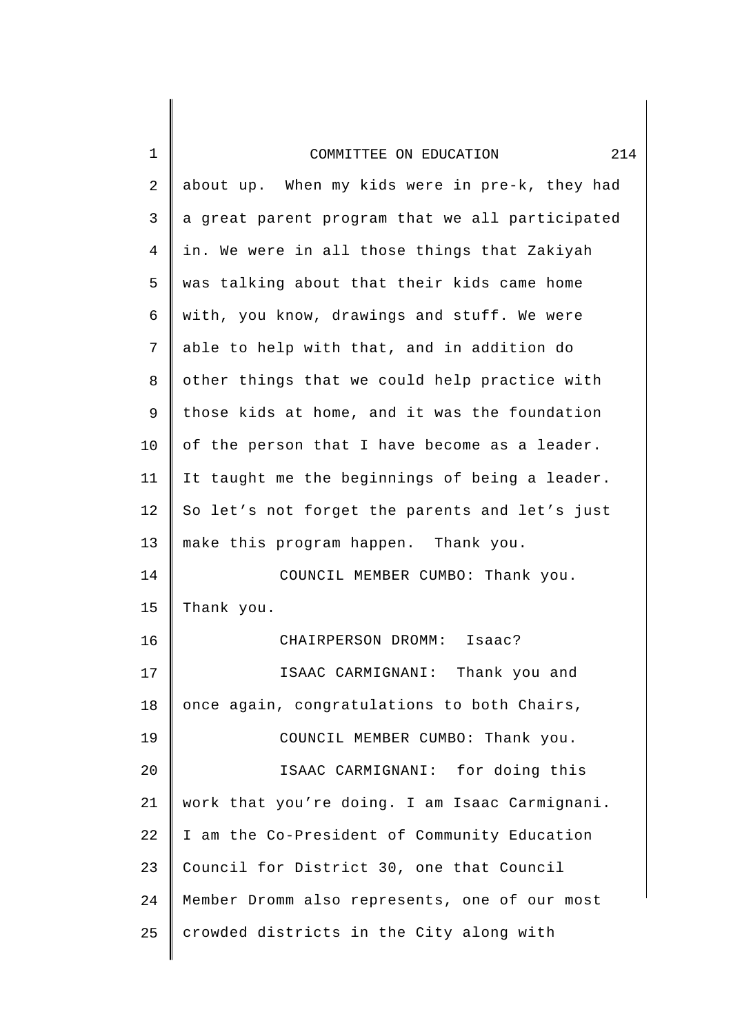about up. When my kids were in pre-k, they had a great parent program that we all participated in. We were in all those things that Zakiyah was talking about that their kids came home with, you know, drawings and stuff. We were able to help with that, and in addition do other things that we could help practice with those kids at home, and it was the foundation of the person that I have become as a leader. It taught me the beginnings of being a leader. So let's not forget the parents and let's just make this program happen. Thank you.

COUNCIL MEMBER CUMBO: Thank you. Thank you.

CHAIRPERSON DROMM: Isaac?

ISAAC CARMIGNANI: Thank you and once again, congratulations to both Chairs,

COUNCIL MEMBER CUMBO: Thank you.

ISAAC CARMIGNANI: for doing this work that you're doing. I am Isaac Carmignani. I am the Co-President of Community Education Council for District 30, one that Council Member Dromm also represents, one of our most crowded districts in the City along with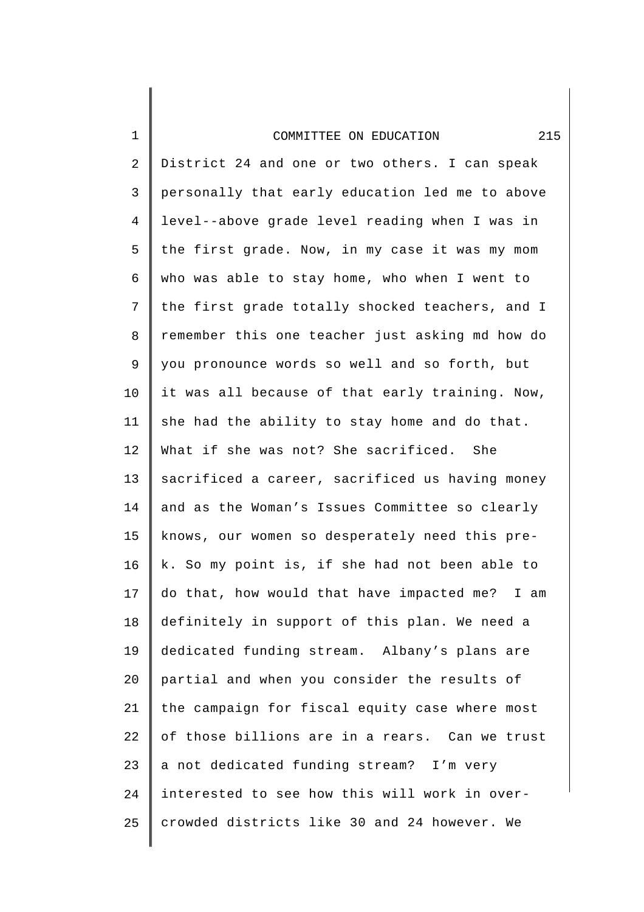District 24 and one or two others. I can speak personally that early education led me to above level--above grade level reading when I was in the first grade. Now, in my case it was my mom who was able to stay home, who when I went to the first grade totally shocked teachers, and I remember this one teacher just asking md how do you pronounce words so well and so forth, but it was all because of that early training. Now, she had the ability to stay home and do that. What if she was not? She sacrificed. She sacrificed a career, sacrificed us having money and as the Woman's Issues Committee so clearly knows, our women so desperately need this pre-k. So my point is, if she had not been able to do that, how would that have impacted me? I am definitely in support of this plan. We need a dedicated funding stream. Albany's plans are partial and when you consider the results of the campaign for fiscal equity case where most of those billions are in a rears. Can we trust a not dedicated funding stream? I'm very interested to see how this will work in over-crowded districts like 30 and 24 however. We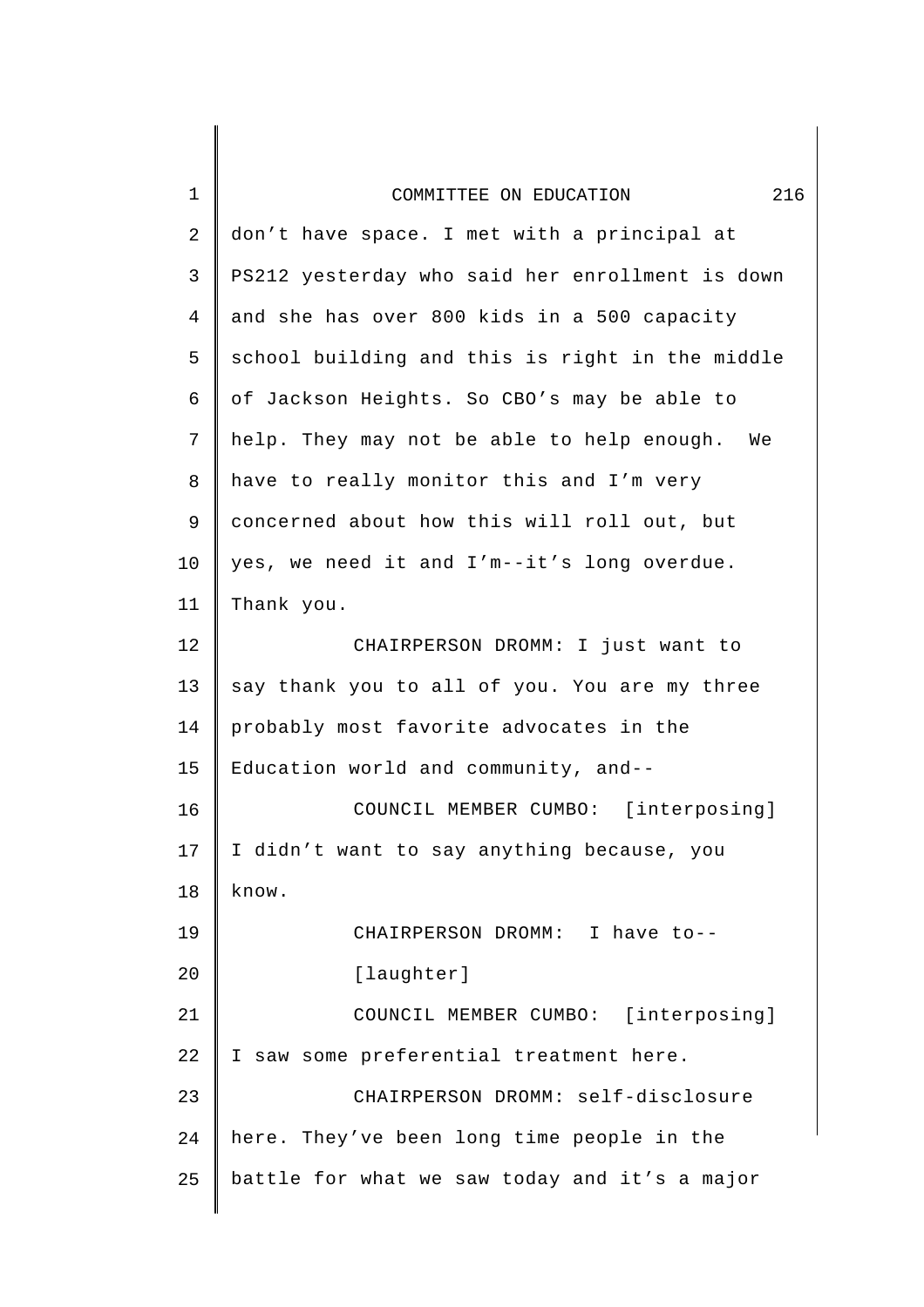don't have space. I met with a principal at PS212 yesterday who said her enrollment is down and she has over 800 kids in a 500 capacity school building and this is right in the middle of Jackson Heights. So CBO's may be able to help. They may not be able to help enough. We have to really monitor this and I'm very concerned about how this will roll out, but yes, we need it and I'm--it's long overdue. Thank you.

CHAIRPERSON DROMM: I just want to say thank you to all of you. You are my three probably most favorite advocates in the Education world and community, and--

COUNCIL MEMBER CUMBO: [interposing] I didn't want to say anything because, you know.

CHAIRPERSON DROMM: I have to--

[laughter]

COUNCIL MEMBER CUMBO: [interposing] I saw some preferential treatment here.

CHAIRPERSON DROMM: self-disclosure here. They've been long time people in the battle for what we saw today and it's a major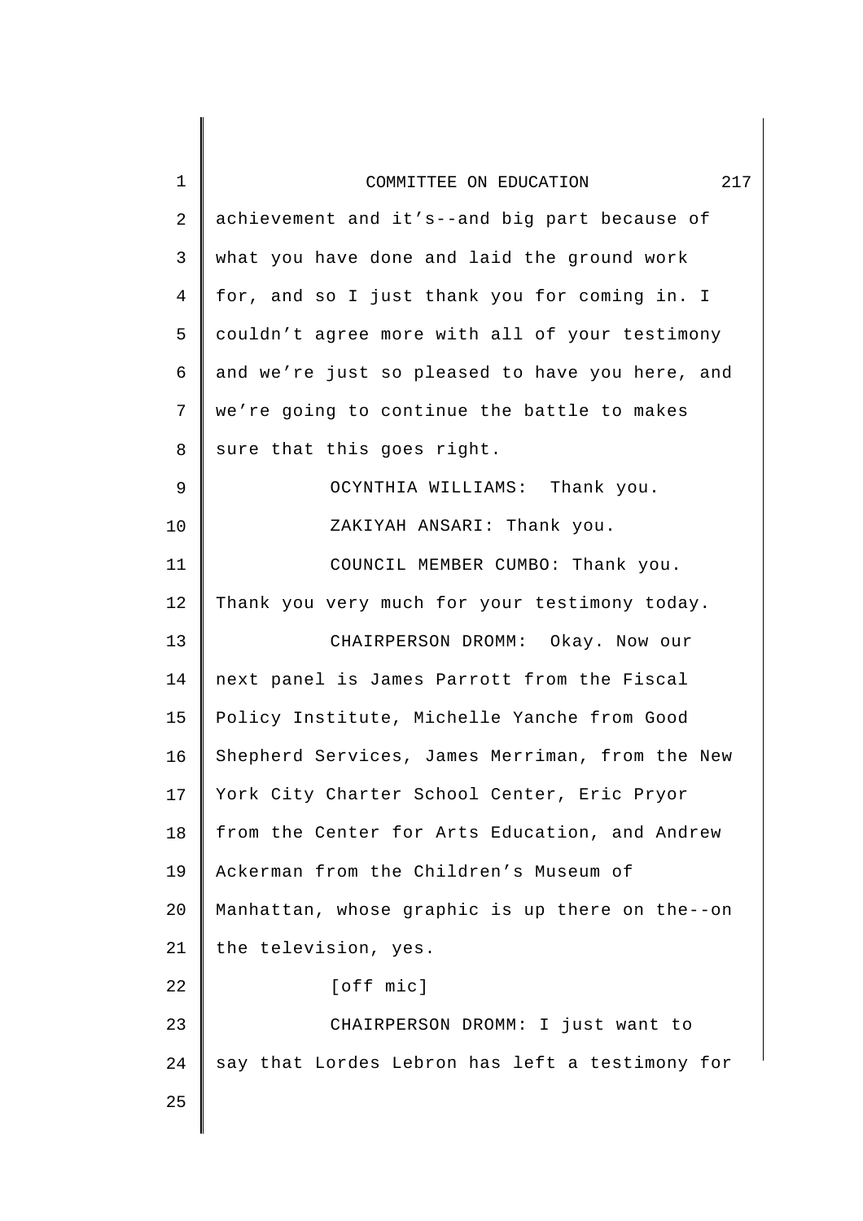achievement and it's--and big part because of what you have done and laid the ground work for, and so I just thank you for coming in. I couldn't agree more with all of your testimony and we're just so pleased to have you here, and we're going to continue the battle to makes sure that this goes right.

OCYNTHIA WILLIAMS: Thank you.

ZAKIYAH ANSARI: Thank you.

COUNCIL MEMBER CUMBO: Thank you. Thank you very much for your testimony today.

CHAIRPERSON DROMM: Okay. Now our next panel is James Parrott from the Fiscal Policy Institute, Michelle Yanche from Good Shepherd Services, James Merriman, from the New York City Charter School Center, Eric Pryor from the Center for Arts Education, and Andrew Ackerman from the Children's Museum of Manhattan, whose graphic is up there on the--on the television, yes.

[off mic]

CHAIRPERSON DROMM: I just want to say that Lordes Lebron has left a testimony for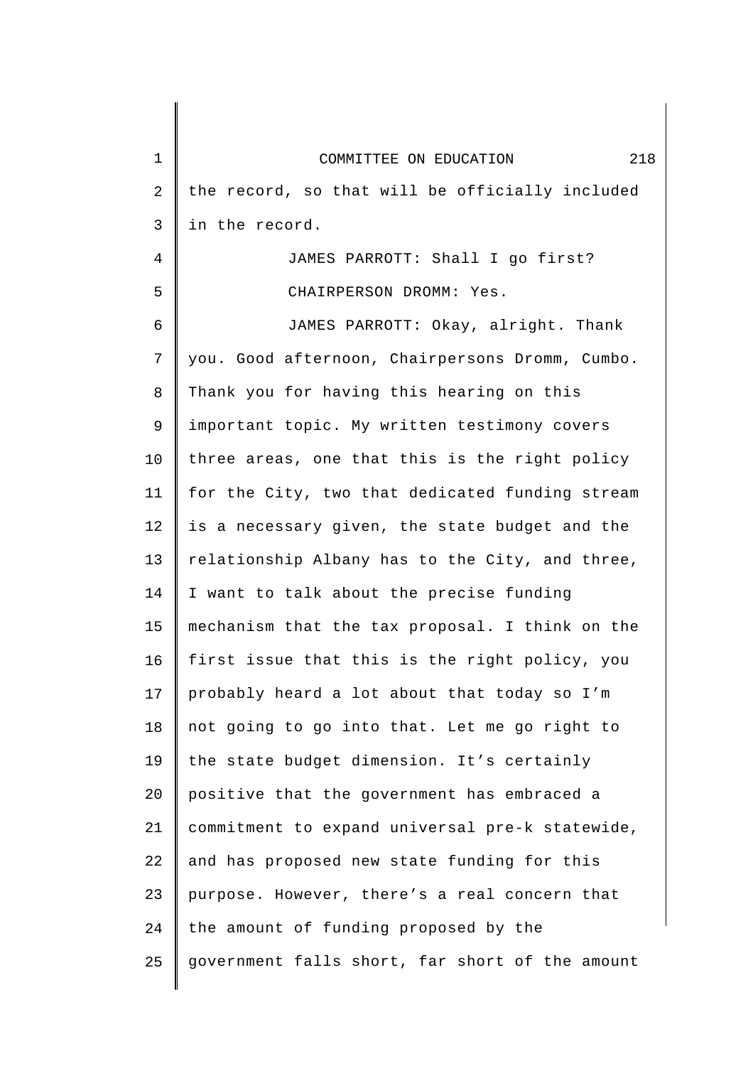the record, so that will be officially included in the record.

JAMES PARROTT: Shall I go first?

CHAIRPERSON DROMM: Yes.

JAMES PARROTT: Okay, alright. Thank you. Good afternoon, Chairpersons Dromm, Cumbo. Thank you for having this hearing on this important topic. My written testimony covers three areas, one that this is the right policy for the City, two that dedicated funding stream is a necessary given, the state budget and the relationship Albany has to the City, and three, I want to talk about the precise funding mechanism that the tax proposal. I think on the first issue that this is the right policy, you probably heard a lot about that today so I'm not going to go into that. Let me go right to the state budget dimension. It's certainly positive that the government has embraced a commitment to expand universal pre-k statewide, and has proposed new state funding for this purpose. However, there's a real concern that the amount of funding proposed by the government falls short, far short of the amount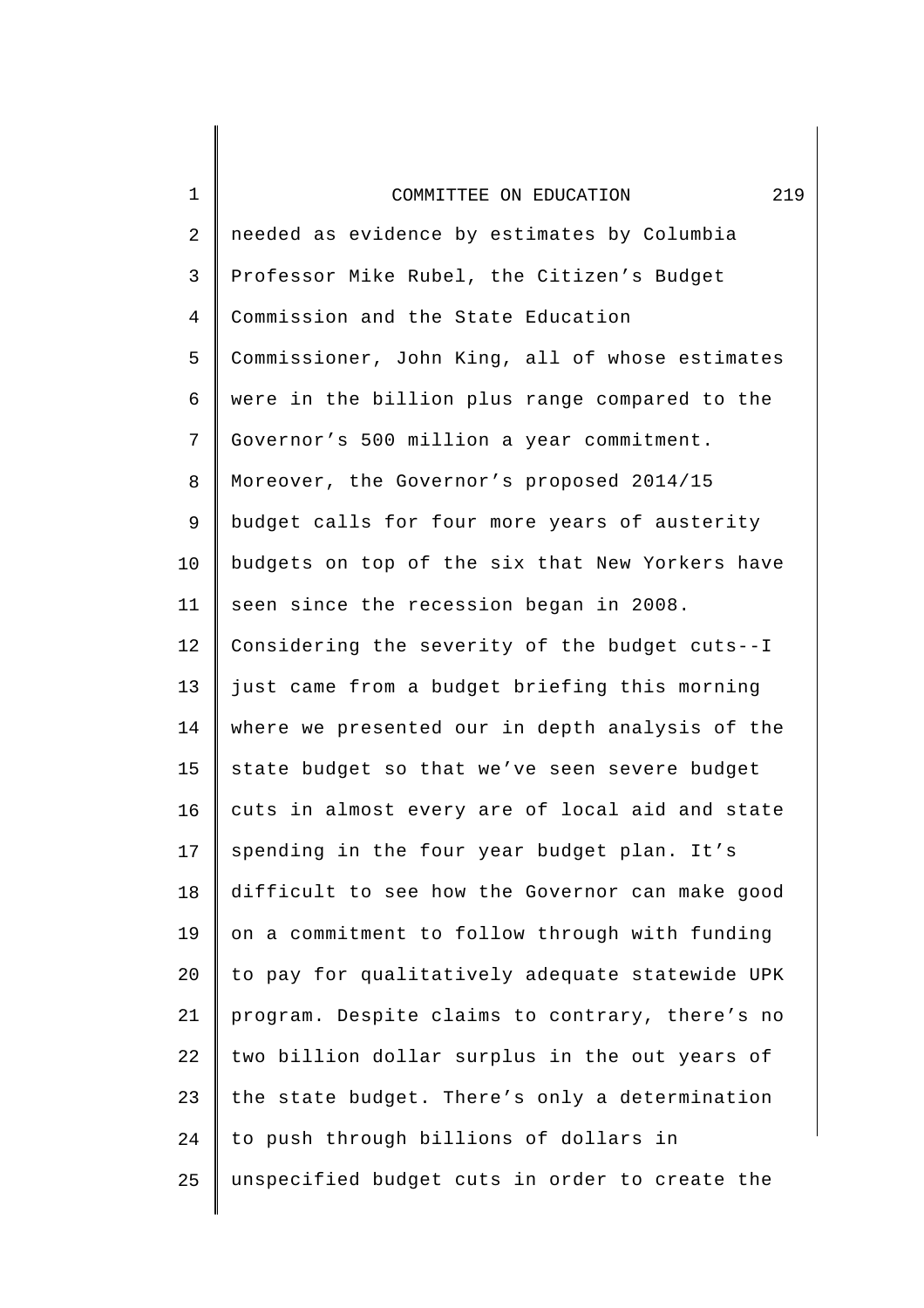needed as evidence by estimates by Columbia Professor Mike Rubel, the Citizen's Budget Commission and the State Education Commissioner, John King, all of whose estimates were in the billion plus range compared to the Governor's 500 million a year commitment. Moreover, the Governor's proposed 2014/15 budget calls for four more years of austerity budgets on top of the six that New Yorkers have seen since the recession began in 2008. Considering the severity of the budget cuts--I just came from a budget briefing this morning where we presented our in depth analysis of the state budget so that we've seen severe budget cuts in almost every are of local aid and state spending in the four year budget plan. It's difficult to see how the Governor can make good on a commitment to follow through with funding to pay for qualitatively adequate statewide UPK program. Despite claims to contrary, there's no two billion dollar surplus in the out years of the state budget. There's only a determination to push through billions of dollars in unspecified budget cuts in order to create the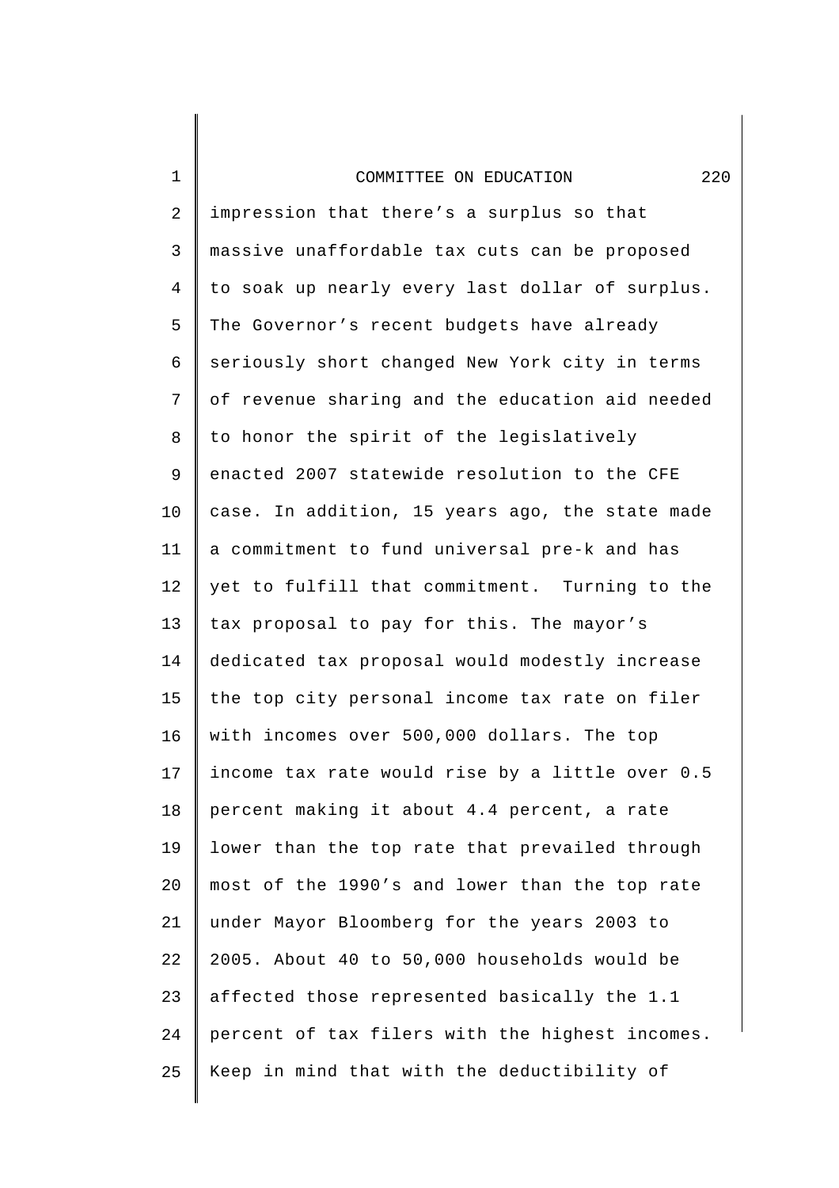impression that there's a surplus so that massive unaffordable tax cuts can be proposed to soak up nearly every last dollar of surplus. The Governor's recent budgets have already seriously short changed New York city in terms of revenue sharing and the education aid needed to honor the spirit of the legislatively enacted 2007 statewide resolution to the CFE case. In addition, 15 years ago, the state made a commitment to fund universal pre-k and has yet to fulfill that commitment. Turning to the tax proposal to pay for this. The mayor's dedicated tax proposal would modestly increase the top city personal income tax rate on filer with incomes over 500,000 dollars. The top income tax rate would rise by a little over 0.5 percent making it about 4.4 percent, a rate lower than the top rate that prevailed through most of the 1990's and lower than the top rate under Mayor Bloomberg for the years 2003 to 2005. About 40 to 50,000 households would be affected those represented basically the 1.1 percent of tax filers with the highest incomes. Keep in mind that with the deductibility of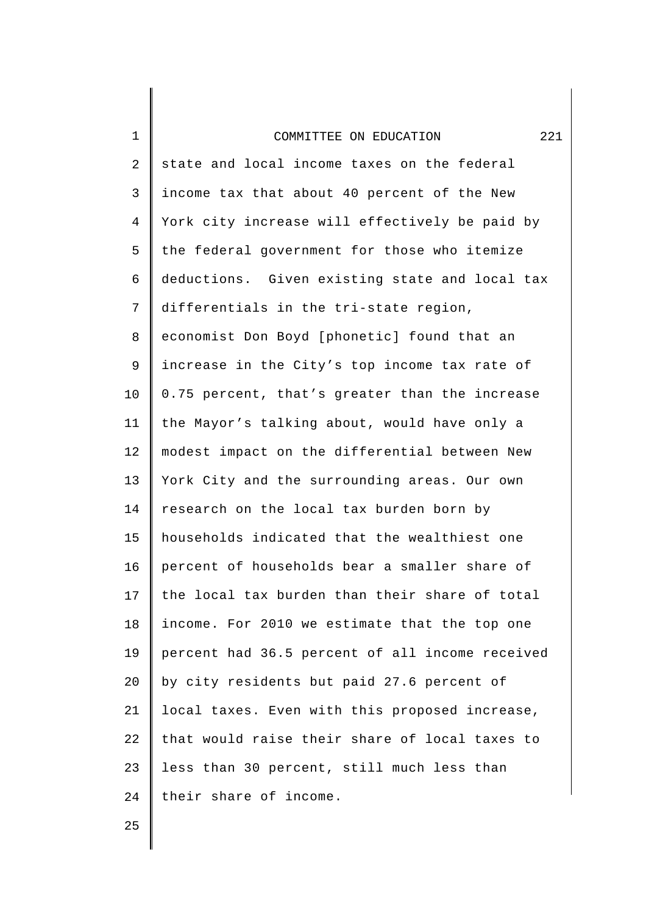state and local income taxes on the federal income tax that about 40 percent of the New York city increase will effectively be paid by the federal government for those who itemize deductions. Given existing state and local tax differentials in the tri-state region, economist Don Boyd [phonetic] found that an increase in the City's top income tax rate of 0.75 percent, that's greater than the increase the Mayor's talking about, would have only a modest impact on the differential between New York City and the surrounding areas. Our own research on the local tax burden born by households indicated that the wealthiest one percent of households bear a smaller share of the local tax burden than their share of total income. For 2010 we estimate that the top one percent had 36.5 percent of all income received by city residents but paid 27.6 percent of local taxes. Even with this proposed increase, that would raise their share of local taxes to less than 30 percent, still much less than their share of income.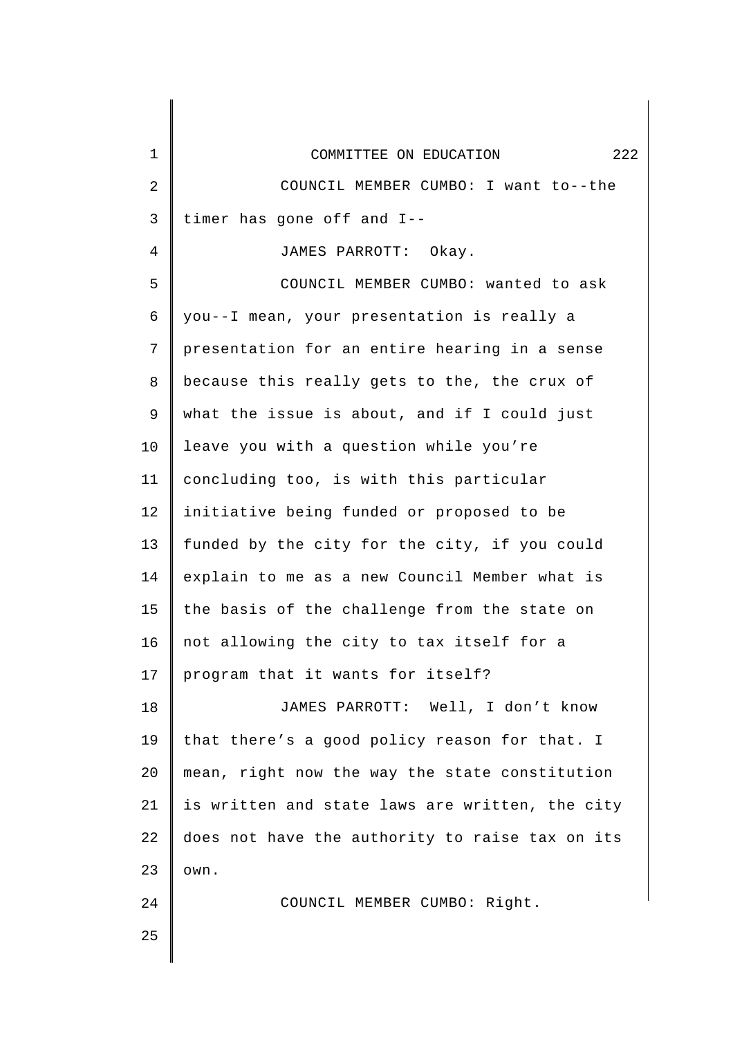COUNCIL MEMBER CUMBO: I want to--the timer has gone off and I--

JAMES PARROTT: Okay.

COUNCIL MEMBER CUMBO: wanted to ask you--I mean, your presentation is really a presentation for an entire hearing in a sense because this really gets to the, the crux of what the issue is about, and if I could just leave you with a question while you're concluding too, is with this particular initiative being funded or proposed to be funded by the city for the city, if you could explain to me as a new Council Member what is the basis of the challenge from the state on not allowing the city to tax itself for a program that it wants for itself?

JAMES PARROTT: Well, I don't know that there's a good policy reason for that. I mean, right now the way the state constitution is written and state laws are written, the city does not have the authority to raise tax on its own.

COUNCIL MEMBER CUMBO: Right.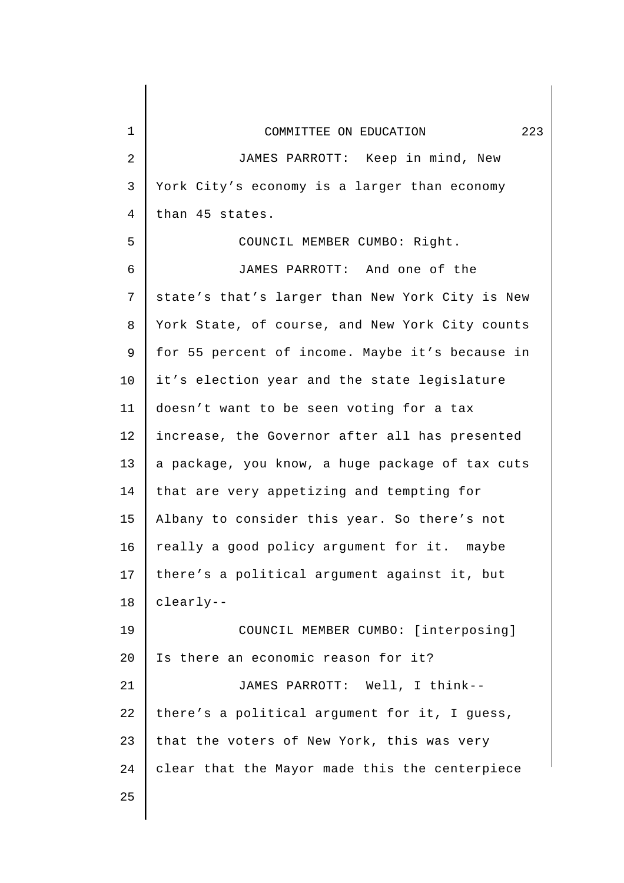JAMES PARROTT: Keep in mind, New York City's economy is a larger than economy than 45 states.

COUNCIL MEMBER CUMBO: Right.

JAMES PARROTT: And one of the state's that's larger than New York City is New York State, of course, and New York City counts for 55 percent of income. Maybe it's because in it's election year and the state legislature doesn't want to be seen voting for a tax increase, the Governor after all has presented a package, you know, a huge package of tax cuts that are very appetizing and tempting for Albany to consider this year. So there's not really a good policy argument for it. maybe there's a political argument against it, but clearly--

COUNCIL MEMBER CUMBO: [interposing] Is there an economic reason for it?

JAMES PARROTT: Well, I think-- there's a political argument for it, I guess, that the voters of New York, this was very clear that the Mayor made this the centerpiece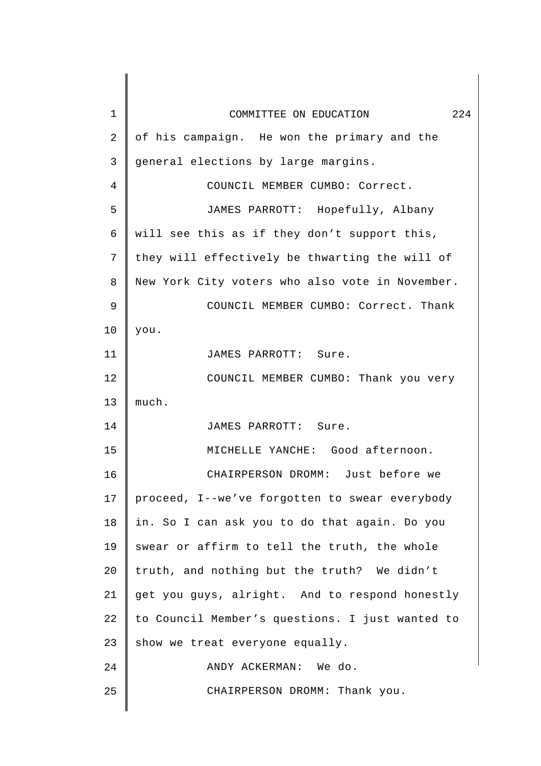of his campaign. He won the primary and the general elections by large margins.

COUNCIL MEMBER CUMBO: Correct.

JAMES PARROTT: Hopefully, Albany will see this as if they don't support this, they will effectively be thwarting the will of New York City voters who also vote in November.

COUNCIL MEMBER CUMBO: Correct. Thank you.

JAMES PARROTT: Sure.

COUNCIL MEMBER CUMBO: Thank you very much.

JAMES PARROTT: Sure.

MICHELLE YANCHE: Good afternoon.

CHAIRPERSON DROMM: Just before we proceed, I--we've forgotten to swear everybody in. So I can ask you to do that again. Do you swear or affirm to tell the truth, the whole truth, and nothing but the truth? We didn't get you guys, alright. And to respond honestly to Council Member's questions. I just wanted to show we treat everyone equally.

ANDY ACKERMAN: We do.

CHAIRPERSON DROMM: Thank you.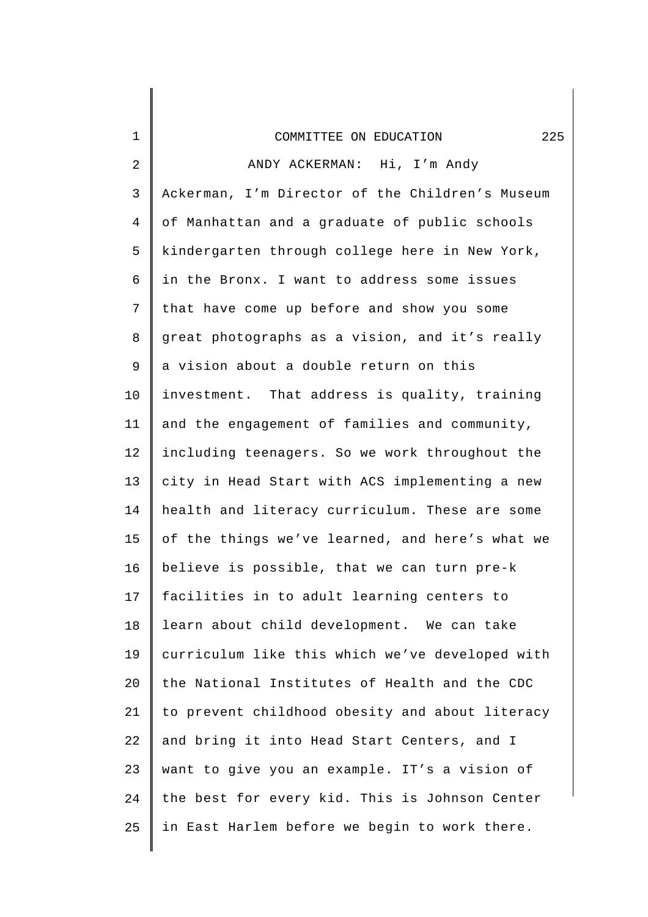ANDY ACKERMAN: Hi, I'm Andy Ackerman, I'm Director of the Children's Museum of Manhattan and a graduate of public schools kindergarten through college here in New York, in the Bronx. I want to address some issues that have come up before and show you some great photographs as a vision, and it's really a vision about a double return on this investment. That address is quality, training and the engagement of families and community, including teenagers. So we work throughout the city in Head Start with ACS implementing a new health and literacy curriculum. These are some of the things we've learned, and here's what we believe is possible, that we can turn pre-k facilities in to adult learning centers to learn about child development. We can take curriculum like this which we've developed with the National Institutes of Health and the CDC to prevent childhood obesity and about literacy and bring it into Head Start Centers, and I want to give you an example. IT's a vision of the best for every kid. This is Johnson Center in East Harlem before we begin to work there.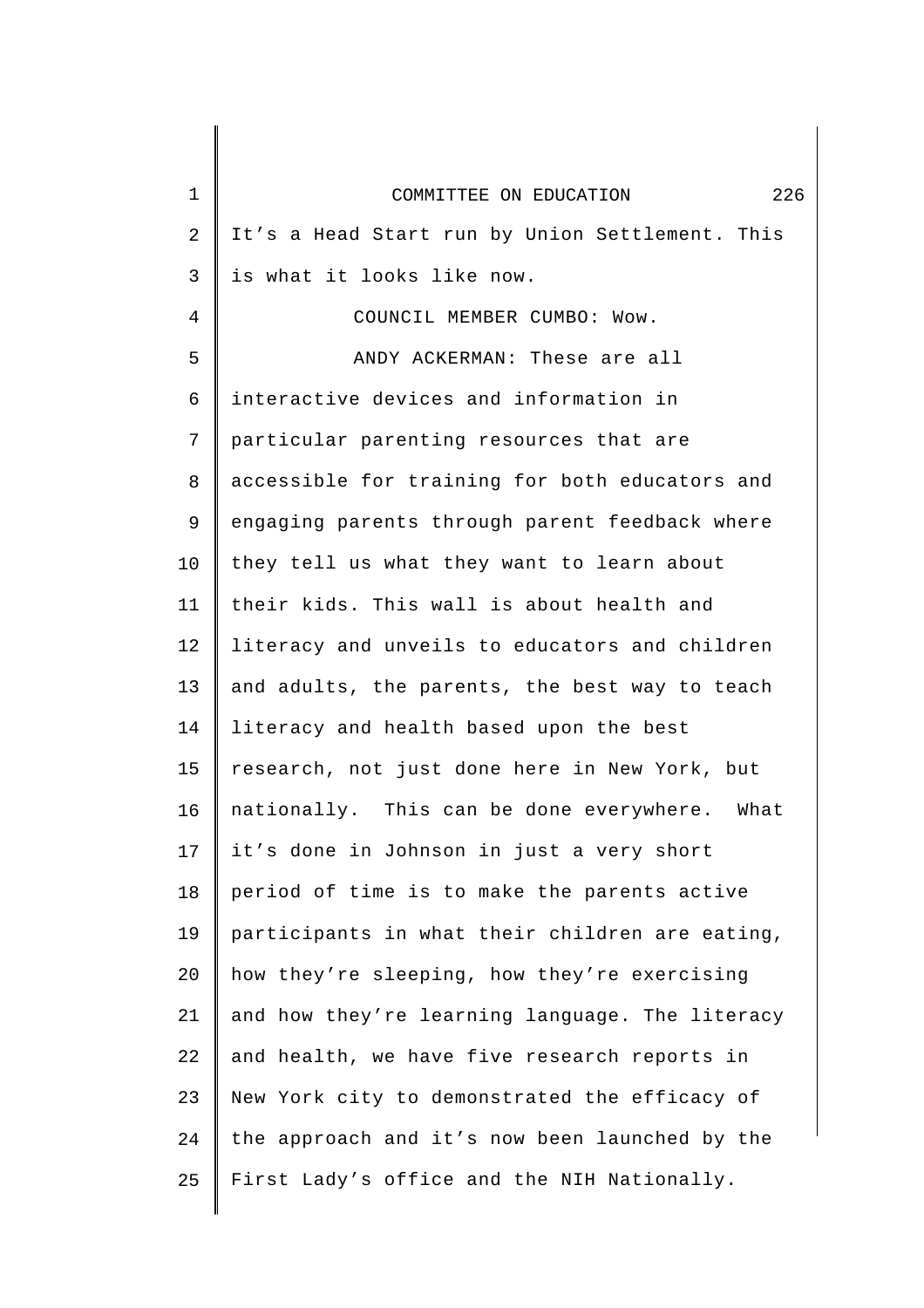It’s a Head Start run by Union Settlement. This is what it looks like now.

COUNCIL MEMBER CUMBO: Wow.

ANDY ACKERMAN: These are all interactive devices and information in particular parenting resources that are accessible for training for both educators and engaging parents through parent feedback where they tell us what they want to learn about their kids. This wall is about health and literacy and unveils to educators and children and adults, the parents, the best way to teach literacy and health based upon the best research, not just done here in New York, but nationally. This can be done everywhere. What it’s done in Johnson in just a very short period of time is to make the parents active participants in what their children are eating, how they’re sleeping, how they’re exercising and how they’re learning language. The literacy and health, we have five research reports in New York city to demonstrated the efficacy of the approach and it’s now been launched by the First Lady’s office and the NIH Nationally.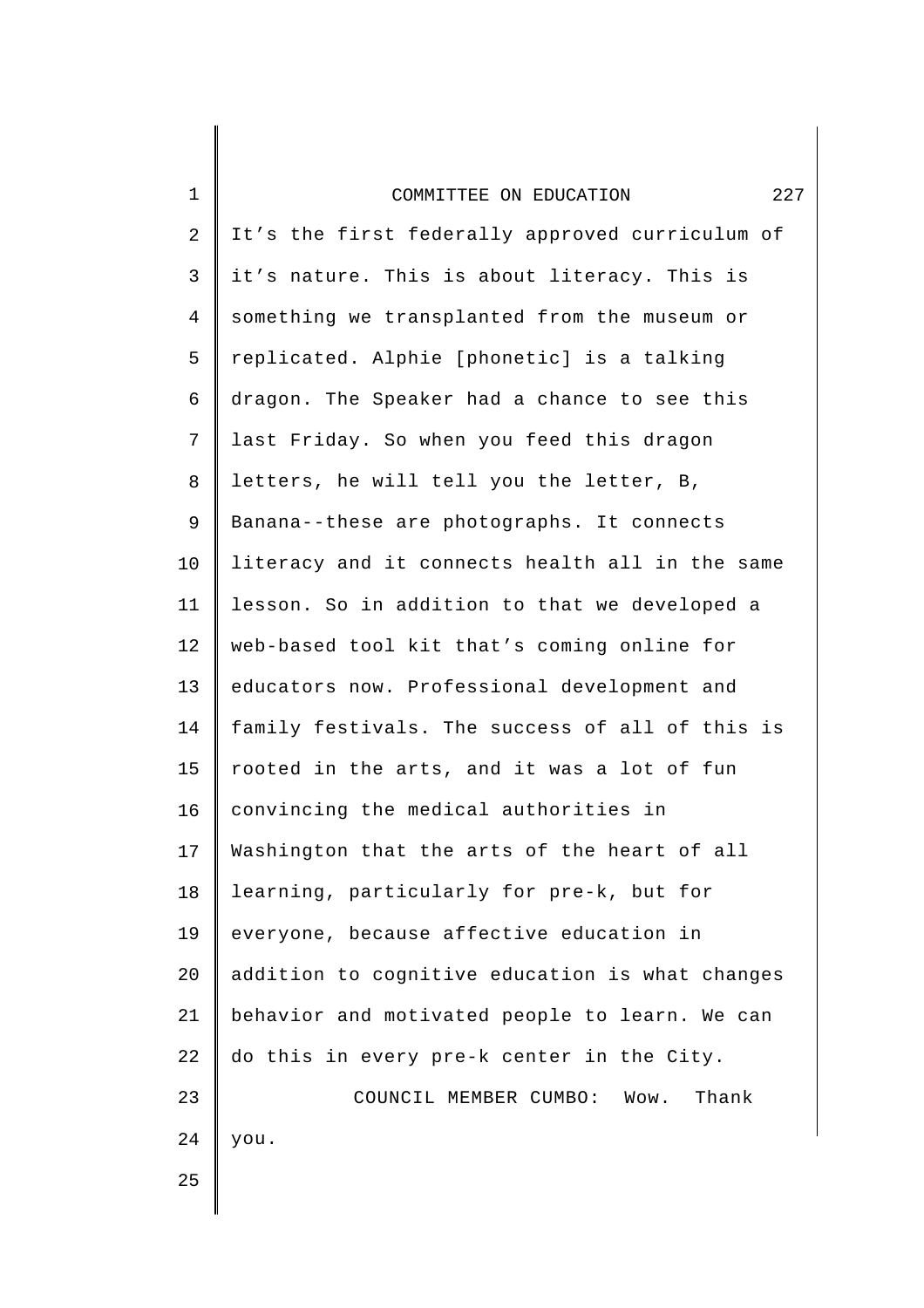It's the first federally approved curriculum of it's nature. This is about literacy. This is something we transplanted from the museum or replicated. Alphie [phonetic] is a talking dragon. The Speaker had a chance to see this last Friday. So when you feed this dragon letters, he will tell you the letter, B, Banana--these are photographs. It connects literacy and it connects health all in the same lesson. So in addition to that we developed a web-based tool kit that's coming online for educators now. Professional development and family festivals. The success of all of this is rooted in the arts, and it was a lot of fun convincing the medical authorities in Washington that the arts of the heart of all learning, particularly for pre-k, but for everyone, because affective education in addition to cognitive education is what changes behavior and motivated people to learn. We can do this in every pre-k center in the City.

COUNCIL MEMBER CUMBO: Wow. Thank you.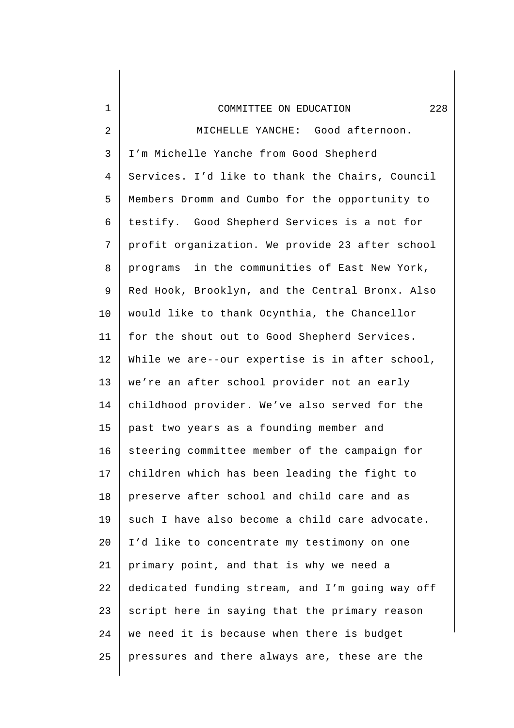MICHELLE YANCHE: Good afternoon. I'm Michelle Yanche from Good Shepherd Services. I'd like to thank the Chairs, Council Members Dromm and Cumbo for the opportunity to testify. Good Shepherd Services is a not for profit organization. We provide 23 after school programs in the communities of East New York, Red Hook, Brooklyn, and the Central Bronx. Also would like to thank Ocynthia, the Chancellor for the shout out to Good Shepherd Services. While we are--our expertise is in after school, we're an after school provider not an early childhood provider. We've also served for the past two years as a founding member and steering committee member of the campaign for children which has been leading the fight to preserve after school and child care and as such I have also become a child care advocate. I'd like to concentrate my testimony on one primary point, and that is why we need a dedicated funding stream, and I'm going way off script here in saying that the primary reason we need it is because when there is budget pressures and there always are, these are the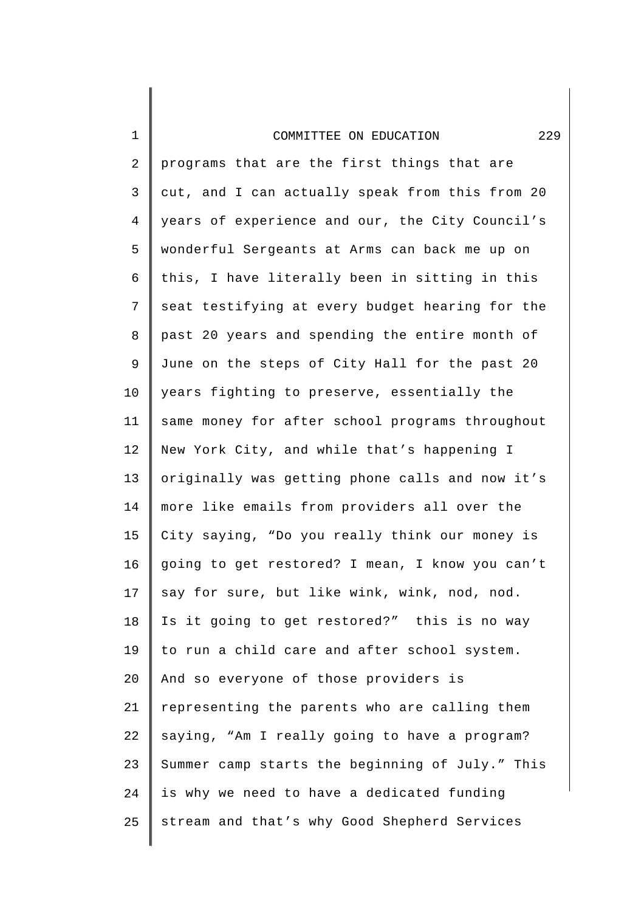programs that are the first things that are cut, and I can actually speak from this from 20 years of experience and our, the City Council's wonderful Sergeants at Arms can back me up on this, I have literally been in sitting in this seat testifying at every budget hearing for the past 20 years and spending the entire month of June on the steps of City Hall for the past 20 years fighting to preserve, essentially the same money for after school programs throughout New York City, and while that's happening I originally was getting phone calls and now it's more like emails from providers all over the City saying, "Do you really think our money is going to get restored? I mean, I know you can't say for sure, but like wink, wink, nod, nod. Is it going to get restored?" this is no way to run a child care and after school system. And so everyone of those providers is representing the parents who are calling them saying, "Am I really going to have a program? Summer camp starts the beginning of July." This is why we need to have a dedicated funding stream and that's why Good Shepherd Services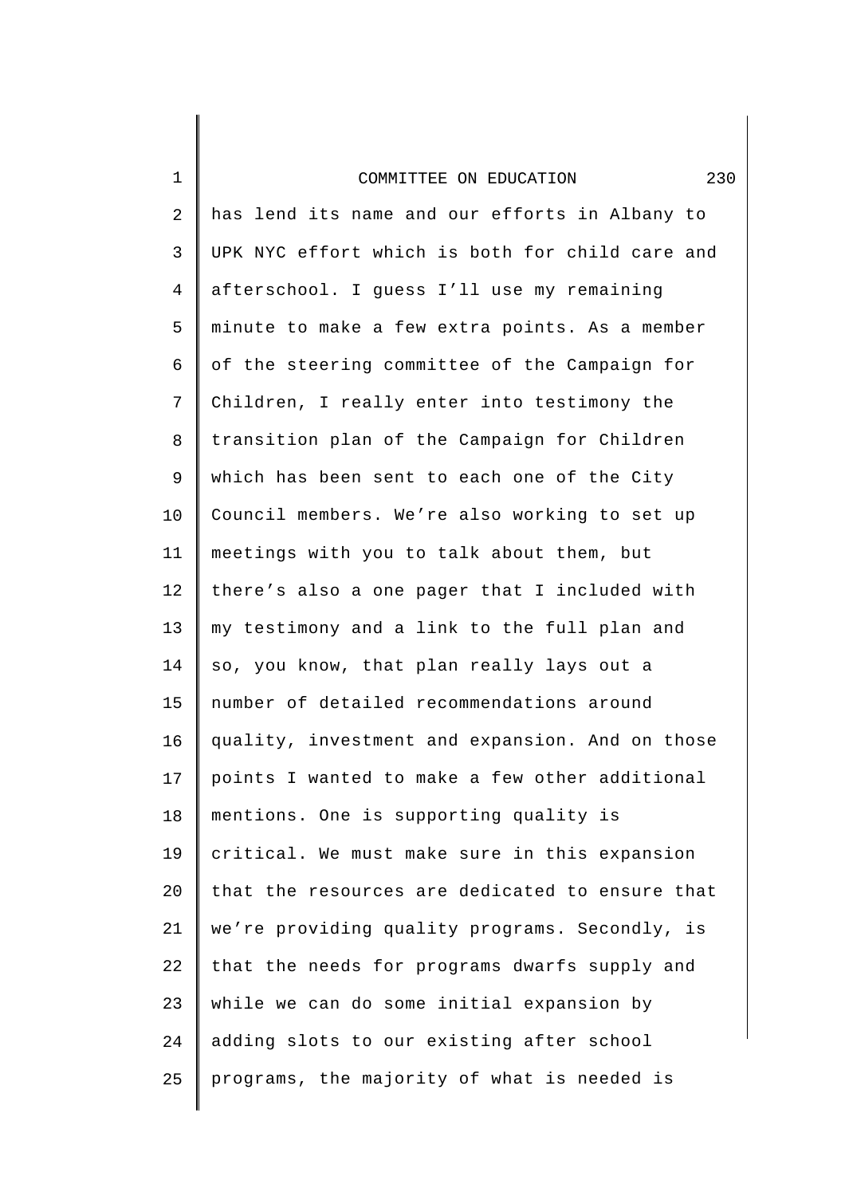has lend its name and our efforts in Albany to UPK NYC effort which is both for child care and afterschool. I guess I'll use my remaining minute to make a few extra points. As a member of the steering committee of the Campaign for Children, I really enter into testimony the transition plan of the Campaign for Children which has been sent to each one of the City Council members. We're also working to set up meetings with you to talk about them, but there's also a one pager that I included with my testimony and a link to the full plan and so, you know, that plan really lays out a number of detailed recommendations around quality, investment and expansion. And on those points I wanted to make a few other additional mentions. One is supporting quality is critical. We must make sure in this expansion that the resources are dedicated to ensure that we're providing quality programs. Secondly, is that the needs for programs dwarfs supply and while we can do some initial expansion by adding slots to our existing after school programs, the majority of what is needed is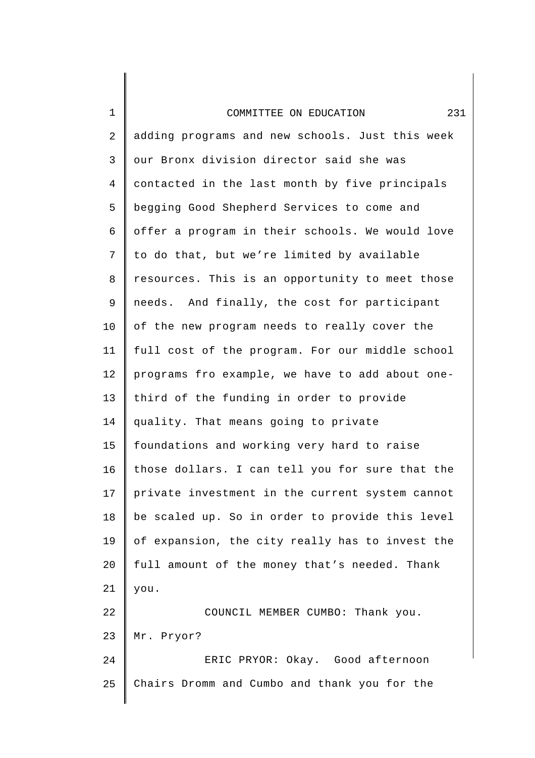adding programs and new schools. Just this week our Bronx division director said she was contacted in the last month by five principals begging Good Shepherd Services to come and offer a program in their schools. We would love to do that, but we're limited by available resources. This is an opportunity to meet those needs. And finally, the cost for participant of the new program needs to really cover the full cost of the program. For our middle school programs fro example, we have to add about one-third of the funding in order to provide quality. That means going to private foundations and working very hard to raise those dollars. I can tell you for sure that the private investment in the current system cannot be scaled up. So in order to provide this level of expansion, the city really has to invest the full amount of the money that's needed. Thank you.

COUNCIL MEMBER CUMBO: Thank you. Mr. Pryor?

ERIC PRYOR: Okay. Good afternoon Chairs Dromm and Cumbo and thank you for the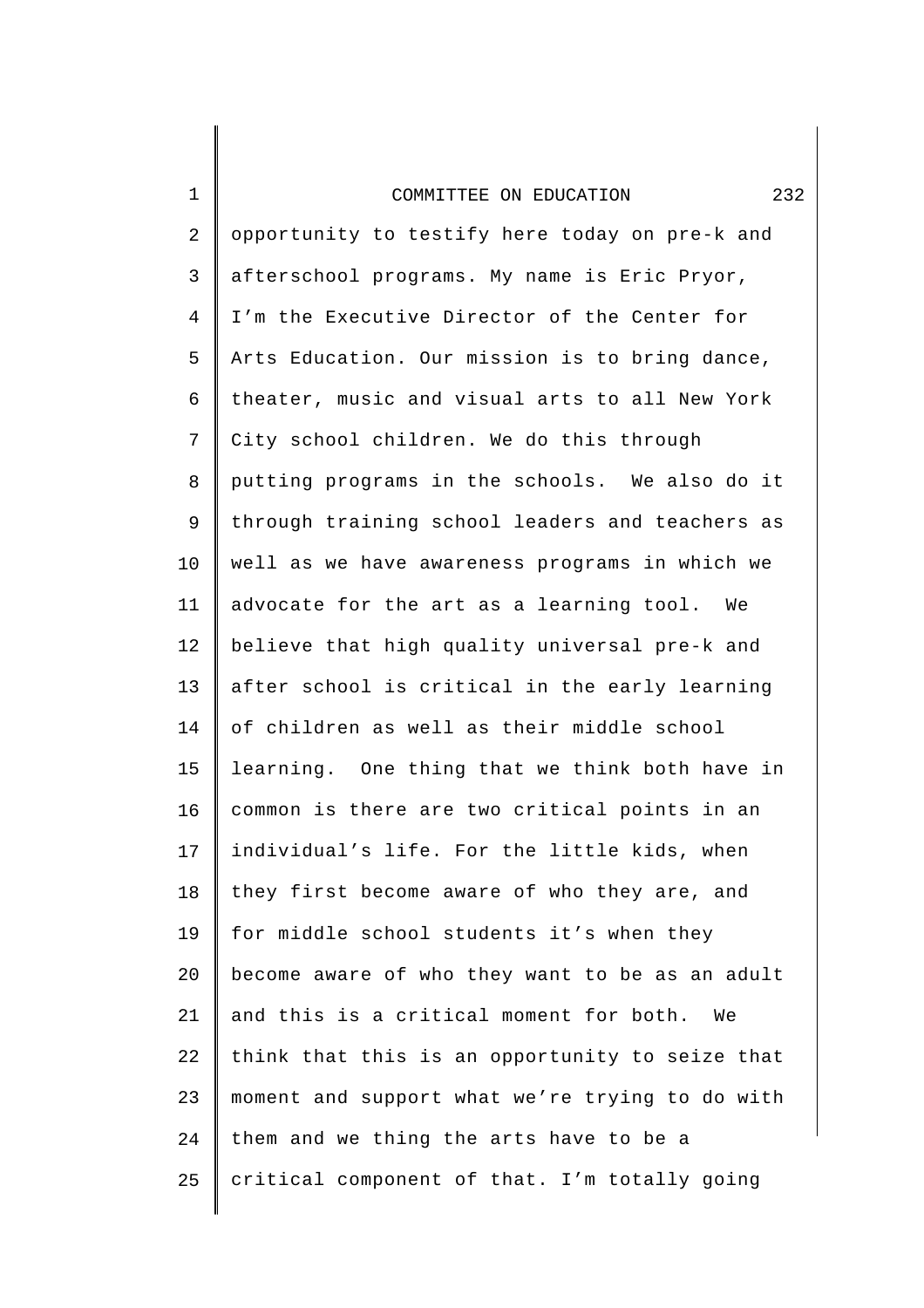opportunity to testify here today on pre-k and afterschool programs. My name is Eric Pryor, I'm the Executive Director of the Center for Arts Education. Our mission is to bring dance, theater, music and visual arts to all New York City school children. We do this through putting programs in the schools. We also do it through training school leaders and teachers as well as we have awareness programs in which we advocate for the art as a learning tool. We believe that high quality universal pre-k and after school is critical in the early learning of children as well as their middle school learning. One thing that we think both have in common is there are two critical points in an individual's life. For the little kids, when they first become aware of who they are, and for middle school students it's when they become aware of who they want to be as an adult and this is a critical moment for both. We think that this is an opportunity to seize that moment and support what we're trying to do with them and we thing the arts have to be a critical component of that. I'm totally going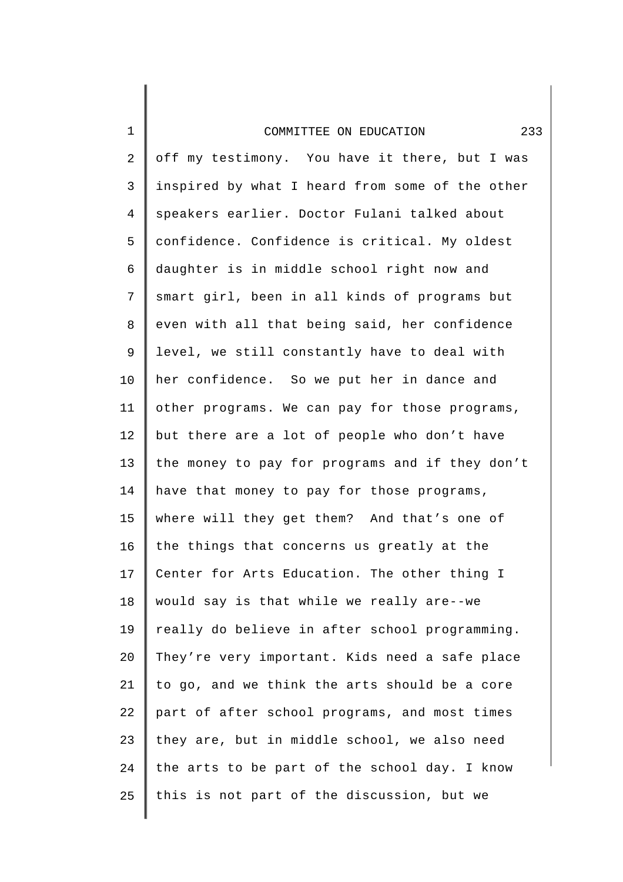off my testimony. You have it there, but I was inspired by what I heard from some of the other speakers earlier. Doctor Fulani talked about confidence. Confidence is critical. My oldest daughter is in middle school right now and smart girl, been in all kinds of programs but even with all that being said, her confidence level, we still constantly have to deal with her confidence. So we put her in dance and other programs. We can pay for those programs, but there are a lot of people who don't have the money to pay for programs and if they don't have that money to pay for those programs, where will they get them? And that's one of the things that concerns us greatly at the Center for Arts Education. The other thing I would say is that while we really are--we really do believe in after school programming. They're very important. Kids need a safe place to go, and we think the arts should be a core part of after school programs, and most times they are, but in middle school, we also need the arts to be part of the school day. I know this is not part of the discussion, but we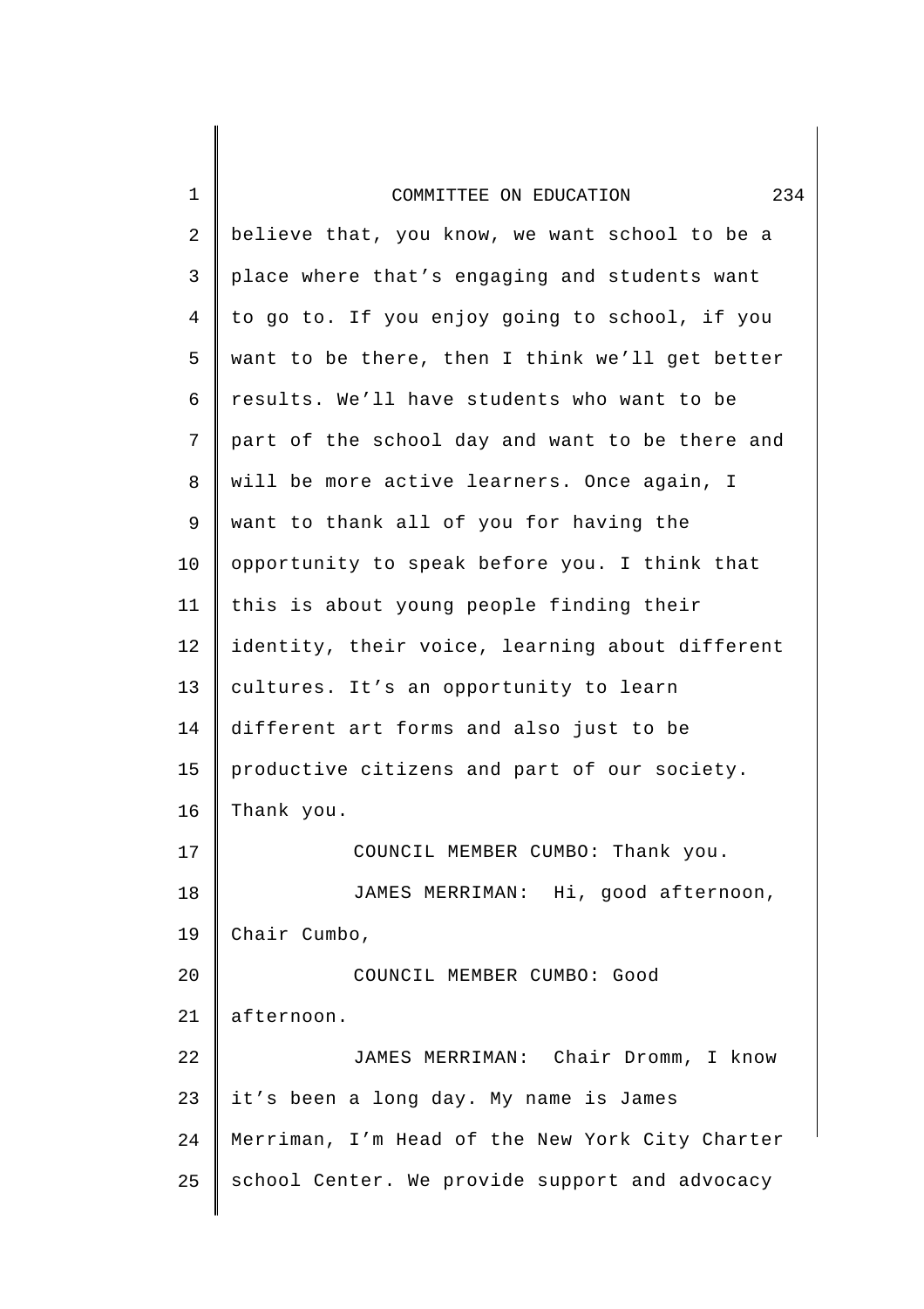believe that, you know, we want school to be a place where that's engaging and students want to go to. If you enjoy going to school, if you want to be there, then I think we'll get better results. We'll have students who want to be part of the school day and want to be there and will be more active learners. Once again, I want to thank all of you for having the opportunity to speak before you. I think that this is about young people finding their identity, their voice, learning about different cultures. It's an opportunity to learn different art forms and also just to be productive citizens and part of our society. Thank you.

COUNCIL MEMBER CUMBO: Thank you.

JAMES MERRIMAN: Hi, good afternoon, Chair Cumbo,

COUNCIL MEMBER CUMBO: Good afternoon.

JAMES MERRIMAN: Chair Dromm, I know it's been a long day. My name is James Merriman, I'm Head of the New York City Charter school Center. We provide support and advocacy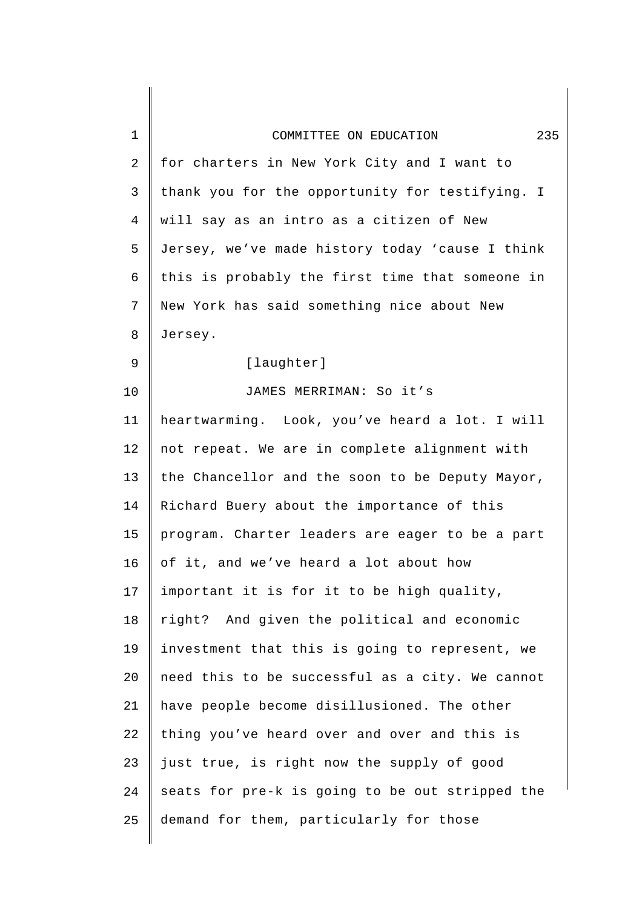for charters in New York City and I want to thank you for the opportunity for testifying. I will say as an intro as a citizen of New Jersey, we've made history today 'cause I think this is probably the first time that someone in New York has said something nice about New Jersey.

[laughter]

JAMES MERRIMAN: So it's heartwarming. Look, you've heard a lot. I will not repeat. We are in complete alignment with the Chancellor and the soon to be Deputy Mayor, Richard Buery about the importance of this program. Charter leaders are eager to be a part of it, and we've heard a lot about how important it is for it to be high quality, right? And given the political and economic investment that this is going to represent, we need this to be successful as a city. We cannot have people become disillusioned. The other thing you've heard over and over and this is just true, is right now the supply of good seats for pre-k is going to be out stripped the demand for them, particularly for those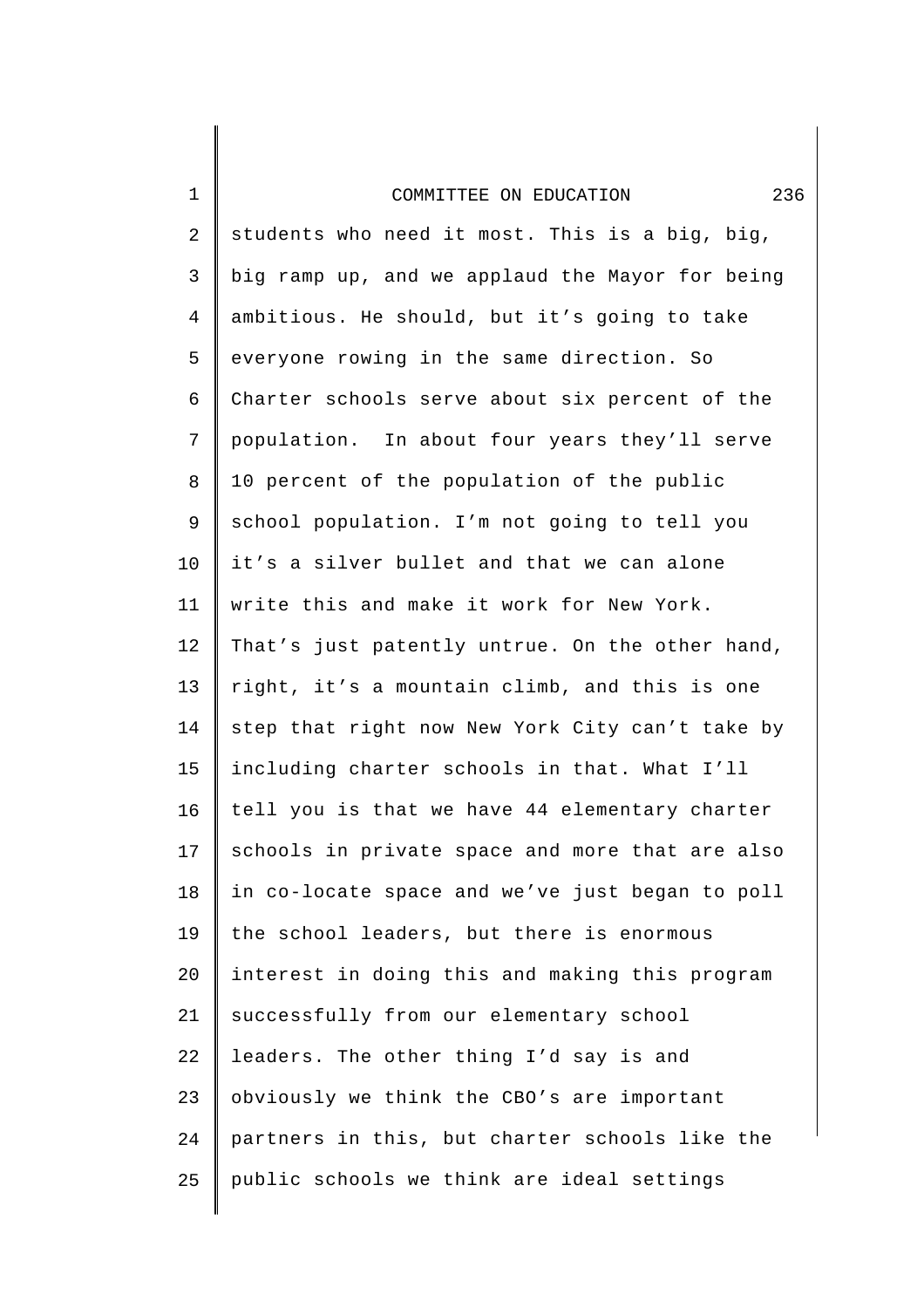students who need it most. This is a big, big, big ramp up, and we applaud the Mayor for being ambitious. He should, but it's going to take everyone rowing in the same direction. So Charter schools serve about six percent of the population. In about four years they'll serve 10 percent of the population of the public school population. I'm not going to tell you it's a silver bullet and that we can alone write this and make it work for New York. That's just patently untrue. On the other hand, right, it's a mountain climb, and this is one step that right now New York City can't take by including charter schools in that. What I'll tell you is that we have 44 elementary charter schools in private space and more that are also in co-locate space and we've just began to poll the school leaders, but there is enormous interest in doing this and making this program successfully from our elementary school leaders. The other thing I'd say is and obviously we think the CBO's are important partners in this, but charter schools like the public schools we think are ideal settings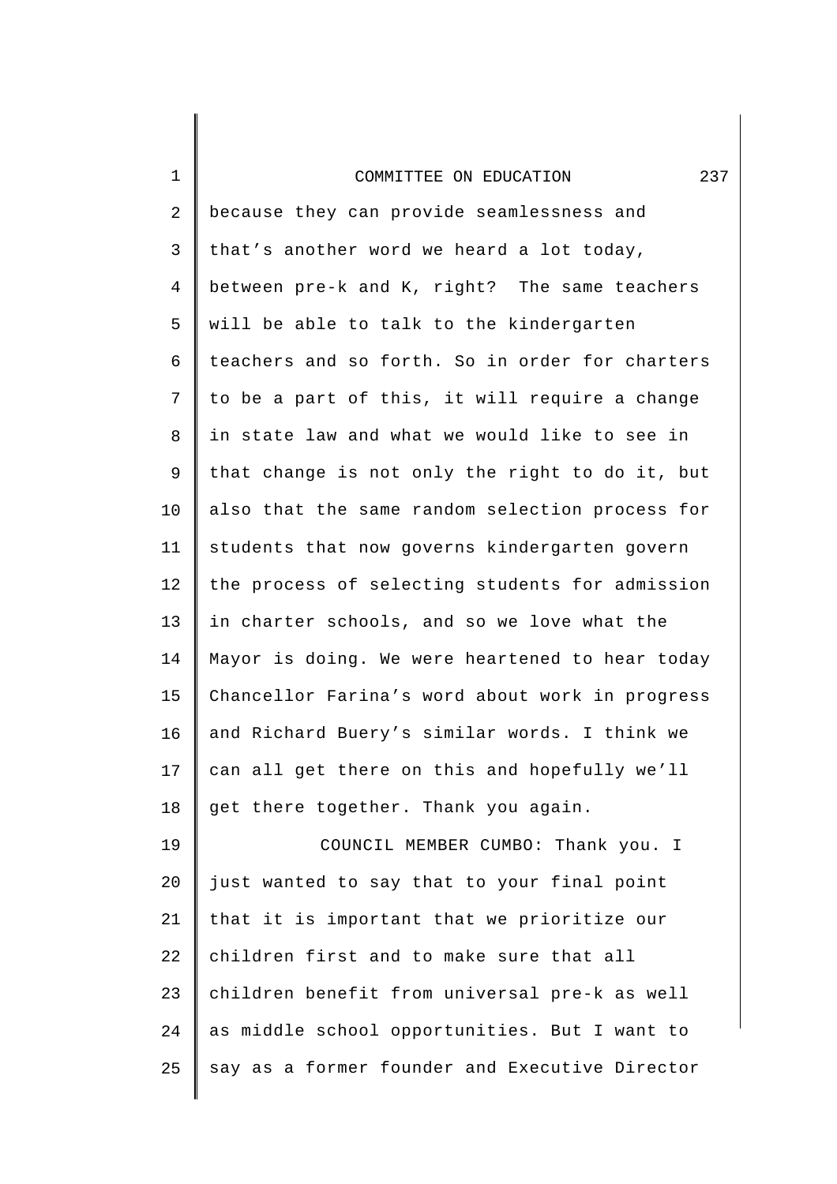because they can provide seamlessness and that's another word we heard a lot today, between pre-k and K, right? The same teachers will be able to talk to the kindergarten teachers and so forth. So in order for charters to be a part of this, it will require a change in state law and what we would like to see in that change is not only the right to do it, but also that the same random selection process for students that now governs kindergarten govern the process of selecting students for admission in charter schools, and so we love what the Mayor is doing. We were heartened to hear today Chancellor Farina's word about work in progress and Richard Buery's similar words. I think we can all get there on this and hopefully we'll get there together. Thank you again.

COUNCIL MEMBER CUMBO: Thank you. I just wanted to say that to your final point that it is important that we prioritize our children first and to make sure that all children benefit from universal pre-k as well as middle school opportunities. But I want to say as a former founder and Executive Director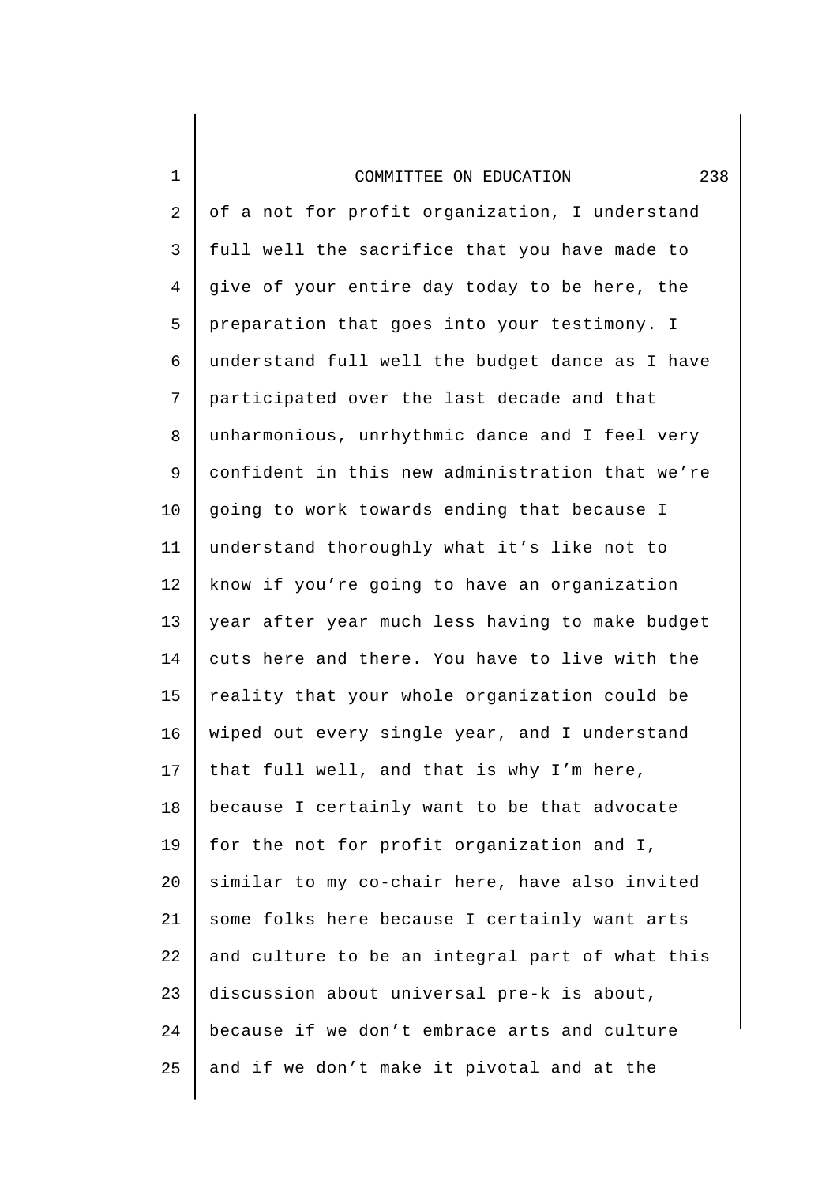of a not for profit organization, I understand full well the sacrifice that you have made to give of your entire day today to be here, the preparation that goes into your testimony. I understand full well the budget dance as I have participated over the last decade and that unharmonious, unrhythmic dance and I feel very confident in this new administration that we're going to work towards ending that because I understand thoroughly what it's like not to know if you're going to have an organization year after year much less having to make budget cuts here and there. You have to live with the reality that your whole organization could be wiped out every single year, and I understand that full well, and that is why I'm here, because I certainly want to be that advocate for the not for profit organization and I, similar to my co-chair here, have also invited some folks here because I certainly want arts and culture to be an integral part of what this discussion about universal pre-k is about, because if we don't embrace arts and culture and if we don't make it pivotal and at the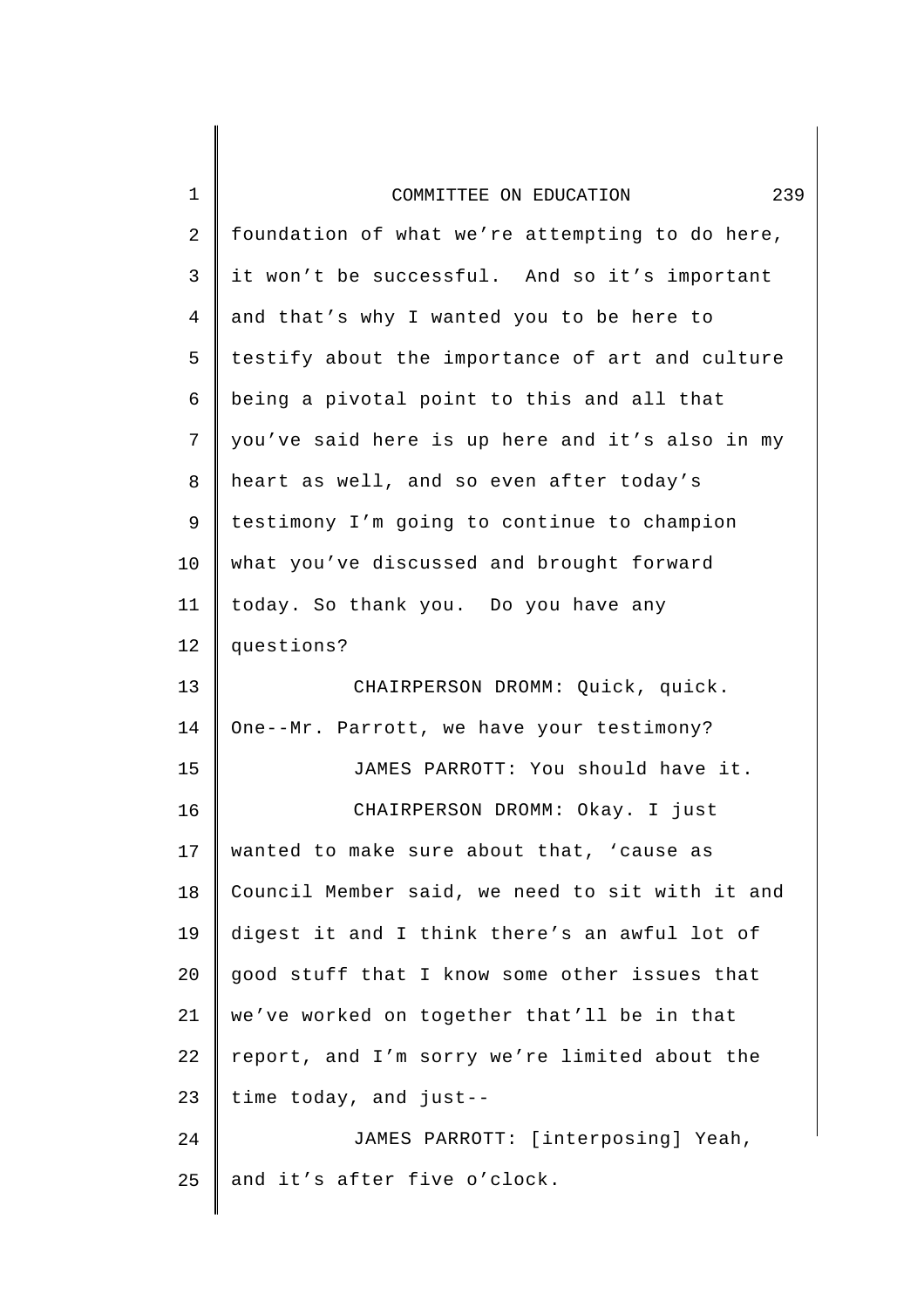foundation of what we're attempting to do here, it won't be successful. And so it's important and that's why I wanted you to be here to testify about the importance of art and culture being a pivotal point to this and all that you've said here is up here and it's also in my heart as well, and so even after today's testimony I'm going to continue to champion what you've discussed and brought forward today. So thank you. Do you have any questions?

CHAIRPERSON DROMM: Quick, quick. One--Mr. Parrott, we have your testimony?

JAMES PARROTT: You should have it.

CHAIRPERSON DROMM: Okay. I just wanted to make sure about that, 'cause as Council Member said, we need to sit with it and digest it and I think there's an awful lot of good stuff that I know some other issues that we've worked on together that'll be in that report, and I'm sorry we're limited about the time today, and just--

JAMES PARROTT: [interposing] Yeah, and it's after five o'clock.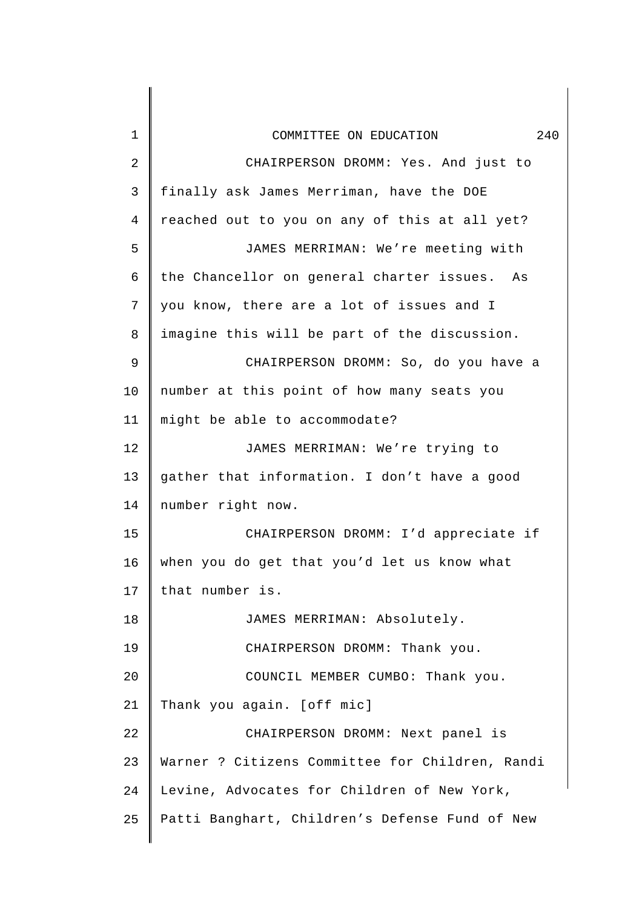CHAIRPERSON DROMM: Yes. And just to finally ask James Merriman, have the DOE reached out to you on any of this at all yet?

JAMES MERRIMAN: We're meeting with the Chancellor on general charter issues. As you know, there are a lot of issues and I imagine this will be part of the discussion.

CHAIRPERSON DROMM: So, do you have a number at this point of how many seats you might be able to accommodate?

JAMES MERRIMAN: We're trying to gather that information. I don't have a good number right now.

CHAIRPERSON DROMM: I'd appreciate if when you do get that you'd let us know what that number is.

JAMES MERRIMAN: Absolutely.

CHAIRPERSON DROMM: Thank you.

COUNCIL MEMBER CUMBO: Thank you. Thank you again. [off mic]

CHAIRPERSON DROMM: Next panel is Warner ? Citizens Committee for Children, Randi Levine, Advocates for Children of New York, Patti Banghart, Children's Defense Fund of New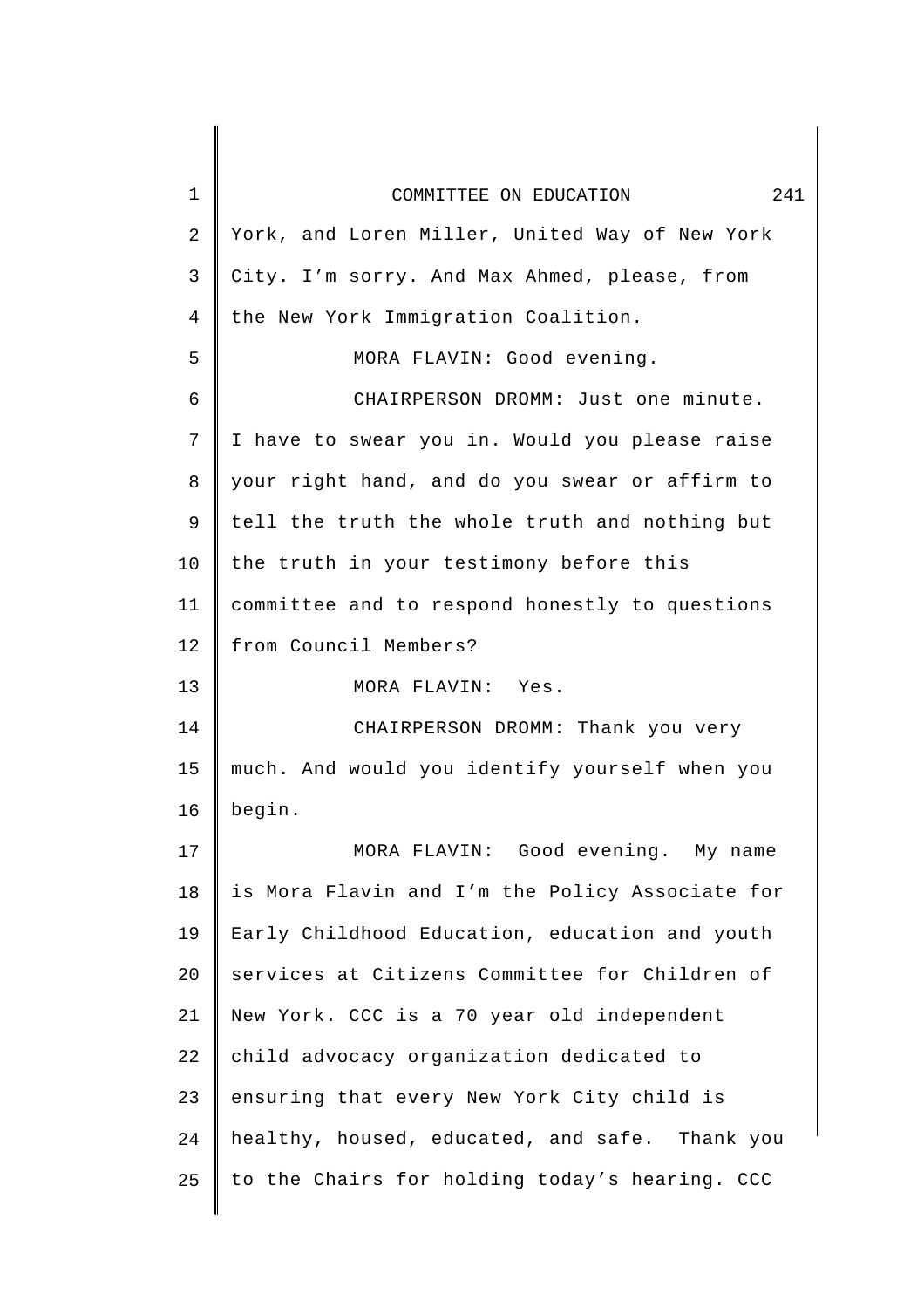York, and Loren Miller, United Way of New York City. I'm sorry. And Max Ahmed, please, from the New York Immigration Coalition.

MORA FLAVIN: Good evening.

CHAIRPERSON DROMM: Just one minute. I have to swear you in. Would you please raise your right hand, and do you swear or affirm to tell the truth the whole truth and nothing but the truth in your testimony before this committee and to respond honestly to questions from Council Members?

MORA FLAVIN: Yes.

CHAIRPERSON DROMM: Thank you very much. And would you identify yourself when you begin.

MORA FLAVIN: Good evening. My name is Mora Flavin and I'm the Policy Associate for Early Childhood Education, education and youth services at Citizens Committee for Children of New York. CCC is a 70 year old independent child advocacy organization dedicated to ensuring that every New York City child is healthy, housed, educated, and safe. Thank you to the Chairs for holding today's hearing. CCC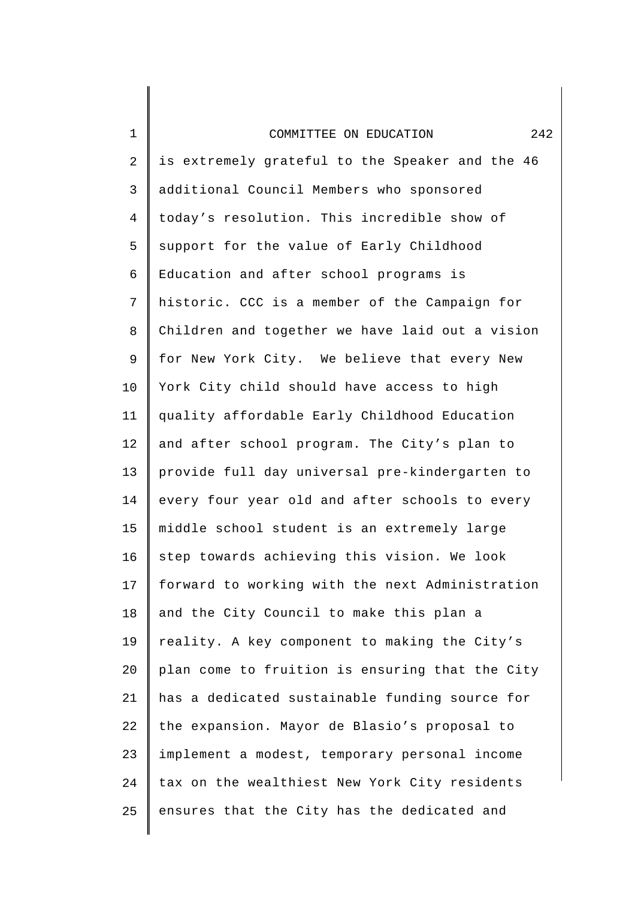is extremely grateful to the Speaker and the 46 additional Council Members who sponsored today's resolution. This incredible show of support for the value of Early Childhood Education and after school programs is historic. CCC is a member of the Campaign for Children and together we have laid out a vision for New York City. We believe that every New York City child should have access to high quality affordable Early Childhood Education and after school program. The City's plan to provide full day universal pre-kindergarten to every four year old and after schools to every middle school student is an extremely large step towards achieving this vision. We look forward to working with the next Administration and the City Council to make this plan a reality. A key component to making the City's plan come to fruition is ensuring that the City has a dedicated sustainable funding source for the expansion. Mayor de Blasio's proposal to implement a modest, temporary personal income tax on the wealthiest New York City residents ensures that the City has the dedicated and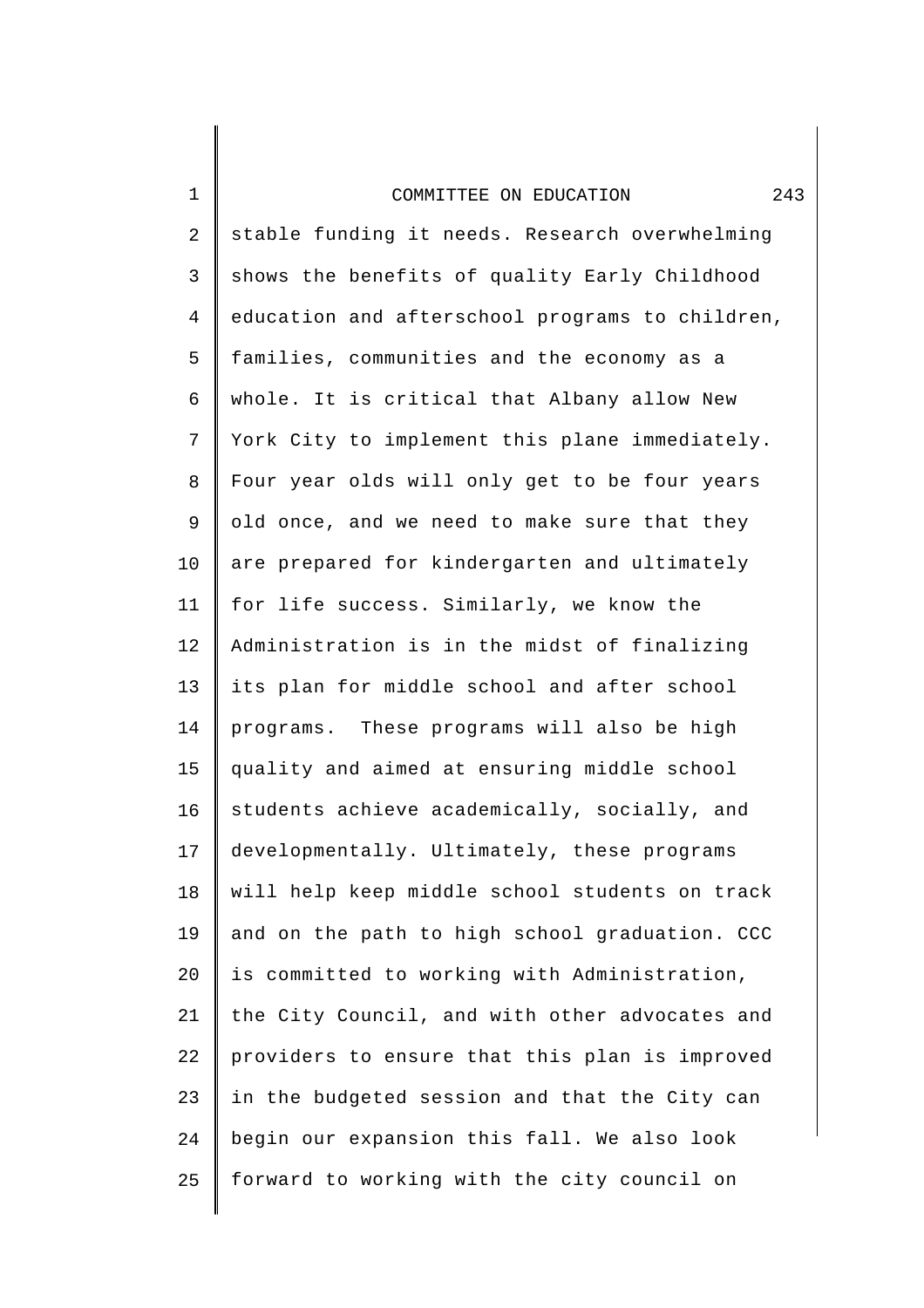stable funding it needs. Research overwhelming shows the benefits of quality Early Childhood education and afterschool programs to children, families, communities and the economy as a whole. It is critical that Albany allow New York City to implement this plane immediately. Four year olds will only get to be four years old once, and we need to make sure that they are prepared for kindergarten and ultimately for life success. Similarly, we know the Administration is in the midst of finalizing its plan for middle school and after school programs. These programs will also be high quality and aimed at ensuring middle school students achieve academically, socially, and developmentally. Ultimately, these programs will help keep middle school students on track and on the path to high school graduation. CCC is committed to working with Administration, the City Council, and with other advocates and providers to ensure that this plan is improved in the budgeted session and that the City can begin our expansion this fall. We also look forward to working with the city council on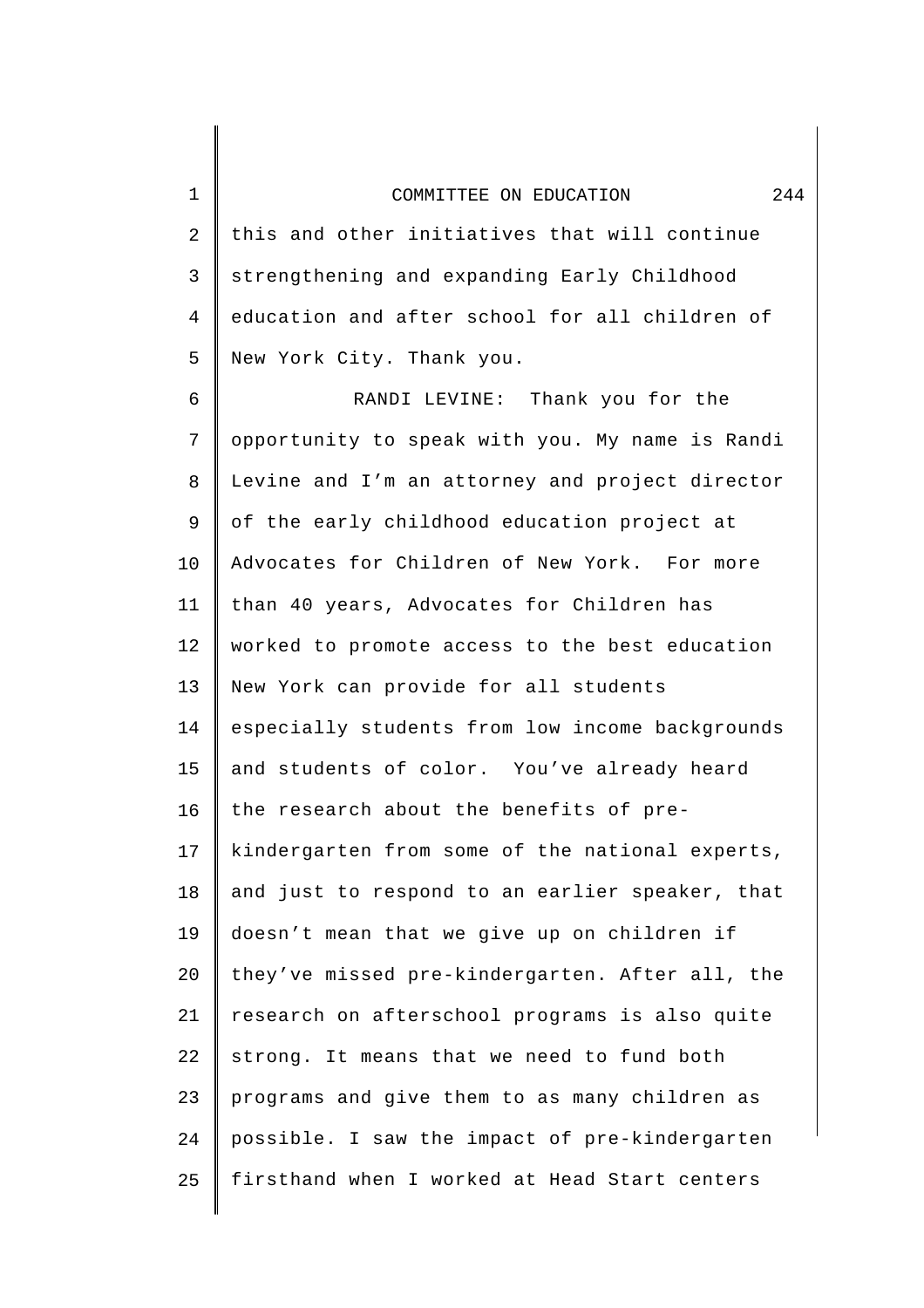this and other initiatives that will continue strengthening and expanding Early Childhood education and after school for all children of New York City. Thank you.

RANDI LEVINE: Thank you for the opportunity to speak with you. My name is Randi Levine and I'm an attorney and project director of the early childhood education project at Advocates for Children of New York. For more than 40 years, Advocates for Children has worked to promote access to the best education New York can provide for all students especially students from low income backgrounds and students of color. You've already heard the research about the benefits of pre-kindergarten from some of the national experts, and just to respond to an earlier speaker, that doesn't mean that we give up on children if they've missed pre-kindergarten. After all, the research on afterschool programs is also quite strong. It means that we need to fund both programs and give them to as many children as possible. I saw the impact of pre-kindergarten firsthand when I worked at Head Start centers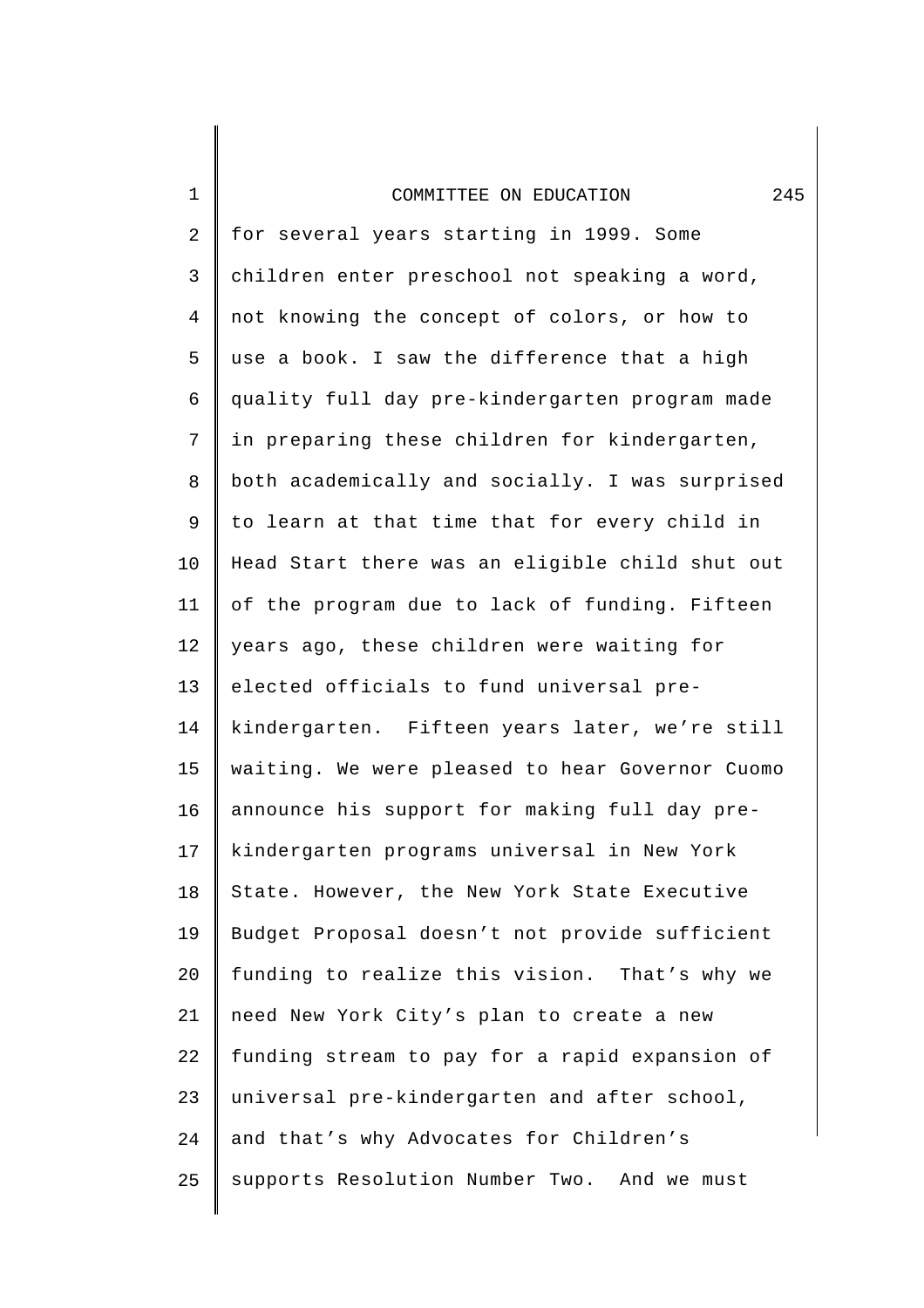for several years starting in 1999. Some children enter preschool not speaking a word, not knowing the concept of colors, or how to use a book. I saw the difference that a high quality full day pre-kindergarten program made in preparing these children for kindergarten, both academically and socially. I was surprised to learn at that time that for every child in Head Start there was an eligible child shut out of the program due to lack of funding. Fifteen years ago, these children were waiting for elected officials to fund universal pre-kindergarten. Fifteen years later, we're still waiting. We were pleased to hear Governor Cuomo announce his support for making full day pre-kindergarten programs universal in New York State. However, the New York State Executive Budget Proposal doesn't not provide sufficient funding to realize this vision. That's why we need New York City's plan to create a new funding stream to pay for a rapid expansion of universal pre-kindergarten and after school, and that's why Advocates for Children's supports Resolution Number Two. And we must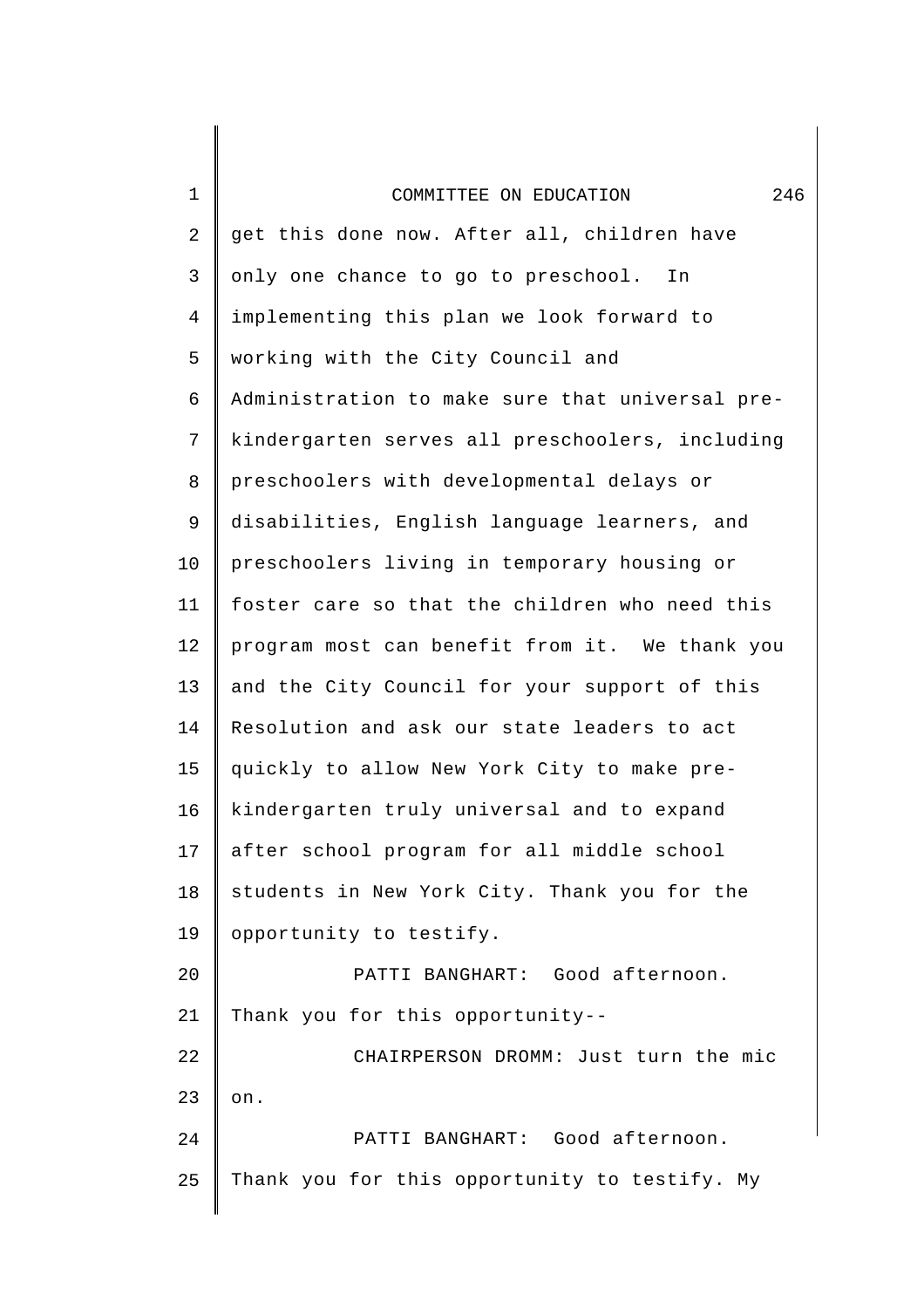get this done now. After all, children have only one chance to go to preschool. In implementing this plan we look forward to working with the City Council and Administration to make sure that universal pre-kindergarten serves all preschoolers, including preschoolers with developmental delays or disabilities, English language learners, and preschoolers living in temporary housing or foster care so that the children who need this program most can benefit from it. We thank you and the City Council for your support of this Resolution and ask our state leaders to act quickly to allow New York City to make pre-kindergarten truly universal and to expand after school program for all middle school students in New York City. Thank you for the opportunity to testify.

PATTI BANGHART: Good afternoon. Thank you for this opportunity--

CHAIRPERSON DROMM: Just turn the mic on.

PATTI BANGHART: Good afternoon. Thank you for this opportunity to testify. My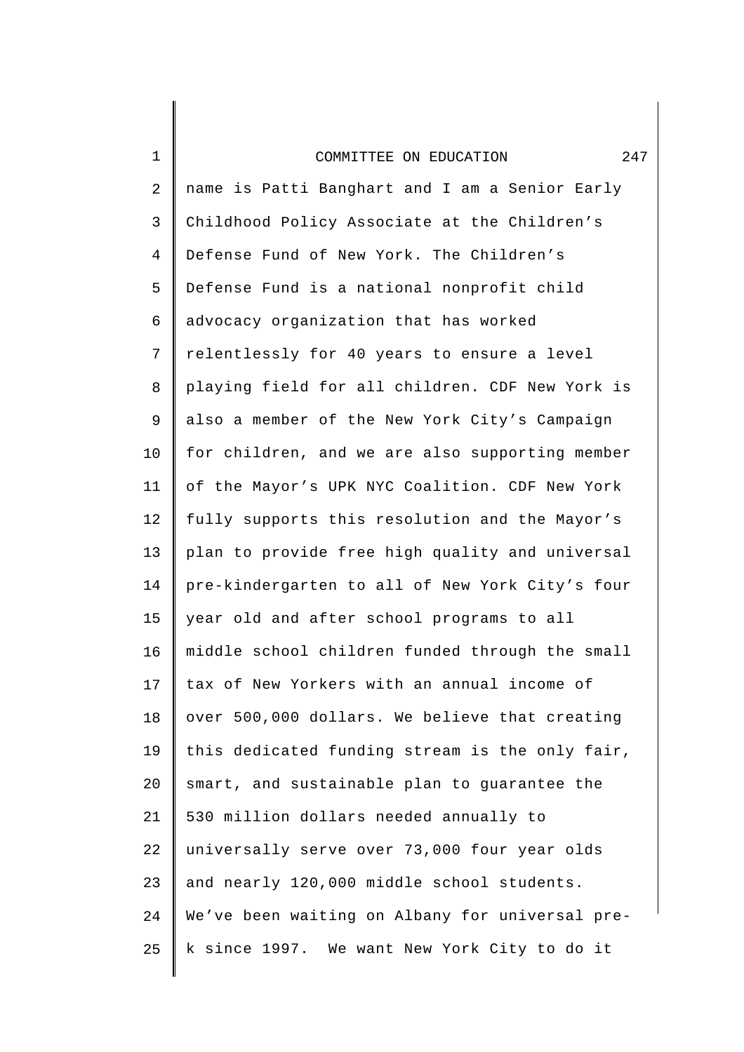name is Patti Banghart and I am a Senior Early Childhood Policy Associate at the Children's Defense Fund of New York. The Children's Defense Fund is a national nonprofit child advocacy organization that has worked relentlessly for 40 years to ensure a level playing field for all children. CDF New York is also a member of the New York City's Campaign for children, and we are also supporting member of the Mayor's UPK NYC Coalition. CDF New York fully supports this resolution and the Mayor's plan to provide free high quality and universal pre-kindergarten to all of New York City's four year old and after school programs to all middle school children funded through the small tax of New Yorkers with an annual income of over 500,000 dollars. We believe that creating this dedicated funding stream is the only fair, smart, and sustainable plan to guarantee the 530 million dollars needed annually to universally serve over 73,000 four year olds and nearly 120,000 middle school students. We've been waiting on Albany for universal pre-k since 1997. We want New York City to do it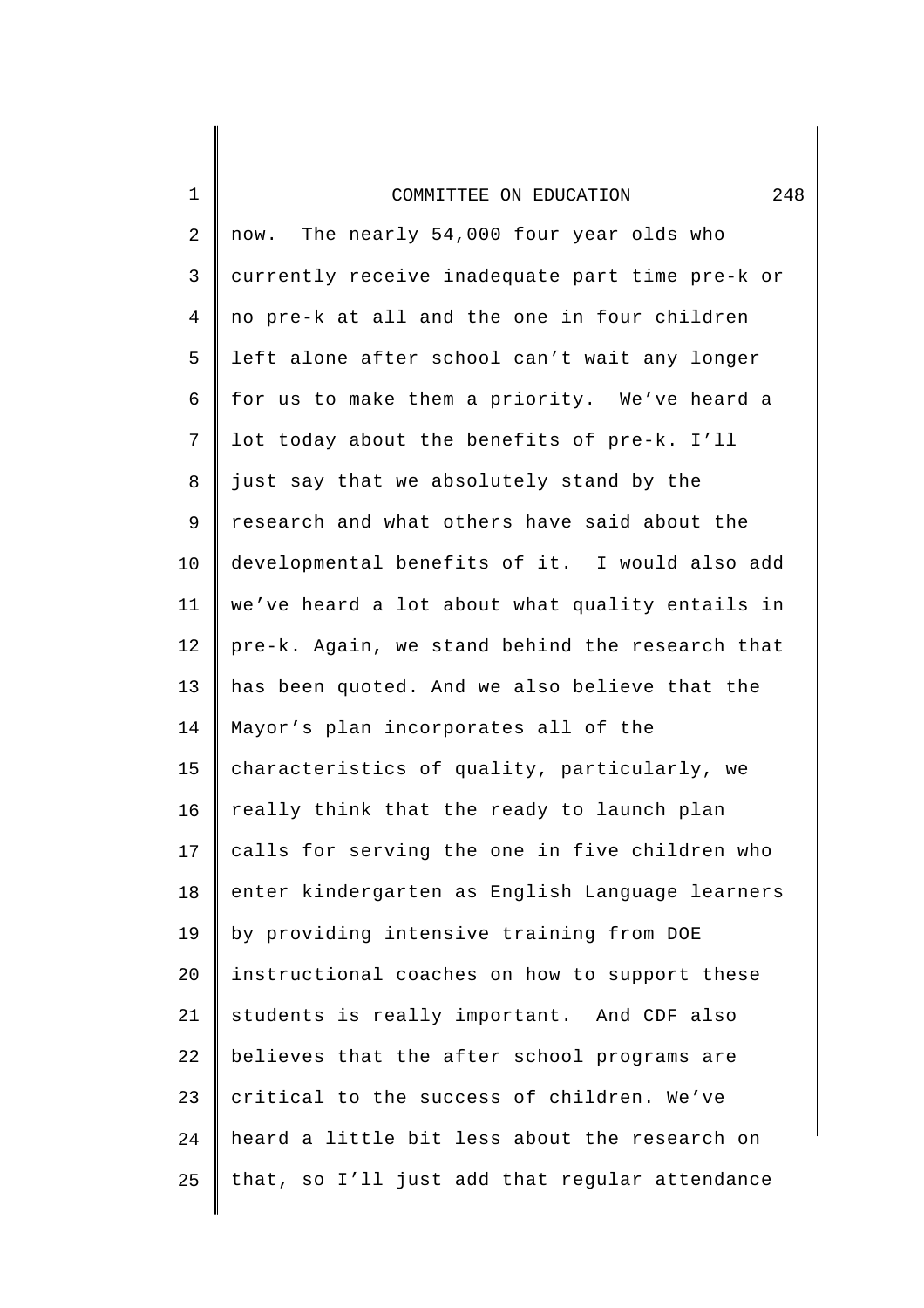now. The nearly 54,000 four year olds who currently receive inadequate part time pre-k or no pre-k at all and the one in four children left alone after school can't wait any longer for us to make them a priority. We've heard a lot today about the benefits of pre-k. I'll just say that we absolutely stand by the research and what others have said about the developmental benefits of it. I would also add we've heard a lot about what quality entails in pre-k. Again, we stand behind the research that has been quoted. And we also believe that the Mayor's plan incorporates all of the characteristics of quality, particularly, we really think that the ready to launch plan calls for serving the one in five children who enter kindergarten as English Language learners by providing intensive training from DOE instructional coaches on how to support these students is really important. And CDF also believes that the after school programs are critical to the success of children. We've heard a little bit less about the research on that, so I'll just add that regular attendance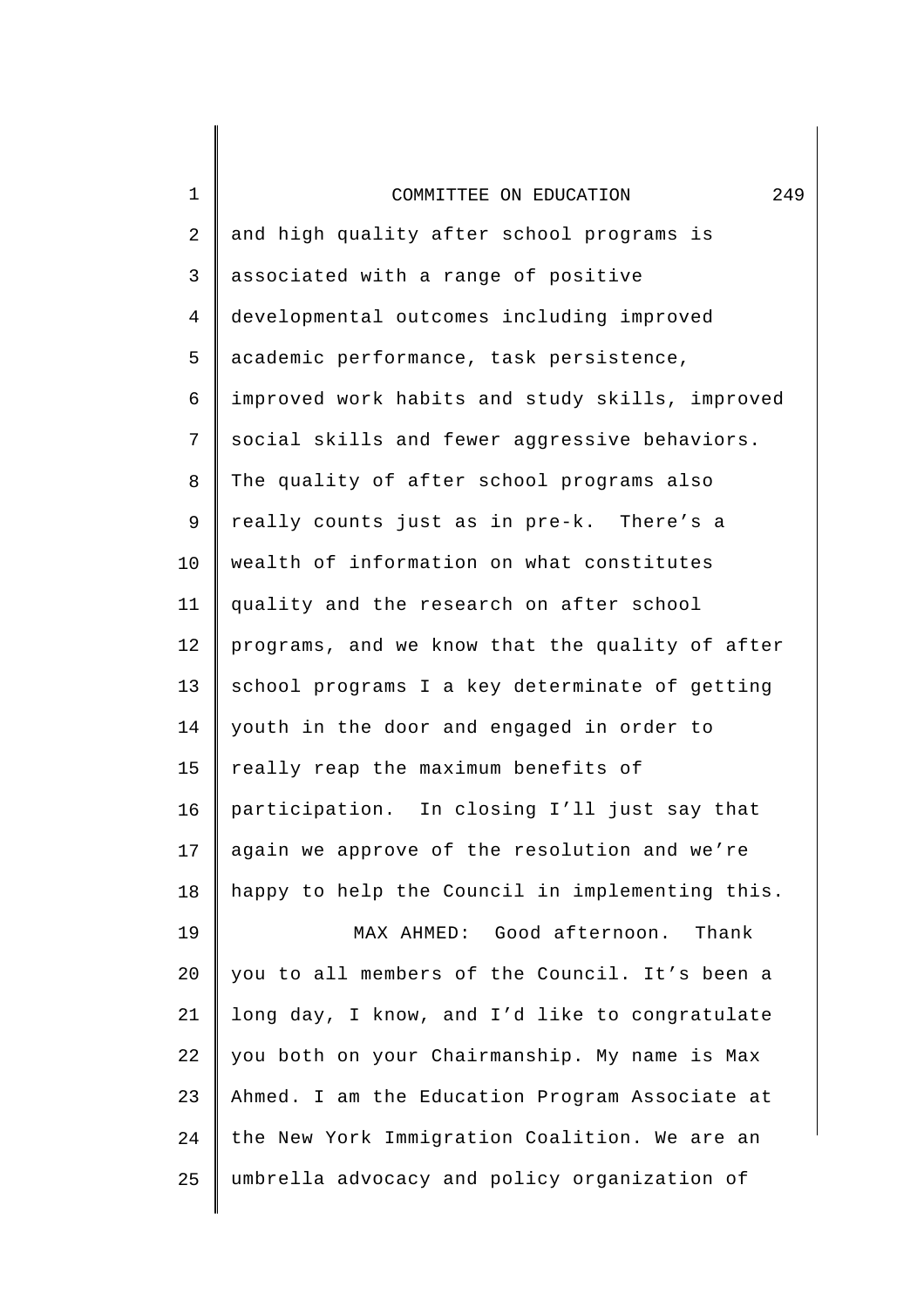and high quality after school programs is associated with a range of positive developmental outcomes including improved academic performance, task persistence, improved work habits and study skills, improved social skills and fewer aggressive behaviors. The quality of after school programs also really counts just as in pre-k. There's a wealth of information on what constitutes quality and the research on after school programs, and we know that the quality of after school programs I a key determinate of getting youth in the door and engaged in order to really reap the maximum benefits of participation. In closing I'll just say that again we approve of the resolution and we're happy to help the Council in implementing this.

MAX AHMED: Good afternoon. Thank you to all members of the Council. It's been a long day, I know, and I'd like to congratulate you both on your Chairmanship. My name is Max Ahmed. I am the Education Program Associate at the New York Immigration Coalition. We are an umbrella advocacy and policy organization of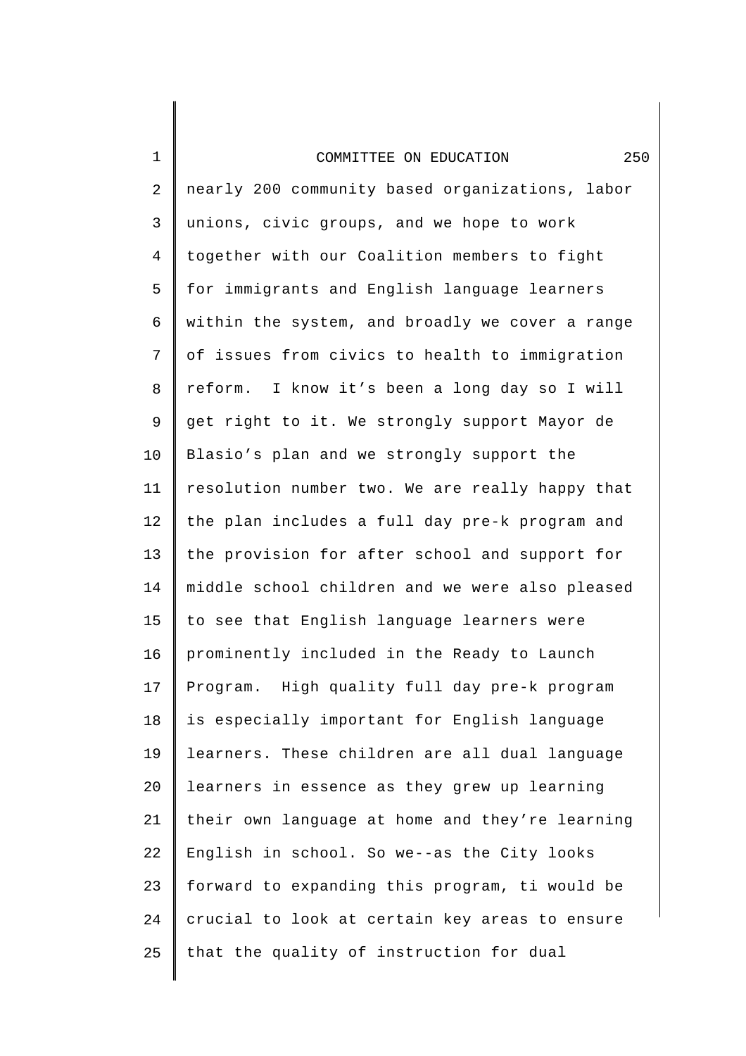nearly 200 community based organizations, labor unions, civic groups, and we hope to work together with our Coalition members to fight for immigrants and English language learners within the system, and broadly we cover a range of issues from civics to health to immigration reform. I know it's been a long day so I will get right to it. We strongly support Mayor de Blasio's plan and we strongly support the resolution number two. We are really happy that the plan includes a full day pre-k program and the provision for after school and support for middle school children and we were also pleased to see that English language learners were prominently included in the Ready to Launch Program. High quality full day pre-k program is especially important for English language learners. These children are all dual language learners in essence as they grew up learning their own language at home and they're learning English in school. So we--as the City looks forward to expanding this program, ti would be crucial to look at certain key areas to ensure that the quality of instruction for dual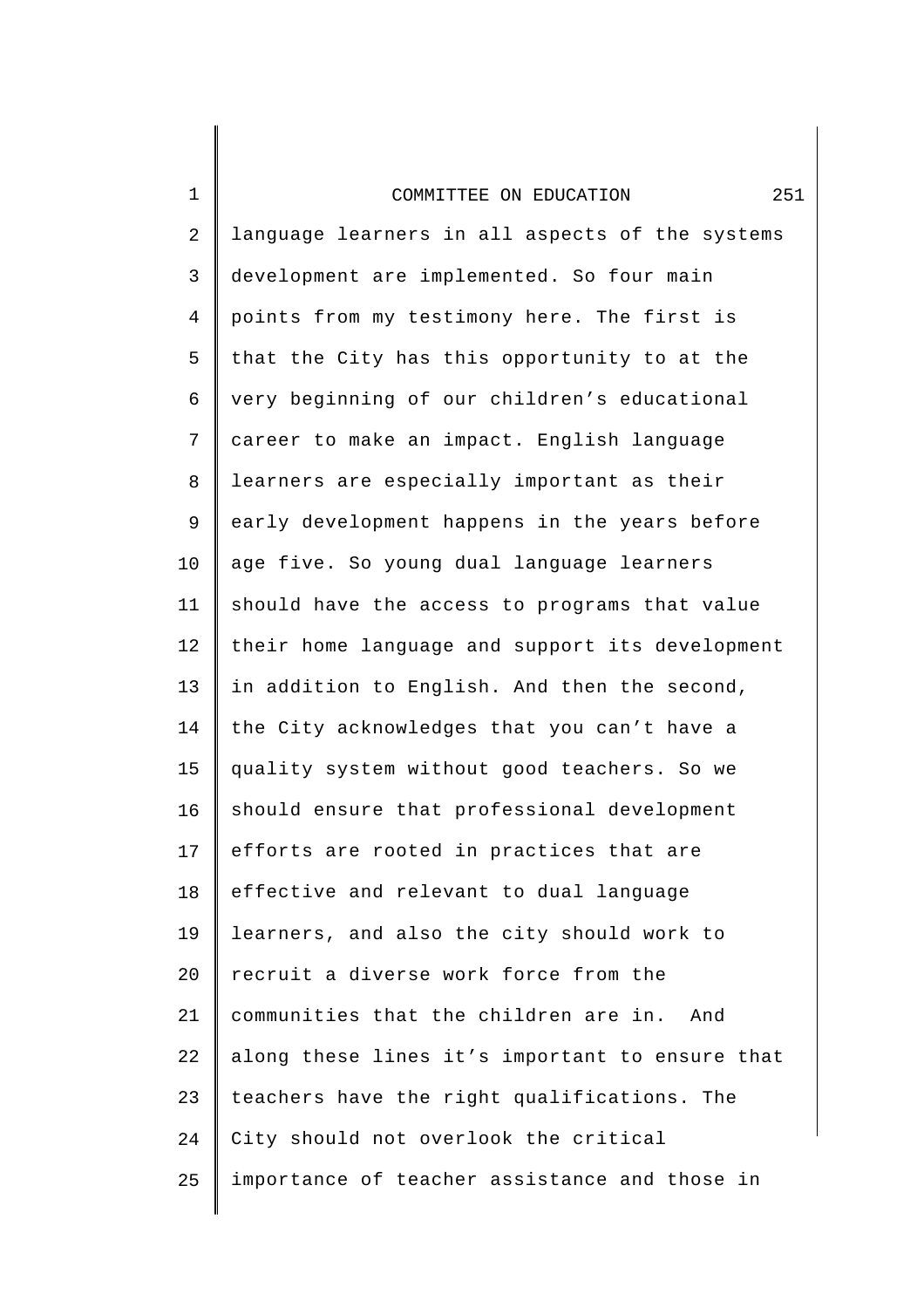language learners in all aspects of the systems development are implemented. So four main points from my testimony here. The first is that the City has this opportunity to at the very beginning of our children's educational career to make an impact. English language learners are especially important as their early development happens in the years before age five. So young dual language learners should have the access to programs that value their home language and support its development in addition to English. And then the second, the City acknowledges that you can't have a quality system without good teachers. So we should ensure that professional development efforts are rooted in practices that are effective and relevant to dual language learners, and also the city should work to recruit a diverse work force from the communities that the children are in. And along these lines it's important to ensure that teachers have the right qualifications. The City should not overlook the critical importance of teacher assistance and those in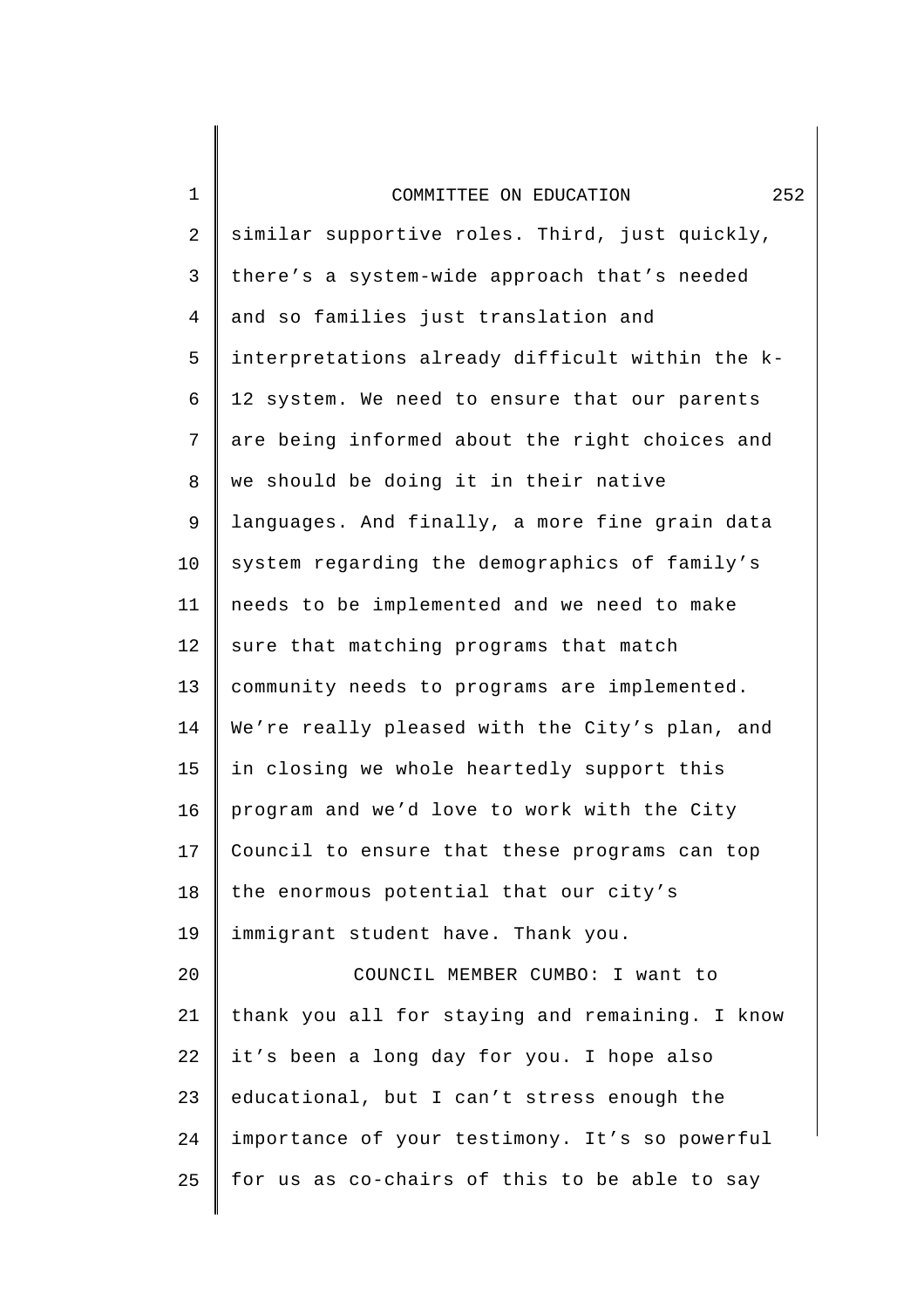similar supportive roles. Third, just quickly, there's a system-wide approach that's needed and so families just translation and interpretations already difficult within the k-12 system. We need to ensure that our parents are being informed about the right choices and we should be doing it in their native languages. And finally, a more fine grain data system regarding the demographics of family's needs to be implemented and we need to make sure that matching programs that match community needs to programs are implemented. We're really pleased with the City's plan, and in closing we whole heartedly support this program and we'd love to work with the City Council to ensure that these programs can top the enormous potential that our city's immigrant student have. Thank you.

COUNCIL MEMBER CUMBO: I want to thank you all for staying and remaining. I know it's been a long day for you. I hope also educational, but I can't stress enough the importance of your testimony. It's so powerful for us as co-chairs of this to be able to say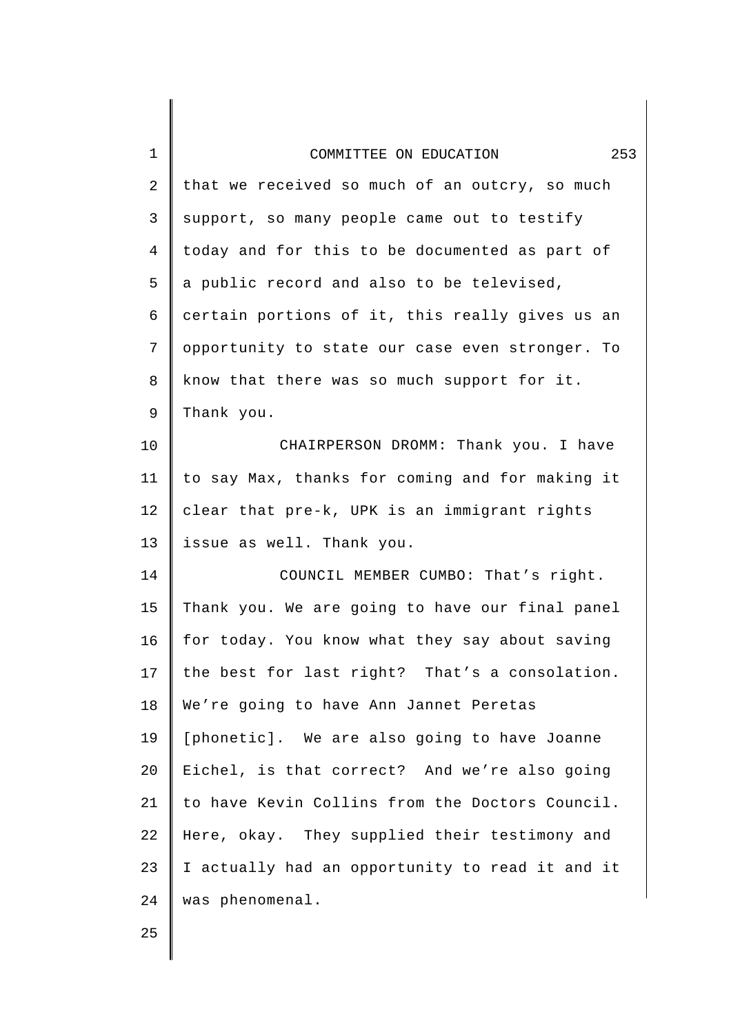that we received so much of an outcry, so much support, so many people came out to testify today and for this to be documented as part of a public record and also to be televised, certain portions of it, this really gives us an opportunity to state our case even stronger. To know that there was so much support for it. Thank you.

CHAIRPERSON DROMM: Thank you. I have to say Max, thanks for coming and for making it clear that pre-k, UPK is an immigrant rights issue as well. Thank you.

COUNCIL MEMBER CUMBO: That's right. Thank you. We are going to have our final panel for today. You know what they say about saving the best for last right? That's a consolation. We're going to have Ann Jannet Peretas [phonetic]. We are also going to have Joanne Eichel, is that correct? And we're also going to have Kevin Collins from the Doctors Council. Here, okay. They supplied their testimony and I actually had an opportunity to read it and it was phenomenal.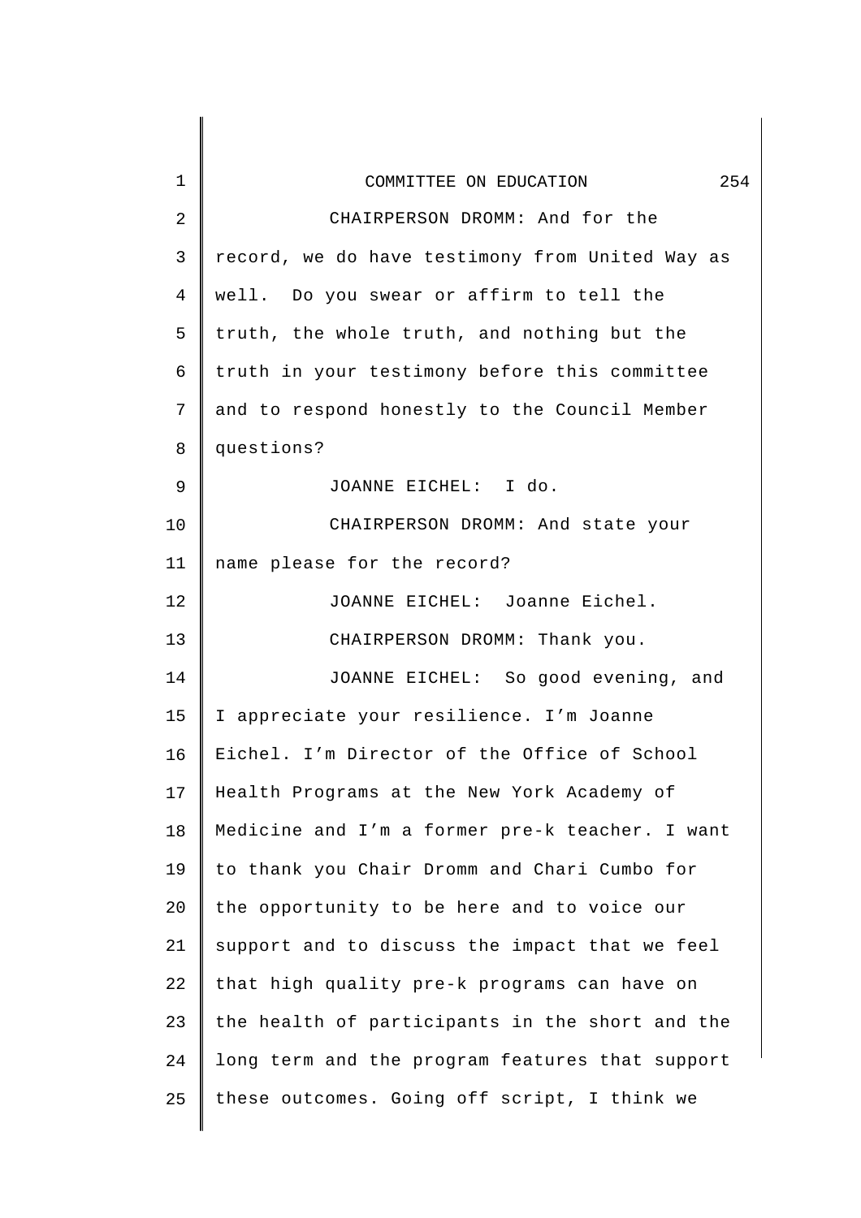CHAIRPERSON DROMM: And for the record, we do have testimony from United Way as well. Do you swear or affirm to tell the truth, the whole truth, and nothing but the truth in your testimony before this committee and to respond honestly to the Council Member questions?

JOANNE EICHEL: I do.

CHAIRPERSON DROMM: And state your name please for the record?

JOANNE EICHEL: Joanne Eichel.

CHAIRPERSON DROMM: Thank you.

JOANNE EICHEL: So good evening, and I appreciate your resilience. I'm Joanne Eichel. I'm Director of the Office of School Health Programs at the New York Academy of Medicine and I'm a former pre-k teacher. I want to thank you Chair Dromm and Chari Cumbo for the opportunity to be here and to voice our support and to discuss the impact that we feel that high quality pre-k programs can have on the health of participants in the short and the long term and the program features that support these outcomes. Going off script, I think we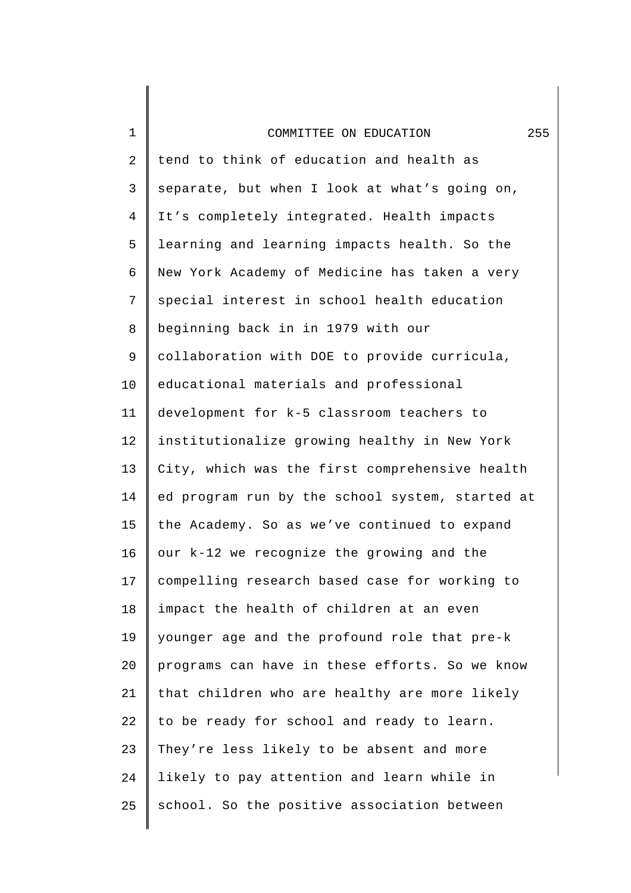tend to think of education and health as separate, but when I look at what's going on, It's completely integrated. Health impacts learning and learning impacts health. So the New York Academy of Medicine has taken a very special interest in school health education beginning back in in 1979 with our collaboration with DOE to provide curricula, educational materials and professional development for k-5 classroom teachers to institutionalize growing healthy in New York City, which was the first comprehensive health ed program run by the school system, started at the Academy. So as we've continued to expand our k-12 we recognize the growing and the compelling research based case for working to impact the health of children at an even younger age and the profound role that pre-k programs can have in these efforts. So we know that children who are healthy are more likely to be ready for school and ready to learn. They're less likely to be absent and more likely to pay attention and learn while in school. So the positive association between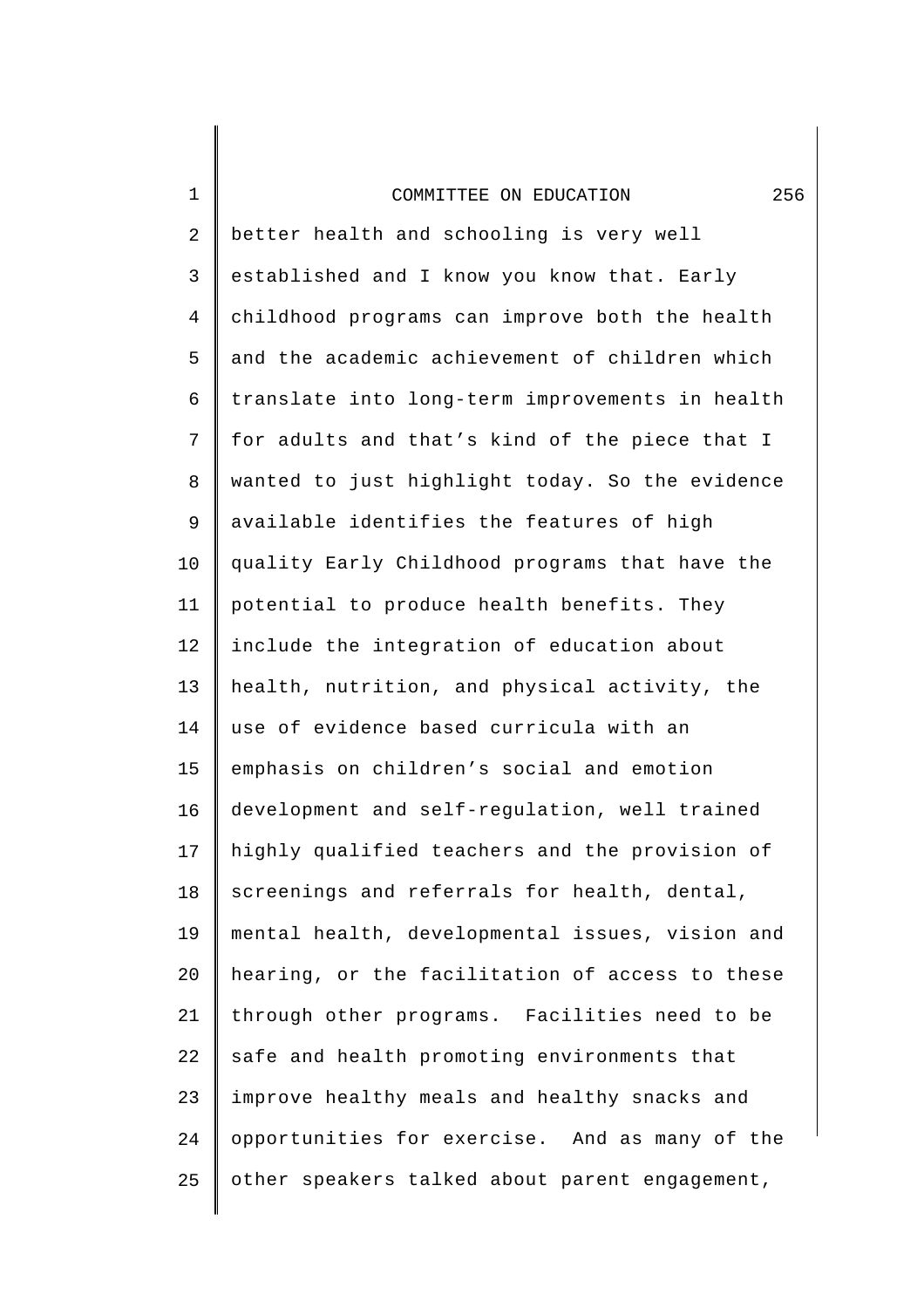better health and schooling is very well established and I know you know that. Early childhood programs can improve both the health and the academic achievement of children which translate into long-term improvements in health for adults and that's kind of the piece that I wanted to just highlight today. So the evidence available identifies the features of high quality Early Childhood programs that have the potential to produce health benefits. They include the integration of education about health, nutrition, and physical activity, the use of evidence based curricula with an emphasis on children's social and emotion development and self-regulation, well trained highly qualified teachers and the provision of screenings and referrals for health, dental, mental health, developmental issues, vision and hearing, or the facilitation of access to these through other programs. Facilities need to be safe and health promoting environments that improve healthy meals and healthy snacks and opportunities for exercise. And as many of the other speakers talked about parent engagement,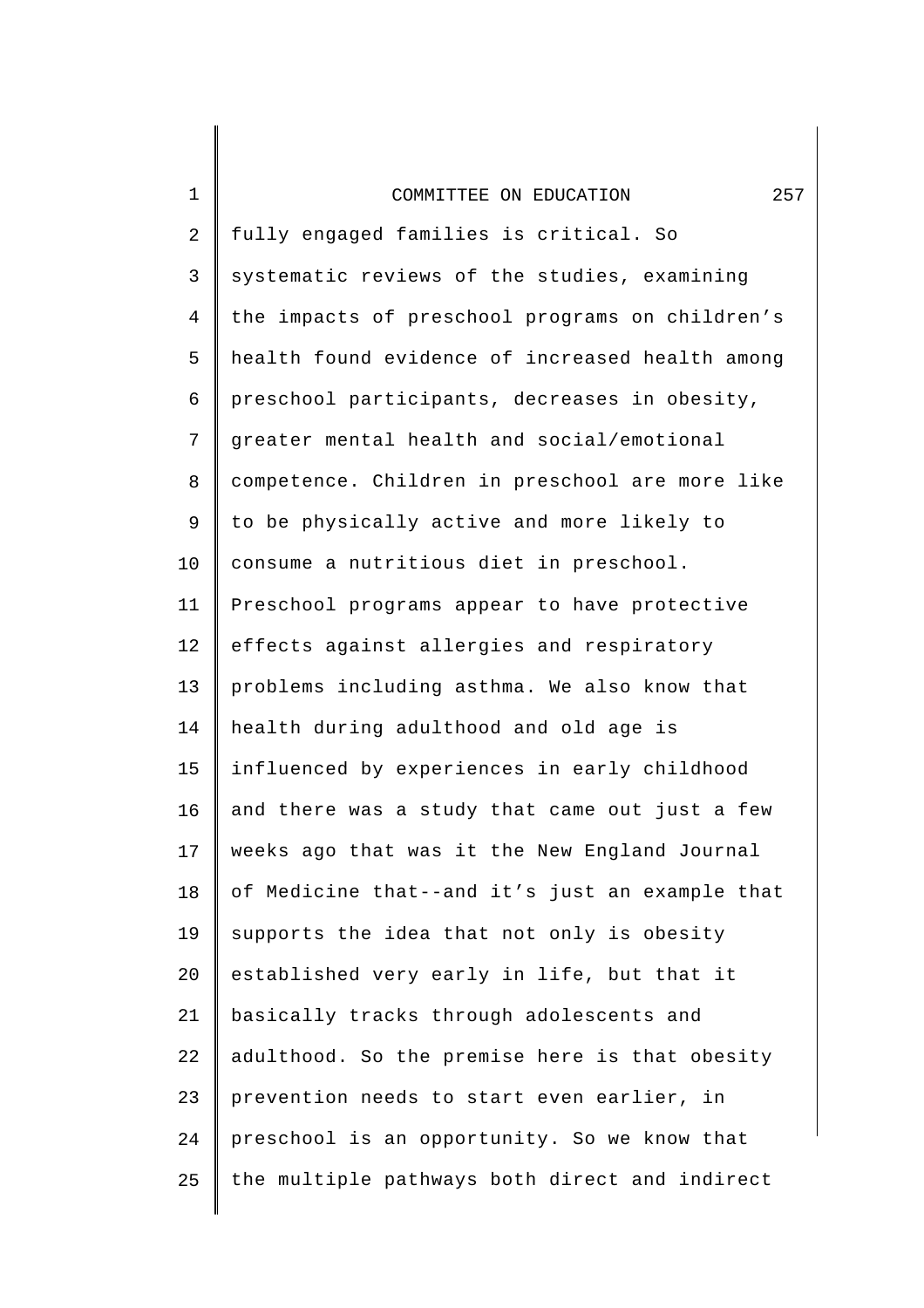fully engaged families is critical. So systematic reviews of the studies, examining the impacts of preschool programs on children's health found evidence of increased health among preschool participants, decreases in obesity, greater mental health and social/emotional competence. Children in preschool are more like to be physically active and more likely to consume a nutritious diet in preschool. Preschool programs appear to have protective effects against allergies and respiratory problems including asthma. We also know that health during adulthood and old age is influenced by experiences in early childhood and there was a study that came out just a few weeks ago that was it the New England Journal of Medicine that--and it's just an example that supports the idea that not only is obesity established very early in life, but that it basically tracks through adolescents and adulthood. So the premise here is that obesity prevention needs to start even earlier, in preschool is an opportunity. So we know that the multiple pathways both direct and indirect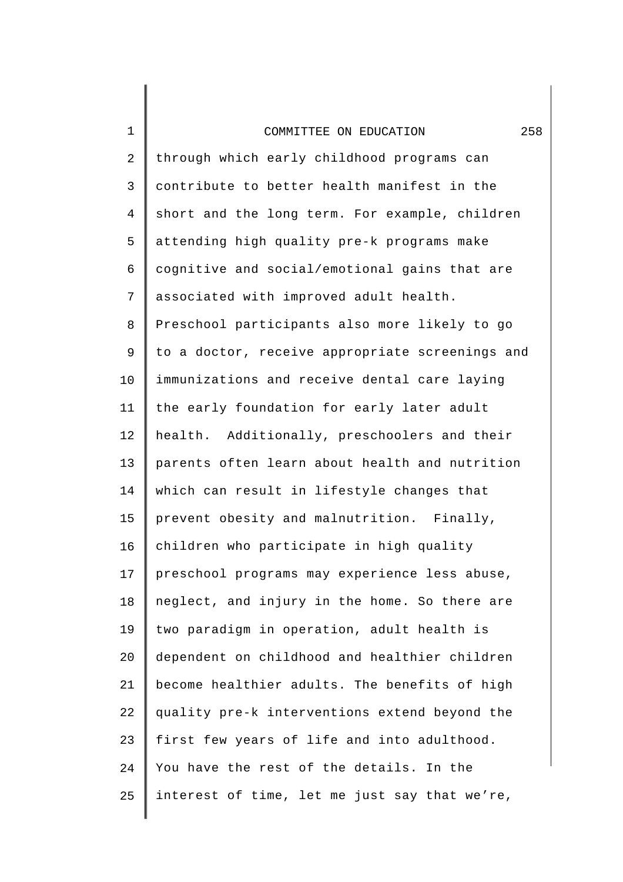through which early childhood programs can contribute to better health manifest in the short and the long term. For example, children attending high quality pre-k programs make cognitive and social/emotional gains that are associated with improved adult health. Preschool participants also more likely to go to a doctor, receive appropriate screenings and immunizations and receive dental care laying the early foundation for early later adult health. Additionally, preschoolers and their parents often learn about health and nutrition which can result in lifestyle changes that prevent obesity and malnutrition. Finally, children who participate in high quality preschool programs may experience less abuse, neglect, and injury in the home. So there are two paradigm in operation, adult health is dependent on childhood and healthier children become healthier adults. The benefits of high quality pre-k interventions extend beyond the first few years of life and into adulthood. You have the rest of the details. In the interest of time, let me just say that we’re,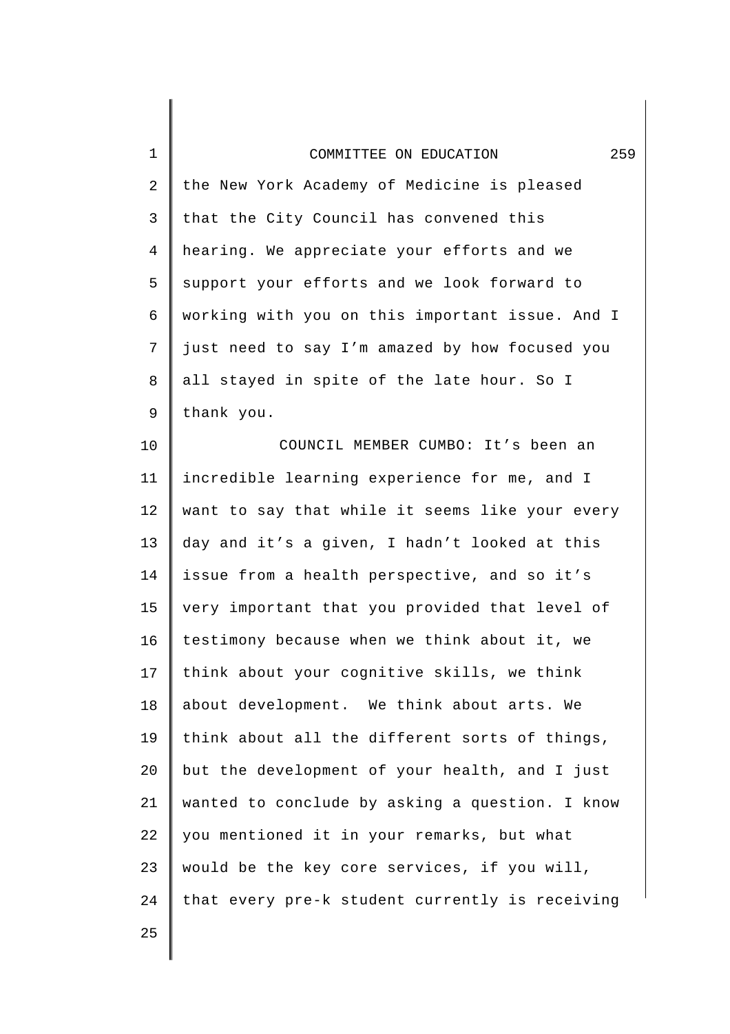the New York Academy of Medicine is pleased that the City Council has convened this hearing. We appreciate your efforts and we support your efforts and we look forward to working with you on this important issue. And I just need to say I'm amazed by how focused you all stayed in spite of the late hour. So I thank you.

COUNCIL MEMBER CUMBO: It's been an incredible learning experience for me, and I want to say that while it seems like your every day and it's a given, I hadn't looked at this issue from a health perspective, and so it's very important that you provided that level of testimony because when we think about it, we think about your cognitive skills, we think about development. We think about arts. We think about all the different sorts of things, but the development of your health, and I just wanted to conclude by asking a question. I know you mentioned it in your remarks, but what would be the key core services, if you will, that every pre-k student currently is receiving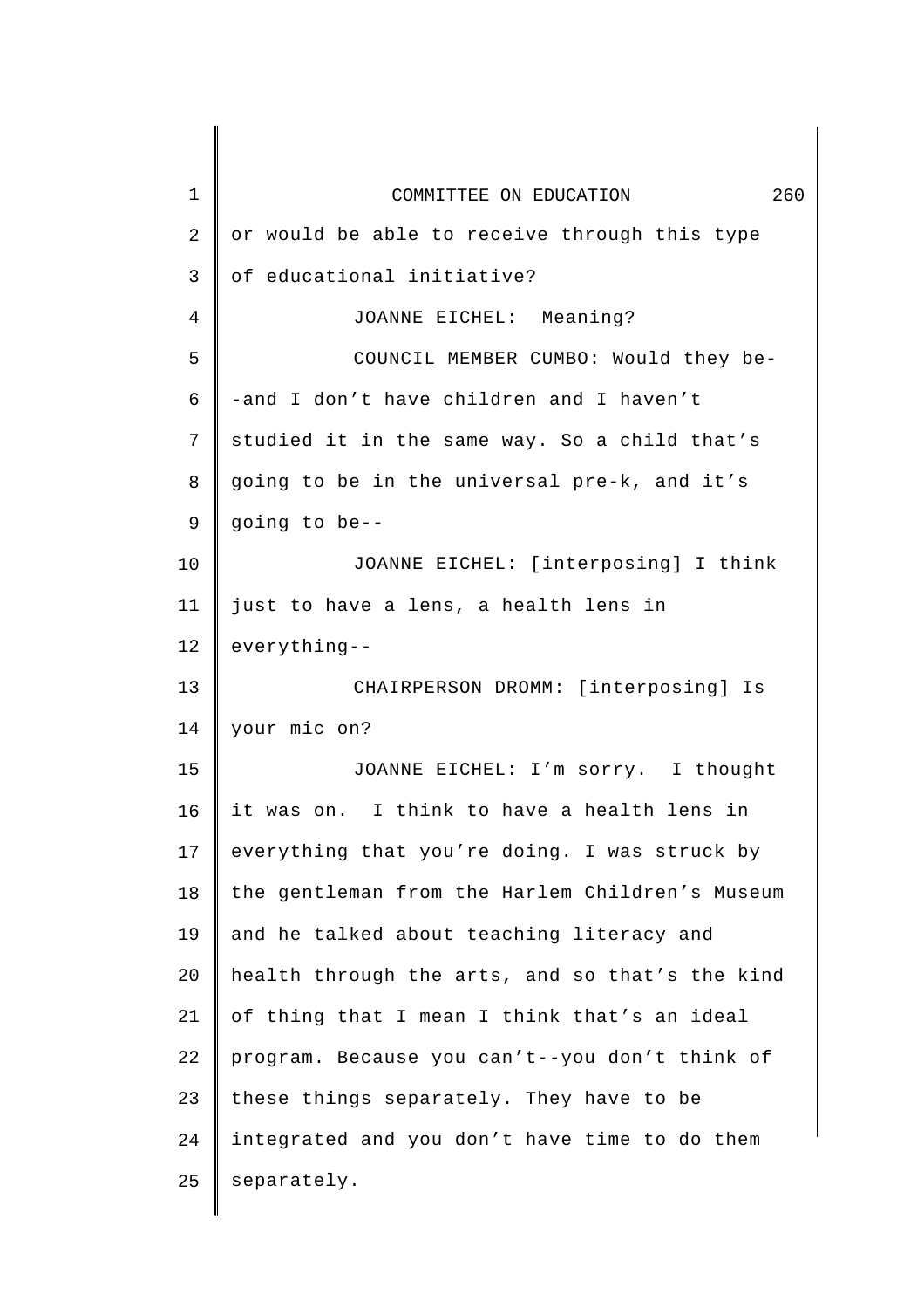or would be able to receive through this type of educational initiative?

JOANNE EICHEL: Meaning?

COUNCIL MEMBER CUMBO: Would they be--and I don't have children and I haven't studied it in the same way. So a child that's going to be in the universal pre-k, and it's going to be--

JOANNE EICHEL: [interposing] I think just to have a lens, a health lens in everything--

CHAIRPERSON DROMM: [interposing] Is your mic on?

JOANNE EICHEL: I'm sorry. I thought it was on. I think to have a health lens in everything that you're doing. I was struck by the gentleman from the Harlem Children's Museum and he talked about teaching literacy and health through the arts, and so that's the kind of thing that I mean I think that's an ideal program. Because you can't--you don't think of these things separately. They have to be integrated and you don't have time to do them separately.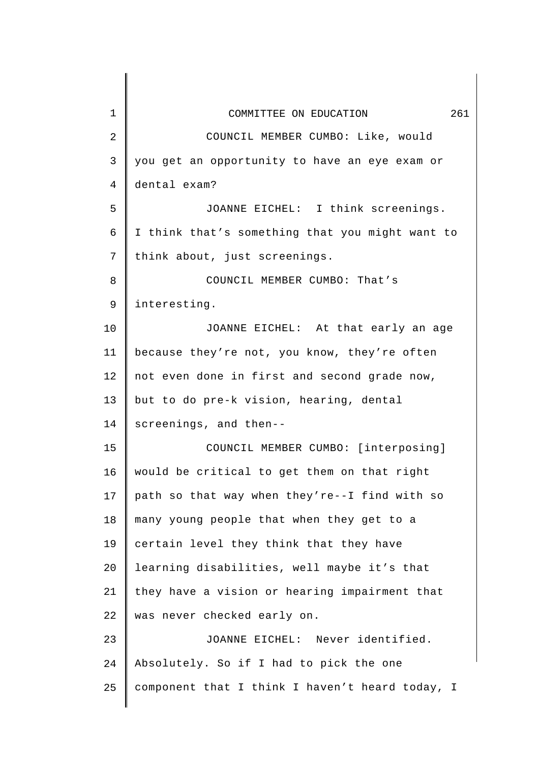COUNCIL MEMBER CUMBO: Like, would you get an opportunity to have an eye exam or dental exam?

JOANNE EICHEL: I think screenings. I think that's something that you might want to think about, just screenings.

COUNCIL MEMBER CUMBO: That's interesting.

JOANNE EICHEL: At that early an age because they're not, you know, they're often not even done in first and second grade now, but to do pre-k vision, hearing, dental screenings, and then--

COUNCIL MEMBER CUMBO: [interposing] would be critical to get them on that right path so that way when they're--I find with so many young people that when they get to a certain level they think that they have learning disabilities, well maybe it's that they have a vision or hearing impairment that was never checked early on.

JOANNE EICHEL: Never identified. Absolutely. So if I had to pick the one component that I think I haven't heard today, I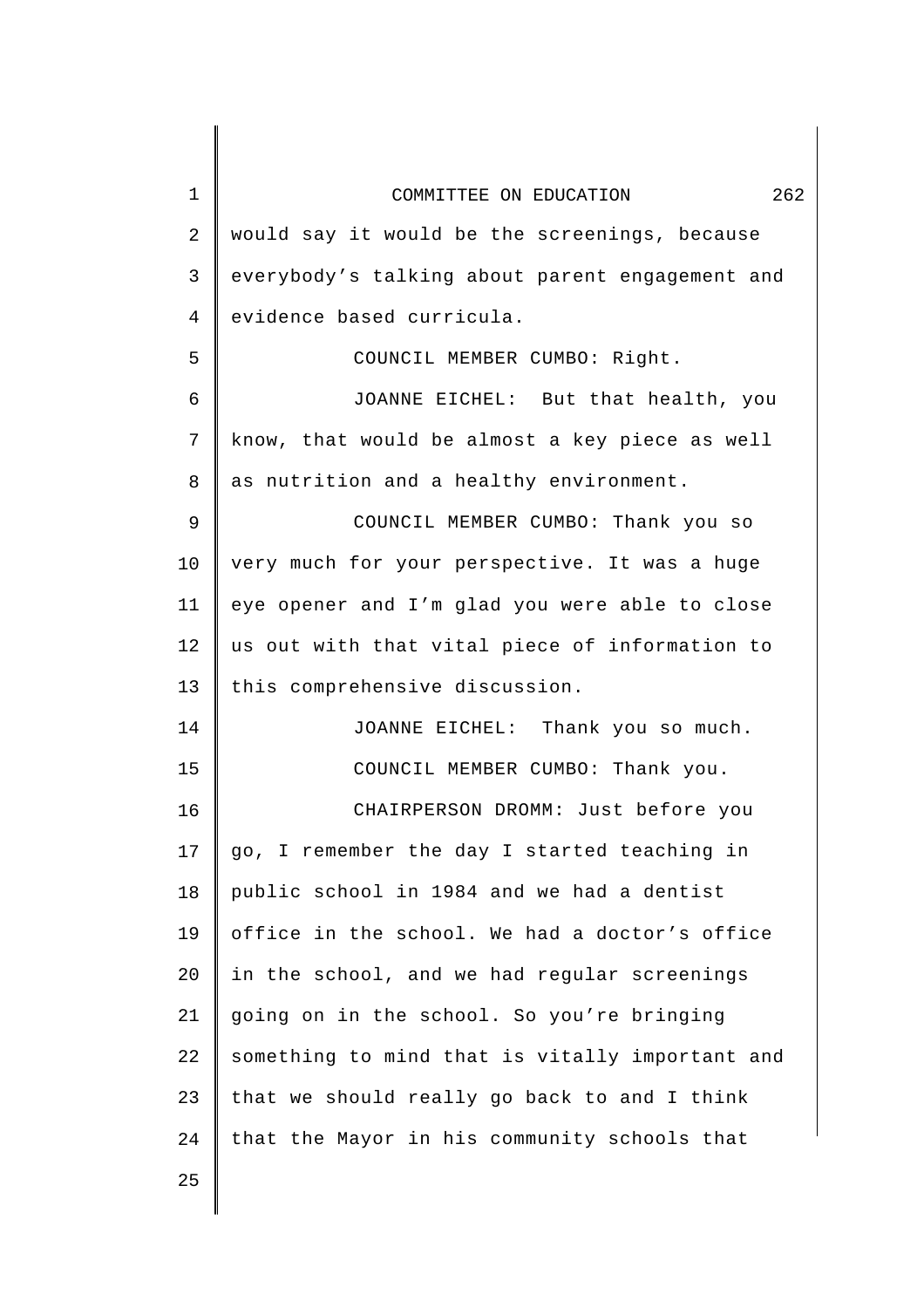would say it would be the screenings, because everybody's talking about parent engagement and evidence based curricula.

COUNCIL MEMBER CUMBO: Right.

JOANNE EICHEL: But that health, you know, that would be almost a key piece as well as nutrition and a healthy environment.

COUNCIL MEMBER CUMBO: Thank you so very much for your perspective. It was a huge eye opener and I'm glad you were able to close us out with that vital piece of information to this comprehensive discussion.

JOANNE EICHEL: Thank you so much.

COUNCIL MEMBER CUMBO: Thank you.

CHAIRPERSON DROMM: Just before you go, I remember the day I started teaching in public school in 1984 and we had a dentist office in the school. We had a doctor's office in the school, and we had regular screenings going on in the school. So you're bringing something to mind that is vitally important and that we should really go back to and I think that the Mayor in his community schools that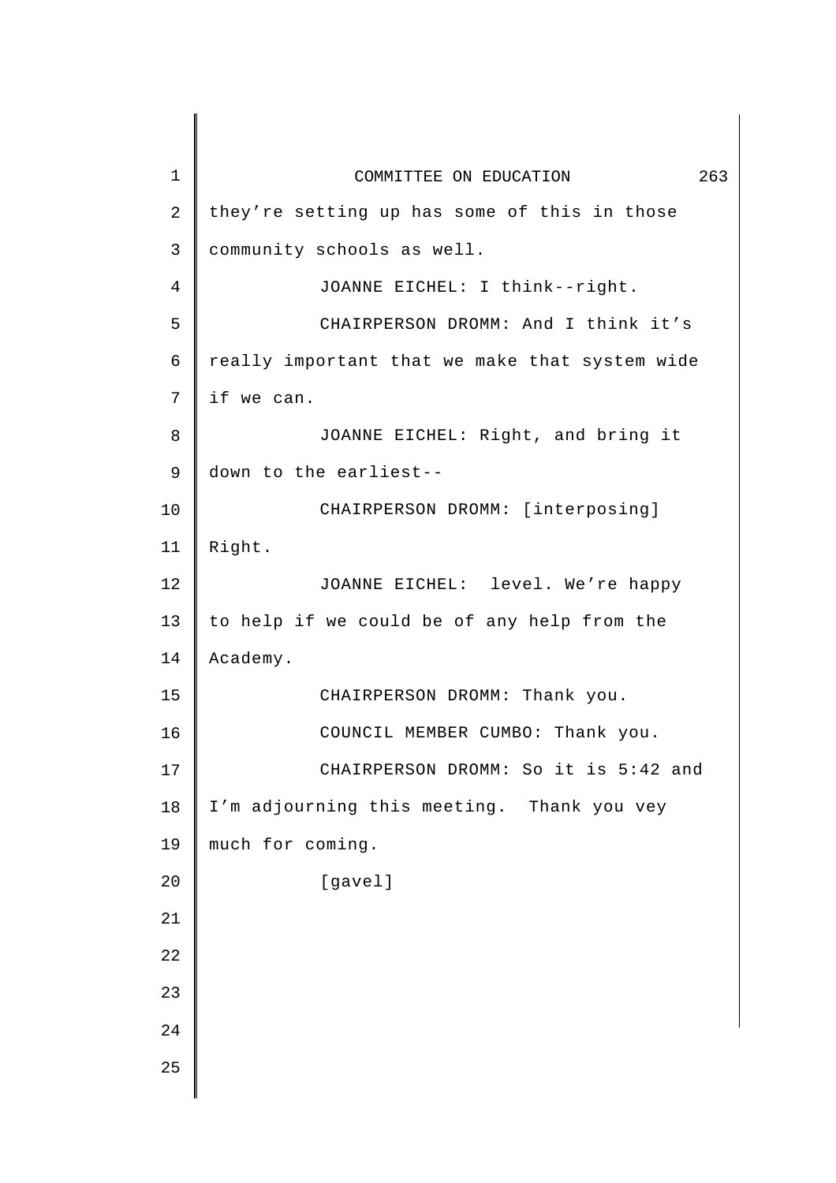they're setting up has some of this in those community schools as well.

JOANNE EICHEL: I think--right.

CHAIRPERSON DROMM: And I think it's really important that we make that system wide if we can.

JOANNE EICHEL: Right, and bring it down to the earliest--

CHAIRPERSON DROMM: [interposing] Right.

JOANNE EICHEL: level. We're happy to help if we could be of any help from the Academy.

CHAIRPERSON DROMM: Thank you.

COUNCIL MEMBER CUMBO: Thank you.

CHAIRPERSON DROMM: So it is 5:42 and I'm adjourning this meeting. Thank you vey much for coming.

[gavel]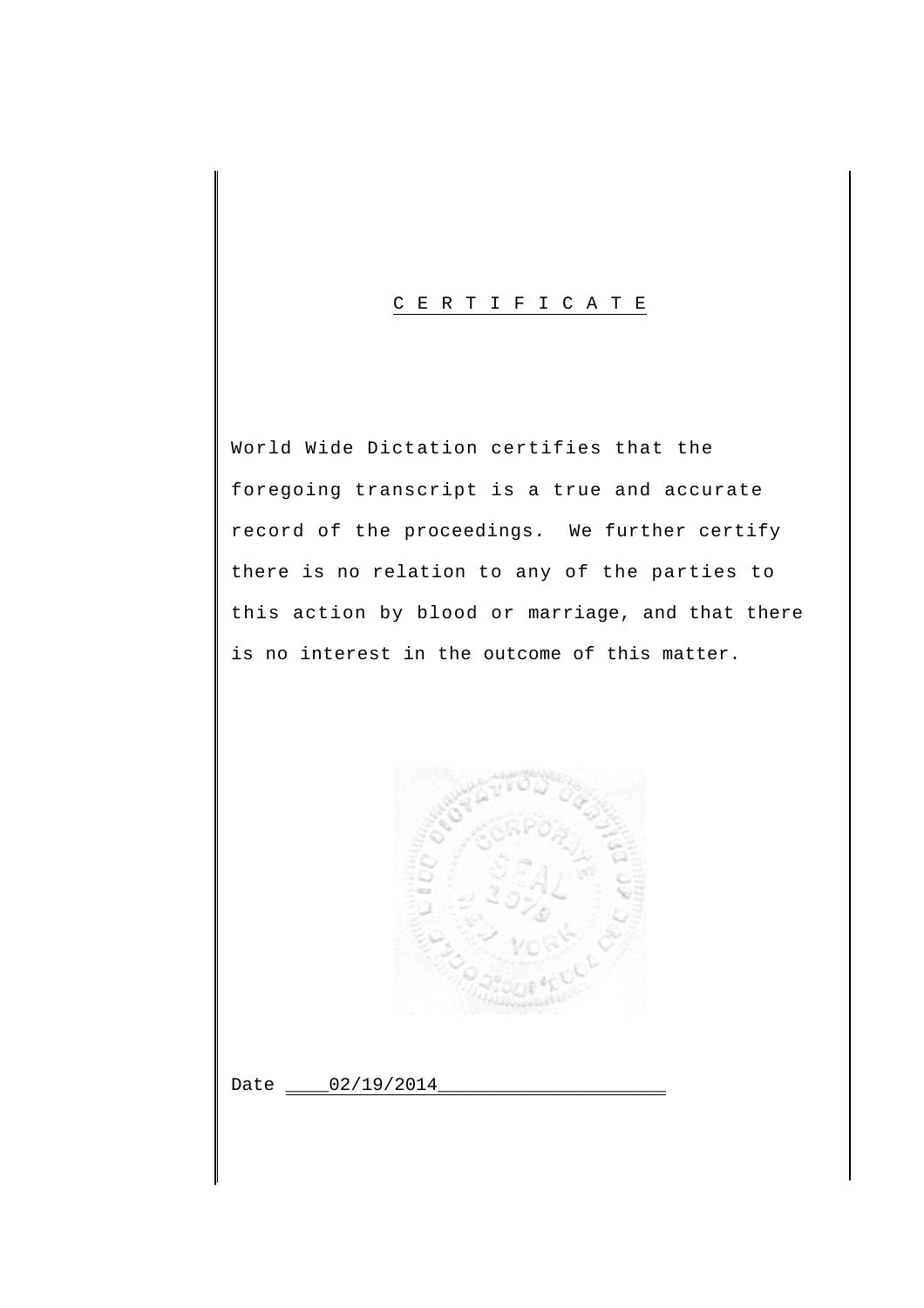# C E R T I F I C A T E

World Wide Dictation certifies that the foregoing transcript is a true and accurate record of the proceedings. We further certify there is no relation to any of the parties to this action by blood or marriage, and that there is no interest in the outcome of this matter.

Date 02/19/2014